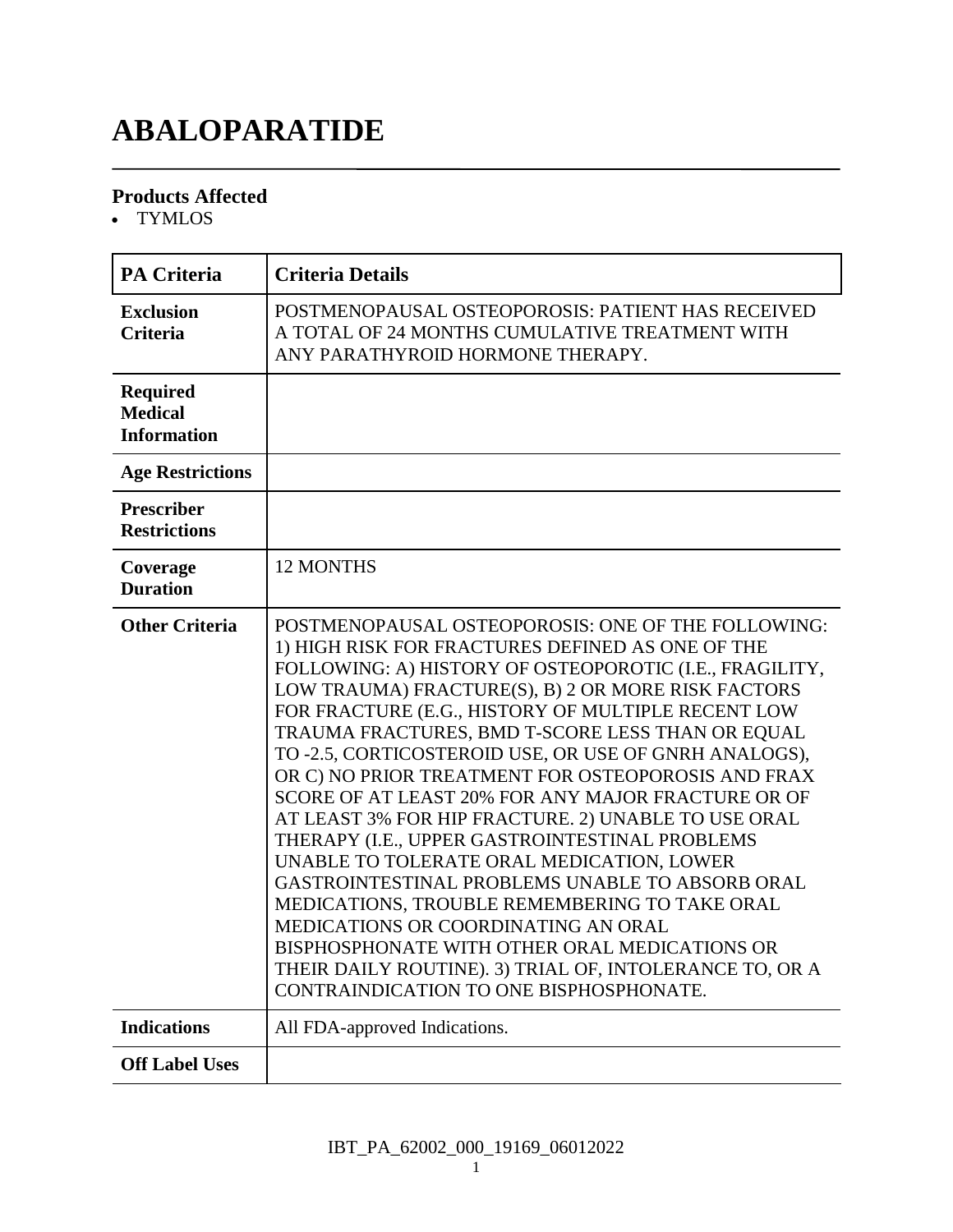# ABALOPARATIDE

### Products Affected

- TYMLOS

| PA Criteria | Criteria Details |
| --- | --- |
| **Exclusion Criteria** | POSTMENOPAUSAL OSTEOPOROSIS: PATIENT HAS RECEIVED A TOTAL OF 24 MONTHS CUMULATIVE TREATMENT WITH ANY PARATHYROID HORMONE THERAPY. |
| **Required Medical Information** | |
| **Age Restrictions** | |
| **Prescriber Restrictions** | |
| **Coverage Duration** | 12 MONTHS |
| **Other Criteria** | POSTMENOPAUSAL OSTEOPOROSIS: ONE OF THE FOLLOWING: 1) HIGH RISK FOR FRACTURES DEFINED AS ONE OF THE FOLLOWING: A) HISTORY OF OSTEOPOROTIC (I.E., FRAGILITY, LOW TRAUMA) FRACTURE(S), B) 2 OR MORE RISK FACTORS FOR FRACTURE (E.G., HISTORY OF MULTIPLE RECENT LOW TRAUMA FRACTURES, BMD T-SCORE LESS THAN OR EQUAL TO -2.5, CORTICOSTEROID USE, OR USE OF GNRH ANALOGS), OR C) NO PRIOR TREATMENT FOR OSTEOPOROSIS AND FRAX SCORE OF AT LEAST 20% FOR ANY MAJOR FRACTURE OR OF AT LEAST 3% FOR HIP FRACTURE. 2) UNABLE TO USE ORAL THERAPY (I.E., UPPER GASTROINTESTINAL PROBLEMS UNABLE TO TOLERATE ORAL MEDICATION, LOWER GASTROINTESTINAL PROBLEMS UNABLE TO ABSORB ORAL MEDICATIONS, TROUBLE REMEMBERING TO TAKE ORAL MEDICATIONS OR COORDINATING AN ORAL BISPHOSPHONATE WITH OTHER ORAL MEDICATIONS OR THEIR DAILY ROUTINE). 3) TRIAL OF, INTOLERANCE TO, OR A CONTRAINDICATION TO ONE BISPHOSPHONATE. |
| **Indications** | All FDA-approved Indications. |
| **Off Label Uses** | |

IBT_PA_62002_000_19169_06012022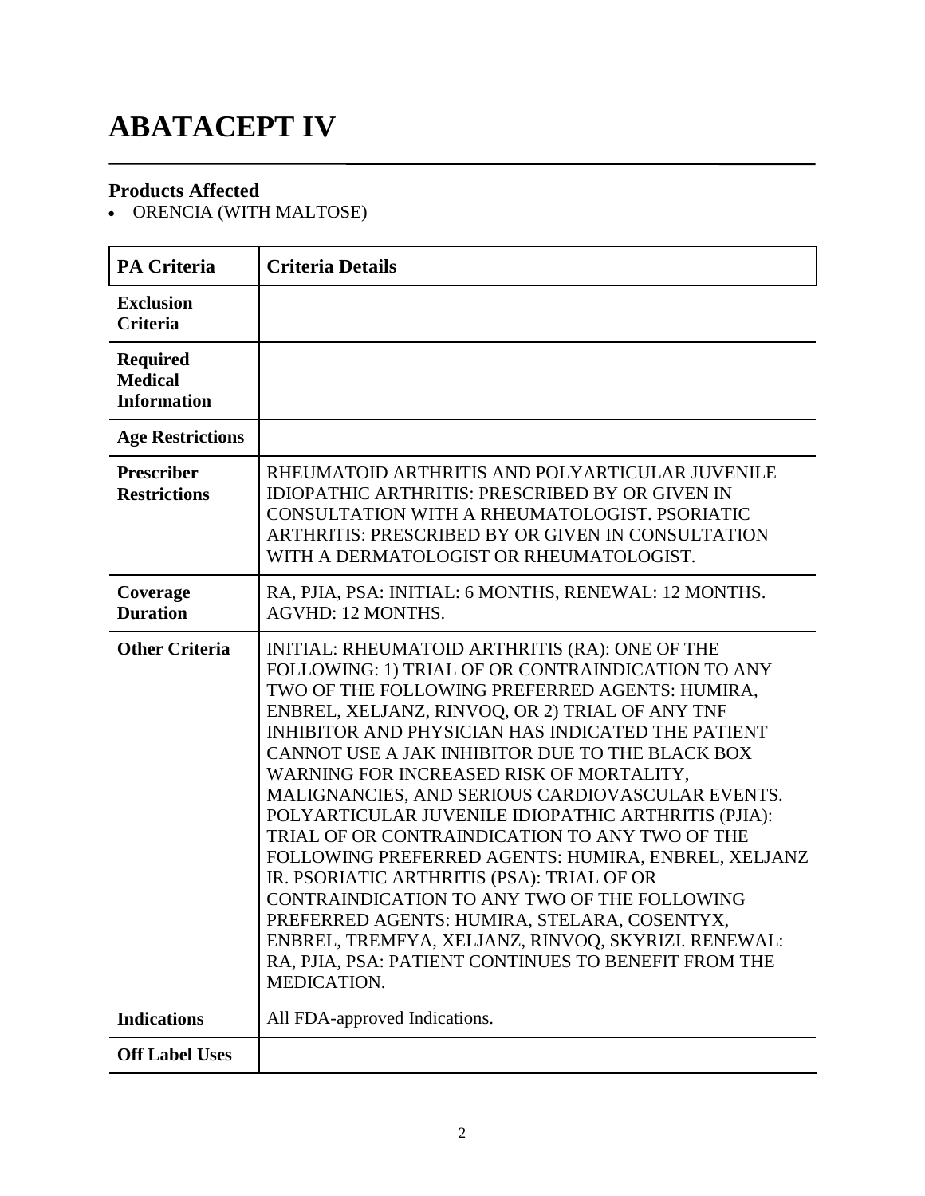# ABATACEPT IV

## Products Affected

- ORENCIA (WITH MALTOSE)

| PA Criteria | Criteria Details |
|---|---|
| **Exclusion Criteria** | |
| **Required Medical Information** | |
| **Age Restrictions** | |
| **Prescriber Restrictions** | RHEUMATOID ARTHRITIS AND POLYARTICULAR JUVENILE IDIOPATHIC ARTHRITIS: PRESCRIBED BY OR GIVEN IN CONSULTATION WITH A RHEUMATOLOGIST. PSORIATIC ARTHRITIS: PRESCRIBED BY OR GIVEN IN CONSULTATION WITH A DERMATOLOGIST OR RHEUMATOLOGIST. |
| **Coverage Duration** | RA, PJIA, PSA: INITIAL: 6 MONTHS, RENEWAL: 12 MONTHS. AGVHD: 12 MONTHS. |
| **Other Criteria** | INITIAL: RHEUMATOID ARTHRITIS (RA): ONE OF THE FOLLOWING: 1) TRIAL OF OR CONTRAINDICATION TO ANY TWO OF THE FOLLOWING PREFERRED AGENTS: HUMIRA, ENBREL, XELJANZ, RINVOQ, OR 2) TRIAL OF ANY TNF INHIBITOR AND PHYSICIAN HAS INDICATED THE PATIENT CANNOT USE A JAK INHIBITOR DUE TO THE BLACK BOX WARNING FOR INCREASED RISK OF MORTALITY, MALIGNANCIES, AND SERIOUS CARDIOVASCULAR EVENTS. POLYARTICULAR JUVENILE IDIOPATHIC ARTHRITIS (PJIA): TRIAL OF OR CONTRAINDICATION TO ANY TWO OF THE FOLLOWING PREFERRED AGENTS: HUMIRA, ENBREL, XELJANZ IR. PSORIATIC ARTHRITIS (PSA): TRIAL OF OR CONTRAINDICATION TO ANY TWO OF THE FOLLOWING PREFERRED AGENTS: HUMIRA, STELARA, COSENTYX, ENBREL, TREMFYA, XELJANZ, RINVOQ, SKYRIZI. RENEWAL: RA, PJIA, PSA: PATIENT CONTINUES TO BENEFIT FROM THE MEDICATION. |
| **Indications** | All FDA-approved Indications. |
| **Off Label Uses** | |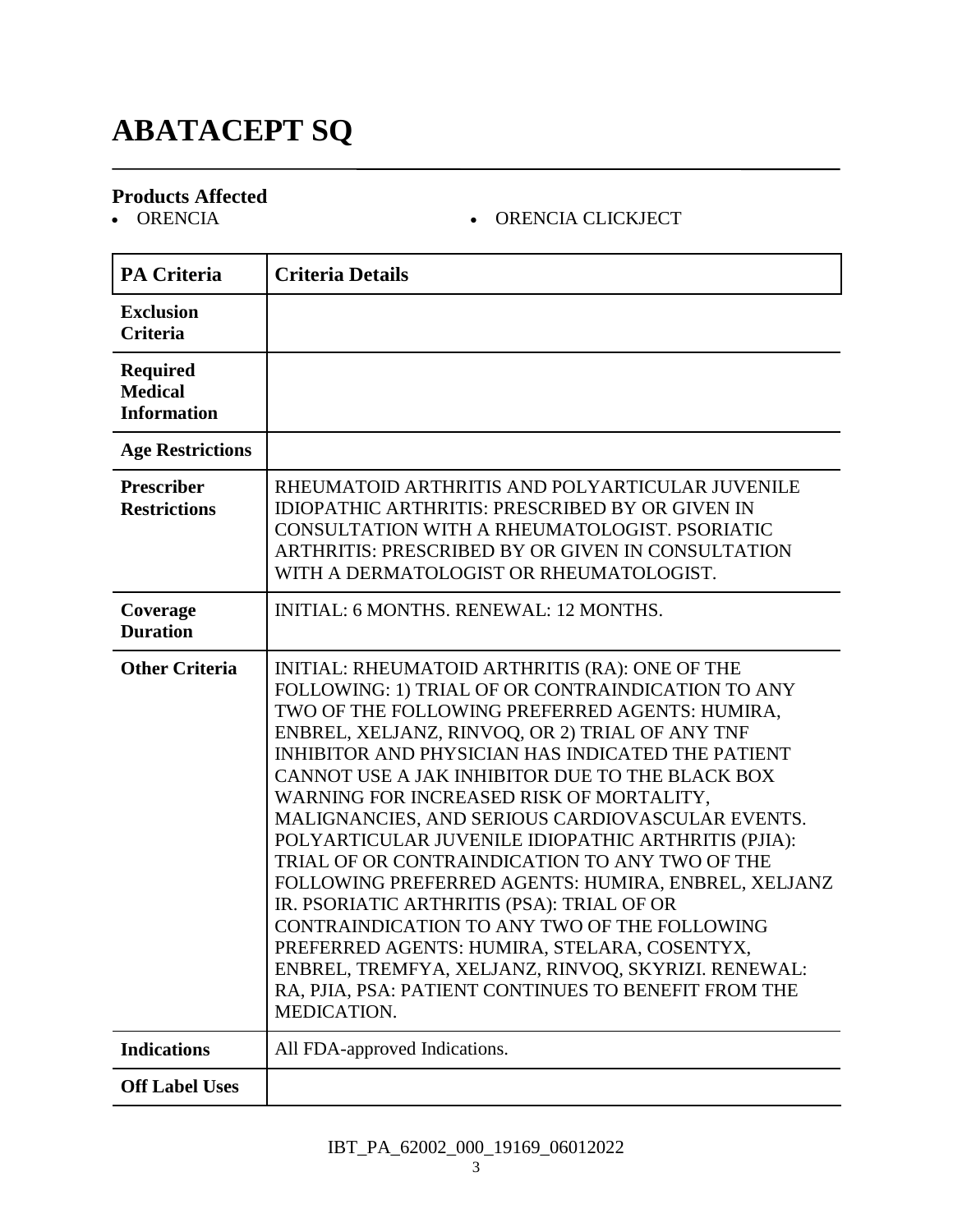# ABATACEPT SQ

**Products Affected**

- ORENCIA
- ORENCIA CLICKJECT

| PA Criteria | Criteria Details |
|---|---|
| **Exclusion Criteria** | |
| **Required Medical Information** | |
| **Age Restrictions** | |
| **Prescriber Restrictions** | RHEUMATOID ARTHRITIS AND POLYARTICULAR JUVENILE IDIOPATHIC ARTHRITIS: PRESCRIBED BY OR GIVEN IN CONSULTATION WITH A RHEUMATOLOGIST. PSORIATIC ARTHRITIS: PRESCRIBED BY OR GIVEN IN CONSULTATION WITH A DERMATOLOGIST OR RHEUMATOLOGIST. |
| **Coverage Duration** | INITIAL: 6 MONTHS. RENEWAL: 12 MONTHS. |
| **Other Criteria** | INITIAL: RHEUMATOID ARTHRITIS (RA): ONE OF THE FOLLOWING: 1) TRIAL OF OR CONTRAINDICATION TO ANY TWO OF THE FOLLOWING PREFERRED AGENTS: HUMIRA, ENBREL, XELJANZ, RINVOQ, OR 2) TRIAL OF ANY TNF INHIBITOR AND PHYSICIAN HAS INDICATED THE PATIENT CANNOT USE A JAK INHIBITOR DUE TO THE BLACK BOX WARNING FOR INCREASED RISK OF MORTALITY, MALIGNANCIES, AND SERIOUS CARDIOVASCULAR EVENTS. POLYARTICULAR JUVENILE IDIOPATHIC ARTHRITIS (PJIA): TRIAL OF OR CONTRAINDICATION TO ANY TWO OF THE FOLLOWING PREFERRED AGENTS: HUMIRA, ENBREL, XELJANZ IR. PSORIATIC ARTHRITIS (PSA): TRIAL OF OR CONTRAINDICATION TO ANY TWO OF THE FOLLOWING PREFERRED AGENTS: HUMIRA, STELARA, COSENTYX, ENBREL, TREMFYA, XELJANZ, RINVOQ, SKYRIZI. RENEWAL: RA, PJIA, PSA: PATIENT CONTINUES TO BENEFIT FROM THE MEDICATION. |
| **Indications** | All FDA-approved Indications. |
| **Off Label Uses** | |

IBT_PA_62002_000_19169_06012022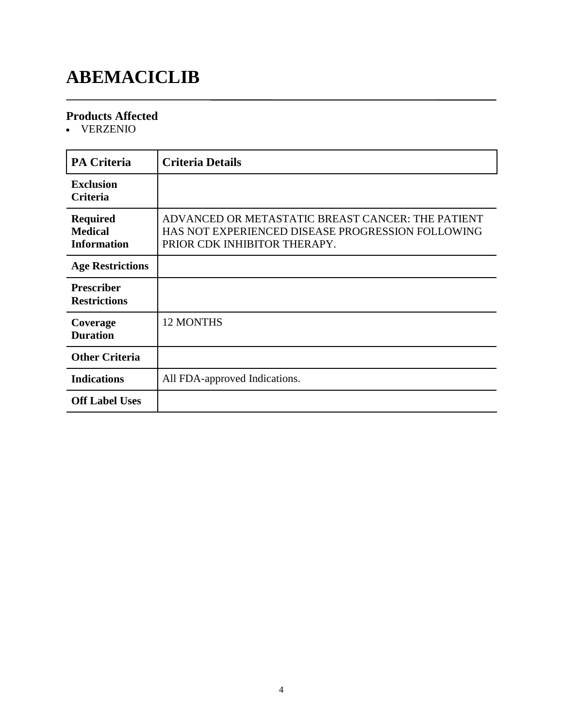# ABEMACICLIB

### Products Affected

- VERZENIO

| PA Criteria | Criteria Details |
|---|---|
| **Exclusion Criteria** | |
| **Required Medical Information** | ADVANCED OR METASTATIC BREAST CANCER: THE PATIENT HAS NOT EXPERIENCED DISEASE PROGRESSION FOLLOWING PRIOR CDK INHIBITOR THERAPY. |
| **Age Restrictions** | |
| **Prescriber Restrictions** | |
| **Coverage Duration** | 12 MONTHS |
| **Other Criteria** | |
| **Indications** | All FDA-approved Indications. |
| **Off Label Uses** | |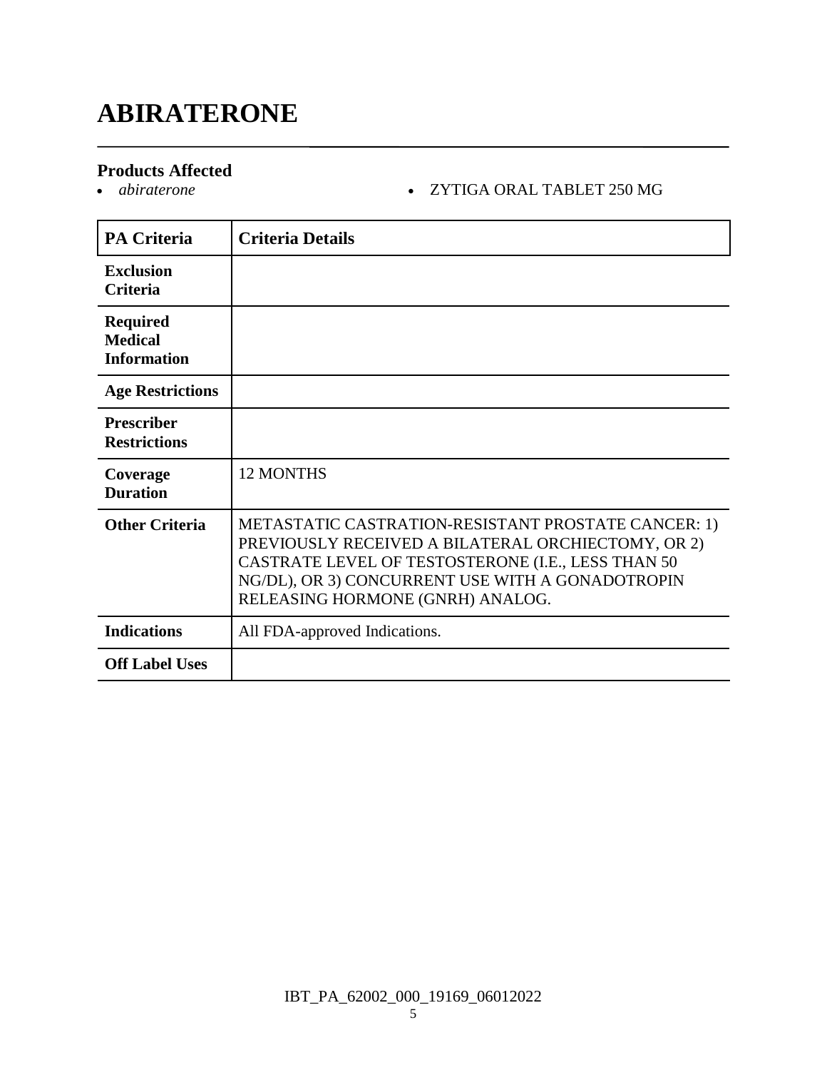# ABIRATERONE

### Products Affected

- *abiraterone*
- ZYTIGA ORAL TABLET 250 MG

| PA Criteria | Criteria Details |
|---|---|
| **Exclusion Criteria** | |
| **Required Medical Information** | |
| **Age Restrictions** | |
| **Prescriber Restrictions** | |
| **Coverage Duration** | 12 MONTHS |
| **Other Criteria** | METASTATIC CASTRATION-RESISTANT PROSTATE CANCER: 1) PREVIOUSLY RECEIVED A BILATERAL ORCHIECTOMY, OR 2) CASTRATE LEVEL OF TESTOSTERONE (I.E., LESS THAN 50 NG/DL), OR 3) CONCURRENT USE WITH A GONADOTROPIN RELEASING HORMONE (GNRH) ANALOG. |
| **Indications** | All FDA-approved Indications. |
| **Off Label Uses** | |

IBT_PA_62002_000_19169_06012022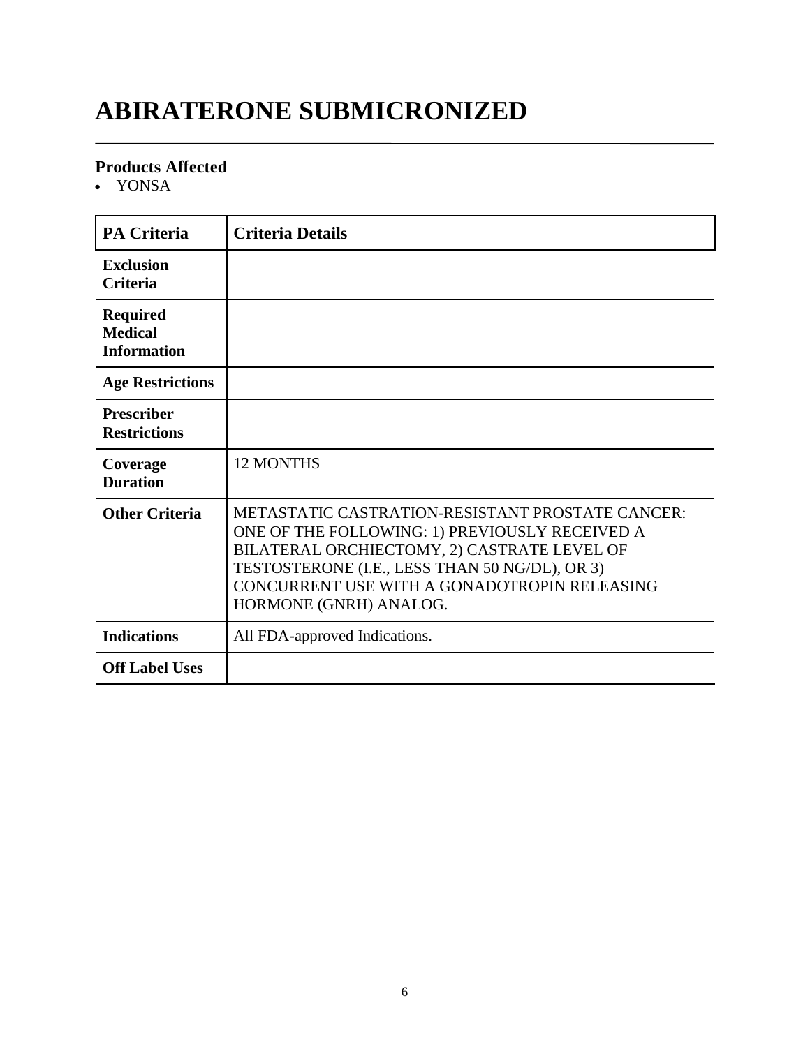# ABIRATERONE SUBMICRONIZED

### Products Affected

- YONSA

| PA Criteria | Criteria Details |
|---|---|
| **Exclusion Criteria** | |
| **Required Medical Information** | |
| **Age Restrictions** | |
| **Prescriber Restrictions** | |
| **Coverage Duration** | 12 MONTHS |
| **Other Criteria** | METASTATIC CASTRATION-RESISTANT PROSTATE CANCER: ONE OF THE FOLLOWING: 1) PREVIOUSLY RECEIVED A BILATERAL ORCHIECTOMY, 2) CASTRATE LEVEL OF TESTOSTERONE (I.E., LESS THAN 50 NG/DL), OR 3) CONCURRENT USE WITH A GONADOTROPIN RELEASING HORMONE (GNRH) ANALOG. |
| **Indications** | All FDA-approved Indications. |
| **Off Label Uses** | |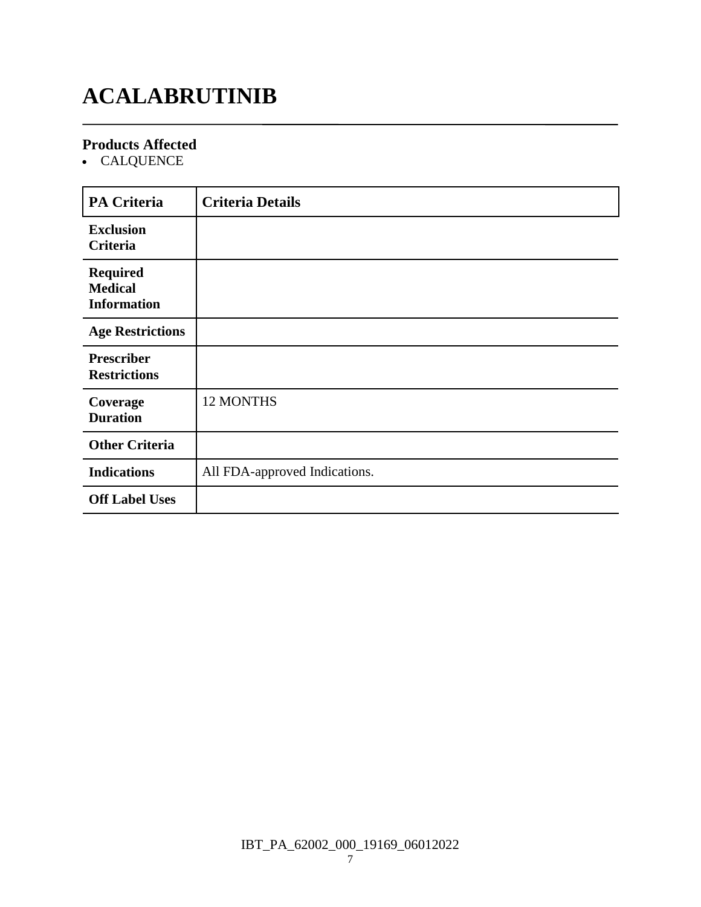# ACALABRUTINIB

### Products Affected

- CALQUENCE

| PA Criteria | Criteria Details |
| --- | --- |
| **Exclusion Criteria** | |
| **Required Medical Information** | |
| **Age Restrictions** | |
| **Prescriber Restrictions** | |
| **Coverage Duration** | 12 MONTHS |
| **Other Criteria** | |
| **Indications** | All FDA-approved Indications. |
| **Off Label Uses** | |

IBT_PA_62002_000_19169_06012022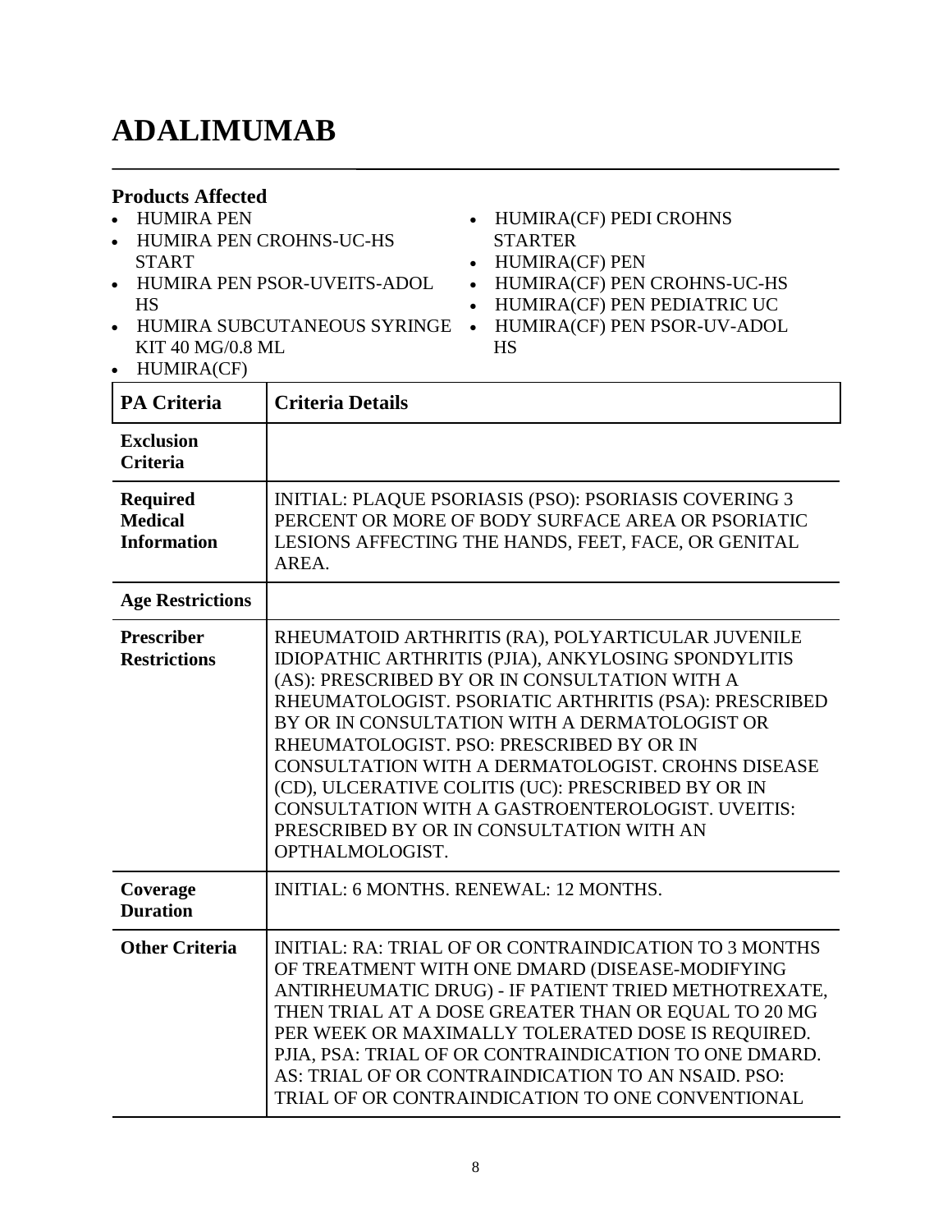# ADALIMUMAB

### Products Affected

- HUMIRA PEN
- HUMIRA PEN CROHNS-UC-HS START
- HUMIRA PEN PSOR-UVEITS-ADOL HS
- HUMIRA SUBCUTANEOUS SYRINGE KIT 40 MG/0.8 ML
- HUMIRA(CF)
- HUMIRA(CF) PEDI CROHNS STARTER
- HUMIRA(CF) PEN
- HUMIRA(CF) PEN CROHNS-UC-HS
- HUMIRA(CF) PEN PEDIATRIC UC
- HUMIRA(CF) PEN PSOR-UV-ADOL HS

| PA Criteria | Criteria Details |
| --- | --- |
| **Exclusion Criteria** | |
| **Required Medical Information** | INITIAL: PLAQUE PSORIASIS (PSO): PSORIASIS COVERING 3 PERCENT OR MORE OF BODY SURFACE AREA OR PSORIATIC LESIONS AFFECTING THE HANDS, FEET, FACE, OR GENITAL AREA. |
| **Age Restrictions** | |
| **Prescriber Restrictions** | RHEUMATOID ARTHRITIS (RA), POLYARTICULAR JUVENILE IDIOPATHIC ARTHRITIS (PJIA), ANKYLOSING SPONDYLITIS (AS): PRESCRIBED BY OR IN CONSULTATION WITH A RHEUMATOLOGIST. PSORIATIC ARTHRITIS (PSA): PRESCRIBED BY OR IN CONSULTATION WITH A DERMATOLOGIST OR RHEUMATOLOGIST. PSO: PRESCRIBED BY OR IN CONSULTATION WITH A DERMATOLOGIST. CROHNS DISEASE (CD), ULCERATIVE COLITIS (UC): PRESCRIBED BY OR IN CONSULTATION WITH A GASTROENTEROLOGIST. UVEITIS: PRESCRIBED BY OR IN CONSULTATION WITH AN OPTHALMOLOGIST. |
| **Coverage Duration** | INITIAL: 6 MONTHS. RENEWAL: 12 MONTHS. |
| **Other Criteria** | INITIAL: RA: TRIAL OF OR CONTRAINDICATION TO 3 MONTHS OF TREATMENT WITH ONE DMARD (DISEASE-MODIFYING ANTIRHEUMATIC DRUG) - IF PATIENT TRIED METHOTREXATE, THEN TRIAL AT A DOSE GREATER THAN OR EQUAL TO 20 MG PER WEEK OR MAXIMALLY TOLERATED DOSE IS REQUIRED. PJIA, PSA: TRIAL OF OR CONTRAINDICATION TO ONE DMARD. AS: TRIAL OF OR CONTRAINDICATION TO AN NSAID. PSO: TRIAL OF OR CONTRAINDICATION TO ONE CONVENTIONAL |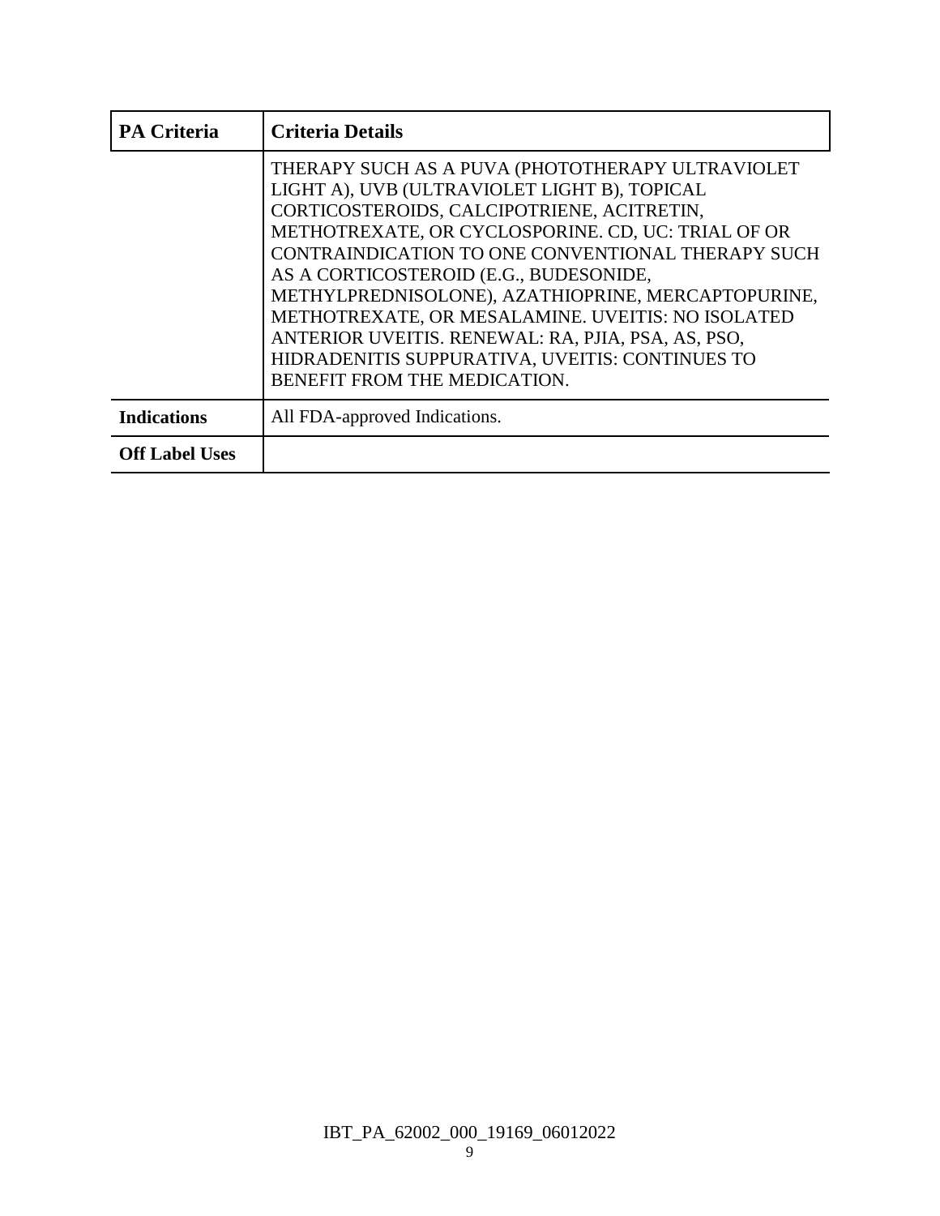| PA Criteria | Criteria Details |
|---|---|
| | THERAPY SUCH AS A PUVA (PHOTOTHERAPY ULTRAVIOLET LIGHT A), UVB (ULTRAVIOLET LIGHT B), TOPICAL CORTICOSTEROIDS, CALCIPOTRIENE, ACITRETIN, METHOTREXATE, OR CYCLOSPORINE. CD, UC: TRIAL OF OR CONTRAINDICATION TO ONE CONVENTIONAL THERAPY SUCH AS A CORTICOSTEROID (E.G., BUDESONIDE, METHYLPREDNISOLONE), AZATHIOPRINE, MERCAPTOPURINE, METHOTREXATE, OR MESALAMINE. UVEITIS: NO ISOLATED ANTERIOR UVEITIS. RENEWAL: RA, PJIA, PSA, AS, PSO, HIDRADENITIS SUPPURATIVA, UVEITIS: CONTINUES TO BENEFIT FROM THE MEDICATION. |
| **Indications** | All FDA-approved Indications. |
| **Off Label Uses** | |

IBT_PA_62002_000_19169_06012022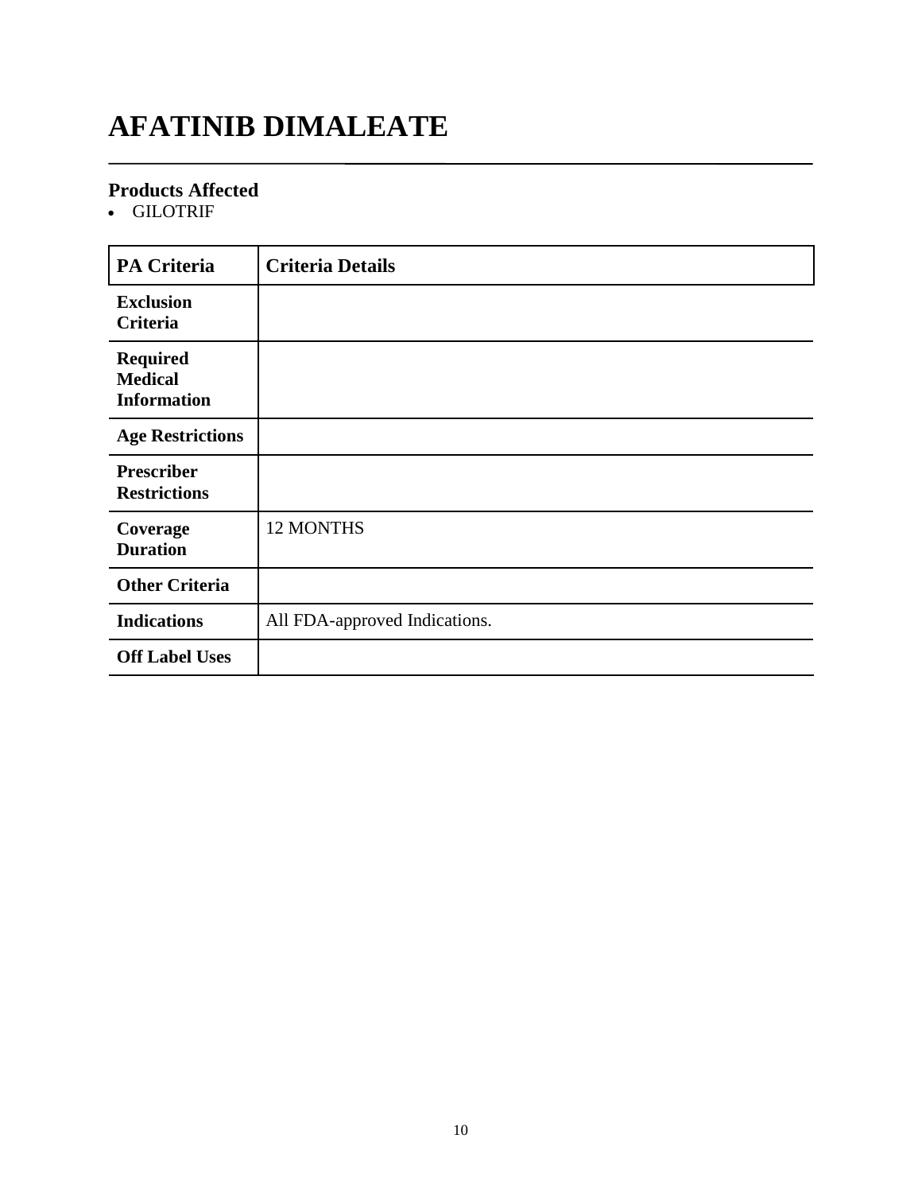# AFATINIB DIMALEATE

## Products Affected

- GILOTRIF

| PA Criteria | Criteria Details |
|---|---|
| **Exclusion Criteria** | |
| **Required Medical Information** | |
| **Age Restrictions** | |
| **Prescriber Restrictions** | |
| **Coverage Duration** | 12 MONTHS |
| **Other Criteria** | |
| **Indications** | All FDA-approved Indications. |
| **Off Label Uses** | |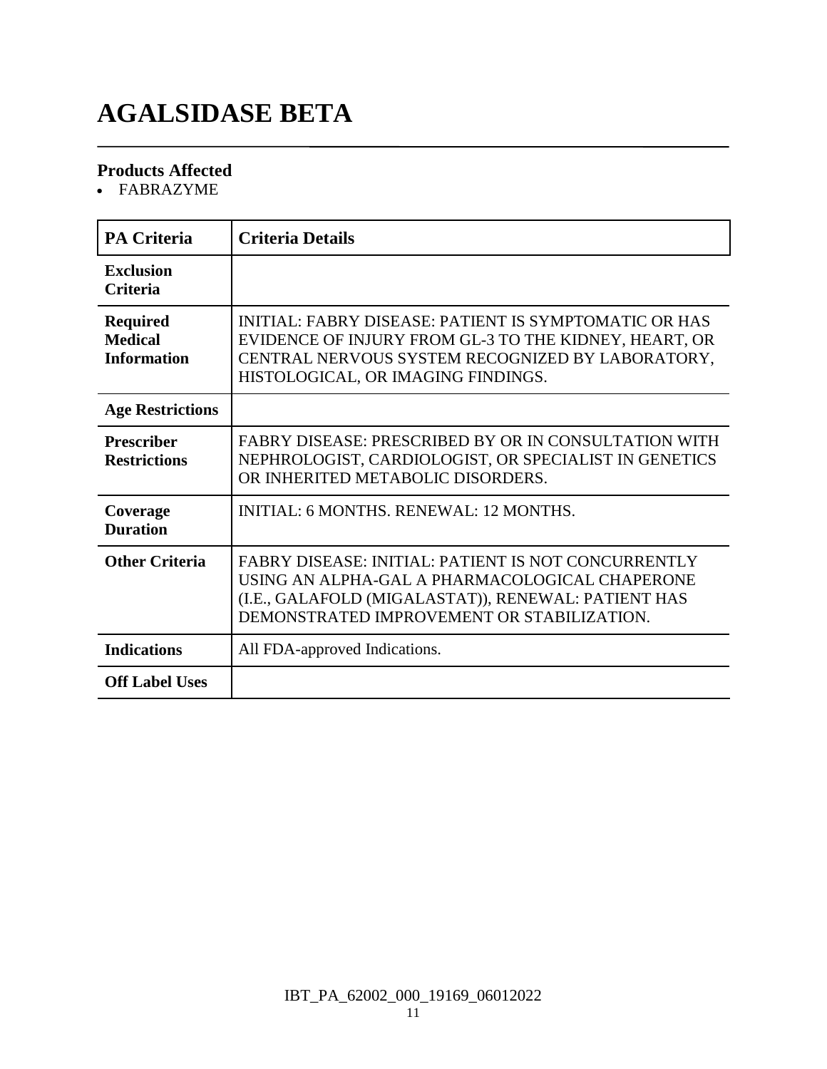# AGALSIDASE BETA

### Products Affected

- FABRAZYME

| PA Criteria | Criteria Details |
|---|---|
| **Exclusion Criteria** | |
| **Required Medical Information** | INITIAL: FABRY DISEASE: PATIENT IS SYMPTOMATIC OR HAS EVIDENCE OF INJURY FROM GL-3 TO THE KIDNEY, HEART, OR CENTRAL NERVOUS SYSTEM RECOGNIZED BY LABORATORY, HISTOLOGICAL, OR IMAGING FINDINGS. |
| **Age Restrictions** | |
| **Prescriber Restrictions** | FABRY DISEASE: PRESCRIBED BY OR IN CONSULTATION WITH NEPHROLOGIST, CARDIOLOGIST, OR SPECIALIST IN GENETICS OR INHERITED METABOLIC DISORDERS. |
| **Coverage Duration** | INITIAL: 6 MONTHS. RENEWAL: 12 MONTHS. |
| **Other Criteria** | FABRY DISEASE: INITIAL: PATIENT IS NOT CONCURRENTLY USING AN ALPHA-GAL A PHARMACOLOGICAL CHAPERONE (I.E., GALAFOLD (MIGALASTAT)), RENEWAL: PATIENT HAS DEMONSTRATED IMPROVEMENT OR STABILIZATION. |
| **Indications** | All FDA-approved Indications. |
| **Off Label Uses** | |

IBT_PA_62002_000_19169_06012022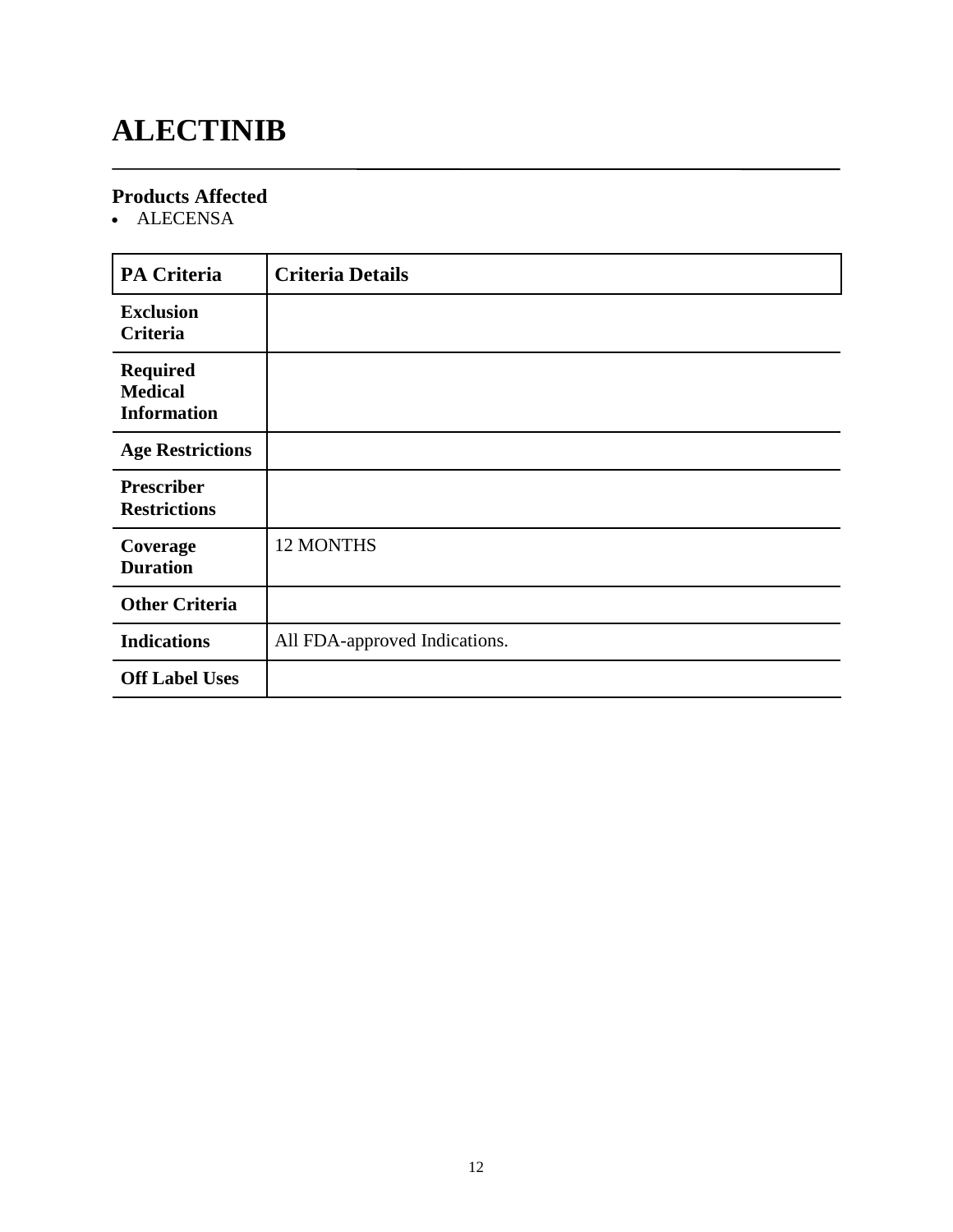# ALECTINIB

## Products Affected

- ALECENSA

| PA Criteria | Criteria Details |
|---|---|
| Exclusion Criteria | |
| Required Medical Information | |
| Age Restrictions | |
| Prescriber Restrictions | |
| Coverage Duration | 12 MONTHS |
| Other Criteria | |
| Indications | All FDA-approved Indications. |
| Off Label Uses | |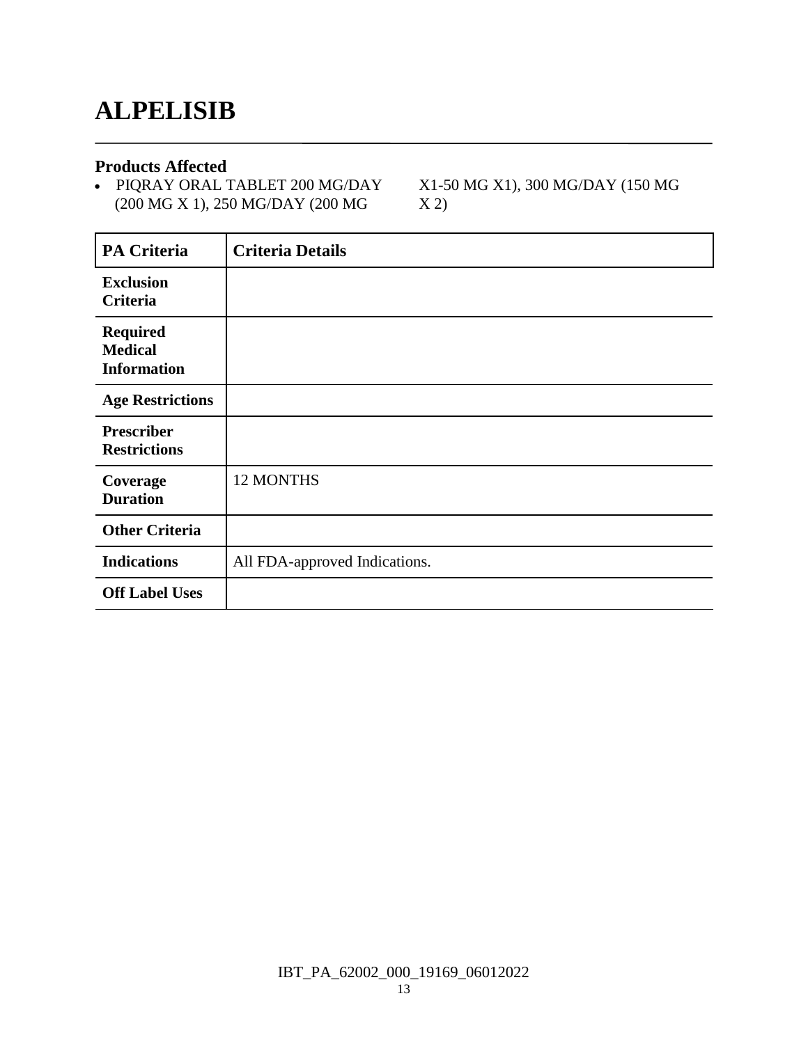# ALPELISIB

## Products Affected

- PIQRAY ORAL TABLET 200 MG/DAY (200 MG X 1), 250 MG/DAY (200 MG X1-50 MG X1), 300 MG/DAY (150 MG X 2)

| PA Criteria | Criteria Details |
| --- | --- |
| **Exclusion Criteria** | |
| **Required Medical Information** | |
| **Age Restrictions** | |
| **Prescriber Restrictions** | |
| **Coverage Duration** | 12 MONTHS |
| **Other Criteria** | |
| **Indications** | All FDA-approved Indications. |
| **Off Label Uses** | |

IBT_PA_62002_000_19169_06012022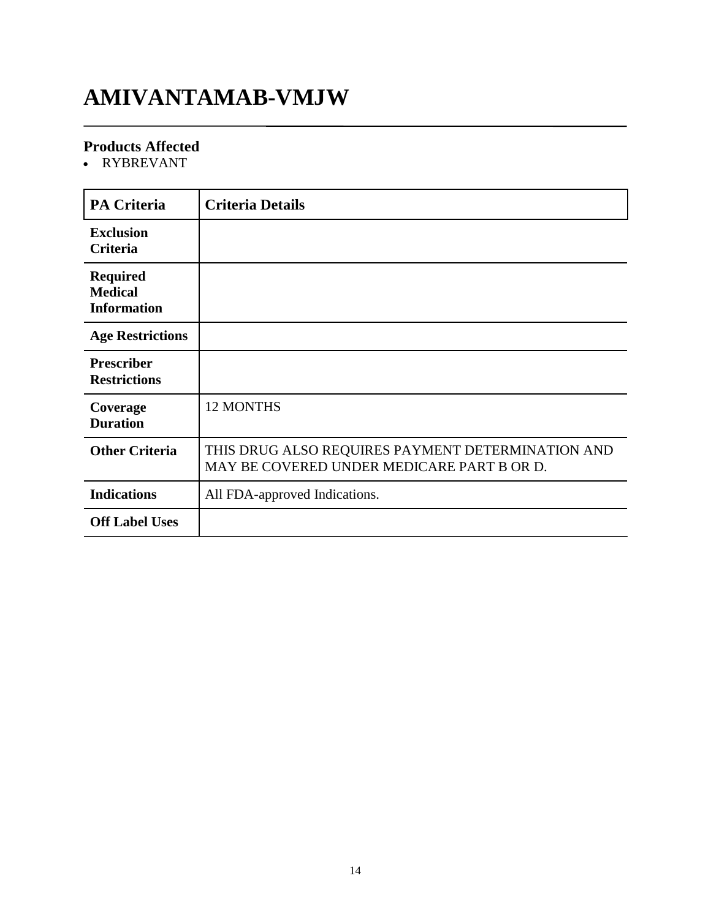# AMIVANTAMAB-VMJW

### Products Affected

- RYBREVANT

| PA Criteria | Criteria Details |
|---|---|
| **Exclusion Criteria** | |
| **Required Medical Information** | |
| **Age Restrictions** | |
| **Prescriber Restrictions** | |
| **Coverage Duration** | 12 MONTHS |
| **Other Criteria** | THIS DRUG ALSO REQUIRES PAYMENT DETERMINATION AND MAY BE COVERED UNDER MEDICARE PART B OR D. |
| **Indications** | All FDA-approved Indications. |
| **Off Label Uses** | |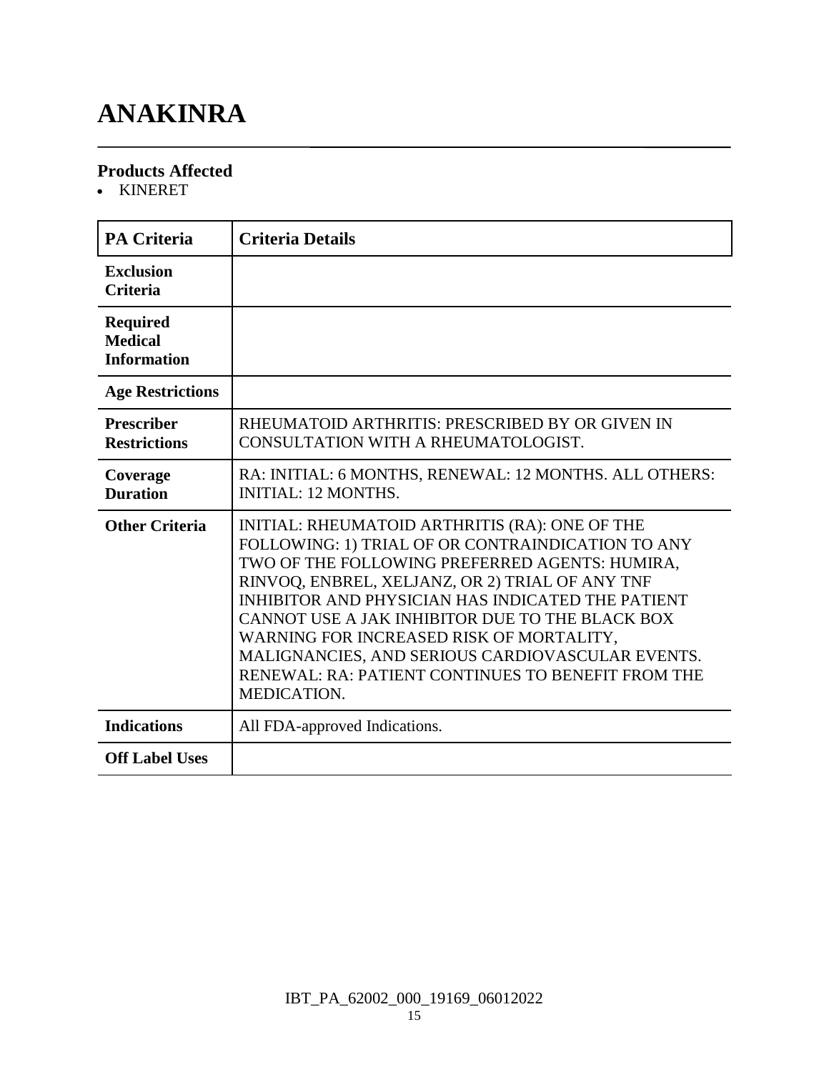# ANAKINRA

### Products Affected

- KINERET

| PA Criteria | Criteria Details |
| --- | --- |
| **Exclusion Criteria** | |
| **Required Medical Information** | |
| **Age Restrictions** | |
| **Prescriber Restrictions** | RHEUMATOID ARTHRITIS: PRESCRIBED BY OR GIVEN IN CONSULTATION WITH A RHEUMATOLOGIST. |
| **Coverage Duration** | RA: INITIAL: 6 MONTHS, RENEWAL: 12 MONTHS. ALL OTHERS: INITIAL: 12 MONTHS. |
| **Other Criteria** | INITIAL: RHEUMATOID ARTHRITIS (RA): ONE OF THE FOLLOWING: 1) TRIAL OF OR CONTRAINDICATION TO ANY TWO OF THE FOLLOWING PREFERRED AGENTS: HUMIRA, RINVOQ, ENBREL, XELJANZ, OR 2) TRIAL OF ANY TNF INHIBITOR AND PHYSICIAN HAS INDICATED THE PATIENT CANNOT USE A JAK INHIBITOR DUE TO THE BLACK BOX WARNING FOR INCREASED RISK OF MORTALITY, MALIGNANCIES, AND SERIOUS CARDIOVASCULAR EVENTS. RENEWAL: RA: PATIENT CONTINUES TO BENEFIT FROM THE MEDICATION. |
| **Indications** | All FDA-approved Indications. |
| **Off Label Uses** | |

IBT_PA_62002_000_19169_06012022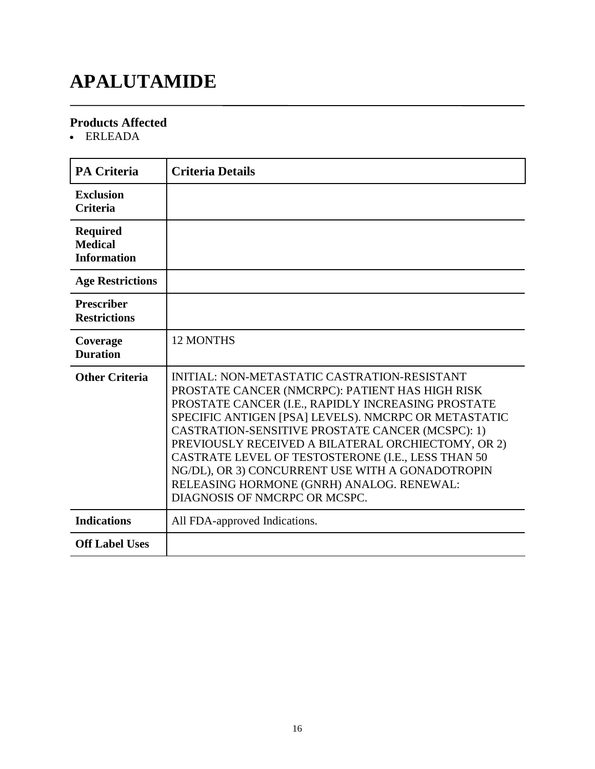# APALUTAMIDE

## Products Affected

- ERLEADA

| PA Criteria | Criteria Details |
|---|---|
| **Exclusion Criteria** | |
| **Required Medical Information** | |
| **Age Restrictions** | |
| **Prescriber Restrictions** | |
| **Coverage Duration** | 12 MONTHS |
| **Other Criteria** | INITIAL: NON-METASTATIC CASTRATION-RESISTANT PROSTATE CANCER (NMCRPC): PATIENT HAS HIGH RISK PROSTATE CANCER (I.E., RAPIDLY INCREASING PROSTATE SPECIFIC ANTIGEN [PSA] LEVELS). NMCRPC OR METASTATIC CASTRATION-SENSITIVE PROSTATE CANCER (MCSPC): 1) PREVIOUSLY RECEIVED A BILATERAL ORCHIECTOMY, OR 2) CASTRATE LEVEL OF TESTOSTERONE (I.E., LESS THAN 50 NG/DL), OR 3) CONCURRENT USE WITH A GONADOTROPIN RELEASING HORMONE (GNRH) ANALOG. RENEWAL: DIAGNOSIS OF NMCRPC OR MCSPC. |
| **Indications** | All FDA-approved Indications. |
| **Off Label Uses** | |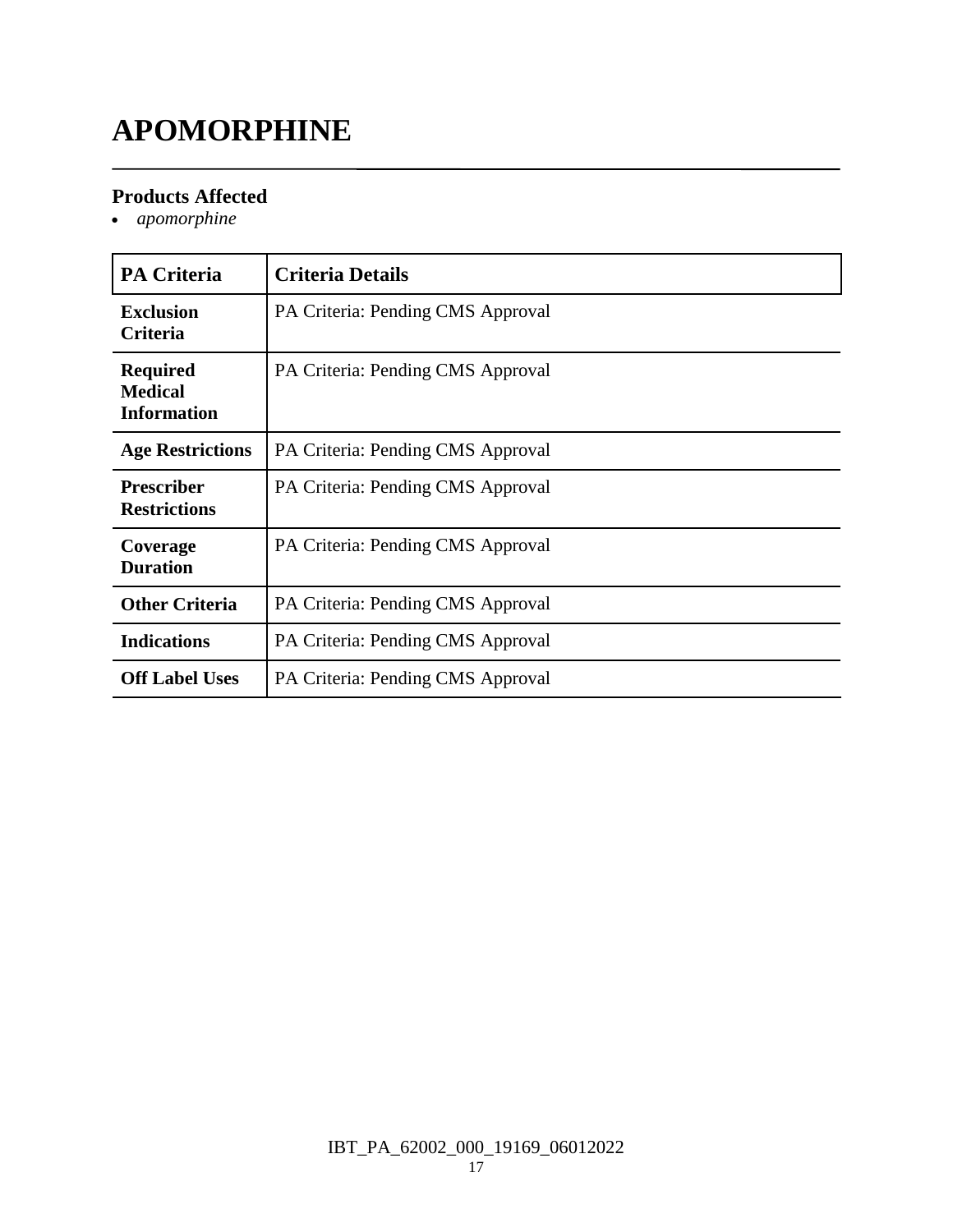# APOMORPHINE

### Products Affected
- *apomorphine*

| PA Criteria | Criteria Details |
|---|---|
| **Exclusion Criteria** | PA Criteria: Pending CMS Approval |
| **Required Medical Information** | PA Criteria: Pending CMS Approval |
| **Age Restrictions** | PA Criteria: Pending CMS Approval |
| **Prescriber Restrictions** | PA Criteria: Pending CMS Approval |
| **Coverage Duration** | PA Criteria: Pending CMS Approval |
| **Other Criteria** | PA Criteria: Pending CMS Approval |
| **Indications** | PA Criteria: Pending CMS Approval |
| **Off Label Uses** | PA Criteria: Pending CMS Approval |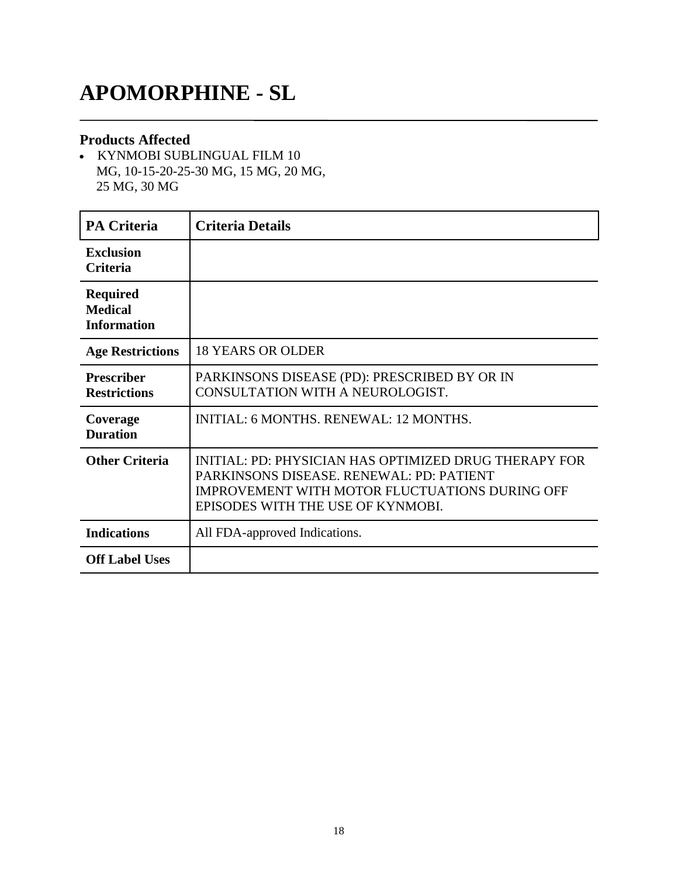# APOMORPHINE - SL

## Products Affected

- KYNMOBI SUBLINGUAL FILM 10 MG, 10-15-20-25-30 MG, 15 MG, 20 MG, 25 MG, 30 MG

| PA Criteria | Criteria Details |
|---|---|
| **Exclusion Criteria** | |
| **Required Medical Information** | |
| **Age Restrictions** | 18 YEARS OR OLDER |
| **Prescriber Restrictions** | PARKINSONS DISEASE (PD): PRESCRIBED BY OR IN CONSULTATION WITH A NEUROLOGIST. |
| **Coverage Duration** | INITIAL: 6 MONTHS. RENEWAL: 12 MONTHS. |
| **Other Criteria** | INITIAL: PD: PHYSICIAN HAS OPTIMIZED DRUG THERAPY FOR PARKINSONS DISEASE. RENEWAL: PD: PATIENT IMPROVEMENT WITH MOTOR FLUCTUATIONS DURING OFF EPISODES WITH THE USE OF KYNMOBI. |
| **Indications** | All FDA-approved Indications. |
| **Off Label Uses** | |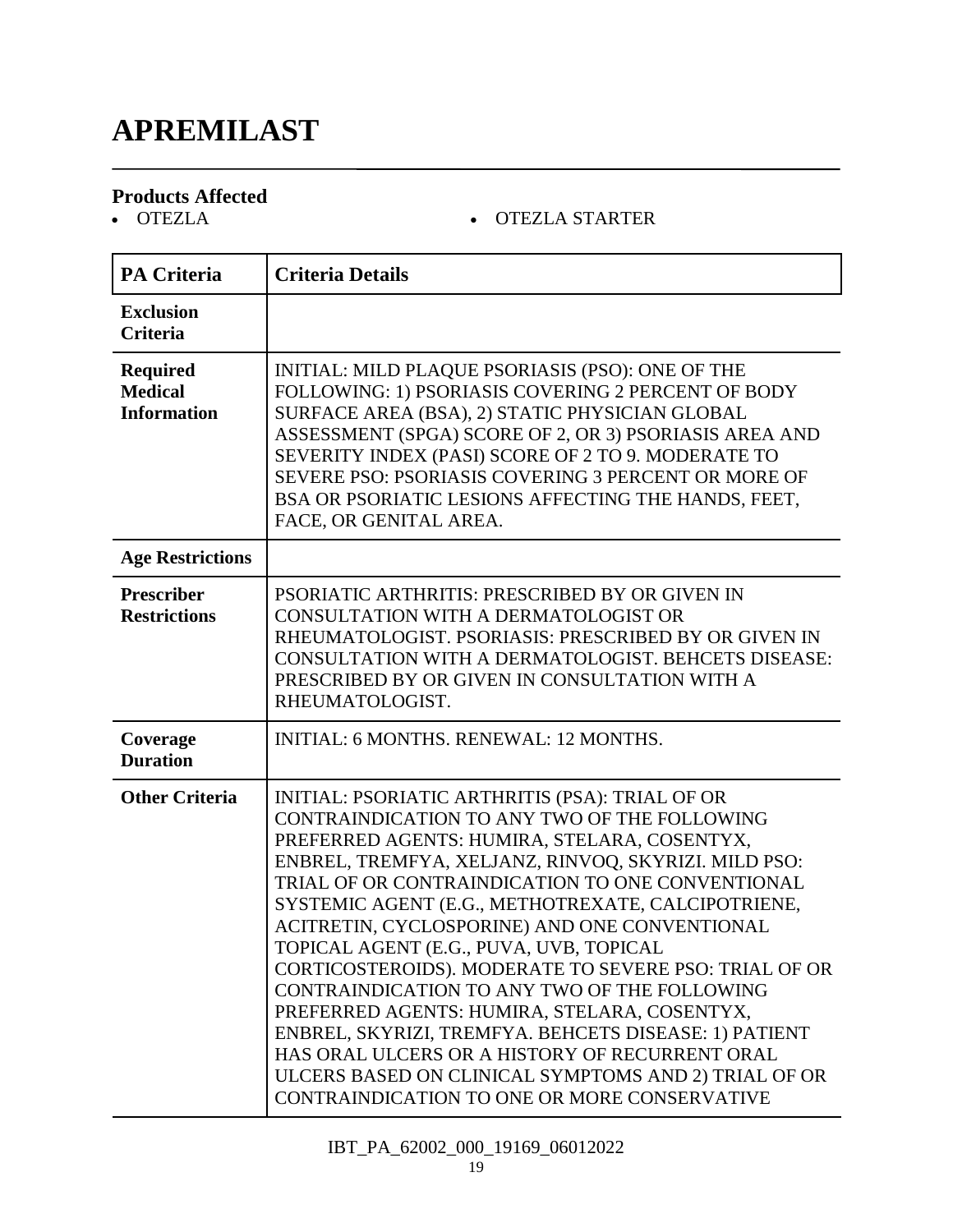# APREMILAST

### Products Affected

- OTEZLA
- OTEZLA STARTER

| PA Criteria | Criteria Details |
|---|---|
| **Exclusion Criteria** | |
| **Required Medical Information** | INITIAL: MILD PLAQUE PSORIASIS (PSO): ONE OF THE FOLLOWING: 1) PSORIASIS COVERING 2 PERCENT OF BODY SURFACE AREA (BSA), 2) STATIC PHYSICIAN GLOBAL ASSESSMENT (SPGA) SCORE OF 2, OR 3) PSORIASIS AREA AND SEVERITY INDEX (PASI) SCORE OF 2 TO 9. MODERATE TO SEVERE PSO: PSORIASIS COVERING 3 PERCENT OR MORE OF BSA OR PSORIATIC LESIONS AFFECTING THE HANDS, FEET, FACE, OR GENITAL AREA. |
| **Age Restrictions** | |
| **Prescriber Restrictions** | PSORIATIC ARTHRITIS: PRESCRIBED BY OR GIVEN IN CONSULTATION WITH A DERMATOLOGIST OR RHEUMATOLOGIST. PSORIASIS: PRESCRIBED BY OR GIVEN IN CONSULTATION WITH A DERMATOLOGIST. BEHCETS DISEASE: PRESCRIBED BY OR GIVEN IN CONSULTATION WITH A RHEUMATOLOGIST. |
| **Coverage Duration** | INITIAL: 6 MONTHS. RENEWAL: 12 MONTHS. |
| **Other Criteria** | INITIAL: PSORIATIC ARTHRITIS (PSA): TRIAL OF OR CONTRAINDICATION TO ANY TWO OF THE FOLLOWING PREFERRED AGENTS: HUMIRA, STELARA, COSENTYX, ENBREL, TREMFYA, XELJANZ, RINVOQ, SKYRIZI. MILD PSO: TRIAL OF OR CONTRAINDICATION TO ONE CONVENTIONAL SYSTEMIC AGENT (E.G., METHOTREXATE, CALCIPOTRIENE, ACITRETIN, CYCLOSPORINE) AND ONE CONVENTIONAL TOPICAL AGENT (E.G., PUVA, UVB, TOPICAL CORTICOSTEROIDS). MODERATE TO SEVERE PSO: TRIAL OF OR CONTRAINDICATION TO ANY TWO OF THE FOLLOWING PREFERRED AGENTS: HUMIRA, STELARA, COSENTYX, ENBREL, SKYRIZI, TREMFYA. BEHCETS DISEASE: 1) PATIENT HAS ORAL ULCERS OR A HISTORY OF RECURRENT ORAL ULCERS BASED ON CLINICAL SYMPTOMS AND 2) TRIAL OF OR CONTRAINDICATION TO ONE OR MORE CONSERVATIVE |

IBT_PA_62002_000_19169_06012022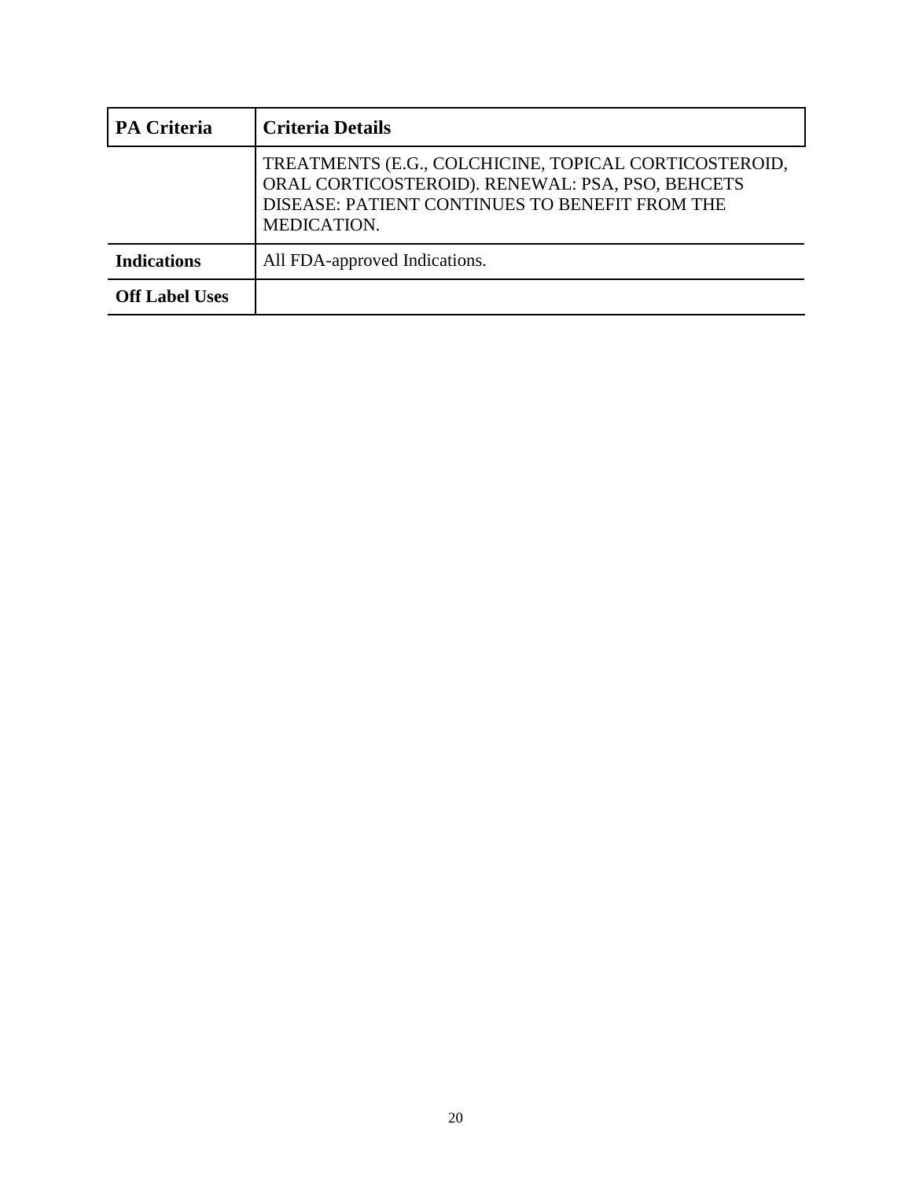| PA Criteria | Criteria Details |
| --- | --- |
| | TREATMENTS (E.G., COLCHICINE, TOPICAL CORTICOSTEROID, ORAL CORTICOSTEROID). RENEWAL: PSA, PSO, BEHCETS DISEASE: PATIENT CONTINUES TO BENEFIT FROM THE MEDICATION. |
| **Indications** | All FDA-approved Indications. |
| **Off Label Uses** | |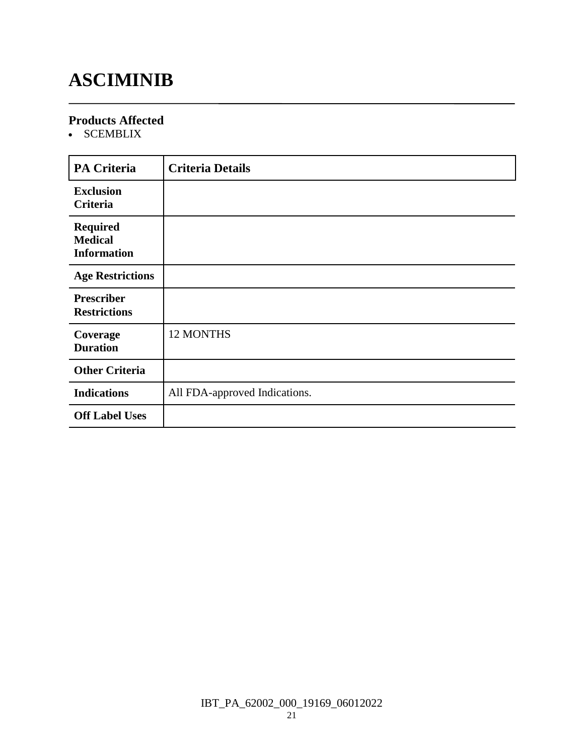# ASCIMINIB

### Products Affected

- SCEMBLIX

| PA Criteria | Criteria Details |
|---|---|
| **Exclusion Criteria** | |
| **Required Medical Information** | |
| **Age Restrictions** | |
| **Prescriber Restrictions** | |
| **Coverage Duration** | 12 MONTHS |
| **Other Criteria** | |
| **Indications** | All FDA-approved Indications. |
| **Off Label Uses** | |

IBT_PA_62002_000_19169_06012022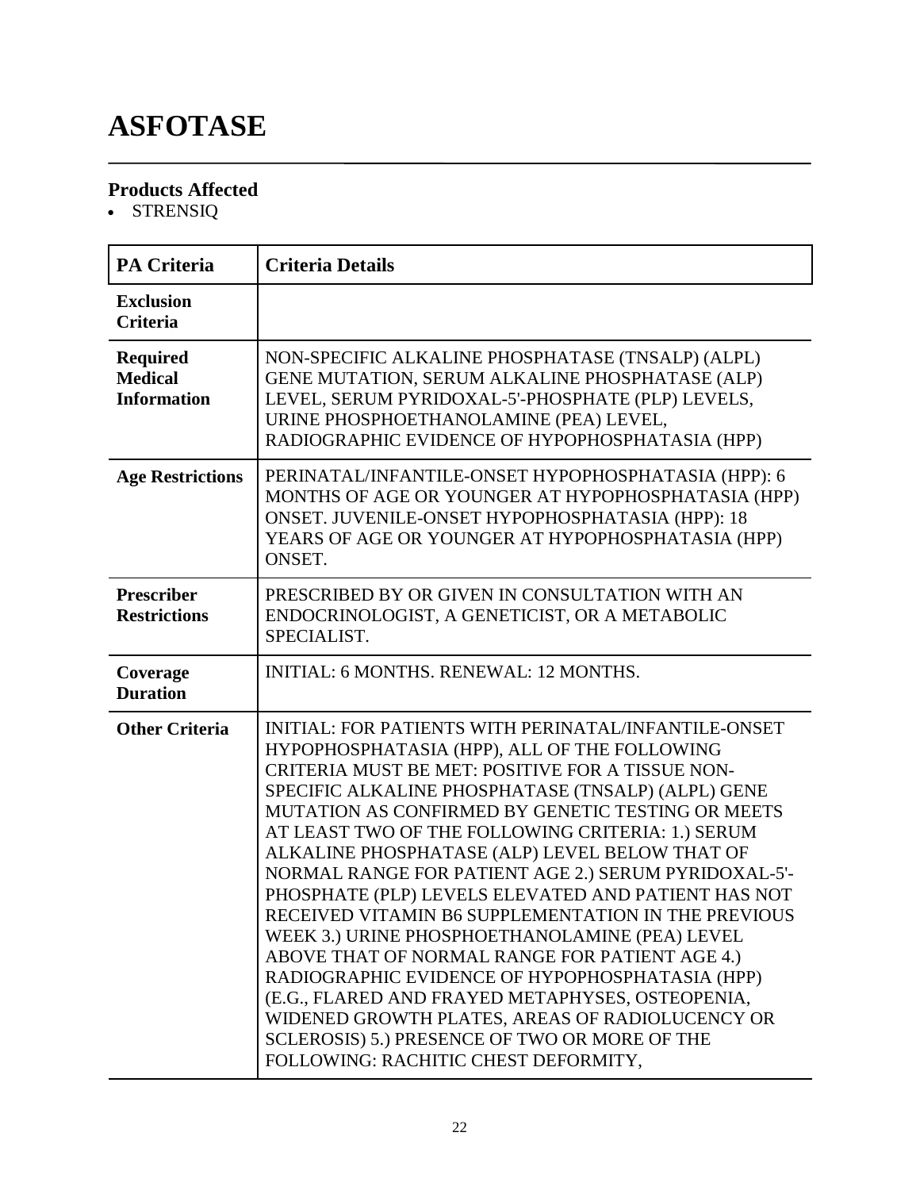# ASFOTASE

### Products Affected

- STRENSIQ

| PA Criteria | Criteria Details |
|---|---|
| **Exclusion Criteria** | |
| **Required Medical Information** | NON-SPECIFIC ALKALINE PHOSPHATASE (TNSALP) (ALPL) GENE MUTATION, SERUM ALKALINE PHOSPHATASE (ALP) LEVEL, SERUM PYRIDOXAL-5'-PHOSPHATE (PLP) LEVELS, URINE PHOSPHOETHANOLAMINE (PEA) LEVEL, RADIOGRAPHIC EVIDENCE OF HYPOPHOSPHATASIA (HPP) |
| **Age Restrictions** | PERINATAL/INFANTILE-ONSET HYPOPHOSPHATASIA (HPP): 6 MONTHS OF AGE OR YOUNGER AT HYPOPHOSPHATASIA (HPP) ONSET. JUVENILE-ONSET HYPOPHOSPHATASIA (HPP): 18 YEARS OF AGE OR YOUNGER AT HYPOPHOSPHATASIA (HPP) ONSET. |
| **Prescriber Restrictions** | PRESCRIBED BY OR GIVEN IN CONSULTATION WITH AN ENDOCRINOLOGIST, A GENETICIST, OR A METABOLIC SPECIALIST. |
| **Coverage Duration** | INITIAL: 6 MONTHS. RENEWAL: 12 MONTHS. |
| **Other Criteria** | INITIAL: FOR PATIENTS WITH PERINATAL/INFANTILE-ONSET HYPOPHOSPHATASIA (HPP), ALL OF THE FOLLOWING CRITERIA MUST BE MET: POSITIVE FOR A TISSUE NON-SPECIFIC ALKALINE PHOSPHATASE (TNSALP) (ALPL) GENE MUTATION AS CONFIRMED BY GENETIC TESTING OR MEETS AT LEAST TWO OF THE FOLLOWING CRITERIA: 1.) SERUM ALKALINE PHOSPHATASE (ALP) LEVEL BELOW THAT OF NORMAL RANGE FOR PATIENT AGE 2.) SERUM PYRIDOXAL-5'-PHOSPHATE (PLP) LEVELS ELEVATED AND PATIENT HAS NOT RECEIVED VITAMIN B6 SUPPLEMENTATION IN THE PREVIOUS WEEK 3.) URINE PHOSPHOETHANOLAMINE (PEA) LEVEL ABOVE THAT OF NORMAL RANGE FOR PATIENT AGE 4.) RADIOGRAPHIC EVIDENCE OF HYPOPHOSPHATASIA (HPP) (E.G., FLARED AND FRAYED METAPHYSES, OSTEOPENIA, WIDENED GROWTH PLATES, AREAS OF RADIOLUCENCY OR SCLEROSIS) 5.) PRESENCE OF TWO OR MORE OF THE FOLLOWING: RACHITIC CHEST DEFORMITY, |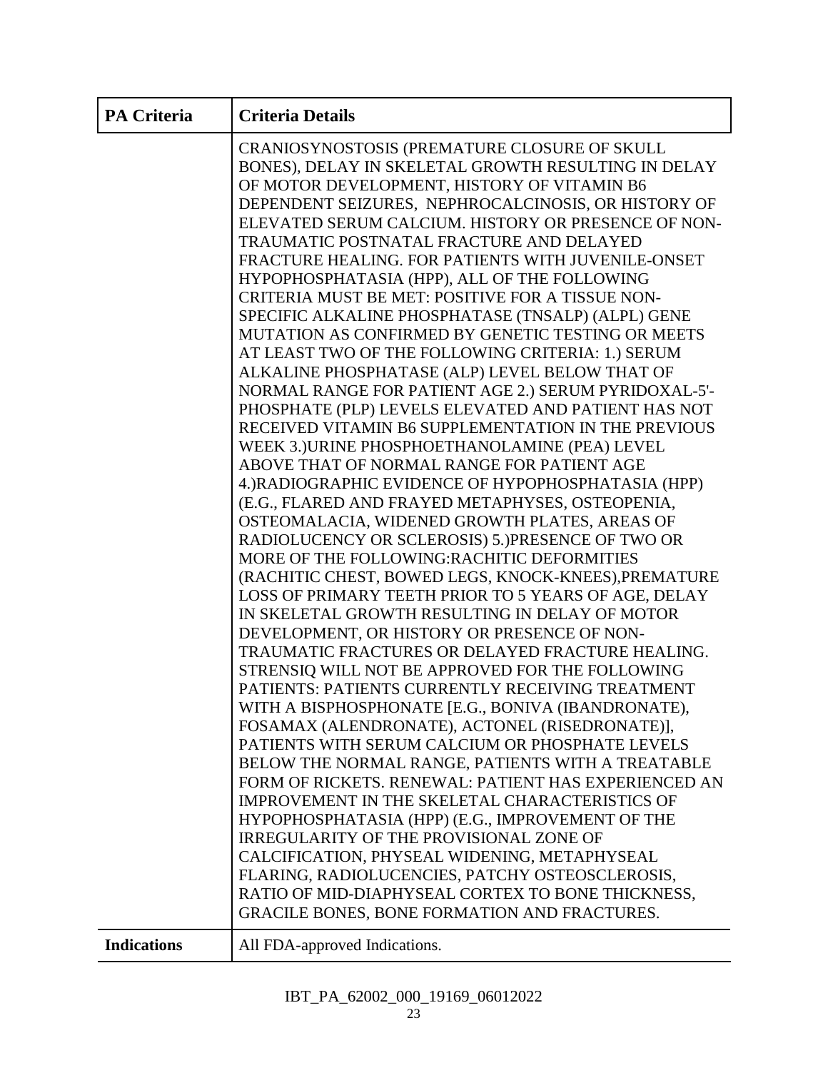| PA Criteria | Criteria Details |
|---|---|
| | CRANIOSYNOSTOSIS (PREMATURE CLOSURE OF SKULL BONES), DELAY IN SKELETAL GROWTH RESULTING IN DELAY OF MOTOR DEVELOPMENT, HISTORY OF VITAMIN B6 DEPENDENT SEIZURES, NEPHROCALCINOSIS, OR HISTORY OF ELEVATED SERUM CALCIUM. HISTORY OR PRESENCE OF NON-TRAUMATIC POSTNATAL FRACTURE AND DELAYED FRACTURE HEALING. FOR PATIENTS WITH JUVENILE-ONSET HYPOPHOSPHATASIA (HPP), ALL OF THE FOLLOWING CRITERIA MUST BE MET: POSITIVE FOR A TISSUE NON-SPECIFIC ALKALINE PHOSPHATASE (TNSALP) (ALPL) GENE MUTATION AS CONFIRMED BY GENETIC TESTING OR MEETS AT LEAST TWO OF THE FOLLOWING CRITERIA: 1.) SERUM ALKALINE PHOSPHATASE (ALP) LEVEL BELOW THAT OF NORMAL RANGE FOR PATIENT AGE 2.) SERUM PYRIDOXAL-5'-PHOSPHATE (PLP) LEVELS ELEVATED AND PATIENT HAS NOT RECEIVED VITAMIN B6 SUPPLEMENTATION IN THE PREVIOUS WEEK 3.)URINE PHOSPHOETHANOLAMINE (PEA) LEVEL ABOVE THAT OF NORMAL RANGE FOR PATIENT AGE 4.)RADIOGRAPHIC EVIDENCE OF HYPOPHOSPHATASIA (HPP) (E.G., FLARED AND FRAYED METAPHYSES, OSTEOPENIA, OSTEOMALACIA, WIDENED GROWTH PLATES, AREAS OF RADIOLUCENCY OR SCLEROSIS) 5.)PRESENCE OF TWO OR MORE OF THE FOLLOWING:RACHITIC DEFORMITIES (RACHITIC CHEST, BOWED LEGS, KNOCK-KNEES),PREMATURE LOSS OF PRIMARY TEETH PRIOR TO 5 YEARS OF AGE, DELAY IN SKELETAL GROWTH RESULTING IN DELAY OF MOTOR DEVELOPMENT, OR HISTORY OR PRESENCE OF NON-TRAUMATIC FRACTURES OR DELAYED FRACTURE HEALING. STRENSIQ WILL NOT BE APPROVED FOR THE FOLLOWING PATIENTS: PATIENTS CURRENTLY RECEIVING TREATMENT WITH A BISPHOSPHONATE [E.G., BONIVA (IBANDRONATE), FOSAMAX (ALENDRONATE), ACTONEL (RISEDRONATE)], PATIENTS WITH SERUM CALCIUM OR PHOSPHATE LEVELS BELOW THE NORMAL RANGE, PATIENTS WITH A TREATABLE FORM OF RICKETS. RENEWAL: PATIENT HAS EXPERIENCED AN IMPROVEMENT IN THE SKELETAL CHARACTERISTICS OF HYPOPHOSPHATASIA (HPP) (E.G., IMPROVEMENT OF THE IRREGULARITY OF THE PROVISIONAL ZONE OF CALCIFICATION, PHYSEAL WIDENING, METAPHYSEAL FLARING, RADIOLUCENCIES, PATCHY OSTEOSCLEROSIS, RATIO OF MID-DIAPHYSEAL CORTEX TO BONE THICKNESS, GRACILE BONES, BONE FORMATION AND FRACTURES. |
| **Indications** | All FDA-approved Indications. |

IBT_PA_62002_000_19169_06012022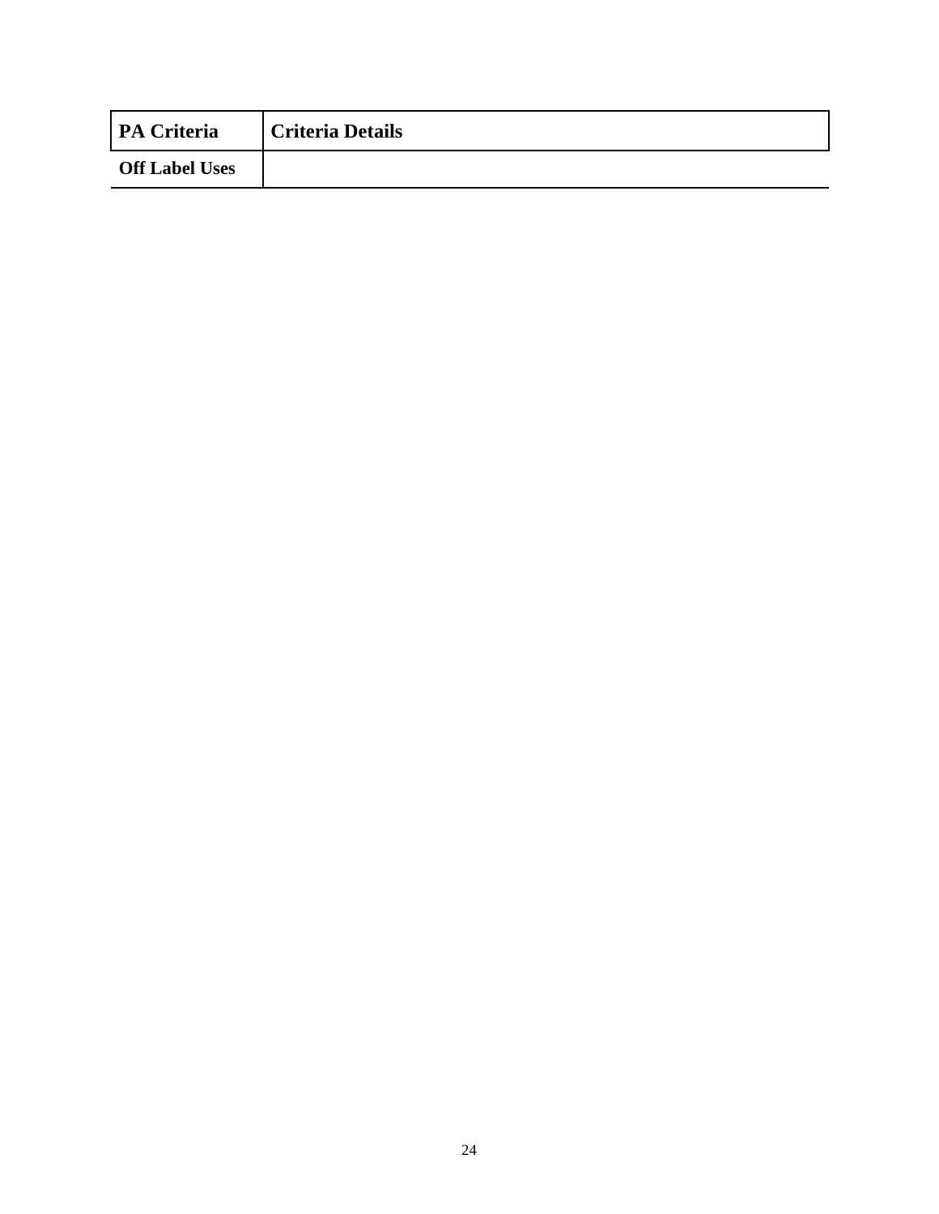| PA Criteria | Criteria Details |
|---|---|
| **Off Label Uses** | |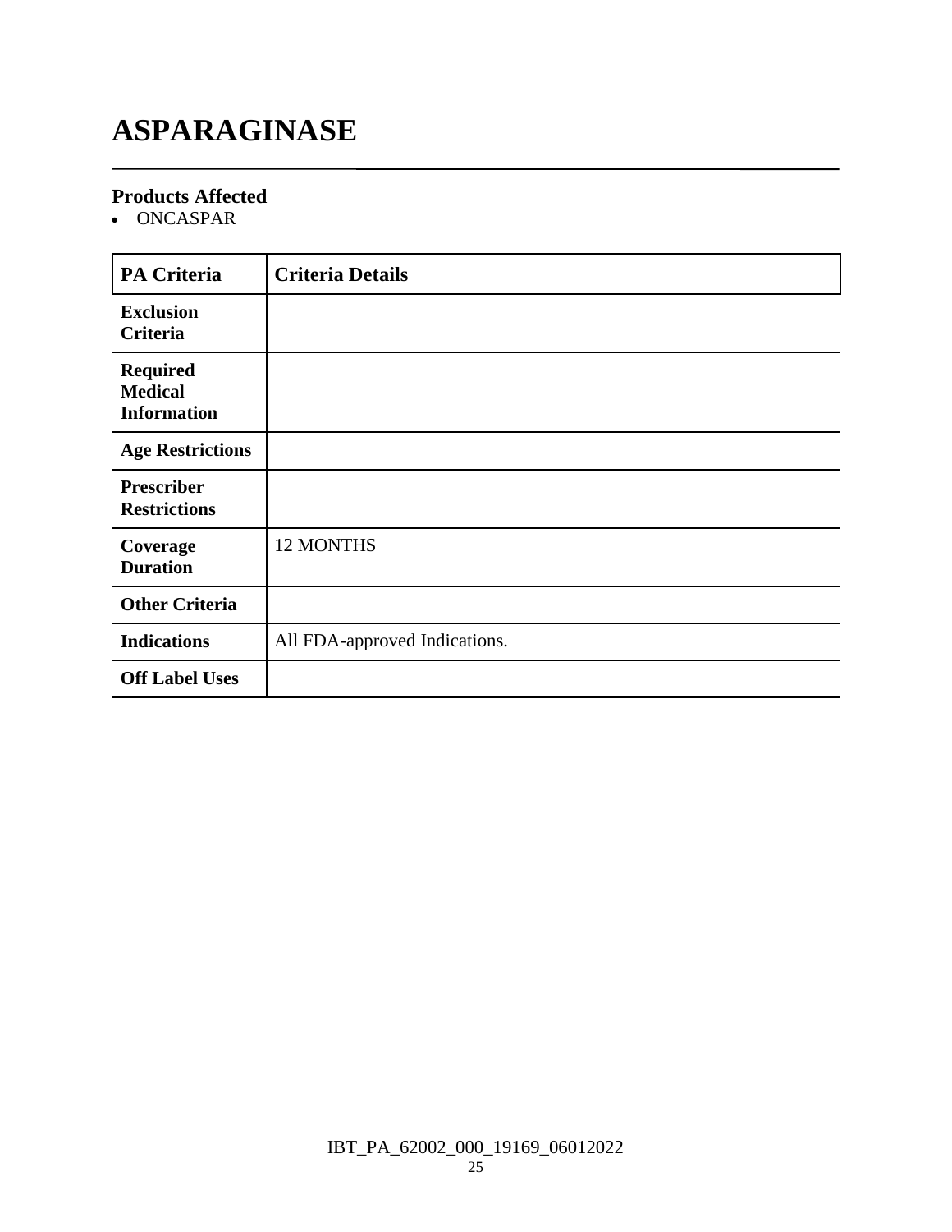# ASPARAGINASE

### Products Affected

- ONCASPAR

| PA Criteria | Criteria Details |
|---|---|
| **Exclusion Criteria** | |
| **Required Medical Information** | |
| **Age Restrictions** | |
| **Prescriber Restrictions** | |
| **Coverage Duration** | 12 MONTHS |
| **Other Criteria** | |
| **Indications** | All FDA-approved Indications. |
| **Off Label Uses** | |

IBT_PA_62002_000_19169_06012022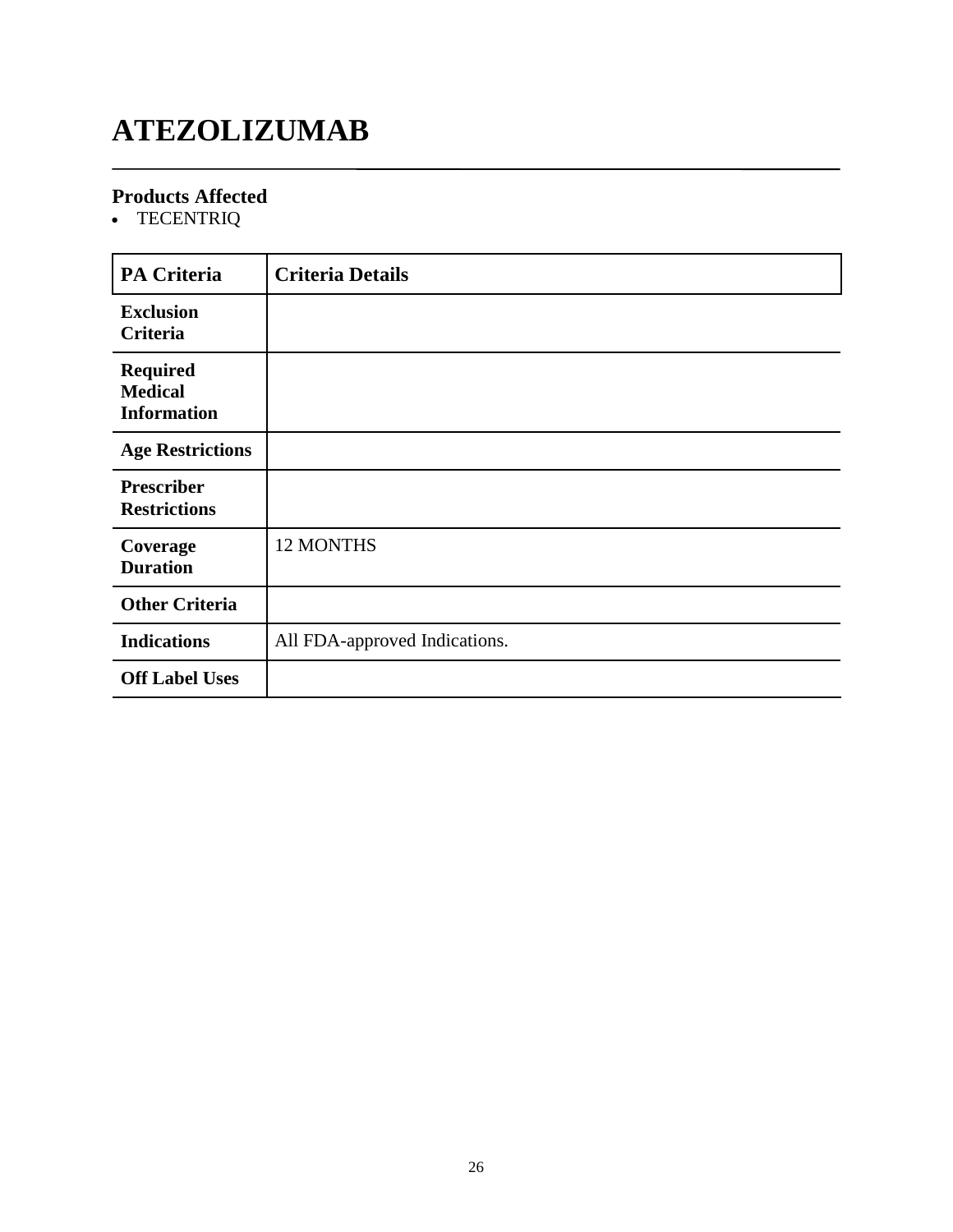# ATEZOLIZUMAB

## Products Affected

- TECENTRIQ

| PA Criteria | Criteria Details |
| --- | --- |
| **Exclusion Criteria** | |
| **Required Medical Information** | |
| **Age Restrictions** | |
| **Prescriber Restrictions** | |
| **Coverage Duration** | 12 MONTHS |
| **Other Criteria** | |
| **Indications** | All FDA-approved Indications. |
| **Off Label Uses** | |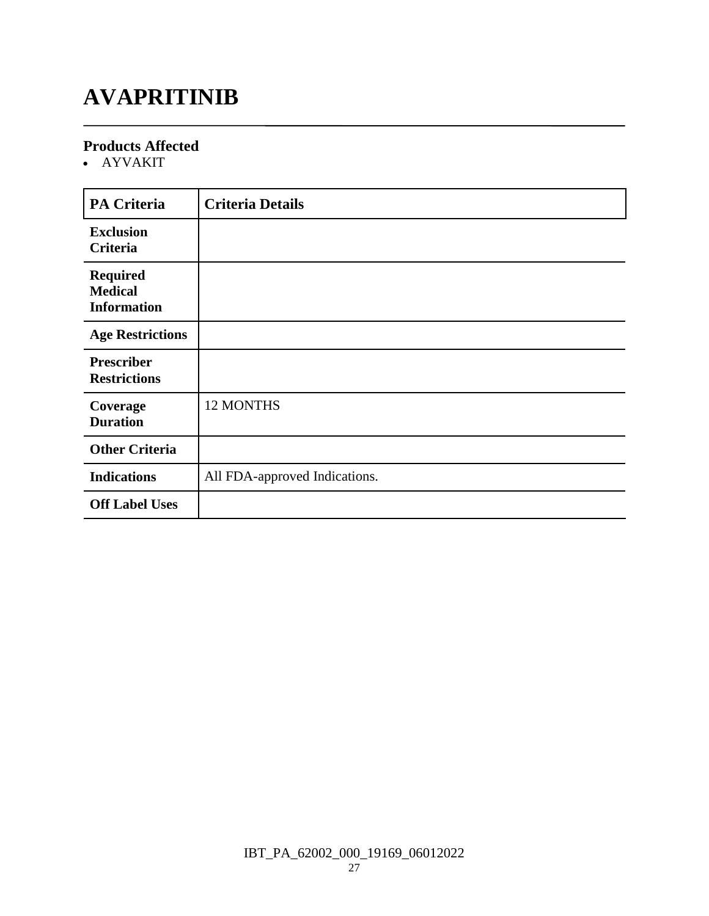# AVAPRITINIB

### Products Affected

- AYVAKIT

| PA Criteria | Criteria Details |
|---|---|
| Exclusion Criteria | |
| Required Medical Information | |
| Age Restrictions | |
| Prescriber Restrictions | |
| Coverage Duration | 12 MONTHS |
| Other Criteria | |
| Indications | All FDA-approved Indications. |
| Off Label Uses | |

IBT_PA_62002_000_19169_06012022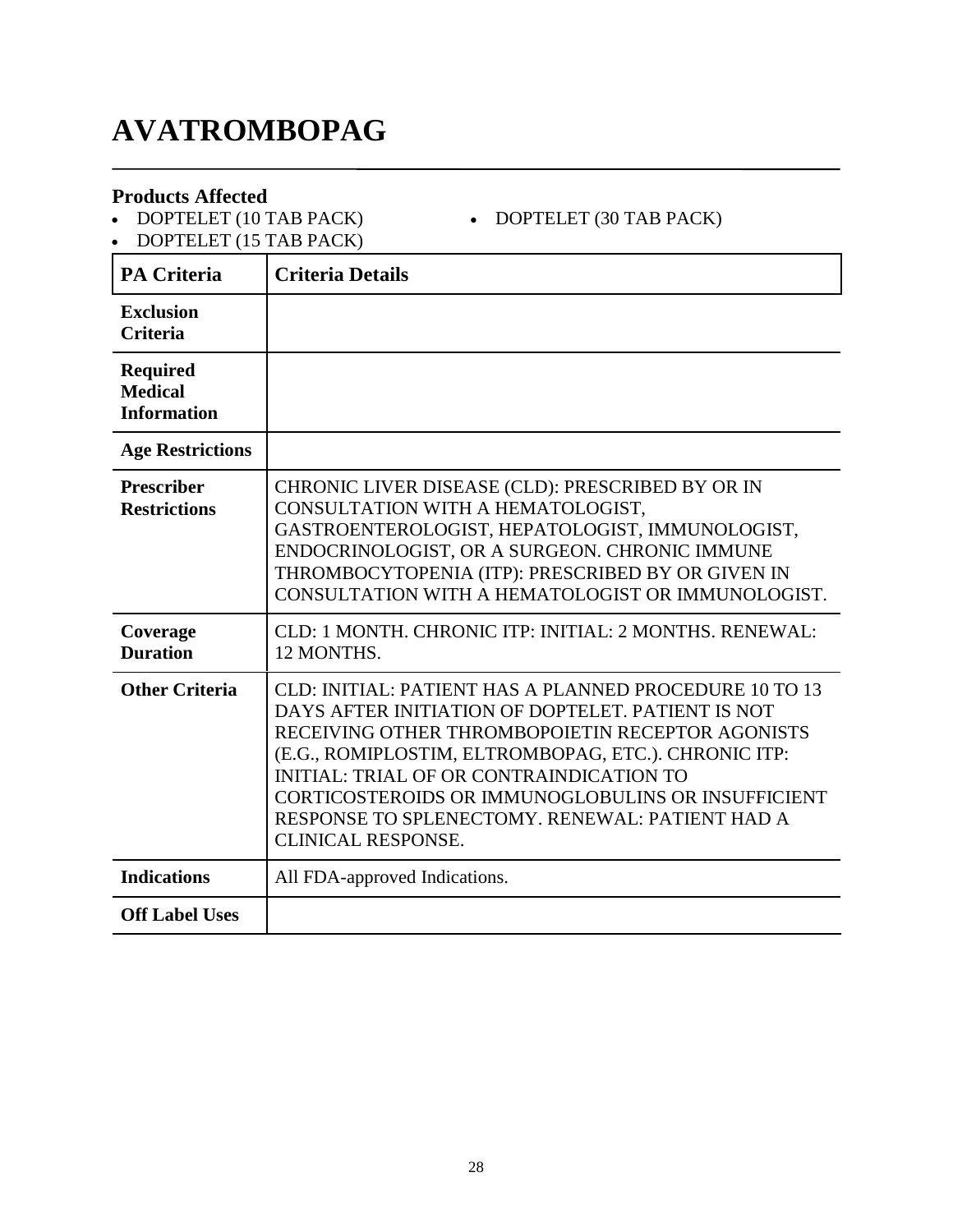# AVATROMBOPAG

## Products Affected

- DOPTELET (10 TAB PACK)
- DOPTELET (15 TAB PACK)
- DOPTELET (30 TAB PACK)

| PA Criteria | Criteria Details |
|---|---|
| **Exclusion Criteria** | |
| **Required Medical Information** | |
| **Age Restrictions** | |
| **Prescriber Restrictions** | CHRONIC LIVER DISEASE (CLD): PRESCRIBED BY OR IN CONSULTATION WITH A HEMATOLOGIST, GASTROENTEROLOGIST, HEPATOLOGIST, IMMUNOLOGIST, ENDOCRINOLOGIST, OR A SURGEON. CHRONIC IMMUNE THROMBOCYTOPENIA (ITP): PRESCRIBED BY OR GIVEN IN CONSULTATION WITH A HEMATOLOGIST OR IMMUNOLOGIST. |
| **Coverage Duration** | CLD: 1 MONTH. CHRONIC ITP: INITIAL: 2 MONTHS. RENEWAL: 12 MONTHS. |
| **Other Criteria** | CLD: INITIAL: PATIENT HAS A PLANNED PROCEDURE 10 TO 13 DAYS AFTER INITIATION OF DOPTELET. PATIENT IS NOT RECEIVING OTHER THROMBOPOIETIN RECEPTOR AGONISTS (E.G., ROMIPLOSTIM, ELTROMBOPAG, ETC.). CHRONIC ITP: INITIAL: TRIAL OF OR CONTRAINDICATION TO CORTICOSTEROIDS OR IMMUNOGLOBULINS OR INSUFFICIENT RESPONSE TO SPLENECTOMY. RENEWAL: PATIENT HAD A CLINICAL RESPONSE. |
| **Indications** | All FDA-approved Indications. |
| **Off Label Uses** | |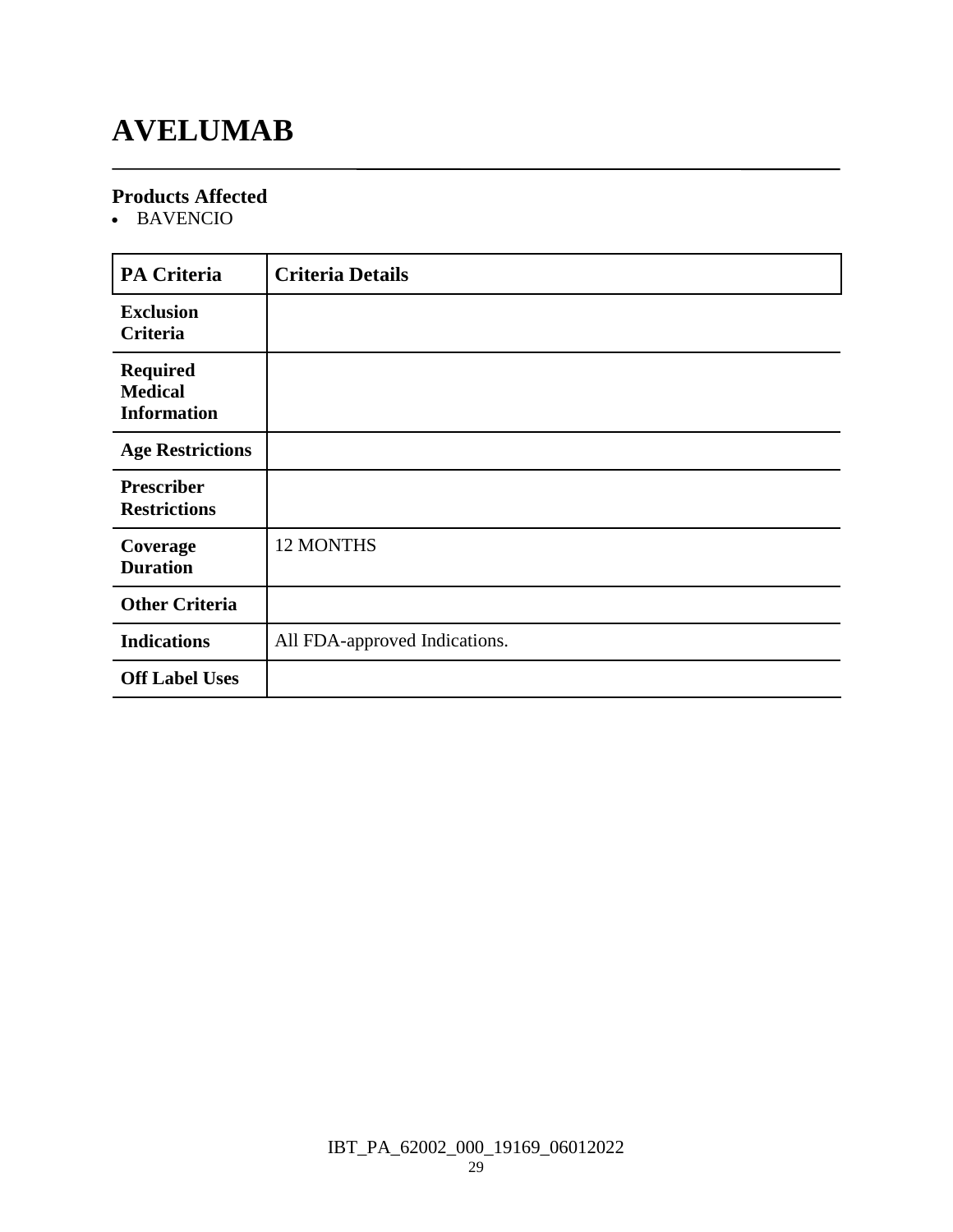# AVELUMAB

### Products Affected

- BAVENCIO

| PA Criteria | Criteria Details |
|---|---|
| **Exclusion Criteria** | |
| **Required Medical Information** | |
| **Age Restrictions** | |
| **Prescriber Restrictions** | |
| **Coverage Duration** | 12 MONTHS |
| **Other Criteria** | |
| **Indications** | All FDA-approved Indications. |
| **Off Label Uses** | |

IBT_PA_62002_000_19169_06012022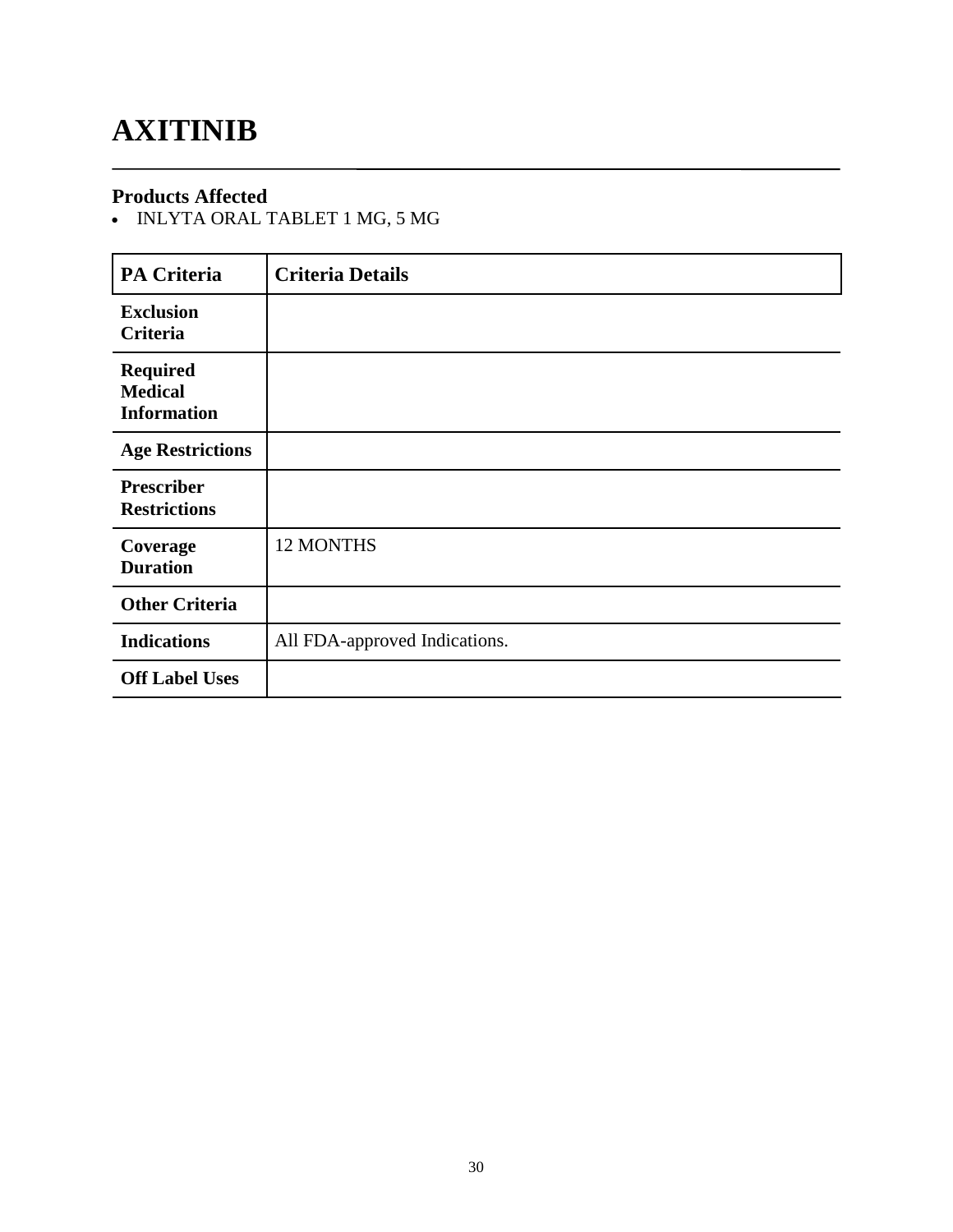# AXITINIB

### Products Affected

- INLYTA ORAL TABLET 1 MG, 5 MG

| PA Criteria | Criteria Details |
|---|---|
| **Exclusion Criteria** | |
| **Required Medical Information** | |
| **Age Restrictions** | |
| **Prescriber Restrictions** | |
| **Coverage Duration** | 12 MONTHS |
| **Other Criteria** | |
| **Indications** | All FDA-approved Indications. |
| **Off Label Uses** | |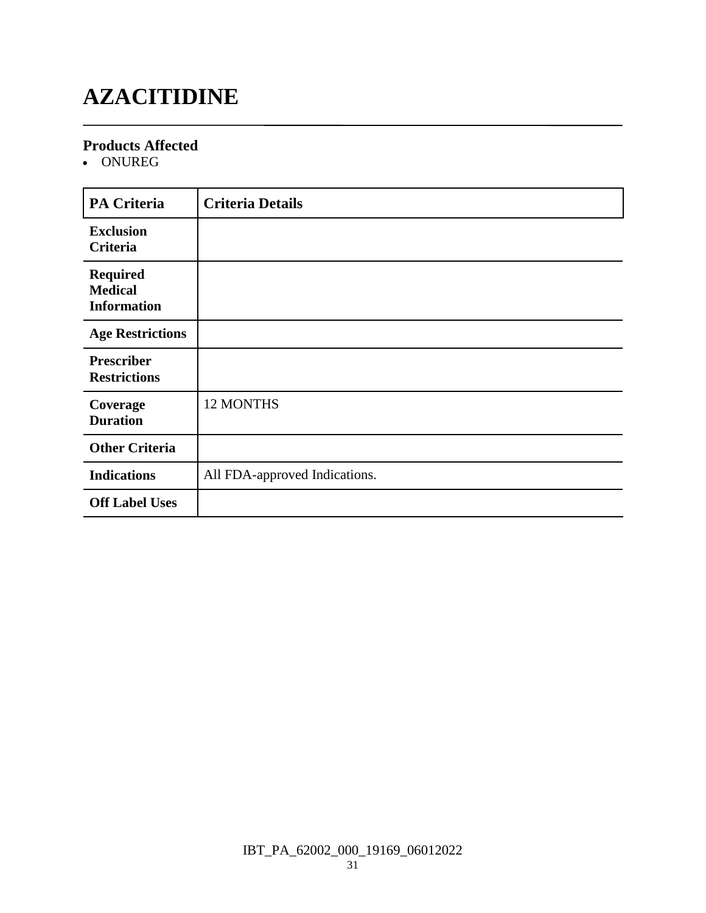# AZACITIDINE

### Products Affected

- ONUREG

| PA Criteria | Criteria Details |
|---|---|
| **Exclusion Criteria** | |
| **Required Medical Information** | |
| **Age Restrictions** | |
| **Prescriber Restrictions** | |
| **Coverage Duration** | 12 MONTHS |
| **Other Criteria** | |
| **Indications** | All FDA-approved Indications. |
| **Off Label Uses** | |

IBT_PA_62002_000_19169_06012022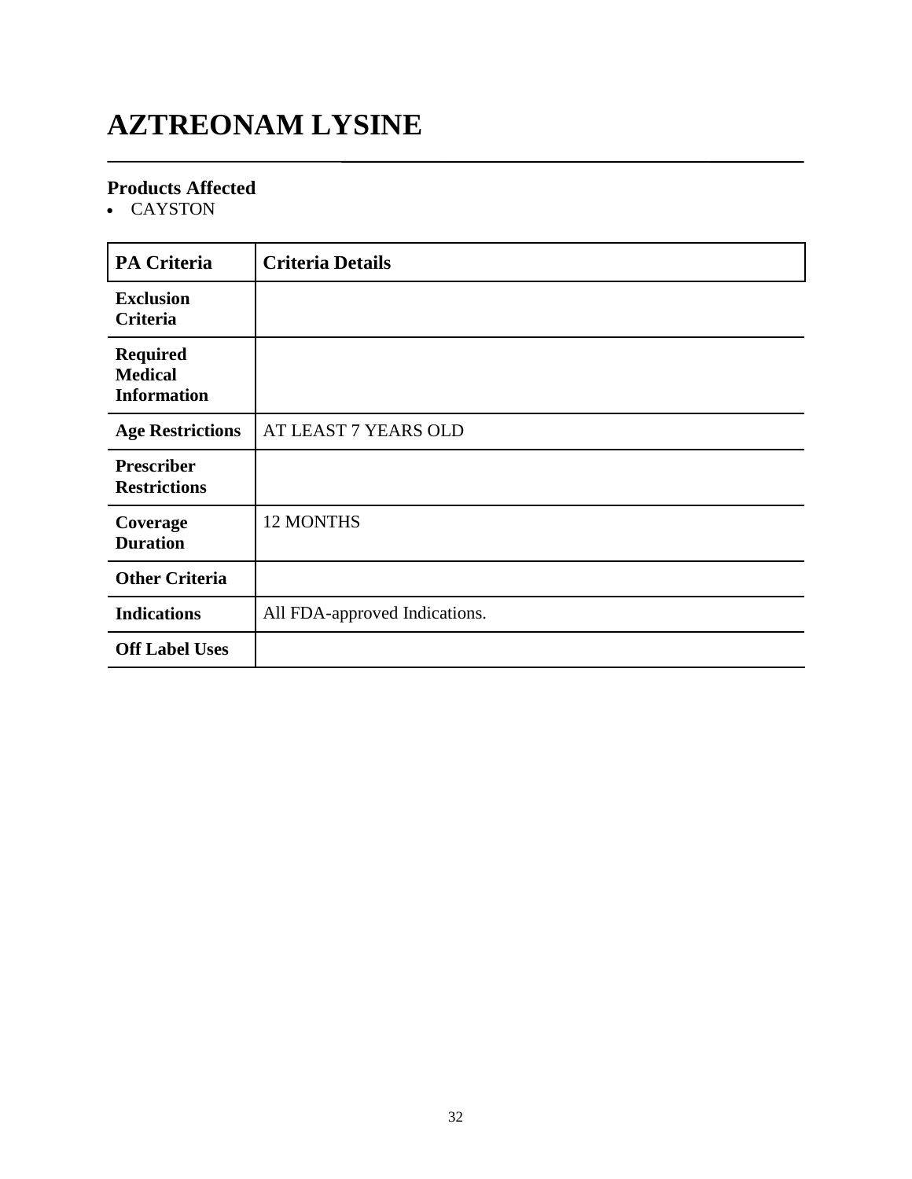# AZTREONAM LYSINE

## Products Affected

- CAYSTON

| PA Criteria | Criteria Details |
|---|---|
| **Exclusion Criteria** | |
| **Required Medical Information** | |
| **Age Restrictions** | AT LEAST 7 YEARS OLD |
| **Prescriber Restrictions** | |
| **Coverage Duration** | 12 MONTHS |
| **Other Criteria** | |
| **Indications** | All FDA-approved Indications. |
| **Off Label Uses** | |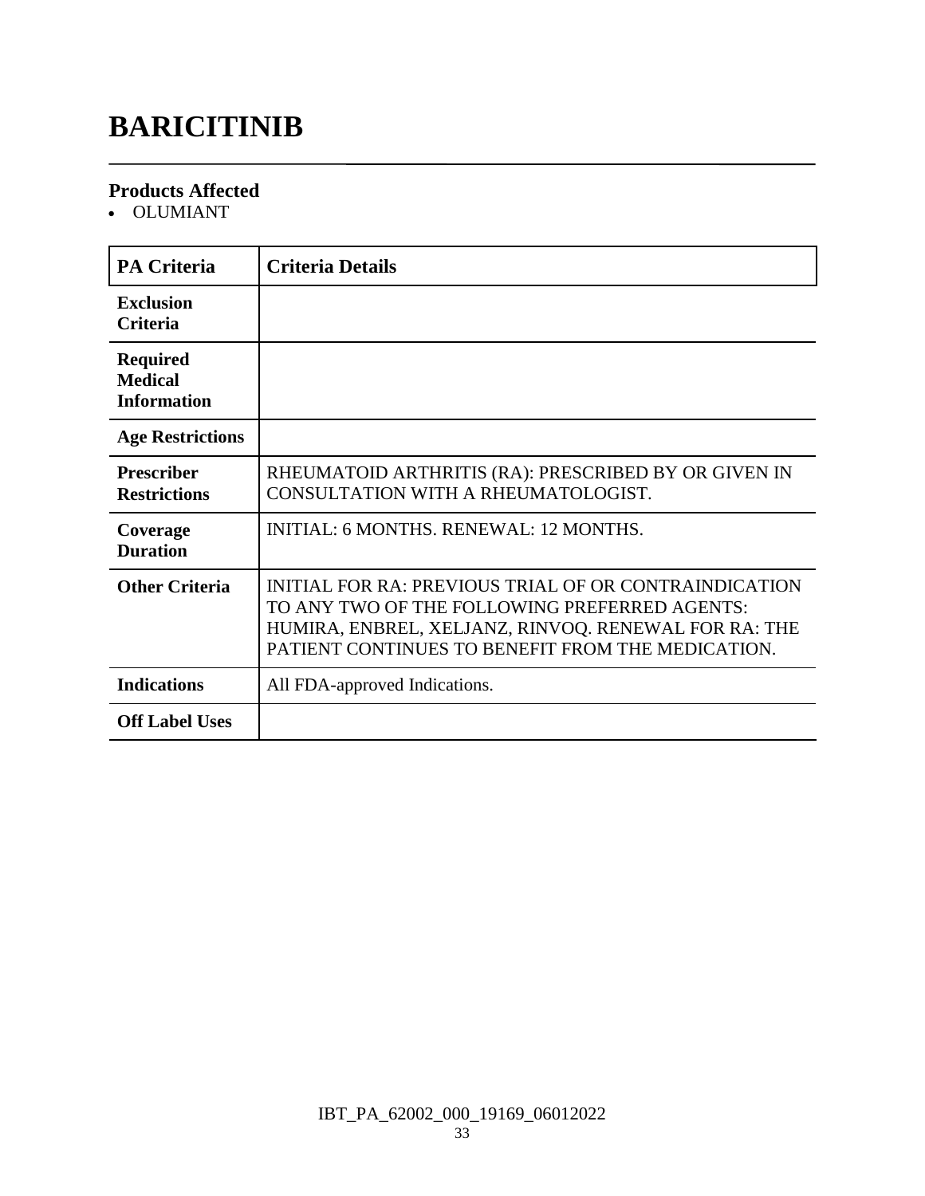# BARICITINIB

### Products Affected

- OLUMIANT

| PA Criteria | Criteria Details |
|---|---|
| **Exclusion Criteria** | |
| **Required Medical Information** | |
| **Age Restrictions** | |
| **Prescriber Restrictions** | RHEUMATOID ARTHRITIS (RA): PRESCRIBED BY OR GIVEN IN CONSULTATION WITH A RHEUMATOLOGIST. |
| **Coverage Duration** | INITIAL: 6 MONTHS. RENEWAL: 12 MONTHS. |
| **Other Criteria** | INITIAL FOR RA: PREVIOUS TRIAL OF OR CONTRAINDICATION TO ANY TWO OF THE FOLLOWING PREFERRED AGENTS: HUMIRA, ENBREL, XELJANZ, RINVOQ. RENEWAL FOR RA: THE PATIENT CONTINUES TO BENEFIT FROM THE MEDICATION. |
| **Indications** | All FDA-approved Indications. |
| **Off Label Uses** | |

IBT_PA_62002_000_19169_06012022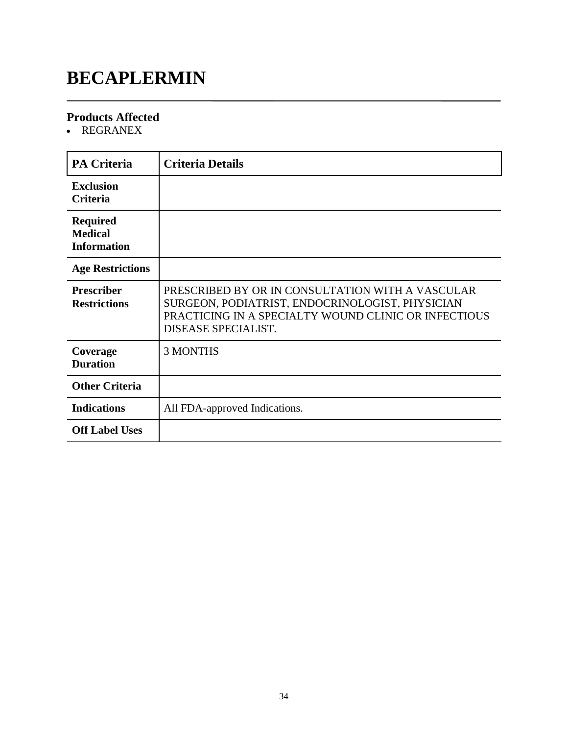# BECAPLERMIN

### Products Affected

- REGRANEX

| PA Criteria | Criteria Details |
| --- | --- |
| **Exclusion Criteria** | |
| **Required Medical Information** | |
| **Age Restrictions** | |
| **Prescriber Restrictions** | PRESCRIBED BY OR IN CONSULTATION WITH A VASCULAR SURGEON, PODIATRIST, ENDOCRINOLOGIST, PHYSICIAN PRACTICING IN A SPECIALTY WOUND CLINIC OR INFECTIOUS DISEASE SPECIALIST. |
| **Coverage Duration** | 3 MONTHS |
| **Other Criteria** | |
| **Indications** | All FDA-approved Indications. |
| **Off Label Uses** | |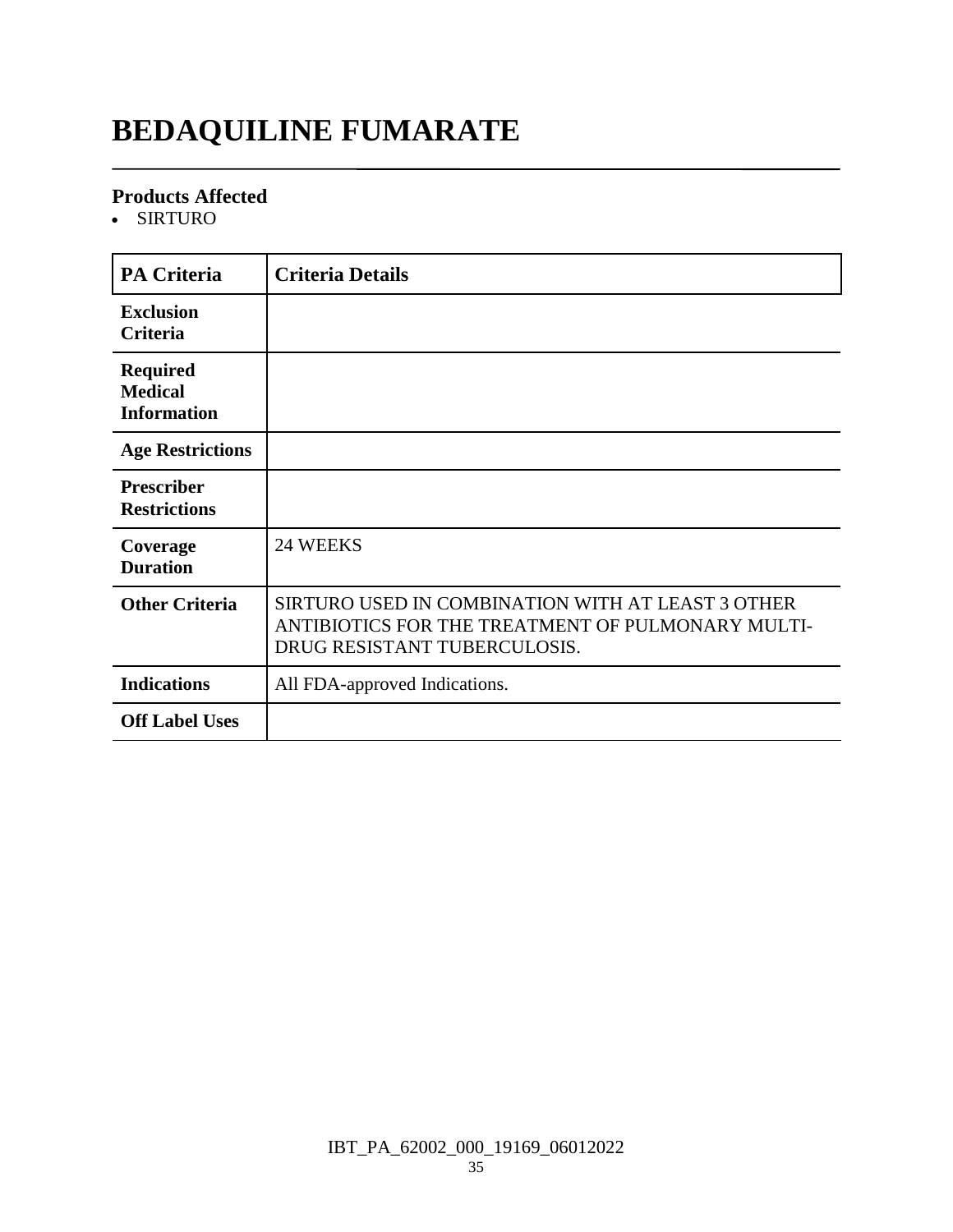# BEDAQUILINE FUMARATE

### Products Affected

- SIRTURO

| PA Criteria | Criteria Details |
|---|---|
| Exclusion Criteria | |
| Required Medical Information | |
| Age Restrictions | |
| Prescriber Restrictions | |
| Coverage Duration | 24 WEEKS |
| Other Criteria | SIRTURO USED IN COMBINATION WITH AT LEAST 3 OTHER ANTIBIOTICS FOR THE TREATMENT OF PULMONARY MULTI-DRUG RESISTANT TUBERCULOSIS. |
| Indications | All FDA-approved Indications. |
| Off Label Uses | |

IBT_PA_62002_000_19169_06012022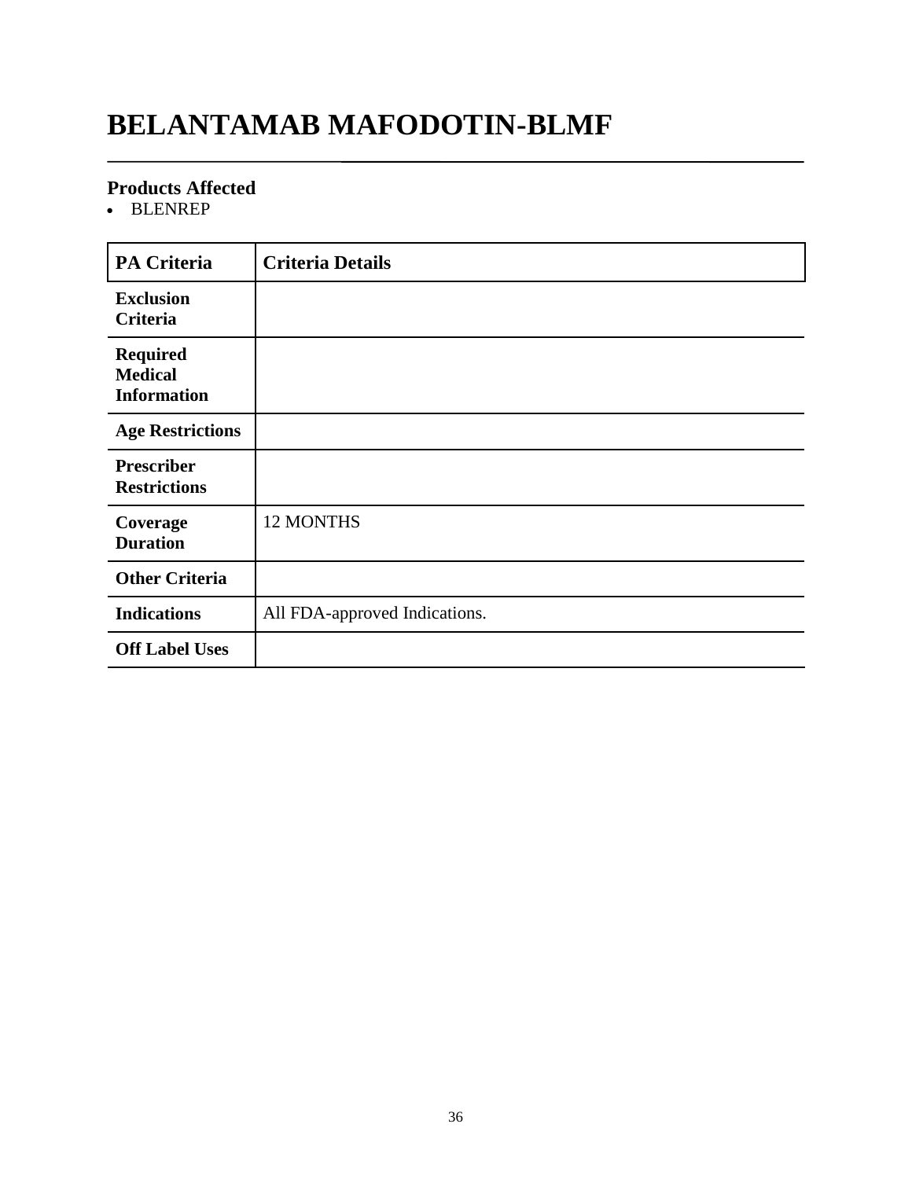# BELANTAMAB MAFODOTIN-BLMF

## Products Affected

- BLENREP

| PA Criteria | Criteria Details |
|---|---|
| **Exclusion Criteria** | |
| **Required Medical Information** | |
| **Age Restrictions** | |
| **Prescriber Restrictions** | |
| **Coverage Duration** | 12 MONTHS |
| **Other Criteria** | |
| **Indications** | All FDA-approved Indications. |
| **Off Label Uses** | |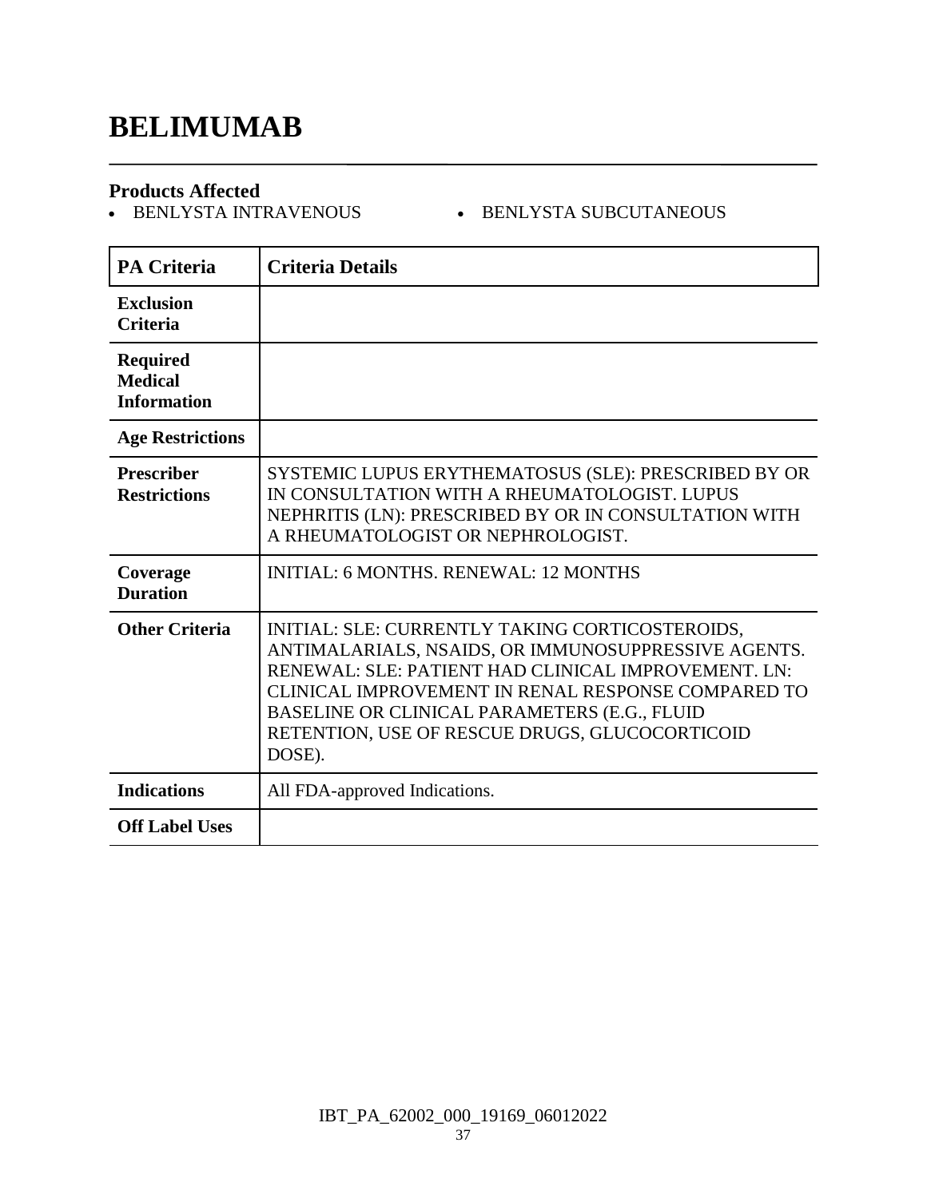# BELIMUMAB

## Products Affected

- BENLYSTA INTRAVENOUS
- BENLYSTA SUBCUTANEOUS

| PA Criteria | Criteria Details |
| --- | --- |
| **Exclusion Criteria** | |
| **Required Medical Information** | |
| **Age Restrictions** | |
| **Prescriber Restrictions** | SYSTEMIC LUPUS ERYTHEMATOSUS (SLE): PRESCRIBED BY OR IN CONSULTATION WITH A RHEUMATOLOGIST. LUPUS NEPHRITIS (LN): PRESCRIBED BY OR IN CONSULTATION WITH A RHEUMATOLOGIST OR NEPHROLOGIST. |
| **Coverage Duration** | INITIAL: 6 MONTHS. RENEWAL: 12 MONTHS |
| **Other Criteria** | INITIAL: SLE: CURRENTLY TAKING CORTICOSTEROIDS, ANTIMALARIALS, NSAIDS, OR IMMUNOSUPPRESSIVE AGENTS. RENEWAL: SLE: PATIENT HAD CLINICAL IMPROVEMENT. LN: CLINICAL IMPROVEMENT IN RENAL RESPONSE COMPARED TO BASELINE OR CLINICAL PARAMETERS (E.G., FLUID RETENTION, USE OF RESCUE DRUGS, GLUCOCORTICOID DOSE). |
| **Indications** | All FDA-approved Indications. |
| **Off Label Uses** | |

IBT_PA_62002_000_19169_06012022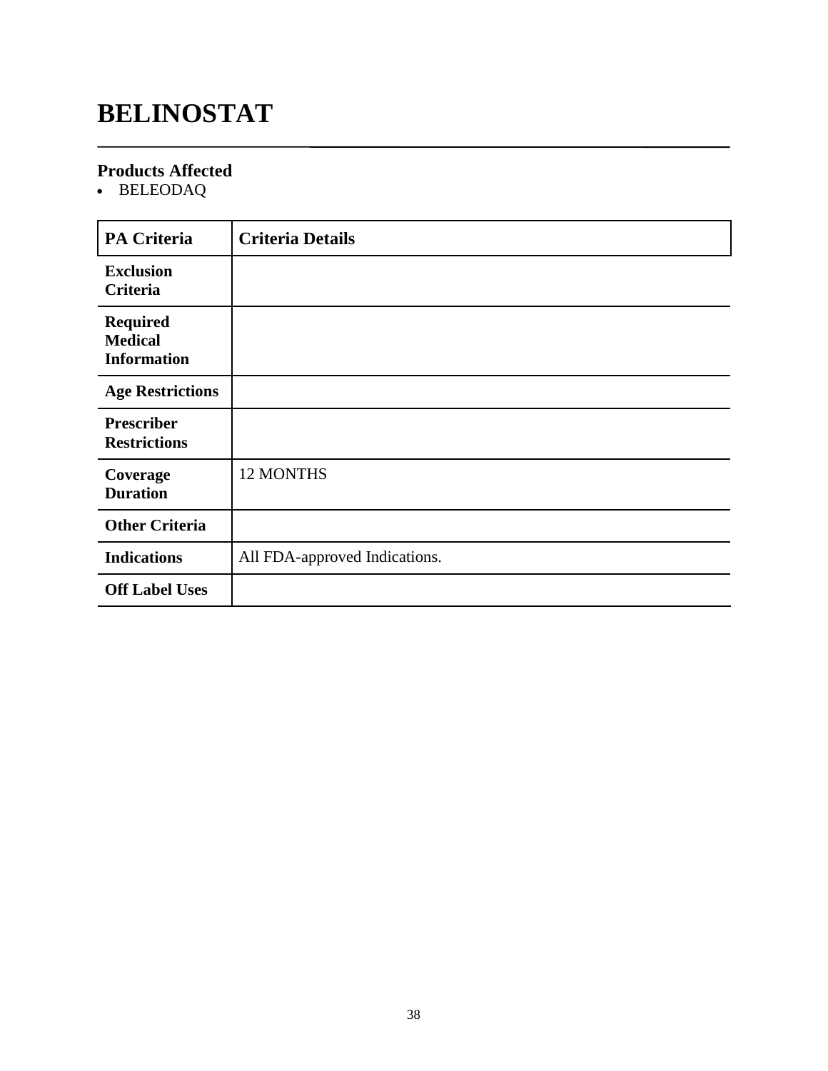# BELINOSTAT

### Products Affected

- BELEODAQ

| PA Criteria | Criteria Details |
| --- | --- |
| **Exclusion Criteria** | |
| **Required Medical Information** | |
| **Age Restrictions** | |
| **Prescriber Restrictions** | |
| **Coverage Duration** | 12 MONTHS |
| **Other Criteria** | |
| **Indications** | All FDA-approved Indications. |
| **Off Label Uses** | |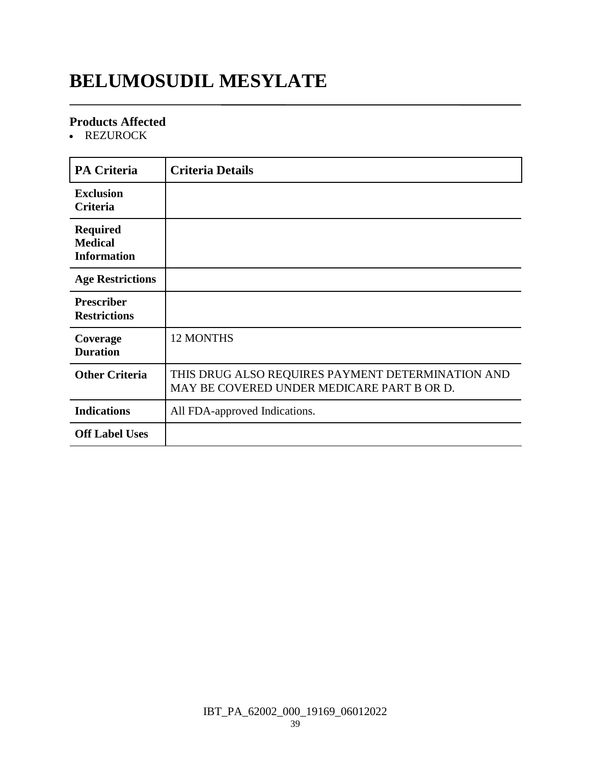# BELUMOSUDIL MESYLATE

### Products Affected

- REZUROCK

| PA Criteria | Criteria Details |
|---|---|
| **Exclusion Criteria** | |
| **Required Medical Information** | |
| **Age Restrictions** | |
| **Prescriber Restrictions** | |
| **Coverage Duration** | 12 MONTHS |
| **Other Criteria** | THIS DRUG ALSO REQUIRES PAYMENT DETERMINATION AND MAY BE COVERED UNDER MEDICARE PART B OR D. |
| **Indications** | All FDA-approved Indications. |
| **Off Label Uses** | |

IBT_PA_62002_000_19169_06012022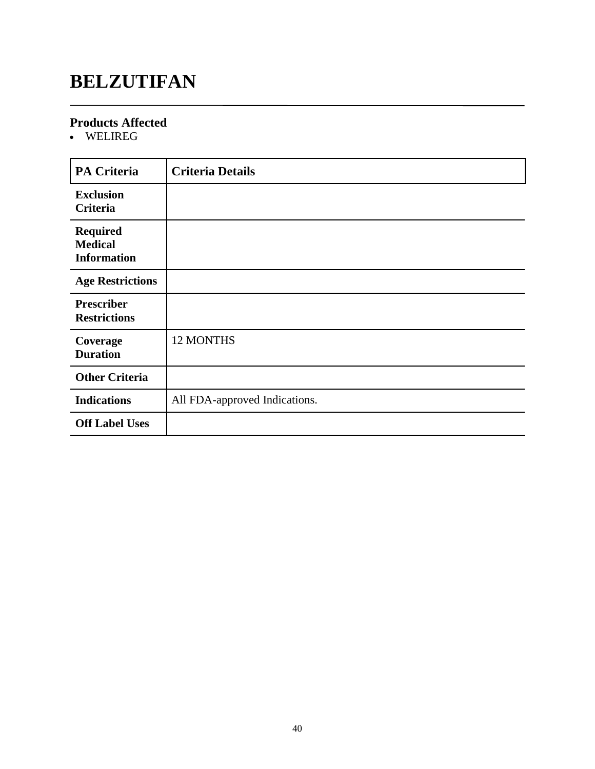# BELZUTIFAN

## Products Affected

- WELIREG

| PA Criteria | Criteria Details |
| --- | --- |
| **Exclusion Criteria** | |
| **Required Medical Information** | |
| **Age Restrictions** | |
| **Prescriber Restrictions** | |
| **Coverage Duration** | 12 MONTHS |
| **Other Criteria** | |
| **Indications** | All FDA-approved Indications. |
| **Off Label Uses** | |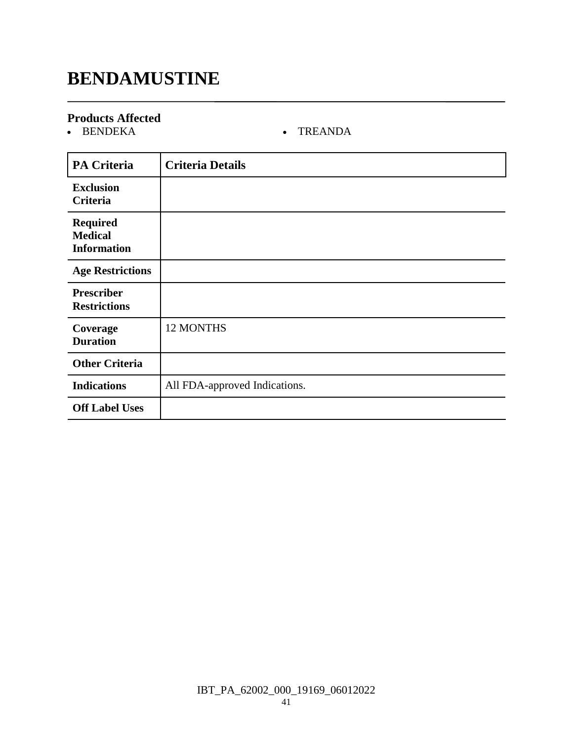# BENDAMUSTINE

### Products Affected

- BENDEKA
- TREANDA

| PA Criteria | Criteria Details |
| --- | --- |
| **Exclusion Criteria** | |
| **Required Medical Information** | |
| **Age Restrictions** | |
| **Prescriber Restrictions** | |
| **Coverage Duration** | 12 MONTHS |
| **Other Criteria** | |
| **Indications** | All FDA-approved Indications. |
| **Off Label Uses** | |

IBT_PA_62002_000_19169_06012022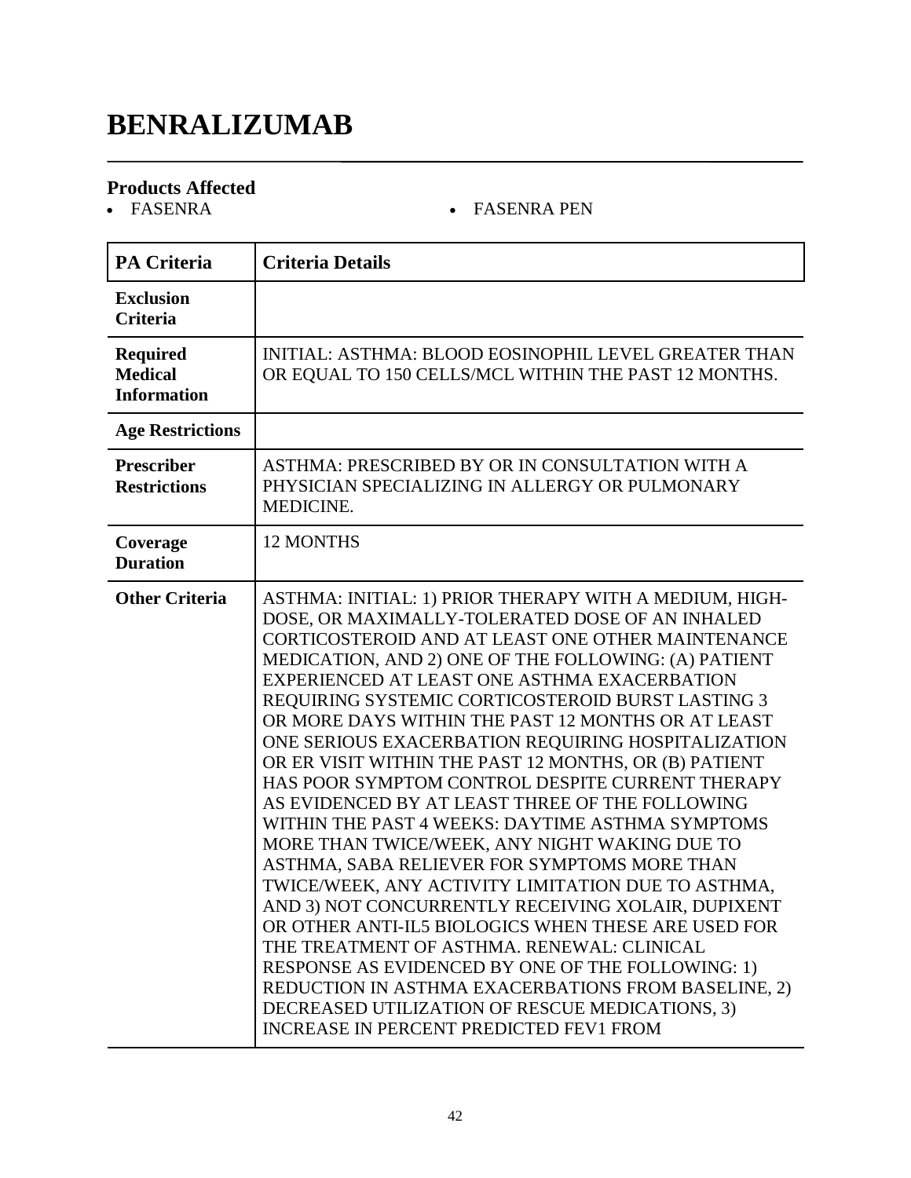# BENRALIZUMAB

## Products Affected

- FASENRA
- FASENRA PEN

| PA Criteria | Criteria Details |
|---|---|
| **Exclusion Criteria** | |
| **Required Medical Information** | INITIAL: ASTHMA: BLOOD EOSINOPHIL LEVEL GREATER THAN OR EQUAL TO 150 CELLS/MCL WITHIN THE PAST 12 MONTHS. |
| **Age Restrictions** | |
| **Prescriber Restrictions** | ASTHMA: PRESCRIBED BY OR IN CONSULTATION WITH A PHYSICIAN SPECIALIZING IN ALLERGY OR PULMONARY MEDICINE. |
| **Coverage Duration** | 12 MONTHS |
| **Other Criteria** | ASTHMA: INITIAL: 1) PRIOR THERAPY WITH A MEDIUM, HIGH-DOSE, OR MAXIMALLY-TOLERATED DOSE OF AN INHALED CORTICOSTEROID AND AT LEAST ONE OTHER MAINTENANCE MEDICATION, AND 2) ONE OF THE FOLLOWING: (A) PATIENT EXPERIENCED AT LEAST ONE ASTHMA EXACERBATION REQUIRING SYSTEMIC CORTICOSTEROID BURST LASTING 3 OR MORE DAYS WITHIN THE PAST 12 MONTHS OR AT LEAST ONE SERIOUS EXACERBATION REQUIRING HOSPITALIZATION OR ER VISIT WITHIN THE PAST 12 MONTHS, OR (B) PATIENT HAS POOR SYMPTOM CONTROL DESPITE CURRENT THERAPY AS EVIDENCED BY AT LEAST THREE OF THE FOLLOWING WITHIN THE PAST 4 WEEKS: DAYTIME ASTHMA SYMPTOMS MORE THAN TWICE/WEEK, ANY NIGHT WAKING DUE TO ASTHMA, SABA RELIEVER FOR SYMPTOMS MORE THAN TWICE/WEEK, ANY ACTIVITY LIMITATION DUE TO ASTHMA, AND 3) NOT CONCURRENTLY RECEIVING XOLAIR, DUPIXENT OR OTHER ANTI-IL5 BIOLOGICS WHEN THESE ARE USED FOR THE TREATMENT OF ASTHMA. RENEWAL: CLINICAL RESPONSE AS EVIDENCED BY ONE OF THE FOLLOWING: 1) REDUCTION IN ASTHMA EXACERBATIONS FROM BASELINE, 2) DECREASED UTILIZATION OF RESCUE MEDICATIONS, 3) INCREASE IN PERCENT PREDICTED FEV1 FROM |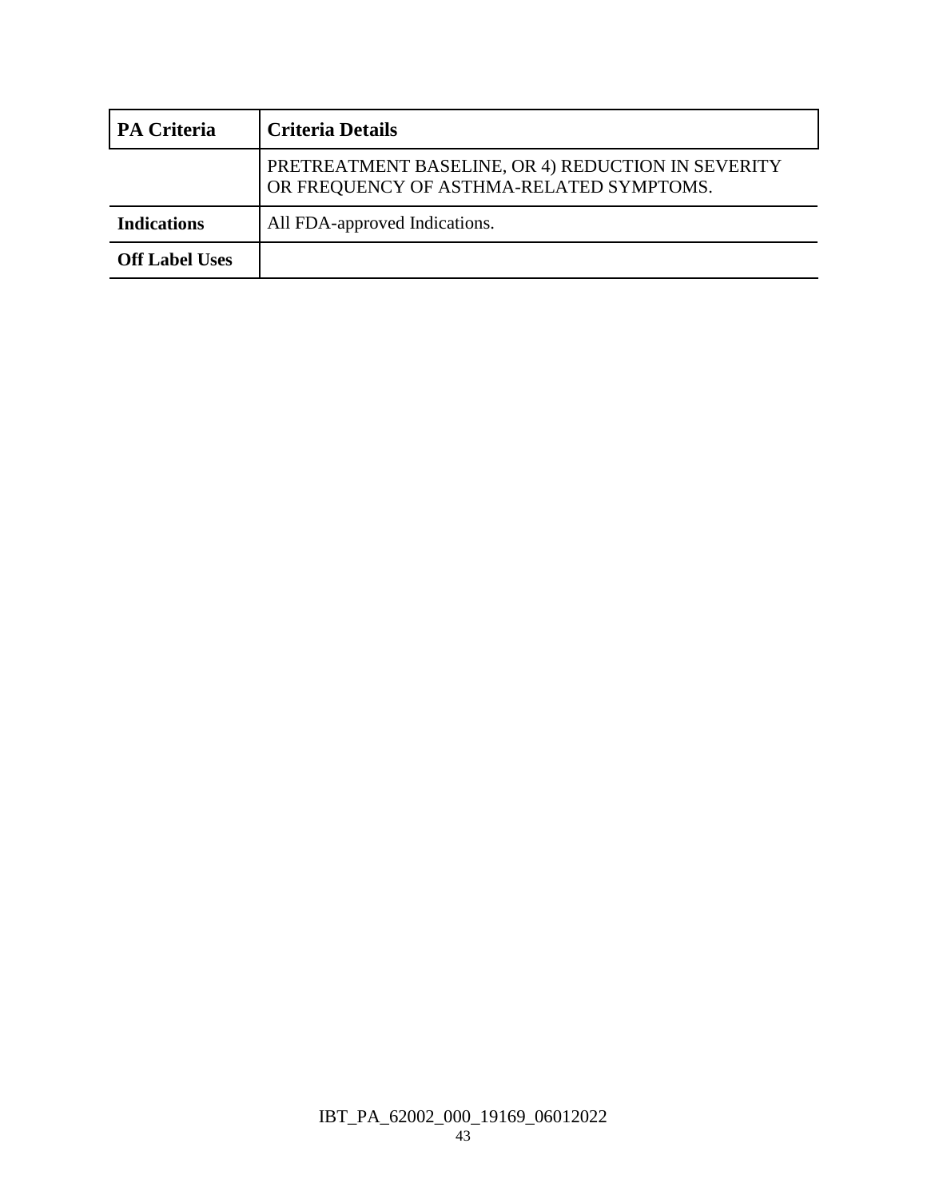| PA Criteria | Criteria Details |
|---|---|
| | PRETREATMENT BASELINE, OR 4) REDUCTION IN SEVERITY OR FREQUENCY OF ASTHMA-RELATED SYMPTOMS. |
| **Indications** | All FDA-approved Indications. |
| **Off Label Uses** | |

IBT_PA_62002_000_19169_06012022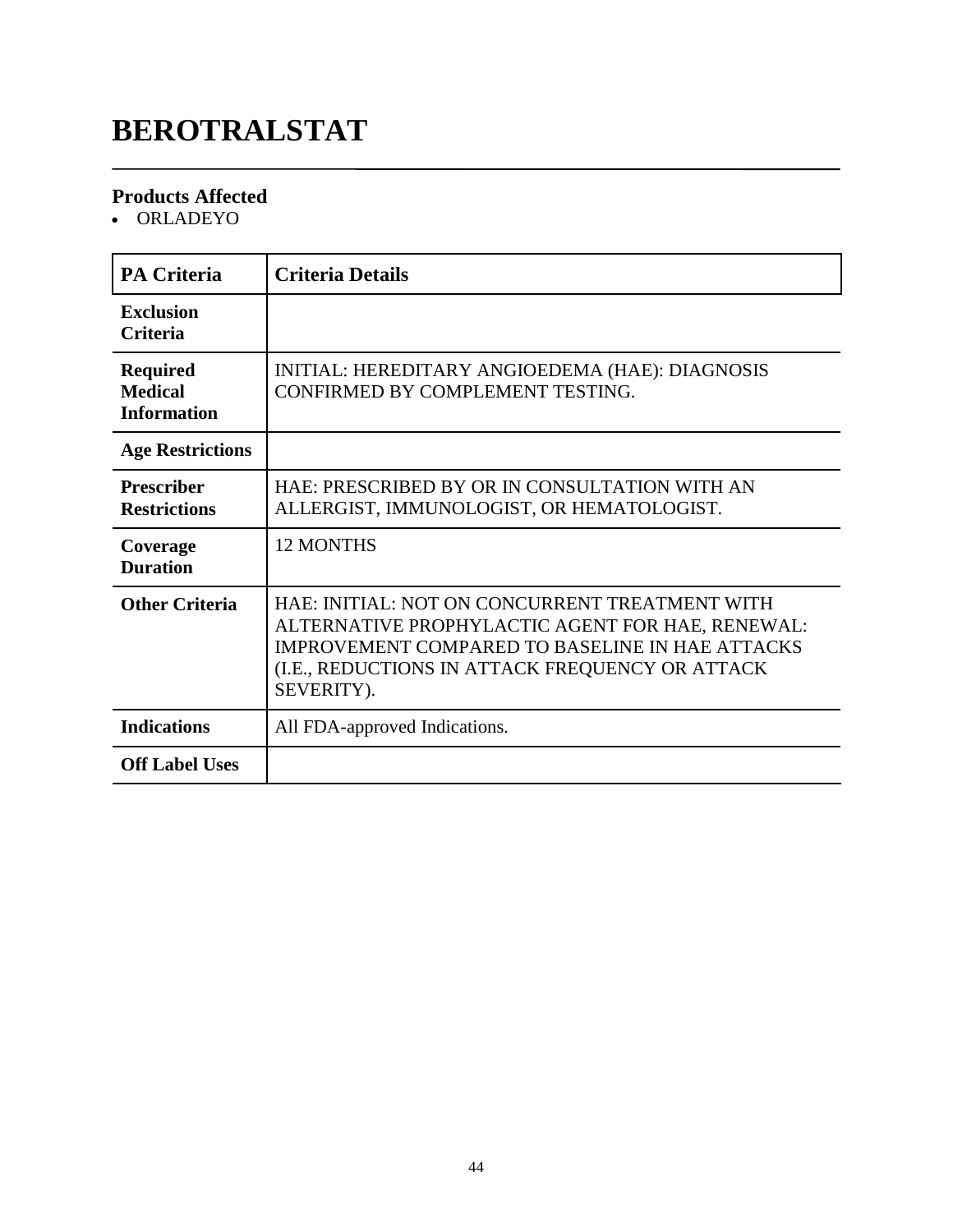# BEROTRALSTAT

## Products Affected

- ORLADEYO

| PA Criteria | Criteria Details |
|---|---|
| **Exclusion Criteria** | |
| **Required Medical Information** | INITIAL: HEREDITARY ANGIOEDEMA (HAE): DIAGNOSIS CONFIRMED BY COMPLEMENT TESTING. |
| **Age Restrictions** | |
| **Prescriber Restrictions** | HAE: PRESCRIBED BY OR IN CONSULTATION WITH AN ALLERGIST, IMMUNOLOGIST, OR HEMATOLOGIST. |
| **Coverage Duration** | 12 MONTHS |
| **Other Criteria** | HAE: INITIAL: NOT ON CONCURRENT TREATMENT WITH ALTERNATIVE PROPHYLACTIC AGENT FOR HAE, RENEWAL: IMPROVEMENT COMPARED TO BASELINE IN HAE ATTACKS (I.E., REDUCTIONS IN ATTACK FREQUENCY OR ATTACK SEVERITY). |
| **Indications** | All FDA-approved Indications. |
| **Off Label Uses** | |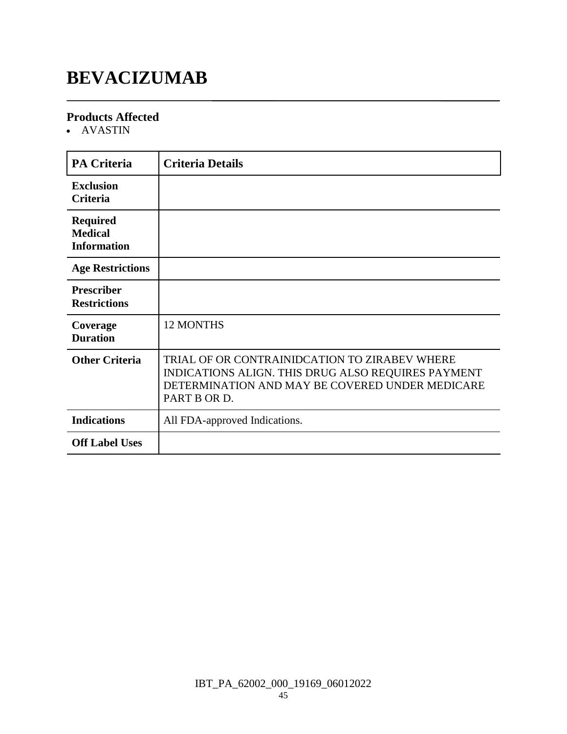# BEVACIZUMAB

### Products Affected

- AVASTIN

| PA Criteria | Criteria Details |
|---|---|
| **Exclusion Criteria** | |
| **Required Medical Information** | |
| **Age Restrictions** | |
| **Prescriber Restrictions** | |
| **Coverage Duration** | 12 MONTHS |
| **Other Criteria** | TRIAL OF OR CONTRAINIDCATION TO ZIRABEV WHERE INDICATIONS ALIGN. THIS DRUG ALSO REQUIRES PAYMENT DETERMINATION AND MAY BE COVERED UNDER MEDICARE PART B OR D. |
| **Indications** | All FDA-approved Indications. |
| **Off Label Uses** | |

IBT_PA_62002_000_19169_06012022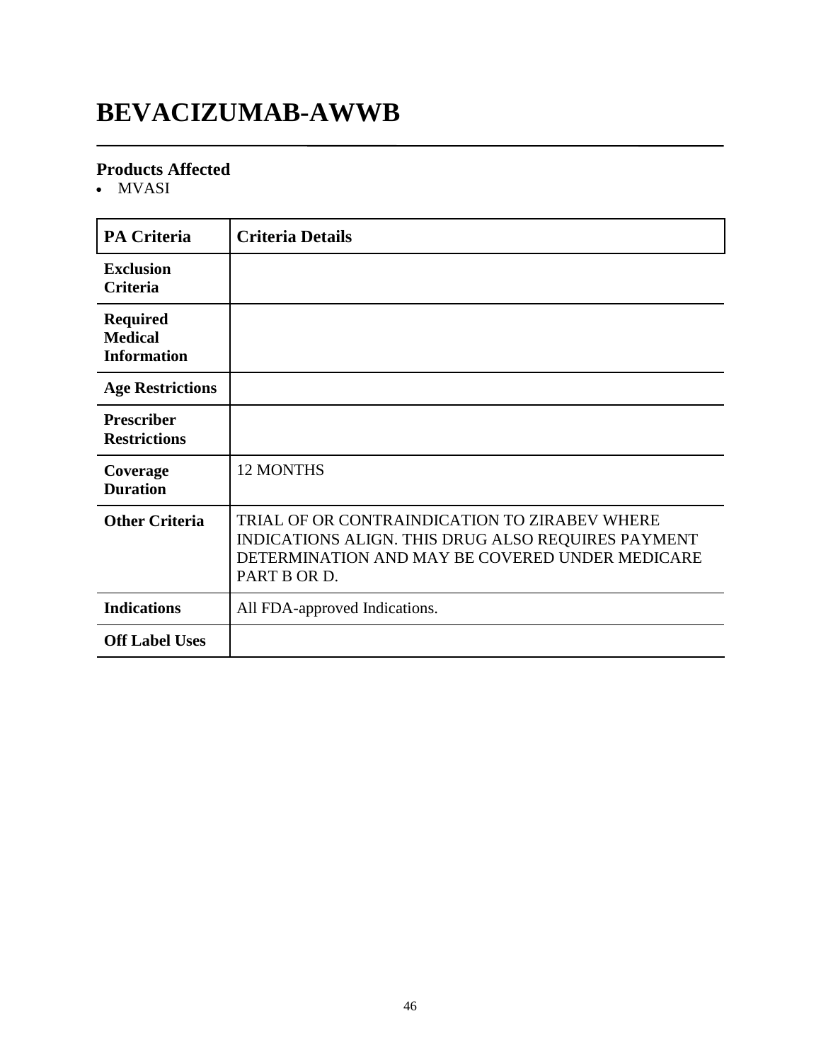# BEVACIZUMAB-AWWB

## Products Affected

- MVASI

| PA Criteria | Criteria Details |
|---|---|
| **Exclusion Criteria** | |
| **Required Medical Information** | |
| **Age Restrictions** | |
| **Prescriber Restrictions** | |
| **Coverage Duration** | 12 MONTHS |
| **Other Criteria** | TRIAL OF OR CONTRAINDICATION TO ZIRABEV WHERE INDICATIONS ALIGN. THIS DRUG ALSO REQUIRES PAYMENT DETERMINATION AND MAY BE COVERED UNDER MEDICARE PART B OR D. |
| **Indications** | All FDA-approved Indications. |
| **Off Label Uses** | |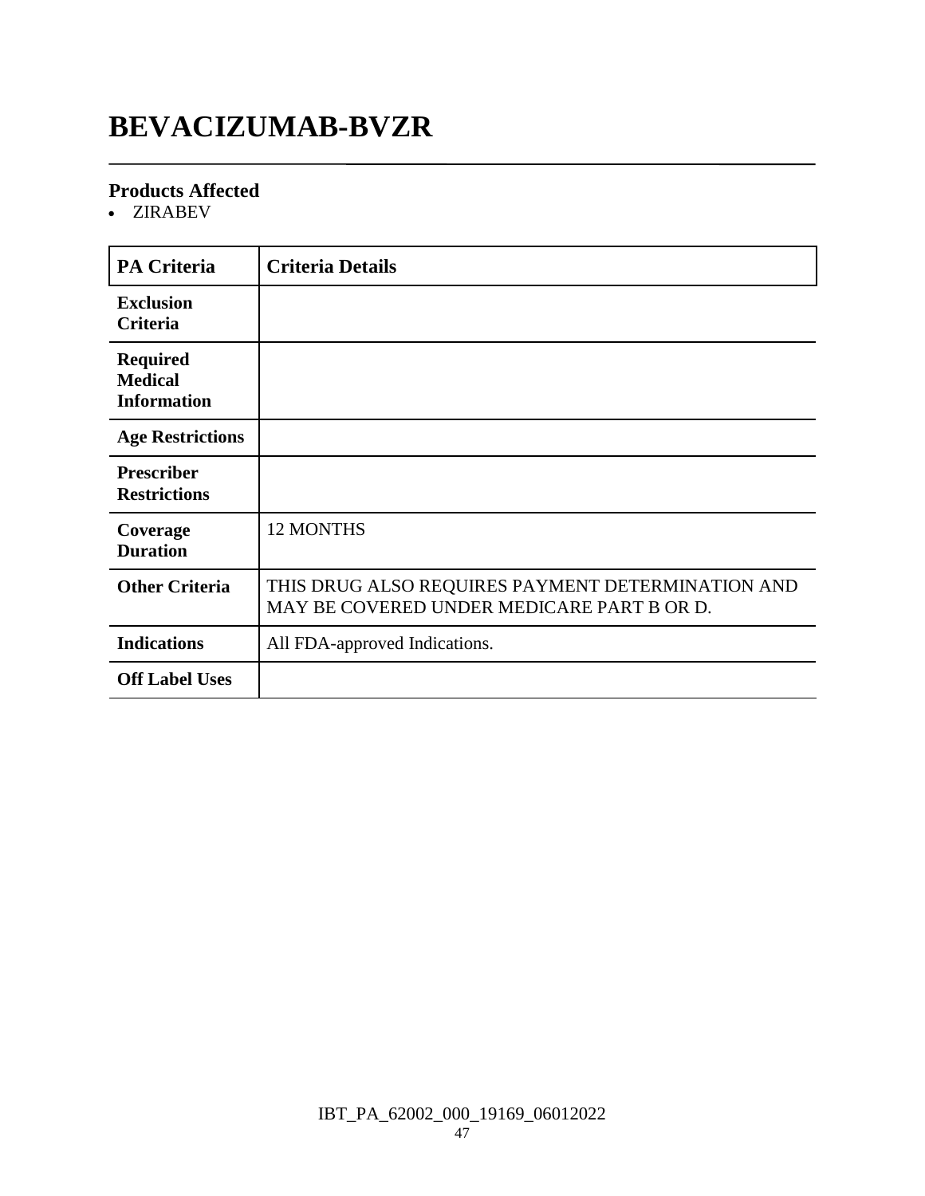# BEVACIZUMAB-BVZR

## Products Affected

- ZIRABEV

| PA Criteria | Criteria Details |
|---|---|
| **Exclusion Criteria** | |
| **Required Medical Information** | |
| **Age Restrictions** | |
| **Prescriber Restrictions** | |
| **Coverage Duration** | 12 MONTHS |
| **Other Criteria** | THIS DRUG ALSO REQUIRES PAYMENT DETERMINATION AND MAY BE COVERED UNDER MEDICARE PART B OR D. |
| **Indications** | All FDA-approved Indications. |
| **Off Label Uses** | |

IBT_PA_62002_000_19169_06012022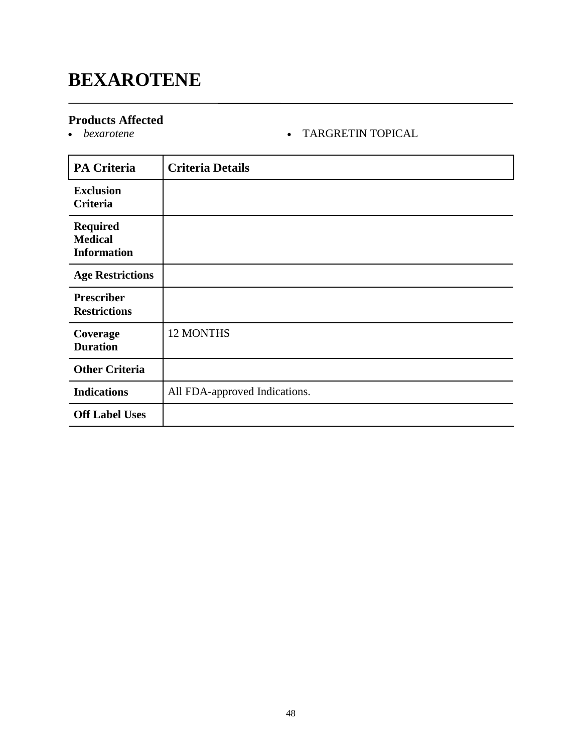# BEXAROTENE

## Products Affected

- *bexarotene*
- TARGRETIN TOPICAL

| PA Criteria | Criteria Details |
|---|---|
| **Exclusion Criteria** | |
| **Required Medical Information** | |
| **Age Restrictions** | |
| **Prescriber Restrictions** | |
| **Coverage Duration** | 12 MONTHS |
| **Other Criteria** | |
| **Indications** | All FDA-approved Indications. |
| **Off Label Uses** | |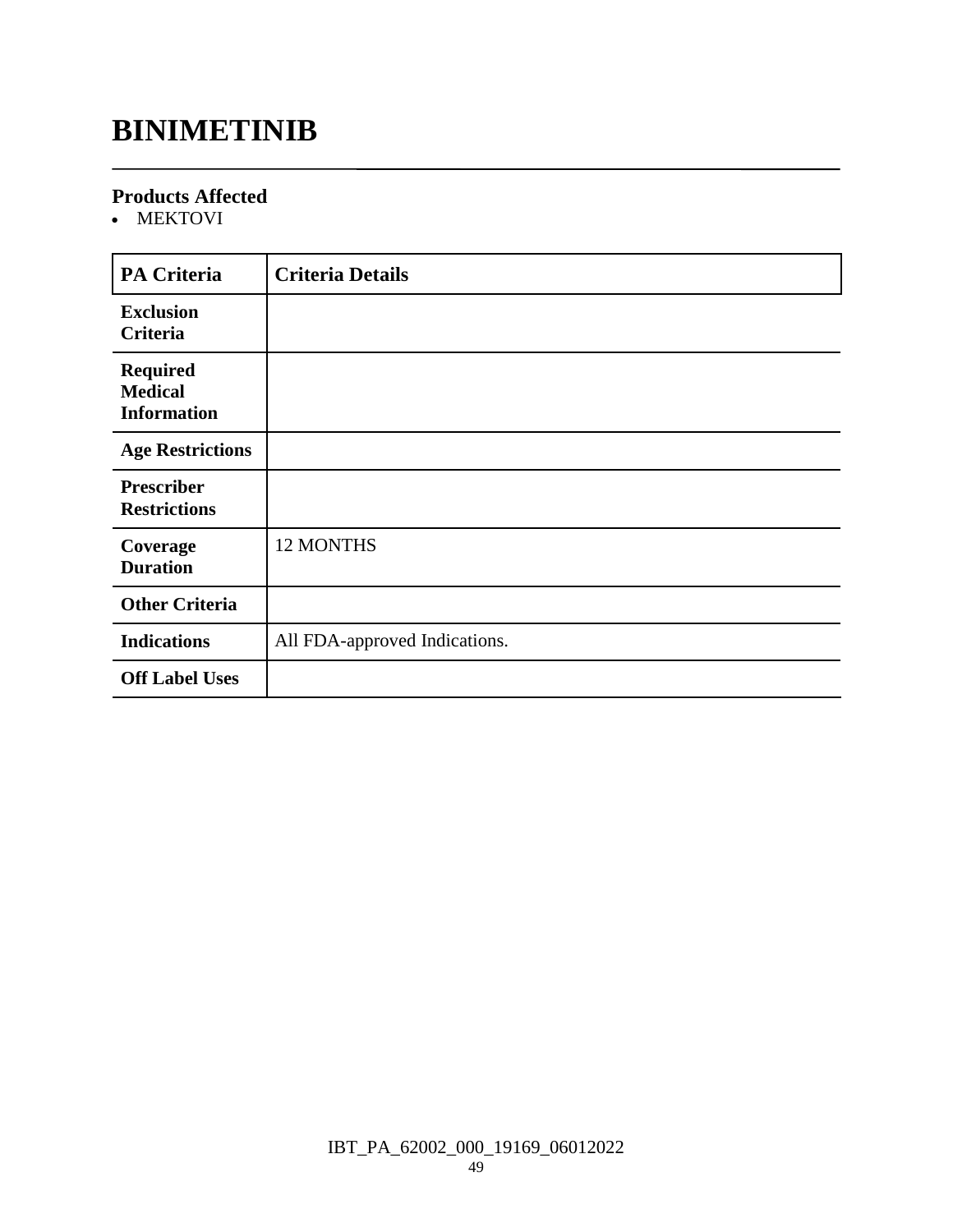# BINIMETINIB

### Products Affected

- MEKTOVI

| PA Criteria | Criteria Details |
|---|---|
| **Exclusion Criteria** | |
| **Required Medical Information** | |
| **Age Restrictions** | |
| **Prescriber Restrictions** | |
| **Coverage Duration** | 12 MONTHS |
| **Other Criteria** | |
| **Indications** | All FDA-approved Indications. |
| **Off Label Uses** | |

IBT_PA_62002_000_19169_06012022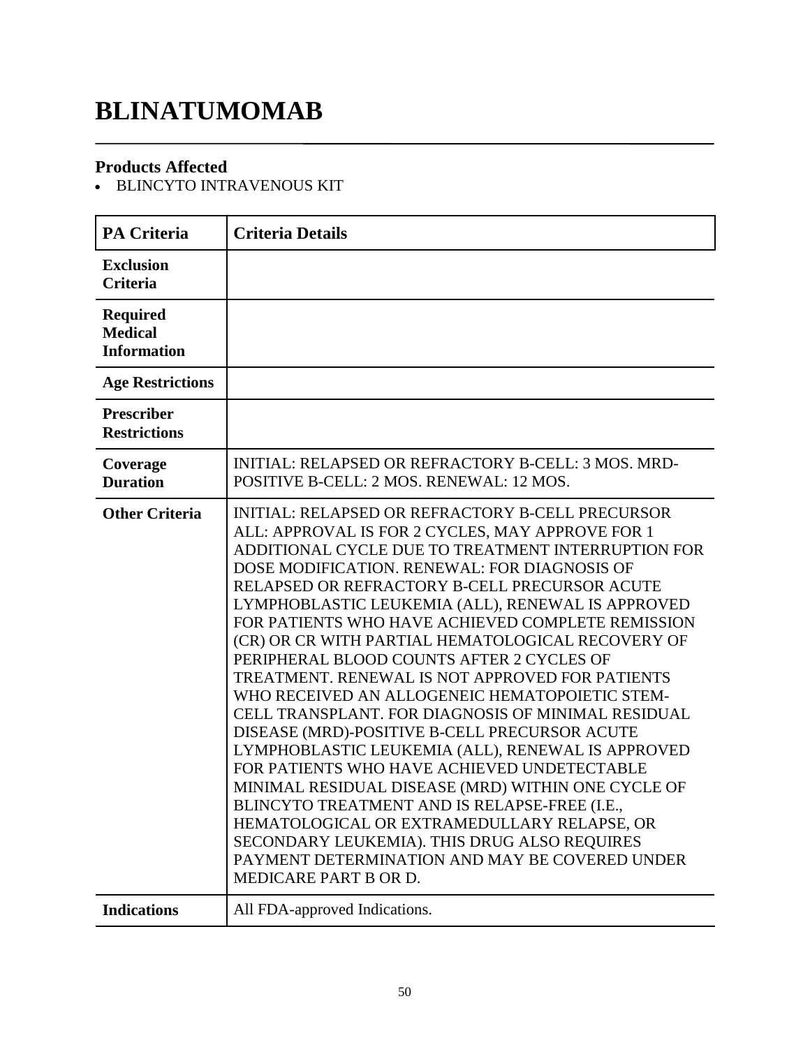# BLINATUMOMAB

### Products Affected

- BLINCYTO INTRAVENOUS KIT

| PA Criteria | Criteria Details |
| --- | --- |
| **Exclusion Criteria** | |
| **Required Medical Information** | |
| **Age Restrictions** | |
| **Prescriber Restrictions** | |
| **Coverage Duration** | INITIAL: RELAPSED OR REFRACTORY B-CELL: 3 MOS. MRD-POSITIVE B-CELL: 2 MOS. RENEWAL: 12 MOS. |
| **Other Criteria** | INITIAL: RELAPSED OR REFRACTORY B-CELL PRECURSOR ALL: APPROVAL IS FOR 2 CYCLES, MAY APPROVE FOR 1 ADDITIONAL CYCLE DUE TO TREATMENT INTERRUPTION FOR DOSE MODIFICATION. RENEWAL: FOR DIAGNOSIS OF RELAPSED OR REFRACTORY B-CELL PRECURSOR ACUTE LYMPHOBLASTIC LEUKEMIA (ALL), RENEWAL IS APPROVED FOR PATIENTS WHO HAVE ACHIEVED COMPLETE REMISSION (CR) OR CR WITH PARTIAL HEMATOLOGICAL RECOVERY OF PERIPHERAL BLOOD COUNTS AFTER 2 CYCLES OF TREATMENT. RENEWAL IS NOT APPROVED FOR PATIENTS WHO RECEIVED AN ALLOGENEIC HEMATOPOIETIC STEM-CELL TRANSPLANT. FOR DIAGNOSIS OF MINIMAL RESIDUAL DISEASE (MRD)-POSITIVE B-CELL PRECURSOR ACUTE LYMPHOBLASTIC LEUKEMIA (ALL), RENEWAL IS APPROVED FOR PATIENTS WHO HAVE ACHIEVED UNDETECTABLE MINIMAL RESIDUAL DISEASE (MRD) WITHIN ONE CYCLE OF BLINCYTO TREATMENT AND IS RELAPSE-FREE (I.E., HEMATOLOGICAL OR EXTRAMEDULLARY RELAPSE, OR SECONDARY LEUKEMIA). THIS DRUG ALSO REQUIRES PAYMENT DETERMINATION AND MAY BE COVERED UNDER MEDICARE PART B OR D. |
| **Indications** | All FDA-approved Indications. |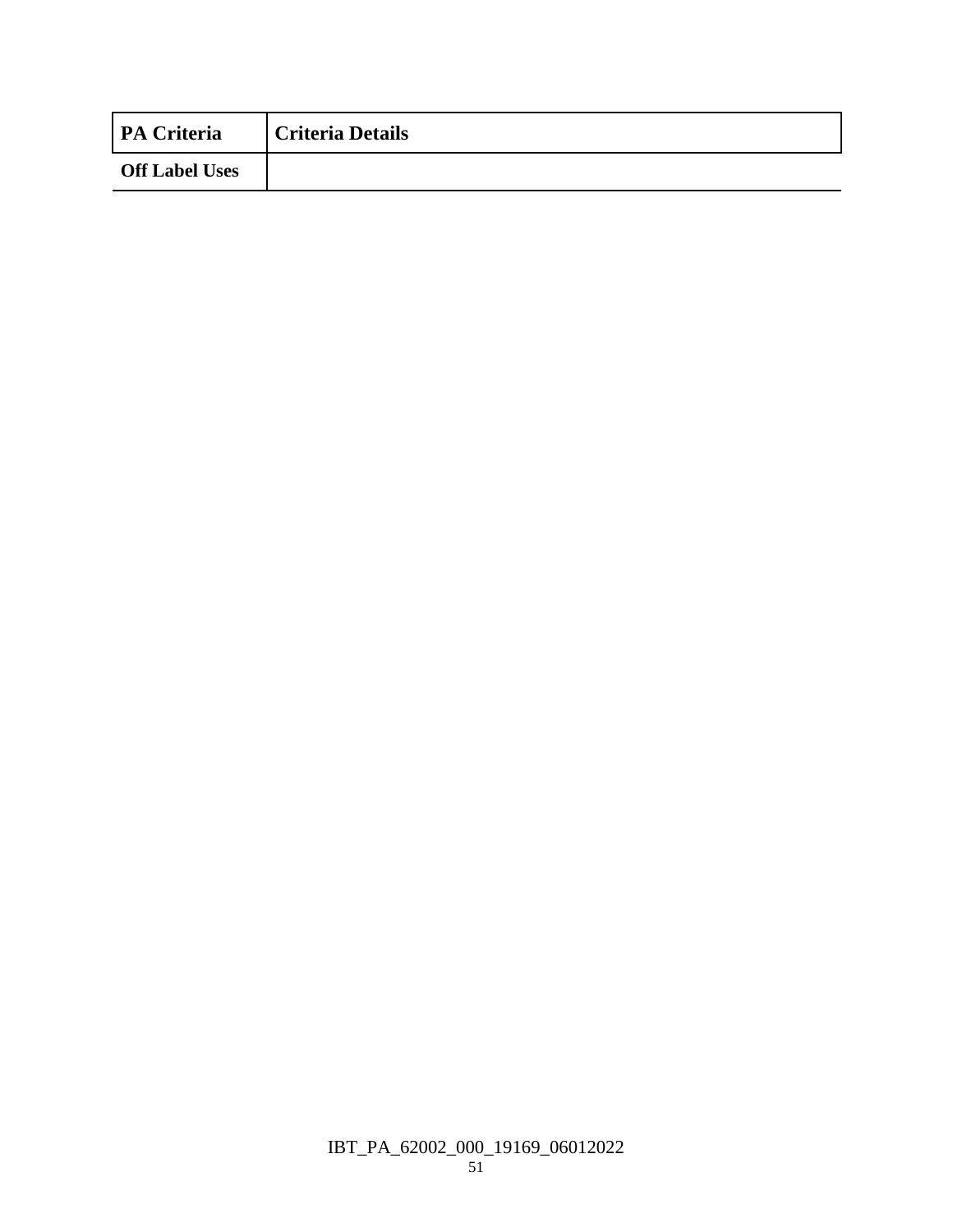| PA Criteria | Criteria Details |
| --- | --- |
| Off Label Uses | |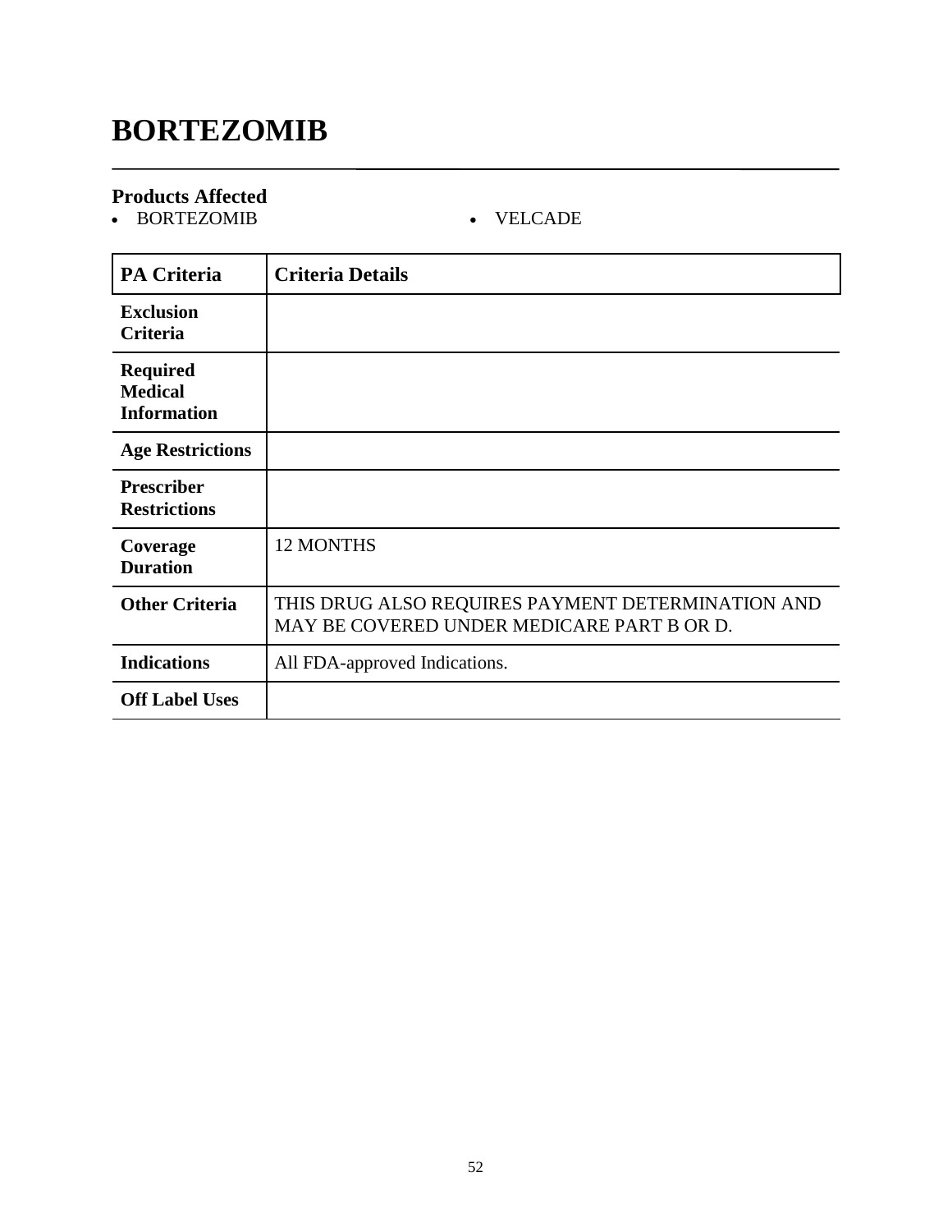# BORTEZOMIB

## Products Affected

- BORTEZOMIB
- VELCADE

| PA Criteria | Criteria Details |
|---|---|
| Exclusion Criteria | |
| Required Medical Information | |
| Age Restrictions | |
| Prescriber Restrictions | |
| Coverage Duration | 12 MONTHS |
| Other Criteria | THIS DRUG ALSO REQUIRES PAYMENT DETERMINATION AND MAY BE COVERED UNDER MEDICARE PART B OR D. |
| Indications | All FDA-approved Indications. |
| Off Label Uses | |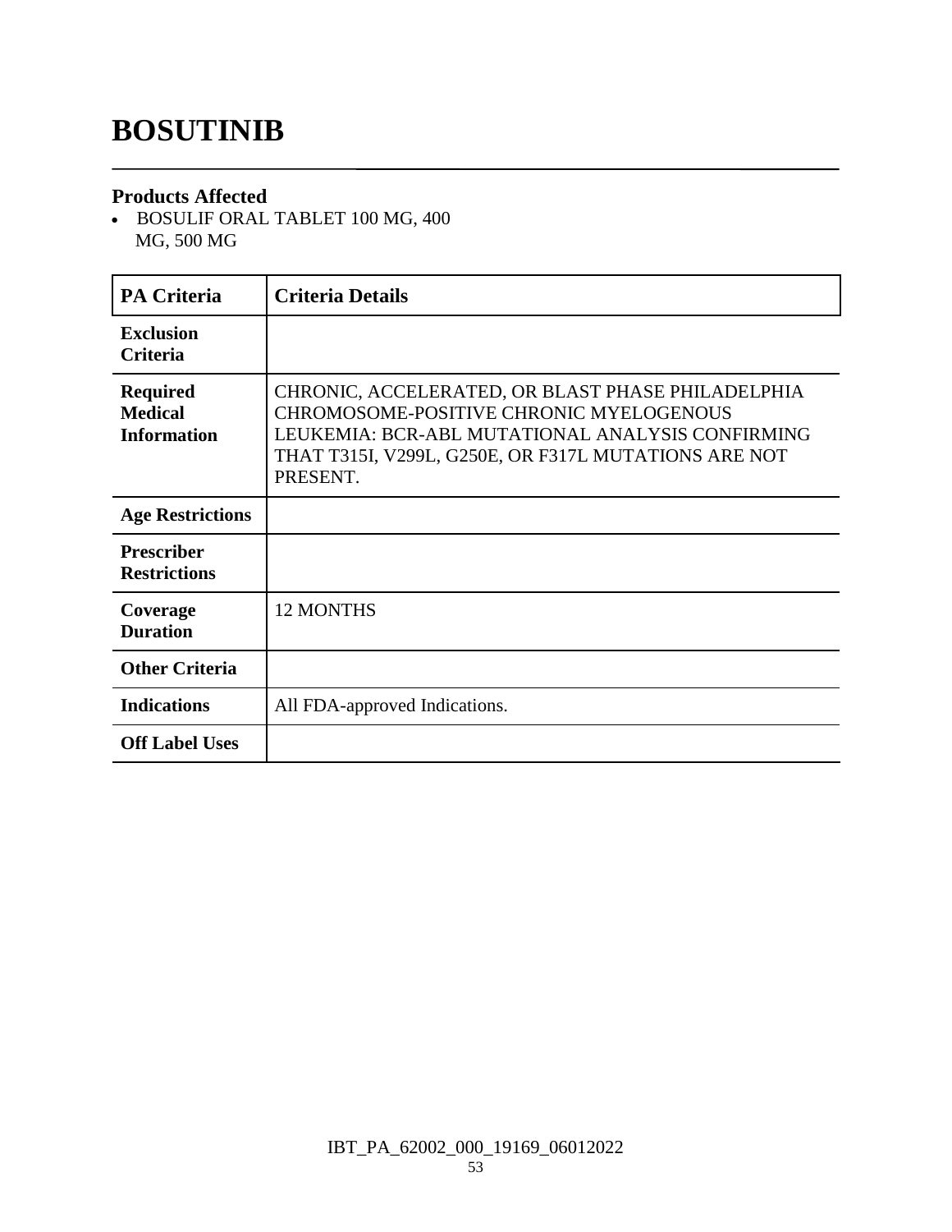# BOSUTINIB

## Products Affected

- BOSULIF ORAL TABLET 100 MG, 400 MG, 500 MG

| PA Criteria | Criteria Details |
|---|---|
| **Exclusion Criteria** | |
| **Required Medical Information** | CHRONIC, ACCELERATED, OR BLAST PHASE PHILADELPHIA CHROMOSOME-POSITIVE CHRONIC MYELOGENOUS LEUKEMIA: BCR-ABL MUTATIONAL ANALYSIS CONFIRMING THAT T315I, V299L, G250E, OR F317L MUTATIONS ARE NOT PRESENT. |
| **Age Restrictions** | |
| **Prescriber Restrictions** | |
| **Coverage Duration** | 12 MONTHS |
| **Other Criteria** | |
| **Indications** | All FDA-approved Indications. |
| **Off Label Uses** | |

IBT_PA_62002_000_19169_06012022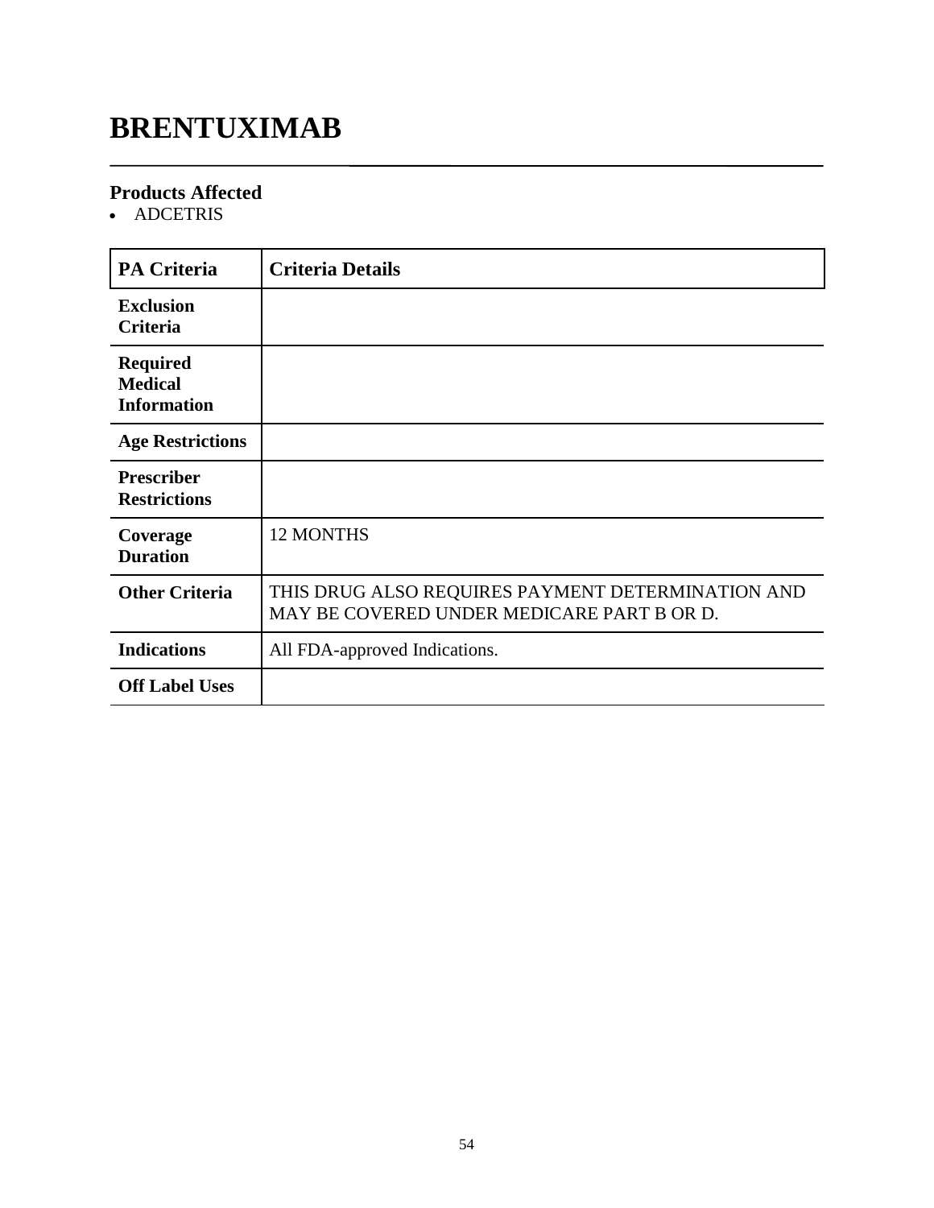# BRENTUXIMAB

## Products Affected

- ADCETRIS

| PA Criteria | Criteria Details |
|---|---|
| **Exclusion Criteria** | |
| **Required Medical Information** | |
| **Age Restrictions** | |
| **Prescriber Restrictions** | |
| **Coverage Duration** | 12 MONTHS |
| **Other Criteria** | THIS DRUG ALSO REQUIRES PAYMENT DETERMINATION AND MAY BE COVERED UNDER MEDICARE PART B OR D. |
| **Indications** | All FDA-approved Indications. |
| **Off Label Uses** | |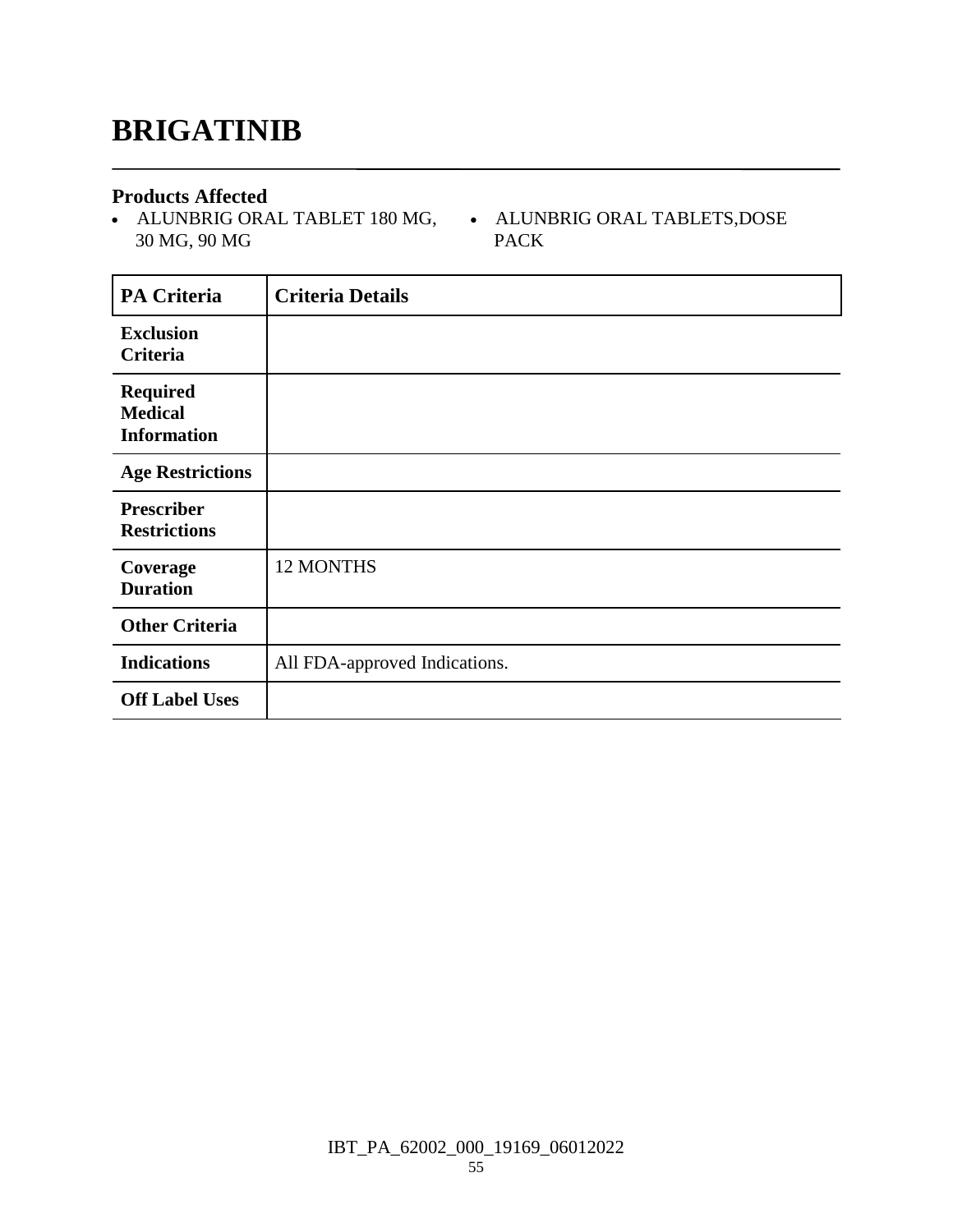# BRIGATINIB

### Products Affected

- ALUNBRIG ORAL TABLET 180 MG, 30 MG, 90 MG
- ALUNBRIG ORAL TABLETS,DOSE PACK

| PA Criteria | Criteria Details |
|---|---|
| Exclusion Criteria | |
| Required Medical Information | |
| Age Restrictions | |
| Prescriber Restrictions | |
| Coverage Duration | 12 MONTHS |
| Other Criteria | |
| Indications | All FDA-approved Indications. |
| Off Label Uses | |

IBT_PA_62002_000_19169_06012022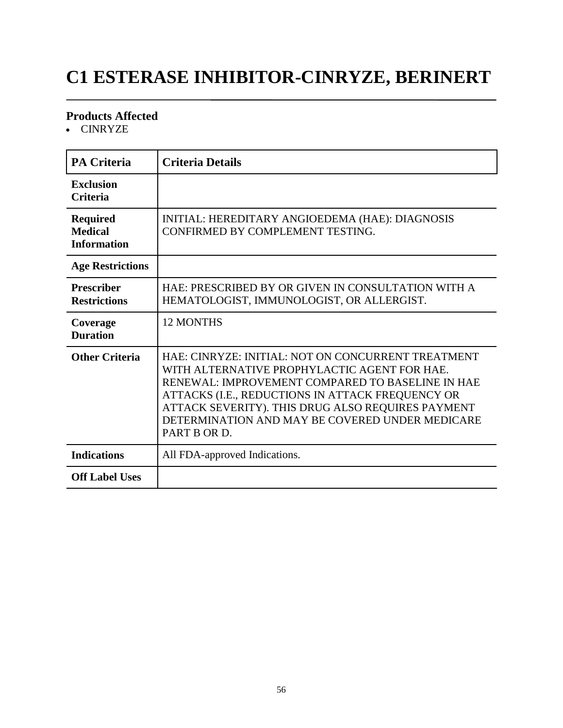# C1 ESTERASE INHIBITOR-CINRYZE, BERINERT

### Products Affected

- CINRYZE

| PA Criteria | Criteria Details |
| --- | --- |
| **Exclusion Criteria** | |
| **Required Medical Information** | INITIAL: HEREDITARY ANGIOEDEMA (HAE): DIAGNOSIS CONFIRMED BY COMPLEMENT TESTING. |
| **Age Restrictions** | |
| **Prescriber Restrictions** | HAE: PRESCRIBED BY OR GIVEN IN CONSULTATION WITH A HEMATOLOGIST, IMMUNOLOGIST, OR ALLERGIST. |
| **Coverage Duration** | 12 MONTHS |
| **Other Criteria** | HAE: CINRYZE: INITIAL: NOT ON CONCURRENT TREATMENT WITH ALTERNATIVE PROPHYLACTIC AGENT FOR HAE. RENEWAL: IMPROVEMENT COMPARED TO BASELINE IN HAE ATTACKS (I.E., REDUCTIONS IN ATTACK FREQUENCY OR ATTACK SEVERITY). THIS DRUG ALSO REQUIRES PAYMENT DETERMINATION AND MAY BE COVERED UNDER MEDICARE PART B OR D. |
| **Indications** | All FDA-approved Indications. |
| **Off Label Uses** | |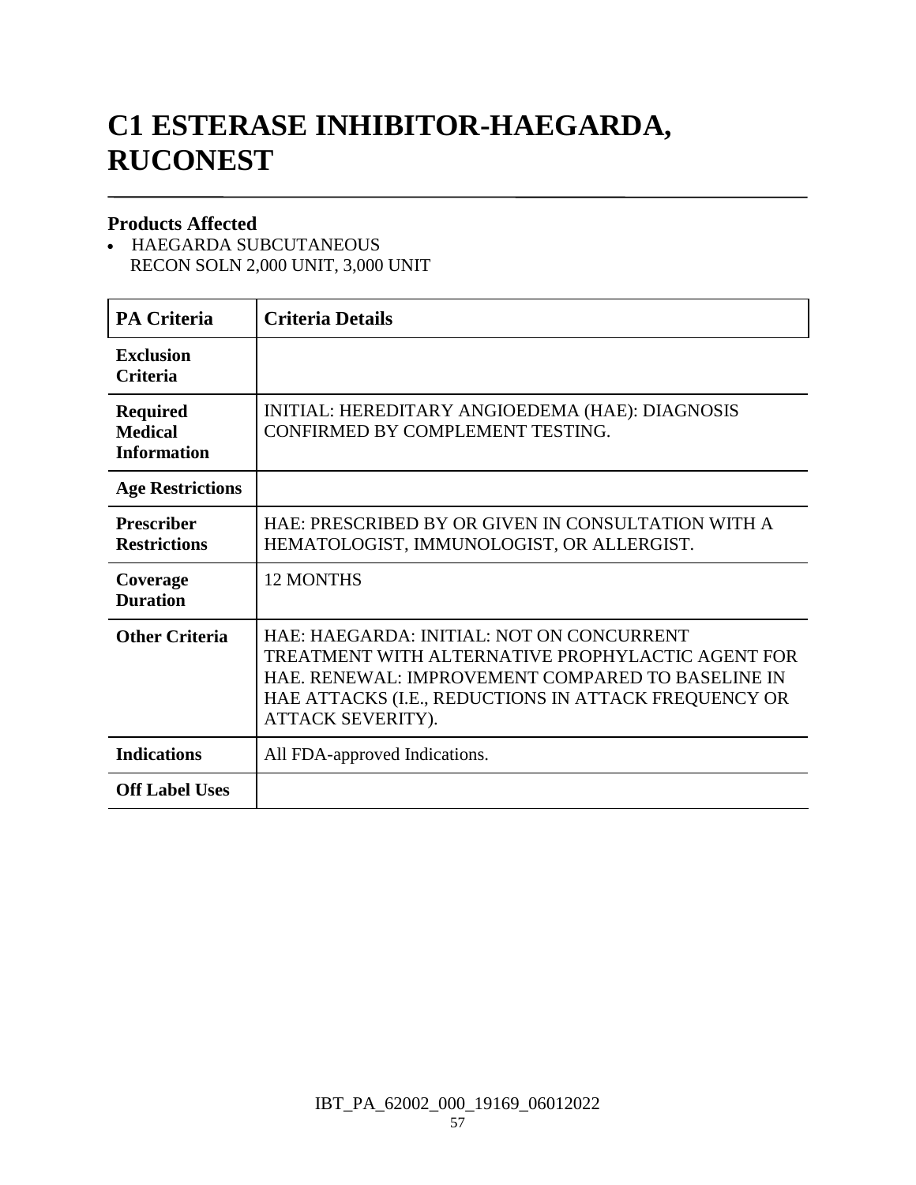# C1 ESTERASE INHIBITOR-HAEGARDA, RUCONEST

## Products Affected

- HAEGARDA SUBCUTANEOUS RECON SOLN 2,000 UNIT, 3,000 UNIT

| PA Criteria | Criteria Details |
|---|---|
| **Exclusion Criteria** | |
| **Required Medical Information** | INITIAL: HEREDITARY ANGIOEDEMA (HAE): DIAGNOSIS CONFIRMED BY COMPLEMENT TESTING. |
| **Age Restrictions** | |
| **Prescriber Restrictions** | HAE: PRESCRIBED BY OR GIVEN IN CONSULTATION WITH A HEMATOLOGIST, IMMUNOLOGIST, OR ALLERGIST. |
| **Coverage Duration** | 12 MONTHS |
| **Other Criteria** | HAE: HAEGARDA: INITIAL: NOT ON CONCURRENT TREATMENT WITH ALTERNATIVE PROPHYLACTIC AGENT FOR HAE. RENEWAL: IMPROVEMENT COMPARED TO BASELINE IN HAE ATTACKS (I.E., REDUCTIONS IN ATTACK FREQUENCY OR ATTACK SEVERITY). |
| **Indications** | All FDA-approved Indications. |
| **Off Label Uses** | |

IBT_PA_62002_000_19169_06012022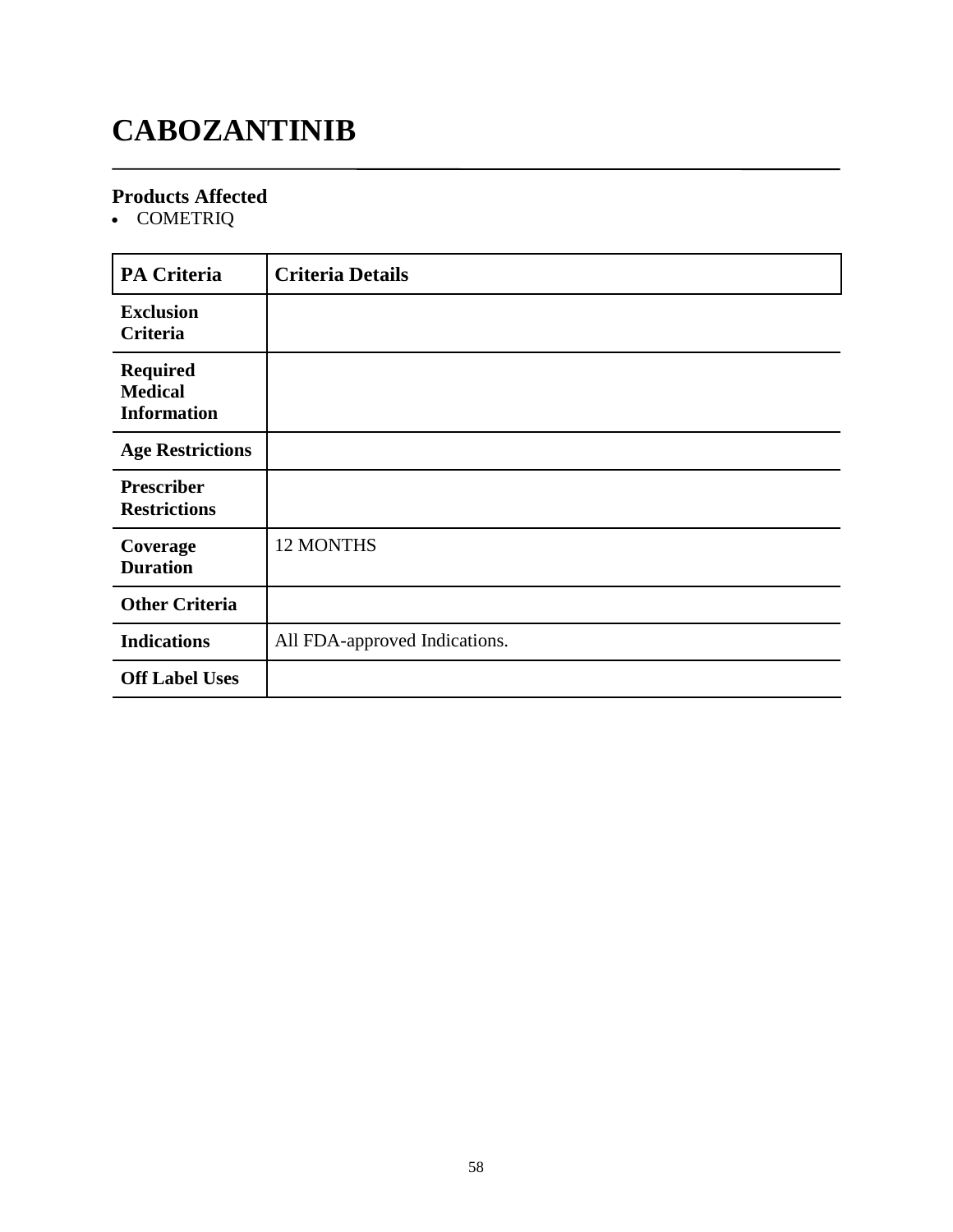# CABOZANTINIB

## Products Affected

- COMETRIQ

| PA Criteria | Criteria Details |
| --- | --- |
| **Exclusion Criteria** | |
| **Required Medical Information** | |
| **Age Restrictions** | |
| **Prescriber Restrictions** | |
| **Coverage Duration** | 12 MONTHS |
| **Other Criteria** | |
| **Indications** | All FDA-approved Indications. |
| **Off Label Uses** | |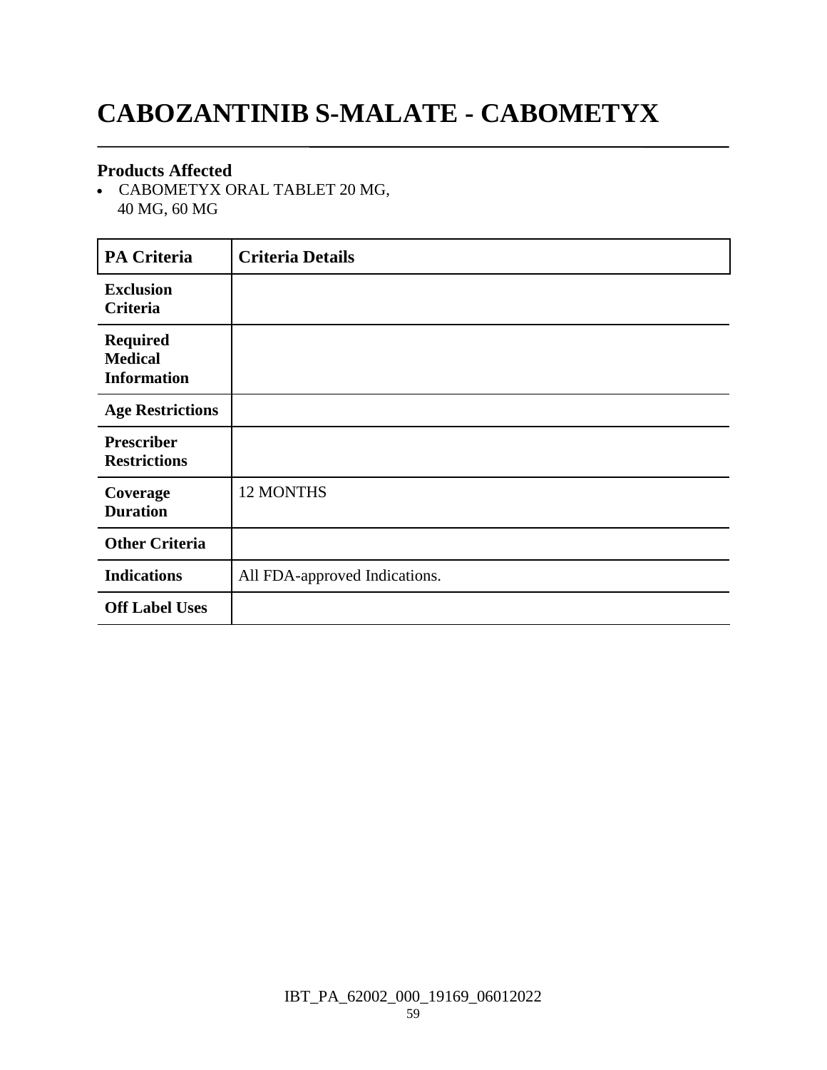# CABOZANTINIB S-MALATE - CABOMETYX

### Products Affected

- CABOMETYX ORAL TABLET 20 MG, 40 MG, 60 MG

| PA Criteria | Criteria Details |
|---|---|
| **Exclusion Criteria** | |
| **Required Medical Information** | |
| **Age Restrictions** | |
| **Prescriber Restrictions** | |
| **Coverage Duration** | 12 MONTHS |
| **Other Criteria** | |
| **Indications** | All FDA-approved Indications. |
| **Off Label Uses** | |

IBT_PA_62002_000_19169_06012022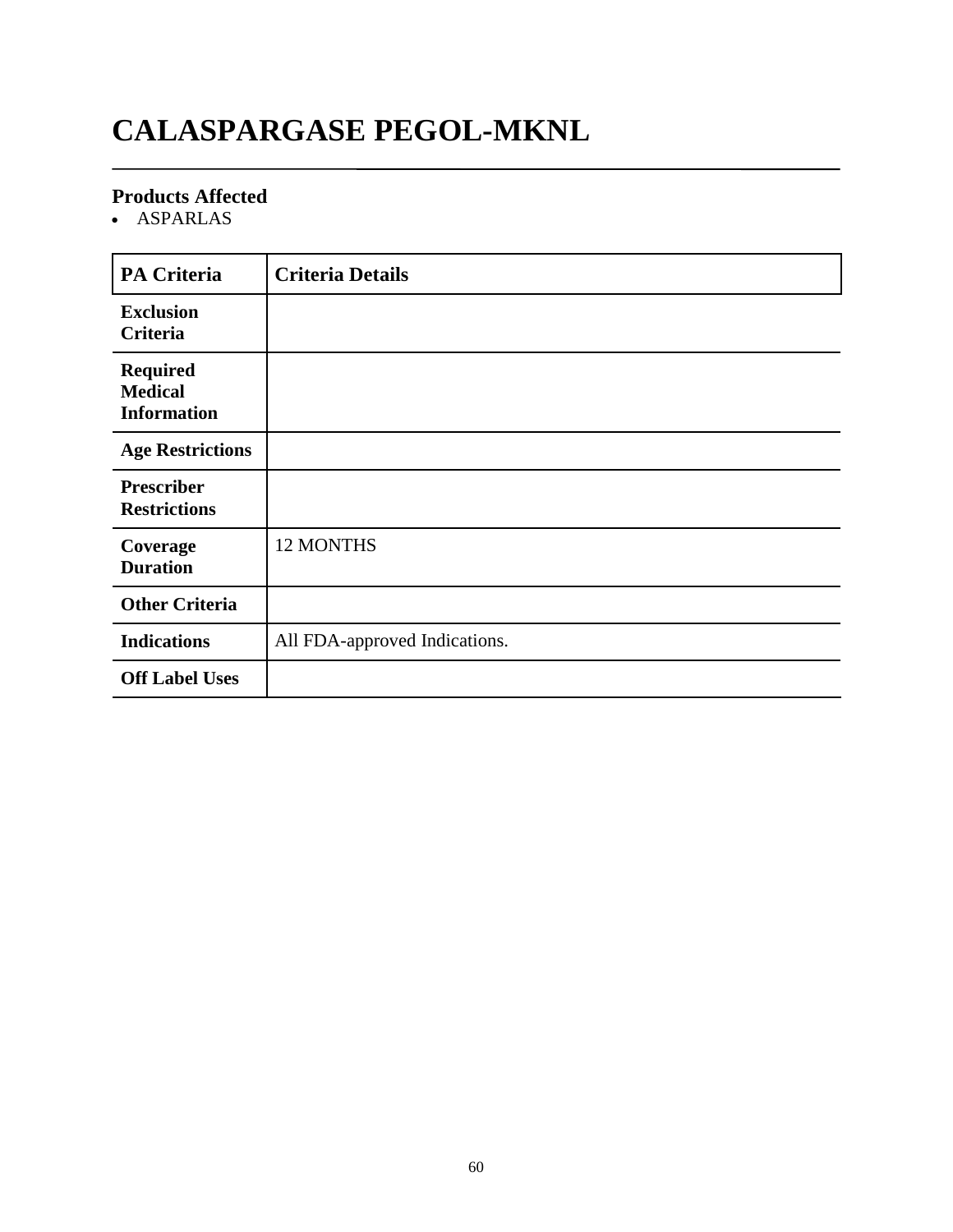# CALASPARGASE PEGOL-MKNL

## Products Affected

- ASPARLAS

| PA Criteria | Criteria Details |
|---|---|
| **Exclusion Criteria** | |
| **Required Medical Information** | |
| **Age Restrictions** | |
| **Prescriber Restrictions** | |
| **Coverage Duration** | 12 MONTHS |
| **Other Criteria** | |
| **Indications** | All FDA-approved Indications. |
| **Off Label Uses** | |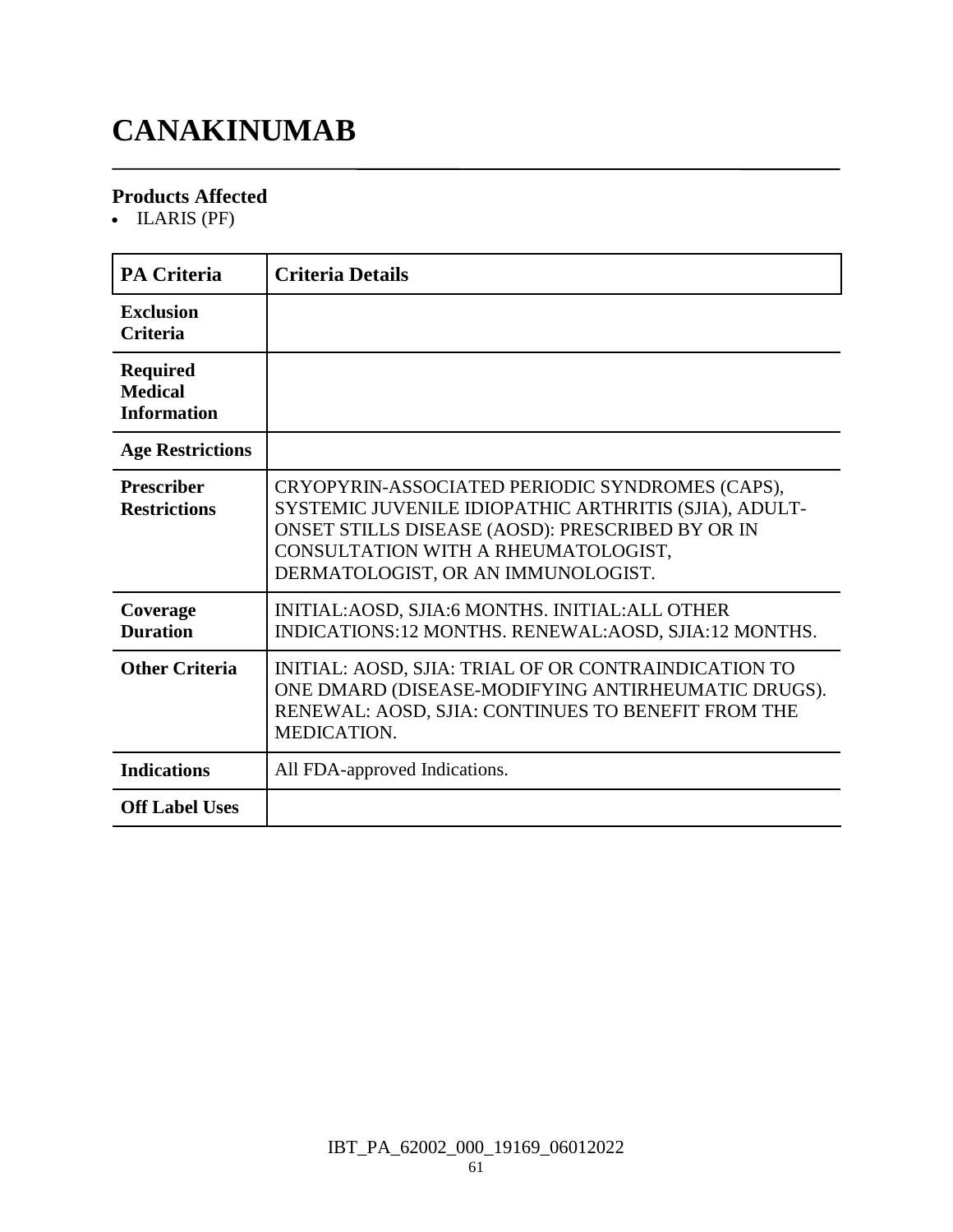# CANAKINUMAB

### Products Affected

- ILARIS (PF)

| PA Criteria | Criteria Details |
|---|---|
| Exclusion Criteria | |
| Required Medical Information | |
| Age Restrictions | |
| Prescriber Restrictions | CRYOPYRIN-ASSOCIATED PERIODIC SYNDROMES (CAPS), SYSTEMIC JUVENILE IDIOPATHIC ARTHRITIS (SJIA), ADULT-ONSET STILLS DISEASE (AOSD): PRESCRIBED BY OR IN CONSULTATION WITH A RHEUMATOLOGIST, DERMATOLOGIST, OR AN IMMUNOLOGIST. |
| Coverage Duration | INITIAL:AOSD, SJIA:6 MONTHS. INITIAL:ALL OTHER INDICATIONS:12 MONTHS. RENEWAL:AOSD, SJIA:12 MONTHS. |
| Other Criteria | INITIAL: AOSD, SJIA: TRIAL OF OR CONTRAINDICATION TO ONE DMARD (DISEASE-MODIFYING ANTIRHEUMATIC DRUGS). RENEWAL: AOSD, SJIA: CONTINUES TO BENEFIT FROM THE MEDICATION. |
| Indications | All FDA-approved Indications. |
| Off Label Uses | |

IBT_PA_62002_000_19169_06012022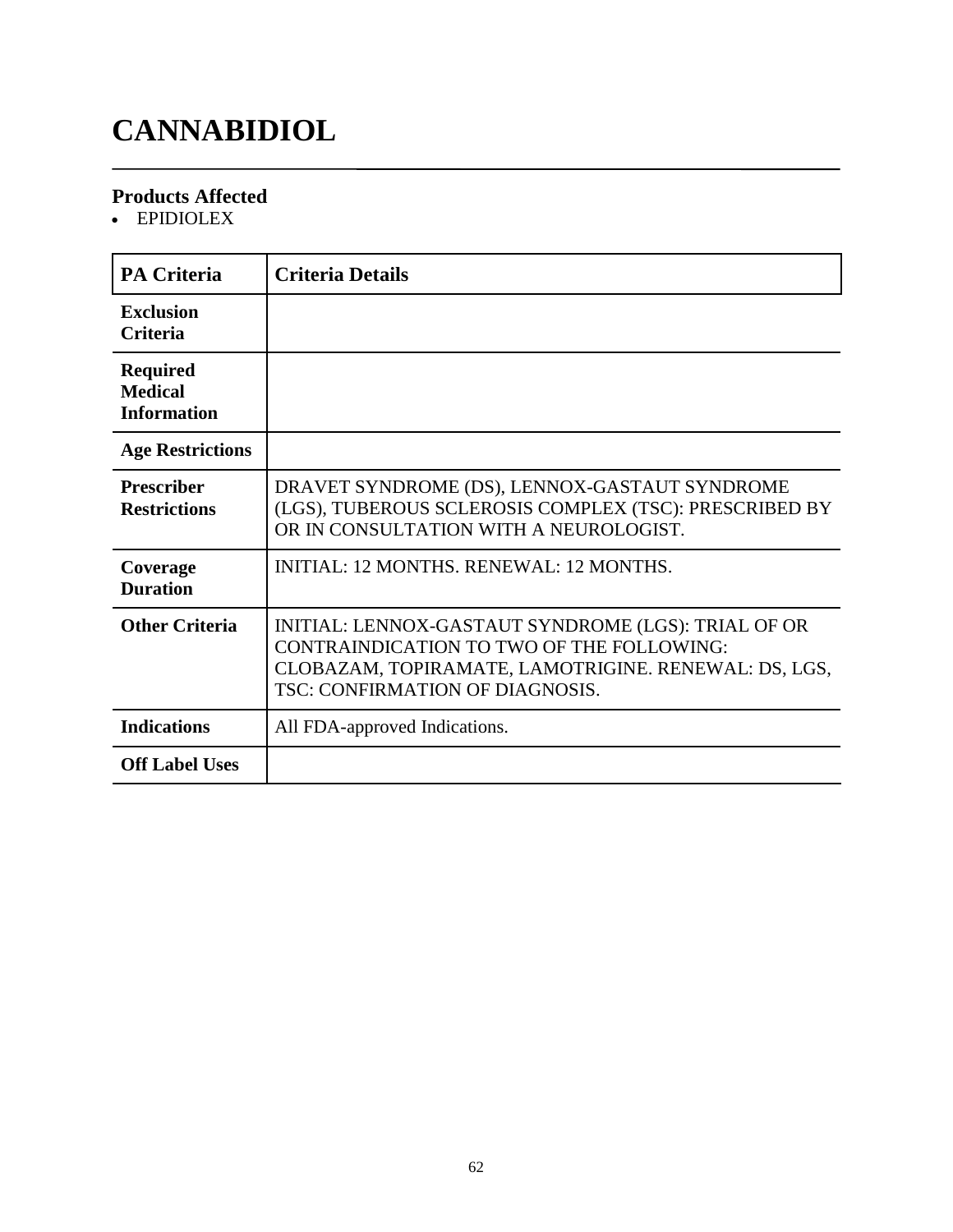# CANNABIDIOL

## Products Affected

- EPIDIOLEX

| PA Criteria | Criteria Details |
|---|---|
| **Exclusion Criteria** | |
| **Required Medical Information** | |
| **Age Restrictions** | |
| **Prescriber Restrictions** | DRAVET SYNDROME (DS), LENNOX-GASTAUT SYNDROME (LGS), TUBEROUS SCLEROSIS COMPLEX (TSC): PRESCRIBED BY OR IN CONSULTATION WITH A NEUROLOGIST. |
| **Coverage Duration** | INITIAL: 12 MONTHS. RENEWAL: 12 MONTHS. |
| **Other Criteria** | INITIAL: LENNOX-GASTAUT SYNDROME (LGS): TRIAL OF OR CONTRAINDICATION TO TWO OF THE FOLLOWING: CLOBAZAM, TOPIRAMATE, LAMOTRIGINE. RENEWAL: DS, LGS, TSC: CONFIRMATION OF DIAGNOSIS. |
| **Indications** | All FDA-approved Indications. |
| **Off Label Uses** | |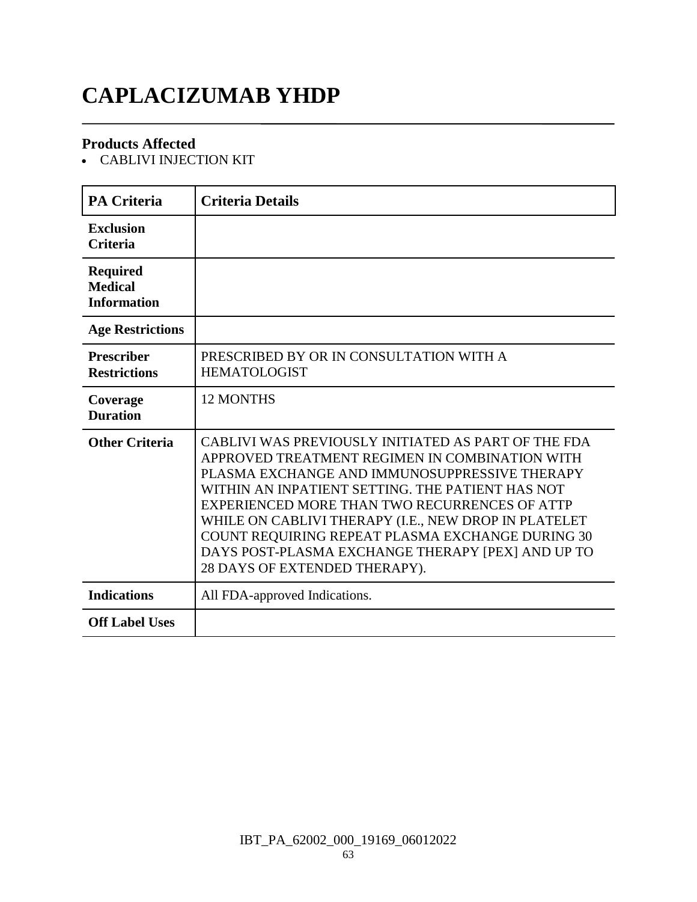# CAPLACIZUMAB YHDP

### Products Affected

- CABLIVI INJECTION KIT

| PA Criteria | Criteria Details |
|---|---|
| **Exclusion Criteria** | |
| **Required Medical Information** | |
| **Age Restrictions** | |
| **Prescriber Restrictions** | PRESCRIBED BY OR IN CONSULTATION WITH A HEMATOLOGIST |
| **Coverage Duration** | 12 MONTHS |
| **Other Criteria** | CABLIVI WAS PREVIOUSLY INITIATED AS PART OF THE FDA APPROVED TREATMENT REGIMEN IN COMBINATION WITH PLASMA EXCHANGE AND IMMUNOSUPPRESSIVE THERAPY WITHIN AN INPATIENT SETTING. THE PATIENT HAS NOT EXPERIENCED MORE THAN TWO RECURRENCES OF ATTP WHILE ON CABLIVI THERAPY (I.E., NEW DROP IN PLATELET COUNT REQUIRING REPEAT PLASMA EXCHANGE DURING 30 DAYS POST-PLASMA EXCHANGE THERAPY [PEX] AND UP TO 28 DAYS OF EXTENDED THERAPY). |
| **Indications** | All FDA-approved Indications. |
| **Off Label Uses** | |

IBT_PA_62002_000_19169_06012022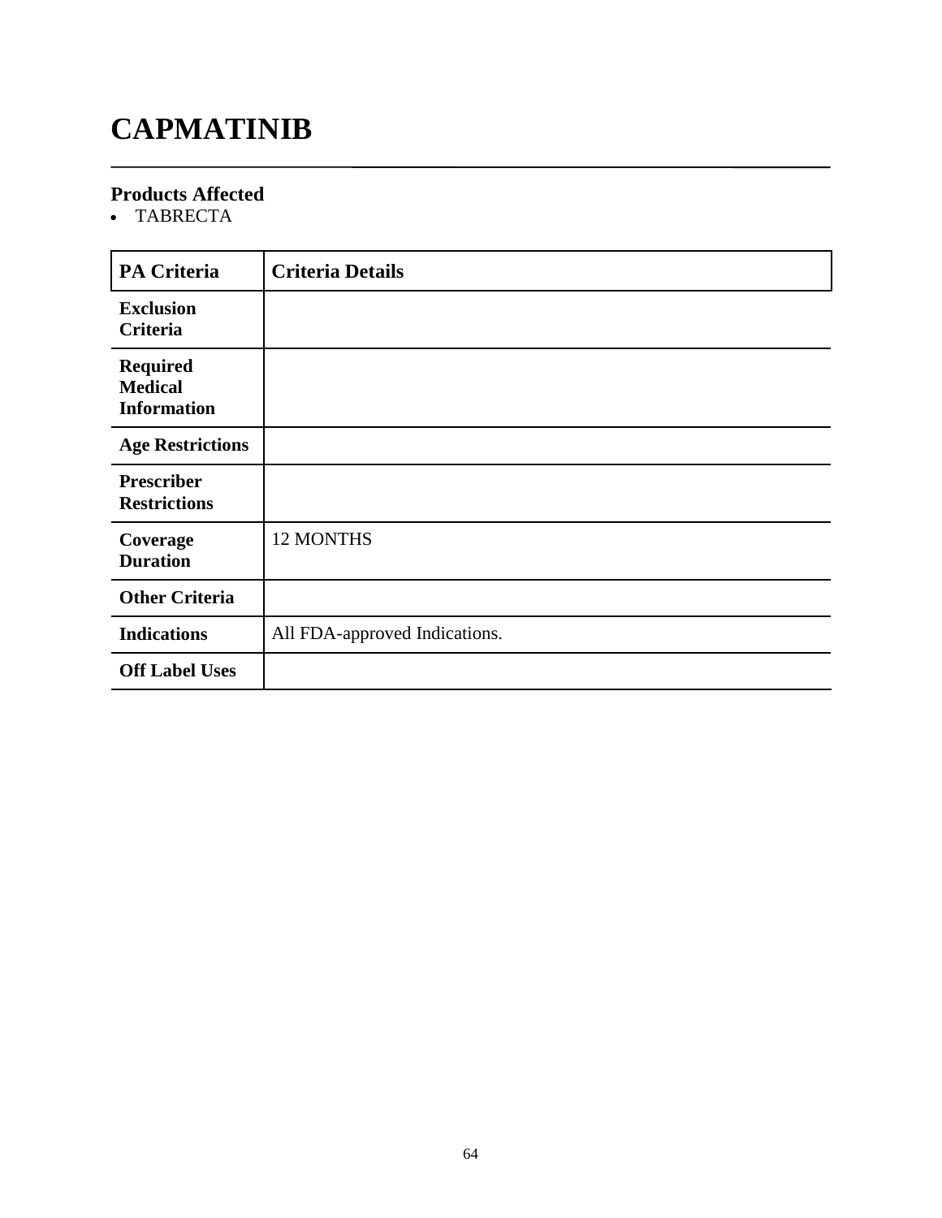# CAPMATINIB

## Products Affected

- TABRECTA

| PA Criteria | Criteria Details |
|---|---|
| **Exclusion Criteria** | |
| **Required Medical Information** | |
| **Age Restrictions** | |
| **Prescriber Restrictions** | |
| **Coverage Duration** | 12 MONTHS |
| **Other Criteria** | |
| **Indications** | All FDA-approved Indications. |
| **Off Label Uses** | |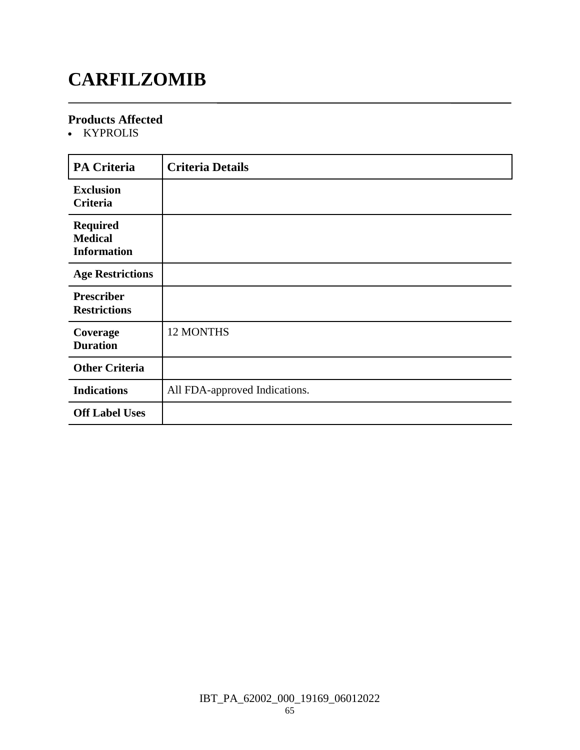# CARFILZOMIB

### Products Affected

- KYPROLIS

| PA Criteria | Criteria Details |
| --- | --- |
| **Exclusion Criteria** | |
| **Required Medical Information** | |
| **Age Restrictions** | |
| **Prescriber Restrictions** | |
| **Coverage Duration** | 12 MONTHS |
| **Other Criteria** | |
| **Indications** | All FDA-approved Indications. |
| **Off Label Uses** | |

IBT_PA_62002_000_19169_06012022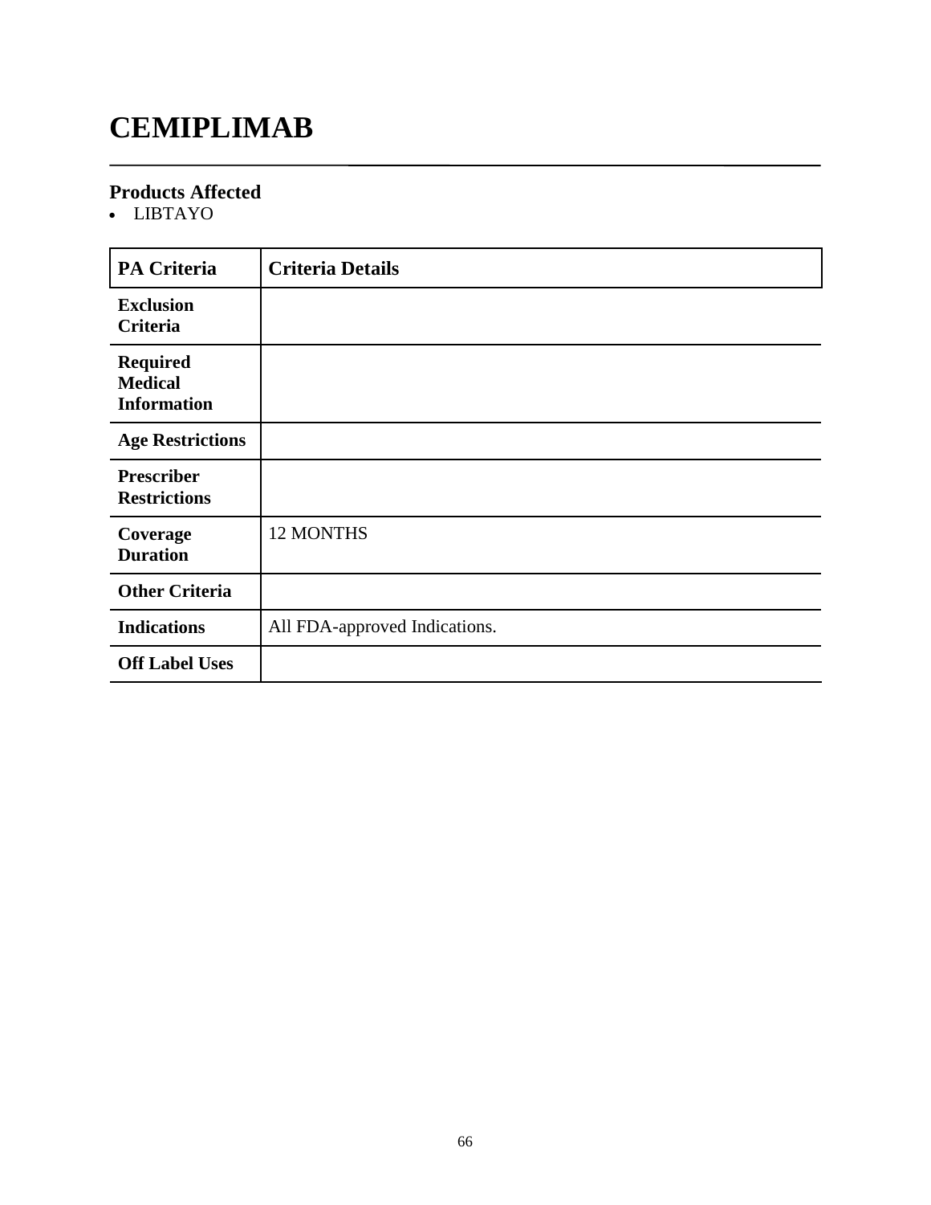# CEMIPLIMAB

## Products Affected

- LIBTAYO

| PA Criteria | Criteria Details |
|---|---|
| **Exclusion Criteria** | |
| **Required Medical Information** | |
| **Age Restrictions** | |
| **Prescriber Restrictions** | |
| **Coverage Duration** | 12 MONTHS |
| **Other Criteria** | |
| **Indications** | All FDA-approved Indications. |
| **Off Label Uses** | |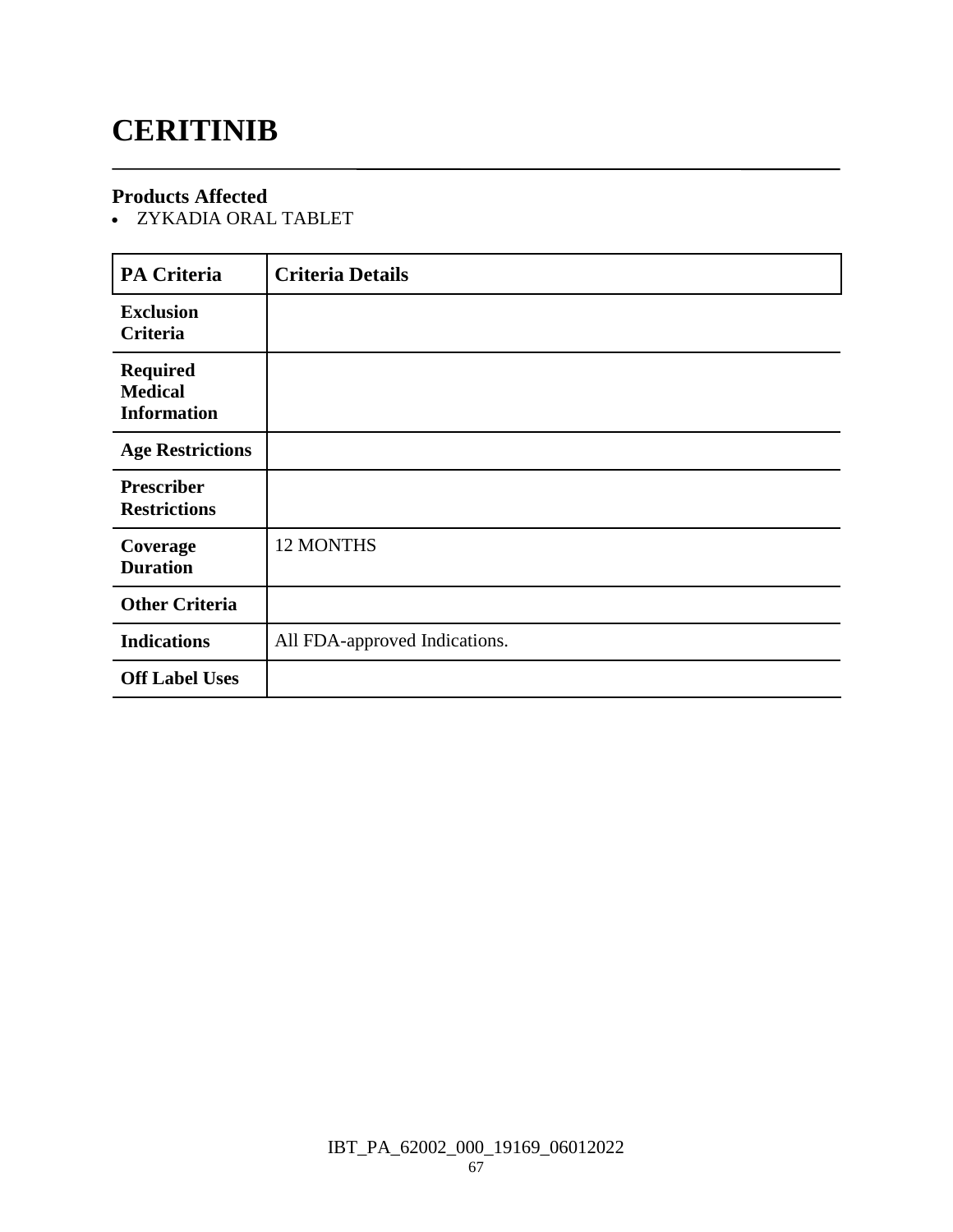# CERITINIB

**Products Affected**

- ZYKADIA ORAL TABLET

| PA Criteria | Criteria Details |
|---|---|
| **Exclusion Criteria** | |
| **Required Medical Information** | |
| **Age Restrictions** | |
| **Prescriber Restrictions** | |
| **Coverage Duration** | 12 MONTHS |
| **Other Criteria** | |
| **Indications** | All FDA-approved Indications. |
| **Off Label Uses** | |

IBT_PA_62002_000_19169_06012022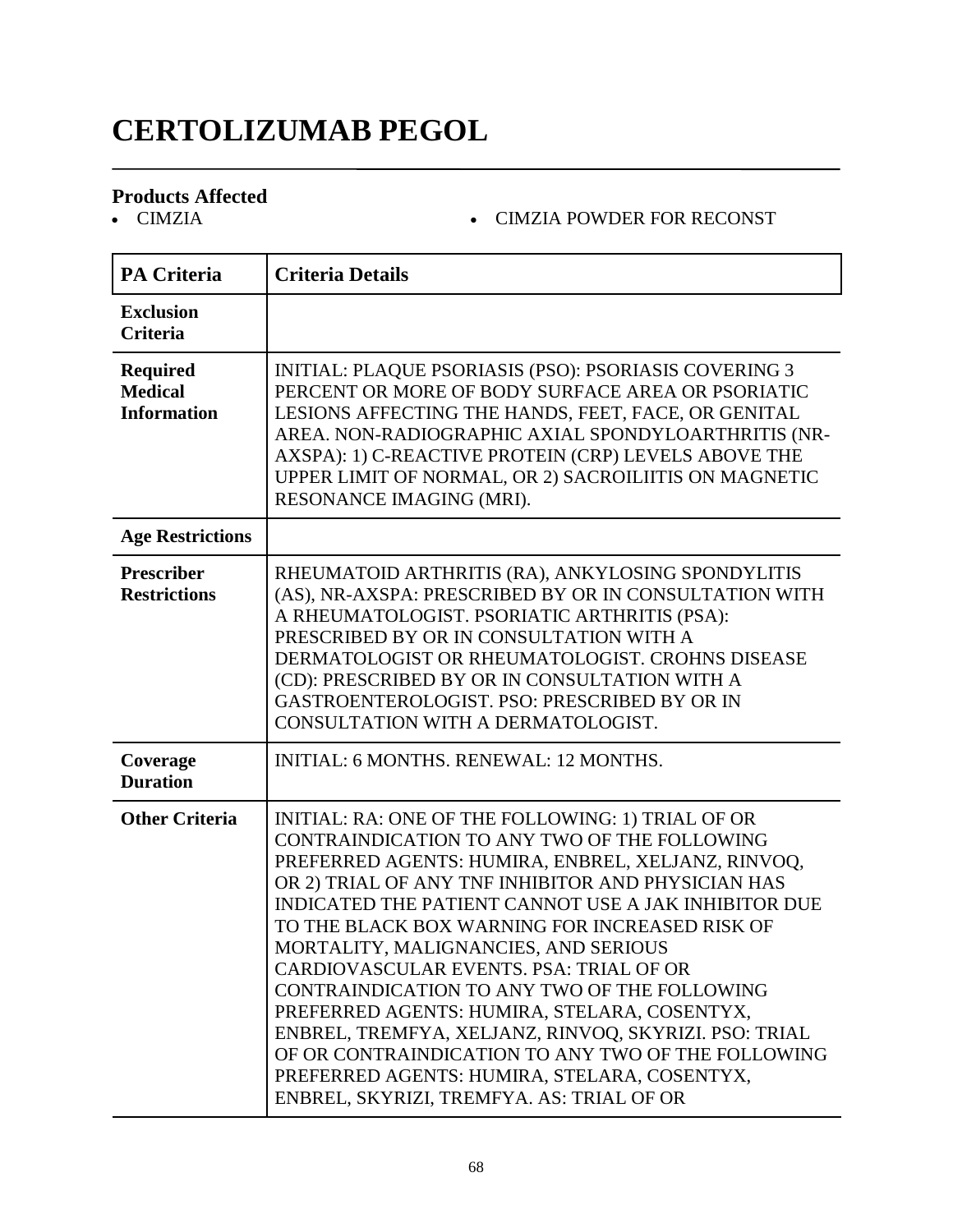# CERTOLIZUMAB PEGOL

## Products Affected

- CIMZIA
- CIMZIA POWDER FOR RECONST

| PA Criteria | Criteria Details |
|---|---|
| **Exclusion Criteria** | |
| **Required Medical Information** | INITIAL: PLAQUE PSORIASIS (PSO): PSORIASIS COVERING 3 PERCENT OR MORE OF BODY SURFACE AREA OR PSORIATIC LESIONS AFFECTING THE HANDS, FEET, FACE, OR GENITAL AREA. NON-RADIOGRAPHIC AXIAL SPONDYLOARTHRITIS (NR-AXSPA): 1) C-REACTIVE PROTEIN (CRP) LEVELS ABOVE THE UPPER LIMIT OF NORMAL, OR 2) SACROILIITIS ON MAGNETIC RESONANCE IMAGING (MRI). |
| **Age Restrictions** | |
| **Prescriber Restrictions** | RHEUMATOID ARTHRITIS (RA), ANKYLOSING SPONDYLITIS (AS), NR-AXSPA: PRESCRIBED BY OR IN CONSULTATION WITH A RHEUMATOLOGIST. PSORIATIC ARTHRITIS (PSA): PRESCRIBED BY OR IN CONSULTATION WITH A DERMATOLOGIST OR RHEUMATOLOGIST. CROHNS DISEASE (CD): PRESCRIBED BY OR IN CONSULTATION WITH A GASTROENTEROLOGIST. PSO: PRESCRIBED BY OR IN CONSULTATION WITH A DERMATOLOGIST. |
| **Coverage Duration** | INITIAL: 6 MONTHS. RENEWAL: 12 MONTHS. |
| **Other Criteria** | INITIAL: RA: ONE OF THE FOLLOWING: 1) TRIAL OF OR CONTRAINDICATION TO ANY TWO OF THE FOLLOWING PREFERRED AGENTS: HUMIRA, ENBREL, XELJANZ, RINVOQ, OR 2) TRIAL OF ANY TNF INHIBITOR AND PHYSICIAN HAS INDICATED THE PATIENT CANNOT USE A JAK INHIBITOR DUE TO THE BLACK BOX WARNING FOR INCREASED RISK OF MORTALITY, MALIGNANCIES, AND SERIOUS CARDIOVASCULAR EVENTS. PSA: TRIAL OF OR CONTRAINDICATION TO ANY TWO OF THE FOLLOWING PREFERRED AGENTS: HUMIRA, STELARA, COSENTYX, ENBREL, TREMFYA, XELJANZ, RINVOQ, SKYRIZI. PSO: TRIAL OF OR CONTRAINDICATION TO ANY TWO OF THE FOLLOWING PREFERRED AGENTS: HUMIRA, STELARA, COSENTYX, ENBREL, SKYRIZI, TREMFYA. AS: TRIAL OF OR |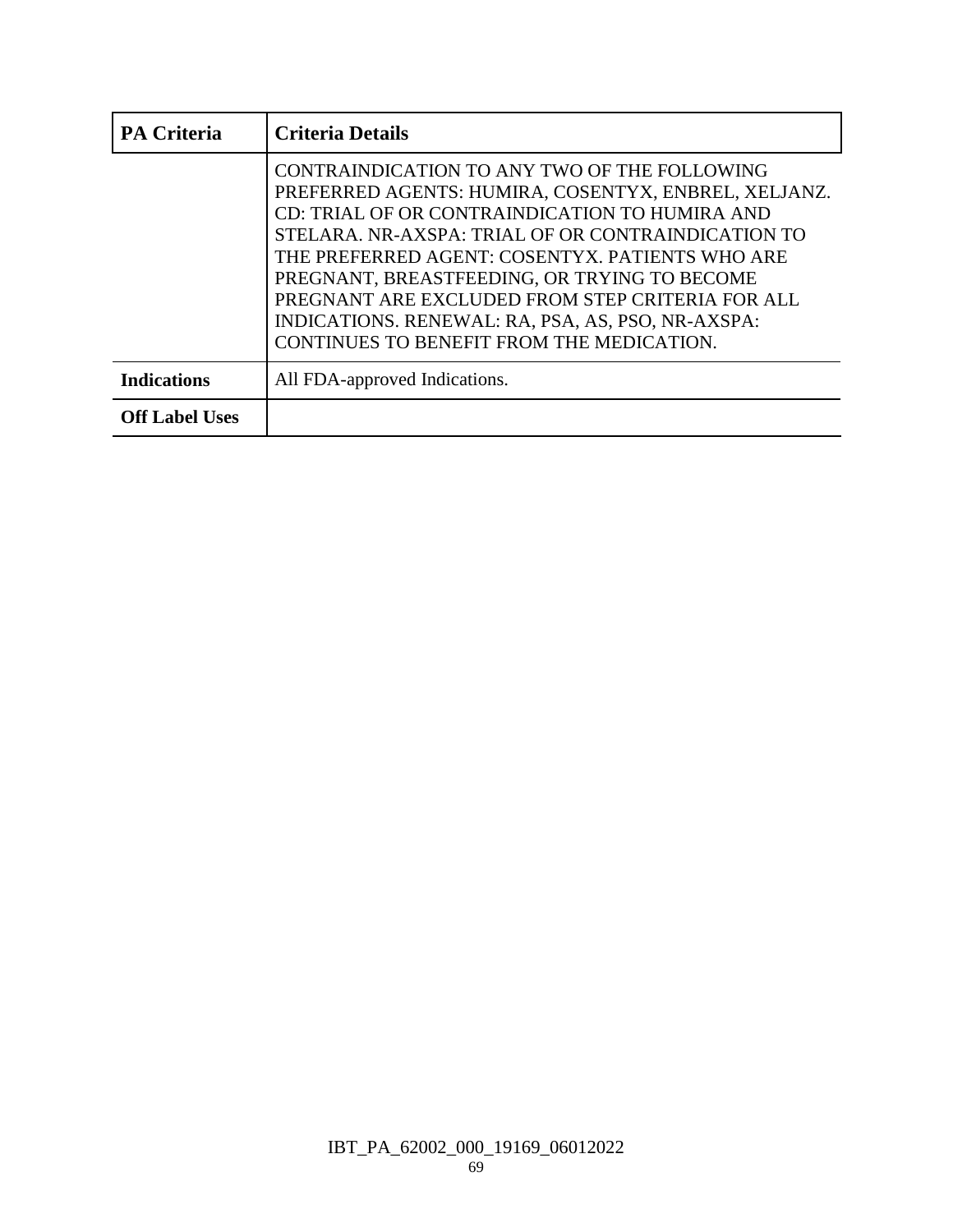| PA Criteria | Criteria Details |
|---|---|
| | CONTRAINDICATION TO ANY TWO OF THE FOLLOWING PREFERRED AGENTS: HUMIRA, COSENTYX, ENBREL, XELJANZ. CD: TRIAL OF OR CONTRAINDICATION TO HUMIRA AND STELARA. NR-AXSPA: TRIAL OF OR CONTRAINDICATION TO THE PREFERRED AGENT: COSENTYX. PATIENTS WHO ARE PREGNANT, BREASTFEEDING, OR TRYING TO BECOME PREGNANT ARE EXCLUDED FROM STEP CRITERIA FOR ALL INDICATIONS. RENEWAL: RA, PSA, AS, PSO, NR-AXSPA: CONTINUES TO BENEFIT FROM THE MEDICATION. |
| **Indications** | All FDA-approved Indications. |
| **Off Label Uses** | |

IBT_PA_62002_000_19169_06012022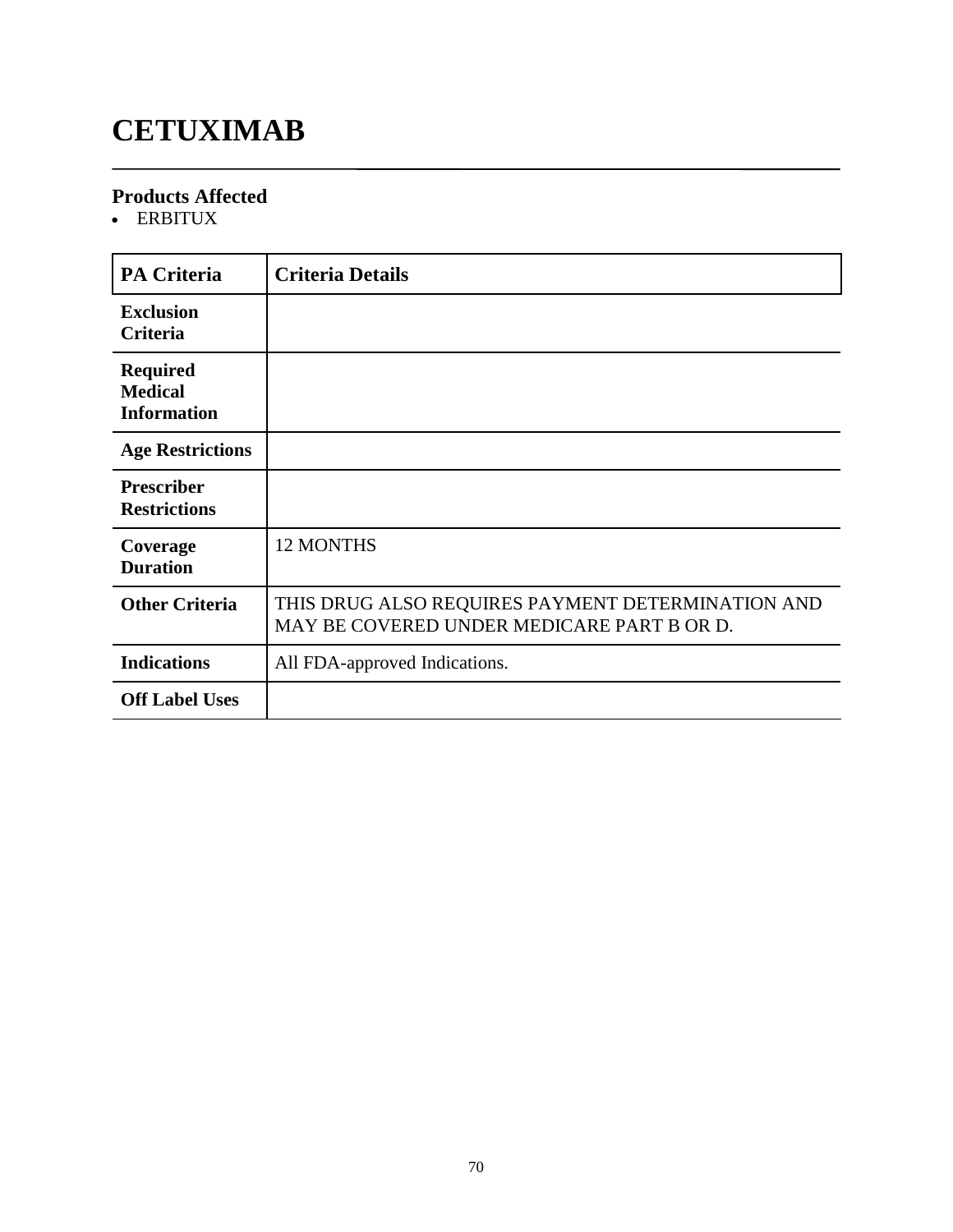# CETUXIMAB

## Products Affected

- ERBITUX

| PA Criteria | Criteria Details |
| --- | --- |
| **Exclusion Criteria** | |
| **Required Medical Information** | |
| **Age Restrictions** | |
| **Prescriber Restrictions** | |
| **Coverage Duration** | 12 MONTHS |
| **Other Criteria** | THIS DRUG ALSO REQUIRES PAYMENT DETERMINATION AND MAY BE COVERED UNDER MEDICARE PART B OR D. |
| **Indications** | All FDA-approved Indications. |
| **Off Label Uses** | |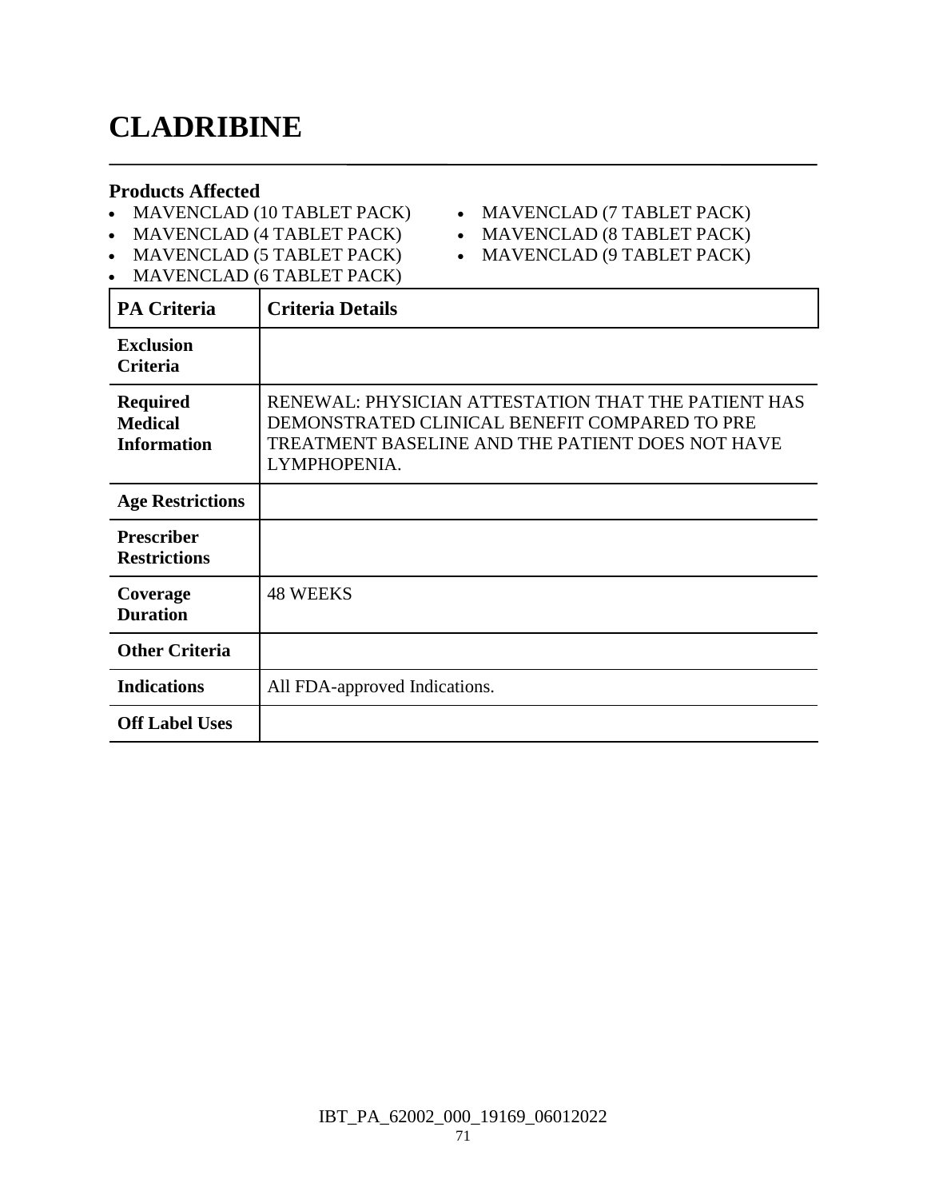# CLADRIBINE

### Products Affected

- MAVENCLAD (10 TABLET PACK)
- MAVENCLAD (4 TABLET PACK)
- MAVENCLAD (5 TABLET PACK)
- MAVENCLAD (6 TABLET PACK)
- MAVENCLAD (7 TABLET PACK)
- MAVENCLAD (8 TABLET PACK)
- MAVENCLAD (9 TABLET PACK)

| PA Criteria | Criteria Details |
|---|---|
| **Exclusion Criteria** | |
| **Required Medical Information** | RENEWAL: PHYSICIAN ATTESTATION THAT THE PATIENT HAS DEMONSTRATED CLINICAL BENEFIT COMPARED TO PRE TREATMENT BASELINE AND THE PATIENT DOES NOT HAVE LYMPHOPENIA. |
| **Age Restrictions** | |
| **Prescriber Restrictions** | |
| **Coverage Duration** | 48 WEEKS |
| **Other Criteria** | |
| **Indications** | All FDA-approved Indications. |
| **Off Label Uses** | |

IBT_PA_62002_000_19169_06012022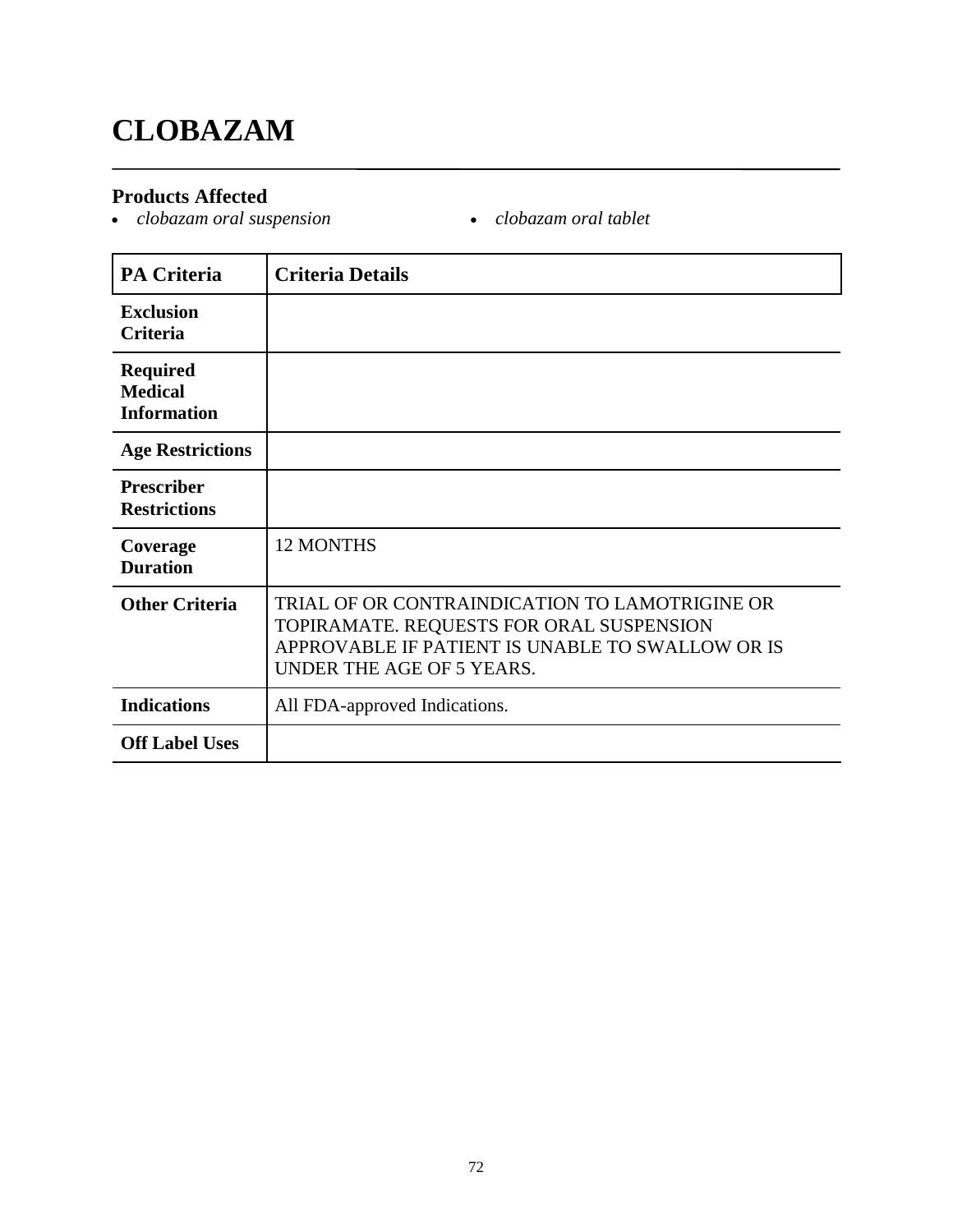# CLOBAZAM

### Products Affected

- *clobazam oral suspension*
- *clobazam oral tablet*

| PA Criteria | Criteria Details |
|---|---|
| Exclusion Criteria | |
| Required Medical Information | |
| Age Restrictions | |
| Prescriber Restrictions | |
| Coverage Duration | 12 MONTHS |
| Other Criteria | TRIAL OF OR CONTRAINDICATION TO LAMOTRIGINE OR TOPIRAMATE. REQUESTS FOR ORAL SUSPENSION APPROVABLE IF PATIENT IS UNABLE TO SWALLOW OR IS UNDER THE AGE OF 5 YEARS. |
| Indications | All FDA-approved Indications. |
| Off Label Uses | |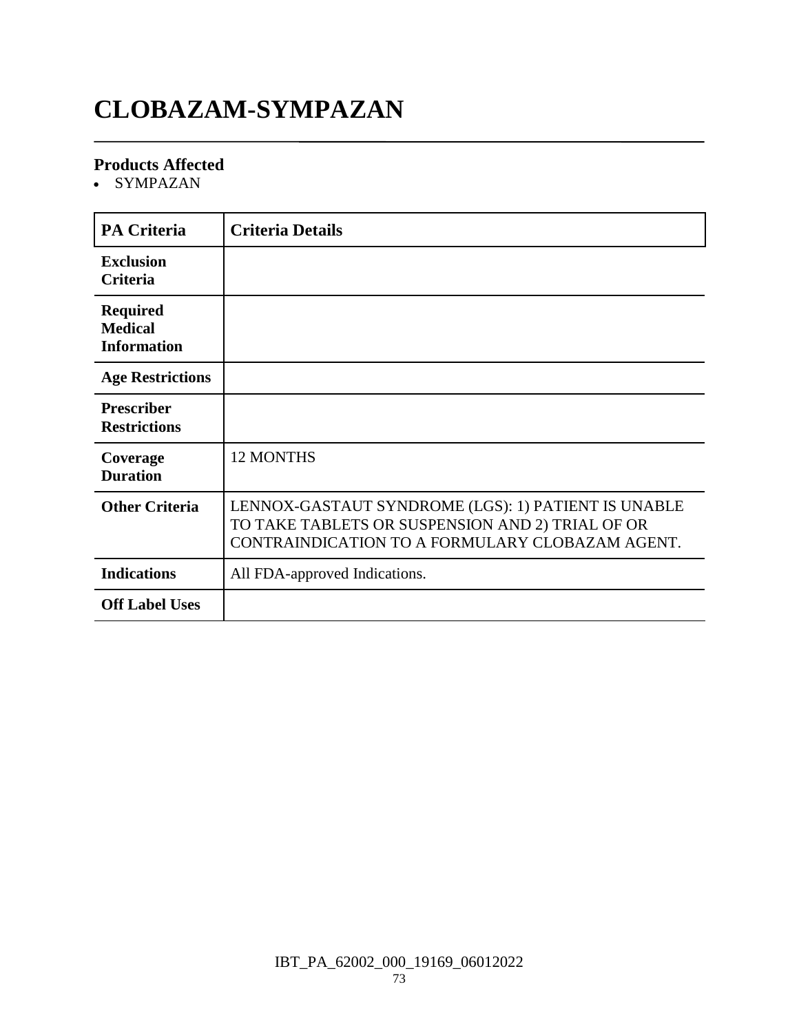# CLOBAZAM-SYMPAZAN

### Products Affected

- SYMPAZAN

| PA Criteria | Criteria Details |
|---|---|
| **Exclusion Criteria** | |
| **Required Medical Information** | |
| **Age Restrictions** | |
| **Prescriber Restrictions** | |
| **Coverage Duration** | 12 MONTHS |
| **Other Criteria** | LENNOX-GASTAUT SYNDROME (LGS): 1) PATIENT IS UNABLE TO TAKE TABLETS OR SUSPENSION AND 2) TRIAL OF OR CONTRAINDICATION TO A FORMULARY CLOBAZAM AGENT. |
| **Indications** | All FDA-approved Indications. |
| **Off Label Uses** | |

IBT_PA_62002_000_19169_06012022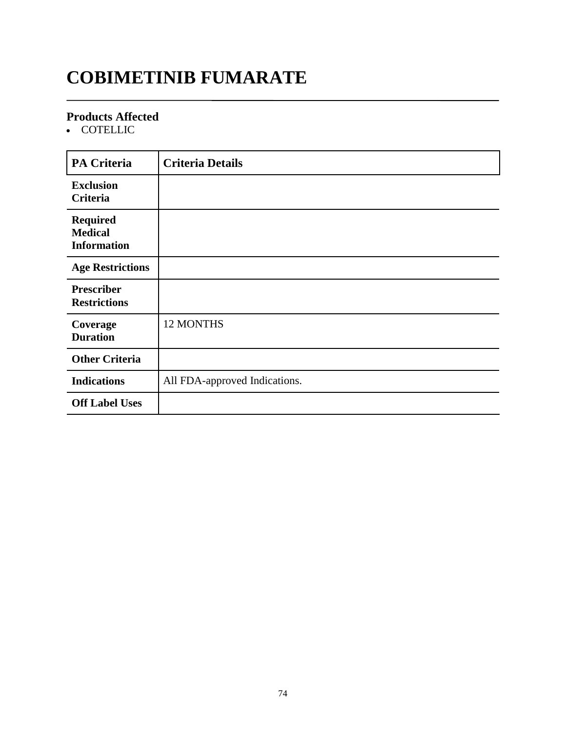# COBIMETINIB FUMARATE

## Products Affected

- COTELLIC

| PA Criteria | Criteria Details |
|---|---|
| **Exclusion Criteria** | |
| **Required Medical Information** | |
| **Age Restrictions** | |
| **Prescriber Restrictions** | |
| **Coverage Duration** | 12 MONTHS |
| **Other Criteria** | |
| **Indications** | All FDA-approved Indications. |
| **Off Label Uses** | |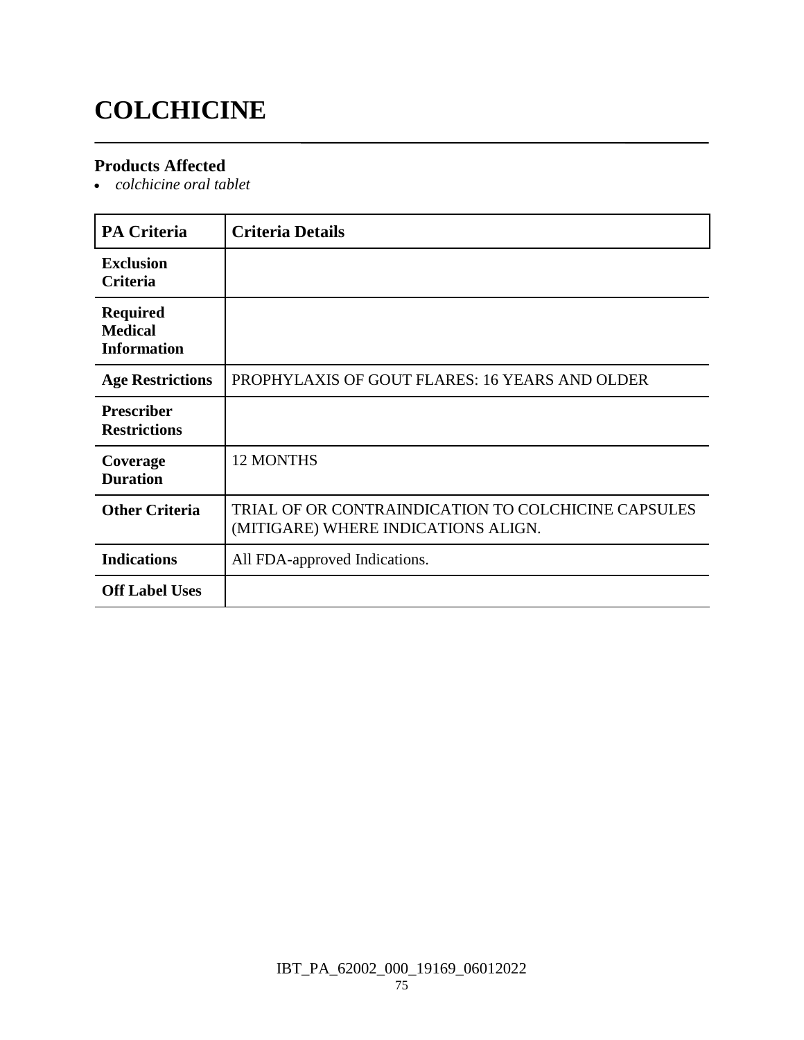# COLCHICINE

## Products Affected

- *colchicine oral tablet*

| PA Criteria | Criteria Details |
|---|---|
| **Exclusion Criteria** | |
| **Required Medical Information** | |
| **Age Restrictions** | PROPHYLAXIS OF GOUT FLARES: 16 YEARS AND OLDER |
| **Prescriber Restrictions** | |
| **Coverage Duration** | 12 MONTHS |
| **Other Criteria** | TRIAL OF OR CONTRAINDICATION TO COLCHICINE CAPSULES (MITIGARE) WHERE INDICATIONS ALIGN. |
| **Indications** | All FDA-approved Indications. |
| **Off Label Uses** | |

IBT_PA_62002_000_19169_06012022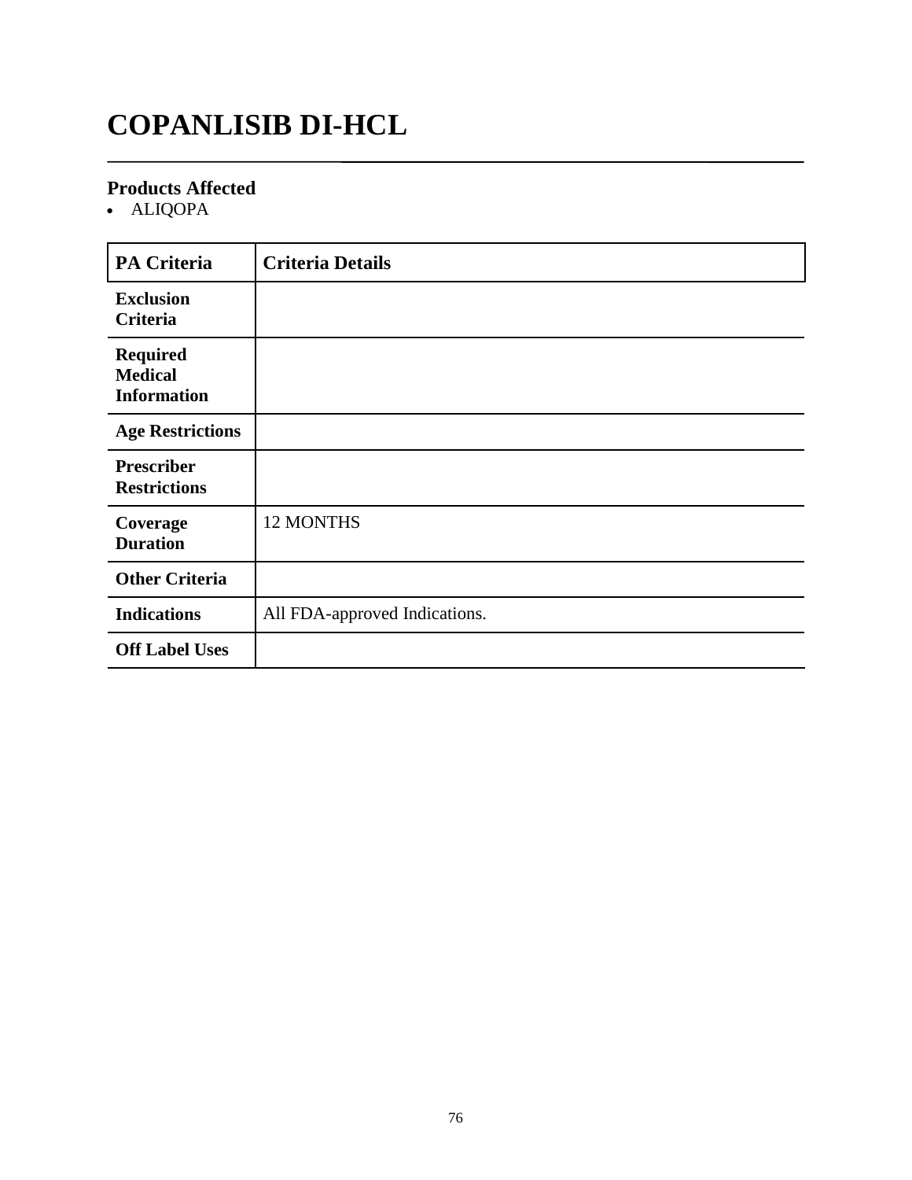# COPANLISIB DI-HCL

## Products Affected

- ALIQOPA

| PA Criteria | Criteria Details |
|---|---|
| **Exclusion Criteria** | |
| **Required Medical Information** | |
| **Age Restrictions** | |
| **Prescriber Restrictions** | |
| **Coverage Duration** | 12 MONTHS |
| **Other Criteria** | |
| **Indications** | All FDA-approved Indications. |
| **Off Label Uses** | |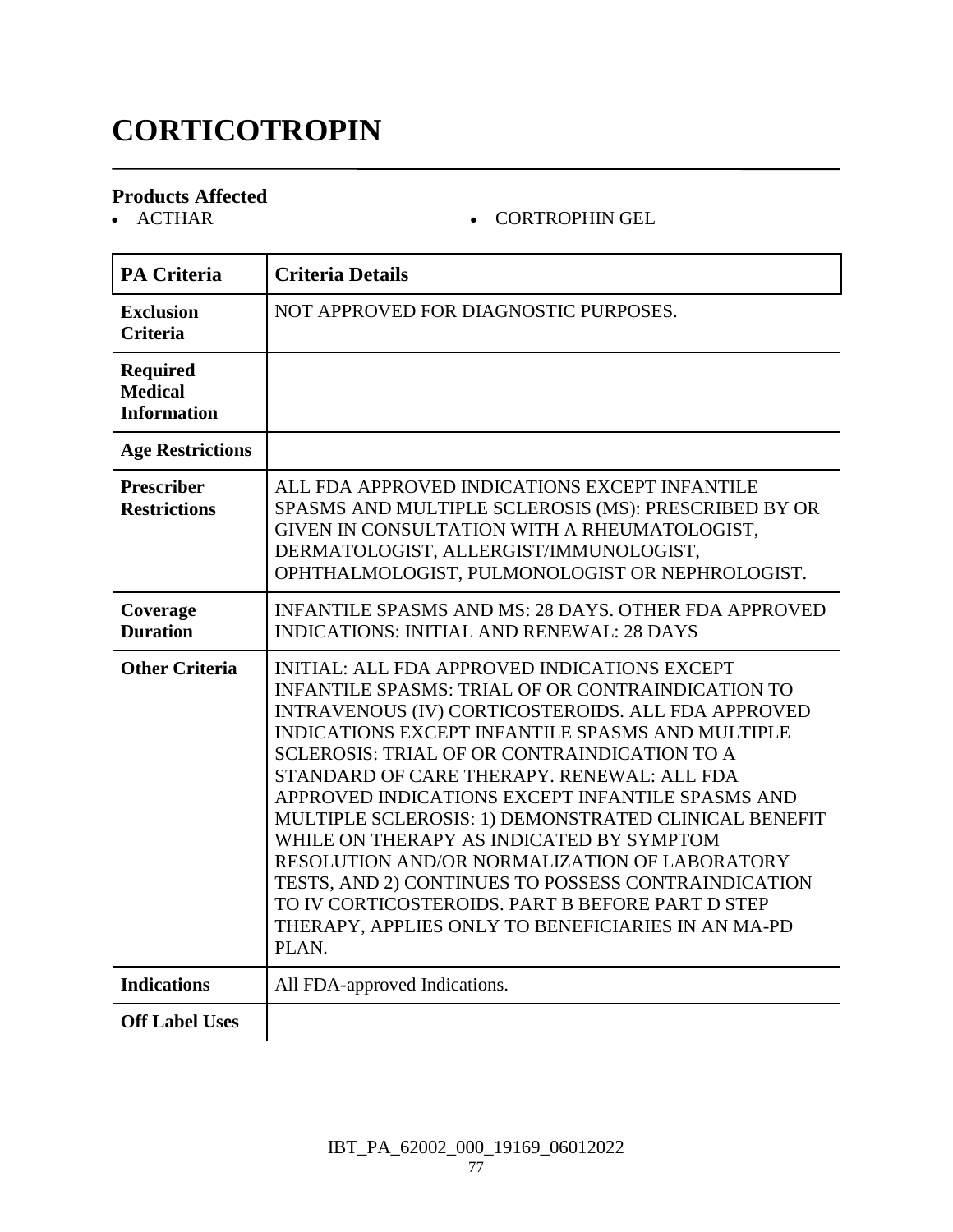# CORTICOTROPIN

## Products Affected

- ACTHAR
- CORTROPHIN GEL

| PA Criteria | Criteria Details |
|---|---|
| **Exclusion Criteria** | NOT APPROVED FOR DIAGNOSTIC PURPOSES. |
| **Required Medical Information** | |
| **Age Restrictions** | |
| **Prescriber Restrictions** | ALL FDA APPROVED INDICATIONS EXCEPT INFANTILE SPASMS AND MULTIPLE SCLEROSIS (MS): PRESCRIBED BY OR GIVEN IN CONSULTATION WITH A RHEUMATOLOGIST, DERMATOLOGIST, ALLERGIST/IMMUNOLOGIST, OPHTHALMOLOGIST, PULMONOLOGIST OR NEPHROLOGIST. |
| **Coverage Duration** | INFANTILE SPASMS AND MS: 28 DAYS. OTHER FDA APPROVED INDICATIONS: INITIAL AND RENEWAL: 28 DAYS |
| **Other Criteria** | INITIAL: ALL FDA APPROVED INDICATIONS EXCEPT INFANTILE SPASMS: TRIAL OF OR CONTRAINDICATION TO INTRAVENOUS (IV) CORTICOSTEROIDS. ALL FDA APPROVED INDICATIONS EXCEPT INFANTILE SPASMS AND MULTIPLE SCLEROSIS: TRIAL OF OR CONTRAINDICATION TO A STANDARD OF CARE THERAPY. RENEWAL: ALL FDA APPROVED INDICATIONS EXCEPT INFANTILE SPASMS AND MULTIPLE SCLEROSIS: 1) DEMONSTRATED CLINICAL BENEFIT WHILE ON THERAPY AS INDICATED BY SYMPTOM RESOLUTION AND/OR NORMALIZATION OF LABORATORY TESTS, AND 2) CONTINUES TO POSSESS CONTRAINDICATION TO IV CORTICOSTEROIDS. PART B BEFORE PART D STEP THERAPY, APPLIES ONLY TO BENEFICIARIES IN AN MA-PD PLAN. |
| **Indications** | All FDA-approved Indications. |
| **Off Label Uses** | |

IBT_PA_62002_000_19169_06012022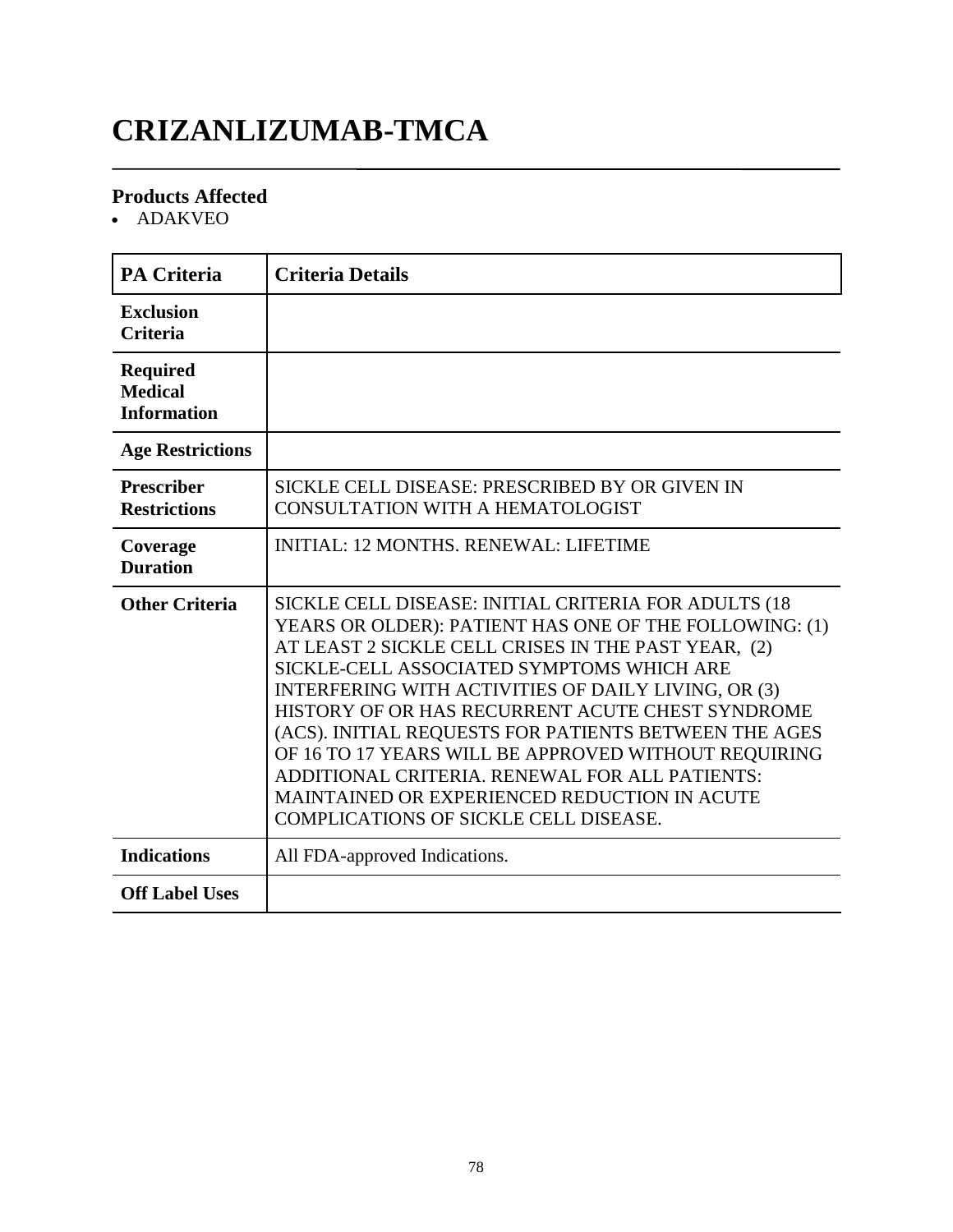# CRIZANLIZUMAB-TMCA

## Products Affected

- ADAKVEO

| PA Criteria | Criteria Details |
|---|---|
| **Exclusion Criteria** | |
| **Required Medical Information** | |
| **Age Restrictions** | |
| **Prescriber Restrictions** | SICKLE CELL DISEASE: PRESCRIBED BY OR GIVEN IN CONSULTATION WITH A HEMATOLOGIST |
| **Coverage Duration** | INITIAL: 12 MONTHS. RENEWAL: LIFETIME |
| **Other Criteria** | SICKLE CELL DISEASE: INITIAL CRITERIA FOR ADULTS (18 YEARS OR OLDER): PATIENT HAS ONE OF THE FOLLOWING: (1) AT LEAST 2 SICKLE CELL CRISES IN THE PAST YEAR, (2) SICKLE-CELL ASSOCIATED SYMPTOMS WHICH ARE INTERFERING WITH ACTIVITIES OF DAILY LIVING, OR (3) HISTORY OF OR HAS RECURRENT ACUTE CHEST SYNDROME (ACS). INITIAL REQUESTS FOR PATIENTS BETWEEN THE AGES OF 16 TO 17 YEARS WILL BE APPROVED WITHOUT REQUIRING ADDITIONAL CRITERIA. RENEWAL FOR ALL PATIENTS: MAINTAINED OR EXPERIENCED REDUCTION IN ACUTE COMPLICATIONS OF SICKLE CELL DISEASE. |
| **Indications** | All FDA-approved Indications. |
| **Off Label Uses** | |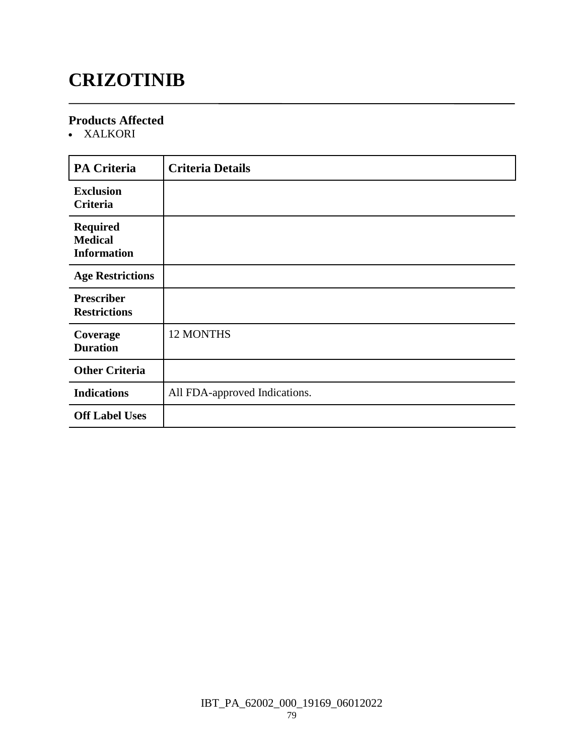# CRIZOTINIB

## Products Affected

- XALKORI

| PA Criteria | Criteria Details |
| --- | --- |
| **Exclusion Criteria** | |
| **Required Medical Information** | |
| **Age Restrictions** | |
| **Prescriber Restrictions** | |
| **Coverage Duration** | 12 MONTHS |
| **Other Criteria** | |
| **Indications** | All FDA-approved Indications. |
| **Off Label Uses** | |

IBT_PA_62002_000_19169_06012022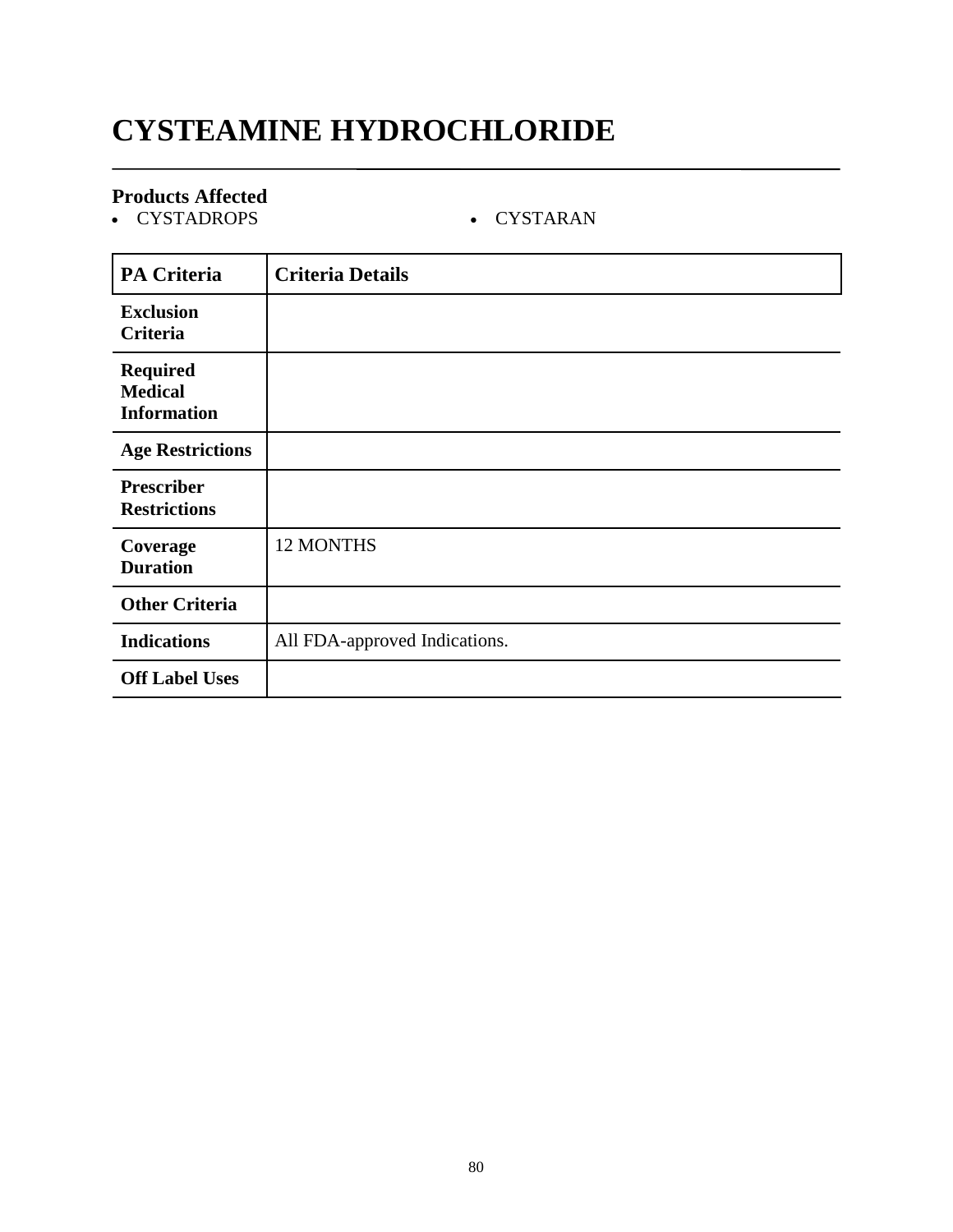# CYSTEAMINE HYDROCHLORIDE

**Products Affected**

- CYSTADROPS
- CYSTARAN

| PA Criteria | Criteria Details |
|---|---|
| **Exclusion Criteria** | |
| **Required Medical Information** | |
| **Age Restrictions** | |
| **Prescriber Restrictions** | |
| **Coverage Duration** | 12 MONTHS |
| **Other Criteria** | |
| **Indications** | All FDA-approved Indications. |
| **Off Label Uses** | |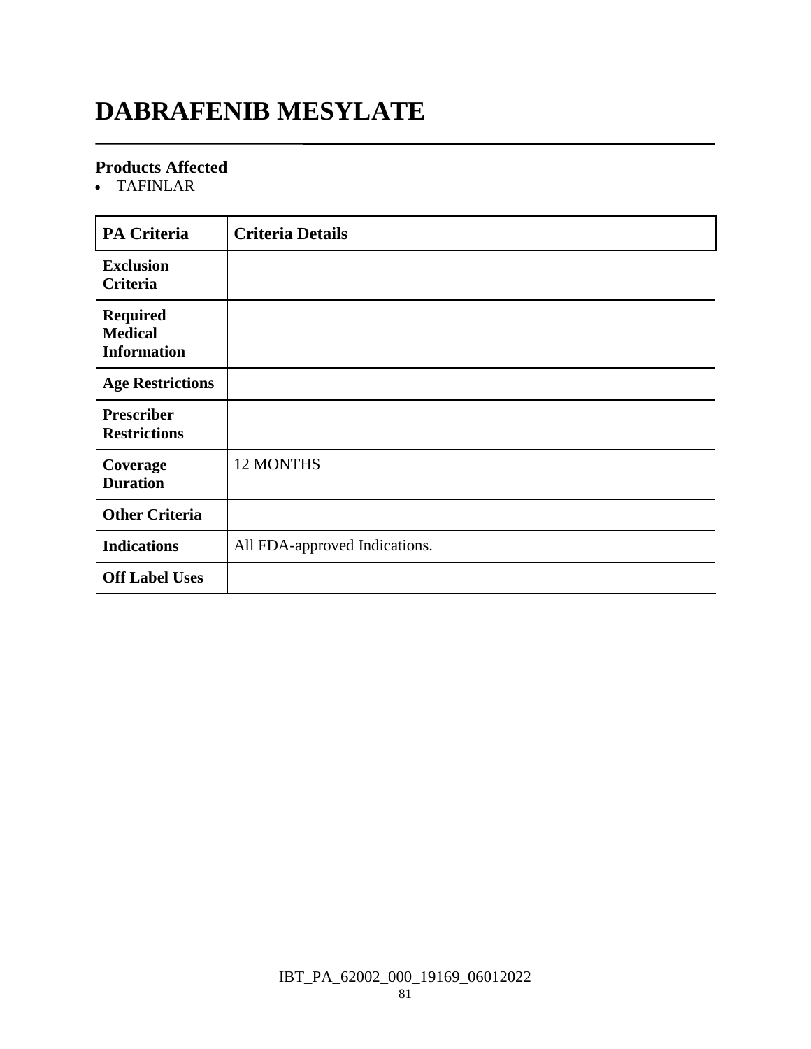# DABRAFENIB MESYLATE

## Products Affected

- TAFINLAR

| PA Criteria | Criteria Details |
|---|---|
| Exclusion Criteria | |
| Required Medical Information | |
| Age Restrictions | |
| Prescriber Restrictions | |
| Coverage Duration | 12 MONTHS |
| Other Criteria | |
| Indications | All FDA-approved Indications. |
| Off Label Uses | |

IBT_PA_62002_000_19169_06012022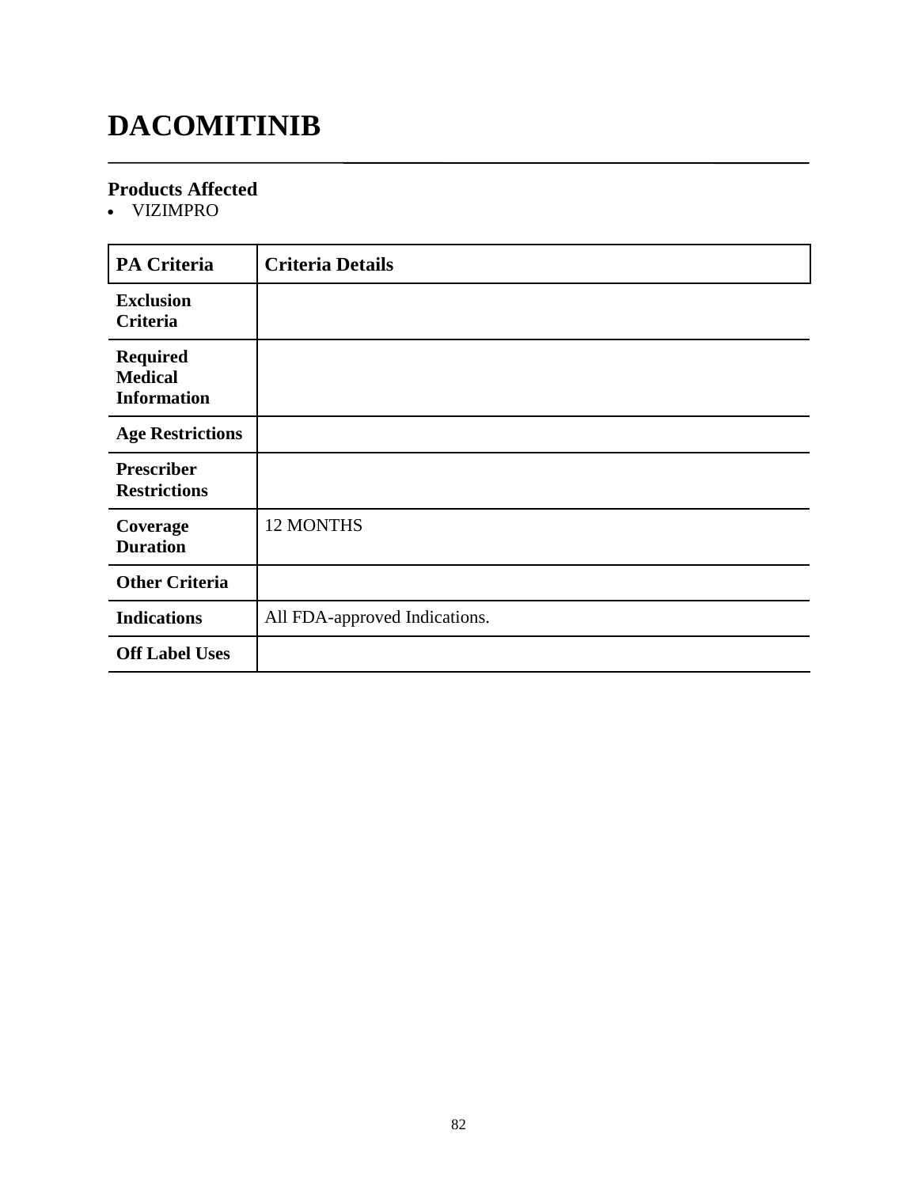# DACOMITINIB

## Products Affected

- VIZIMPRO

| PA Criteria | Criteria Details |
|---|---|
| **Exclusion Criteria** | |
| **Required Medical Information** | |
| **Age Restrictions** | |
| **Prescriber Restrictions** | |
| **Coverage Duration** | 12 MONTHS |
| **Other Criteria** | |
| **Indications** | All FDA-approved Indications. |
| **Off Label Uses** | |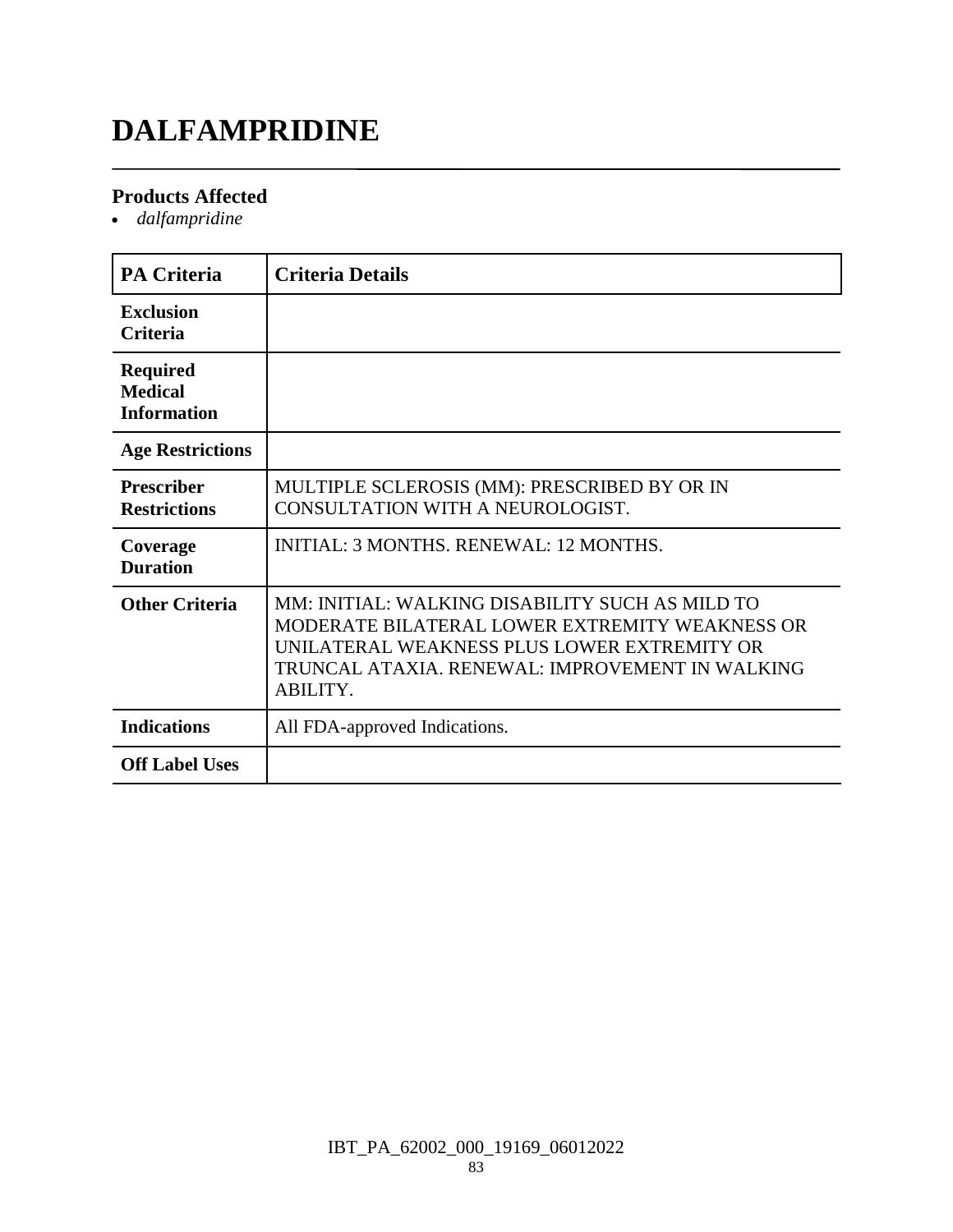# DALFAMPRIDINE

### Products Affected

- *dalfampridine*

| PA Criteria | Criteria Details |
|---|---|
| **Exclusion Criteria** | |
| **Required Medical Information** | |
| **Age Restrictions** | |
| **Prescriber Restrictions** | MULTIPLE SCLEROSIS (MM): PRESCRIBED BY OR IN CONSULTATION WITH A NEUROLOGIST. |
| **Coverage Duration** | INITIAL: 3 MONTHS. RENEWAL: 12 MONTHS. |
| **Other Criteria** | MM: INITIAL: WALKING DISABILITY SUCH AS MILD TO MODERATE BILATERAL LOWER EXTREMITY WEAKNESS OR UNILATERAL WEAKNESS PLUS LOWER EXTREMITY OR TRUNCAL ATAXIA. RENEWAL: IMPROVEMENT IN WALKING ABILITY. |
| **Indications** | All FDA-approved Indications. |
| **Off Label Uses** | |

IBT_PA_62002_000_19169_06012022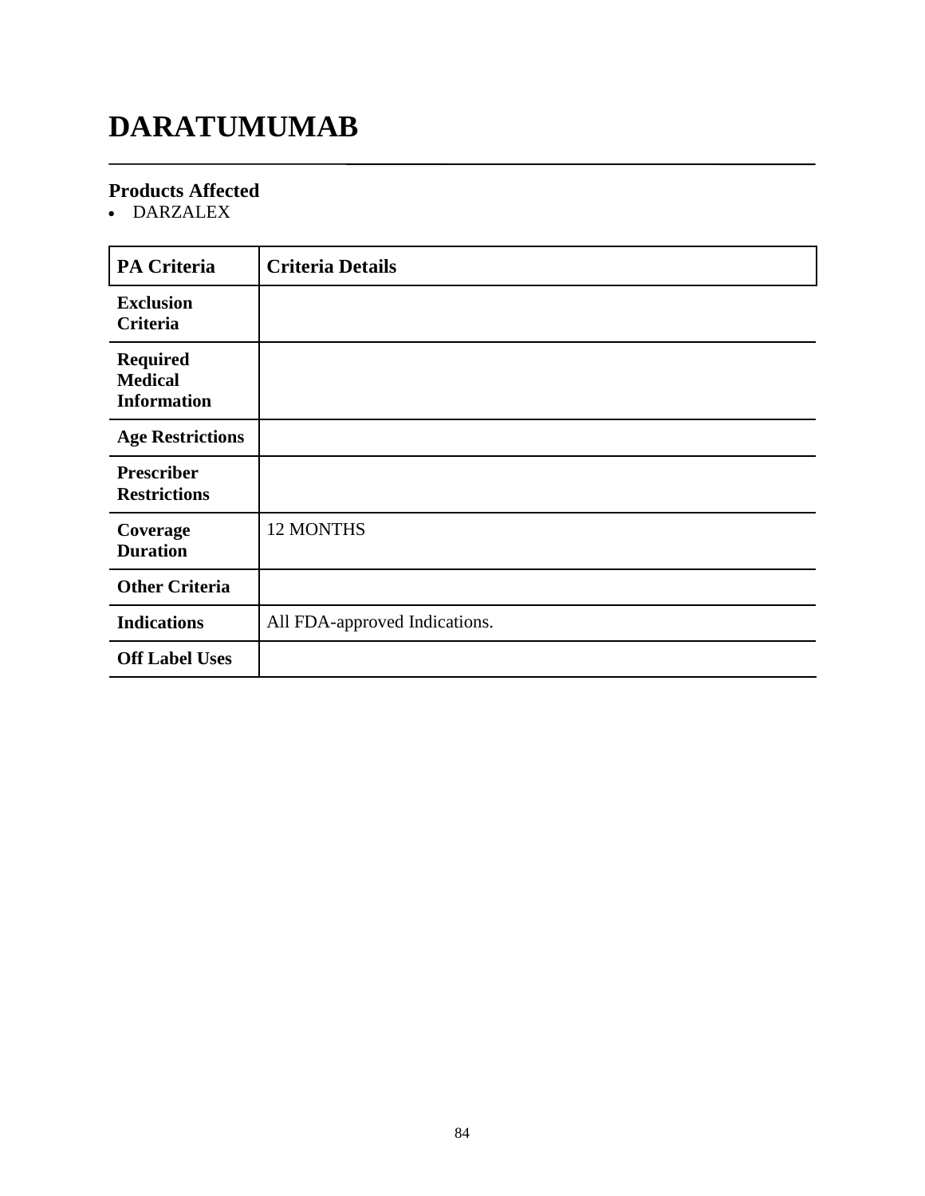# DARATUMUMAB

## Products Affected

- DARZALEX

| PA Criteria | Criteria Details |
|---|---|
| **Exclusion Criteria** | |
| **Required Medical Information** | |
| **Age Restrictions** | |
| **Prescriber Restrictions** | |
| **Coverage Duration** | 12 MONTHS |
| **Other Criteria** | |
| **Indications** | All FDA-approved Indications. |
| **Off Label Uses** | |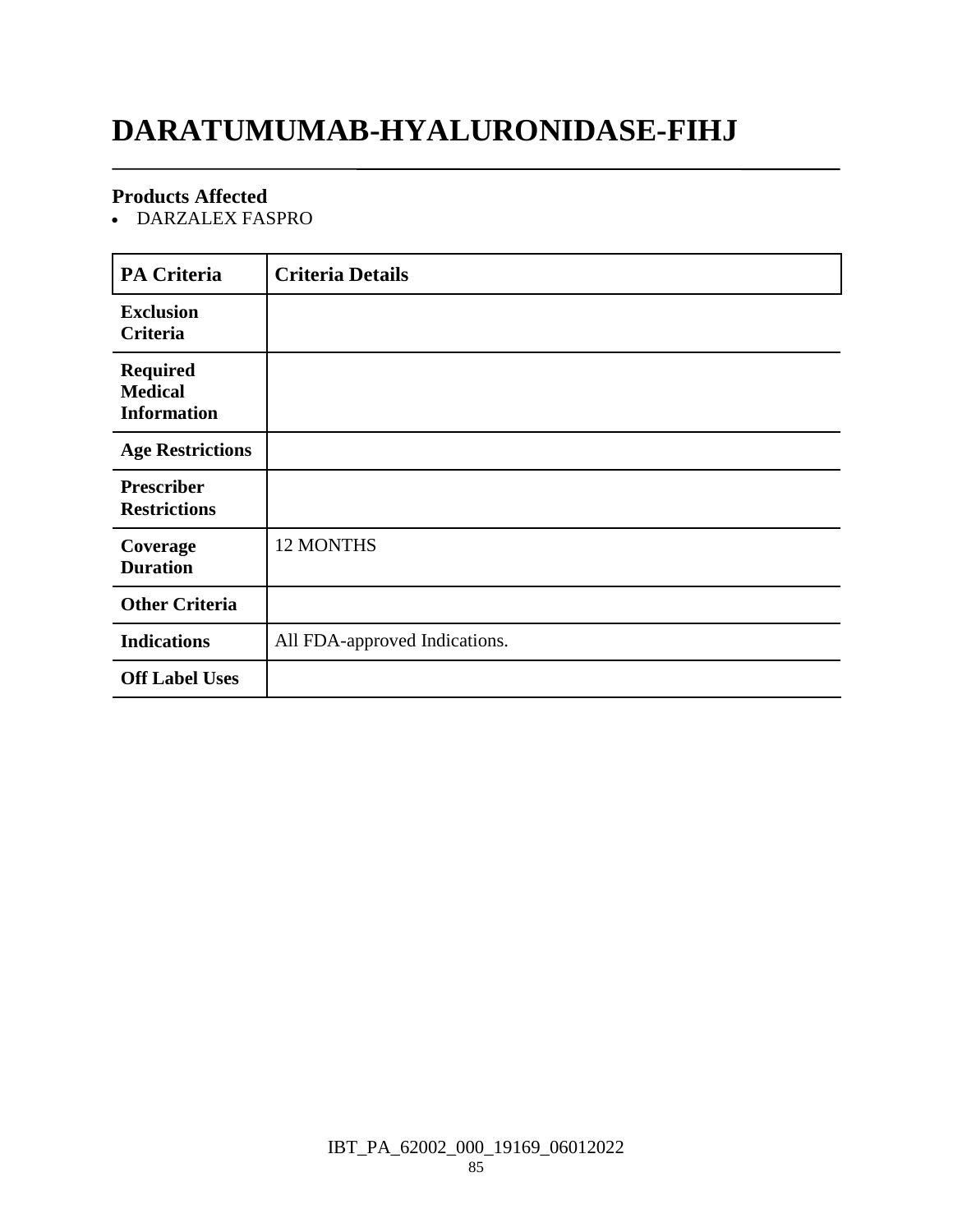# DARATUMUMAB-HYALURONIDASE-FIHJ

### Products Affected

- DARZALEX FASPRO

| PA Criteria | Criteria Details |
|---|---|
| **Exclusion Criteria** | |
| **Required Medical Information** | |
| **Age Restrictions** | |
| **Prescriber Restrictions** | |
| **Coverage Duration** | 12 MONTHS |
| **Other Criteria** | |
| **Indications** | All FDA-approved Indications. |
| **Off Label Uses** | |

IBT_PA_62002_000_19169_06012022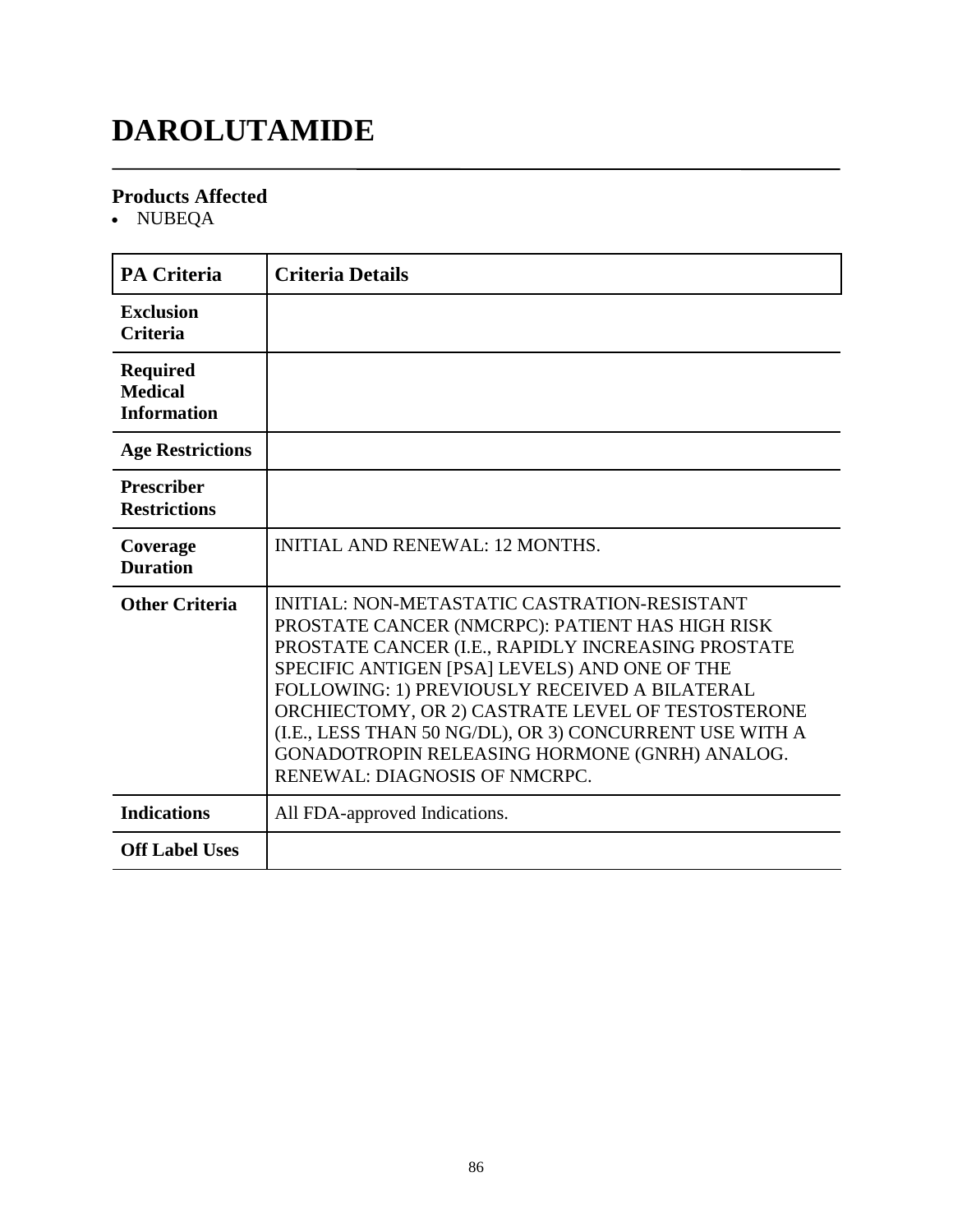# DAROLUTAMIDE

## Products Affected

- NUBEQA

| PA Criteria | Criteria Details |
|---|---|
| **Exclusion Criteria** | |
| **Required Medical Information** | |
| **Age Restrictions** | |
| **Prescriber Restrictions** | |
| **Coverage Duration** | INITIAL AND RENEWAL: 12 MONTHS. |
| **Other Criteria** | INITIAL: NON-METASTATIC CASTRATION-RESISTANT PROSTATE CANCER (NMCRPC): PATIENT HAS HIGH RISK PROSTATE CANCER (I.E., RAPIDLY INCREASING PROSTATE SPECIFIC ANTIGEN [PSA] LEVELS) AND ONE OF THE FOLLOWING: 1) PREVIOUSLY RECEIVED A BILATERAL ORCHIECTOMY, OR 2) CASTRATE LEVEL OF TESTOSTERONE (I.E., LESS THAN 50 NG/DL), OR 3) CONCURRENT USE WITH A GONADOTROPIN RELEASING HORMONE (GNRH) ANALOG. RENEWAL: DIAGNOSIS OF NMCRPC. |
| **Indications** | All FDA-approved Indications. |
| **Off Label Uses** | |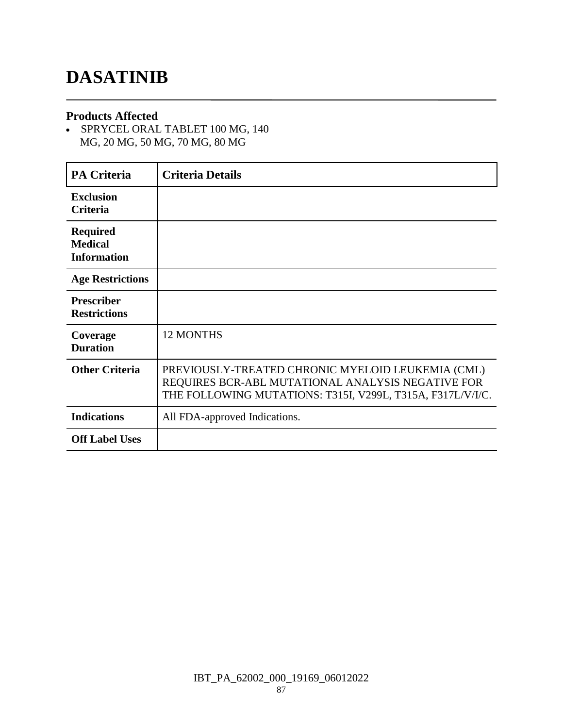# DASATINIB

### Products Affected

- SPRYCEL ORAL TABLET 100 MG, 140 MG, 20 MG, 50 MG, 70 MG, 80 MG

| PA Criteria | Criteria Details |
|---|---|
| **Exclusion Criteria** | |
| **Required Medical Information** | |
| **Age Restrictions** | |
| **Prescriber Restrictions** | |
| **Coverage Duration** | 12 MONTHS |
| **Other Criteria** | PREVIOUSLY-TREATED CHRONIC MYELOID LEUKEMIA (CML) REQUIRES BCR-ABL MUTATIONAL ANALYSIS NEGATIVE FOR THE FOLLOWING MUTATIONS: T315I, V299L, T315A, F317L/V/I/C. |
| **Indications** | All FDA-approved Indications. |
| **Off Label Uses** | |

IBT_PA_62002_000_19169_06012022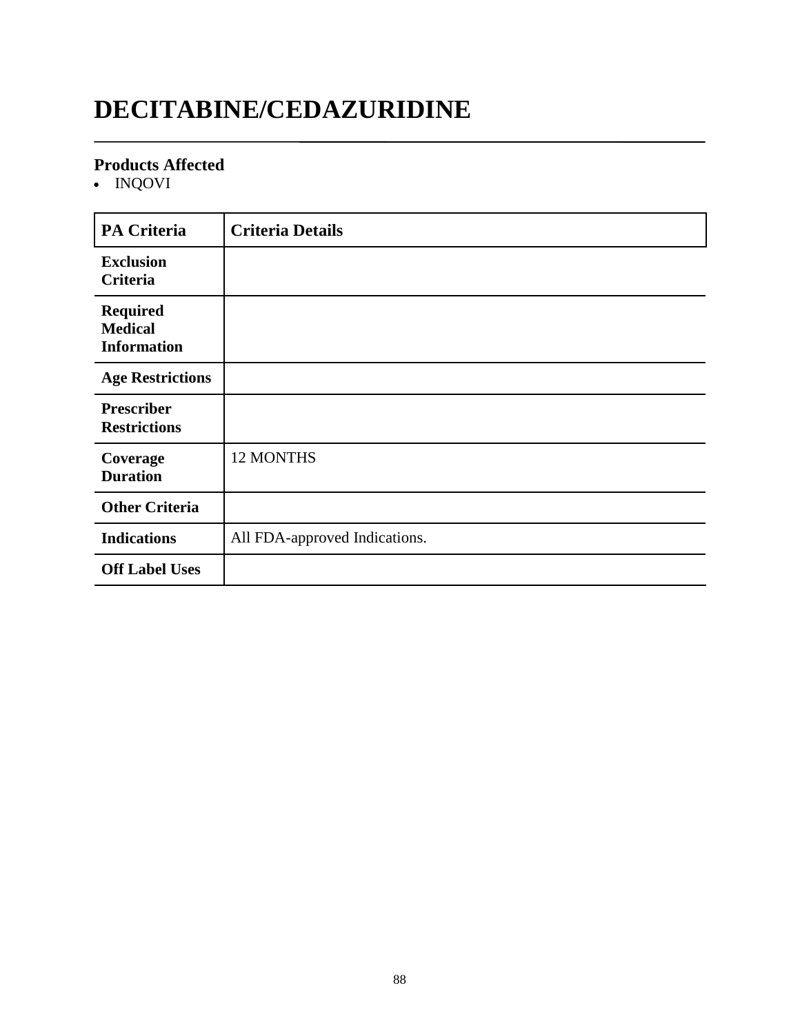# DECITABINE/CEDAZURIDINE

### Products Affected

- INQOVI

| PA Criteria | Criteria Details |
|---|---|
| **Exclusion Criteria** | |
| **Required Medical Information** | |
| **Age Restrictions** | |
| **Prescriber Restrictions** | |
| **Coverage Duration** | 12 MONTHS |
| **Other Criteria** | |
| **Indications** | All FDA-approved Indications. |
| **Off Label Uses** | |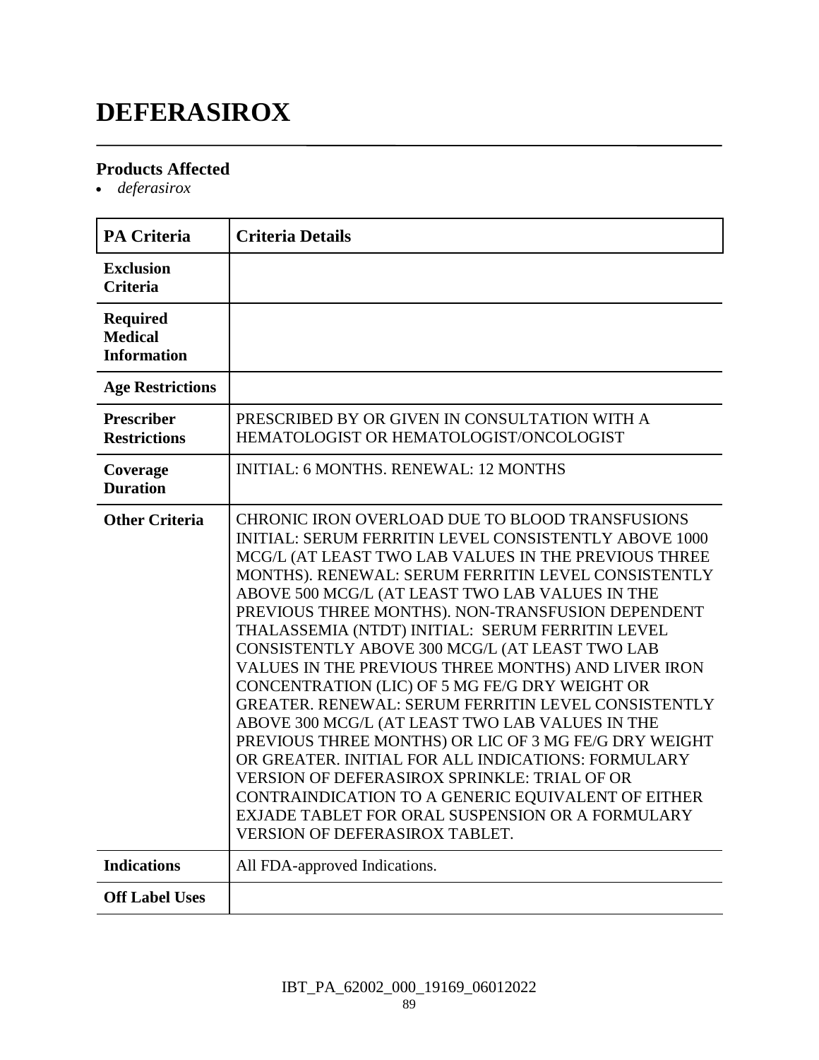# DEFERASIROX

### Products Affected

- *deferasirox*

| PA Criteria | Criteria Details |
|---|---|
| **Exclusion Criteria** | |
| **Required Medical Information** | |
| **Age Restrictions** | |
| **Prescriber Restrictions** | PRESCRIBED BY OR GIVEN IN CONSULTATION WITH A HEMATOLOGIST OR HEMATOLOGIST/ONCOLOGIST |
| **Coverage Duration** | INITIAL: 6 MONTHS. RENEWAL: 12 MONTHS |
| **Other Criteria** | CHRONIC IRON OVERLOAD DUE TO BLOOD TRANSFUSIONS INITIAL: SERUM FERRITIN LEVEL CONSISTENTLY ABOVE 1000 MCG/L (AT LEAST TWO LAB VALUES IN THE PREVIOUS THREE MONTHS). RENEWAL: SERUM FERRITIN LEVEL CONSISTENTLY ABOVE 500 MCG/L (AT LEAST TWO LAB VALUES IN THE PREVIOUS THREE MONTHS). NON-TRANSFUSION DEPENDENT THALASSEMIA (NTDT) INITIAL: SERUM FERRITIN LEVEL CONSISTENTLY ABOVE 300 MCG/L (AT LEAST TWO LAB VALUES IN THE PREVIOUS THREE MONTHS) AND LIVER IRON CONCENTRATION (LIC) OF 5 MG FE/G DRY WEIGHT OR GREATER. RENEWAL: SERUM FERRITIN LEVEL CONSISTENTLY ABOVE 300 MCG/L (AT LEAST TWO LAB VALUES IN THE PREVIOUS THREE MONTHS) OR LIC OF 3 MG FE/G DRY WEIGHT OR GREATER. INITIAL FOR ALL INDICATIONS: FORMULARY VERSION OF DEFERASIROX SPRINKLE: TRIAL OF OR CONTRAINDICATION TO A GENERIC EQUIVALENT OF EITHER EXJADE TABLET FOR ORAL SUSPENSION OR A FORMULARY VERSION OF DEFERASIROX TABLET. |
| **Indications** | All FDA-approved Indications. |
| **Off Label Uses** | |

IBT_PA_62002_000_19169_06012022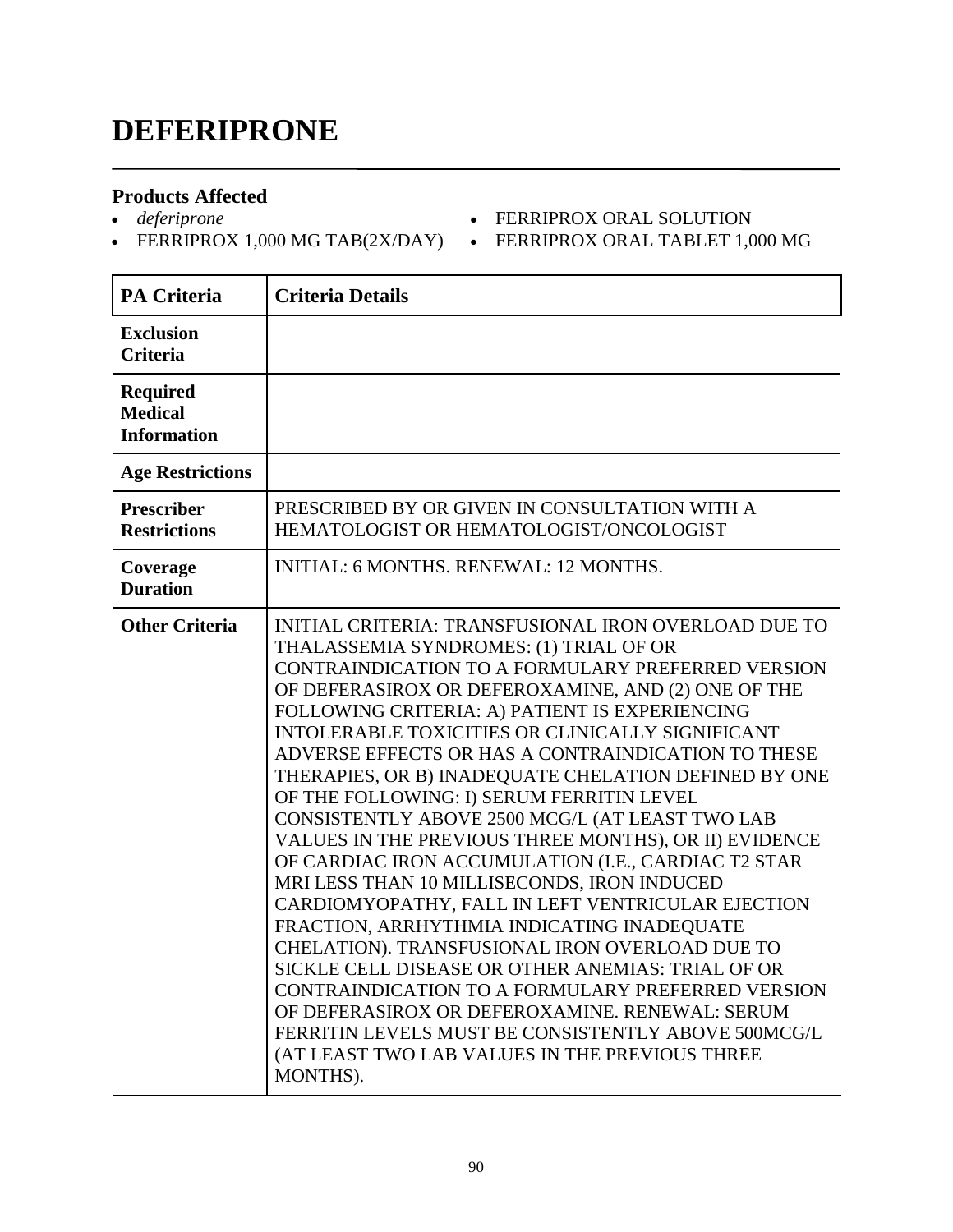# DEFERIPRONE

### Products Affected

- *deferiprone*
- FERRIPROX 1,000 MG TAB(2X/DAY)
- FERRIPROX ORAL SOLUTION
- FERRIPROX ORAL TABLET 1,000 MG

| PA Criteria | Criteria Details |
|---|---|
| **Exclusion Criteria** | |
| **Required Medical Information** | |
| **Age Restrictions** | |
| **Prescriber Restrictions** | PRESCRIBED BY OR GIVEN IN CONSULTATION WITH A HEMATOLOGIST OR HEMATOLOGIST/ONCOLOGIST |
| **Coverage Duration** | INITIAL: 6 MONTHS. RENEWAL: 12 MONTHS. |
| **Other Criteria** | INITIAL CRITERIA: TRANSFUSIONAL IRON OVERLOAD DUE TO THALASSEMIA SYNDROMES: (1) TRIAL OF OR CONTRAINDICATION TO A FORMULARY PREFERRED VERSION OF DEFERASIROX OR DEFEROXAMINE, AND (2) ONE OF THE FOLLOWING CRITERIA: A) PATIENT IS EXPERIENCING INTOLERABLE TOXICITIES OR CLINICALLY SIGNIFICANT ADVERSE EFFECTS OR HAS A CONTRAINDICATION TO THESE THERAPIES, OR B) INADEQUATE CHELATION DEFINED BY ONE OF THE FOLLOWING: I) SERUM FERRITIN LEVEL CONSISTENTLY ABOVE 2500 MCG/L (AT LEAST TWO LAB VALUES IN THE PREVIOUS THREE MONTHS), OR II) EVIDENCE OF CARDIAC IRON ACCUMULATION (I.E., CARDIAC T2 STAR MRI LESS THAN 10 MILLISECONDS, IRON INDUCED CARDIOMYOPATHY, FALL IN LEFT VENTRICULAR EJECTION FRACTION, ARRHYTHMIA INDICATING INADEQUATE CHELATION). TRANSFUSIONAL IRON OVERLOAD DUE TO SICKLE CELL DISEASE OR OTHER ANEMIAS: TRIAL OF OR CONTRAINDICATION TO A FORMULARY PREFERRED VERSION OF DEFERASIROX OR DEFEROXAMINE. RENEWAL: SERUM FERRITIN LEVELS MUST BE CONSISTENTLY ABOVE 500MCG/L (AT LEAST TWO LAB VALUES IN THE PREVIOUS THREE MONTHS). |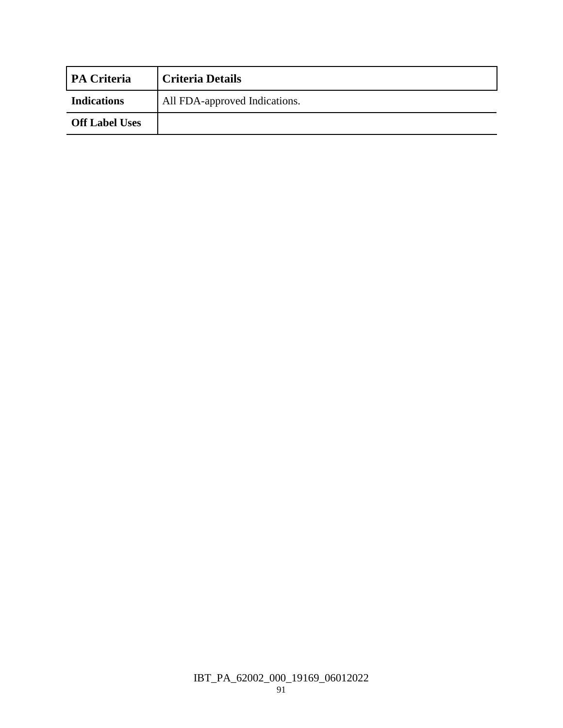| PA Criteria | Criteria Details |
| --- | --- |
| **Indications** | All FDA-approved Indications. |
| **Off Label Uses** | |

IBT_PA_62002_000_19169_06012022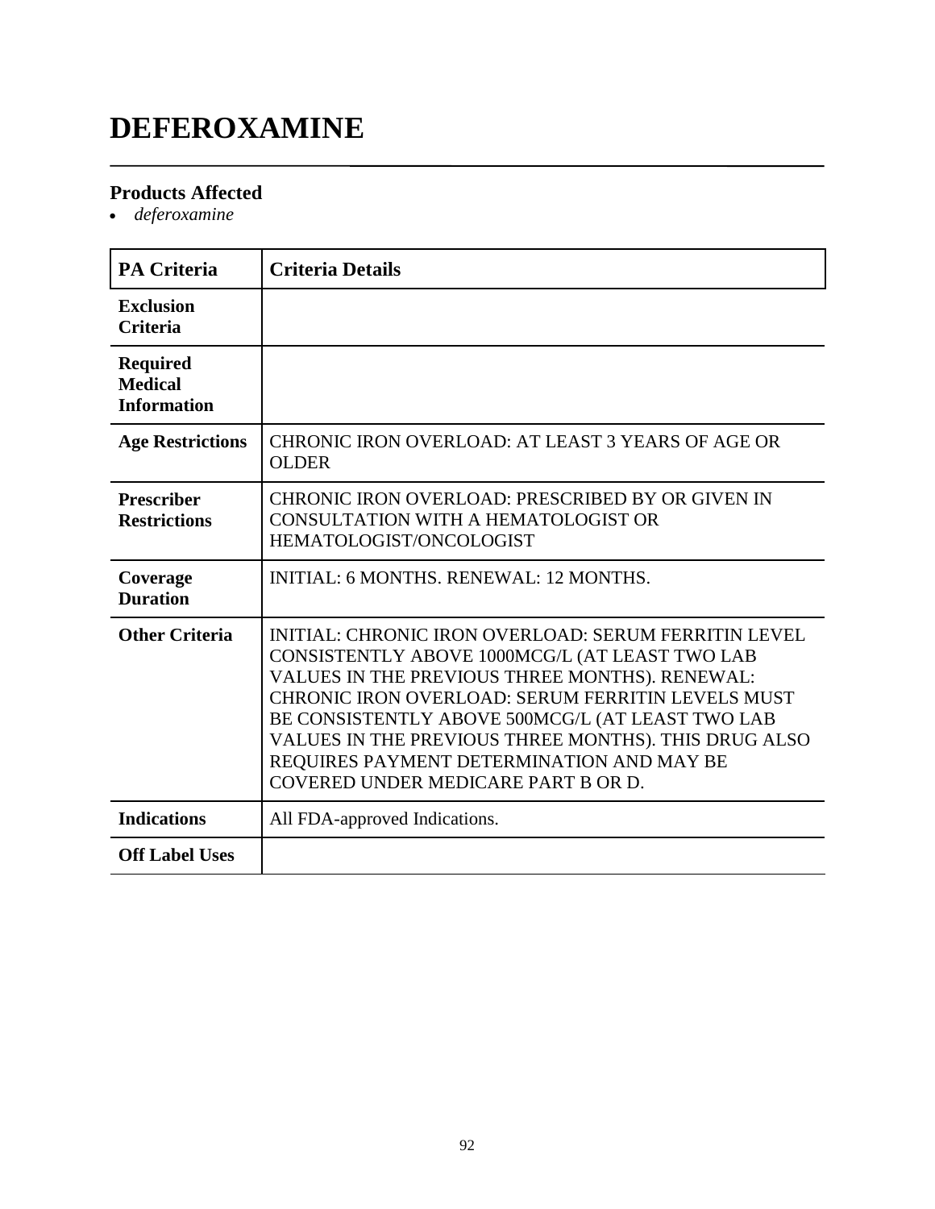# DEFEROXAMINE

## Products Affected

- *deferoxamine*

| PA Criteria | Criteria Details |
|---|---|
| **Exclusion Criteria** | |
| **Required Medical Information** | |
| **Age Restrictions** | CHRONIC IRON OVERLOAD: AT LEAST 3 YEARS OF AGE OR OLDER |
| **Prescriber Restrictions** | CHRONIC IRON OVERLOAD: PRESCRIBED BY OR GIVEN IN CONSULTATION WITH A HEMATOLOGIST OR HEMATOLOGIST/ONCOLOGIST |
| **Coverage Duration** | INITIAL: 6 MONTHS. RENEWAL: 12 MONTHS. |
| **Other Criteria** | INITIAL: CHRONIC IRON OVERLOAD: SERUM FERRITIN LEVEL CONSISTENTLY ABOVE 1000MCG/L (AT LEAST TWO LAB VALUES IN THE PREVIOUS THREE MONTHS). RENEWAL: CHRONIC IRON OVERLOAD: SERUM FERRITIN LEVELS MUST BE CONSISTENTLY ABOVE 500MCG/L (AT LEAST TWO LAB VALUES IN THE PREVIOUS THREE MONTHS). THIS DRUG ALSO REQUIRES PAYMENT DETERMINATION AND MAY BE COVERED UNDER MEDICARE PART B OR D. |
| **Indications** | All FDA-approved Indications. |
| **Off Label Uses** | |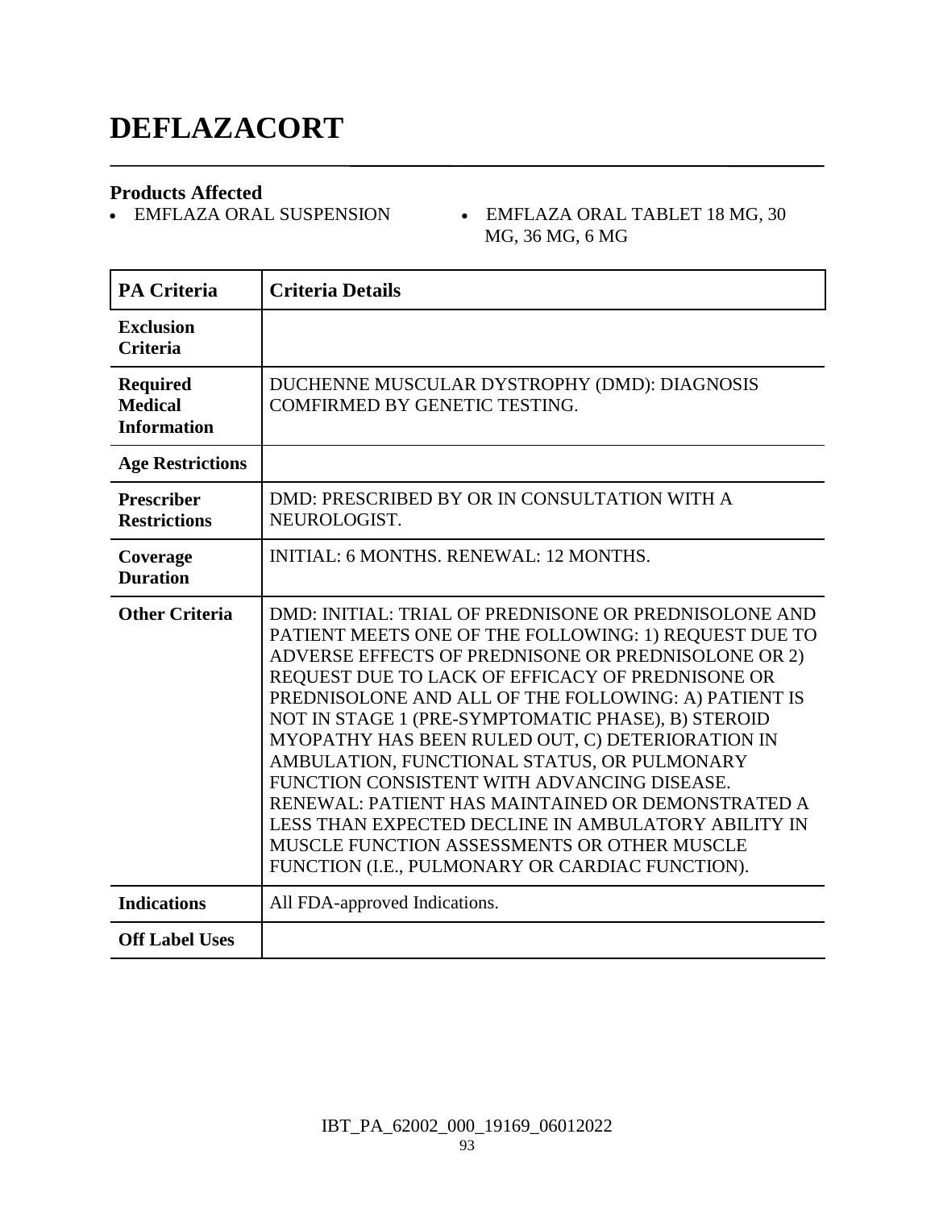# DEFLAZACORT

**Products Affected**

- EMFLAZA ORAL SUSPENSION
- EMFLAZA ORAL TABLET 18 MG, 30 MG, 36 MG, 6 MG

| PA Criteria | Criteria Details |
|---|---|
| **Exclusion Criteria** | |
| **Required Medical Information** | DUCHENNE MUSCULAR DYSTROPHY (DMD): DIAGNOSIS COMFIRMED BY GENETIC TESTING. |
| **Age Restrictions** | |
| **Prescriber Restrictions** | DMD: PRESCRIBED BY OR IN CONSULTATION WITH A NEUROLOGIST. |
| **Coverage Duration** | INITIAL: 6 MONTHS. RENEWAL: 12 MONTHS. |
| **Other Criteria** | DMD: INITIAL: TRIAL OF PREDNISONE OR PREDNISOLONE AND PATIENT MEETS ONE OF THE FOLLOWING: 1) REQUEST DUE TO ADVERSE EFFECTS OF PREDNISONE OR PREDNISOLONE OR 2) REQUEST DUE TO LACK OF EFFICACY OF PREDNISONE OR PREDNISOLONE AND ALL OF THE FOLLOWING: A) PATIENT IS NOT IN STAGE 1 (PRE-SYMPTOMATIC PHASE), B) STEROID MYOPATHY HAS BEEN RULED OUT, C) DETERIORATION IN AMBULATION, FUNCTIONAL STATUS, OR PULMONARY FUNCTION CONSISTENT WITH ADVANCING DISEASE. RENEWAL: PATIENT HAS MAINTAINED OR DEMONSTRATED A LESS THAN EXPECTED DECLINE IN AMBULATORY ABILITY IN MUSCLE FUNCTION ASSESSMENTS OR OTHER MUSCLE FUNCTION (I.E., PULMONARY OR CARDIAC FUNCTION). |
| **Indications** | All FDA-approved Indications. |
| **Off Label Uses** | |

IBT_PA_62002_000_19169_06012022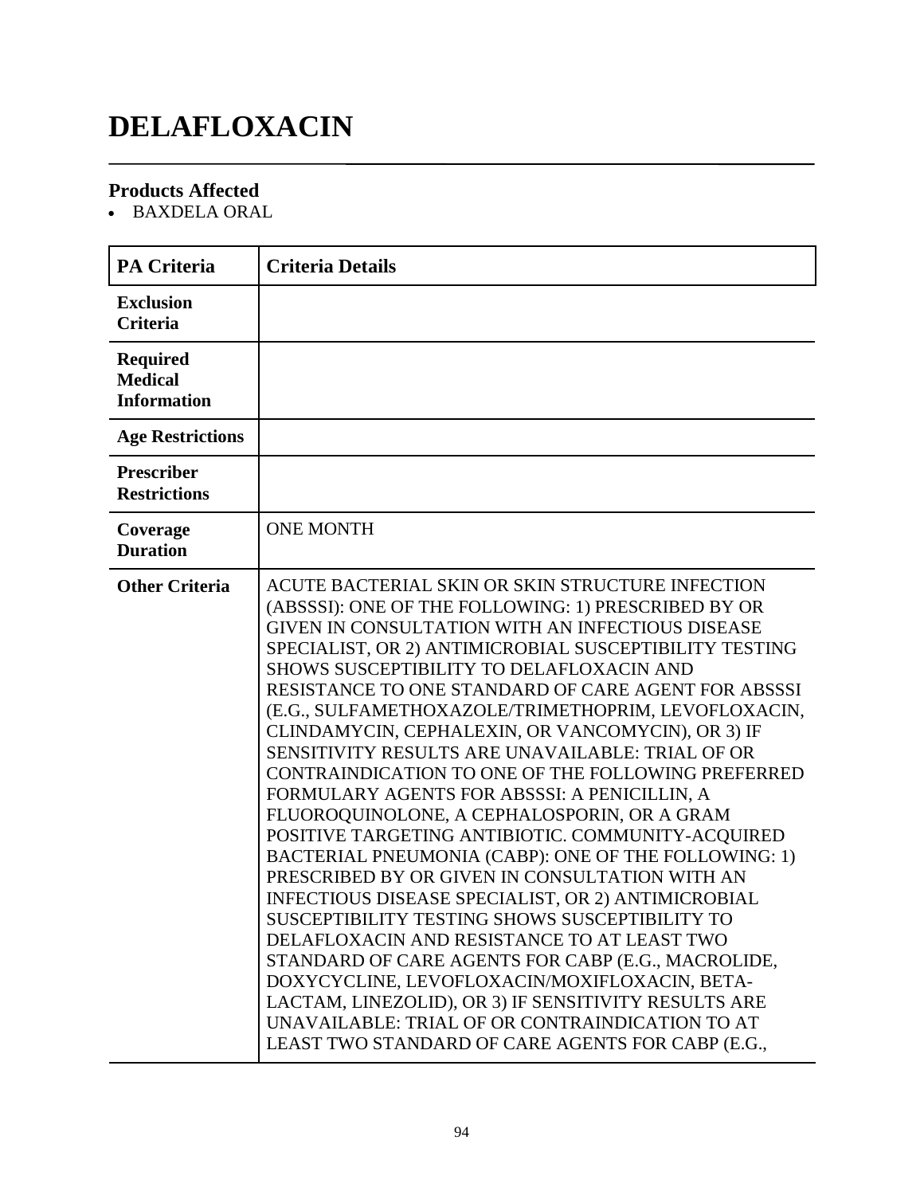# DELAFLOXACIN

### Products Affected

- BAXDELA ORAL

| PA Criteria | Criteria Details |
|---|---|
| Exclusion Criteria | |
| Required Medical Information | |
| Age Restrictions | |
| Prescriber Restrictions | |
| Coverage Duration | ONE MONTH |
| Other Criteria | ACUTE BACTERIAL SKIN OR SKIN STRUCTURE INFECTION (ABSSSI): ONE OF THE FOLLOWING: 1) PRESCRIBED BY OR GIVEN IN CONSULTATION WITH AN INFECTIOUS DISEASE SPECIALIST, OR 2) ANTIMICROBIAL SUSCEPTIBILITY TESTING SHOWS SUSCEPTIBILITY TO DELAFLOXACIN AND RESISTANCE TO ONE STANDARD OF CARE AGENT FOR ABSSSI (E.G., SULFAMETHOXAZOLE/TRIMETHOPRIM, LEVOFLOXACIN, CLINDAMYCIN, CEPHALEXIN, OR VANCOMYCIN), OR 3) IF SENSITIVITY RESULTS ARE UNAVAILABLE: TRIAL OF OR CONTRAINDICATION TO ONE OF THE FOLLOWING PREFERRED FORMULARY AGENTS FOR ABSSSI: A PENICILLIN, A FLUOROQUINOLONE, A CEPHALOSPORIN, OR A GRAM POSITIVE TARGETING ANTIBIOTIC. COMMUNITY-ACQUIRED BACTERIAL PNEUMONIA (CABP): ONE OF THE FOLLOWING: 1) PRESCRIBED BY OR GIVEN IN CONSULTATION WITH AN INFECTIOUS DISEASE SPECIALIST, OR 2) ANTIMICROBIAL SUSCEPTIBILITY TESTING SHOWS SUSCEPTIBILITY TO DELAFLOXACIN AND RESISTANCE TO AT LEAST TWO STANDARD OF CARE AGENTS FOR CABP (E.G., MACROLIDE, DOXYCYCLINE, LEVOFLOXACIN/MOXIFLOXACIN, BETA-LACTAM, LINEZOLID), OR 3) IF SENSITIVITY RESULTS ARE UNAVAILABLE: TRIAL OF OR CONTRAINDICATION TO AT LEAST TWO STANDARD OF CARE AGENTS FOR CABP (E.G., |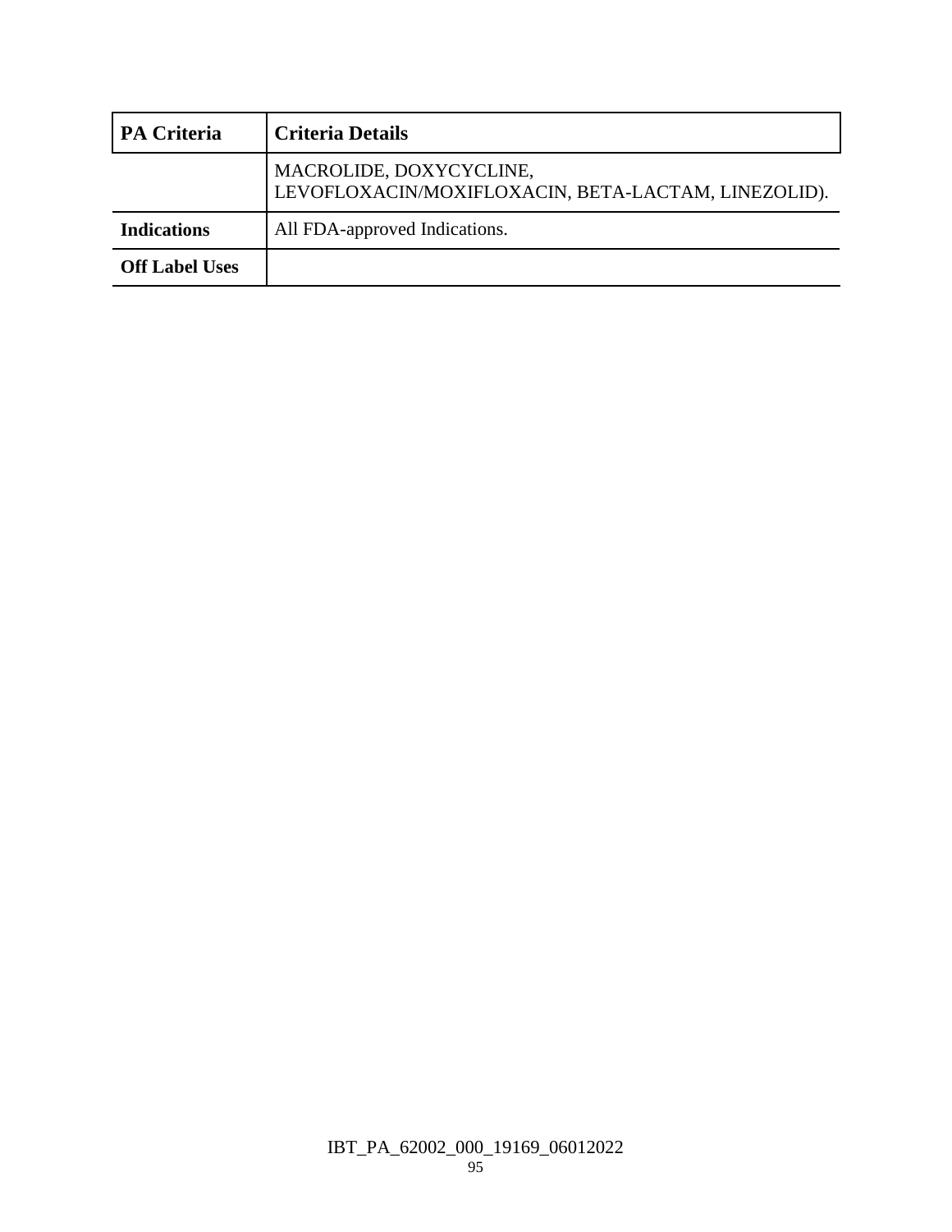| PA Criteria | Criteria Details |
|---|---|
| | MACROLIDE, DOXYCYCLINE, LEVOFLOXACIN/MOXIFLOXACIN, BETA-LACTAM, LINEZOLID). |
| **Indications** | All FDA-approved Indications. |
| **Off Label Uses** | |

IBT_PA_62002_000_19169_06012022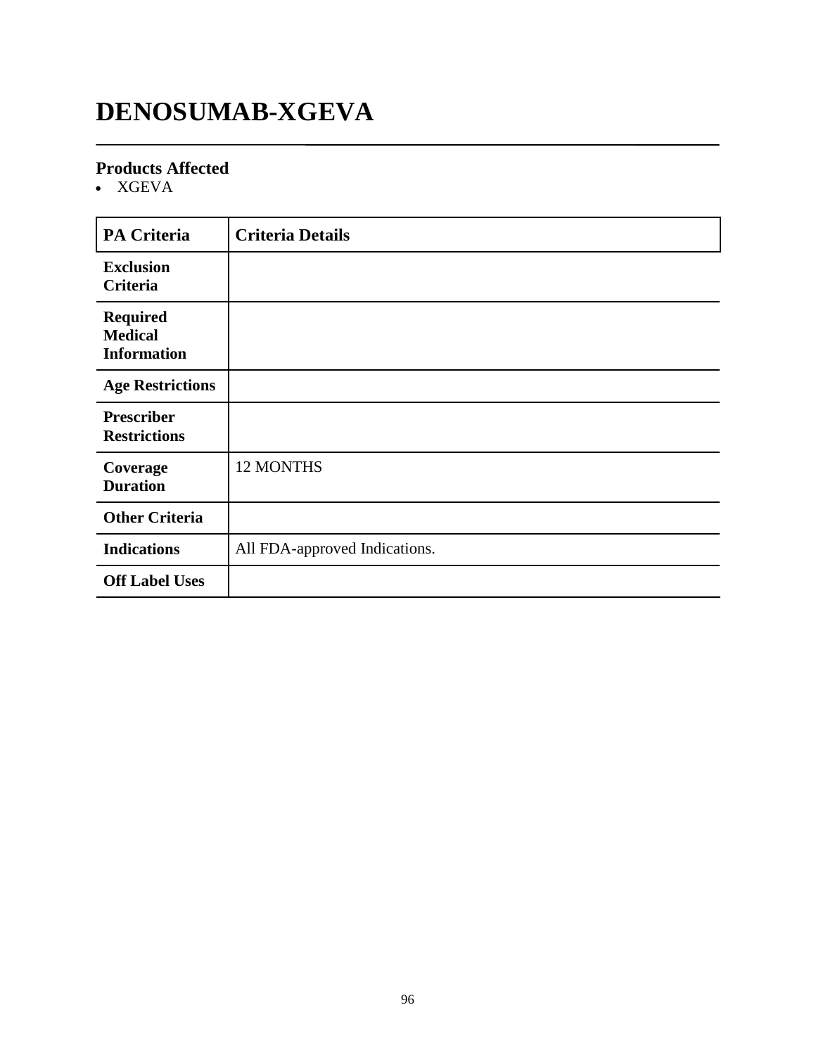# DENOSUMAB-XGEVA

## Products Affected

- XGEVA

| PA Criteria | Criteria Details |
|---|---|
| **Exclusion Criteria** | |
| **Required Medical Information** | |
| **Age Restrictions** | |
| **Prescriber Restrictions** | |
| **Coverage Duration** | 12 MONTHS |
| **Other Criteria** | |
| **Indications** | All FDA-approved Indications. |
| **Off Label Uses** | |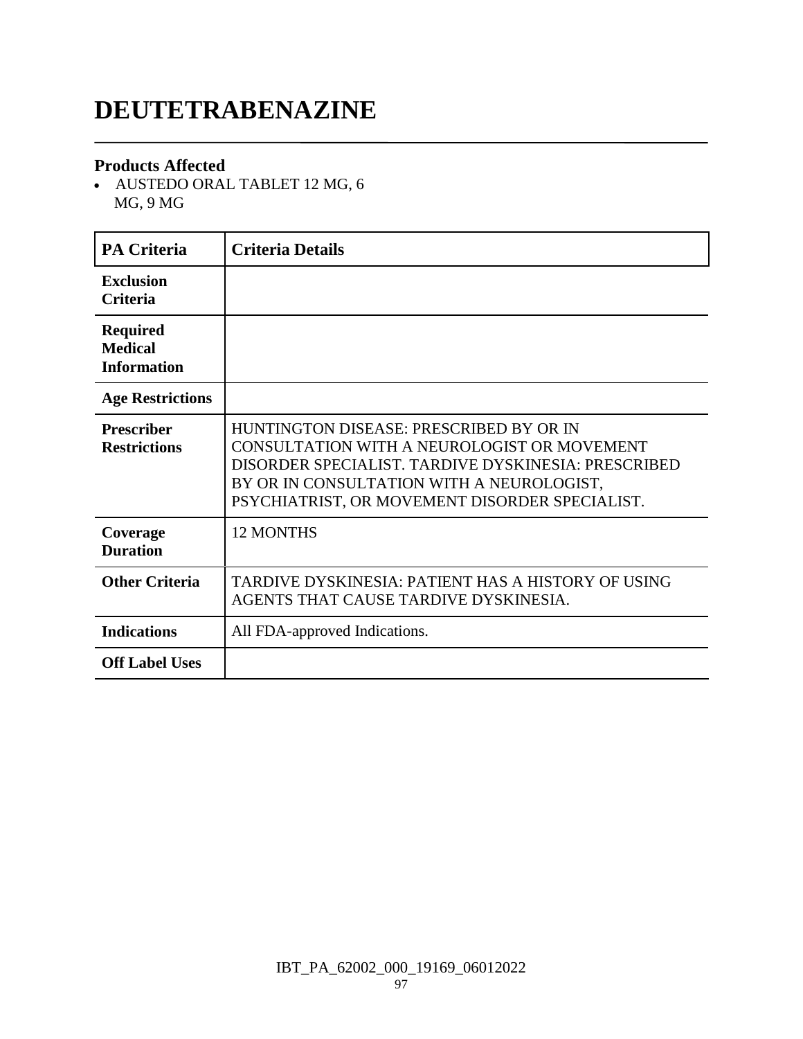# DEUTETRABENAZINE

## Products Affected

- AUSTEDO ORAL TABLET 12 MG, 6 MG, 9 MG

| PA Criteria | Criteria Details |
| --- | --- |
| **Exclusion Criteria** | |
| **Required Medical Information** | |
| **Age Restrictions** | |
| **Prescriber Restrictions** | HUNTINGTON DISEASE: PRESCRIBED BY OR IN CONSULTATION WITH A NEUROLOGIST OR MOVEMENT DISORDER SPECIALIST. TARDIVE DYSKINESIA: PRESCRIBED BY OR IN CONSULTATION WITH A NEUROLOGIST, PSYCHIATRIST, OR MOVEMENT DISORDER SPECIALIST. |
| **Coverage Duration** | 12 MONTHS |
| **Other Criteria** | TARDIVE DYSKINESIA: PATIENT HAS A HISTORY OF USING AGENTS THAT CAUSE TARDIVE DYSKINESIA. |
| **Indications** | All FDA-approved Indications. |
| **Off Label Uses** | |

IBT_PA_62002_000_19169_06012022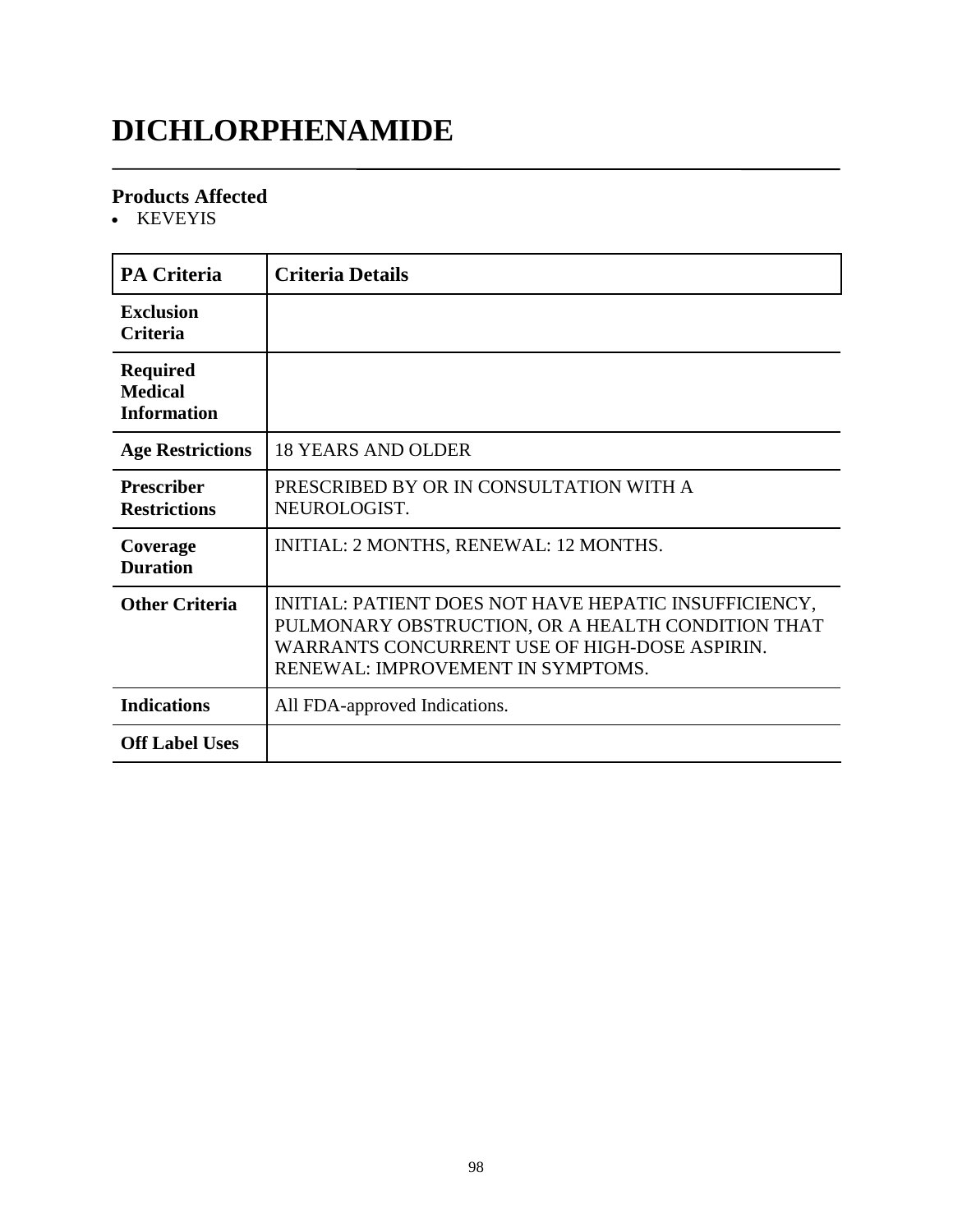# DICHLORPHENAMIDE

## Products Affected

- KEVEYIS

| PA Criteria | Criteria Details |
|---|---|
| **Exclusion Criteria** | |
| **Required Medical Information** | |
| **Age Restrictions** | 18 YEARS AND OLDER |
| **Prescriber Restrictions** | PRESCRIBED BY OR IN CONSULTATION WITH A NEUROLOGIST. |
| **Coverage Duration** | INITIAL: 2 MONTHS, RENEWAL: 12 MONTHS. |
| **Other Criteria** | INITIAL: PATIENT DOES NOT HAVE HEPATIC INSUFFICIENCY, PULMONARY OBSTRUCTION, OR A HEALTH CONDITION THAT WARRANTS CONCURRENT USE OF HIGH-DOSE ASPIRIN. RENEWAL: IMPROVEMENT IN SYMPTOMS. |
| **Indications** | All FDA-approved Indications. |
| **Off Label Uses** | |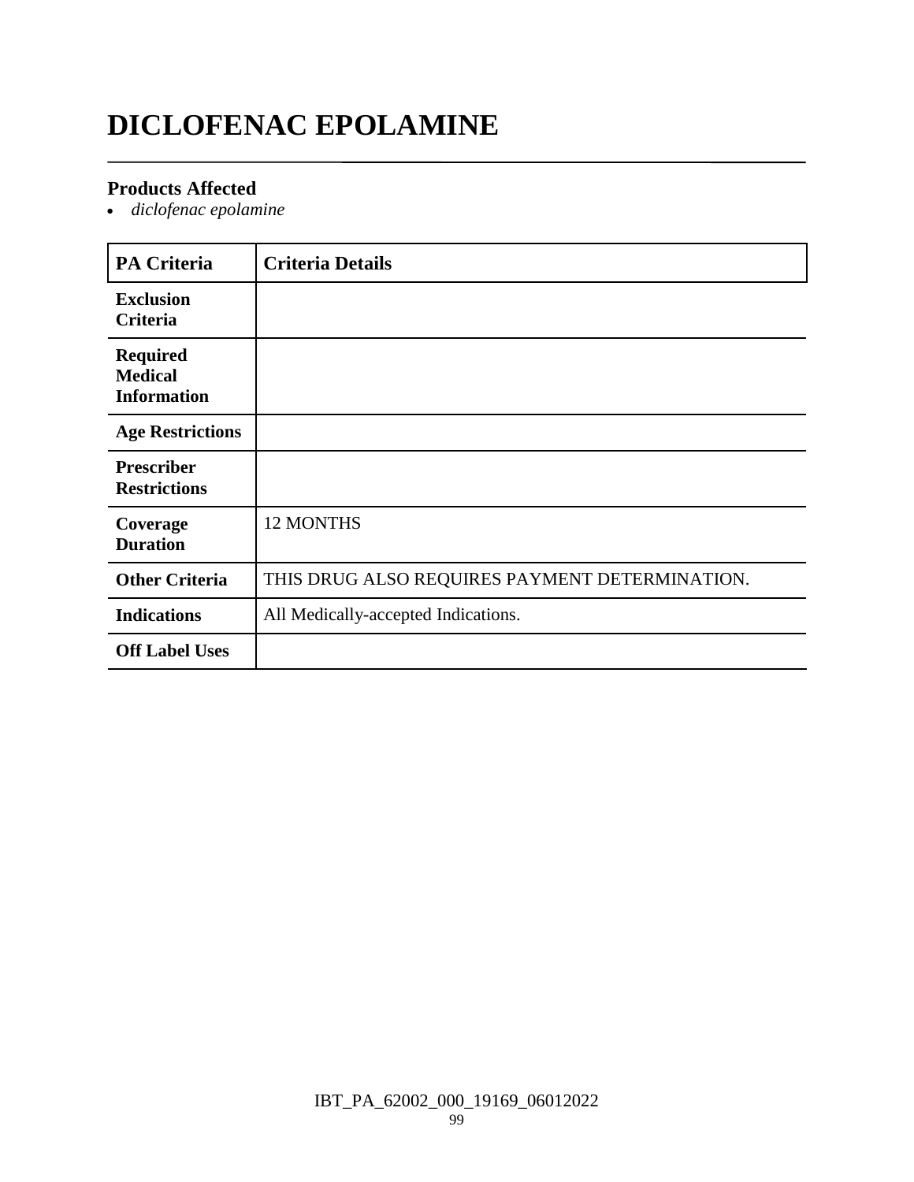# DICLOFENAC EPOLAMINE

### Products Affected

- *diclofenac epolamine*

| PA Criteria | Criteria Details |
|---|---|
| **Exclusion Criteria** | |
| **Required Medical Information** | |
| **Age Restrictions** | |
| **Prescriber Restrictions** | |
| **Coverage Duration** | 12 MONTHS |
| **Other Criteria** | THIS DRUG ALSO REQUIRES PAYMENT DETERMINATION. |
| **Indications** | All Medically-accepted Indications. |
| **Off Label Uses** | |

IBT_PA_62002_000_19169_06012022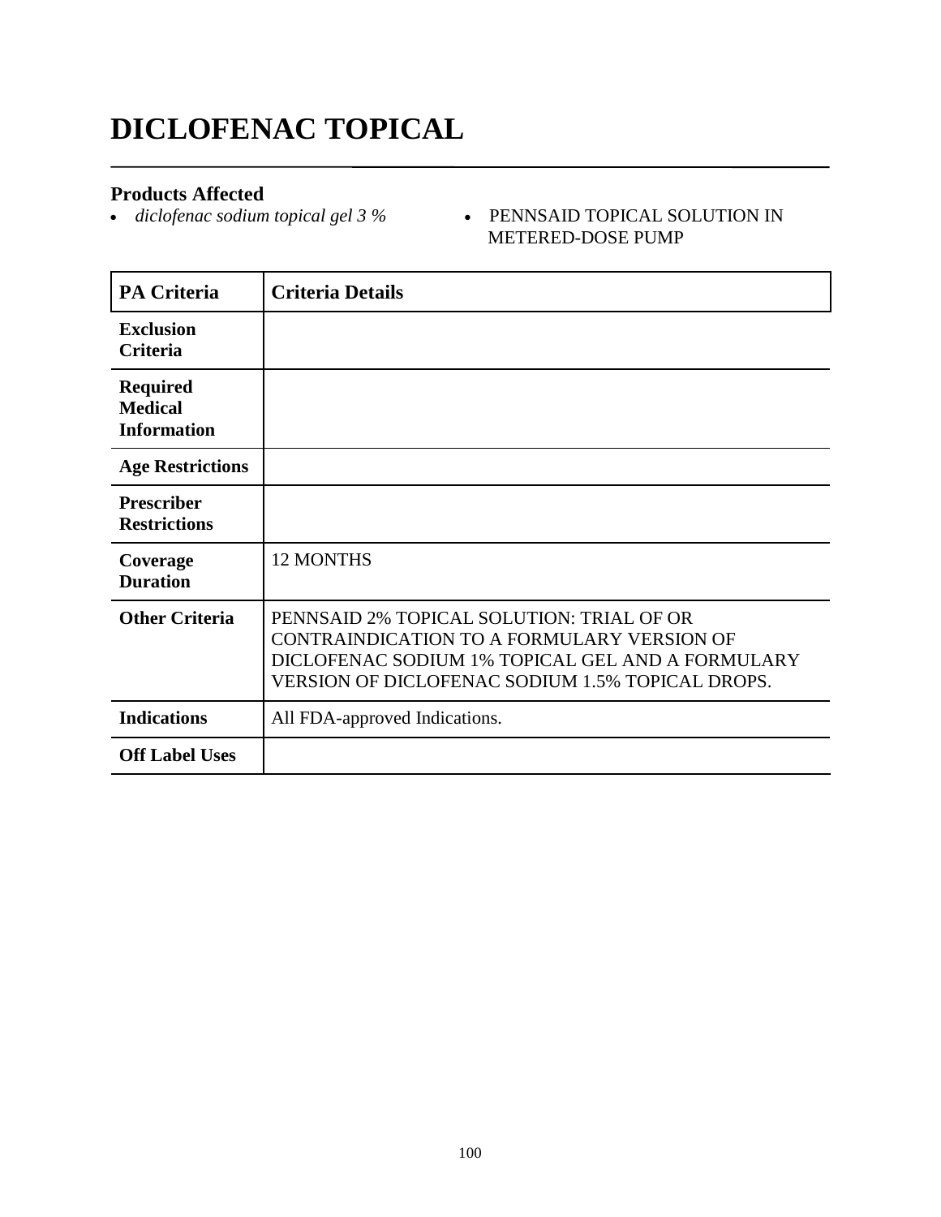# DICLOFENAC TOPICAL

### Products Affected

- *diclofenac sodium topical gel 3 %*
- PENNSAID TOPICAL SOLUTION IN METERED-DOSE PUMP

| PA Criteria | Criteria Details |
|---|---|
| **Exclusion Criteria** | |
| **Required Medical Information** | |
| **Age Restrictions** | |
| **Prescriber Restrictions** | |
| **Coverage Duration** | 12 MONTHS |
| **Other Criteria** | PENNSAID 2% TOPICAL SOLUTION: TRIAL OF OR CONTRAINDICATION TO A FORMULARY VERSION OF DICLOFENAC SODIUM 1% TOPICAL GEL AND A FORMULARY VERSION OF DICLOFENAC SODIUM 1.5% TOPICAL DROPS. |
| **Indications** | All FDA-approved Indications. |
| **Off Label Uses** | |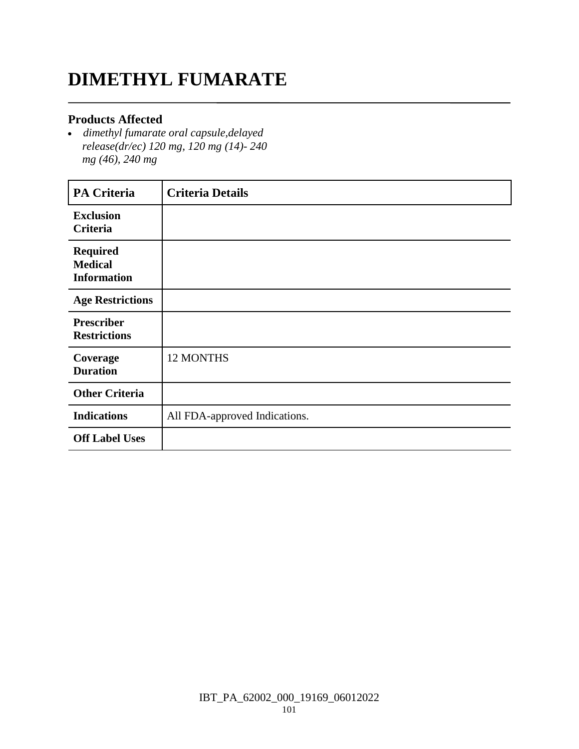# DIMETHYL FUMARATE

## Products Affected

- *dimethyl fumarate oral capsule,delayed release(dr/ec) 120 mg, 120 mg (14)- 240 mg (46), 240 mg*

| PA Criteria | Criteria Details |
|---|---|
| **Exclusion Criteria** | |
| **Required Medical Information** | |
| **Age Restrictions** | |
| **Prescriber Restrictions** | |
| **Coverage Duration** | 12 MONTHS |
| **Other Criteria** | |
| **Indications** | All FDA-approved Indications. |
| **Off Label Uses** | |

IBT_PA_62002_000_19169_06012022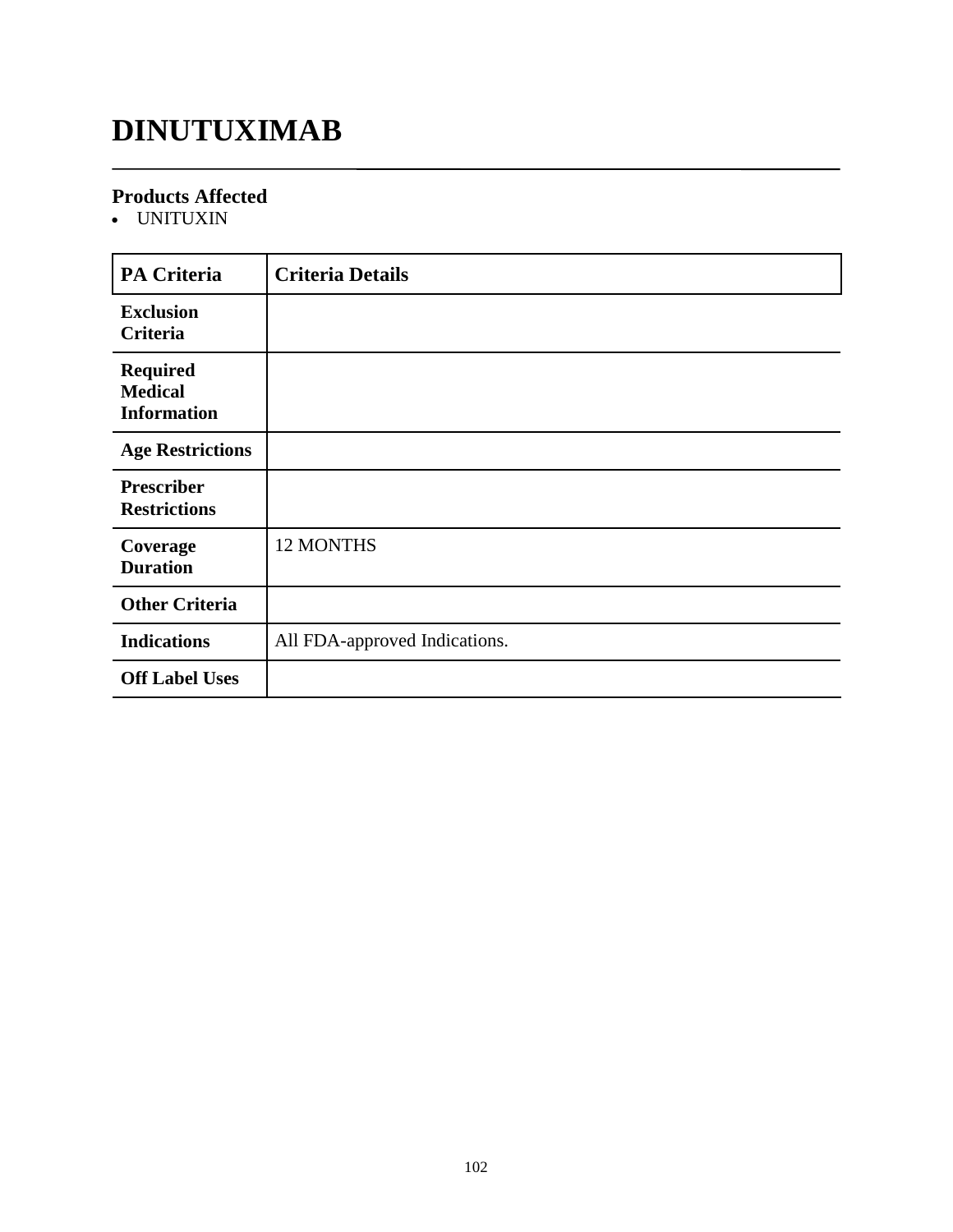# DINUTUXIMAB

## Products Affected

- UNITUXIN

| PA Criteria | Criteria Details |
|---|---|
| **Exclusion Criteria** | |
| **Required Medical Information** | |
| **Age Restrictions** | |
| **Prescriber Restrictions** | |
| **Coverage Duration** | 12 MONTHS |
| **Other Criteria** | |
| **Indications** | All FDA-approved Indications. |
| **Off Label Uses** | |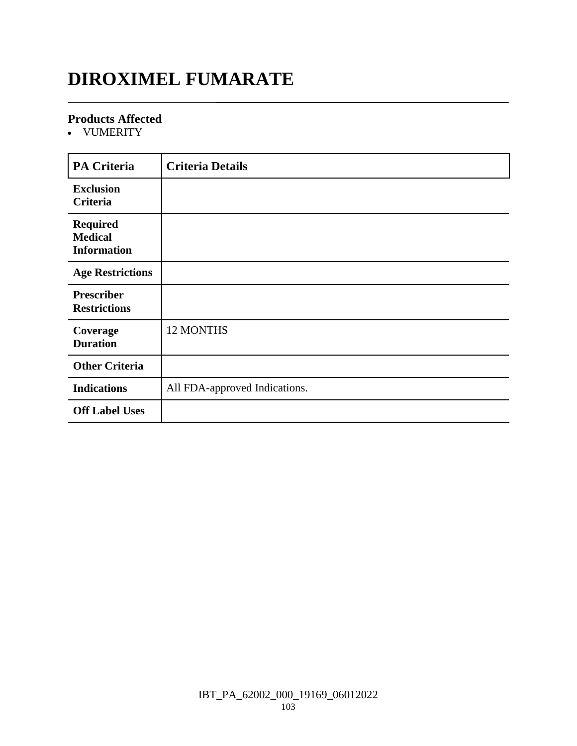# DIROXIMEL FUMARATE

### Products Affected

- VUMERITY

| PA Criteria | Criteria Details |
|---|---|
| **Exclusion Criteria** | |
| **Required Medical Information** | |
| **Age Restrictions** | |
| **Prescriber Restrictions** | |
| **Coverage Duration** | 12 MONTHS |
| **Other Criteria** | |
| **Indications** | All FDA-approved Indications. |
| **Off Label Uses** | |

IBT_PA_62002_000_19169_06012022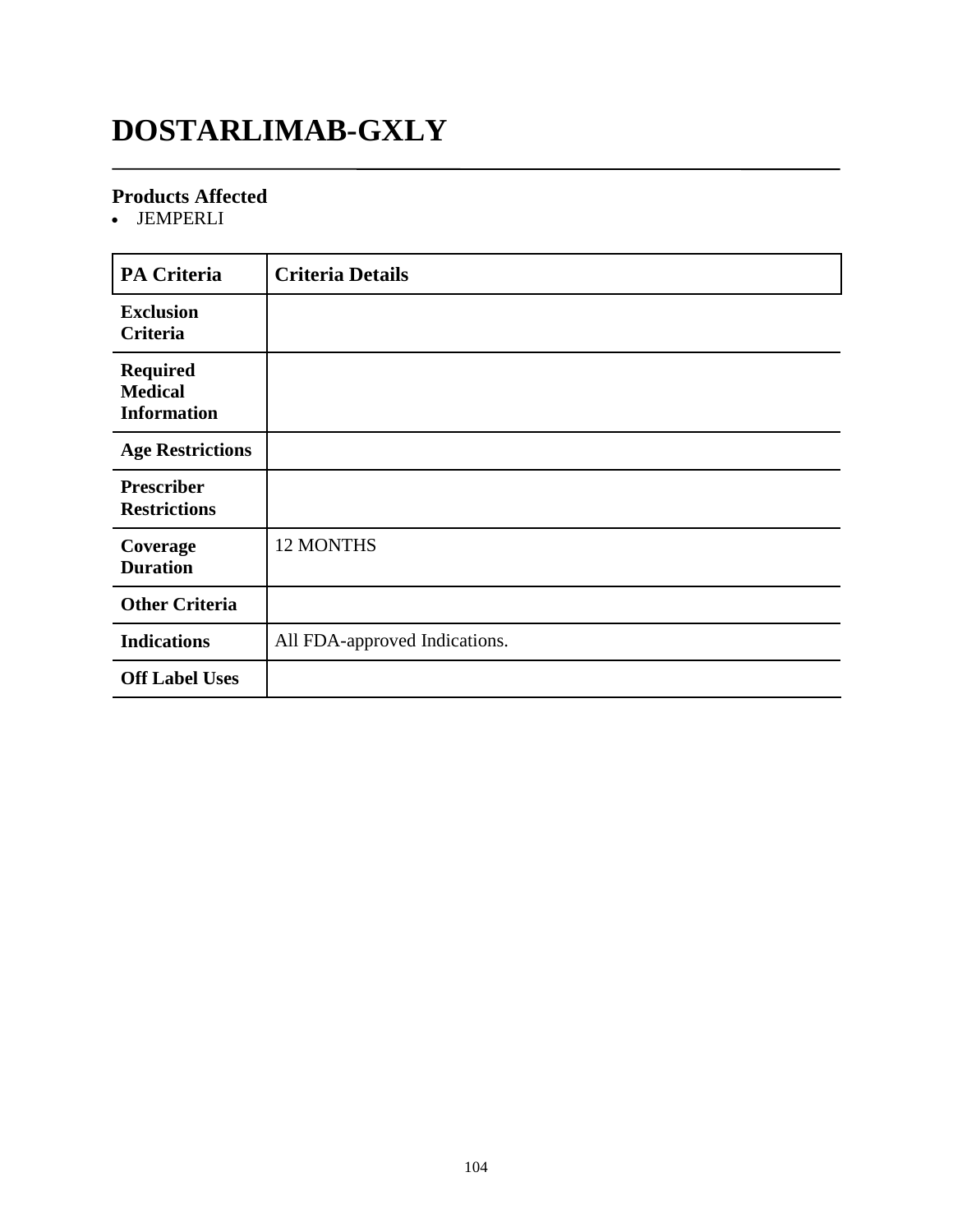# DOSTARLIMAB-GXLY

## Products Affected

- JEMPERLI

| PA Criteria | Criteria Details |
|---|---|
| **Exclusion Criteria** | |
| **Required Medical Information** | |
| **Age Restrictions** | |
| **Prescriber Restrictions** | |
| **Coverage Duration** | 12 MONTHS |
| **Other Criteria** | |
| **Indications** | All FDA-approved Indications. |
| **Off Label Uses** | |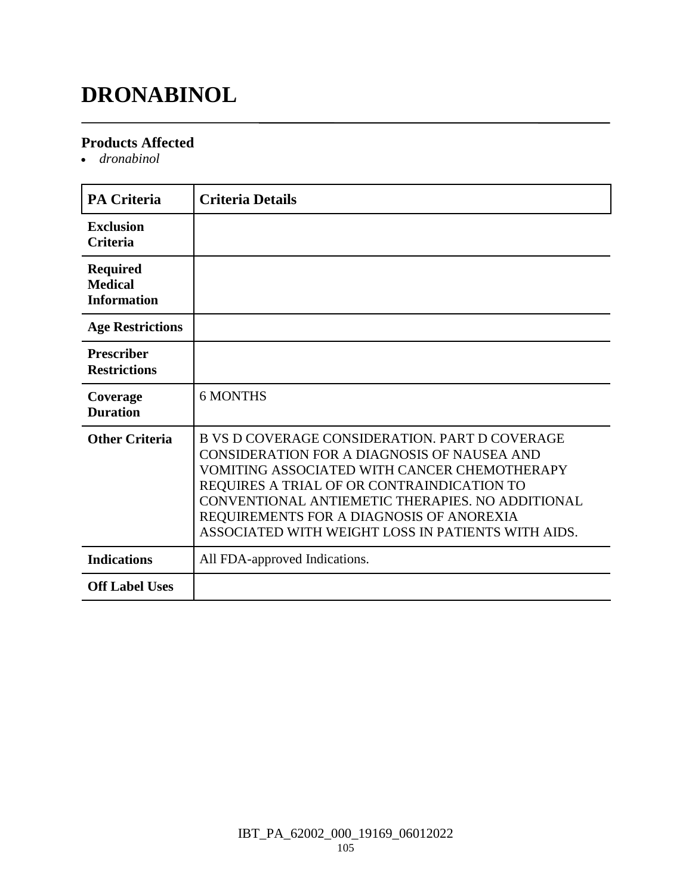# DRONABINOL

### Products Affected

- *dronabinol*

| PA Criteria | Criteria Details |
|---|---|
| Exclusion Criteria | |
| Required Medical Information | |
| Age Restrictions | |
| Prescriber Restrictions | |
| Coverage Duration | 6 MONTHS |
| Other Criteria | B VS D COVERAGE CONSIDERATION. PART D COVERAGE CONSIDERATION FOR A DIAGNOSIS OF NAUSEA AND VOMITING ASSOCIATED WITH CANCER CHEMOTHERAPY REQUIRES A TRIAL OF OR CONTRAINDICATION TO CONVENTIONAL ANTIEMETIC THERAPIES. NO ADDITIONAL REQUIREMENTS FOR A DIAGNOSIS OF ANOREXIA ASSOCIATED WITH WEIGHT LOSS IN PATIENTS WITH AIDS. |
| Indications | All FDA-approved Indications. |
| Off Label Uses | |

IBT_PA_62002_000_19169_06012022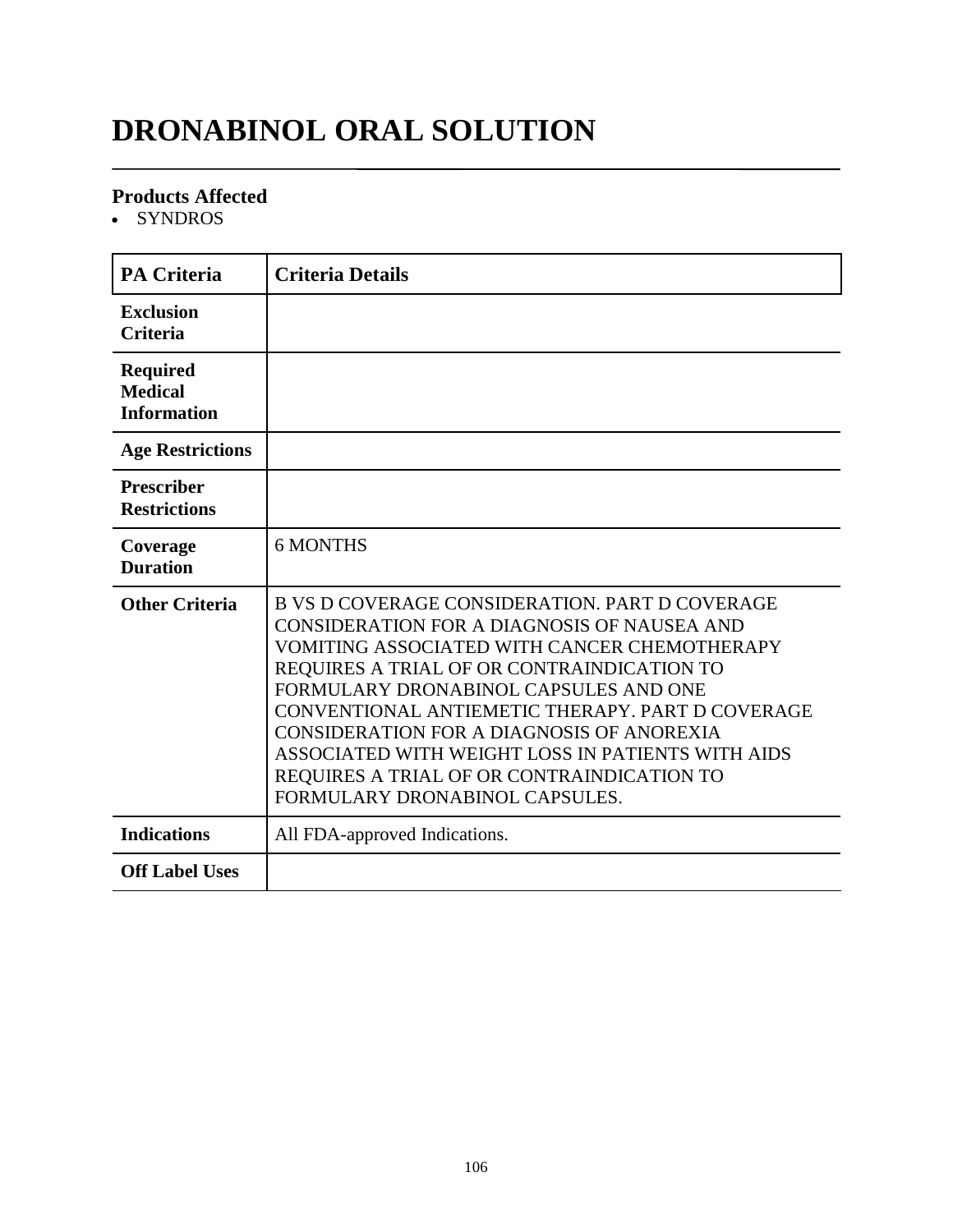# DRONABINOL ORAL SOLUTION

### Products Affected

- SYNDROS

| PA Criteria | Criteria Details |
|---|---|
| Exclusion Criteria | |
| Required Medical Information | |
| Age Restrictions | |
| Prescriber Restrictions | |
| Coverage Duration | 6 MONTHS |
| Other Criteria | B VS D COVERAGE CONSIDERATION. PART D COVERAGE CONSIDERATION FOR A DIAGNOSIS OF NAUSEA AND VOMITING ASSOCIATED WITH CANCER CHEMOTHERAPY REQUIRES A TRIAL OF OR CONTRAINDICATION TO FORMULARY DRONABINOL CAPSULES AND ONE CONVENTIONAL ANTIEMETIC THERAPY. PART D COVERAGE CONSIDERATION FOR A DIAGNOSIS OF ANOREXIA ASSOCIATED WITH WEIGHT LOSS IN PATIENTS WITH AIDS REQUIRES A TRIAL OF OR CONTRAINDICATION TO FORMULARY DRONABINOL CAPSULES. |
| Indications | All FDA-approved Indications. |
| Off Label Uses | |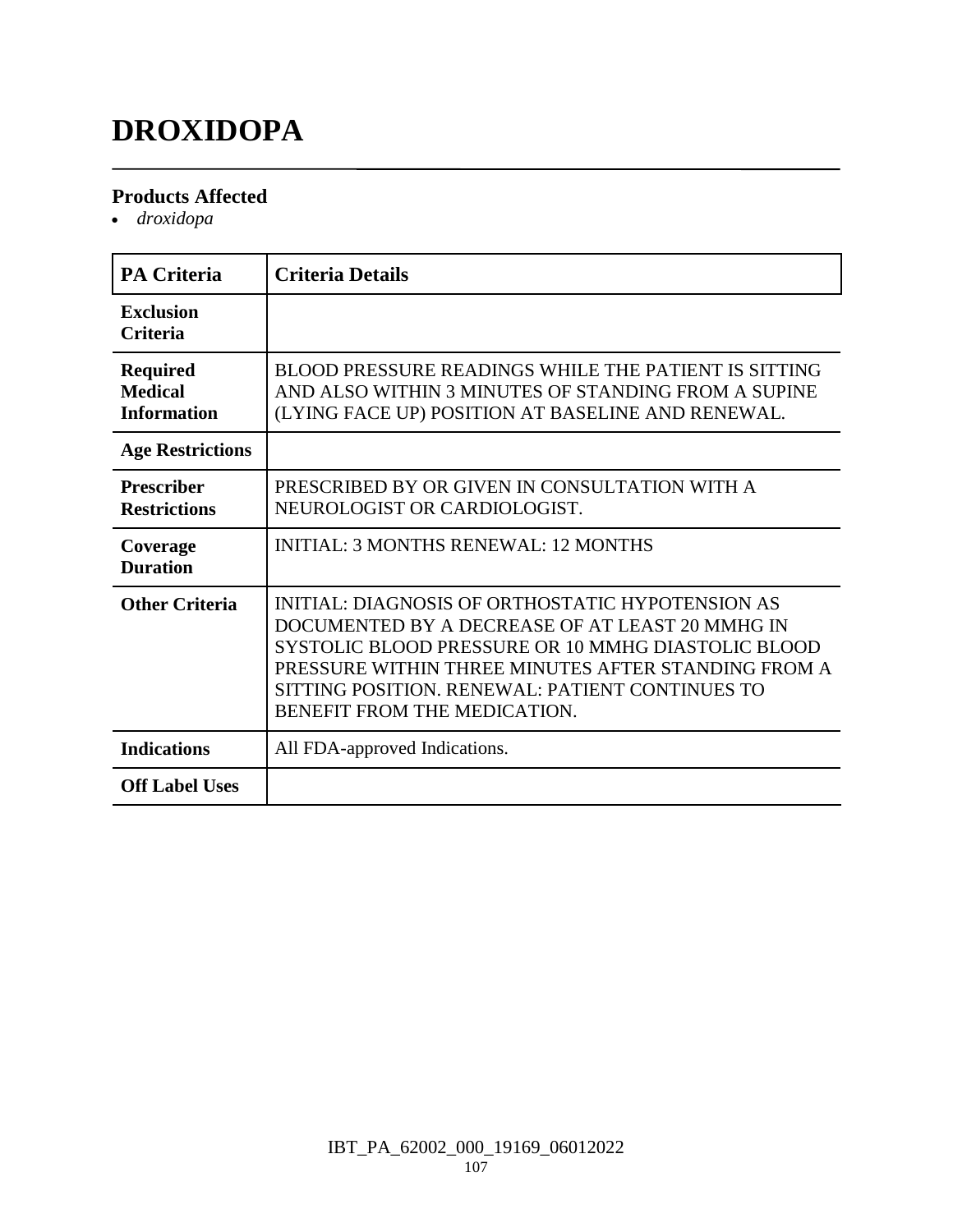# DROXIDOPA

### Products Affected

- *droxidopa*

| PA Criteria | Criteria Details |
|---|---|
| **Exclusion Criteria** | |
| **Required Medical Information** | BLOOD PRESSURE READINGS WHILE THE PATIENT IS SITTING AND ALSO WITHIN 3 MINUTES OF STANDING FROM A SUPINE (LYING FACE UP) POSITION AT BASELINE AND RENEWAL. |
| **Age Restrictions** | |
| **Prescriber Restrictions** | PRESCRIBED BY OR GIVEN IN CONSULTATION WITH A NEUROLOGIST OR CARDIOLOGIST. |
| **Coverage Duration** | INITIAL: 3 MONTHS RENEWAL: 12 MONTHS |
| **Other Criteria** | INITIAL: DIAGNOSIS OF ORTHOSTATIC HYPOTENSION AS DOCUMENTED BY A DECREASE OF AT LEAST 20 MMHG IN SYSTOLIC BLOOD PRESSURE OR 10 MMHG DIASTOLIC BLOOD PRESSURE WITHIN THREE MINUTES AFTER STANDING FROM A SITTING POSITION. RENEWAL: PATIENT CONTINUES TO BENEFIT FROM THE MEDICATION. |
| **Indications** | All FDA-approved Indications. |
| **Off Label Uses** | |

IBT_PA_62002_000_19169_06012022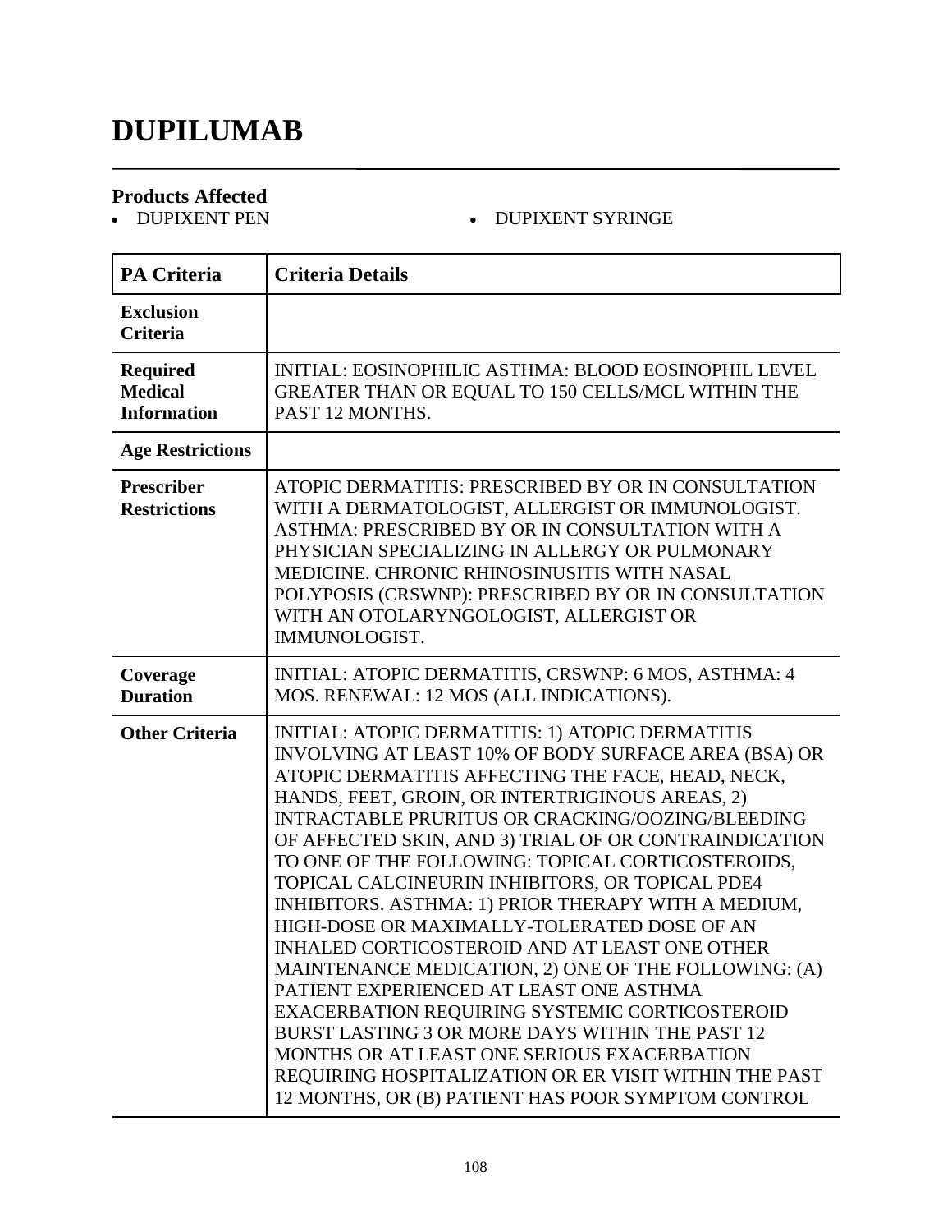# DUPILUMAB

## Products Affected

- DUPIXENT PEN
- DUPIXENT SYRINGE

| PA Criteria | Criteria Details |
|---|---|
| **Exclusion Criteria** | |
| **Required Medical Information** | INITIAL: EOSINOPHILIC ASTHMA: BLOOD EOSINOPHIL LEVEL GREATER THAN OR EQUAL TO 150 CELLS/MCL WITHIN THE PAST 12 MONTHS. |
| **Age Restrictions** | |
| **Prescriber Restrictions** | ATOPIC DERMATITIS: PRESCRIBED BY OR IN CONSULTATION WITH A DERMATOLOGIST, ALLERGIST OR IMMUNOLOGIST. ASTHMA: PRESCRIBED BY OR IN CONSULTATION WITH A PHYSICIAN SPECIALIZING IN ALLERGY OR PULMONARY MEDICINE. CHRONIC RHINOSINUSITIS WITH NASAL POLYPOSIS (CRSWNP): PRESCRIBED BY OR IN CONSULTATION WITH AN OTOLARYNGOLOGIST, ALLERGIST OR IMMUNOLOGIST. |
| **Coverage Duration** | INITIAL: ATOPIC DERMATITIS, CRSWNP: 6 MOS, ASTHMA: 4 MOS. RENEWAL: 12 MOS (ALL INDICATIONS). |
| **Other Criteria** | INITIAL: ATOPIC DERMATITIS: 1) ATOPIC DERMATITIS INVOLVING AT LEAST 10% OF BODY SURFACE AREA (BSA) OR ATOPIC DERMATITIS AFFECTING THE FACE, HEAD, NECK, HANDS, FEET, GROIN, OR INTERTRIGINOUS AREAS, 2) INTRACTABLE PRURITUS OR CRACKING/OOZING/BLEEDING OF AFFECTED SKIN, AND 3) TRIAL OF OR CONTRAINDICATION TO ONE OF THE FOLLOWING: TOPICAL CORTICOSTEROIDS, TOPICAL CALCINEURIN INHIBITORS, OR TOPICAL PDE4 INHIBITORS. ASTHMA: 1) PRIOR THERAPY WITH A MEDIUM, HIGH-DOSE OR MAXIMALLY-TOLERATED DOSE OF AN INHALED CORTICOSTEROID AND AT LEAST ONE OTHER MAINTENANCE MEDICATION, 2) ONE OF THE FOLLOWING: (A) PATIENT EXPERIENCED AT LEAST ONE ASTHMA EXACERBATION REQUIRING SYSTEMIC CORTICOSTEROID BURST LASTING 3 OR MORE DAYS WITHIN THE PAST 12 MONTHS OR AT LEAST ONE SERIOUS EXACERBATION REQUIRING HOSPITALIZATION OR ER VISIT WITHIN THE PAST 12 MONTHS, OR (B) PATIENT HAS POOR SYMPTOM CONTROL |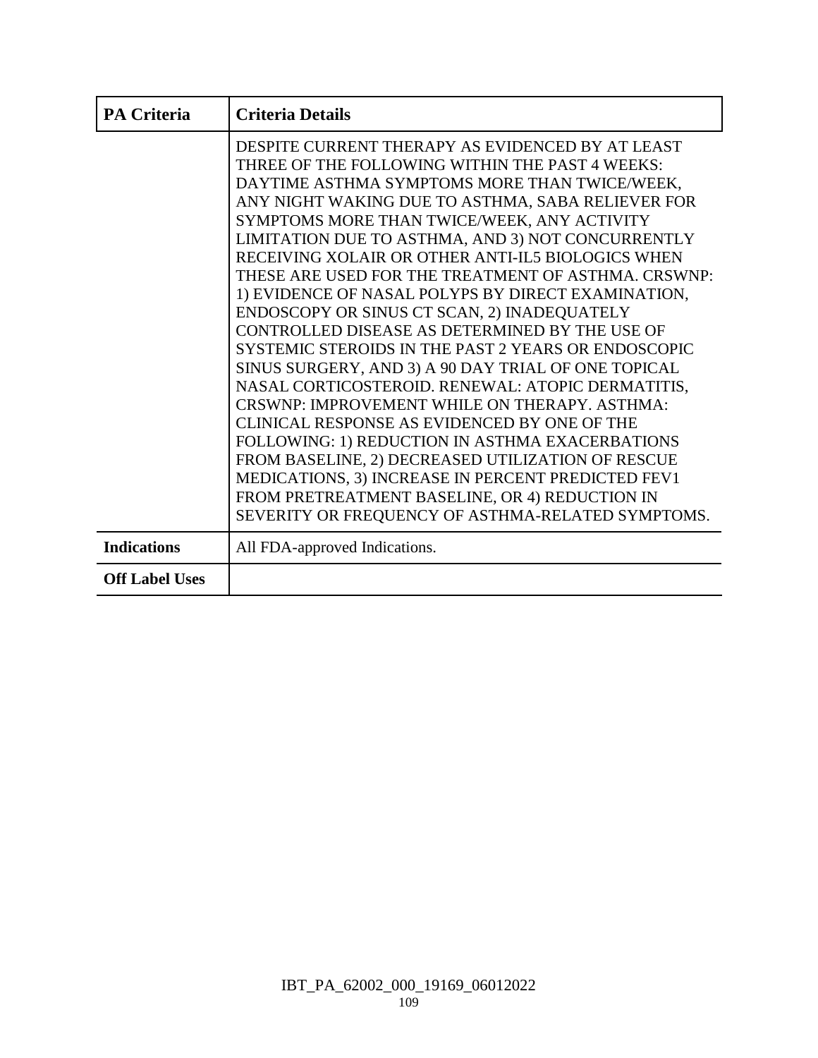| PA Criteria | Criteria Details |
|---|---|
| | DESPITE CURRENT THERAPY AS EVIDENCED BY AT LEAST THREE OF THE FOLLOWING WITHIN THE PAST 4 WEEKS: DAYTIME ASTHMA SYMPTOMS MORE THAN TWICE/WEEK, ANY NIGHT WAKING DUE TO ASTHMA, SABA RELIEVER FOR SYMPTOMS MORE THAN TWICE/WEEK, ANY ACTIVITY LIMITATION DUE TO ASTHMA, AND 3) NOT CONCURRENTLY RECEIVING XOLAIR OR OTHER ANTI-IL5 BIOLOGICS WHEN THESE ARE USED FOR THE TREATMENT OF ASTHMA. CRSWNP: 1) EVIDENCE OF NASAL POLYPS BY DIRECT EXAMINATION, ENDOSCOPY OR SINUS CT SCAN, 2) INADEQUATELY CONTROLLED DISEASE AS DETERMINED BY THE USE OF SYSTEMIC STEROIDS IN THE PAST 2 YEARS OR ENDOSCOPIC SINUS SURGERY, AND 3) A 90 DAY TRIAL OF ONE TOPICAL NASAL CORTICOSTEROID. RENEWAL: ATOPIC DERMATITIS, CRSWNP: IMPROVEMENT WHILE ON THERAPY. ASTHMA: CLINICAL RESPONSE AS EVIDENCED BY ONE OF THE FOLLOWING: 1) REDUCTION IN ASTHMA EXACERBATIONS FROM BASELINE, 2) DECREASED UTILIZATION OF RESCUE MEDICATIONS, 3) INCREASE IN PERCENT PREDICTED FEV1 FROM PRETREATMENT BASELINE, OR 4) REDUCTION IN SEVERITY OR FREQUENCY OF ASTHMA-RELATED SYMPTOMS. |
| **Indications** | All FDA-approved Indications. |
| **Off Label Uses** | |

IBT_PA_62002_000_19169_06012022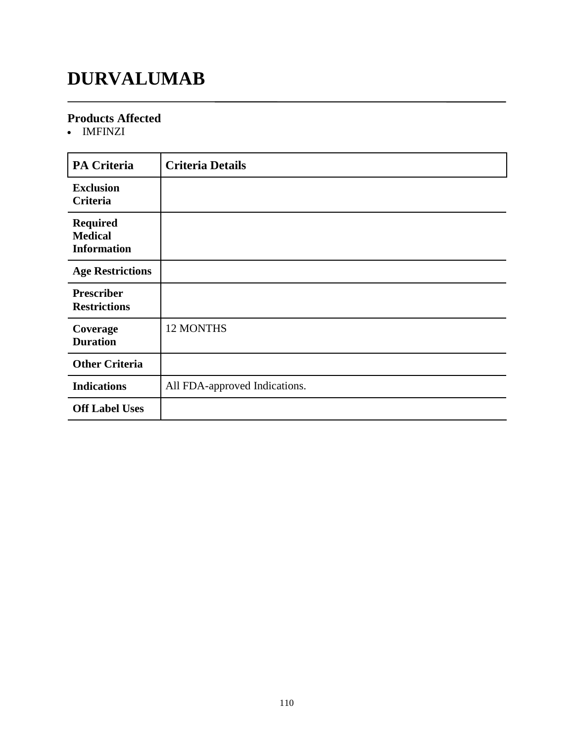# DURVALUMAB

## Products Affected

- IMFINZI

| PA Criteria | Criteria Details |
|---|---|
| **Exclusion Criteria** | |
| **Required Medical Information** | |
| **Age Restrictions** | |
| **Prescriber Restrictions** | |
| **Coverage Duration** | 12 MONTHS |
| **Other Criteria** | |
| **Indications** | All FDA-approved Indications. |
| **Off Label Uses** | |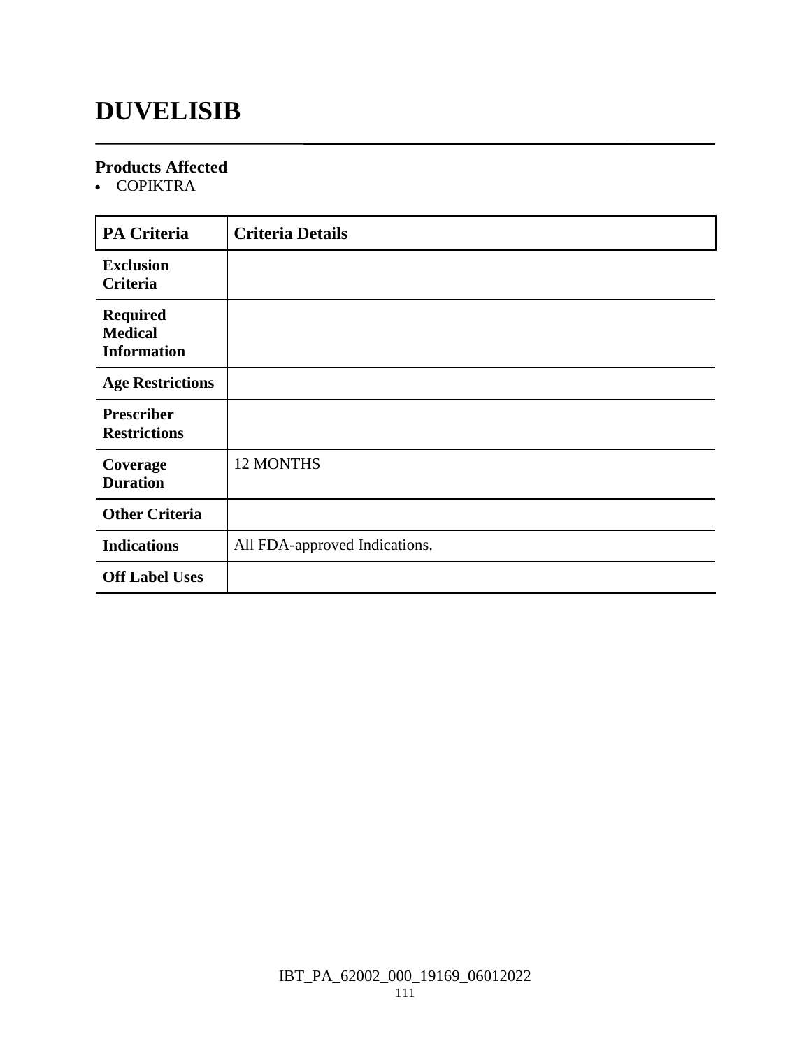# DUVELISIB

### Products Affected

- COPIKTRA

| PA Criteria | Criteria Details |
|---|---|
| **Exclusion Criteria** | |
| **Required Medical Information** | |
| **Age Restrictions** | |
| **Prescriber Restrictions** | |
| **Coverage Duration** | 12 MONTHS |
| **Other Criteria** | |
| **Indications** | All FDA-approved Indications. |
| **Off Label Uses** | |

IBT_PA_62002_000_19169_06012022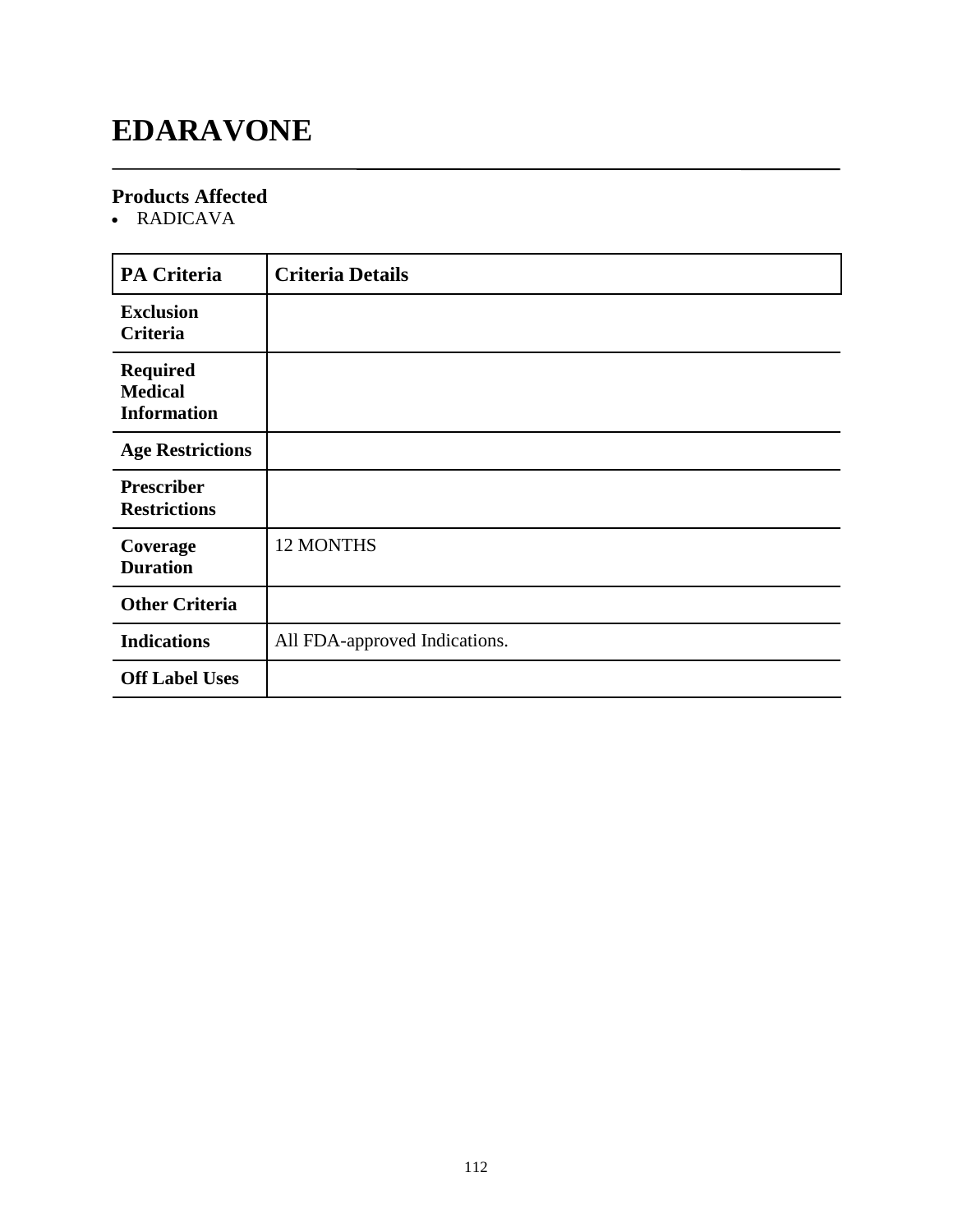# EDARAVONE

## Products Affected

- RADICAVA

| PA Criteria | Criteria Details |
|---|---|
| **Exclusion Criteria** | |
| **Required Medical Information** | |
| **Age Restrictions** | |
| **Prescriber Restrictions** | |
| **Coverage Duration** | 12 MONTHS |
| **Other Criteria** | |
| **Indications** | All FDA-approved Indications. |
| **Off Label Uses** | |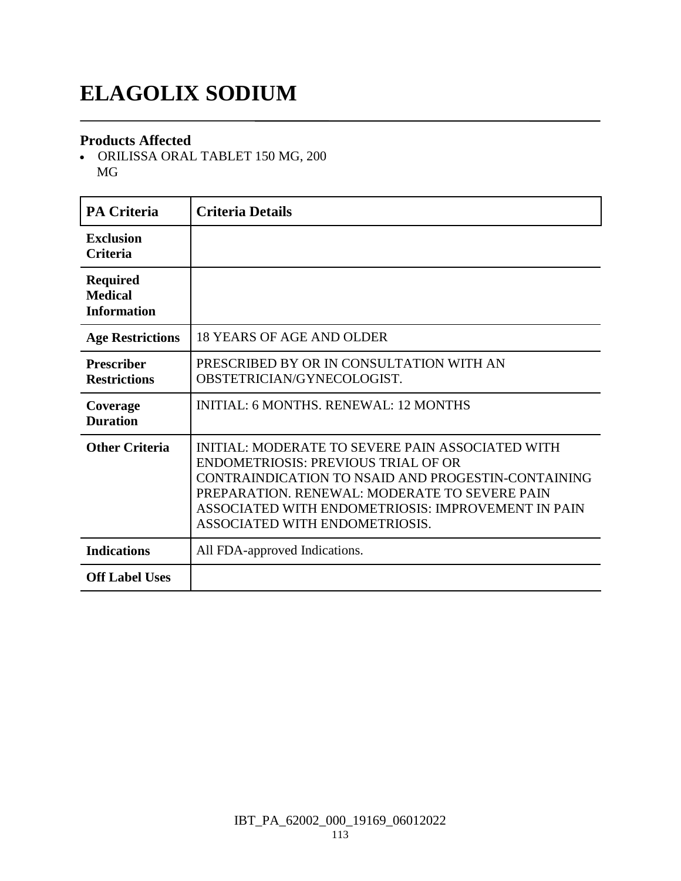# ELAGOLIX SODIUM

### Products Affected

- ORILISSA ORAL TABLET 150 MG, 200 MG

| PA Criteria | Criteria Details |
|---|---|
| **Exclusion Criteria** | |
| **Required Medical Information** | |
| **Age Restrictions** | 18 YEARS OF AGE AND OLDER |
| **Prescriber Restrictions** | PRESCRIBED BY OR IN CONSULTATION WITH AN OBSTETRICIAN/GYNECOLOGIST. |
| **Coverage Duration** | INITIAL: 6 MONTHS. RENEWAL: 12 MONTHS |
| **Other Criteria** | INITIAL: MODERATE TO SEVERE PAIN ASSOCIATED WITH ENDOMETRIOSIS: PREVIOUS TRIAL OF OR CONTRAINDICATION TO NSAID AND PROGESTIN-CONTAINING PREPARATION. RENEWAL: MODERATE TO SEVERE PAIN ASSOCIATED WITH ENDOMETRIOSIS: IMPROVEMENT IN PAIN ASSOCIATED WITH ENDOMETRIOSIS. |
| **Indications** | All FDA-approved Indications. |
| **Off Label Uses** | |

IBT_PA_62002_000_19169_06012022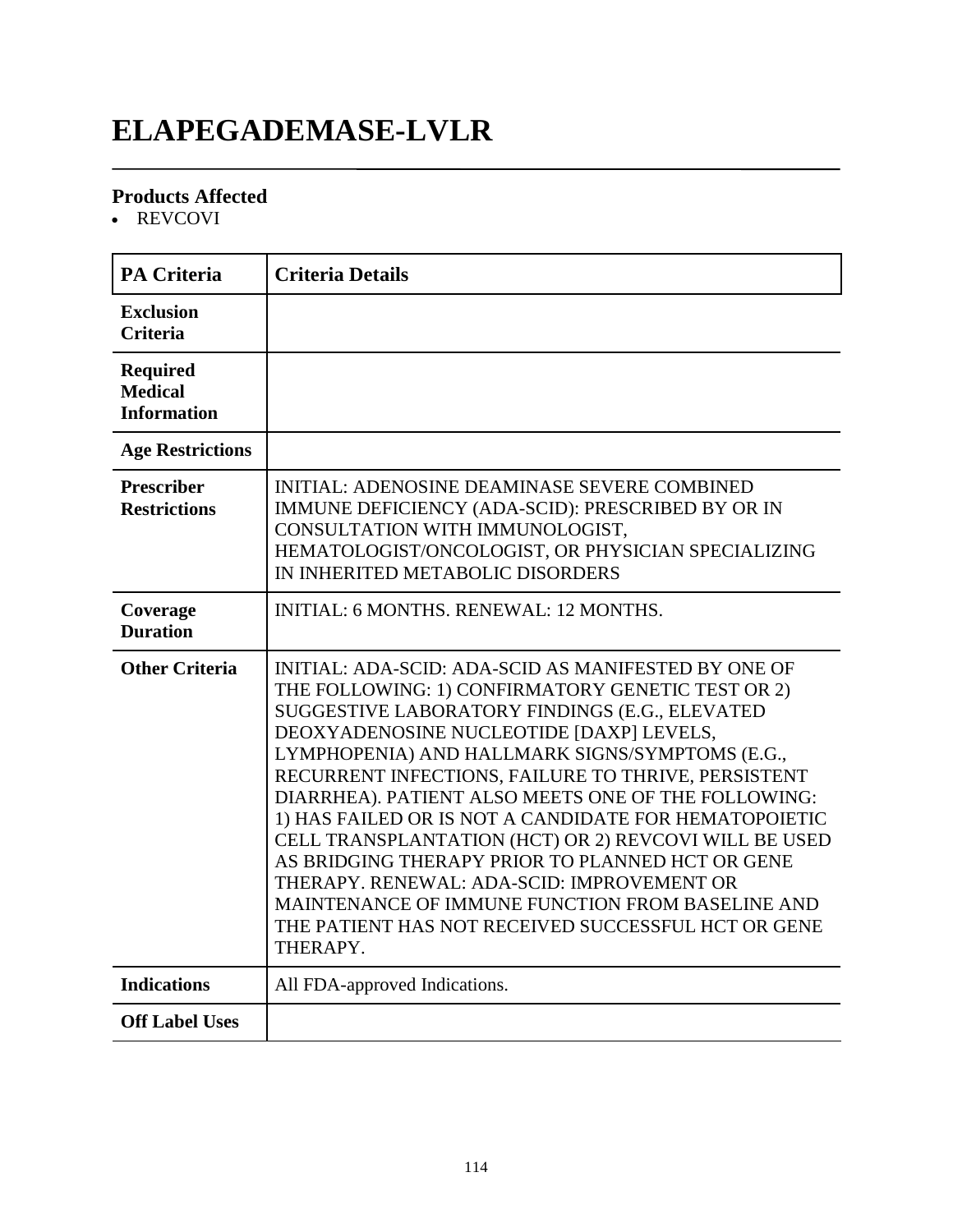# ELAPEGADEMASE-LVLR

## Products Affected

- REVCOVI

| PA Criteria | Criteria Details |
|---|---|
| **Exclusion Criteria** | |
| **Required Medical Information** | |
| **Age Restrictions** | |
| **Prescriber Restrictions** | INITIAL: ADENOSINE DEAMINASE SEVERE COMBINED IMMUNE DEFICIENCY (ADA-SCID): PRESCRIBED BY OR IN CONSULTATION WITH IMMUNOLOGIST, HEMATOLOGIST/ONCOLOGIST, OR PHYSICIAN SPECIALIZING IN INHERITED METABOLIC DISORDERS |
| **Coverage Duration** | INITIAL: 6 MONTHS. RENEWAL: 12 MONTHS. |
| **Other Criteria** | INITIAL: ADA-SCID: ADA-SCID AS MANIFESTED BY ONE OF THE FOLLOWING: 1) CONFIRMATORY GENETIC TEST OR 2) SUGGESTIVE LABORATORY FINDINGS (E.G., ELEVATED DEOXYADENOSINE NUCLEOTIDE [DAXP] LEVELS, LYMPHOPENIA) AND HALLMARK SIGNS/SYMPTOMS (E.G., RECURRENT INFECTIONS, FAILURE TO THRIVE, PERSISTENT DIARRHEA). PATIENT ALSO MEETS ONE OF THE FOLLOWING: 1) HAS FAILED OR IS NOT A CANDIDATE FOR HEMATOPOIETIC CELL TRANSPLANTATION (HCT) OR 2) REVCOVI WILL BE USED AS BRIDGING THERAPY PRIOR TO PLANNED HCT OR GENE THERAPY. RENEWAL: ADA-SCID: IMPROVEMENT OR MAINTENANCE OF IMMUNE FUNCTION FROM BASELINE AND THE PATIENT HAS NOT RECEIVED SUCCESSFUL HCT OR GENE THERAPY. |
| **Indications** | All FDA-approved Indications. |
| **Off Label Uses** | |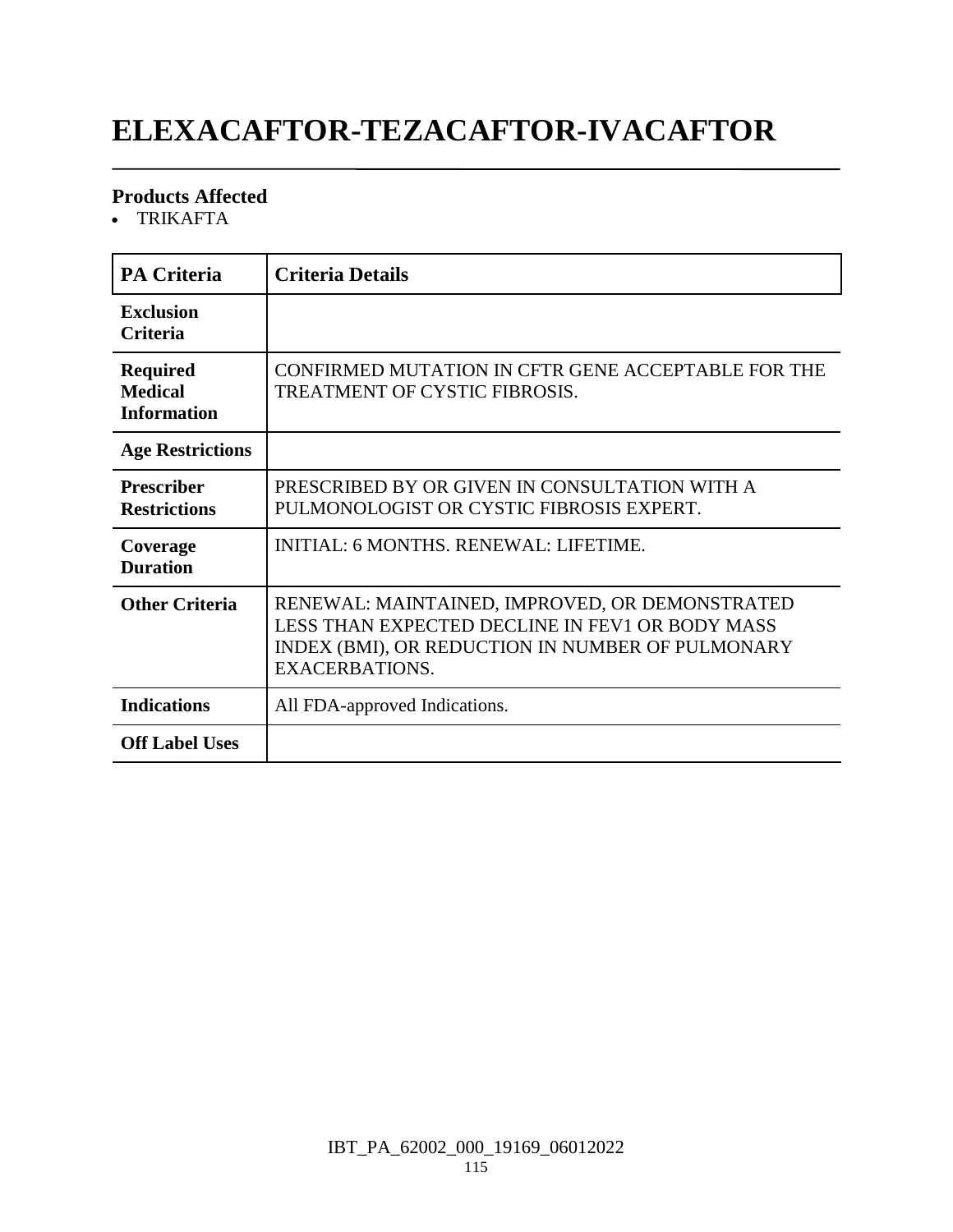# ELEXACAFTOR-TEZACAFTOR-IVACAFTOR

### Products Affected

- TRIKAFTA

| PA Criteria | Criteria Details |
|---|---|
| **Exclusion Criteria** | |
| **Required Medical Information** | CONFIRMED MUTATION IN CFTR GENE ACCEPTABLE FOR THE TREATMENT OF CYSTIC FIBROSIS. |
| **Age Restrictions** | |
| **Prescriber Restrictions** | PRESCRIBED BY OR GIVEN IN CONSULTATION WITH A PULMONOLOGIST OR CYSTIC FIBROSIS EXPERT. |
| **Coverage Duration** | INITIAL: 6 MONTHS. RENEWAL: LIFETIME. |
| **Other Criteria** | RENEWAL: MAINTAINED, IMPROVED, OR DEMONSTRATED LESS THAN EXPECTED DECLINE IN FEV1 OR BODY MASS INDEX (BMI), OR REDUCTION IN NUMBER OF PULMONARY EXACERBATIONS. |
| **Indications** | All FDA-approved Indications. |
| **Off Label Uses** | |

IBT_PA_62002_000_19169_06012022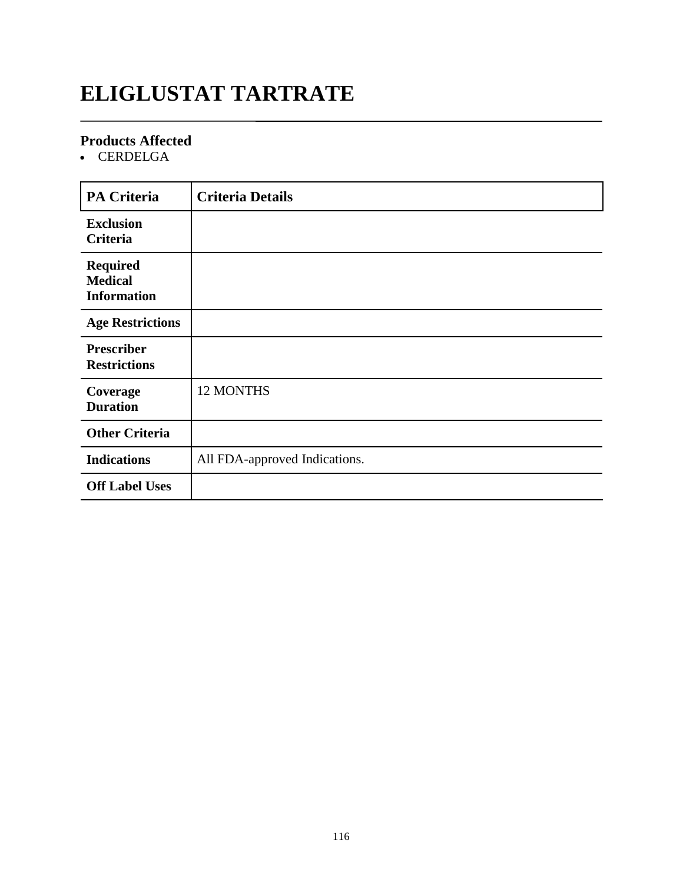# ELIGLUSTAT TARTRATE

## Products Affected

- CERDELGA

| PA Criteria | Criteria Details |
|---|---|
| **Exclusion Criteria** | |
| **Required Medical Information** | |
| **Age Restrictions** | |
| **Prescriber Restrictions** | |
| **Coverage Duration** | 12 MONTHS |
| **Other Criteria** | |
| **Indications** | All FDA-approved Indications. |
| **Off Label Uses** | |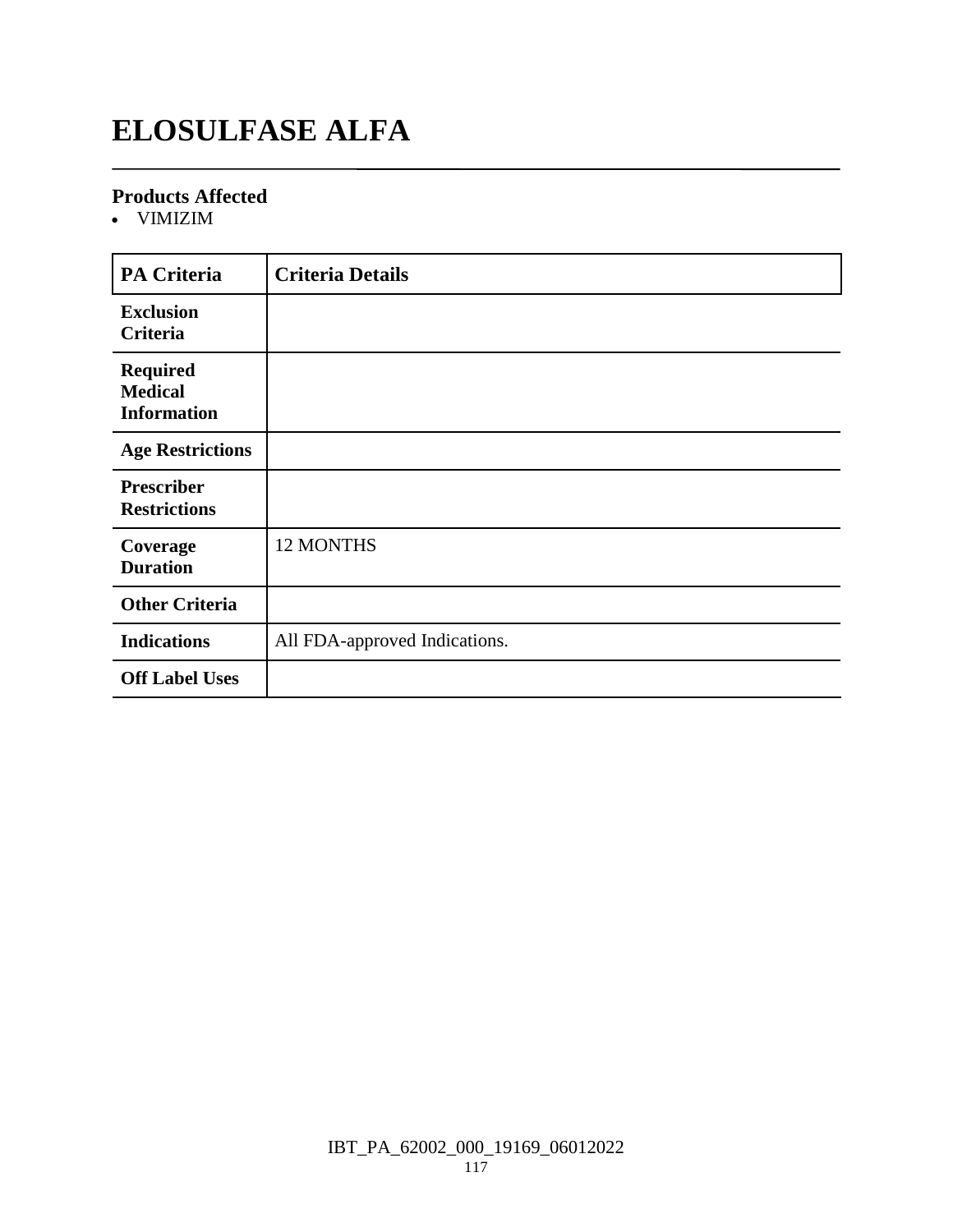# ELOSULFASE ALFA

### Products Affected

- VIMIZIM

| PA Criteria | Criteria Details |
| --- | --- |
| **Exclusion Criteria** | |
| **Required Medical Information** | |
| **Age Restrictions** | |
| **Prescriber Restrictions** | |
| **Coverage Duration** | 12 MONTHS |
| **Other Criteria** | |
| **Indications** | All FDA-approved Indications. |
| **Off Label Uses** | |

IBT_PA_62002_000_19169_06012022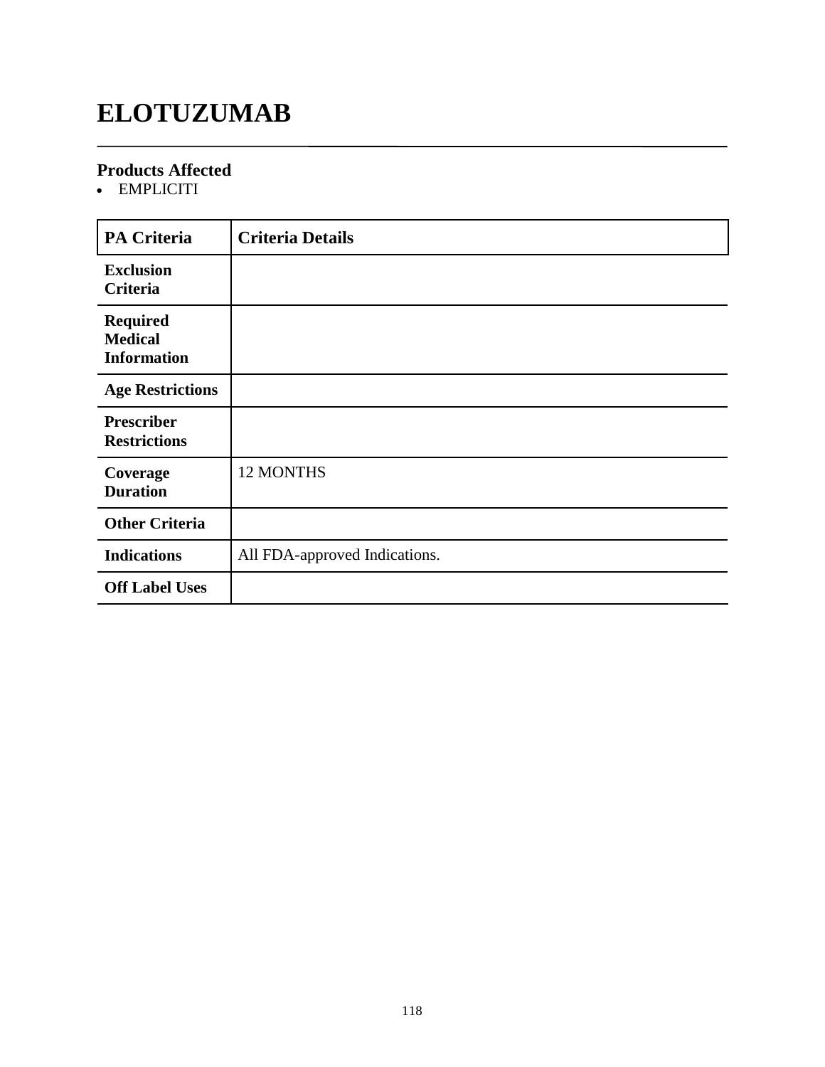# ELOTUZUMAB

## Products Affected

- EMPLICITI

| PA Criteria | Criteria Details |
|---|---|
| **Exclusion Criteria** | |
| **Required Medical Information** | |
| **Age Restrictions** | |
| **Prescriber Restrictions** | |
| **Coverage Duration** | 12 MONTHS |
| **Other Criteria** | |
| **Indications** | All FDA-approved Indications. |
| **Off Label Uses** | |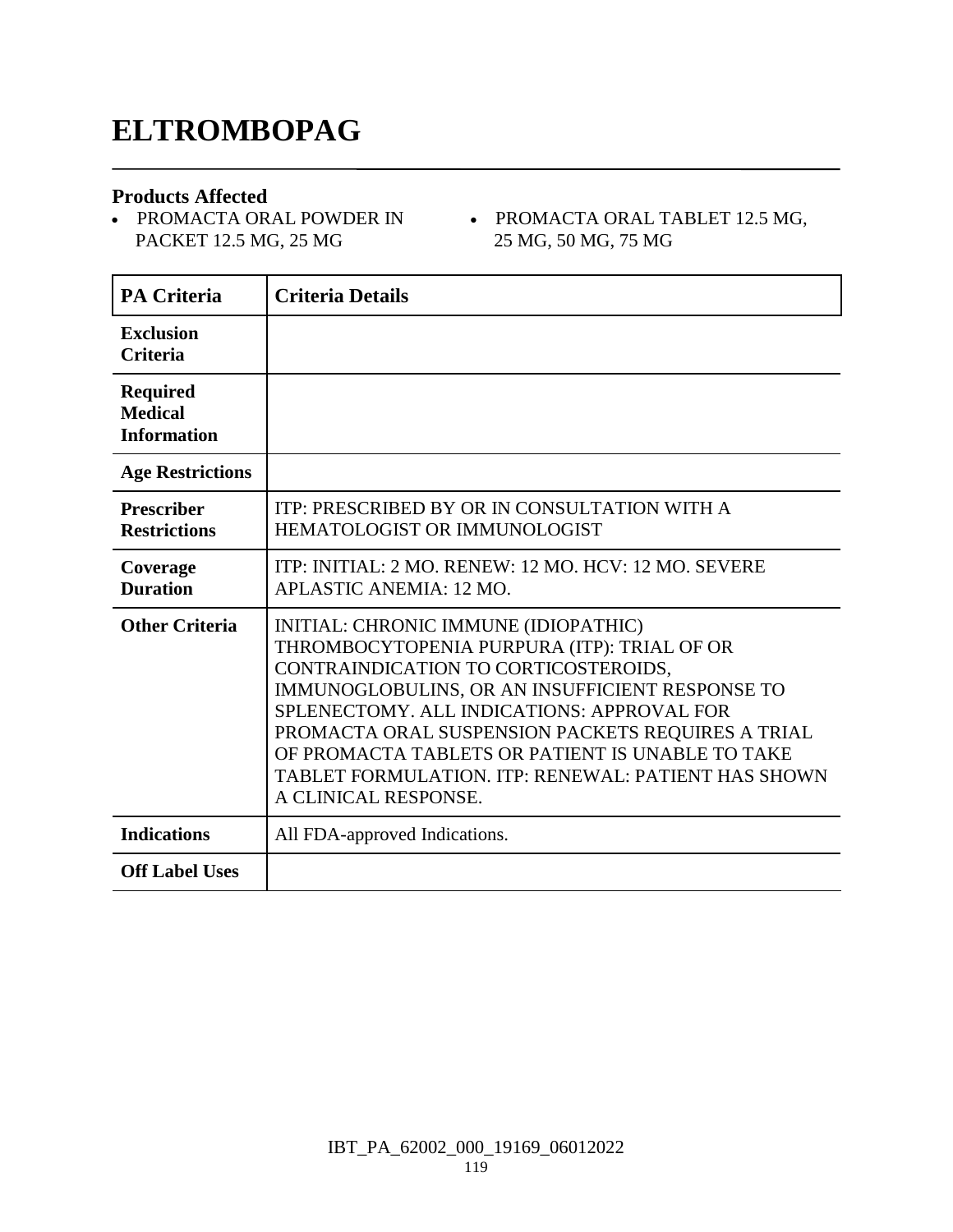# ELTROMBOPAG

**Products Affected**

- PROMACTA ORAL POWDER IN PACKET 12.5 MG, 25 MG
- PROMACTA ORAL TABLET 12.5 MG, 25 MG, 50 MG, 75 MG

| PA Criteria | Criteria Details |
|---|---|
| **Exclusion Criteria** | |
| **Required Medical Information** | |
| **Age Restrictions** | |
| **Prescriber Restrictions** | ITP: PRESCRIBED BY OR IN CONSULTATION WITH A HEMATOLOGIST OR IMMUNOLOGIST |
| **Coverage Duration** | ITP: INITIAL: 2 MO. RENEW: 12 MO. HCV: 12 MO. SEVERE APLASTIC ANEMIA: 12 MO. |
| **Other Criteria** | INITIAL: CHRONIC IMMUNE (IDIOPATHIC) THROMBOCYTOPENIA PURPURA (ITP): TRIAL OF OR CONTRAINDICATION TO CORTICOSTEROIDS, IMMUNOGLOBULINS, OR AN INSUFFICIENT RESPONSE TO SPLENECTOMY. ALL INDICATIONS: APPROVAL FOR PROMACTA ORAL SUSPENSION PACKETS REQUIRES A TRIAL OF PROMACTA TABLETS OR PATIENT IS UNABLE TO TAKE TABLET FORMULATION. ITP: RENEWAL: PATIENT HAS SHOWN A CLINICAL RESPONSE. |
| **Indications** | All FDA-approved Indications. |
| **Off Label Uses** | |

IBT_PA_62002_000_19169_06012022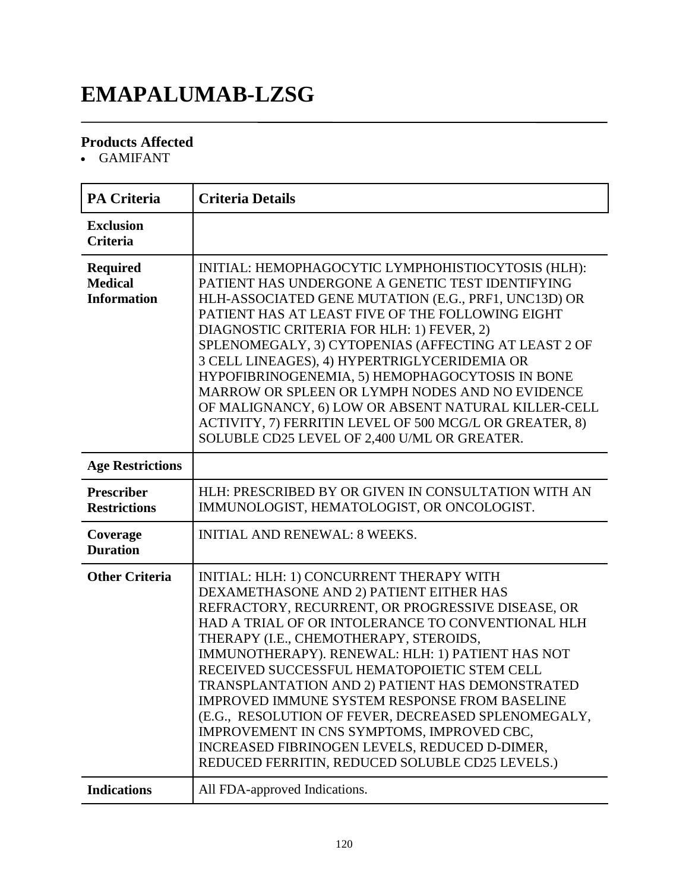# EMAPALUMAB-LZSG

### Products Affected

- GAMIFANT

| PA Criteria | Criteria Details |
|---|---|
| **Exclusion Criteria** | |
| **Required Medical Information** | INITIAL: HEMOPHAGOCYTIC LYMPHOHISTIOCYTOSIS (HLH): PATIENT HAS UNDERGONE A GENETIC TEST IDENTIFYING HLH-ASSOCIATED GENE MUTATION (E.G., PRF1, UNC13D) OR PATIENT HAS AT LEAST FIVE OF THE FOLLOWING EIGHT DIAGNOSTIC CRITERIA FOR HLH: 1) FEVER, 2) SPLENOMEGALY, 3) CYTOPENIAS (AFFECTING AT LEAST 2 OF 3 CELL LINEAGES), 4) HYPERTRIGLYCERIDEMIA OR HYPOFIBRINOGENEMIA, 5) HEMOPHAGOCYTOSIS IN BONE MARROW OR SPLEEN OR LYMPH NODES AND NO EVIDENCE OF MALIGNANCY, 6) LOW OR ABSENT NATURAL KILLER-CELL ACTIVITY, 7) FERRITIN LEVEL OF 500 MCG/L OR GREATER, 8) SOLUBLE CD25 LEVEL OF 2,400 U/ML OR GREATER. |
| **Age Restrictions** | |
| **Prescriber Restrictions** | HLH: PRESCRIBED BY OR GIVEN IN CONSULTATION WITH AN IMMUNOLOGIST, HEMATOLOGIST, OR ONCOLOGIST. |
| **Coverage Duration** | INITIAL AND RENEWAL: 8 WEEKS. |
| **Other Criteria** | INITIAL: HLH: 1) CONCURRENT THERAPY WITH DEXAMETHASONE AND 2) PATIENT EITHER HAS REFRACTORY, RECURRENT, OR PROGRESSIVE DISEASE, OR HAD A TRIAL OF OR INTOLERANCE TO CONVENTIONAL HLH THERAPY (I.E., CHEMOTHERAPY, STEROIDS, IMMUNOTHERAPY). RENEWAL: HLH: 1) PATIENT HAS NOT RECEIVED SUCCESSFUL HEMATOPOIETIC STEM CELL TRANSPLANTATION AND 2) PATIENT HAS DEMONSTRATED IMPROVED IMMUNE SYSTEM RESPONSE FROM BASELINE (E.G., RESOLUTION OF FEVER, DECREASED SPLENOMEGALY, IMPROVEMENT IN CNS SYMPTOMS, IMPROVED CBC, INCREASED FIBRINOGEN LEVELS, REDUCED D-DIMER, REDUCED FERRITIN, REDUCED SOLUBLE CD25 LEVELS.) |
| **Indications** | All FDA-approved Indications. |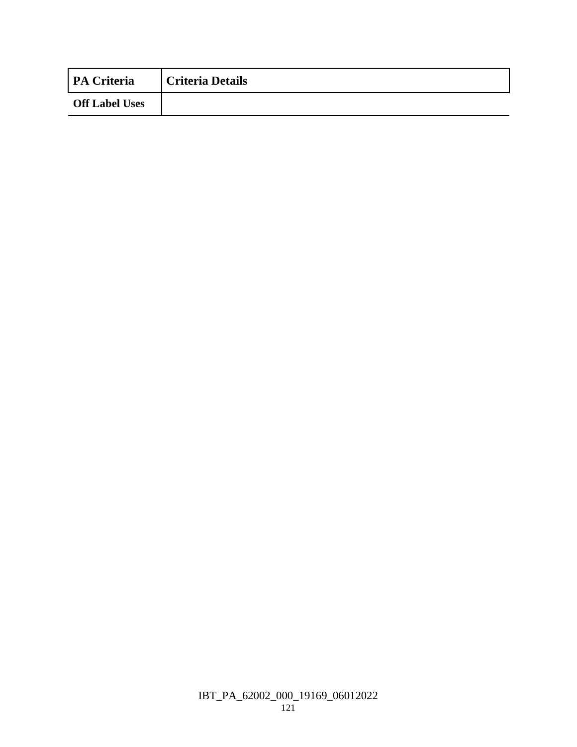| PA Criteria | Criteria Details |
|---|---|
| Off Label Uses | |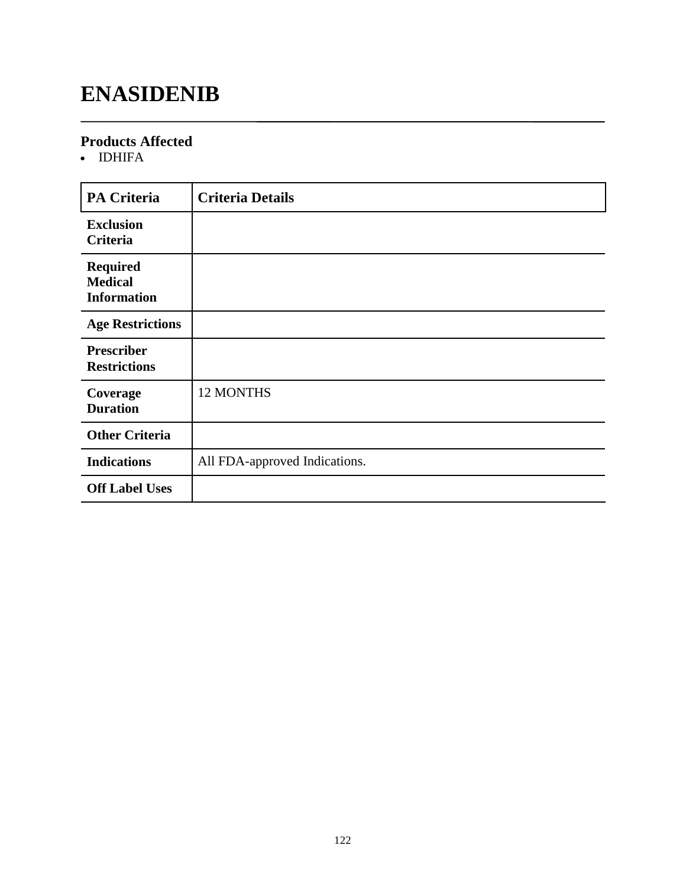# ENASIDENIB

### Products Affected
- IDHIFA

| PA Criteria | Criteria Details |
|---|---|
| **Exclusion Criteria** | |
| **Required Medical Information** | |
| **Age Restrictions** | |
| **Prescriber Restrictions** | |
| **Coverage Duration** | 12 MONTHS |
| **Other Criteria** | |
| **Indications** | All FDA-approved Indications. |
| **Off Label Uses** | |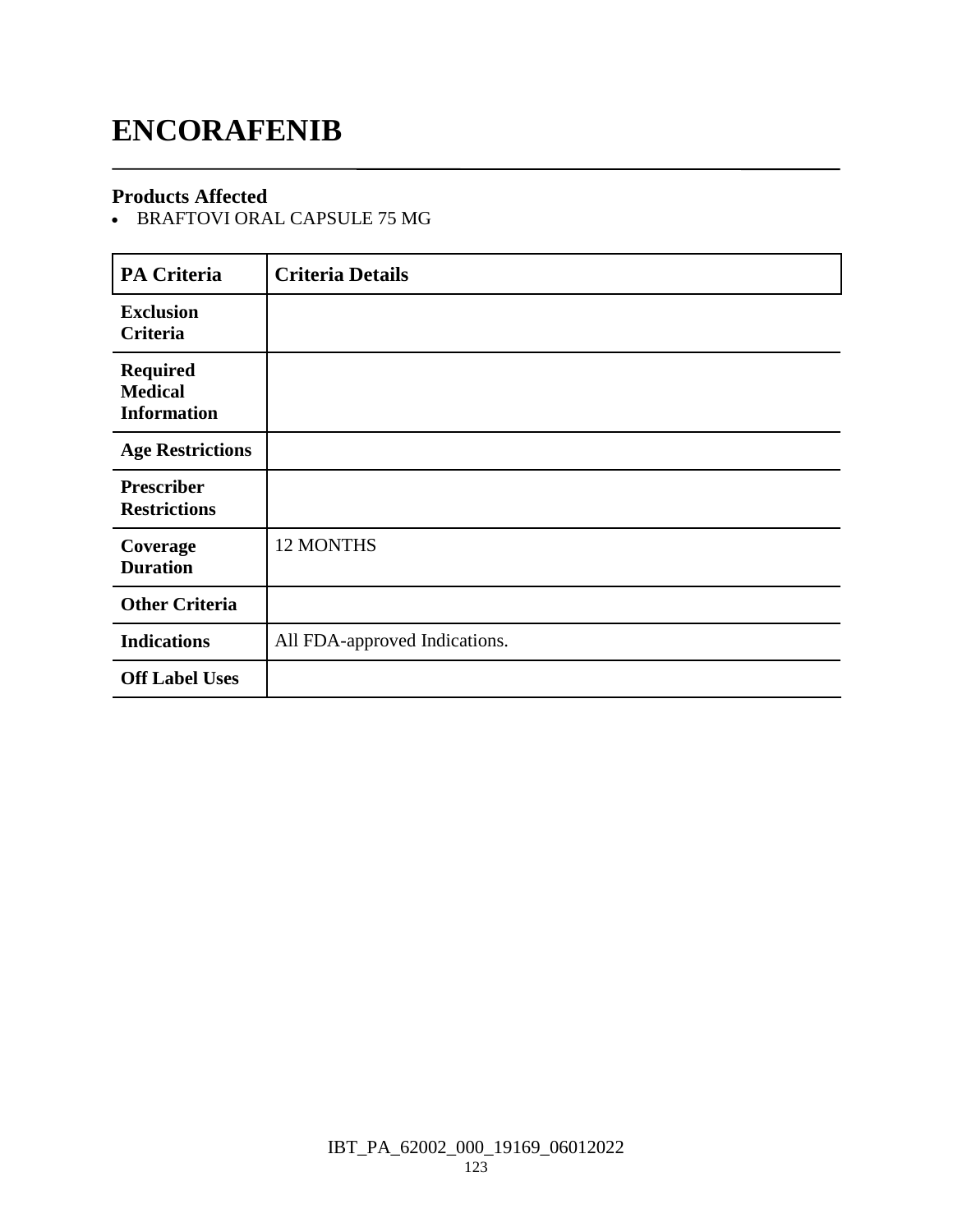# ENCORAFENIB

### Products Affected

- BRAFTOVI ORAL CAPSULE 75 MG

| PA Criteria | Criteria Details |
|---|---|
| **Exclusion Criteria** | |
| **Required Medical Information** | |
| **Age Restrictions** | |
| **Prescriber Restrictions** | |
| **Coverage Duration** | 12 MONTHS |
| **Other Criteria** | |
| **Indications** | All FDA-approved Indications. |
| **Off Label Uses** | |

IBT_PA_62002_000_19169_06012022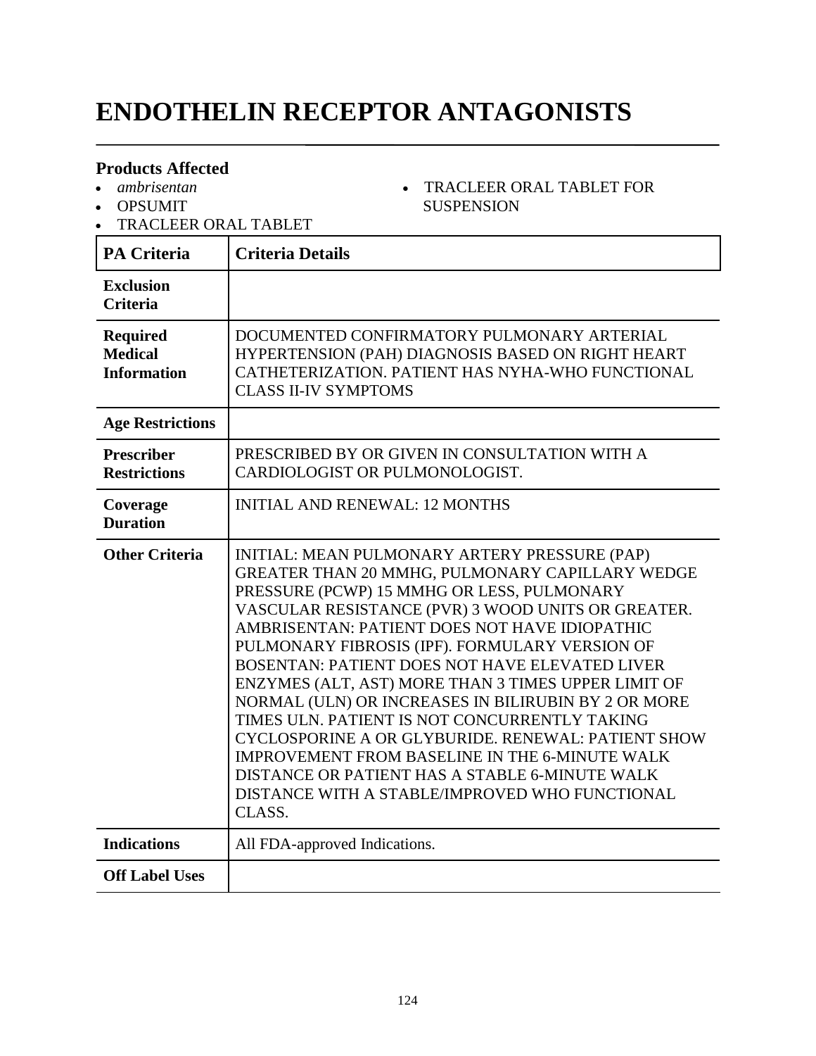# ENDOTHELIN RECEPTOR ANTAGONISTS

### Products Affected

- *ambrisentan*
- OPSUMIT
- TRACLEER ORAL TABLET
- TRACLEER ORAL TABLET FOR SUSPENSION

| PA Criteria | Criteria Details |
|---|---|
| **Exclusion Criteria** | |
| **Required Medical Information** | DOCUMENTED CONFIRMATORY PULMONARY ARTERIAL HYPERTENSION (PAH) DIAGNOSIS BASED ON RIGHT HEART CATHETERIZATION. PATIENT HAS NYHA-WHO FUNCTIONAL CLASS II-IV SYMPTOMS |
| **Age Restrictions** | |
| **Prescriber Restrictions** | PRESCRIBED BY OR GIVEN IN CONSULTATION WITH A CARDIOLOGIST OR PULMONOLOGIST. |
| **Coverage Duration** | INITIAL AND RENEWAL: 12 MONTHS |
| **Other Criteria** | INITIAL: MEAN PULMONARY ARTERY PRESSURE (PAP) GREATER THAN 20 MMHG, PULMONARY CAPILLARY WEDGE PRESSURE (PCWP) 15 MMHG OR LESS, PULMONARY VASCULAR RESISTANCE (PVR) 3 WOOD UNITS OR GREATER. AMBRISENTAN: PATIENT DOES NOT HAVE IDIOPATHIC PULMONARY FIBROSIS (IPF). FORMULARY VERSION OF BOSENTAN: PATIENT DOES NOT HAVE ELEVATED LIVER ENZYMES (ALT, AST) MORE THAN 3 TIMES UPPER LIMIT OF NORMAL (ULN) OR INCREASES IN BILIRUBIN BY 2 OR MORE TIMES ULN. PATIENT IS NOT CONCURRENTLY TAKING CYCLOSPORINE A OR GLYBURIDE. RENEWAL: PATIENT SHOW IMPROVEMENT FROM BASELINE IN THE 6-MINUTE WALK DISTANCE OR PATIENT HAS A STABLE 6-MINUTE WALK DISTANCE WITH A STABLE/IMPROVED WHO FUNCTIONAL CLASS. |
| **Indications** | All FDA-approved Indications. |
| **Off Label Uses** | |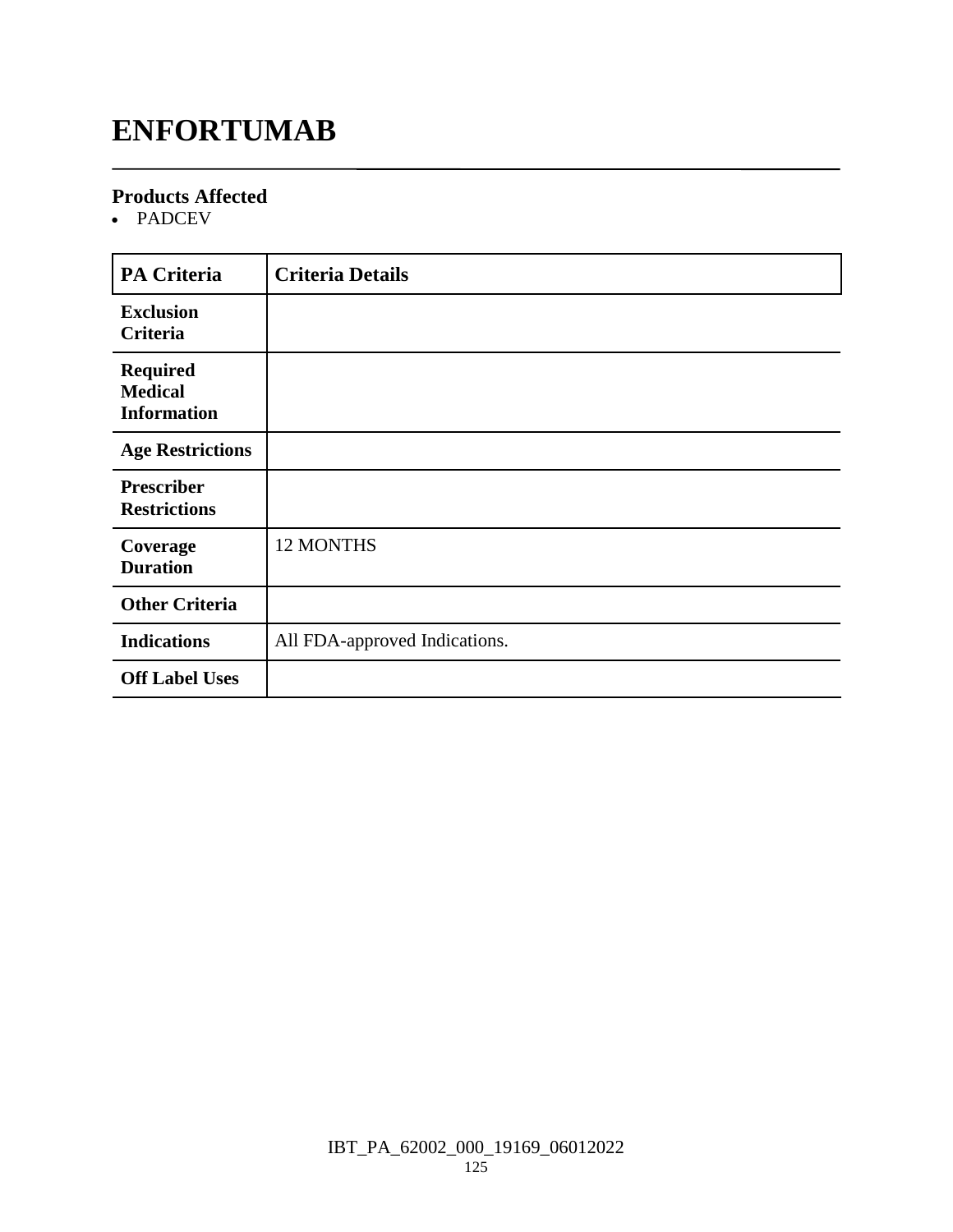# ENFORTUMAB

### Products Affected

- PADCEV

| PA Criteria | Criteria Details |
| --- | --- |
| Exclusion Criteria | |
| Required Medical Information | |
| Age Restrictions | |
| Prescriber Restrictions | |
| Coverage Duration | 12 MONTHS |
| Other Criteria | |
| Indications | All FDA-approved Indications. |
| Off Label Uses | |

IBT_PA_62002_000_19169_06012022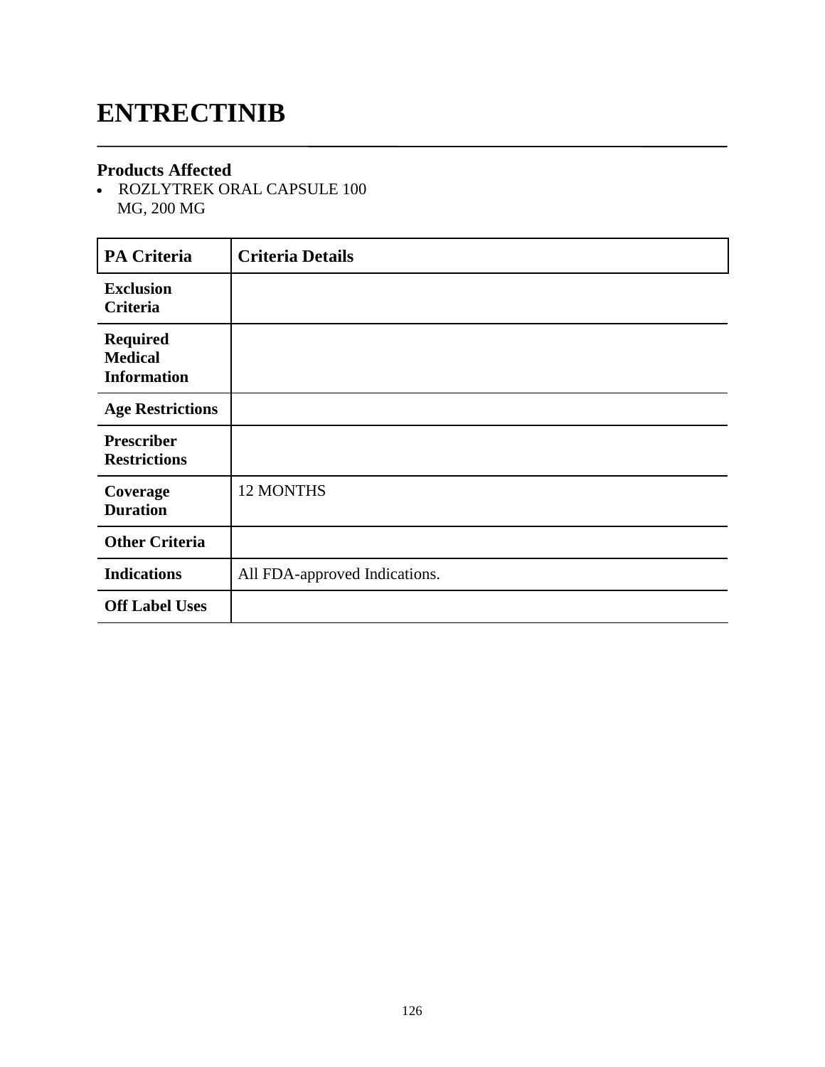# ENTRECTINIB

### Products Affected

- ROZLYTREK ORAL CAPSULE 100 MG, 200 MG

| PA Criteria | Criteria Details |
|---|---|
| **Exclusion Criteria** | |
| **Required Medical Information** | |
| **Age Restrictions** | |
| **Prescriber Restrictions** | |
| **Coverage Duration** | 12 MONTHS |
| **Other Criteria** | |
| **Indications** | All FDA-approved Indications. |
| **Off Label Uses** | |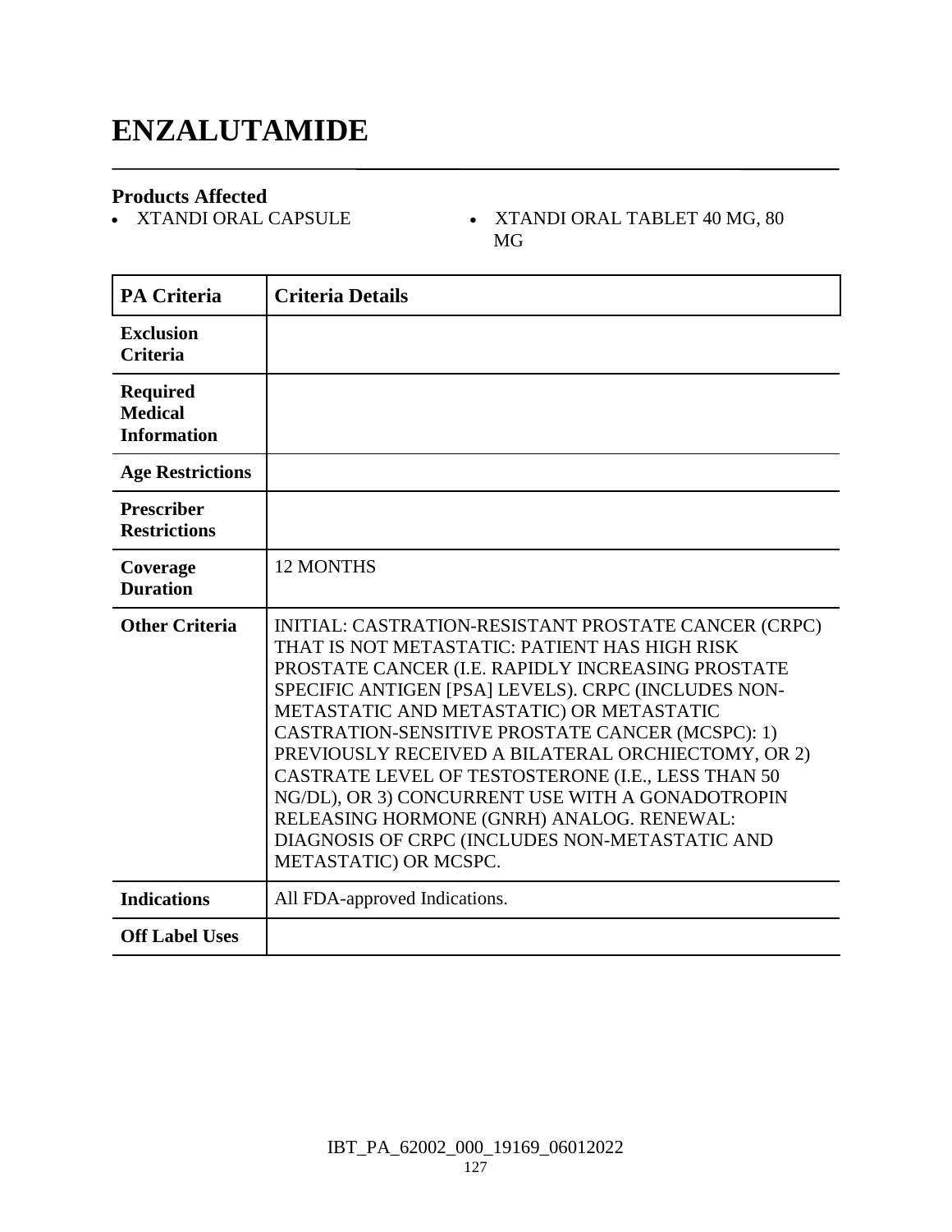# ENZALUTAMIDE

### Products Affected

- XTANDI ORAL CAPSULE
- XTANDI ORAL TABLET 40 MG, 80 MG

| PA Criteria | Criteria Details |
|---|---|
| **Exclusion Criteria** | |
| **Required Medical Information** | |
| **Age Restrictions** | |
| **Prescriber Restrictions** | |
| **Coverage Duration** | 12 MONTHS |
| **Other Criteria** | INITIAL: CASTRATION-RESISTANT PROSTATE CANCER (CRPC) THAT IS NOT METASTATIC: PATIENT HAS HIGH RISK PROSTATE CANCER (I.E. RAPIDLY INCREASING PROSTATE SPECIFIC ANTIGEN [PSA] LEVELS). CRPC (INCLUDES NON-METASTATIC AND METASTATIC) OR METASTATIC CASTRATION-SENSITIVE PROSTATE CANCER (MCSPC): 1) PREVIOUSLY RECEIVED A BILATERAL ORCHIECTOMY, OR 2) CASTRATE LEVEL OF TESTOSTERONE (I.E., LESS THAN 50 NG/DL), OR 3) CONCURRENT USE WITH A GONADOTROPIN RELEASING HORMONE (GNRH) ANALOG. RENEWAL: DIAGNOSIS OF CRPC (INCLUDES NON-METASTATIC AND METASTATIC) OR MCSPC. |
| **Indications** | All FDA-approved Indications. |
| **Off Label Uses** | |

IBT_PA_62002_000_19169_06012022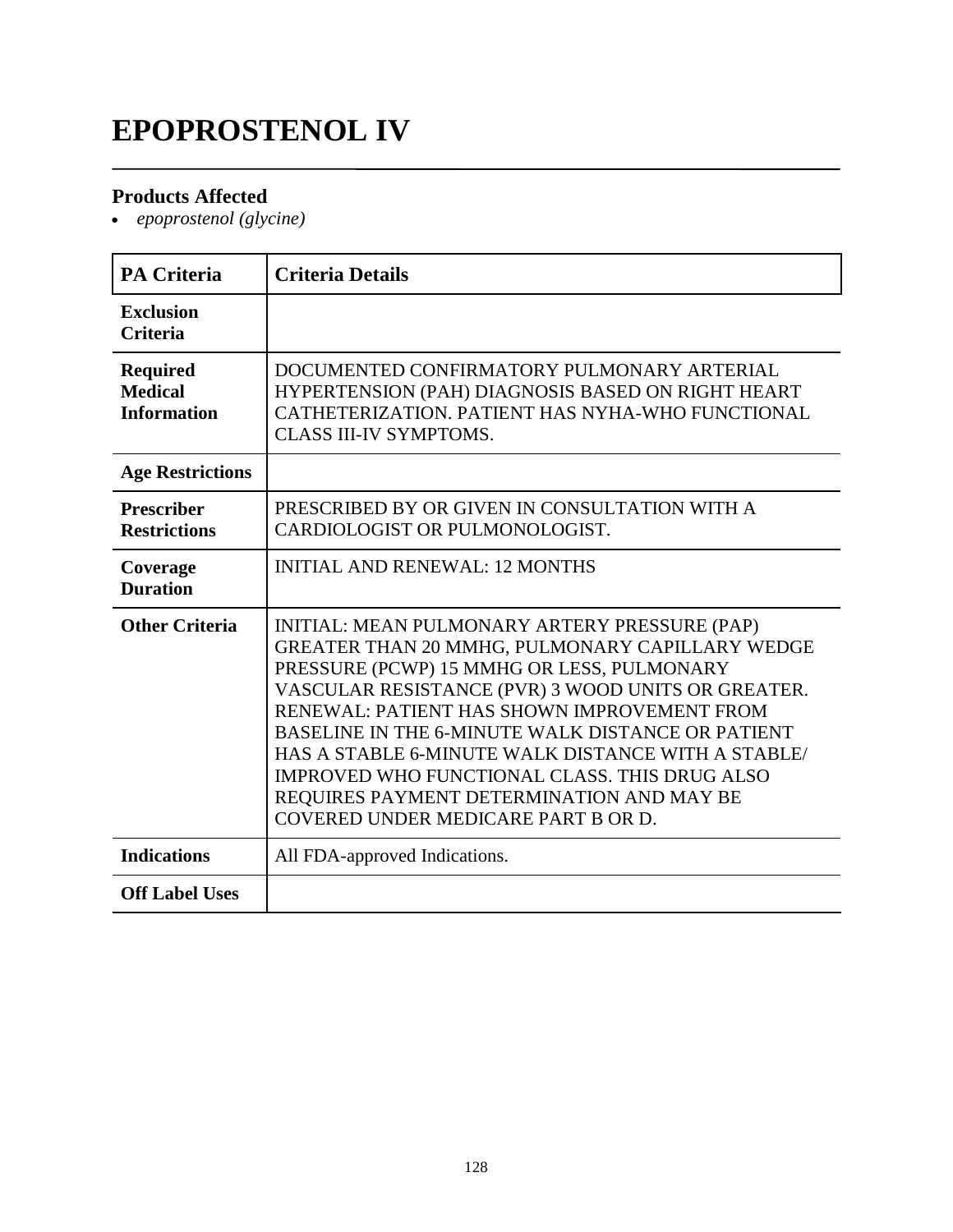# EPOPROSTENOL IV

## Products Affected

- *epoprostenol (glycine)*

| PA Criteria | Criteria Details |
|---|---|
| **Exclusion Criteria** | |
| **Required Medical Information** | DOCUMENTED CONFIRMATORY PULMONARY ARTERIAL HYPERTENSION (PAH) DIAGNOSIS BASED ON RIGHT HEART CATHETERIZATION. PATIENT HAS NYHA-WHO FUNCTIONAL CLASS III-IV SYMPTOMS. |
| **Age Restrictions** | |
| **Prescriber Restrictions** | PRESCRIBED BY OR GIVEN IN CONSULTATION WITH A CARDIOLOGIST OR PULMONOLOGIST. |
| **Coverage Duration** | INITIAL AND RENEWAL: 12 MONTHS |
| **Other Criteria** | INITIAL: MEAN PULMONARY ARTERY PRESSURE (PAP) GREATER THAN 20 MMHG, PULMONARY CAPILLARY WEDGE PRESSURE (PCWP) 15 MMHG OR LESS, PULMONARY VASCULAR RESISTANCE (PVR) 3 WOOD UNITS OR GREATER. RENEWAL: PATIENT HAS SHOWN IMPROVEMENT FROM BASELINE IN THE 6-MINUTE WALK DISTANCE OR PATIENT HAS A STABLE 6-MINUTE WALK DISTANCE WITH A STABLE/ IMPROVED WHO FUNCTIONAL CLASS. THIS DRUG ALSO REQUIRES PAYMENT DETERMINATION AND MAY BE COVERED UNDER MEDICARE PART B OR D. |
| **Indications** | All FDA-approved Indications. |
| **Off Label Uses** | |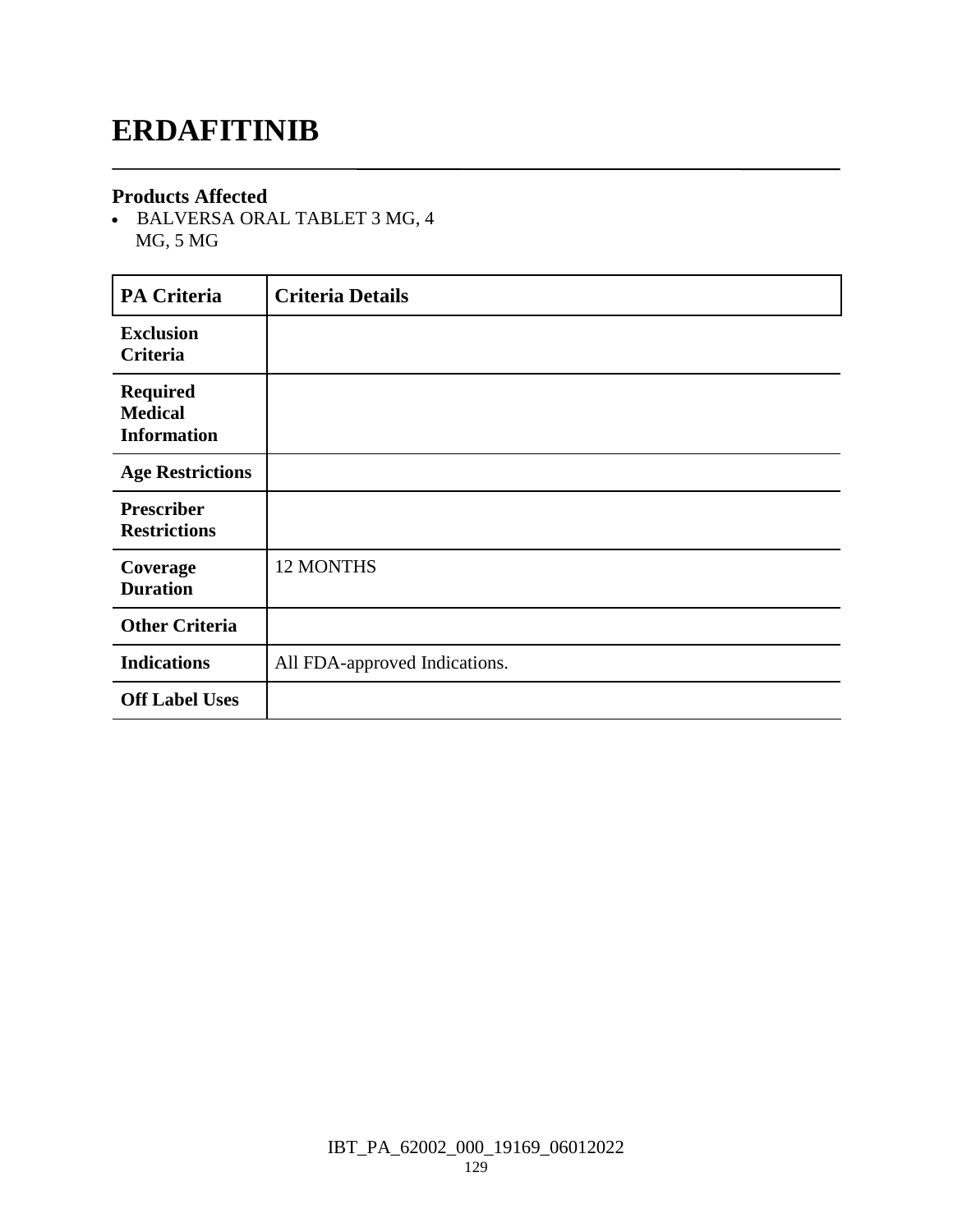# ERDAFITINIB

### Products Affected

- BALVERSA ORAL TABLET 3 MG, 4 MG, 5 MG

| PA Criteria | Criteria Details |
| --- | --- |
| **Exclusion Criteria** | |
| **Required Medical Information** | |
| **Age Restrictions** | |
| **Prescriber Restrictions** | |
| **Coverage Duration** | 12 MONTHS |
| **Other Criteria** | |
| **Indications** | All FDA-approved Indications. |
| **Off Label Uses** | |

IBT_PA_62002_000_19169_06012022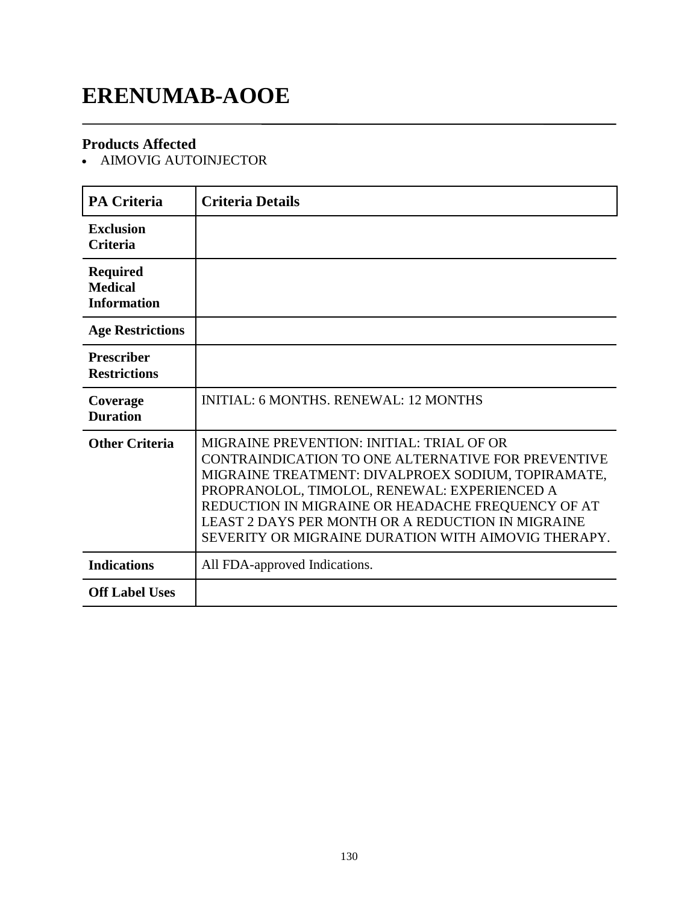# ERENUMAB-AOOE

### Products Affected

- AIMOVIG AUTOINJECTOR

| PA Criteria | Criteria Details |
|---|---|
| **Exclusion Criteria** | |
| **Required Medical Information** | |
| **Age Restrictions** | |
| **Prescriber Restrictions** | |
| **Coverage Duration** | INITIAL: 6 MONTHS. RENEWAL: 12 MONTHS |
| **Other Criteria** | MIGRAINE PREVENTION: INITIAL: TRIAL OF OR CONTRAINDICATION TO ONE ALTERNATIVE FOR PREVENTIVE MIGRAINE TREATMENT: DIVALPROEX SODIUM, TOPIRAMATE, PROPRANOLOL, TIMOLOL, RENEWAL: EXPERIENCED A REDUCTION IN MIGRAINE OR HEADACHE FREQUENCY OF AT LEAST 2 DAYS PER MONTH OR A REDUCTION IN MIGRAINE SEVERITY OR MIGRAINE DURATION WITH AIMOVIG THERAPY. |
| **Indications** | All FDA-approved Indications. |
| **Off Label Uses** | |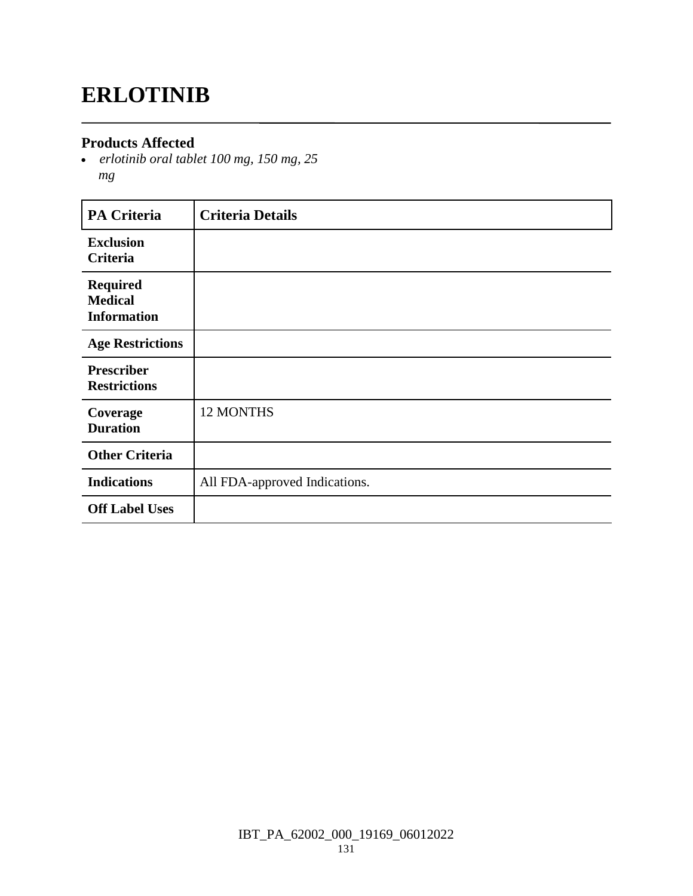# ERLOTINIB

### Products Affected

- *erlotinib oral tablet 100 mg, 150 mg, 25 mg*

| PA Criteria | Criteria Details |
|---|---|
| **Exclusion Criteria** | |
| **Required Medical Information** | |
| **Age Restrictions** | |
| **Prescriber Restrictions** | |
| **Coverage Duration** | 12 MONTHS |
| **Other Criteria** | |
| **Indications** | All FDA-approved Indications. |
| **Off Label Uses** | |

IBT_PA_62002_000_19169_06012022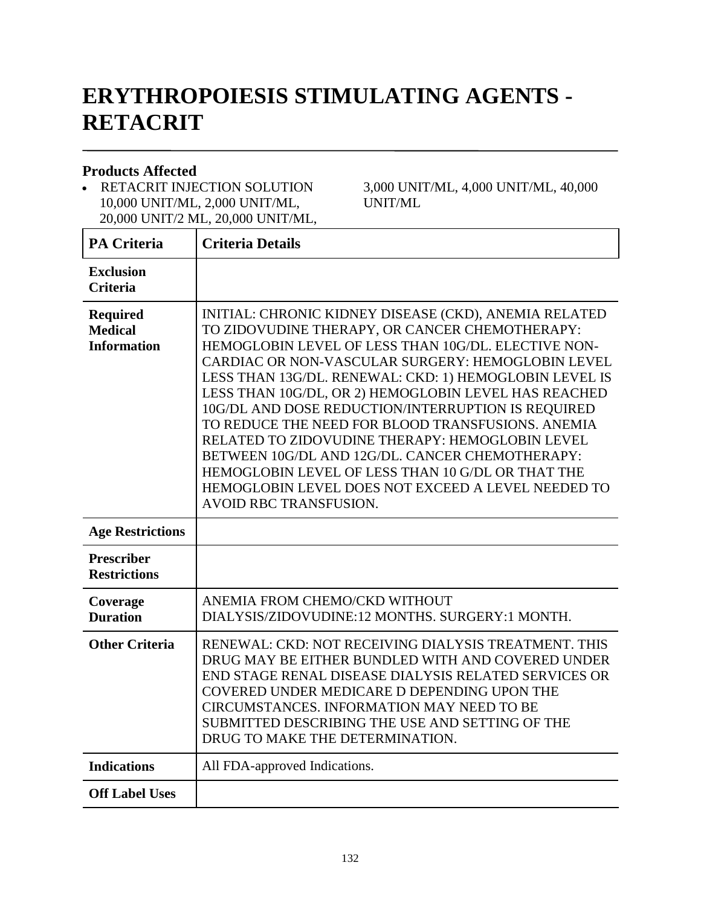# ERYTHROPOIESIS STIMULATING AGENTS - RETACRIT

## Products Affected

- RETACRIT INJECTION SOLUTION 10,000 UNIT/ML, 2,000 UNIT/ML, 20,000 UNIT/2 ML, 20,000 UNIT/ML, 3,000 UNIT/ML, 4,000 UNIT/ML, 40,000 UNIT/ML

| PA Criteria | Criteria Details |
|---|---|
| **Exclusion Criteria** | |
| **Required Medical Information** | INITIAL: CHRONIC KIDNEY DISEASE (CKD), ANEMIA RELATED TO ZIDOVUDINE THERAPY, OR CANCER CHEMOTHERAPY: HEMOGLOBIN LEVEL OF LESS THAN 10G/DL. ELECTIVE NON-CARDIAC OR NON-VASCULAR SURGERY: HEMOGLOBIN LEVEL LESS THAN 13G/DL. RENEWAL: CKD: 1) HEMOGLOBIN LEVEL IS LESS THAN 10G/DL, OR 2) HEMOGLOBIN LEVEL HAS REACHED 10G/DL AND DOSE REDUCTION/INTERRUPTION IS REQUIRED TO REDUCE THE NEED FOR BLOOD TRANSFUSIONS. ANEMIA RELATED TO ZIDOVUDINE THERAPY: HEMOGLOBIN LEVEL BETWEEN 10G/DL AND 12G/DL. CANCER CHEMOTHERAPY: HEMOGLOBIN LEVEL OF LESS THAN 10 G/DL OR THAT THE HEMOGLOBIN LEVEL DOES NOT EXCEED A LEVEL NEEDED TO AVOID RBC TRANSFUSION. |
| **Age Restrictions** | |
| **Prescriber Restrictions** | |
| **Coverage Duration** | ANEMIA FROM CHEMO/CKD WITHOUT DIALYSIS/ZIDOVUDINE:12 MONTHS. SURGERY:1 MONTH. |
| **Other Criteria** | RENEWAL: CKD: NOT RECEIVING DIALYSIS TREATMENT. THIS DRUG MAY BE EITHER BUNDLED WITH AND COVERED UNDER END STAGE RENAL DISEASE DIALYSIS RELATED SERVICES OR COVERED UNDER MEDICARE D DEPENDING UPON THE CIRCUMSTANCES. INFORMATION MAY NEED TO BE SUBMITTED DESCRIBING THE USE AND SETTING OF THE DRUG TO MAKE THE DETERMINATION. |
| **Indications** | All FDA-approved Indications. |
| **Off Label Uses** | |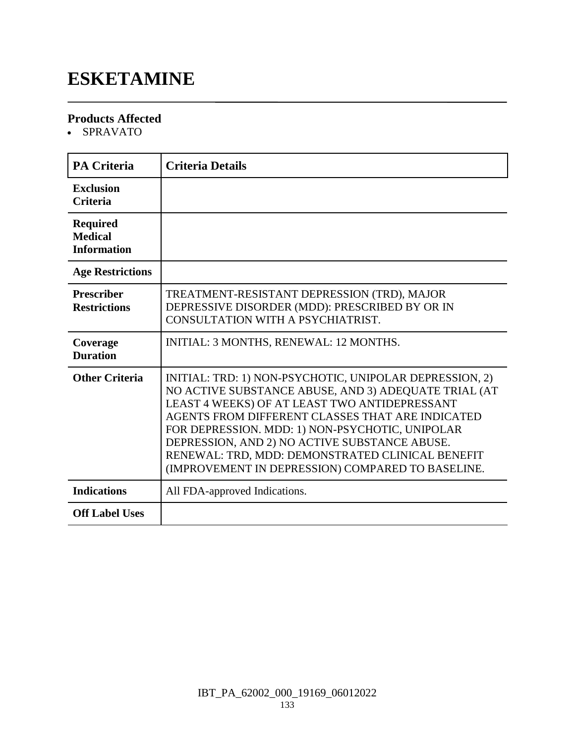# ESKETAMINE

**Products Affected**

- SPRAVATO

| PA Criteria | Criteria Details |
|---|---|
| **Exclusion Criteria** | |
| **Required Medical Information** | |
| **Age Restrictions** | |
| **Prescriber Restrictions** | TREATMENT-RESISTANT DEPRESSION (TRD), MAJOR DEPRESSIVE DISORDER (MDD): PRESCRIBED BY OR IN CONSULTATION WITH A PSYCHIATRIST. |
| **Coverage Duration** | INITIAL: 3 MONTHS, RENEWAL: 12 MONTHS. |
| **Other Criteria** | INITIAL: TRD: 1) NON-PSYCHOTIC, UNIPOLAR DEPRESSION, 2) NO ACTIVE SUBSTANCE ABUSE, AND 3) ADEQUATE TRIAL (AT LEAST 4 WEEKS) OF AT LEAST TWO ANTIDEPRESSANT AGENTS FROM DIFFERENT CLASSES THAT ARE INDICATED FOR DEPRESSION. MDD: 1) NON-PSYCHOTIC, UNIPOLAR DEPRESSION, AND 2) NO ACTIVE SUBSTANCE ABUSE. RENEWAL: TRD, MDD: DEMONSTRATED CLINICAL BENEFIT (IMPROVEMENT IN DEPRESSION) COMPARED TO BASELINE. |
| **Indications** | All FDA-approved Indications. |
| **Off Label Uses** | |

IBT_PA_62002_000_19169_06012022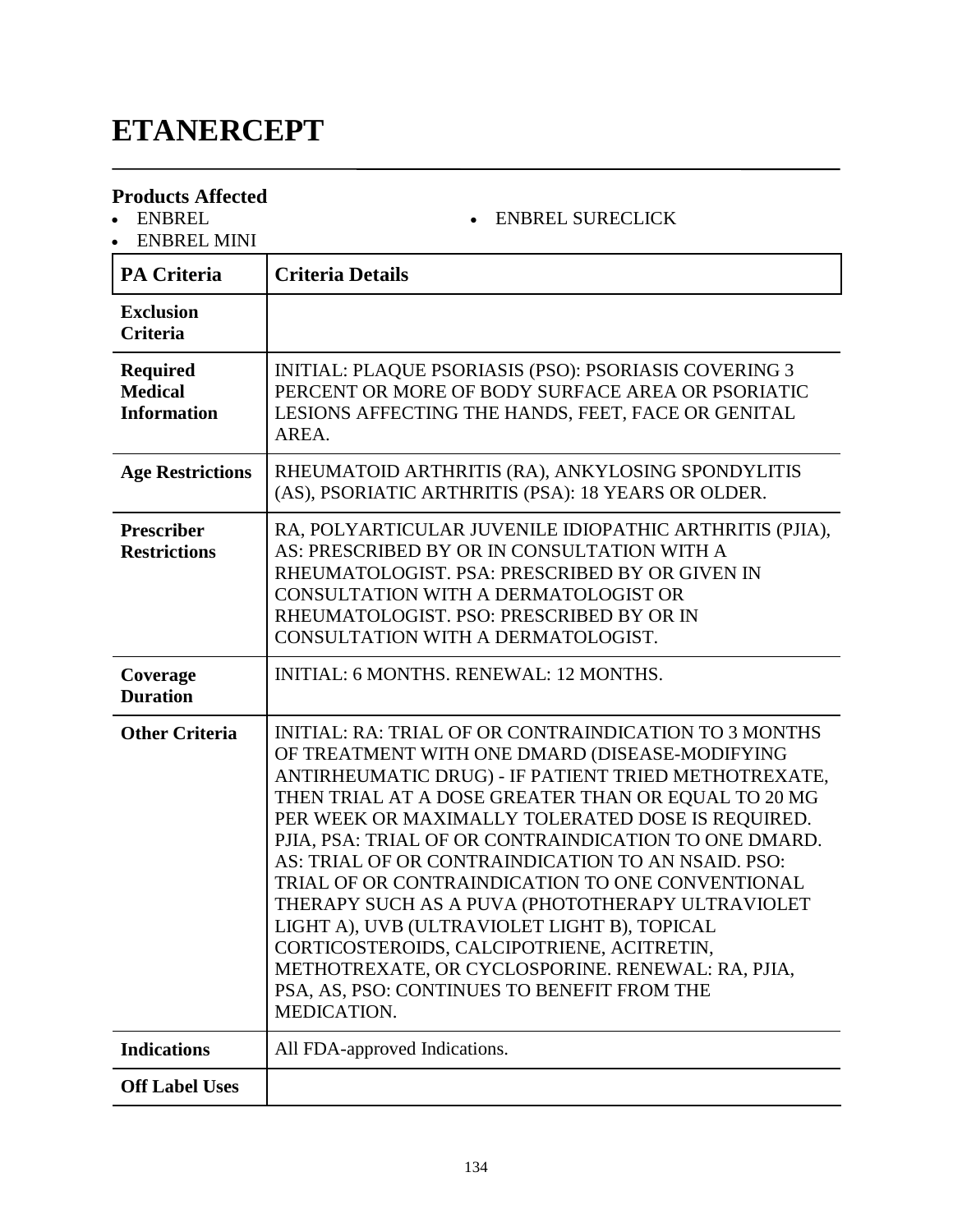# ETANERCEPT

**Products Affected**

- ENBREL
- ENBREL MINI
- ENBREL SURECLICK

| PA Criteria | Criteria Details |
|---|---|
| **Exclusion Criteria** | |
| **Required Medical Information** | INITIAL: PLAQUE PSORIASIS (PSO): PSORIASIS COVERING 3 PERCENT OR MORE OF BODY SURFACE AREA OR PSORIATIC LESIONS AFFECTING THE HANDS, FEET, FACE OR GENITAL AREA. |
| **Age Restrictions** | RHEUMATOID ARTHRITIS (RA), ANKYLOSING SPONDYLITIS (AS), PSORIATIC ARTHRITIS (PSA): 18 YEARS OR OLDER. |
| **Prescriber Restrictions** | RA, POLYARTICULAR JUVENILE IDIOPATHIC ARTHRITIS (PJIA), AS: PRESCRIBED BY OR IN CONSULTATION WITH A RHEUMATOLOGIST. PSA: PRESCRIBED BY OR GIVEN IN CONSULTATION WITH A DERMATOLOGIST OR RHEUMATOLOGIST. PSO: PRESCRIBED BY OR IN CONSULTATION WITH A DERMATOLOGIST. |
| **Coverage Duration** | INITIAL: 6 MONTHS. RENEWAL: 12 MONTHS. |
| **Other Criteria** | INITIAL: RA: TRIAL OF OR CONTRAINDICATION TO 3 MONTHS OF TREATMENT WITH ONE DMARD (DISEASE-MODIFYING ANTIRHEUMATIC DRUG) - IF PATIENT TRIED METHOTREXATE, THEN TRIAL AT A DOSE GREATER THAN OR EQUAL TO 20 MG PER WEEK OR MAXIMALLY TOLERATED DOSE IS REQUIRED. PJIA, PSA: TRIAL OF OR CONTRAINDICATION TO ONE DMARD. AS: TRIAL OF OR CONTRAINDICATION TO AN NSAID. PSO: TRIAL OF OR CONTRAINDICATION TO ONE CONVENTIONAL THERAPY SUCH AS A PUVA (PHOTOTHERAPY ULTRAVIOLET LIGHT A), UVB (ULTRAVIOLET LIGHT B), TOPICAL CORTICOSTEROIDS, CALCIPOTRIENE, ACITRETIN, METHOTREXATE, OR CYCLOSPORINE. RENEWAL: RA, PJIA, PSA, AS, PSO: CONTINUES TO BENEFIT FROM THE MEDICATION. |
| **Indications** | All FDA-approved Indications. |
| **Off Label Uses** | |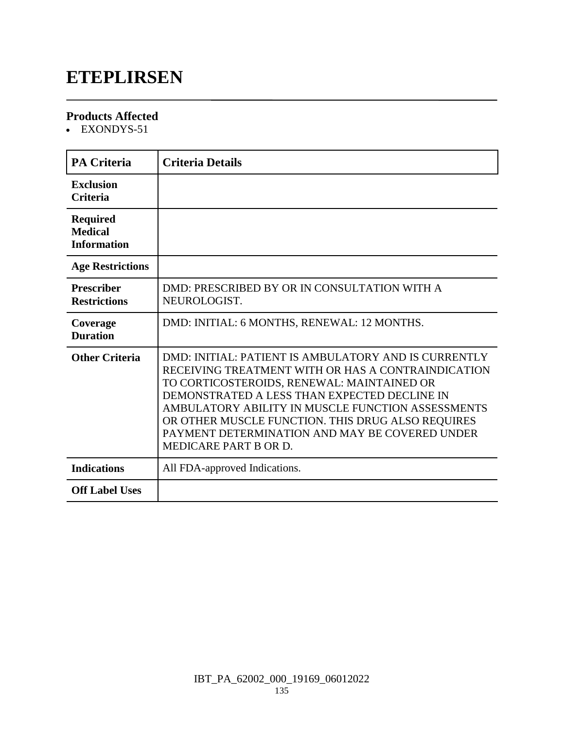# ETEPLIRSEN

### Products Affected

- EXONDYS-51

| PA Criteria | Criteria Details |
|---|---|
| Exclusion Criteria | |
| Required Medical Information | |
| Age Restrictions | |
| Prescriber Restrictions | DMD: PRESCRIBED BY OR IN CONSULTATION WITH A NEUROLOGIST. |
| Coverage Duration | DMD: INITIAL: 6 MONTHS, RENEWAL: 12 MONTHS. |
| Other Criteria | DMD: INITIAL: PATIENT IS AMBULATORY AND IS CURRENTLY RECEIVING TREATMENT WITH OR HAS A CONTRAINDICATION TO CORTICOSTEROIDS, RENEWAL: MAINTAINED OR DEMONSTRATED A LESS THAN EXPECTED DECLINE IN AMBULATORY ABILITY IN MUSCLE FUNCTION ASSESSMENTS OR OTHER MUSCLE FUNCTION. THIS DRUG ALSO REQUIRES PAYMENT DETERMINATION AND MAY BE COVERED UNDER MEDICARE PART B OR D. |
| Indications | All FDA-approved Indications. |
| Off Label Uses | |

IBT_PA_62002_000_19169_06012022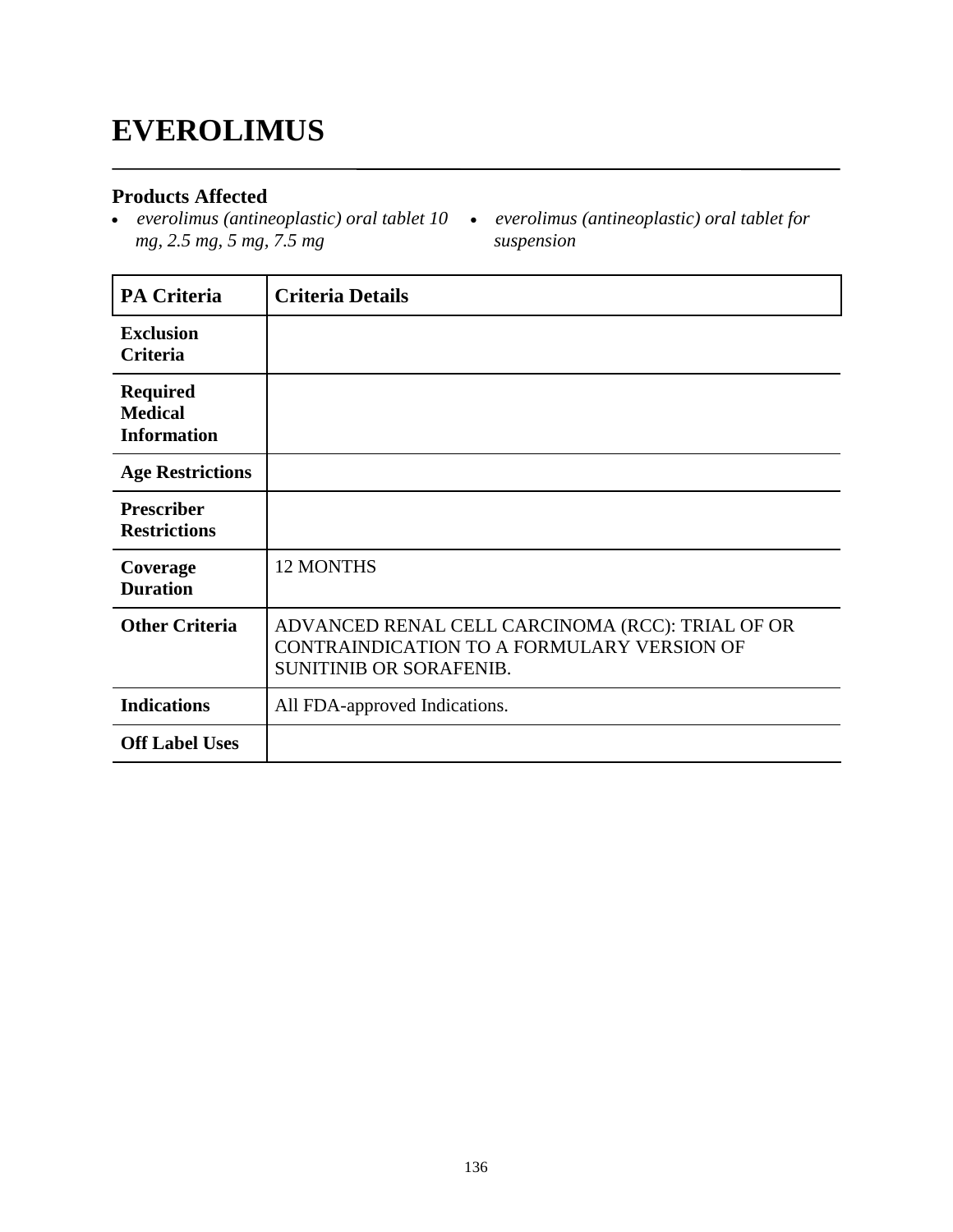# EVEROLIMUS

## Products Affected

- *everolimus (antineoplastic) oral tablet 10 mg, 2.5 mg, 5 mg, 7.5 mg*
- *everolimus (antineoplastic) oral tablet for suspension*

| PA Criteria | Criteria Details |
|---|---|
| **Exclusion Criteria** | |
| **Required Medical Information** | |
| **Age Restrictions** | |
| **Prescriber Restrictions** | |
| **Coverage Duration** | 12 MONTHS |
| **Other Criteria** | ADVANCED RENAL CELL CARCINOMA (RCC): TRIAL OF OR CONTRAINDICATION TO A FORMULARY VERSION OF SUNITINIB OR SORAFENIB. |
| **Indications** | All FDA-approved Indications. |
| **Off Label Uses** | |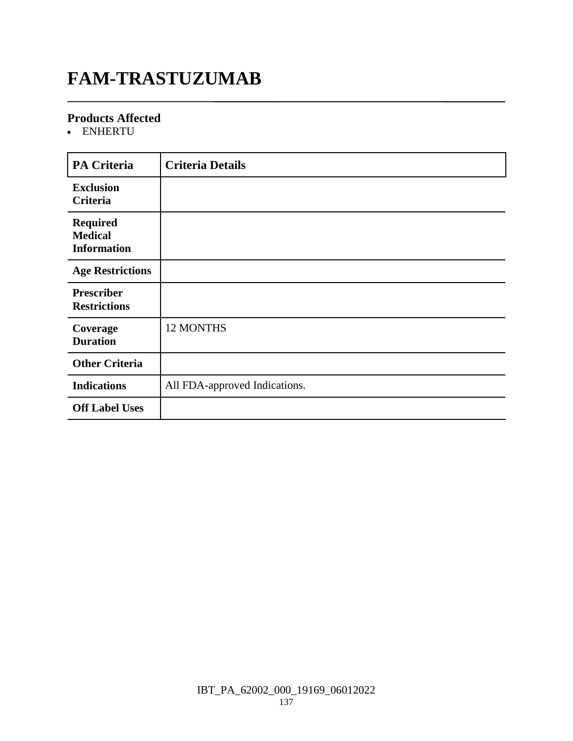# FAM-TRASTUZUMAB

## Products Affected

- ENHERTU

| PA Criteria | Criteria Details |
|---|---|
| **Exclusion Criteria** | |
| **Required Medical Information** | |
| **Age Restrictions** | |
| **Prescriber Restrictions** | |
| **Coverage Duration** | 12 MONTHS |
| **Other Criteria** | |
| **Indications** | All FDA-approved Indications. |
| **Off Label Uses** | |

IBT_PA_62002_000_19169_06012022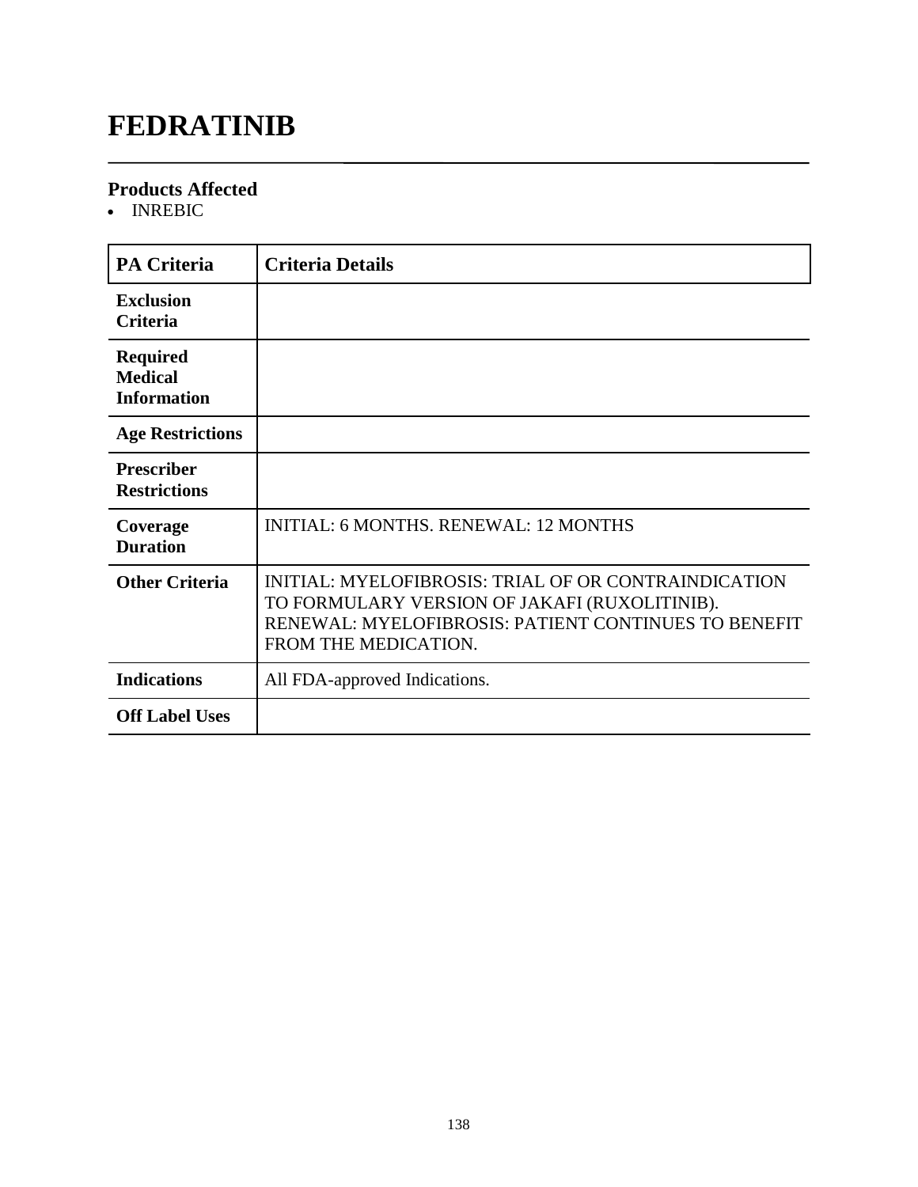# FEDRATINIB

## Products Affected

- INREBIC

| PA Criteria | Criteria Details |
|---|---|
| **Exclusion Criteria** | |
| **Required Medical Information** | |
| **Age Restrictions** | |
| **Prescriber Restrictions** | |
| **Coverage Duration** | INITIAL: 6 MONTHS. RENEWAL: 12 MONTHS |
| **Other Criteria** | INITIAL: MYELOFIBROSIS: TRIAL OF OR CONTRAINDICATION TO FORMULARY VERSION OF JAKAFI (RUXOLITINIB). RENEWAL: MYELOFIBROSIS: PATIENT CONTINUES TO BENEFIT FROM THE MEDICATION. |
| **Indications** | All FDA-approved Indications. |
| **Off Label Uses** | |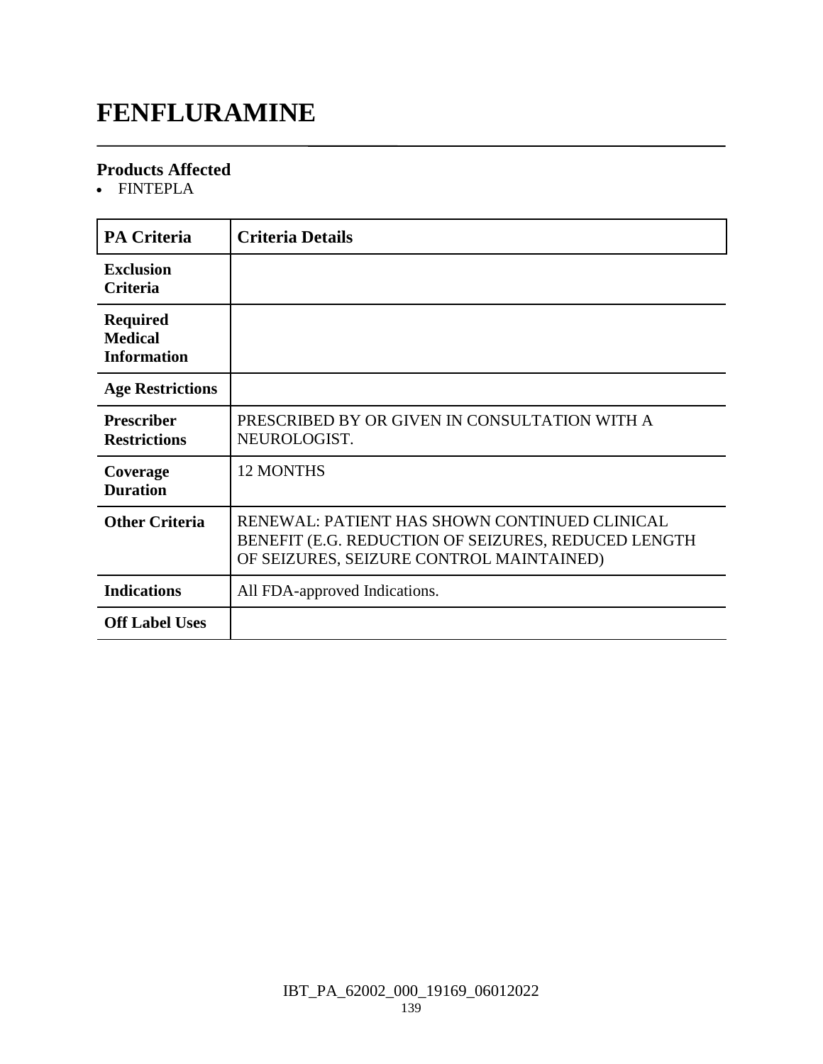# FENFLURAMINE

### Products Affected

- FINTEPLA

| PA Criteria | Criteria Details |
|---|---|
| **Exclusion Criteria** | |
| **Required Medical Information** | |
| **Age Restrictions** | |
| **Prescriber Restrictions** | PRESCRIBED BY OR GIVEN IN CONSULTATION WITH A NEUROLOGIST. |
| **Coverage Duration** | 12 MONTHS |
| **Other Criteria** | RENEWAL: PATIENT HAS SHOWN CONTINUED CLINICAL BENEFIT (E.G. REDUCTION OF SEIZURES, REDUCED LENGTH OF SEIZURES, SEIZURE CONTROL MAINTAINED) |
| **Indications** | All FDA-approved Indications. |
| **Off Label Uses** | |

IBT_PA_62002_000_19169_06012022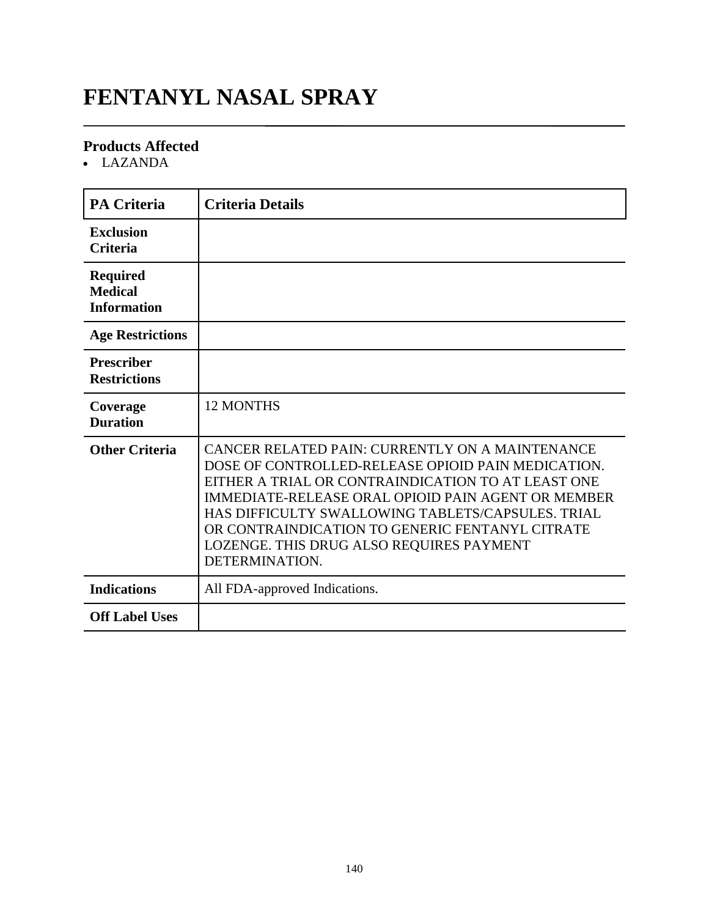# FENTANYL NASAL SPRAY

## Products Affected

- LAZANDA

| PA Criteria | Criteria Details |
|---|---|
| **Exclusion Criteria** | |
| **Required Medical Information** | |
| **Age Restrictions** | |
| **Prescriber Restrictions** | |
| **Coverage Duration** | 12 MONTHS |
| **Other Criteria** | CANCER RELATED PAIN: CURRENTLY ON A MAINTENANCE DOSE OF CONTROLLED-RELEASE OPIOID PAIN MEDICATION. EITHER A TRIAL OR CONTRAINDICATION TO AT LEAST ONE IMMEDIATE-RELEASE ORAL OPIOID PAIN AGENT OR MEMBER HAS DIFFICULTY SWALLOWING TABLETS/CAPSULES. TRIAL OR CONTRAINDICATION TO GENERIC FENTANYL CITRATE LOZENGE. THIS DRUG ALSO REQUIRES PAYMENT DETERMINATION. |
| **Indications** | All FDA-approved Indications. |
| **Off Label Uses** | |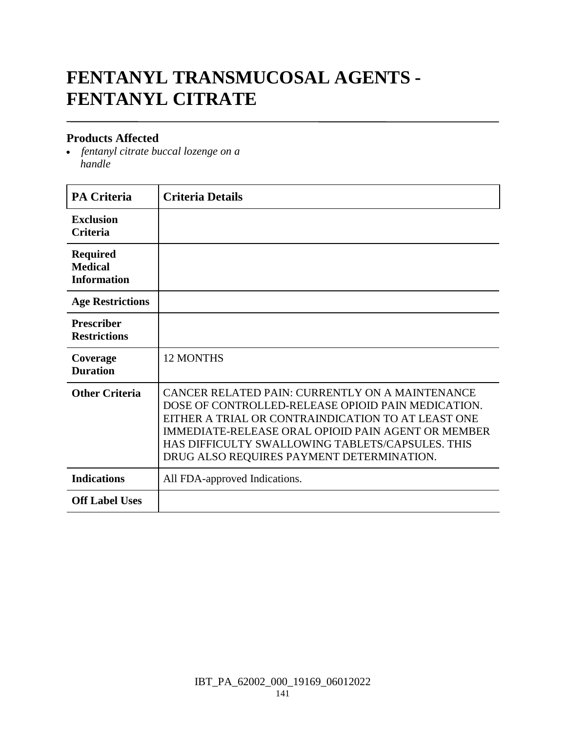# FENTANYL TRANSMUCOSAL AGENTS - FENTANYL CITRATE

### Products Affected

- *fentanyl citrate buccal lozenge on a handle*

| PA Criteria | Criteria Details |
|---|---|
| **Exclusion Criteria** | |
| **Required Medical Information** | |
| **Age Restrictions** | |
| **Prescriber Restrictions** | |
| **Coverage Duration** | 12 MONTHS |
| **Other Criteria** | CANCER RELATED PAIN: CURRENTLY ON A MAINTENANCE DOSE OF CONTROLLED-RELEASE OPIOID PAIN MEDICATION. EITHER A TRIAL OR CONTRAINDICATION TO AT LEAST ONE IMMEDIATE-RELEASE ORAL OPIOID PAIN AGENT OR MEMBER HAS DIFFICULTY SWALLOWING TABLETS/CAPSULES. THIS DRUG ALSO REQUIRES PAYMENT DETERMINATION. |
| **Indications** | All FDA-approved Indications. |
| **Off Label Uses** | |

IBT_PA_62002_000_19169_06012022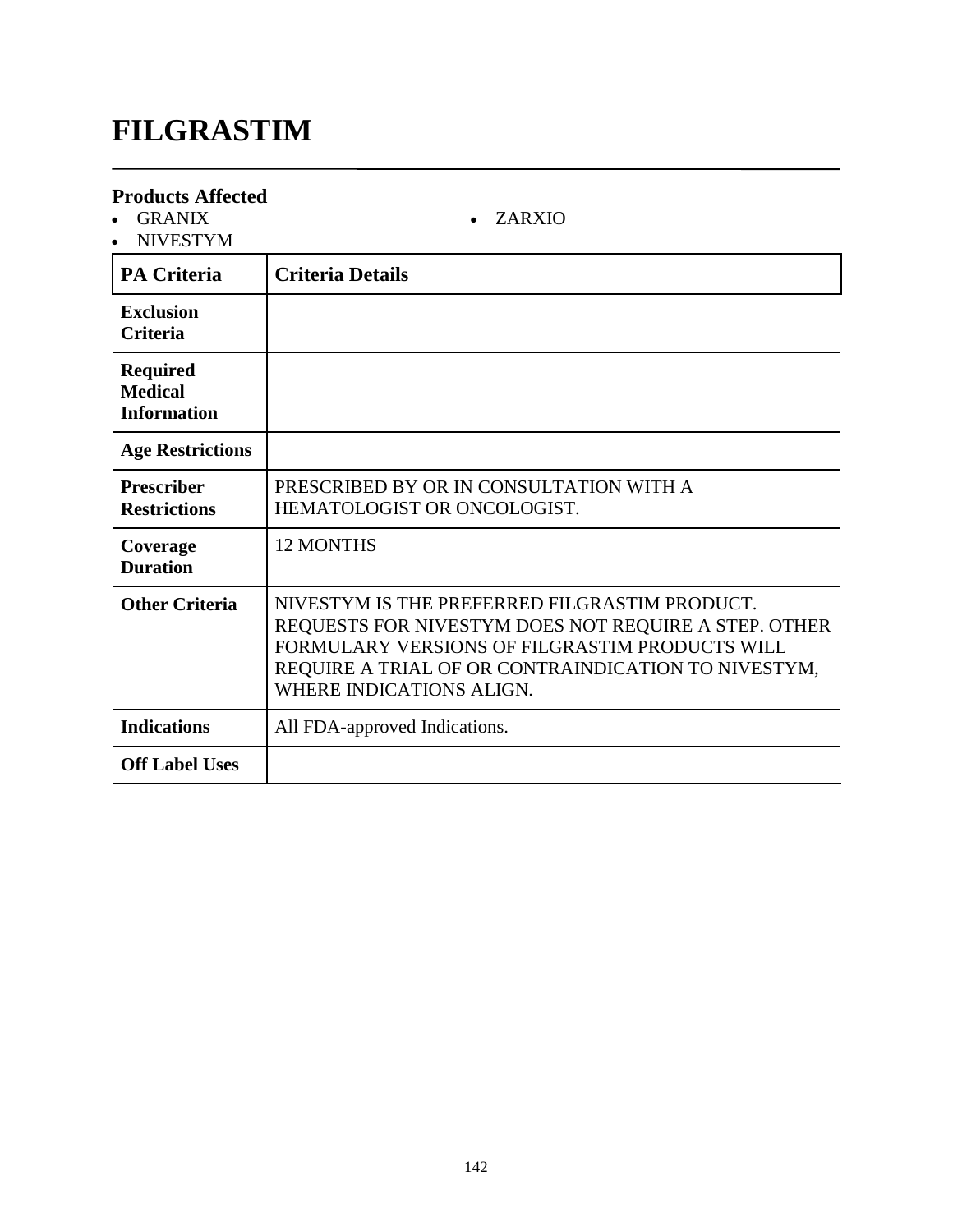# FILGRASTIM

## Products Affected

- GRANIX
- NIVESTYM
- ZARXIO

| PA Criteria | Criteria Details |
| --- | --- |
| **Exclusion Criteria** | |
| **Required Medical Information** | |
| **Age Restrictions** | |
| **Prescriber Restrictions** | PRESCRIBED BY OR IN CONSULTATION WITH A HEMATOLOGIST OR ONCOLOGIST. |
| **Coverage Duration** | 12 MONTHS |
| **Other Criteria** | NIVESTYM IS THE PREFERRED FILGRASTIM PRODUCT. REQUESTS FOR NIVESTYM DOES NOT REQUIRE A STEP. OTHER FORMULARY VERSIONS OF FILGRASTIM PRODUCTS WILL REQUIRE A TRIAL OF OR CONTRAINDICATION TO NIVESTYM, WHERE INDICATIONS ALIGN. |
| **Indications** | All FDA-approved Indications. |
| **Off Label Uses** | |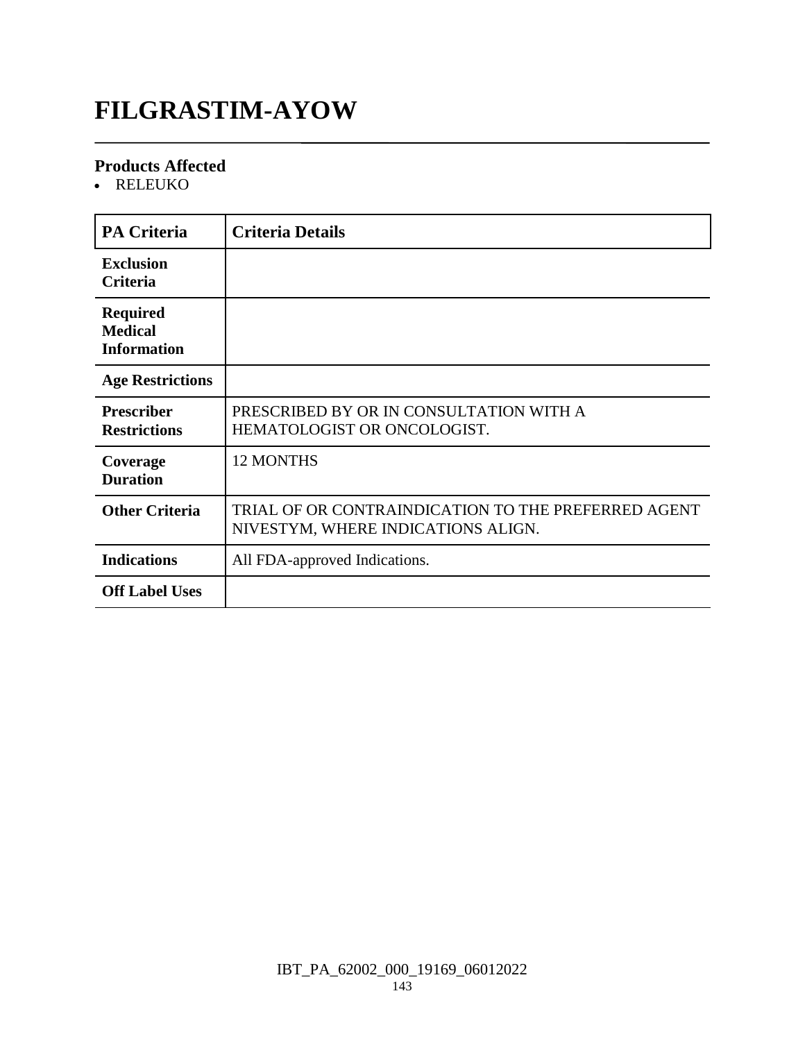# FILGRASTIM-AYOW

### Products Affected

- RELEUKO

| PA Criteria | Criteria Details |
|---|---|
| **Exclusion Criteria** | |
| **Required Medical Information** | |
| **Age Restrictions** | |
| **Prescriber Restrictions** | PRESCRIBED BY OR IN CONSULTATION WITH A HEMATOLOGIST OR ONCOLOGIST. |
| **Coverage Duration** | 12 MONTHS |
| **Other Criteria** | TRIAL OF OR CONTRAINDICATION TO THE PREFERRED AGENT NIVESTYM, WHERE INDICATIONS ALIGN. |
| **Indications** | All FDA-approved Indications. |
| **Off Label Uses** | |

IBT_PA_62002_000_19169_06012022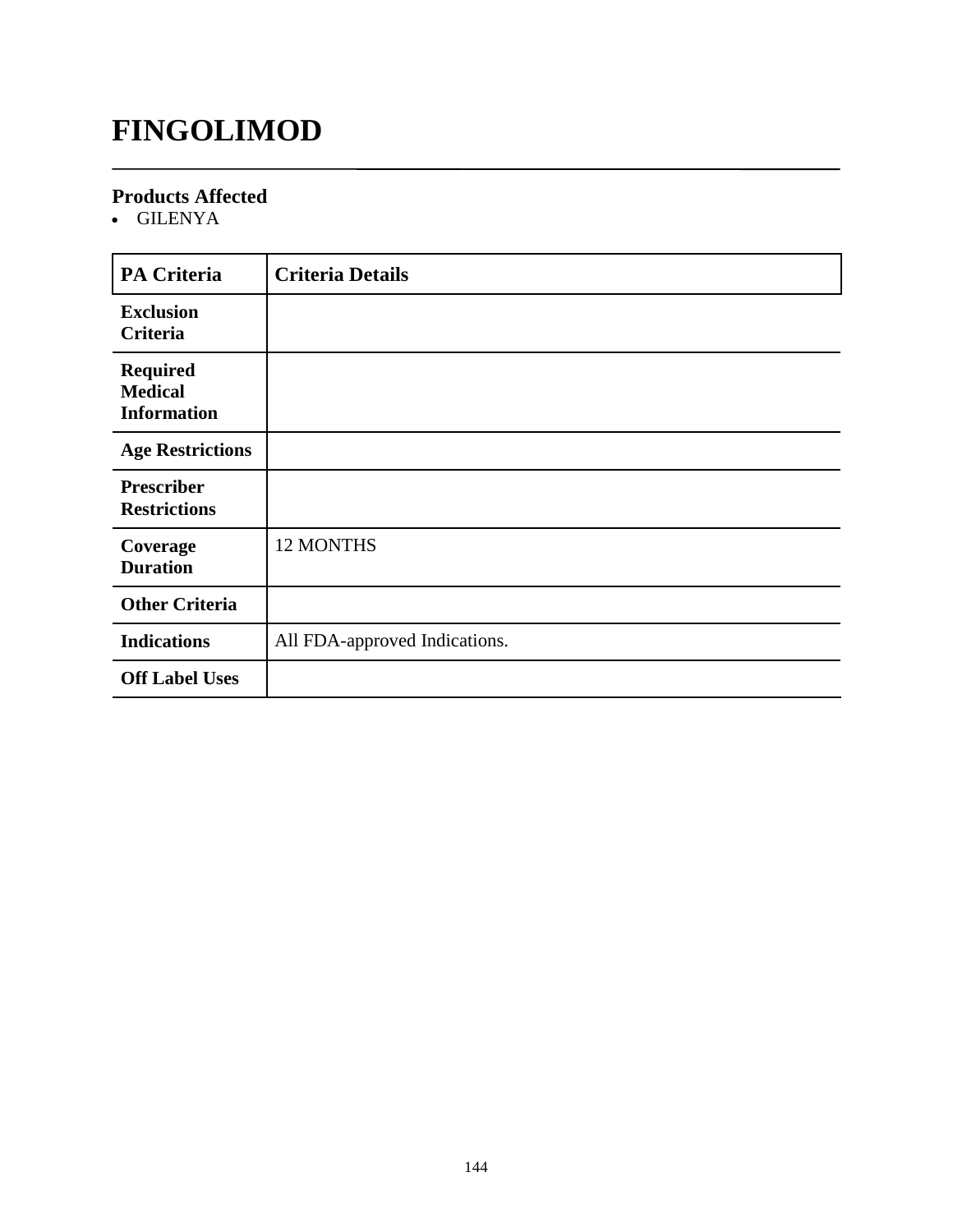# FINGOLIMOD

### Products Affected
- GILENYA

| PA Criteria | Criteria Details |
|---|---|
| **Exclusion Criteria** | |
| **Required Medical Information** | |
| **Age Restrictions** | |
| **Prescriber Restrictions** | |
| **Coverage Duration** | 12 MONTHS |
| **Other Criteria** | |
| **Indications** | All FDA-approved Indications. |
| **Off Label Uses** | |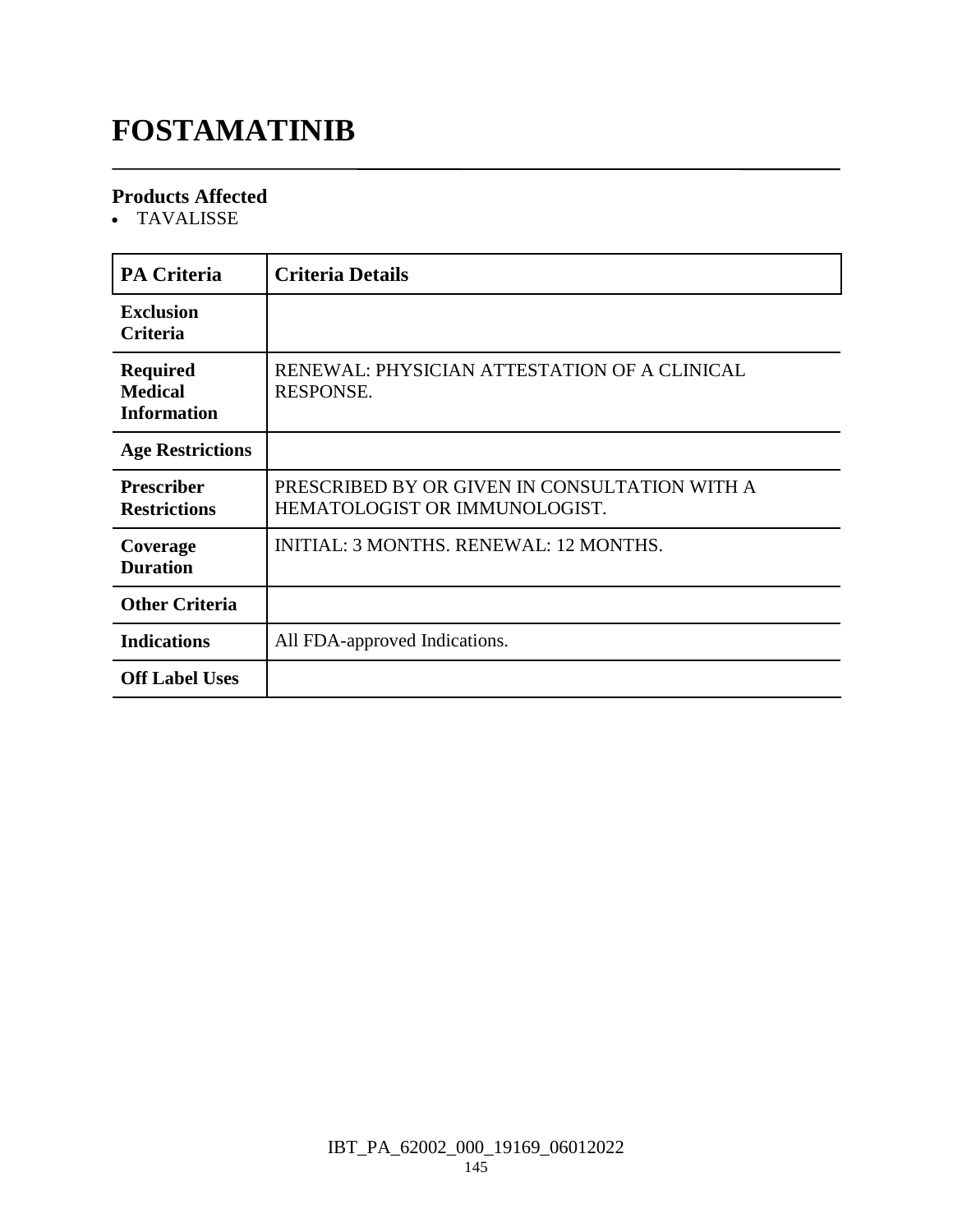# FOSTAMATINIB

### Products Affected

- TAVALISSE

| PA Criteria | Criteria Details |
|---|---|
| **Exclusion Criteria** | |
| **Required Medical Information** | RENEWAL: PHYSICIAN ATTESTATION OF A CLINICAL RESPONSE. |
| **Age Restrictions** | |
| **Prescriber Restrictions** | PRESCRIBED BY OR GIVEN IN CONSULTATION WITH A HEMATOLOGIST OR IMMUNOLOGIST. |
| **Coverage Duration** | INITIAL: 3 MONTHS. RENEWAL: 12 MONTHS. |
| **Other Criteria** | |
| **Indications** | All FDA-approved Indications. |
| **Off Label Uses** | |

IBT_PA_62002_000_19169_06012022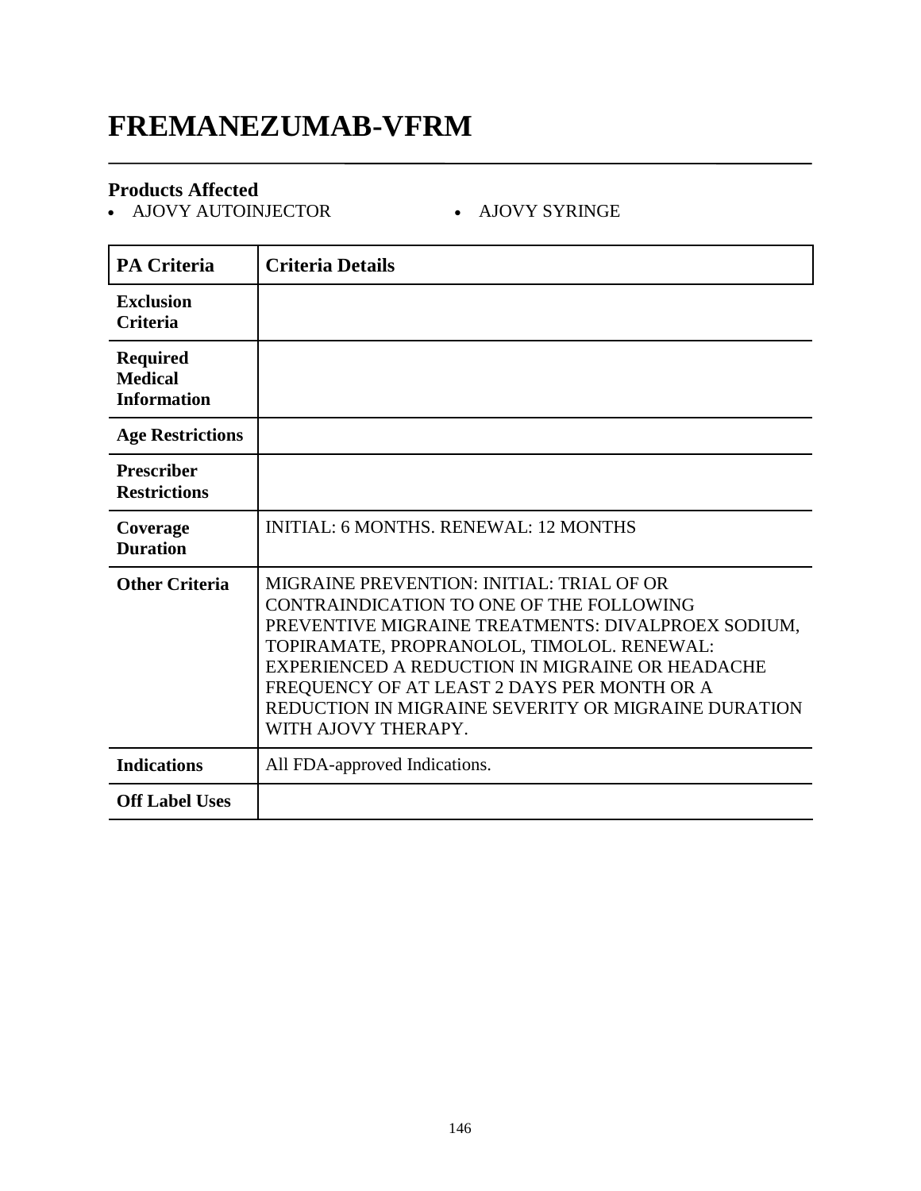# FREMANEZUMAB-VFRM

## Products Affected

- AJOVY AUTOINJECTOR
- AJOVY SYRINGE

| PA Criteria | Criteria Details |
|---|---|
| Exclusion Criteria | |
| Required Medical Information | |
| Age Restrictions | |
| Prescriber Restrictions | |
| Coverage Duration | INITIAL: 6 MONTHS. RENEWAL: 12 MONTHS |
| Other Criteria | MIGRAINE PREVENTION: INITIAL: TRIAL OF OR CONTRAINDICATION TO ONE OF THE FOLLOWING PREVENTIVE MIGRAINE TREATMENTS: DIVALPROEX SODIUM, TOPIRAMATE, PROPRANOLOL, TIMOLOL. RENEWAL: EXPERIENCED A REDUCTION IN MIGRAINE OR HEADACHE FREQUENCY OF AT LEAST 2 DAYS PER MONTH OR A REDUCTION IN MIGRAINE SEVERITY OR MIGRAINE DURATION WITH AJOVY THERAPY. |
| Indications | All FDA-approved Indications. |
| Off Label Uses | |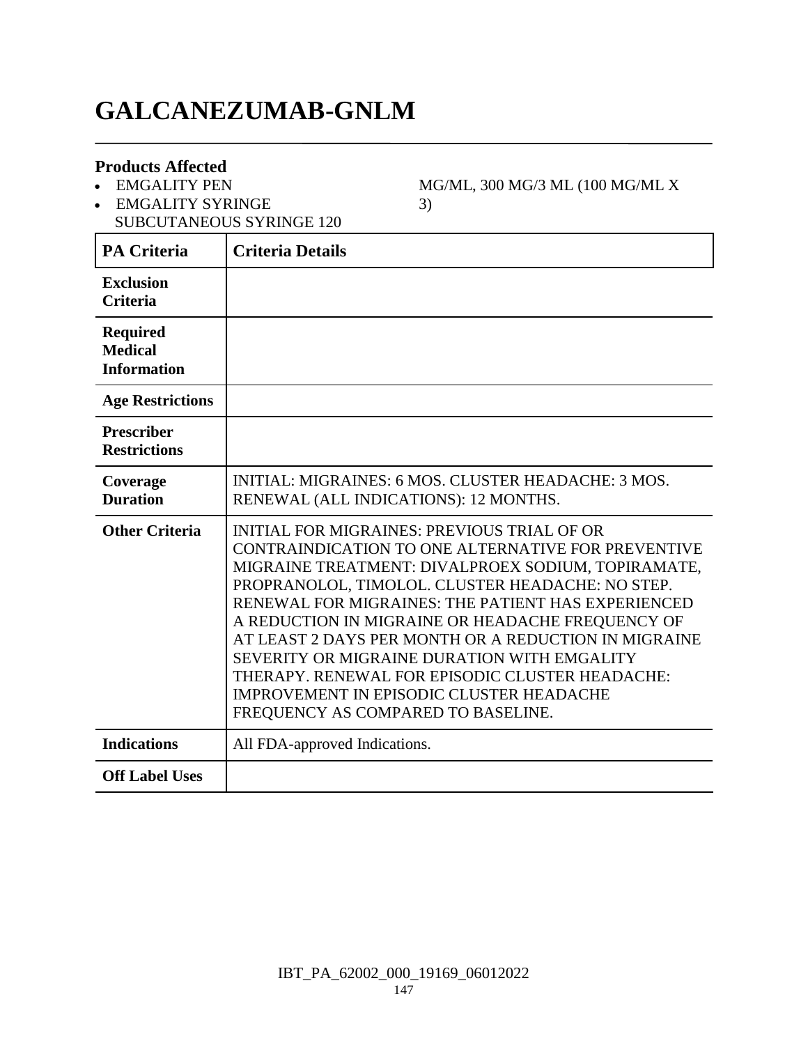# GALCANEZUMAB-GNLM

## Products Affected

- EMGALITY PEN
- EMGALITY SYRINGE SUBCUTANEOUS SYRINGE 120 MG/ML, 300 MG/3 ML (100 MG/ML X 3)

| PA Criteria | Criteria Details |
|---|---|
| Exclusion Criteria | |
| Required Medical Information | |
| Age Restrictions | |
| Prescriber Restrictions | |
| Coverage Duration | INITIAL: MIGRAINES: 6 MOS. CLUSTER HEADACHE: 3 MOS. RENEWAL (ALL INDICATIONS): 12 MONTHS. |
| Other Criteria | INITIAL FOR MIGRAINES: PREVIOUS TRIAL OF OR CONTRAINDICATION TO ONE ALTERNATIVE FOR PREVENTIVE MIGRAINE TREATMENT: DIVALPROEX SODIUM, TOPIRAMATE, PROPRANOLOL, TIMOLOL. CLUSTER HEADACHE: NO STEP. RENEWAL FOR MIGRAINES: THE PATIENT HAS EXPERIENCED A REDUCTION IN MIGRAINE OR HEADACHE FREQUENCY OF AT LEAST 2 DAYS PER MONTH OR A REDUCTION IN MIGRAINE SEVERITY OR MIGRAINE DURATION WITH EMGALITY THERAPY. RENEWAL FOR EPISODIC CLUSTER HEADACHE: IMPROVEMENT IN EPISODIC CLUSTER HEADACHE FREQUENCY AS COMPARED TO BASELINE. |
| Indications | All FDA-approved Indications. |
| Off Label Uses | |

IBT_PA_62002_000_19169_06012022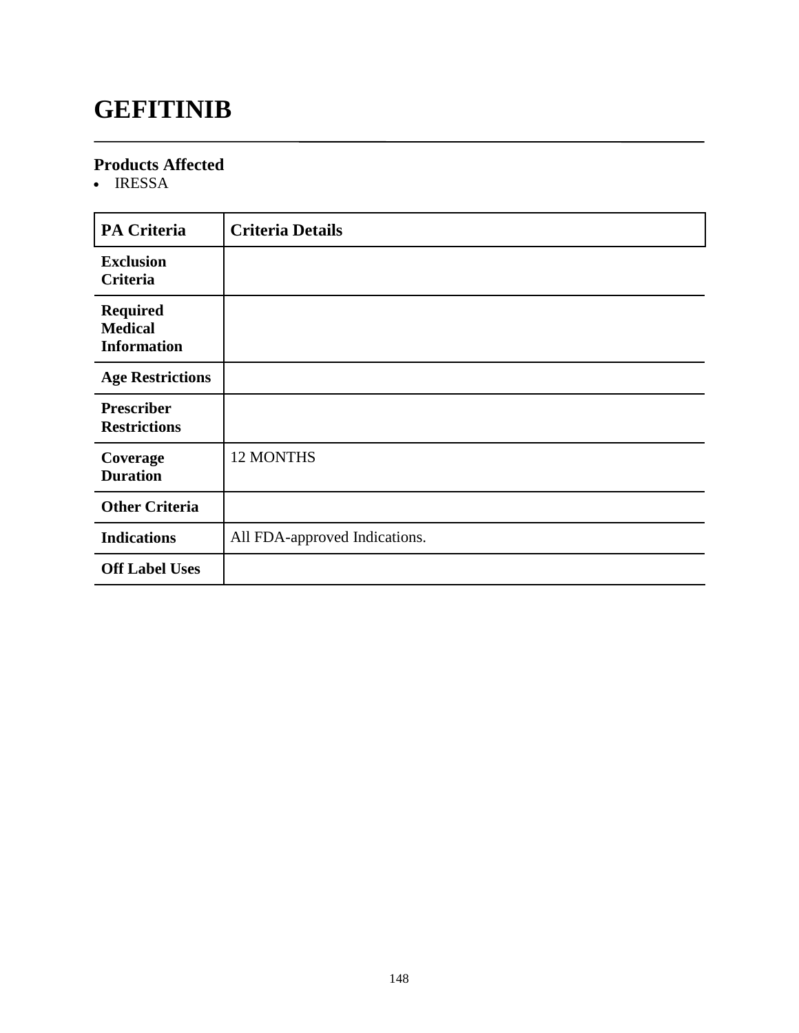# GEFITINIB

## Products Affected

- IRESSA

| PA Criteria | Criteria Details |
| --- | --- |
| Exclusion Criteria | |
| Required Medical Information | |
| Age Restrictions | |
| Prescriber Restrictions | |
| Coverage Duration | 12 MONTHS |
| Other Criteria | |
| Indications | All FDA-approved Indications. |
| Off Label Uses | |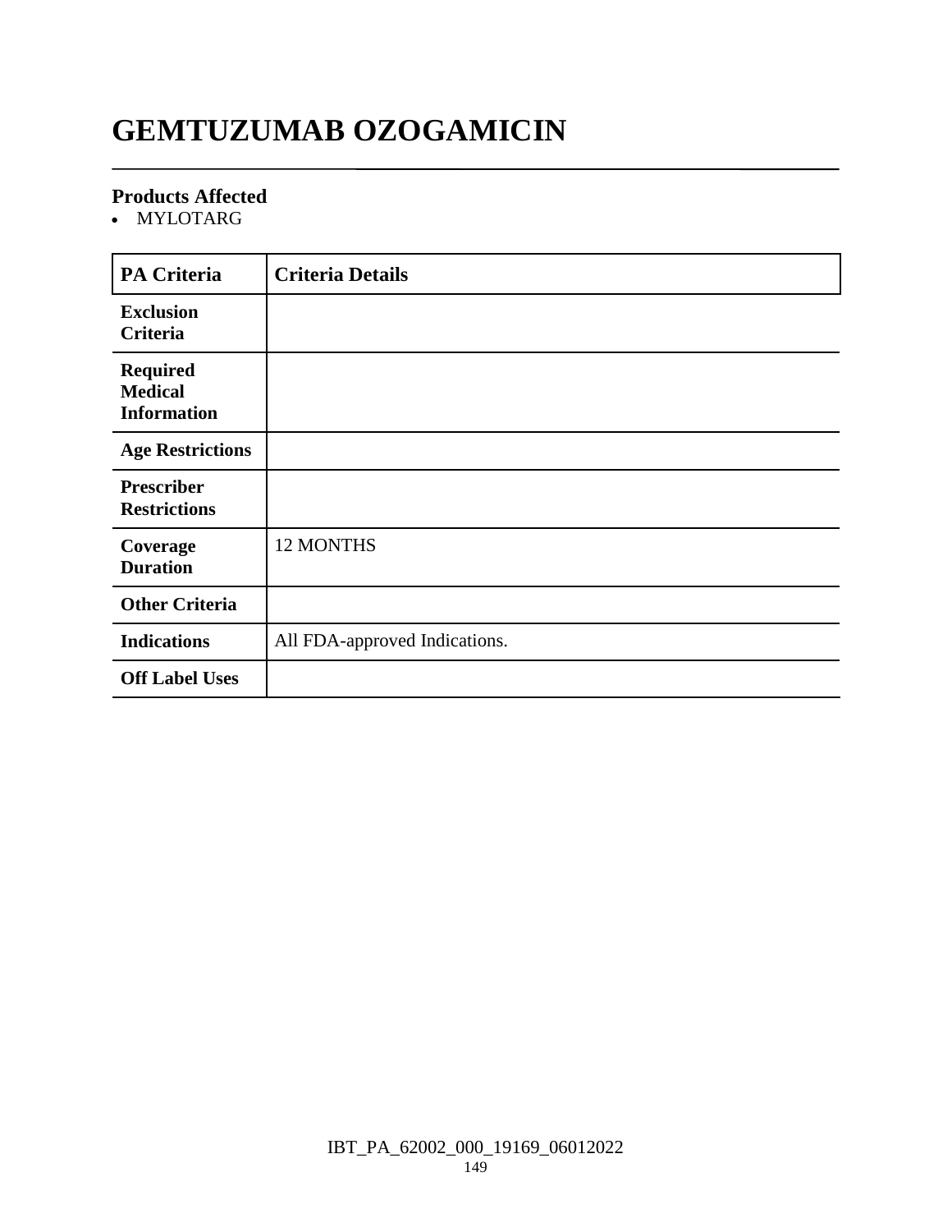# GEMTUZUMAB OZOGAMICIN

## Products Affected

- MYLOTARG

| PA Criteria | Criteria Details |
|---|---|
| **Exclusion Criteria** | |
| **Required Medical Information** | |
| **Age Restrictions** | |
| **Prescriber Restrictions** | |
| **Coverage Duration** | 12 MONTHS |
| **Other Criteria** | |
| **Indications** | All FDA-approved Indications. |
| **Off Label Uses** | |

IBT_PA_62002_000_19169_06012022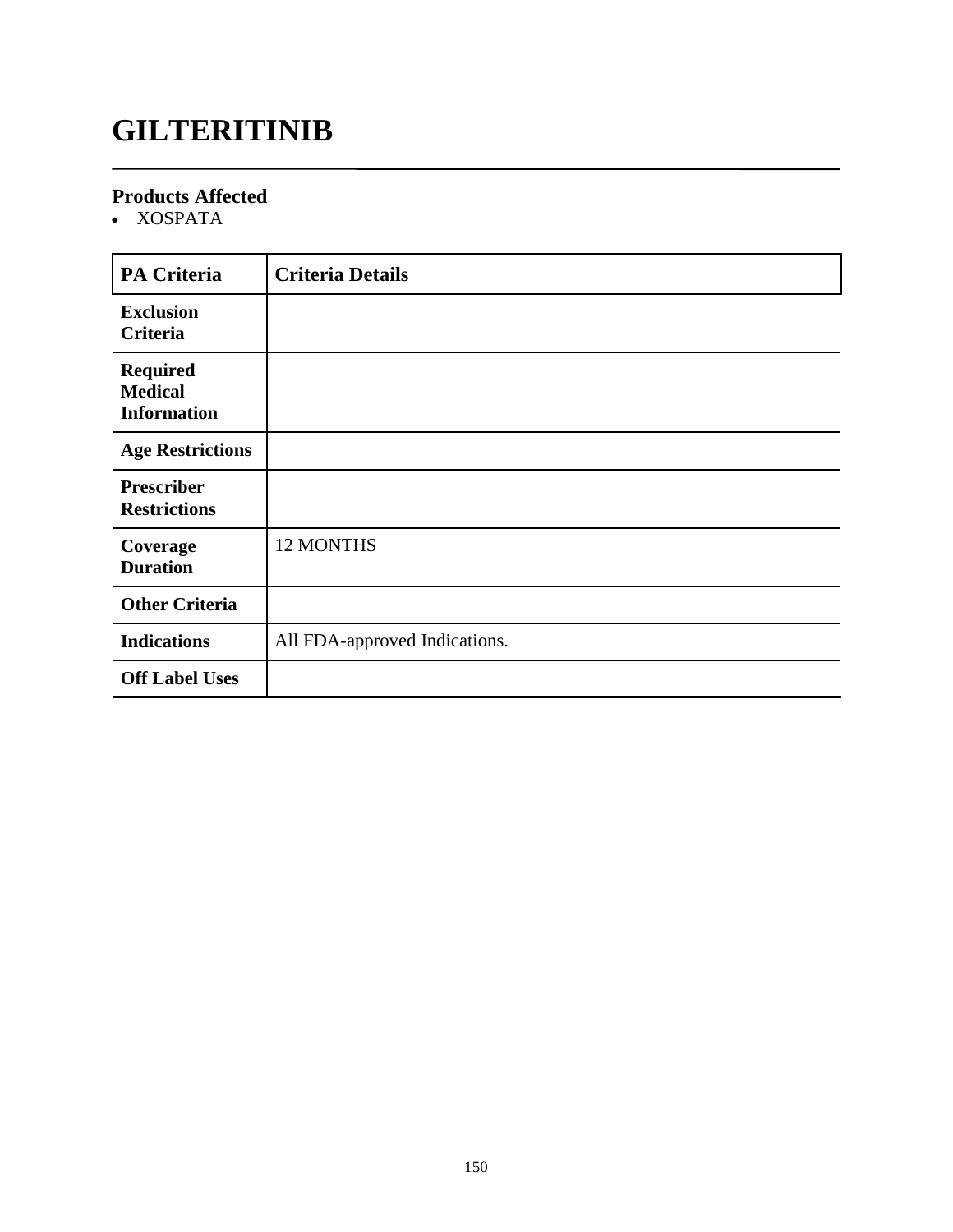# GILTERITINIB

## Products Affected

- XOSPATA

| PA Criteria | Criteria Details |
|---|---|
| **Exclusion Criteria** | |
| **Required Medical Information** | |
| **Age Restrictions** | |
| **Prescriber Restrictions** | |
| **Coverage Duration** | 12 MONTHS |
| **Other Criteria** | |
| **Indications** | All FDA-approved Indications. |
| **Off Label Uses** | |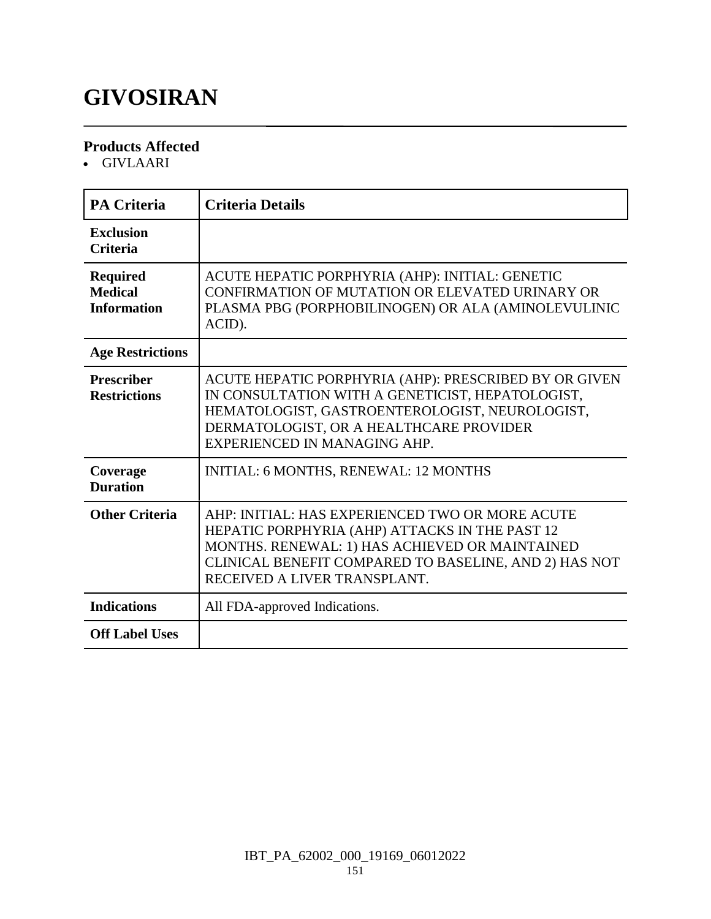# GIVOSIRAN

### Products Affected

- GIVLAARI

| PA Criteria | Criteria Details |
|---|---|
| **Exclusion Criteria** | |
| **Required Medical Information** | ACUTE HEPATIC PORPHYRIA (AHP): INITIAL: GENETIC CONFIRMATION OF MUTATION OR ELEVATED URINARY OR PLASMA PBG (PORPHOBILINOGEN) OR ALA (AMINOLEVULINIC ACID). |
| **Age Restrictions** | |
| **Prescriber Restrictions** | ACUTE HEPATIC PORPHYRIA (AHP): PRESCRIBED BY OR GIVEN IN CONSULTATION WITH A GENETICIST, HEPATOLOGIST, HEMATOLOGIST, GASTROENTEROLOGIST, NEUROLOGIST, DERMATOLOGIST, OR A HEALTHCARE PROVIDER EXPERIENCED IN MANAGING AHP. |
| **Coverage Duration** | INITIAL: 6 MONTHS, RENEWAL: 12 MONTHS |
| **Other Criteria** | AHP: INITIAL: HAS EXPERIENCED TWO OR MORE ACUTE HEPATIC PORPHYRIA (AHP) ATTACKS IN THE PAST 12 MONTHS. RENEWAL: 1) HAS ACHIEVED OR MAINTAINED CLINICAL BENEFIT COMPARED TO BASELINE, AND 2) HAS NOT RECEIVED A LIVER TRANSPLANT. |
| **Indications** | All FDA-approved Indications. |
| **Off Label Uses** | |

IBT_PA_62002_000_19169_06012022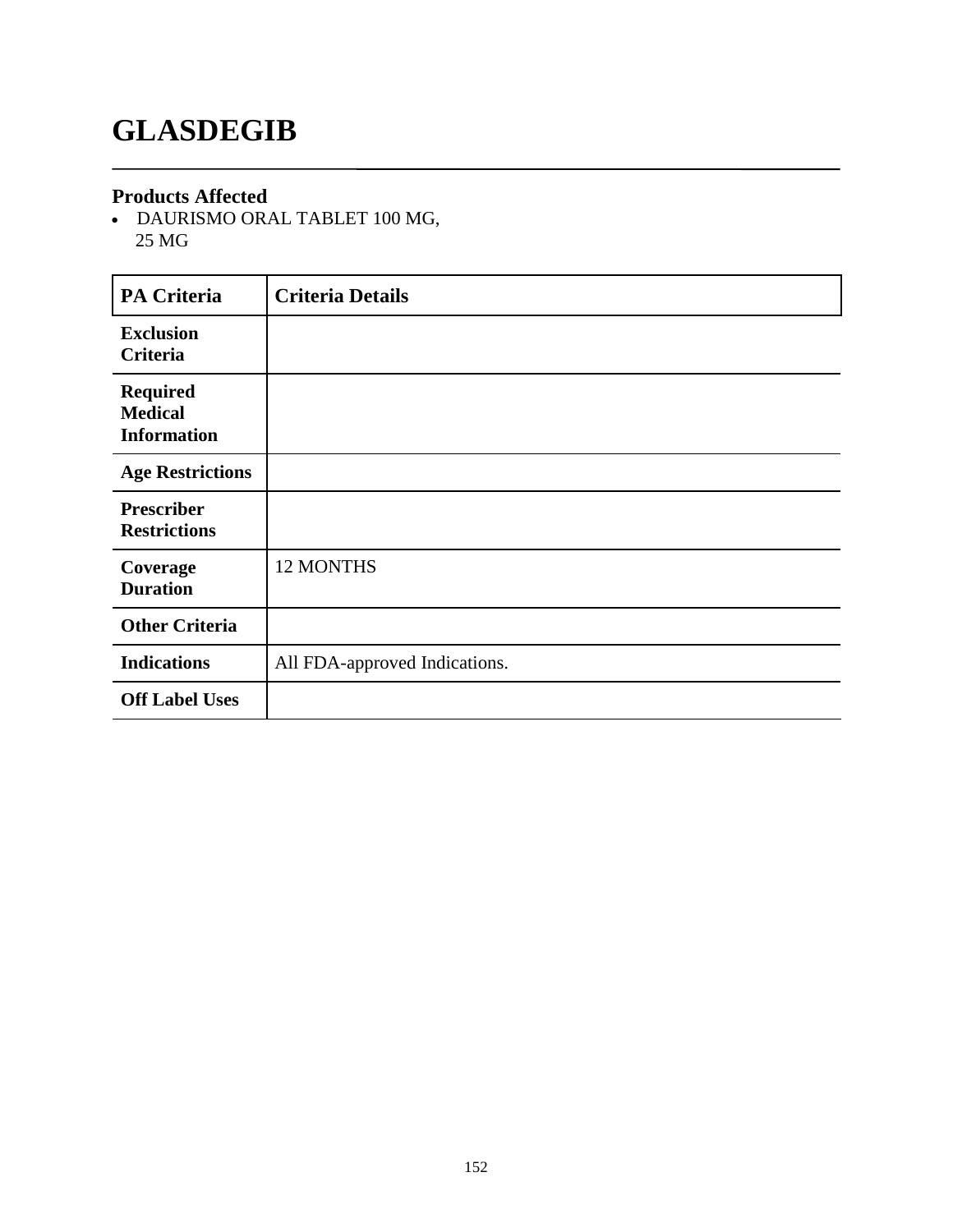# GLASDEGIB

## Products Affected

- DAURISMO ORAL TABLET 100 MG, 25 MG

| PA Criteria | Criteria Details |
| --- | --- |
| **Exclusion Criteria** | |
| **Required Medical Information** | |
| **Age Restrictions** | |
| **Prescriber Restrictions** | |
| **Coverage Duration** | 12 MONTHS |
| **Other Criteria** | |
| **Indications** | All FDA-approved Indications. |
| **Off Label Uses** | |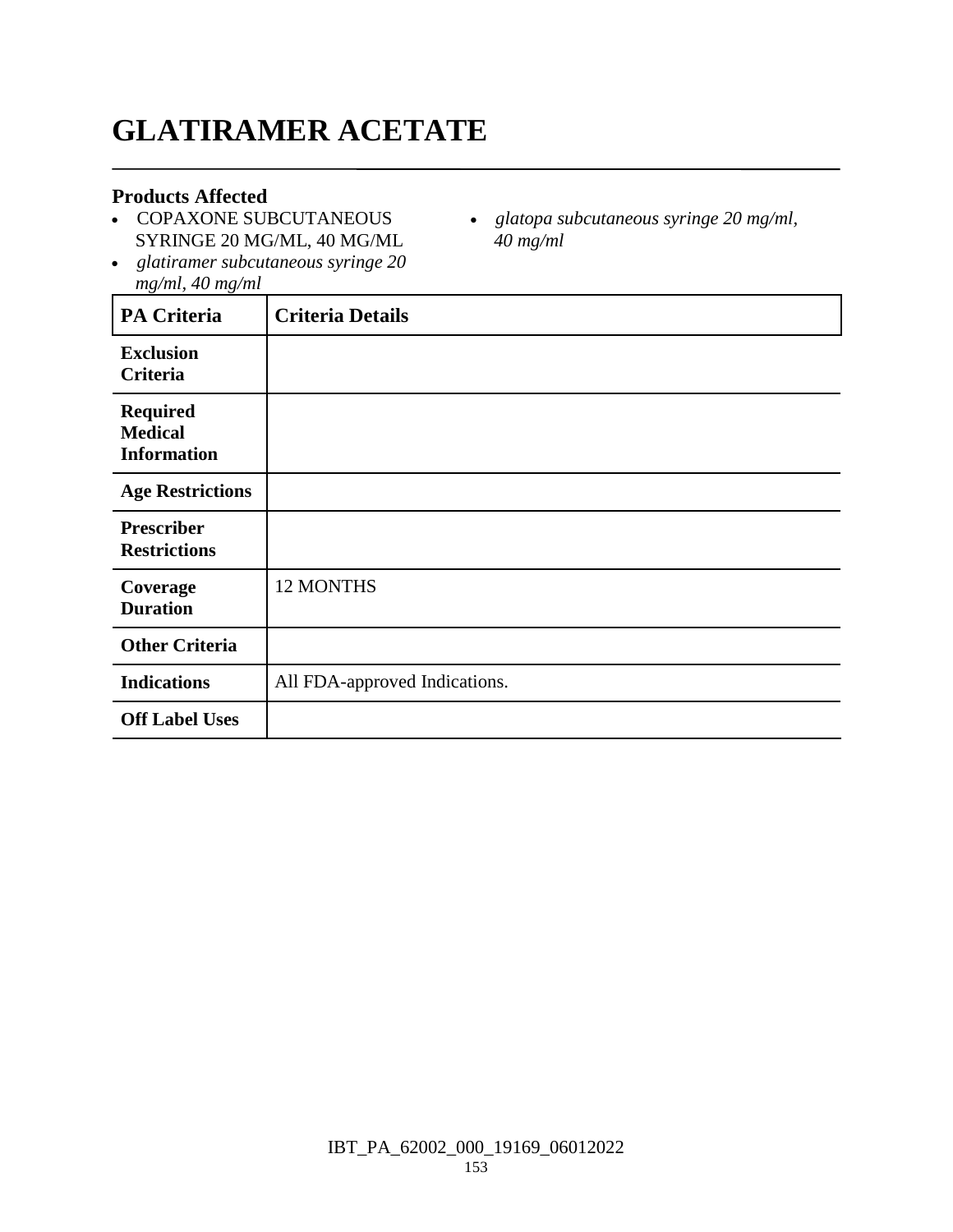# GLATIRAMER ACETATE

### Products Affected

- COPAXONE SUBCUTANEOUS SYRINGE 20 MG/ML, 40 MG/ML
- *glatiramer subcutaneous syringe 20 mg/ml, 40 mg/ml*
- *glatopa subcutaneous syringe 20 mg/ml, 40 mg/ml*

| PA Criteria | Criteria Details |
|---|---|
| **Exclusion Criteria** | |
| **Required Medical Information** | |
| **Age Restrictions** | |
| **Prescriber Restrictions** | |
| **Coverage Duration** | 12 MONTHS |
| **Other Criteria** | |
| **Indications** | All FDA-approved Indications. |
| **Off Label Uses** | |

IBT_PA_62002_000_19169_06012022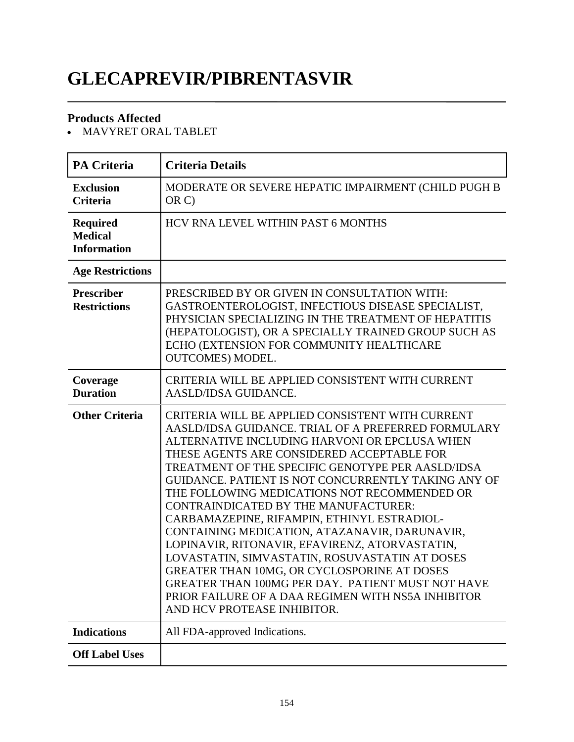# GLECAPREVIR/PIBRENTASVIR

## Products Affected

- MAVYRET ORAL TABLET

| PA Criteria | Criteria Details |
|---|---|
| **Exclusion Criteria** | MODERATE OR SEVERE HEPATIC IMPAIRMENT (CHILD PUGH B OR C) |
| **Required Medical Information** | HCV RNA LEVEL WITHIN PAST 6 MONTHS |
| **Age Restrictions** | |
| **Prescriber Restrictions** | PRESCRIBED BY OR GIVEN IN CONSULTATION WITH: GASTROENTEROLOGIST, INFECTIOUS DISEASE SPECIALIST, PHYSICIAN SPECIALIZING IN THE TREATMENT OF HEPATITIS (HEPATOLOGIST), OR A SPECIALLY TRAINED GROUP SUCH AS ECHO (EXTENSION FOR COMMUNITY HEALTHCARE OUTCOMES) MODEL. |
| **Coverage Duration** | CRITERIA WILL BE APPLIED CONSISTENT WITH CURRENT AASLD/IDSA GUIDANCE. |
| **Other Criteria** | CRITERIA WILL BE APPLIED CONSISTENT WITH CURRENT AASLD/IDSA GUIDANCE. TRIAL OF A PREFERRED FORMULARY ALTERNATIVE INCLUDING HARVONI OR EPCLUSA WHEN THESE AGENTS ARE CONSIDERED ACCEPTABLE FOR TREATMENT OF THE SPECIFIC GENOTYPE PER AASLD/IDSA GUIDANCE. PATIENT IS NOT CONCURRENTLY TAKING ANY OF THE FOLLOWING MEDICATIONS NOT RECOMMENDED OR CONTRAINDICATED BY THE MANUFACTURER: CARBAMAZEPINE, RIFAMPIN, ETHINYL ESTRADIOL-CONTAINING MEDICATION, ATAZANAVIR, DARUNAVIR, LOPINAVIR, RITONAVIR, EFAVIRENZ, ATORVASTATIN, LOVASTATIN, SIMVASTATIN, ROSUVASTATIN AT DOSES GREATER THAN 10MG, OR CYCLOSPORINE AT DOSES GREATER THAN 100MG PER DAY. PATIENT MUST NOT HAVE PRIOR FAILURE OF A DAA REGIMEN WITH NS5A INHIBITOR AND HCV PROTEASE INHIBITOR. |
| **Indications** | All FDA-approved Indications. |
| **Off Label Uses** | |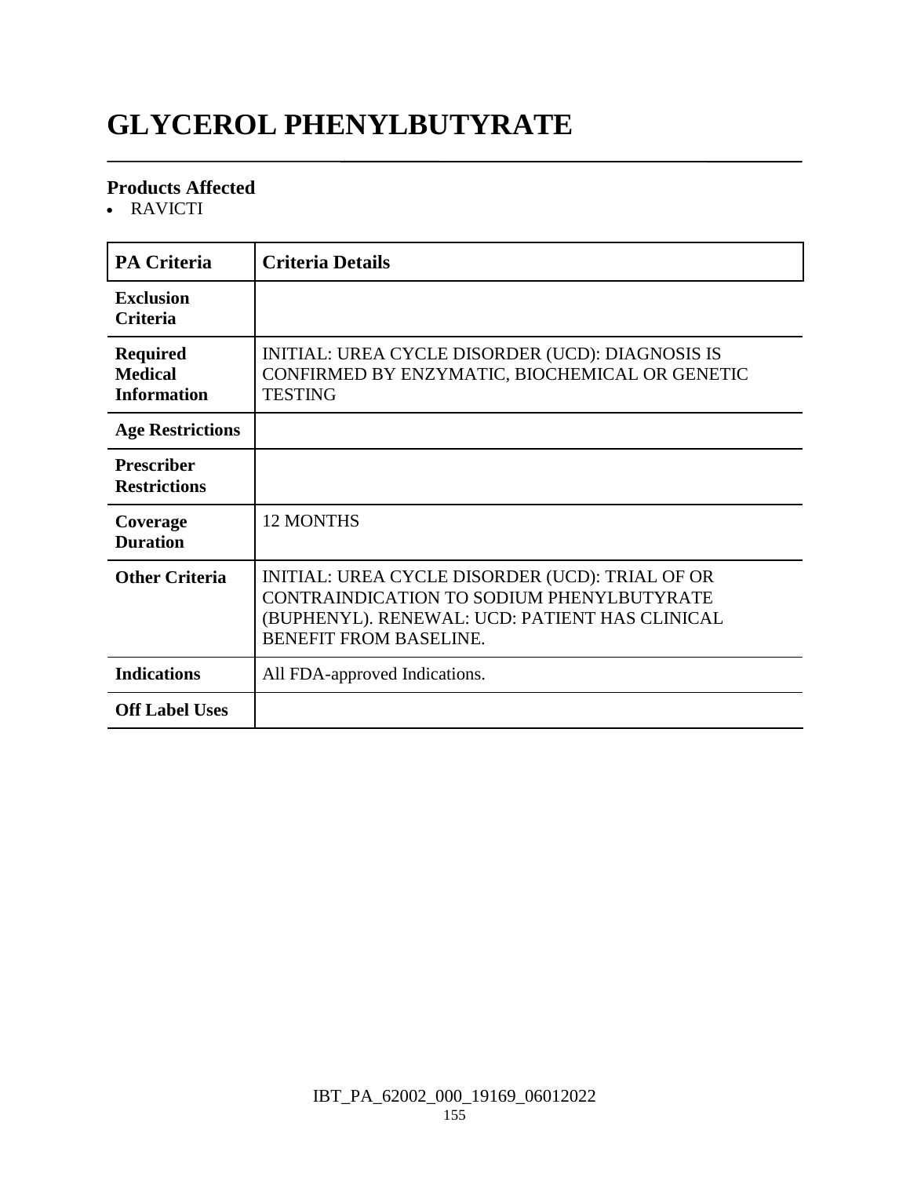# GLYCEROL PHENYLBUTYRATE

### Products Affected

- RAVICTI

| PA Criteria | Criteria Details |
| --- | --- |
| **Exclusion Criteria** | |
| **Required Medical Information** | INITIAL: UREA CYCLE DISORDER (UCD): DIAGNOSIS IS CONFIRMED BY ENZYMATIC, BIOCHEMICAL OR GENETIC TESTING |
| **Age Restrictions** | |
| **Prescriber Restrictions** | |
| **Coverage Duration** | 12 MONTHS |
| **Other Criteria** | INITIAL: UREA CYCLE DISORDER (UCD): TRIAL OF OR CONTRAINDICATION TO SODIUM PHENYLBUTYRATE (BUPHENYL). RENEWAL: UCD: PATIENT HAS CLINICAL BENEFIT FROM BASELINE. |
| **Indications** | All FDA-approved Indications. |
| **Off Label Uses** | |

IBT_PA_62002_000_19169_06012022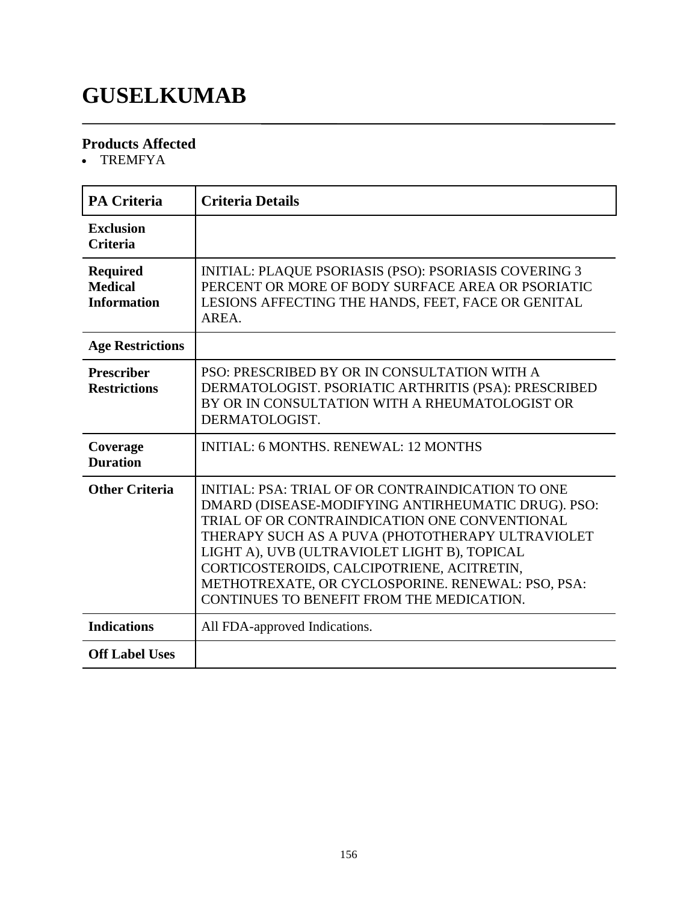# GUSELKUMAB

## Products Affected

- TREMFYA

| PA Criteria | Criteria Details |
| --- | --- |
| **Exclusion Criteria** | |
| **Required Medical Information** | INITIAL: PLAQUE PSORIASIS (PSO): PSORIASIS COVERING 3 PERCENT OR MORE OF BODY SURFACE AREA OR PSORIATIC LESIONS AFFECTING THE HANDS, FEET, FACE OR GENITAL AREA. |
| **Age Restrictions** | |
| **Prescriber Restrictions** | PSO: PRESCRIBED BY OR IN CONSULTATION WITH A DERMATOLOGIST. PSORIATIC ARTHRITIS (PSA): PRESCRIBED BY OR IN CONSULTATION WITH A RHEUMATOLOGIST OR DERMATOLOGIST. |
| **Coverage Duration** | INITIAL: 6 MONTHS. RENEWAL: 12 MONTHS |
| **Other Criteria** | INITIAL: PSA: TRIAL OF OR CONTRAINDICATION TO ONE DMARD (DISEASE-MODIFYING ANTIRHEUMATIC DRUG). PSO: TRIAL OF OR CONTRAINDICATION ONE CONVENTIONAL THERAPY SUCH AS A PUVA (PHOTOTHERAPY ULTRAVIOLET LIGHT A), UVB (ULTRAVIOLET LIGHT B), TOPICAL CORTICOSTEROIDS, CALCIPOTRIENE, ACITRETIN, METHOTREXATE, OR CYCLOSPORINE. RENEWAL: PSO, PSA: CONTINUES TO BENEFIT FROM THE MEDICATION. |
| **Indications** | All FDA-approved Indications. |
| **Off Label Uses** | |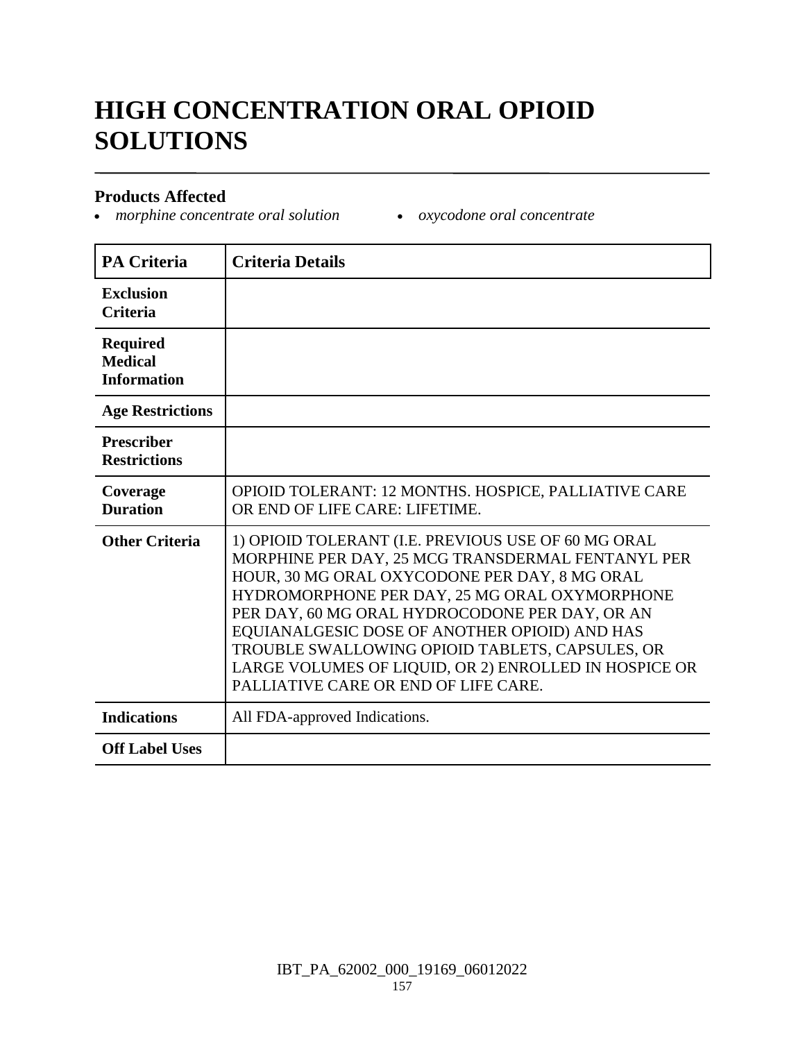# HIGH CONCENTRATION ORAL OPIOID SOLUTIONS

### Products Affected

- *morphine concentrate oral solution*
- *oxycodone oral concentrate*

| PA Criteria | Criteria Details |
|---|---|
| **Exclusion Criteria** | |
| **Required Medical Information** | |
| **Age Restrictions** | |
| **Prescriber Restrictions** | |
| **Coverage Duration** | OPIOID TOLERANT: 12 MONTHS. HOSPICE, PALLIATIVE CARE OR END OF LIFE CARE: LIFETIME. |
| **Other Criteria** | 1) OPIOID TOLERANT (I.E. PREVIOUS USE OF 60 MG ORAL MORPHINE PER DAY, 25 MCG TRANSDERMAL FENTANYL PER HOUR, 30 MG ORAL OXYCODONE PER DAY, 8 MG ORAL HYDROMORPHONE PER DAY, 25 MG ORAL OXYMORPHONE PER DAY, 60 MG ORAL HYDROCODONE PER DAY, OR AN EQUIANALGESIC DOSE OF ANOTHER OPIOID) AND HAS TROUBLE SWALLOWING OPIOID TABLETS, CAPSULES, OR LARGE VOLUMES OF LIQUID, OR 2) ENROLLED IN HOSPICE OR PALLIATIVE CARE OR END OF LIFE CARE. |
| **Indications** | All FDA-approved Indications. |
| **Off Label Uses** | |

IBT_PA_62002_000_19169_06012022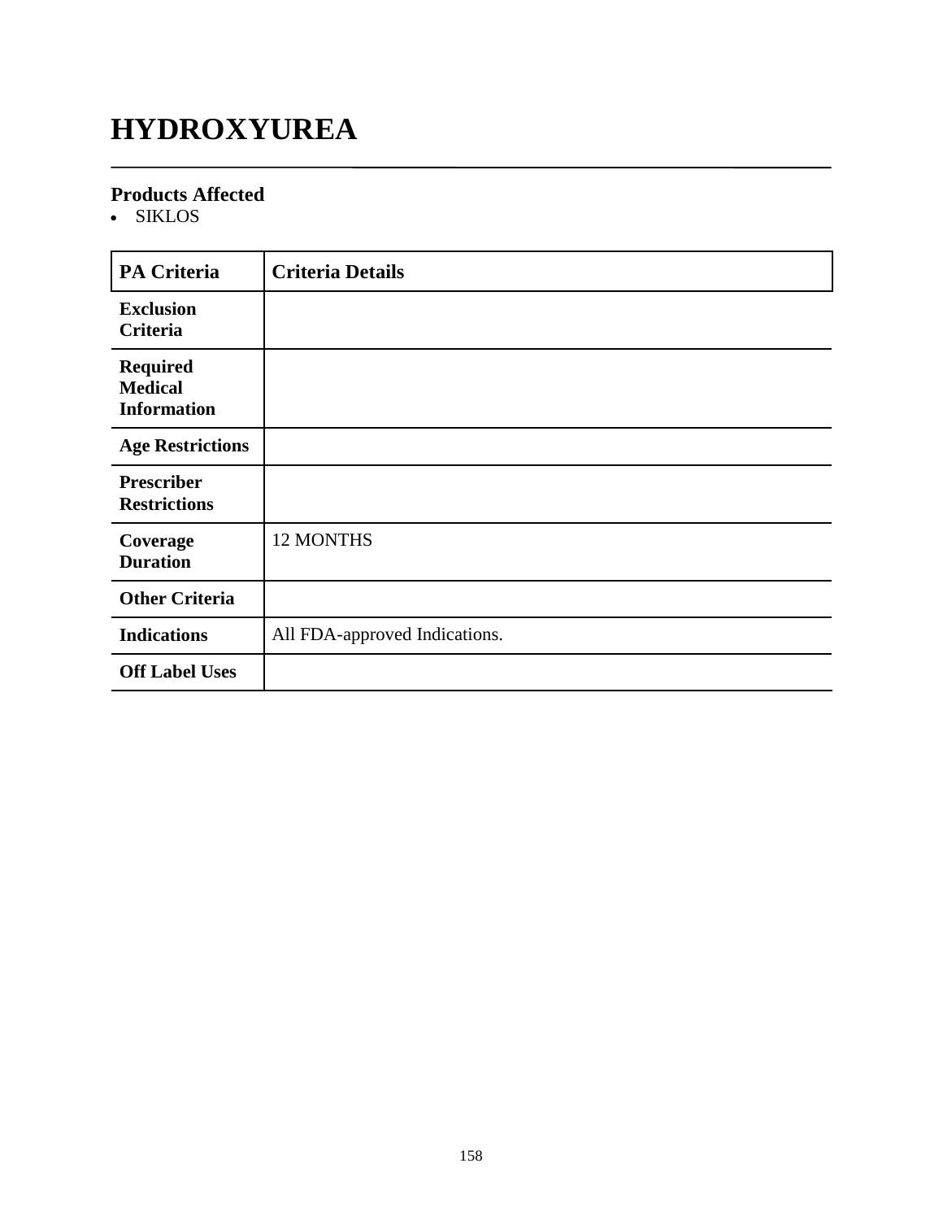# HYDROXYUREA

## Products Affected

- SIKLOS

| PA Criteria | Criteria Details |
|---|---|
| **Exclusion Criteria** | |
| **Required Medical Information** | |
| **Age Restrictions** | |
| **Prescriber Restrictions** | |
| **Coverage Duration** | 12 MONTHS |
| **Other Criteria** | |
| **Indications** | All FDA-approved Indications. |
| **Off Label Uses** | |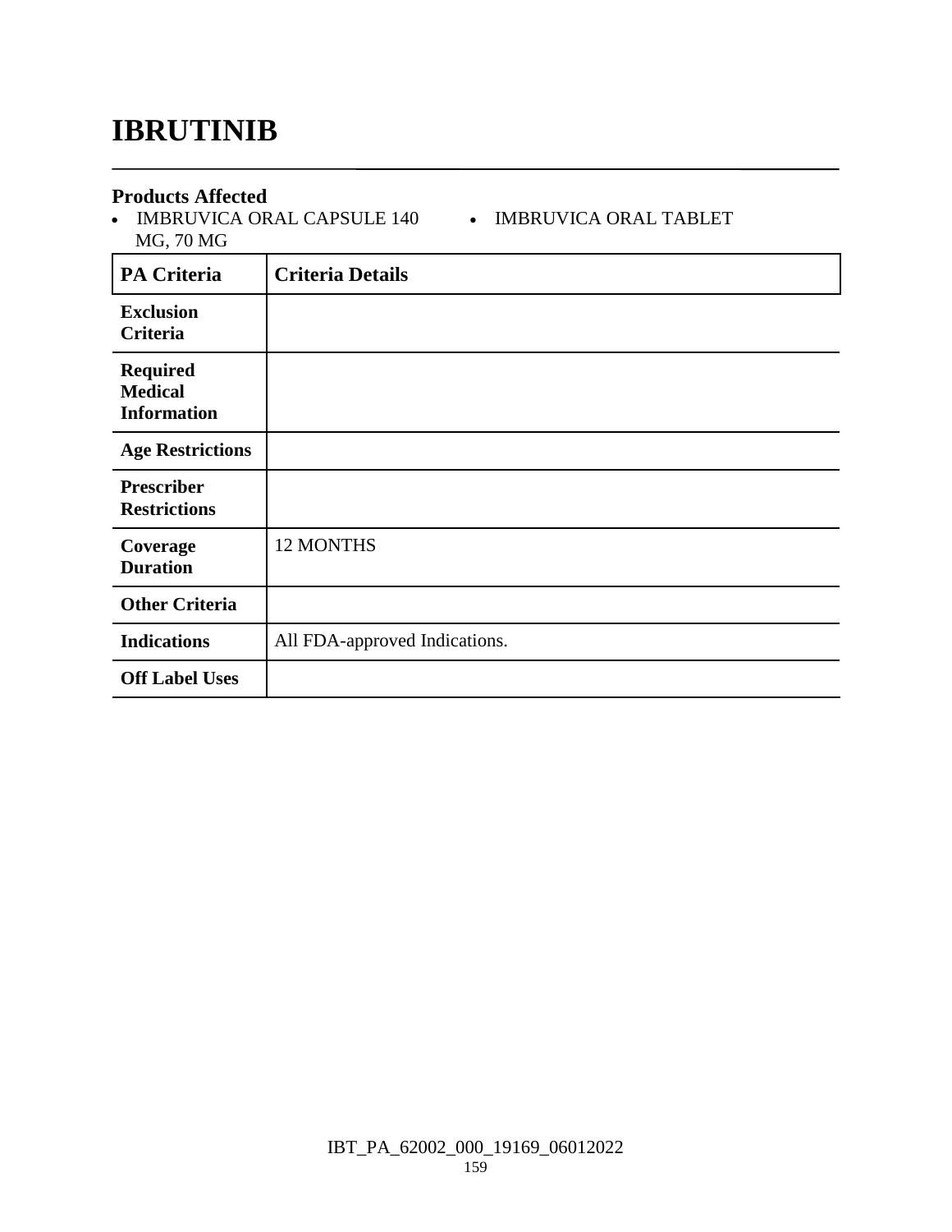# IBRUTINIB

### Products Affected

- IMBRUVICA ORAL CAPSULE 140 MG, 70 MG
- IMBRUVICA ORAL TABLET

| PA Criteria | Criteria Details |
|---|---|
| **Exclusion Criteria** | |
| **Required Medical Information** | |
| **Age Restrictions** | |
| **Prescriber Restrictions** | |
| **Coverage Duration** | 12 MONTHS |
| **Other Criteria** | |
| **Indications** | All FDA-approved Indications. |
| **Off Label Uses** | |

IBT_PA_62002_000_19169_06012022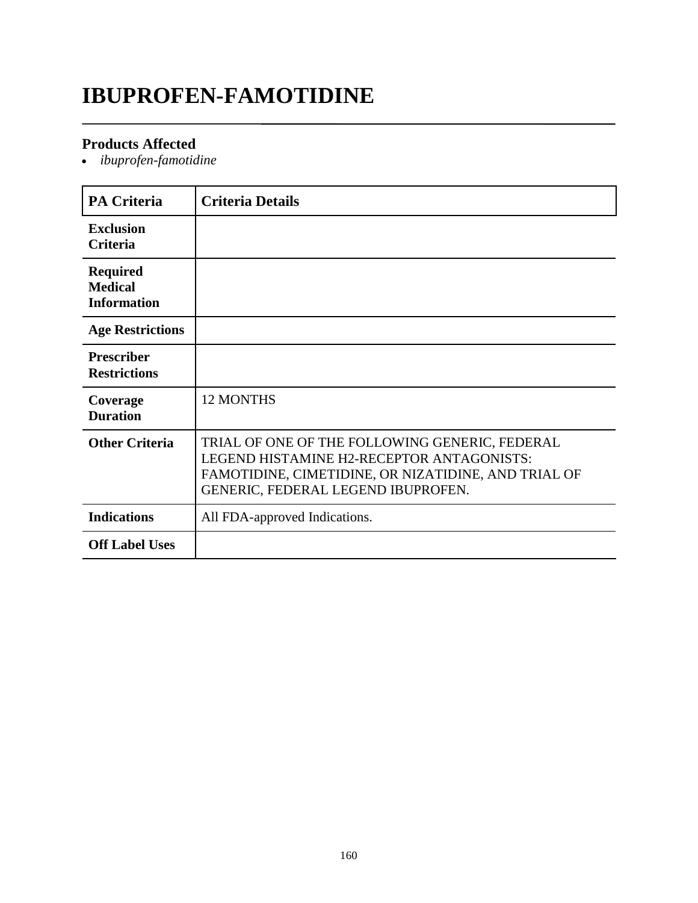# IBUPROFEN-FAMOTIDINE

## Products Affected

- *ibuprofen-famotidine*

| PA Criteria | Criteria Details |
|---|---|
| **Exclusion Criteria** | |
| **Required Medical Information** | |
| **Age Restrictions** | |
| **Prescriber Restrictions** | |
| **Coverage Duration** | 12 MONTHS |
| **Other Criteria** | TRIAL OF ONE OF THE FOLLOWING GENERIC, FEDERAL LEGEND HISTAMINE H2-RECEPTOR ANTAGONISTS: FAMOTIDINE, CIMETIDINE, OR NIZATIDINE, AND TRIAL OF GENERIC, FEDERAL LEGEND IBUPROFEN. |
| **Indications** | All FDA-approved Indications. |
| **Off Label Uses** | |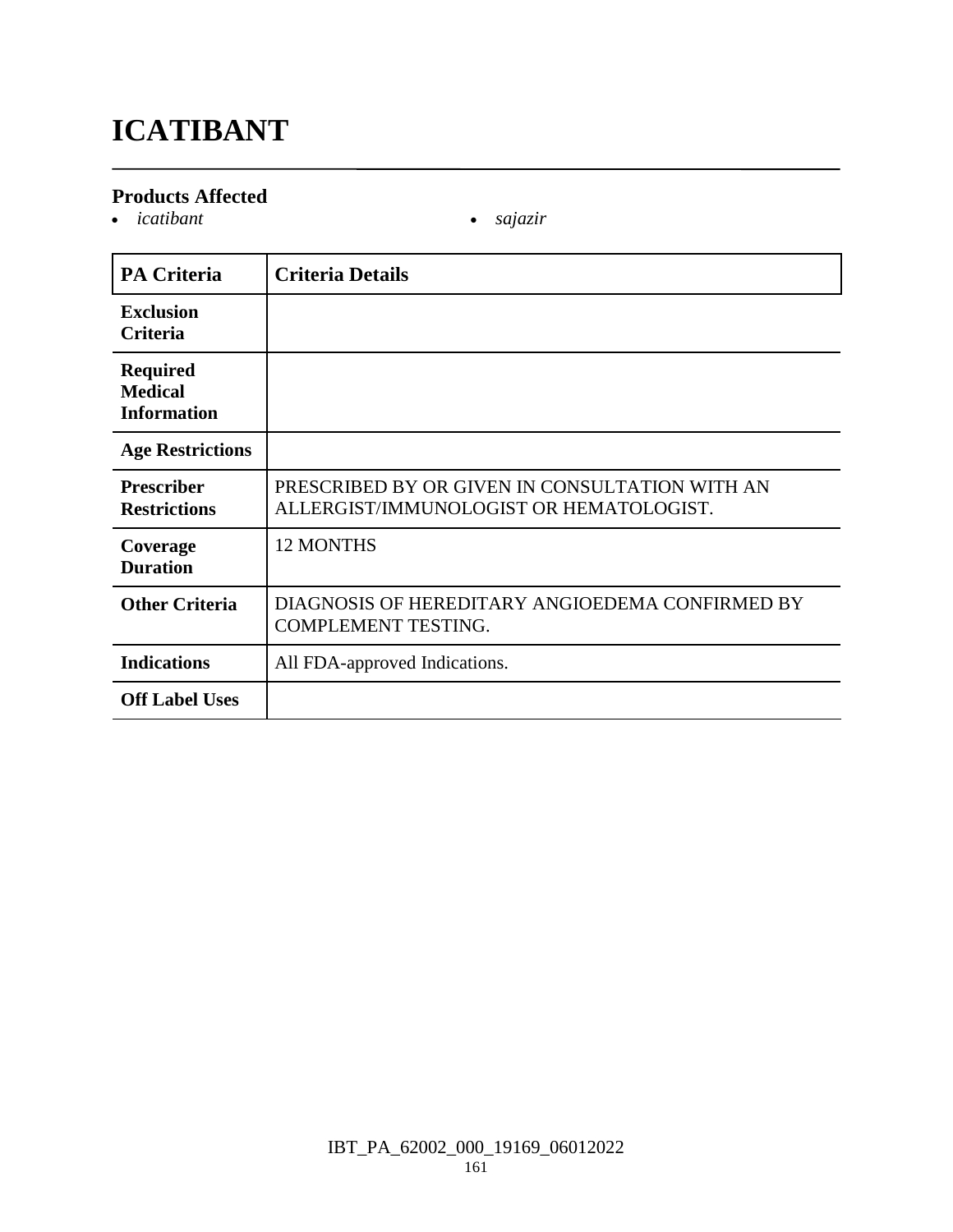# ICATIBANT

### Products Affected

- *icatibant*
- *sajazir*

| PA Criteria | Criteria Details |
|---|---|
| **Exclusion Criteria** | |
| **Required Medical Information** | |
| **Age Restrictions** | |
| **Prescriber Restrictions** | PRESCRIBED BY OR GIVEN IN CONSULTATION WITH AN ALLERGIST/IMMUNOLOGIST OR HEMATOLOGIST. |
| **Coverage Duration** | 12 MONTHS |
| **Other Criteria** | DIAGNOSIS OF HEREDITARY ANGIOEDEMA CONFIRMED BY COMPLEMENT TESTING. |
| **Indications** | All FDA-approved Indications. |
| **Off Label Uses** | |

IBT_PA_62002_000_19169_06012022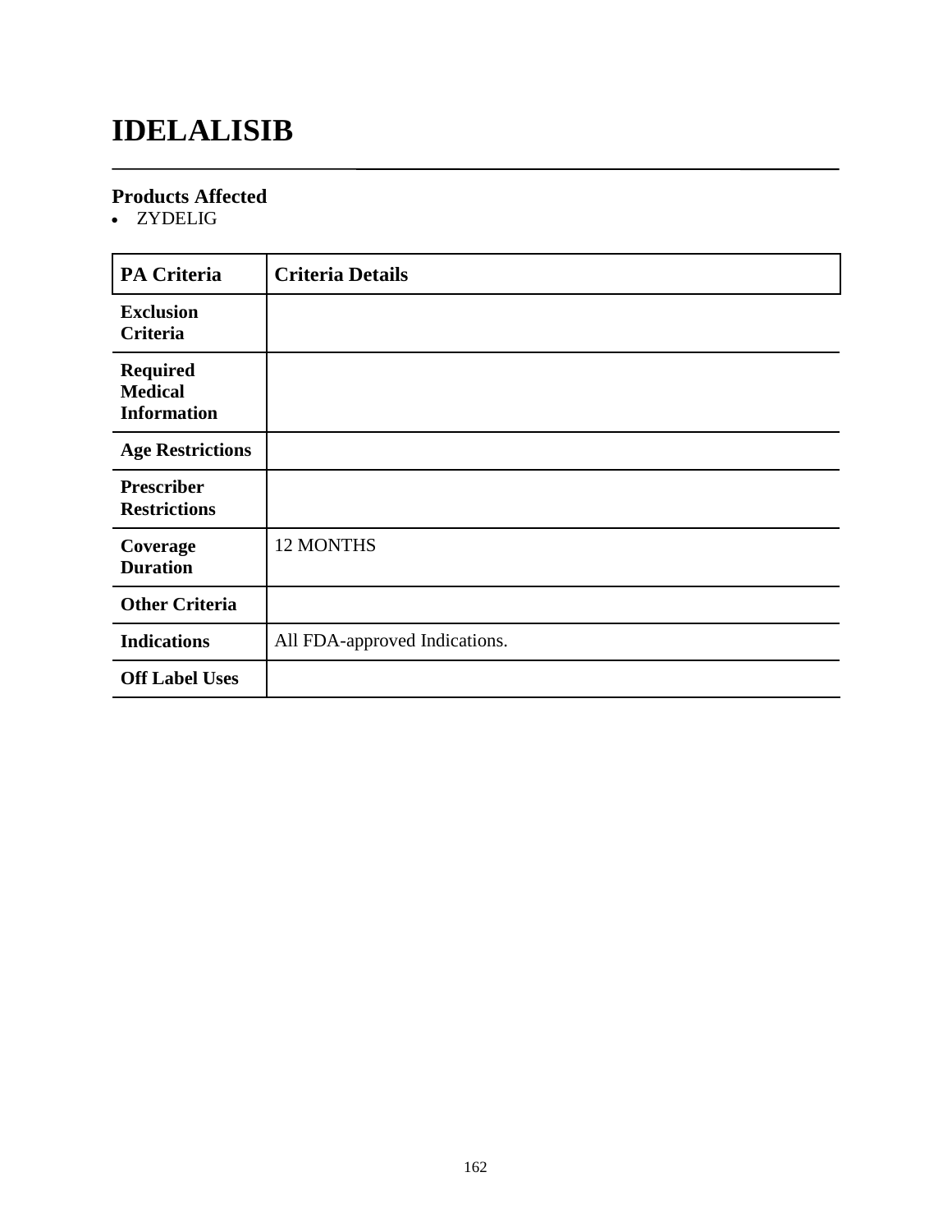# IDELALISIB

## Products Affected

- ZYDELIG

| PA Criteria | Criteria Details |
|---|---|
| **Exclusion Criteria** | |
| **Required Medical Information** | |
| **Age Restrictions** | |
| **Prescriber Restrictions** | |
| **Coverage Duration** | 12 MONTHS |
| **Other Criteria** | |
| **Indications** | All FDA-approved Indications. |
| **Off Label Uses** | |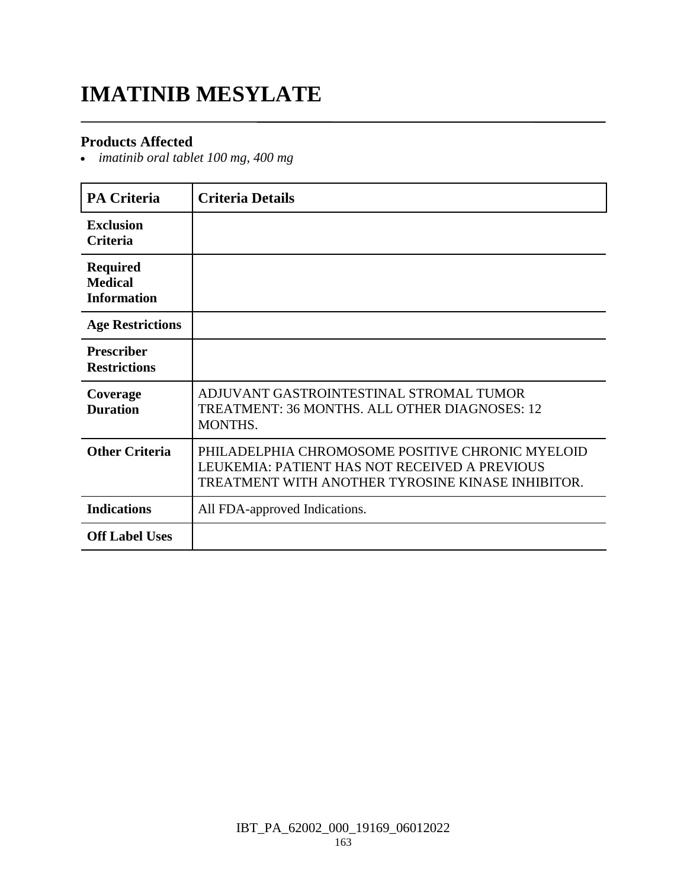# IMATINIB MESYLATE

## Products Affected

- *imatinib oral tablet 100 mg, 400 mg*

| PA Criteria | Criteria Details |
|---|---|
| **Exclusion Criteria** | |
| **Required Medical Information** | |
| **Age Restrictions** | |
| **Prescriber Restrictions** | |
| **Coverage Duration** | ADJUVANT GASTROINTESTINAL STROMAL TUMOR TREATMENT: 36 MONTHS. ALL OTHER DIAGNOSES: 12 MONTHS. |
| **Other Criteria** | PHILADELPHIA CHROMOSOME POSITIVE CHRONIC MYELOID LEUKEMIA: PATIENT HAS NOT RECEIVED A PREVIOUS TREATMENT WITH ANOTHER TYROSINE KINASE INHIBITOR. |
| **Indications** | All FDA-approved Indications. |
| **Off Label Uses** | |

IBT_PA_62002_000_19169_06012022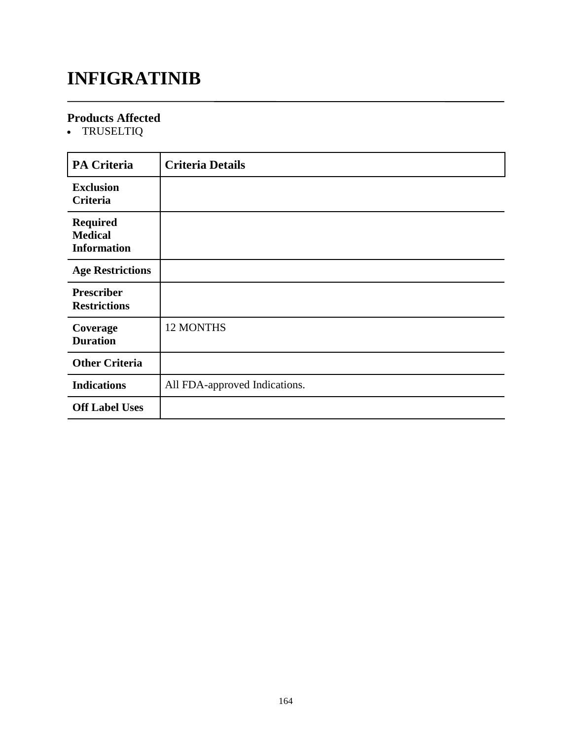# INFIGRATINIB

## Products Affected

- TRUSELTIQ

| PA Criteria | Criteria Details |
|---|---|
| **Exclusion Criteria** | |
| **Required Medical Information** | |
| **Age Restrictions** | |
| **Prescriber Restrictions** | |
| **Coverage Duration** | 12 MONTHS |
| **Other Criteria** | |
| **Indications** | All FDA-approved Indications. |
| **Off Label Uses** | |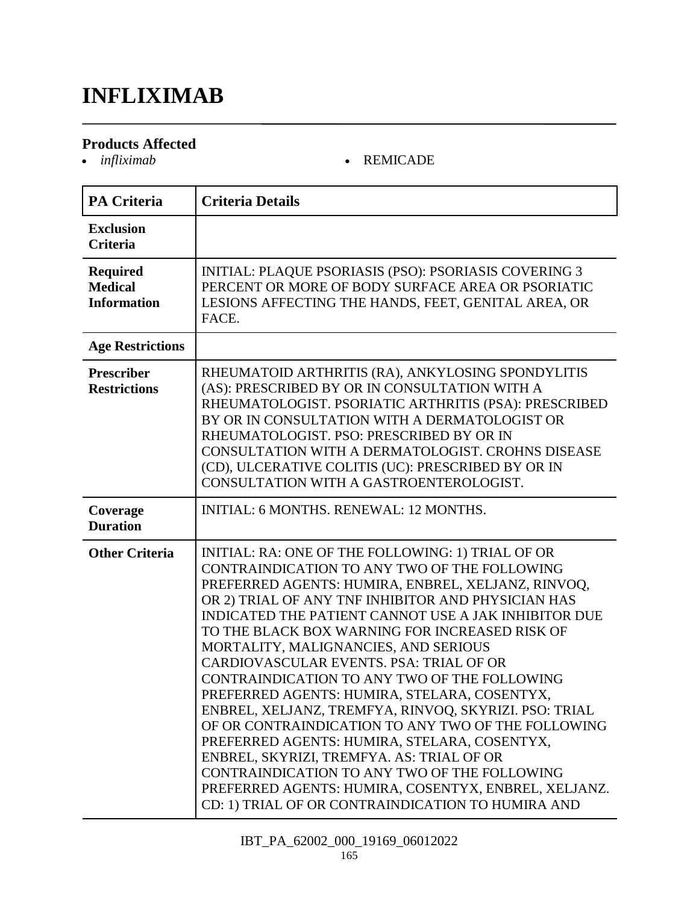# INFLIXIMAB

## Products Affected

- *infliximab*
- REMICADE

| PA Criteria | Criteria Details |
|---|---|
| **Exclusion Criteria** | |
| **Required Medical Information** | INITIAL: PLAQUE PSORIASIS (PSO): PSORIASIS COVERING 3 PERCENT OR MORE OF BODY SURFACE AREA OR PSORIATIC LESIONS AFFECTING THE HANDS, FEET, GENITAL AREA, OR FACE. |
| **Age Restrictions** | |
| **Prescriber Restrictions** | RHEUMATOID ARTHRITIS (RA), ANKYLOSING SPONDYLITIS (AS): PRESCRIBED BY OR IN CONSULTATION WITH A RHEUMATOLOGIST. PSORIATIC ARTHRITIS (PSA): PRESCRIBED BY OR IN CONSULTATION WITH A DERMATOLOGIST OR RHEUMATOLOGIST. PSO: PRESCRIBED BY OR IN CONSULTATION WITH A DERMATOLOGIST. CROHNS DISEASE (CD), ULCERATIVE COLITIS (UC): PRESCRIBED BY OR IN CONSULTATION WITH A GASTROENTEROLOGIST. |
| **Coverage Duration** | INITIAL: 6 MONTHS. RENEWAL: 12 MONTHS. |
| **Other Criteria** | INITIAL: RA: ONE OF THE FOLLOWING: 1) TRIAL OF OR CONTRAINDICATION TO ANY TWO OF THE FOLLOWING PREFERRED AGENTS: HUMIRA, ENBREL, XELJANZ, RINVOQ, OR 2) TRIAL OF ANY TNF INHIBITOR AND PHYSICIAN HAS INDICATED THE PATIENT CANNOT USE A JAK INHIBITOR DUE TO THE BLACK BOX WARNING FOR INCREASED RISK OF MORTALITY, MALIGNANCIES, AND SERIOUS CARDIOVASCULAR EVENTS. PSA: TRIAL OF OR CONTRAINDICATION TO ANY TWO OF THE FOLLOWING PREFERRED AGENTS: HUMIRA, STELARA, COSENTYX, ENBREL, XELJANZ, TREMFYA, RINVOQ, SKYRIZI. PSO: TRIAL OF OR CONTRAINDICATION TO ANY TWO OF THE FOLLOWING PREFERRED AGENTS: HUMIRA, STELARA, COSENTYX, ENBREL, SKYRIZI, TREMFYA. AS: TRIAL OF OR CONTRAINDICATION TO ANY TWO OF THE FOLLOWING PREFERRED AGENTS: HUMIRA, COSENTYX, ENBREL, XELJANZ. CD: 1) TRIAL OF OR CONTRAINDICATION TO HUMIRA AND |

IBT_PA_62002_000_19169_06012022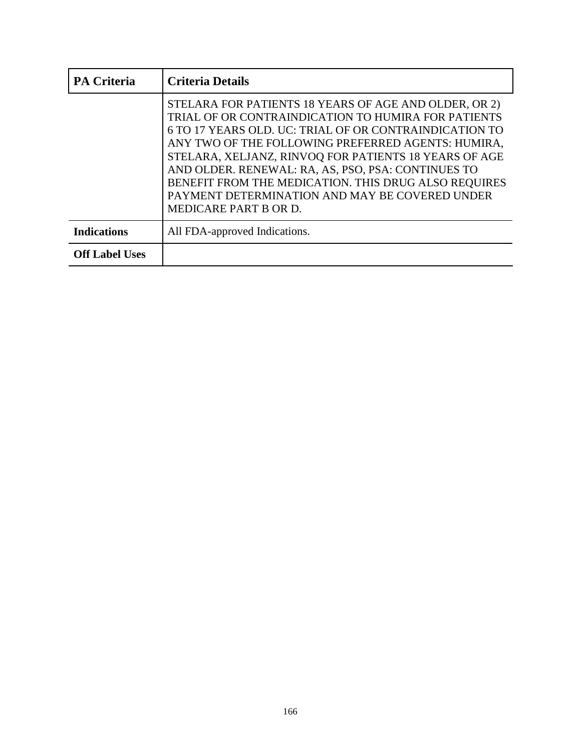| PA Criteria | Criteria Details |
|---|---|
| | STELARA FOR PATIENTS 18 YEARS OF AGE AND OLDER, OR 2) TRIAL OF OR CONTRAINDICATION TO HUMIRA FOR PATIENTS 6 TO 17 YEARS OLD. UC: TRIAL OF OR CONTRAINDICATION TO ANY TWO OF THE FOLLOWING PREFERRED AGENTS: HUMIRA, STELARA, XELJANZ, RINVOQ FOR PATIENTS 18 YEARS OF AGE AND OLDER. RENEWAL: RA, AS, PSO, PSA: CONTINUES TO BENEFIT FROM THE MEDICATION. THIS DRUG ALSO REQUIRES PAYMENT DETERMINATION AND MAY BE COVERED UNDER MEDICARE PART B OR D. |
| **Indications** | All FDA-approved Indications. |
| **Off Label Uses** | |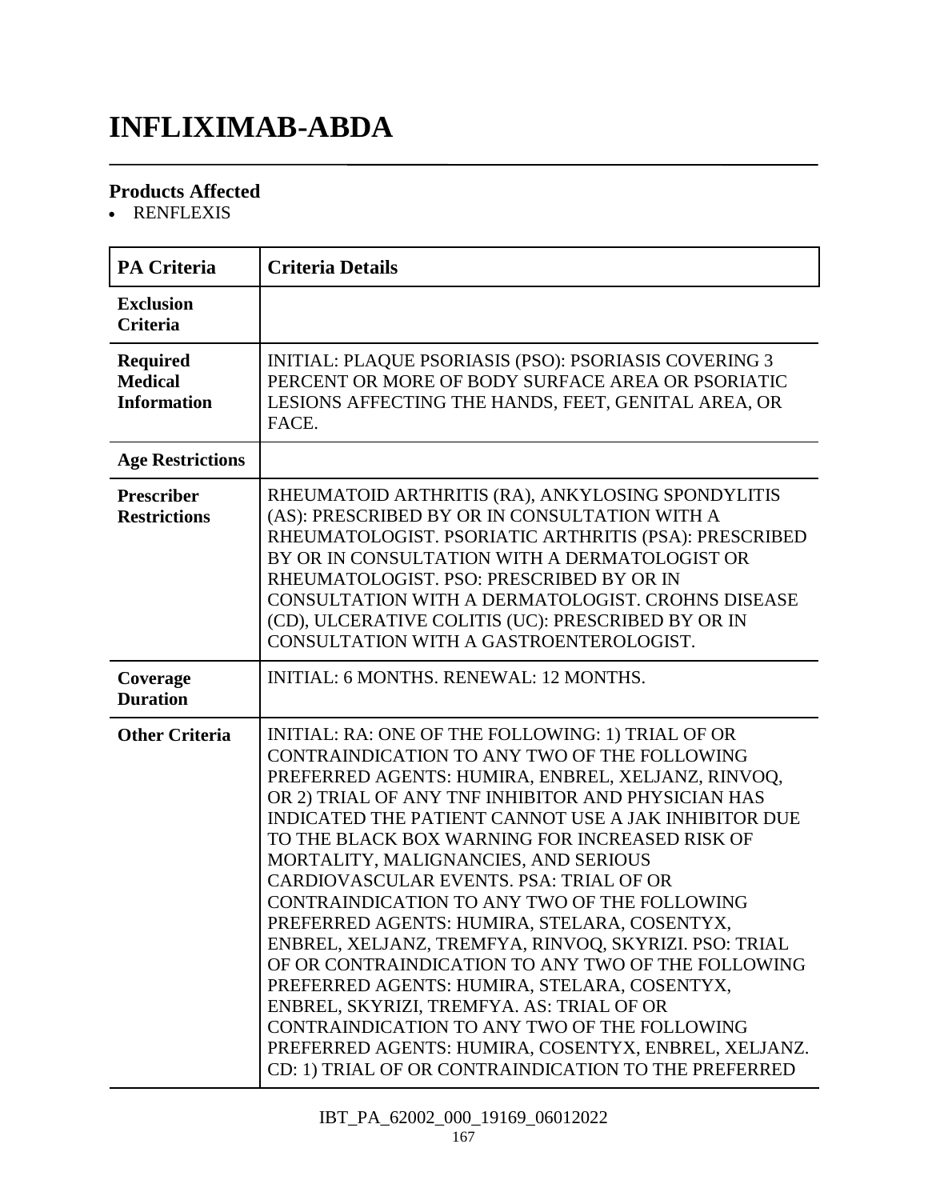# INFLIXIMAB-ABDA

### Products Affected

- RENFLEXIS

| PA Criteria | Criteria Details |
|---|---|
| Exclusion Criteria | |
| Required Medical Information | INITIAL: PLAQUE PSORIASIS (PSO): PSORIASIS COVERING 3 PERCENT OR MORE OF BODY SURFACE AREA OR PSORIATIC LESIONS AFFECTING THE HANDS, FEET, GENITAL AREA, OR FACE. |
| Age Restrictions | |
| Prescriber Restrictions | RHEUMATOID ARTHRITIS (RA), ANKYLOSING SPONDYLITIS (AS): PRESCRIBED BY OR IN CONSULTATION WITH A RHEUMATOLOGIST. PSORIATIC ARTHRITIS (PSA): PRESCRIBED BY OR IN CONSULTATION WITH A DERMATOLOGIST OR RHEUMATOLOGIST. PSO: PRESCRIBED BY OR IN CONSULTATION WITH A DERMATOLOGIST. CROHNS DISEASE (CD), ULCERATIVE COLITIS (UC): PRESCRIBED BY OR IN CONSULTATION WITH A GASTROENTEROLOGIST. |
| Coverage Duration | INITIAL: 6 MONTHS. RENEWAL: 12 MONTHS. |
| Other Criteria | INITIAL: RA: ONE OF THE FOLLOWING: 1) TRIAL OF OR CONTRAINDICATION TO ANY TWO OF THE FOLLOWING PREFERRED AGENTS: HUMIRA, ENBREL, XELJANZ, RINVOQ, OR 2) TRIAL OF ANY TNF INHIBITOR AND PHYSICIAN HAS INDICATED THE PATIENT CANNOT USE A JAK INHIBITOR DUE TO THE BLACK BOX WARNING FOR INCREASED RISK OF MORTALITY, MALIGNANCIES, AND SERIOUS CARDIOVASCULAR EVENTS. PSA: TRIAL OF OR CONTRAINDICATION TO ANY TWO OF THE FOLLOWING PREFERRED AGENTS: HUMIRA, STELARA, COSENTYX, ENBREL, XELJANZ, TREMFYA, RINVOQ, SKYRIZI. PSO: TRIAL OF OR CONTRAINDICATION TO ANY TWO OF THE FOLLOWING PREFERRED AGENTS: HUMIRA, STELARA, COSENTYX, ENBREL, SKYRIZI, TREMFYA. AS: TRIAL OF OR CONTRAINDICATION TO ANY TWO OF THE FOLLOWING PREFERRED AGENTS: HUMIRA, COSENTYX, ENBREL, XELJANZ. CD: 1) TRIAL OF OR CONTRAINDICATION TO THE PREFERRED |

IBT_PA_62002_000_19169_06012022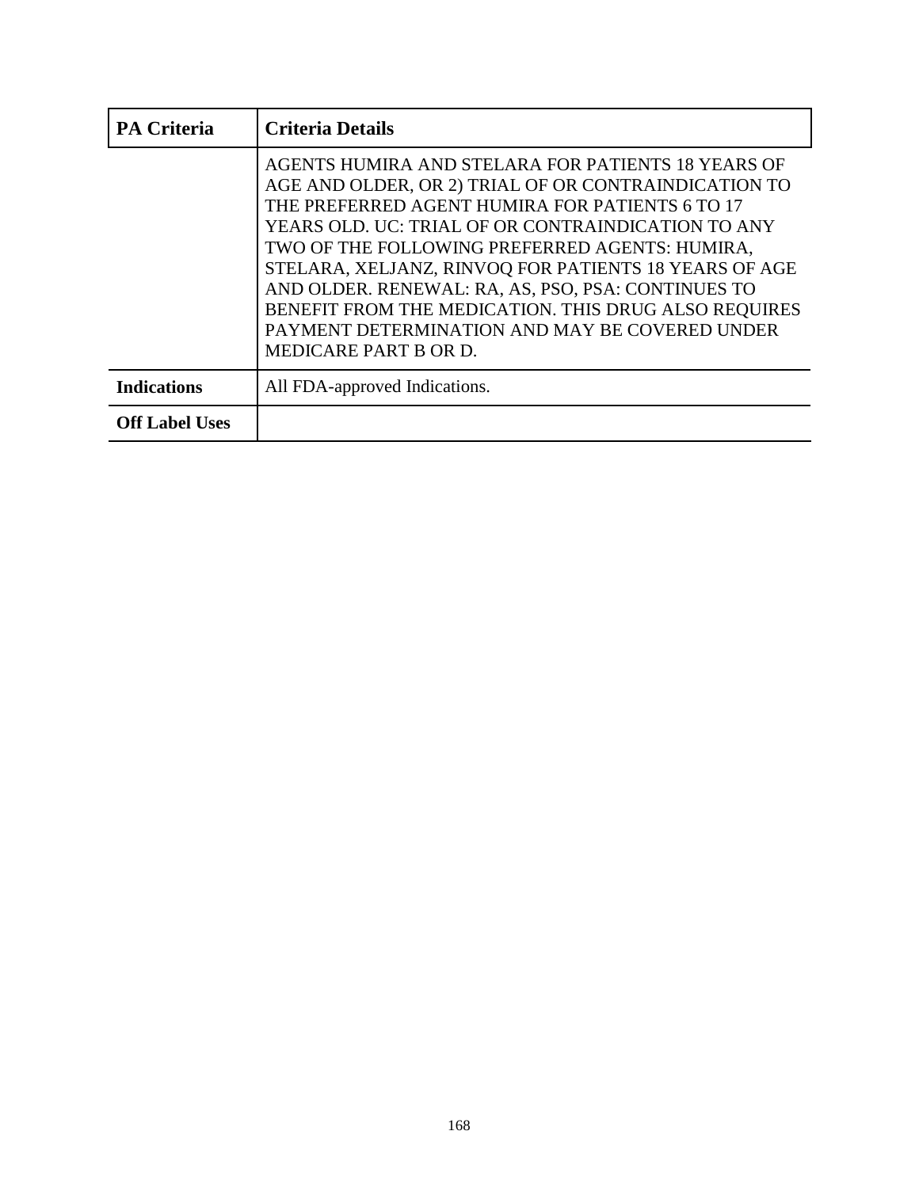| PA Criteria | Criteria Details |
|---|---|
| | AGENTS HUMIRA AND STELARA FOR PATIENTS 18 YEARS OF AGE AND OLDER, OR 2) TRIAL OF OR CONTRAINDICATION TO THE PREFERRED AGENT HUMIRA FOR PATIENTS 6 TO 17 YEARS OLD. UC: TRIAL OF OR CONTRAINDICATION TO ANY TWO OF THE FOLLOWING PREFERRED AGENTS: HUMIRA, STELARA, XELJANZ, RINVOQ FOR PATIENTS 18 YEARS OF AGE AND OLDER. RENEWAL: RA, AS, PSO, PSA: CONTINUES TO BENEFIT FROM THE MEDICATION. THIS DRUG ALSO REQUIRES PAYMENT DETERMINATION AND MAY BE COVERED UNDER MEDICARE PART B OR D. |
| **Indications** | All FDA-approved Indications. |
| **Off Label Uses** | |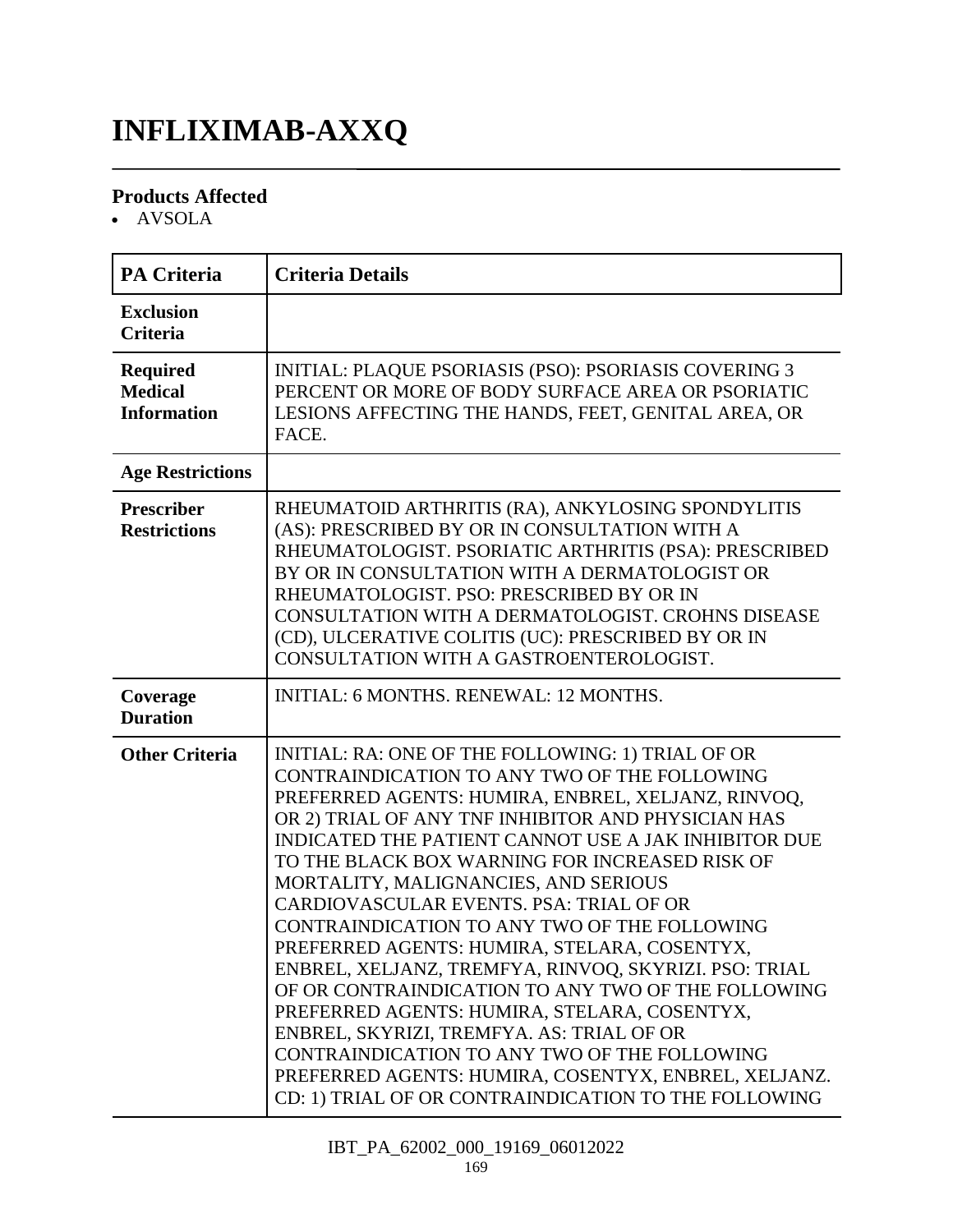# INFLIXIMAB-AXXQ

### Products Affected

- AVSOLA

| PA Criteria | Criteria Details |
|---|---|
| **Exclusion Criteria** | |
| **Required Medical Information** | INITIAL: PLAQUE PSORIASIS (PSO): PSORIASIS COVERING 3 PERCENT OR MORE OF BODY SURFACE AREA OR PSORIATIC LESIONS AFFECTING THE HANDS, FEET, GENITAL AREA, OR FACE. |
| **Age Restrictions** | |
| **Prescriber Restrictions** | RHEUMATOID ARTHRITIS (RA), ANKYLOSING SPONDYLITIS (AS): PRESCRIBED BY OR IN CONSULTATION WITH A RHEUMATOLOGIST. PSORIATIC ARTHRITIS (PSA): PRESCRIBED BY OR IN CONSULTATION WITH A DERMATOLOGIST OR RHEUMATOLOGIST. PSO: PRESCRIBED BY OR IN CONSULTATION WITH A DERMATOLOGIST. CROHNS DISEASE (CD), ULCERATIVE COLITIS (UC): PRESCRIBED BY OR IN CONSULTATION WITH A GASTROENTEROLOGIST. |
| **Coverage Duration** | INITIAL: 6 MONTHS. RENEWAL: 12 MONTHS. |
| **Other Criteria** | INITIAL: RA: ONE OF THE FOLLOWING: 1) TRIAL OF OR CONTRAINDICATION TO ANY TWO OF THE FOLLOWING PREFERRED AGENTS: HUMIRA, ENBREL, XELJANZ, RINVOQ, OR 2) TRIAL OF ANY TNF INHIBITOR AND PHYSICIAN HAS INDICATED THE PATIENT CANNOT USE A JAK INHIBITOR DUE TO THE BLACK BOX WARNING FOR INCREASED RISK OF MORTALITY, MALIGNANCIES, AND SERIOUS CARDIOVASCULAR EVENTS. PSA: TRIAL OF OR CONTRAINDICATION TO ANY TWO OF THE FOLLOWING PREFERRED AGENTS: HUMIRA, STELARA, COSENTYX, ENBREL, XELJANZ, TREMFYA, RINVOQ, SKYRIZI. PSO: TRIAL OF OR CONTRAINDICATION TO ANY TWO OF THE FOLLOWING PREFERRED AGENTS: HUMIRA, STELARA, COSENTYX, ENBREL, SKYRIZI, TREMFYA. AS: TRIAL OF OR CONTRAINDICATION TO ANY TWO OF THE FOLLOWING PREFERRED AGENTS: HUMIRA, COSENTYX, ENBREL, XELJANZ. CD: 1) TRIAL OF OR CONTRAINDICATION TO THE FOLLOWING |

IBT_PA_62002_000_19169_06012022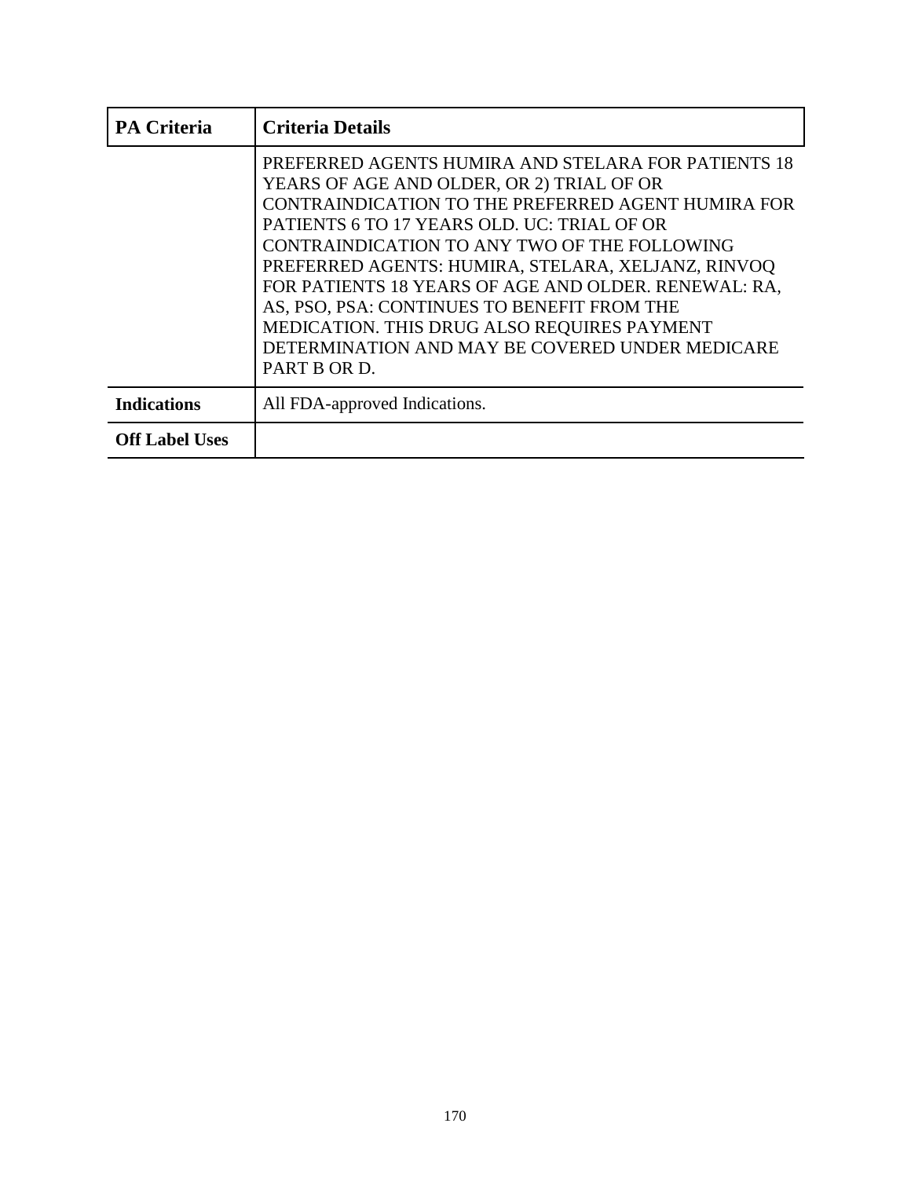| PA Criteria | Criteria Details |
|---|---|
| | PREFERRED AGENTS HUMIRA AND STELARA FOR PATIENTS 18 YEARS OF AGE AND OLDER, OR 2) TRIAL OF OR CONTRAINDICATION TO THE PREFERRED AGENT HUMIRA FOR PATIENTS 6 TO 17 YEARS OLD. UC: TRIAL OF OR CONTRAINDICATION TO ANY TWO OF THE FOLLOWING PREFERRED AGENTS: HUMIRA, STELARA, XELJANZ, RINVOQ FOR PATIENTS 18 YEARS OF AGE AND OLDER. RENEWAL: RA, AS, PSO, PSA: CONTINUES TO BENEFIT FROM THE MEDICATION. THIS DRUG ALSO REQUIRES PAYMENT DETERMINATION AND MAY BE COVERED UNDER MEDICARE PART B OR D. |
| **Indications** | All FDA-approved Indications. |
| **Off Label Uses** | |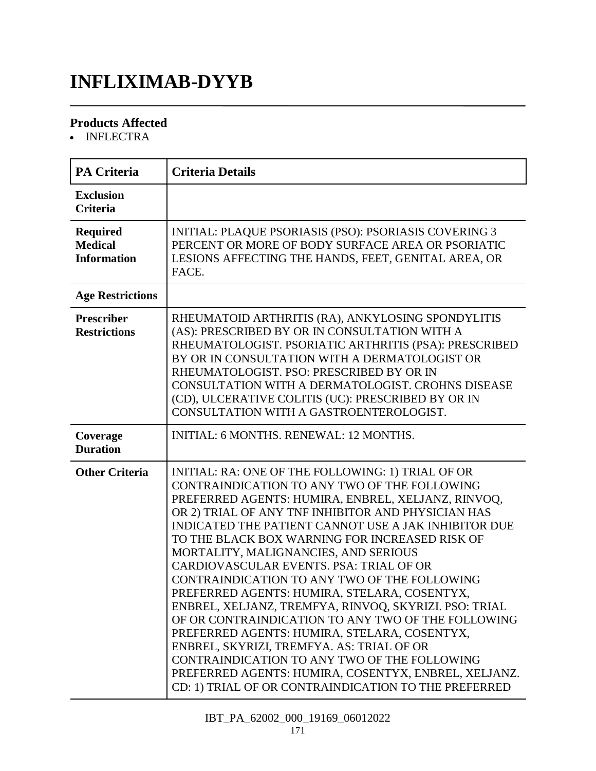# INFLIXIMAB-DYYB

### Products Affected

- INFLECTRA

| PA Criteria | Criteria Details |
|---|---|
| **Exclusion Criteria** | |
| **Required Medical Information** | INITIAL: PLAQUE PSORIASIS (PSO): PSORIASIS COVERING 3 PERCENT OR MORE OF BODY SURFACE AREA OR PSORIATIC LESIONS AFFECTING THE HANDS, FEET, GENITAL AREA, OR FACE. |
| **Age Restrictions** | |
| **Prescriber Restrictions** | RHEUMATOID ARTHRITIS (RA), ANKYLOSING SPONDYLITIS (AS): PRESCRIBED BY OR IN CONSULTATION WITH A RHEUMATOLOGIST. PSORIATIC ARTHRITIS (PSA): PRESCRIBED BY OR IN CONSULTATION WITH A DERMATOLOGIST OR RHEUMATOLOGIST. PSO: PRESCRIBED BY OR IN CONSULTATION WITH A DERMATOLOGIST. CROHNS DISEASE (CD), ULCERATIVE COLITIS (UC): PRESCRIBED BY OR IN CONSULTATION WITH A GASTROENTEROLOGIST. |
| **Coverage Duration** | INITIAL: 6 MONTHS. RENEWAL: 12 MONTHS. |
| **Other Criteria** | INITIAL: RA: ONE OF THE FOLLOWING: 1) TRIAL OF OR CONTRAINDICATION TO ANY TWO OF THE FOLLOWING PREFERRED AGENTS: HUMIRA, ENBREL, XELJANZ, RINVOQ, OR 2) TRIAL OF ANY TNF INHIBITOR AND PHYSICIAN HAS INDICATED THE PATIENT CANNOT USE A JAK INHIBITOR DUE TO THE BLACK BOX WARNING FOR INCREASED RISK OF MORTALITY, MALIGNANCIES, AND SERIOUS CARDIOVASCULAR EVENTS. PSA: TRIAL OF OR CONTRAINDICATION TO ANY TWO OF THE FOLLOWING PREFERRED AGENTS: HUMIRA, STELARA, COSENTYX, ENBREL, XELJANZ, TREMFYA, RINVOQ, SKYRIZI. PSO: TRIAL OF OR CONTRAINDICATION TO ANY TWO OF THE FOLLOWING PREFERRED AGENTS: HUMIRA, STELARA, COSENTYX, ENBREL, SKYRIZI, TREMFYA. AS: TRIAL OF OR CONTRAINDICATION TO ANY TWO OF THE FOLLOWING PREFERRED AGENTS: HUMIRA, COSENTYX, ENBREL, XELJANZ. CD: 1) TRIAL OF OR CONTRAINDICATION TO THE PREFERRED |

IBT_PA_62002_000_19169_06012022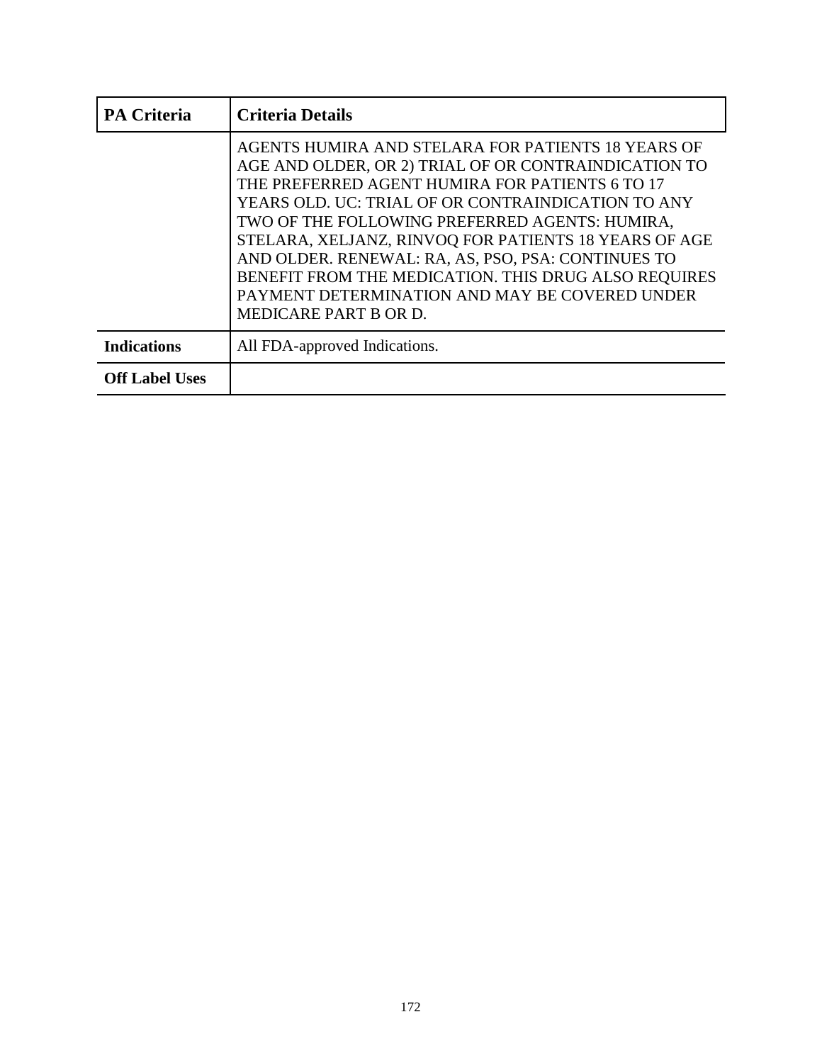| PA Criteria | Criteria Details |
|---|---|
| | AGENTS HUMIRA AND STELARA FOR PATIENTS 18 YEARS OF AGE AND OLDER, OR 2) TRIAL OF OR CONTRAINDICATION TO THE PREFERRED AGENT HUMIRA FOR PATIENTS 6 TO 17 YEARS OLD. UC: TRIAL OF OR CONTRAINDICATION TO ANY TWO OF THE FOLLOWING PREFERRED AGENTS: HUMIRA, STELARA, XELJANZ, RINVOQ FOR PATIENTS 18 YEARS OF AGE AND OLDER. RENEWAL: RA, AS, PSO, PSA: CONTINUES TO BENEFIT FROM THE MEDICATION. THIS DRUG ALSO REQUIRES PAYMENT DETERMINATION AND MAY BE COVERED UNDER MEDICARE PART B OR D. |
| **Indications** | All FDA-approved Indications. |
| **Off Label Uses** | |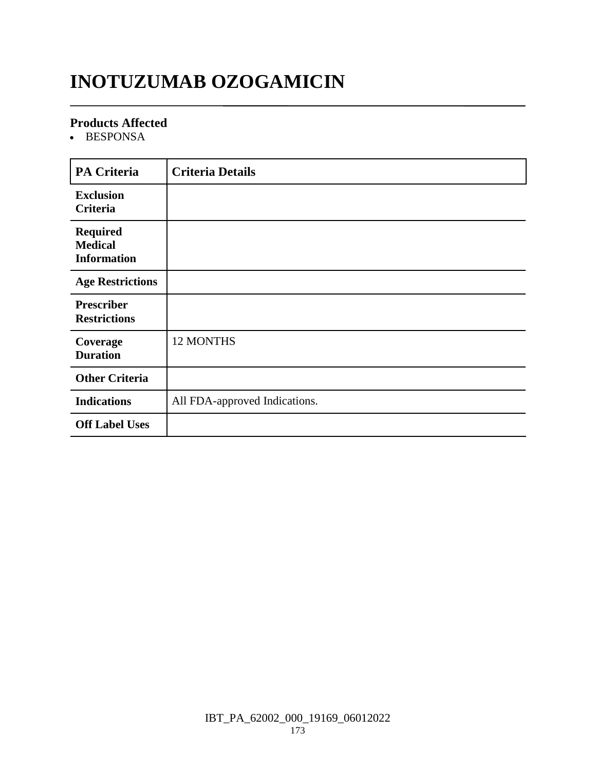# INOTUZUMAB OZOGAMICIN

### Products Affected

- BESPONSA

| PA Criteria | Criteria Details |
| --- | --- |
| **Exclusion Criteria** | |
| **Required Medical Information** | |
| **Age Restrictions** | |
| **Prescriber Restrictions** | |
| **Coverage Duration** | 12 MONTHS |
| **Other Criteria** | |
| **Indications** | All FDA-approved Indications. |
| **Off Label Uses** | |

IBT_PA_62002_000_19169_06012022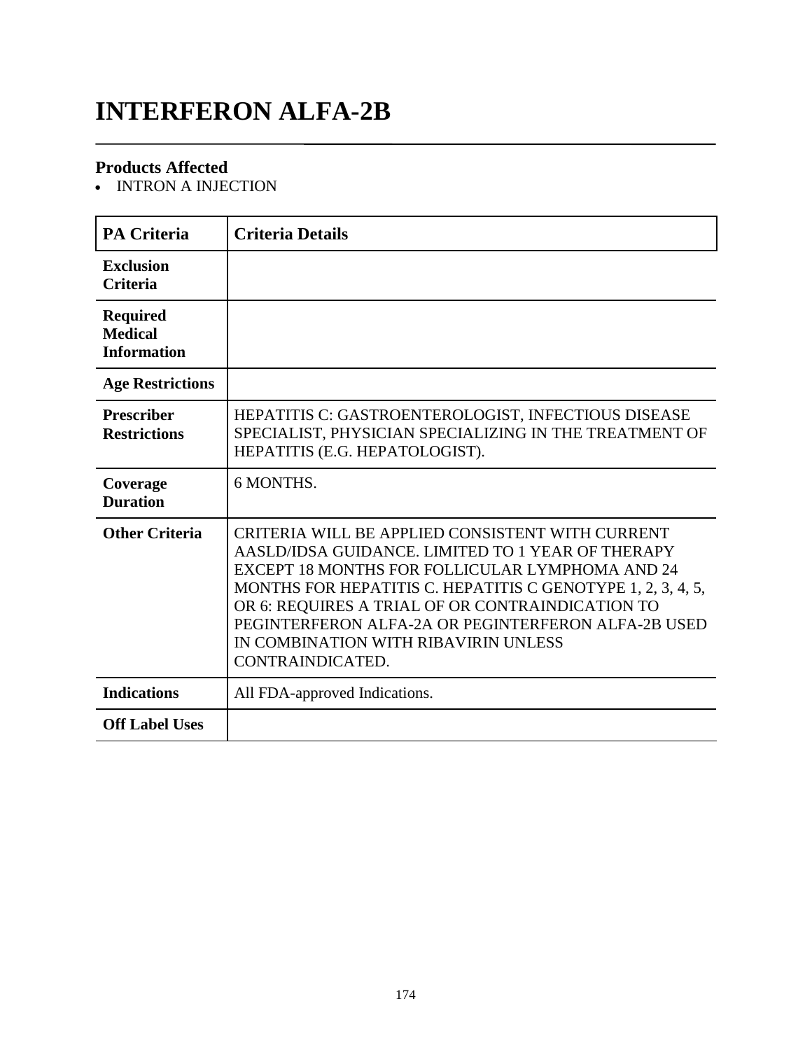# INTERFERON ALFA-2B

### Products Affected

- INTRON A INJECTION

| PA Criteria | Criteria Details |
|---|---|
| **Exclusion Criteria** | |
| **Required Medical Information** | |
| **Age Restrictions** | |
| **Prescriber Restrictions** | HEPATITIS C: GASTROENTEROLOGIST, INFECTIOUS DISEASE SPECIALIST, PHYSICIAN SPECIALIZING IN THE TREATMENT OF HEPATITIS (E.G. HEPATOLOGIST). |
| **Coverage Duration** | 6 MONTHS. |
| **Other Criteria** | CRITERIA WILL BE APPLIED CONSISTENT WITH CURRENT AASLD/IDSA GUIDANCE. LIMITED TO 1 YEAR OF THERAPY EXCEPT 18 MONTHS FOR FOLLICULAR LYMPHOMA AND 24 MONTHS FOR HEPATITIS C. HEPATITIS C GENOTYPE 1, 2, 3, 4, 5, OR 6: REQUIRES A TRIAL OF OR CONTRAINDICATION TO PEGINTERFERON ALFA-2A OR PEGINTERFERON ALFA-2B USED IN COMBINATION WITH RIBAVIRIN UNLESS CONTRAINDICATED. |
| **Indications** | All FDA-approved Indications. |
| **Off Label Uses** | |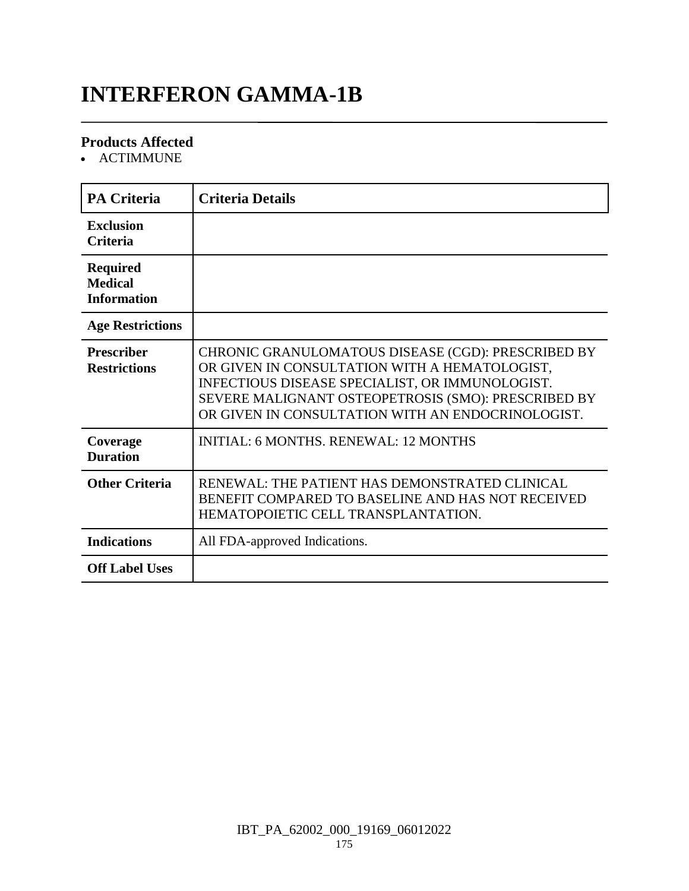# INTERFERON GAMMA-1B

### Products Affected

- ACTIMMUNE

| PA Criteria | Criteria Details |
|---|---|
| **Exclusion Criteria** | |
| **Required Medical Information** | |
| **Age Restrictions** | |
| **Prescriber Restrictions** | CHRONIC GRANULOMATOUS DISEASE (CGD): PRESCRIBED BY OR GIVEN IN CONSULTATION WITH A HEMATOLOGIST, INFECTIOUS DISEASE SPECIALIST, OR IMMUNOLOGIST. SEVERE MALIGNANT OSTEOPETROSIS (SMO): PRESCRIBED BY OR GIVEN IN CONSULTATION WITH AN ENDOCRINOLOGIST. |
| **Coverage Duration** | INITIAL: 6 MONTHS. RENEWAL: 12 MONTHS |
| **Other Criteria** | RENEWAL: THE PATIENT HAS DEMONSTRATED CLINICAL BENEFIT COMPARED TO BASELINE AND HAS NOT RECEIVED HEMATOPOIETIC CELL TRANSPLANTATION. |
| **Indications** | All FDA-approved Indications. |
| **Off Label Uses** | |

IBT_PA_62002_000_19169_06012022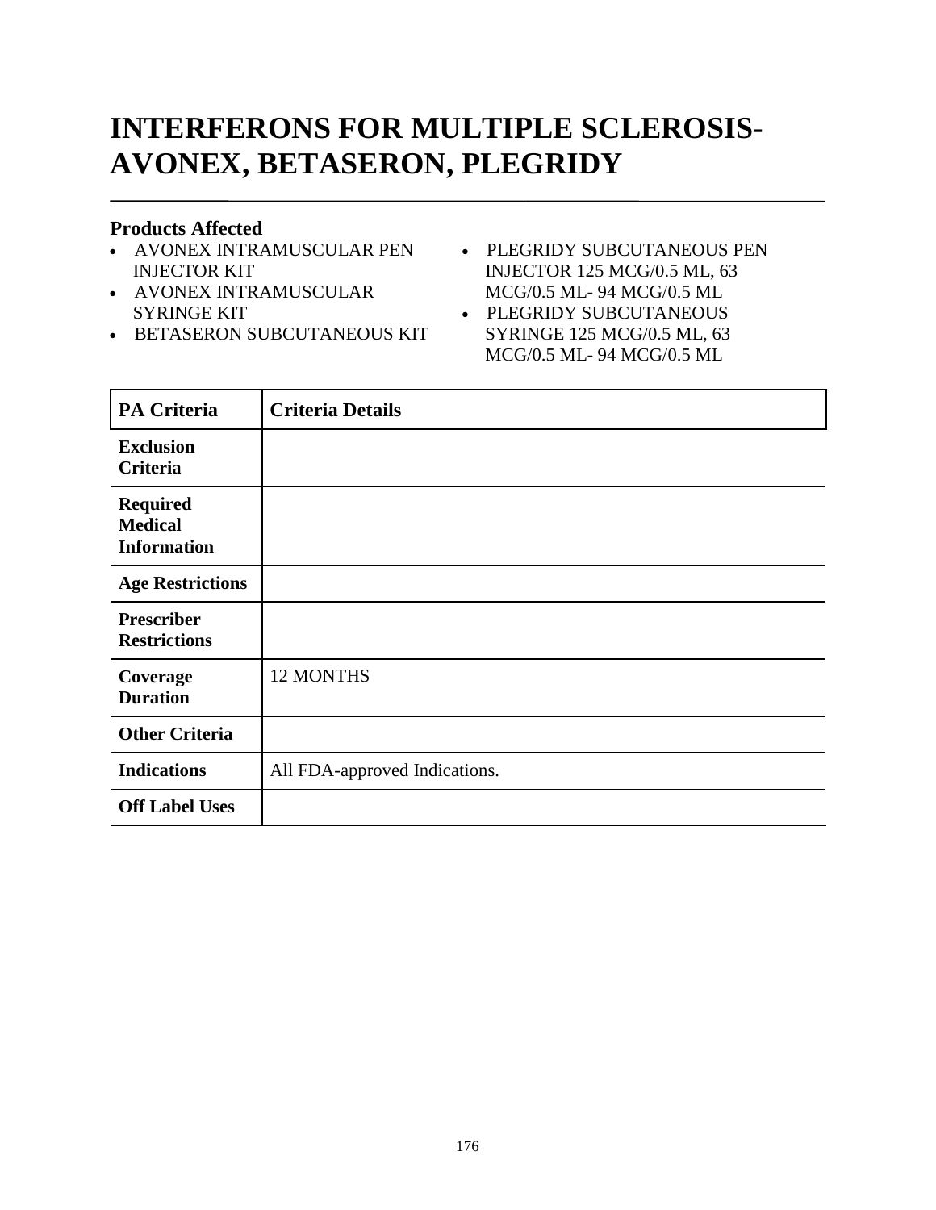# INTERFERONS FOR MULTIPLE SCLEROSIS-AVONEX, BETASERON, PLEGRIDY

### Products Affected

- AVONEX INTRAMUSCULAR PEN INJECTOR KIT
- AVONEX INTRAMUSCULAR SYRINGE KIT
- BETASERON SUBCUTANEOUS KIT
- PLEGRIDY SUBCUTANEOUS PEN INJECTOR 125 MCG/0.5 ML, 63 MCG/0.5 ML- 94 MCG/0.5 ML
- PLEGRIDY SUBCUTANEOUS SYRINGE 125 MCG/0.5 ML, 63 MCG/0.5 ML- 94 MCG/0.5 ML

| PA Criteria | Criteria Details |
|---|---|
| Exclusion Criteria | |
| Required Medical Information | |
| Age Restrictions | |
| Prescriber Restrictions | |
| Coverage Duration | 12 MONTHS |
| Other Criteria | |
| Indications | All FDA-approved Indications. |
| Off Label Uses | |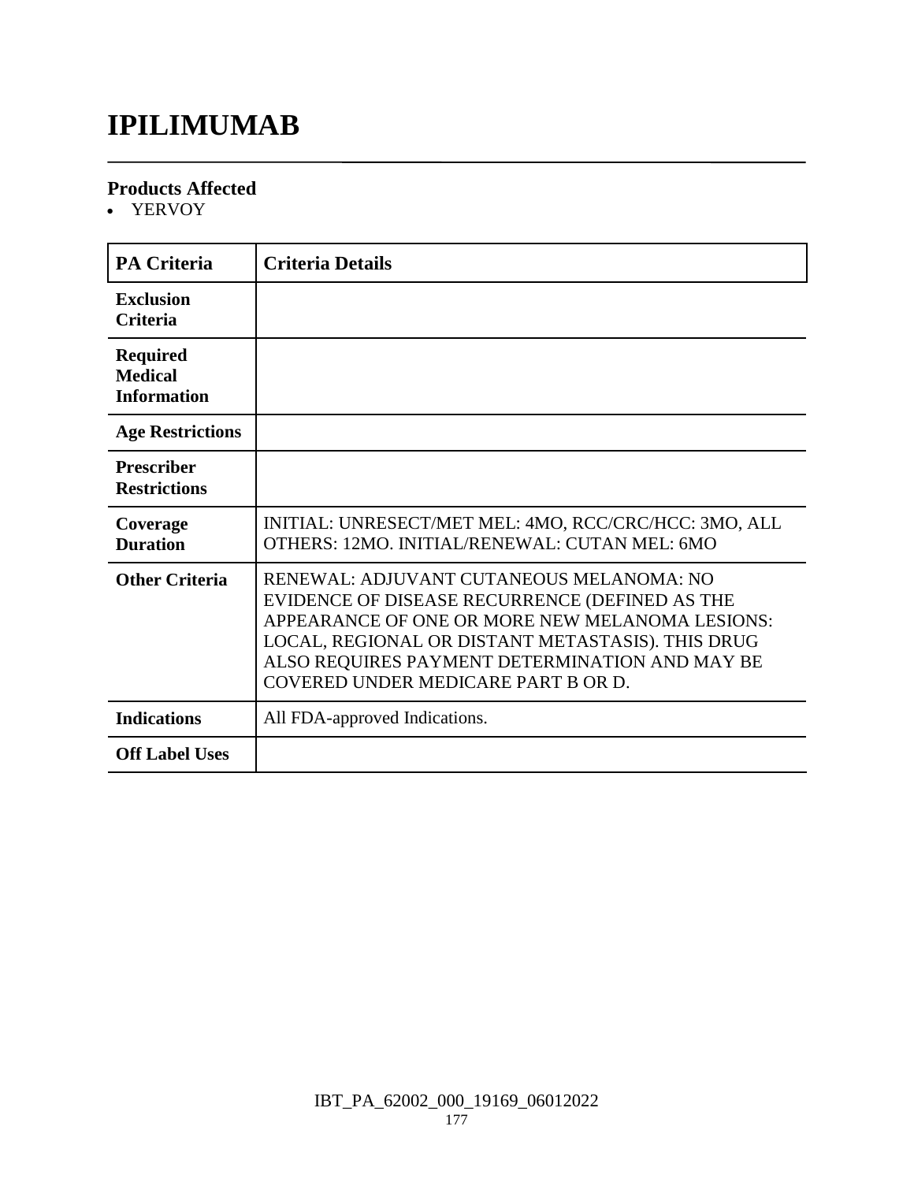# IPILIMUMAB

### Products Affected

- YERVOY

| PA Criteria | Criteria Details |
|---|---|
| **Exclusion Criteria** | |
| **Required Medical Information** | |
| **Age Restrictions** | |
| **Prescriber Restrictions** | |
| **Coverage Duration** | INITIAL: UNRESECT/MET MEL: 4MO, RCC/CRC/HCC: 3MO, ALL OTHERS: 12MO. INITIAL/RENEWAL: CUTAN MEL: 6MO |
| **Other Criteria** | RENEWAL: ADJUVANT CUTANEOUS MELANOMA: NO EVIDENCE OF DISEASE RECURRENCE (DEFINED AS THE APPEARANCE OF ONE OR MORE NEW MELANOMA LESIONS: LOCAL, REGIONAL OR DISTANT METASTASIS). THIS DRUG ALSO REQUIRES PAYMENT DETERMINATION AND MAY BE COVERED UNDER MEDICARE PART B OR D. |
| **Indications** | All FDA-approved Indications. |
| **Off Label Uses** | |

IBT_PA_62002_000_19169_06012022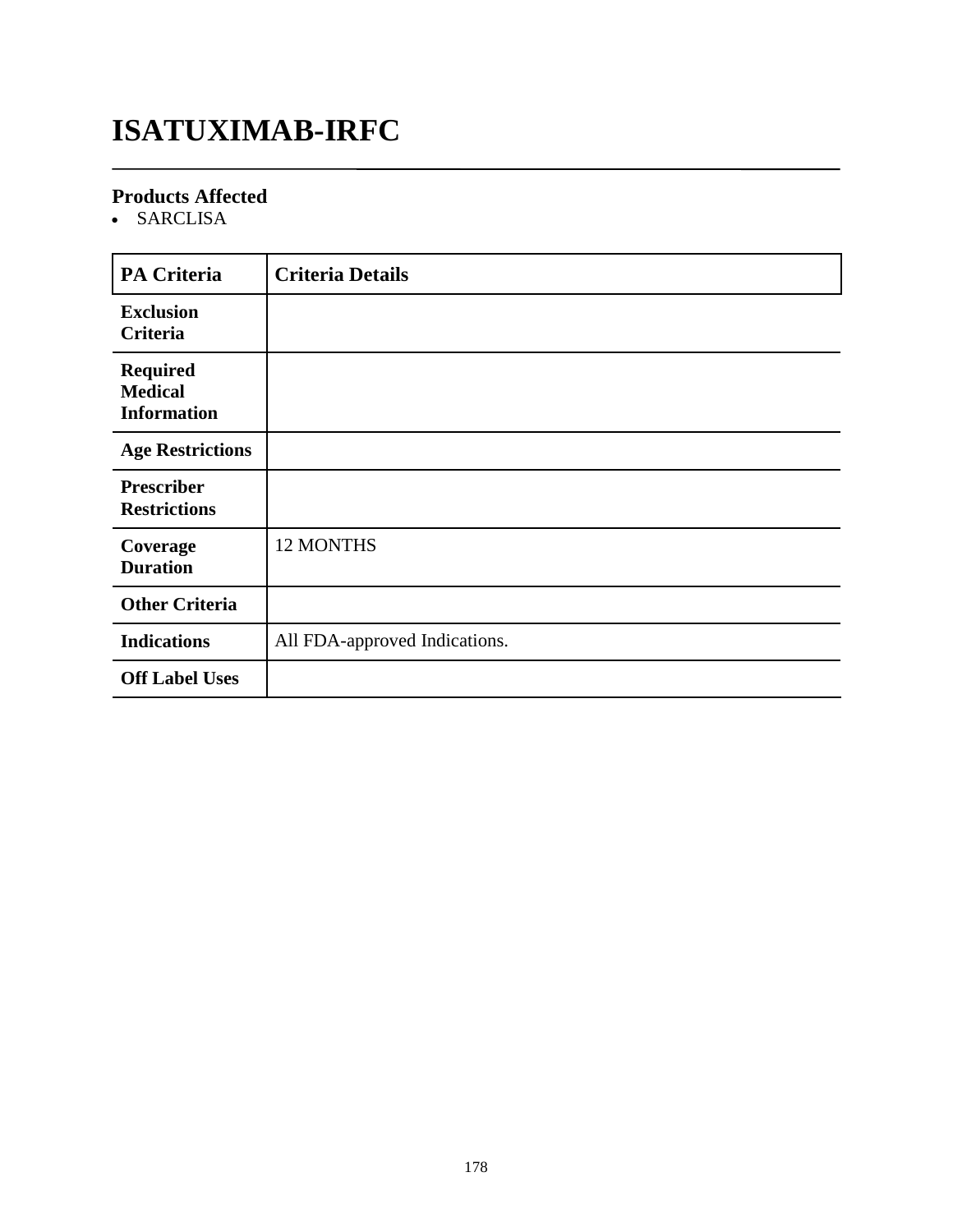# ISATUXIMAB-IRFC

## Products Affected

- SARCLISA

| PA Criteria | Criteria Details |
|---|---|
| **Exclusion Criteria** | |
| **Required Medical Information** | |
| **Age Restrictions** | |
| **Prescriber Restrictions** | |
| **Coverage Duration** | 12 MONTHS |
| **Other Criteria** | |
| **Indications** | All FDA-approved Indications. |
| **Off Label Uses** | |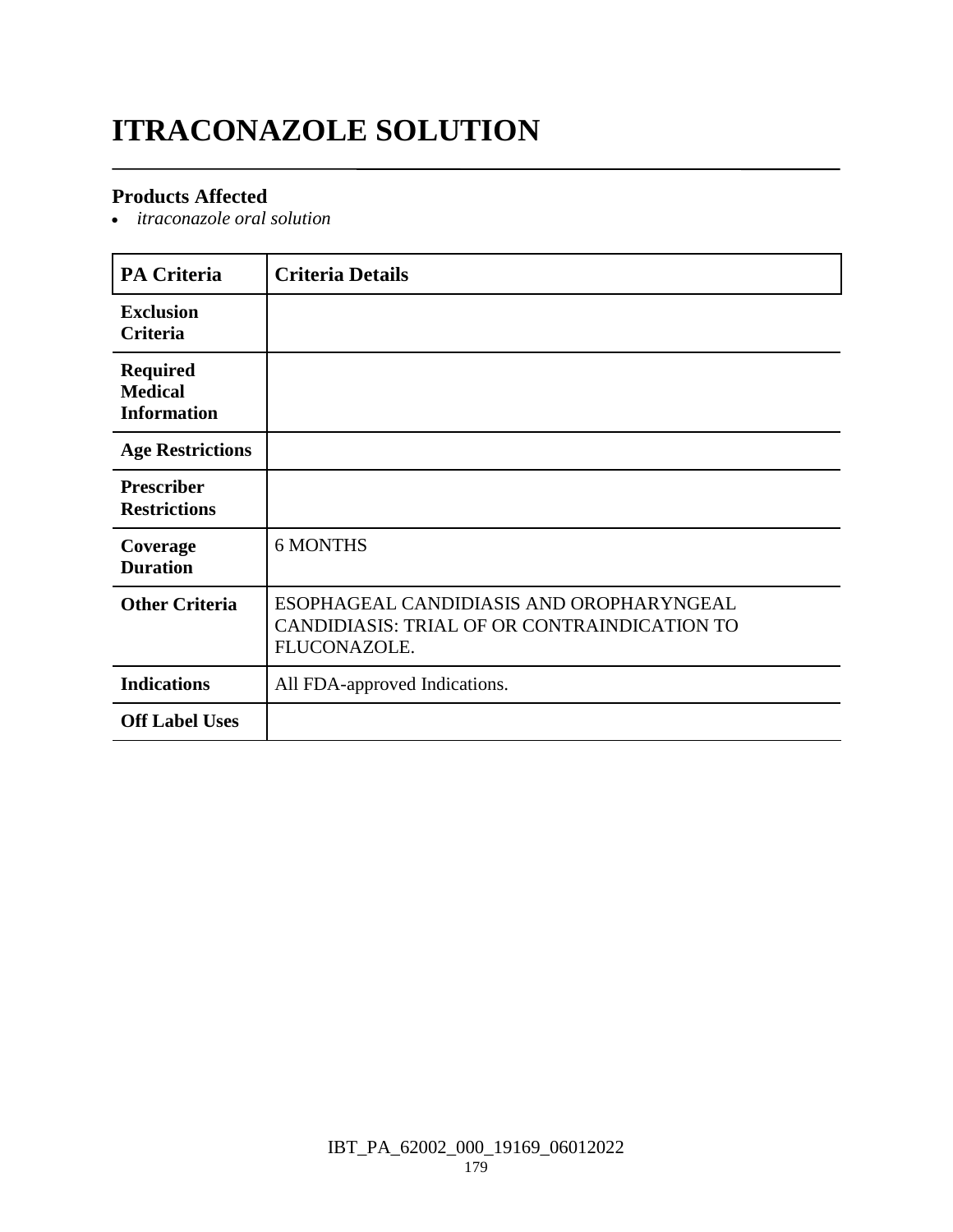# ITRACONAZOLE SOLUTION

### Products Affected

- *itraconazole oral solution*

| PA Criteria | Criteria Details |
|---|---|
| **Exclusion Criteria** | |
| **Required Medical Information** | |
| **Age Restrictions** | |
| **Prescriber Restrictions** | |
| **Coverage Duration** | 6 MONTHS |
| **Other Criteria** | ESOPHAGEAL CANDIDIASIS AND OROPHARYNGEAL CANDIDIASIS: TRIAL OF OR CONTRAINDICATION TO FLUCONAZOLE. |
| **Indications** | All FDA-approved Indications. |
| **Off Label Uses** | |

IBT_PA_62002_000_19169_06012022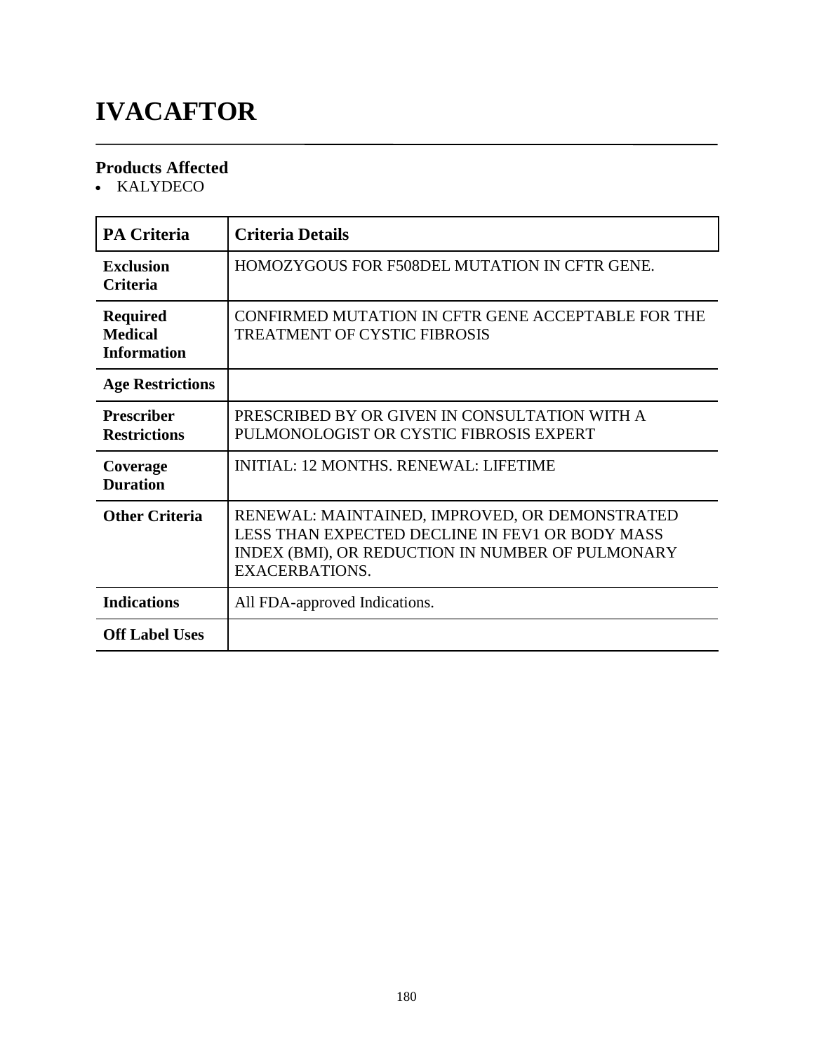# IVACAFTOR

## Products Affected

- KALYDECO

| PA Criteria | Criteria Details |
|---|---|
| **Exclusion Criteria** | HOMOZYGOUS FOR F508DEL MUTATION IN CFTR GENE. |
| **Required Medical Information** | CONFIRMED MUTATION IN CFTR GENE ACCEPTABLE FOR THE TREATMENT OF CYSTIC FIBROSIS |
| **Age Restrictions** | |
| **Prescriber Restrictions** | PRESCRIBED BY OR GIVEN IN CONSULTATION WITH A PULMONOLOGIST OR CYSTIC FIBROSIS EXPERT |
| **Coverage Duration** | INITIAL: 12 MONTHS. RENEWAL: LIFETIME |
| **Other Criteria** | RENEWAL: MAINTAINED, IMPROVED, OR DEMONSTRATED LESS THAN EXPECTED DECLINE IN FEV1 OR BODY MASS INDEX (BMI), OR REDUCTION IN NUMBER OF PULMONARY EXACERBATIONS. |
| **Indications** | All FDA-approved Indications. |
| **Off Label Uses** | |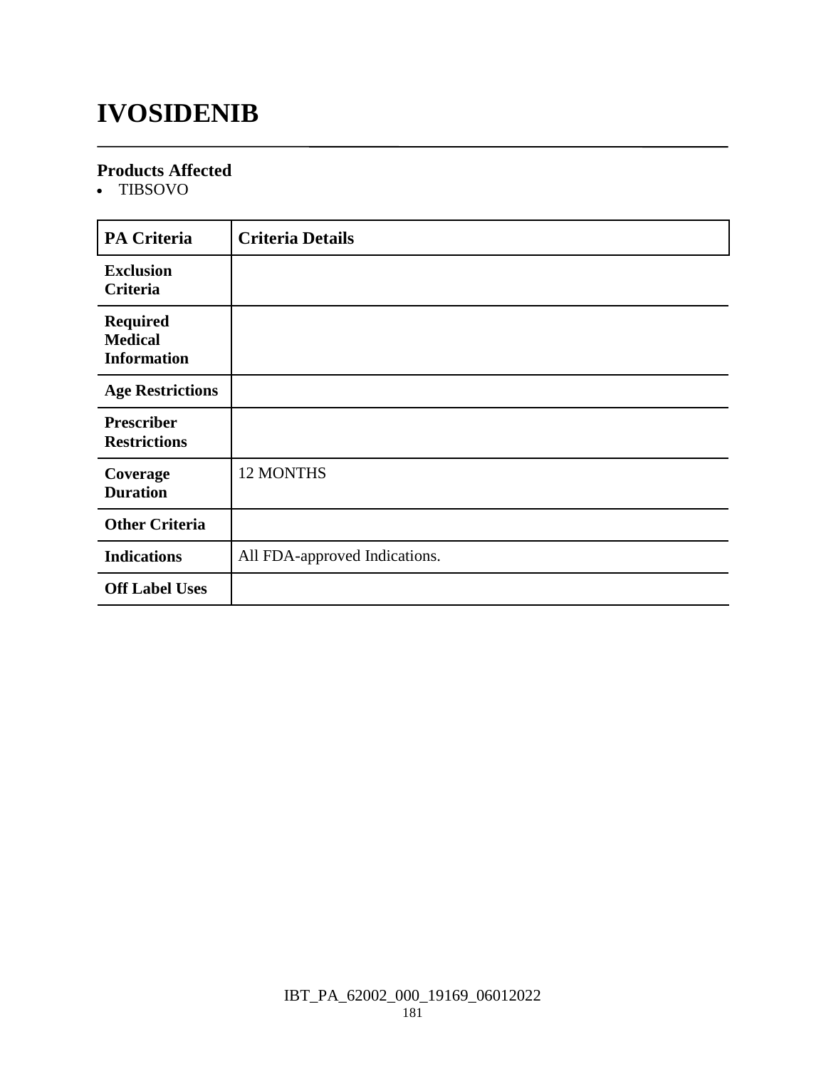# IVOSIDENIB

## Products Affected

- TIBSOVO

| PA Criteria | Criteria Details |
|---|---|
| **Exclusion Criteria** | |
| **Required Medical Information** | |
| **Age Restrictions** | |
| **Prescriber Restrictions** | |
| **Coverage Duration** | 12 MONTHS |
| **Other Criteria** | |
| **Indications** | All FDA-approved Indications. |
| **Off Label Uses** | |

IBT_PA_62002_000_19169_06012022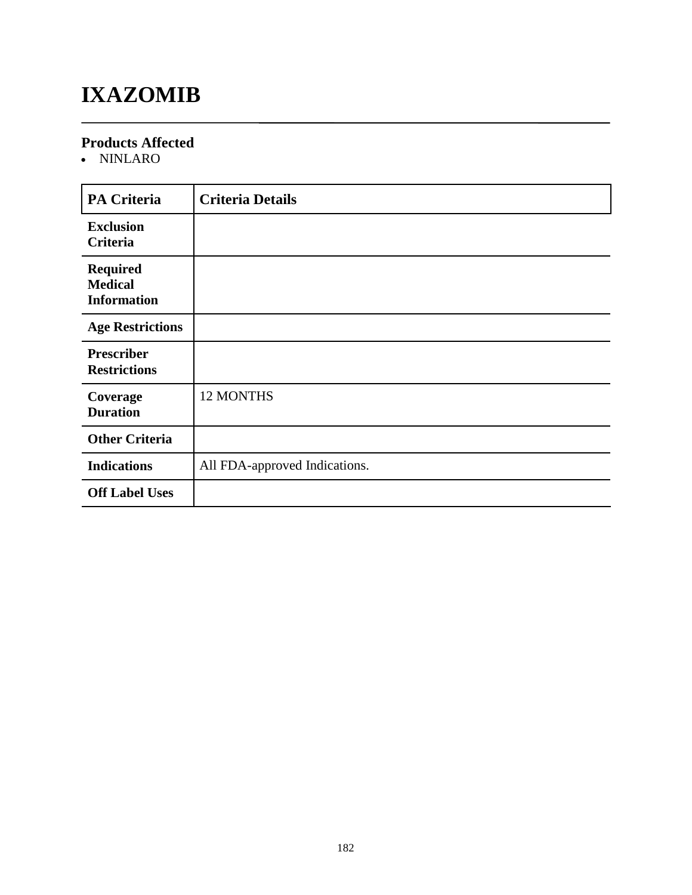# IXAZOMIB

## Products Affected

- NINLARO

| PA Criteria | Criteria Details |
|---|---|
| **Exclusion Criteria** | |
| **Required Medical Information** | |
| **Age Restrictions** | |
| **Prescriber Restrictions** | |
| **Coverage Duration** | 12 MONTHS |
| **Other Criteria** | |
| **Indications** | All FDA-approved Indications. |
| **Off Label Uses** | |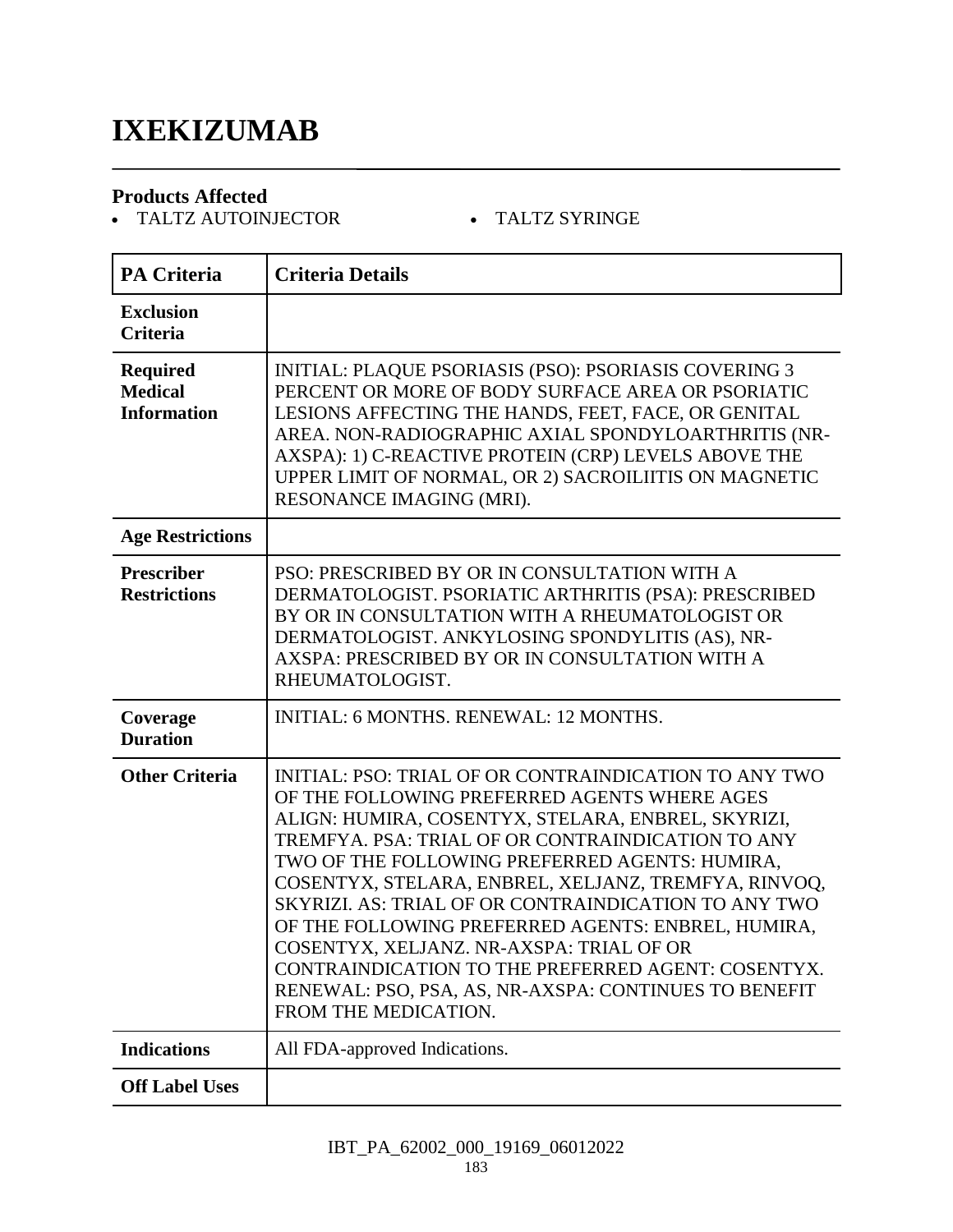# IXEKIZUMAB

### Products Affected

- TALTZ AUTOINJECTOR
- TALTZ SYRINGE

| PA Criteria | Criteria Details |
| --- | --- |
| **Exclusion Criteria** | |
| **Required Medical Information** | INITIAL: PLAQUE PSORIASIS (PSO): PSORIASIS COVERING 3 PERCENT OR MORE OF BODY SURFACE AREA OR PSORIATIC LESIONS AFFECTING THE HANDS, FEET, FACE, OR GENITAL AREA. NON-RADIOGRAPHIC AXIAL SPONDYLOARTHRITIS (NR-AXSPA): 1) C-REACTIVE PROTEIN (CRP) LEVELS ABOVE THE UPPER LIMIT OF NORMAL, OR 2) SACROILIITIS ON MAGNETIC RESONANCE IMAGING (MRI). |
| **Age Restrictions** | |
| **Prescriber Restrictions** | PSO: PRESCRIBED BY OR IN CONSULTATION WITH A DERMATOLOGIST. PSORIATIC ARTHRITIS (PSA): PRESCRIBED BY OR IN CONSULTATION WITH A RHEUMATOLOGIST OR DERMATOLOGIST. ANKYLOSING SPONDYLITIS (AS), NR-AXSPA: PRESCRIBED BY OR IN CONSULTATION WITH A RHEUMATOLOGIST. |
| **Coverage Duration** | INITIAL: 6 MONTHS. RENEWAL: 12 MONTHS. |
| **Other Criteria** | INITIAL: PSO: TRIAL OF OR CONTRAINDICATION TO ANY TWO OF THE FOLLOWING PREFERRED AGENTS WHERE AGES ALIGN: HUMIRA, COSENTYX, STELARA, ENBREL, SKYRIZI, TREMFYA. PSA: TRIAL OF OR CONTRAINDICATION TO ANY TWO OF THE FOLLOWING PREFERRED AGENTS: HUMIRA, COSENTYX, STELARA, ENBREL, XELJANZ, TREMFYA, RINVOQ, SKYRIZI. AS: TRIAL OF OR CONTRAINDICATION TO ANY TWO OF THE FOLLOWING PREFERRED AGENTS: ENBREL, HUMIRA, COSENTYX, XELJANZ. NR-AXSPA: TRIAL OF OR CONTRAINDICATION TO THE PREFERRED AGENT: COSENTYX. RENEWAL: PSO, PSA, AS, NR-AXSPA: CONTINUES TO BENEFIT FROM THE MEDICATION. |
| **Indications** | All FDA-approved Indications. |
| **Off Label Uses** | |

IBT_PA_62002_000_19169_06012022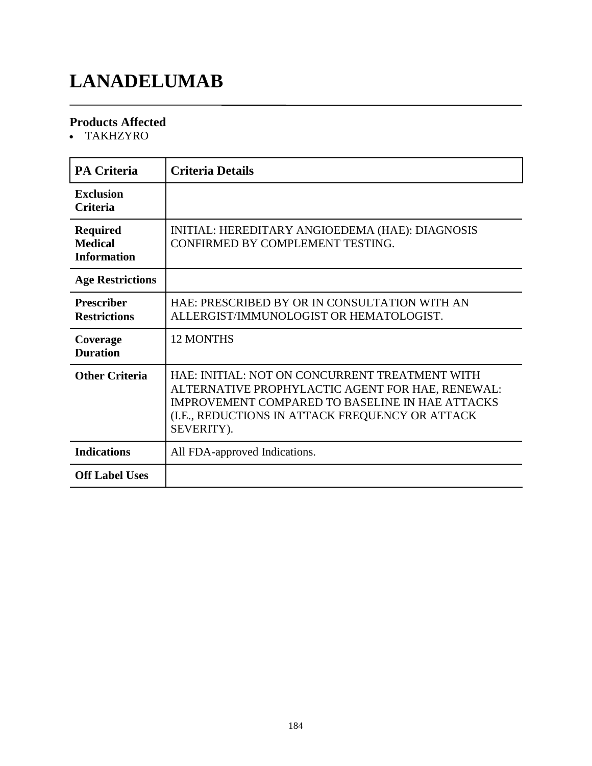# LANADELUMAB

## Products Affected

- TAKHZYRO

| PA Criteria | Criteria Details |
|---|---|
| **Exclusion Criteria** | |
| **Required Medical Information** | INITIAL: HEREDITARY ANGIOEDEMA (HAE): DIAGNOSIS CONFIRMED BY COMPLEMENT TESTING. |
| **Age Restrictions** | |
| **Prescriber Restrictions** | HAE: PRESCRIBED BY OR IN CONSULTATION WITH AN ALLERGIST/IMMUNOLOGIST OR HEMATOLOGIST. |
| **Coverage Duration** | 12 MONTHS |
| **Other Criteria** | HAE: INITIAL: NOT ON CONCURRENT TREATMENT WITH ALTERNATIVE PROPHYLACTIC AGENT FOR HAE, RENEWAL: IMPROVEMENT COMPARED TO BASELINE IN HAE ATTACKS (I.E., REDUCTIONS IN ATTACK FREQUENCY OR ATTACK SEVERITY). |
| **Indications** | All FDA-approved Indications. |
| **Off Label Uses** | |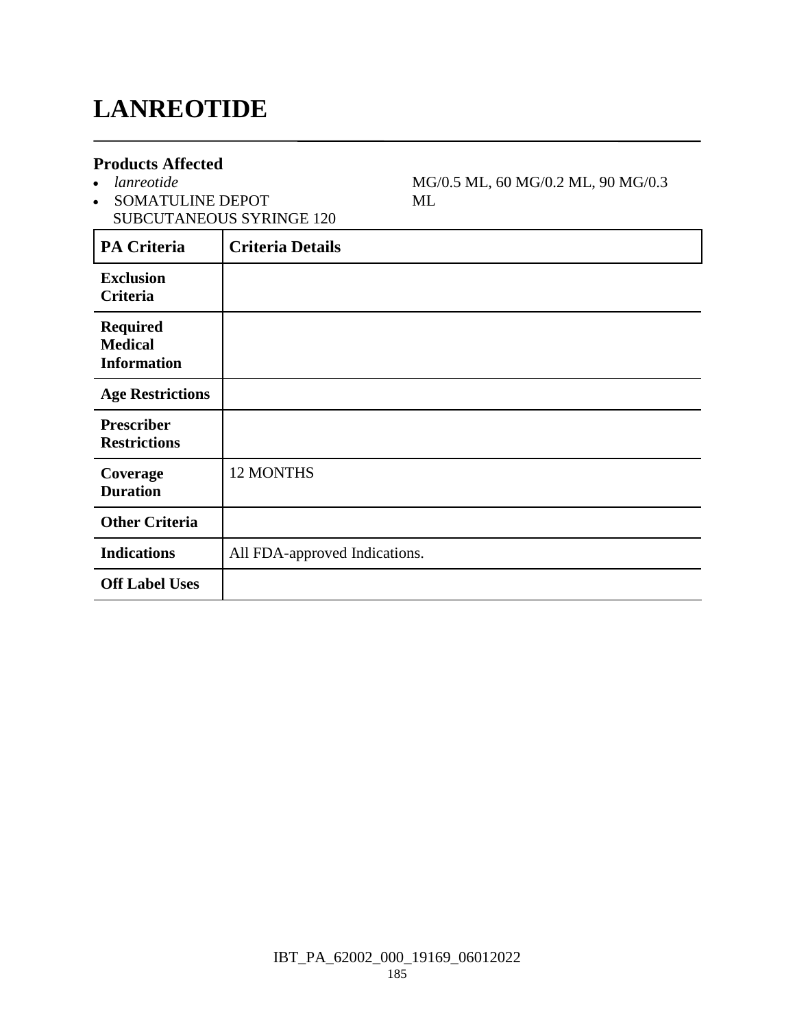# LANREOTIDE

### Products Affected

- *lanreotide*
- SOMATULINE DEPOT SUBCUTANEOUS SYRINGE 120 MG/0.5 ML, 60 MG/0.2 ML, 90 MG/0.3 ML

| PA Criteria | Criteria Details |
|---|---|
| **Exclusion Criteria** | |
| **Required Medical Information** | |
| **Age Restrictions** | |
| **Prescriber Restrictions** | |
| **Coverage Duration** | 12 MONTHS |
| **Other Criteria** | |
| **Indications** | All FDA-approved Indications. |
| **Off Label Uses** | |

IBT_PA_62002_000_19169_06012022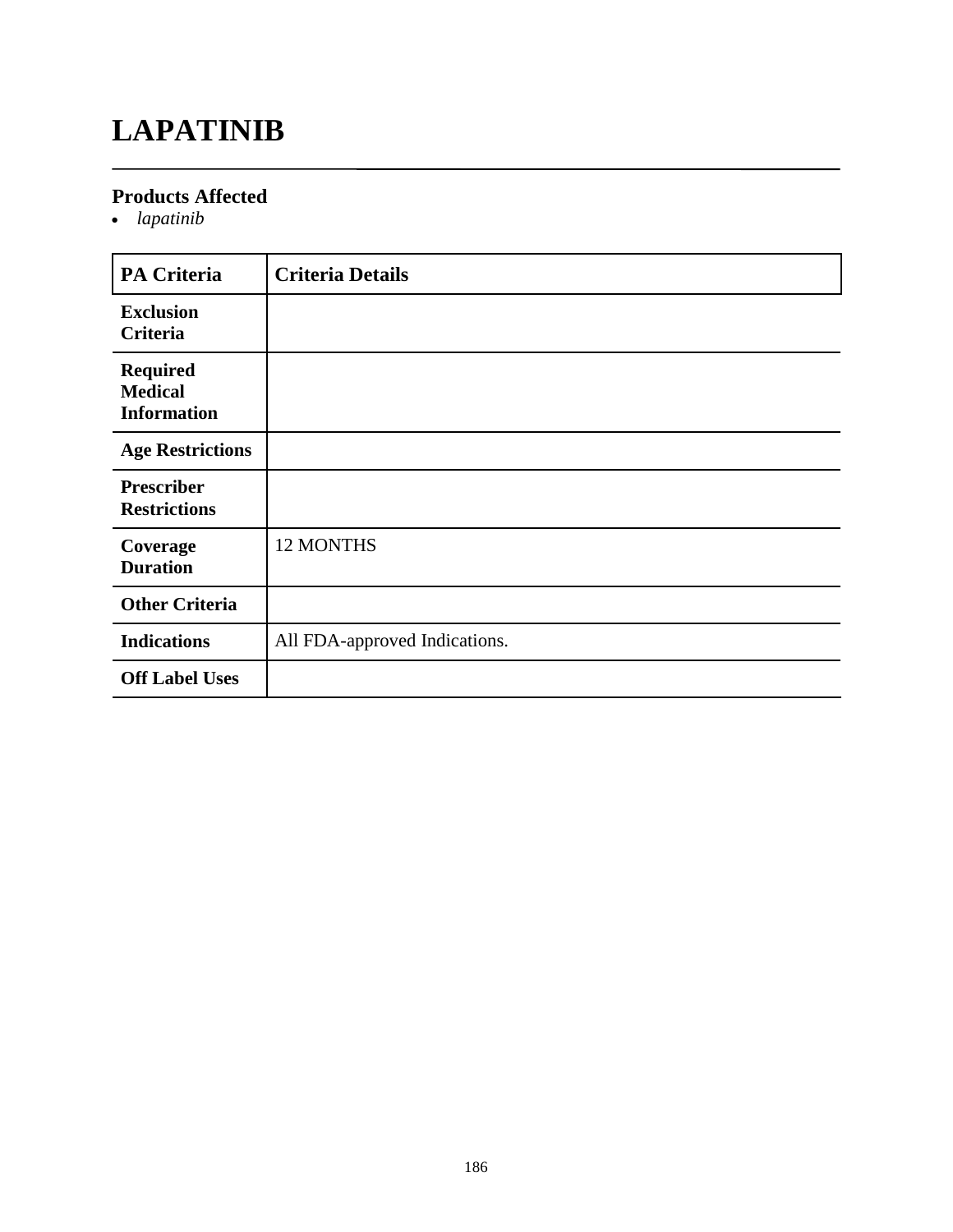# LAPATINIB

## Products Affected

- *lapatinib*

| PA Criteria | Criteria Details |
| --- | --- |
| **Exclusion Criteria** | |
| **Required Medical Information** | |
| **Age Restrictions** | |
| **Prescriber Restrictions** | |
| **Coverage Duration** | 12 MONTHS |
| **Other Criteria** | |
| **Indications** | All FDA-approved Indications. |
| **Off Label Uses** | |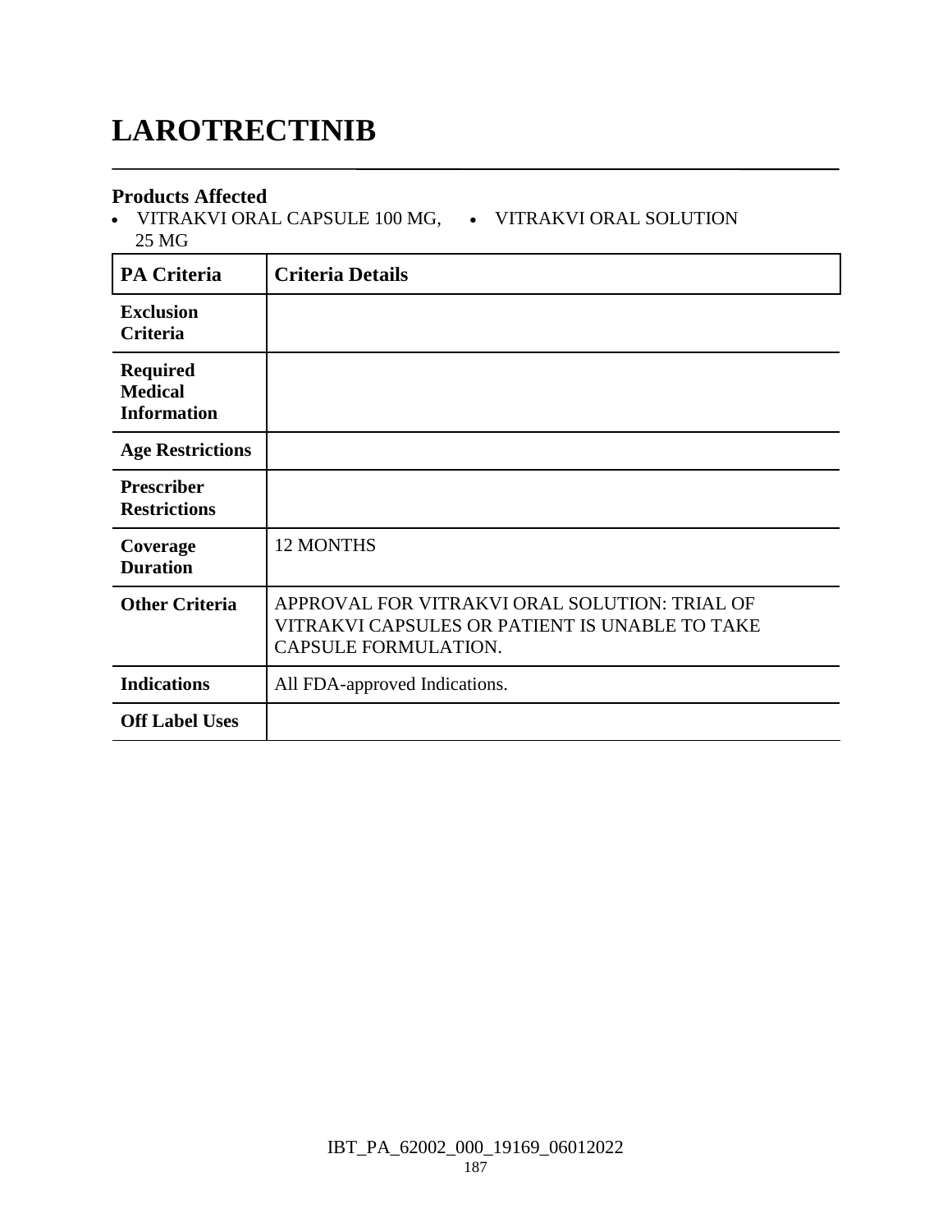# LAROTRECTINIB

### Products Affected

- VITRAKVI ORAL CAPSULE 100 MG, 25 MG
- VITRAKVI ORAL SOLUTION

| PA Criteria | Criteria Details |
|---|---|
| **Exclusion Criteria** | |
| **Required Medical Information** | |
| **Age Restrictions** | |
| **Prescriber Restrictions** | |
| **Coverage Duration** | 12 MONTHS |
| **Other Criteria** | APPROVAL FOR VITRAKVI ORAL SOLUTION: TRIAL OF VITRAKVI CAPSULES OR PATIENT IS UNABLE TO TAKE CAPSULE FORMULATION. |
| **Indications** | All FDA-approved Indications. |
| **Off Label Uses** | |

IBT_PA_62002_000_19169_06012022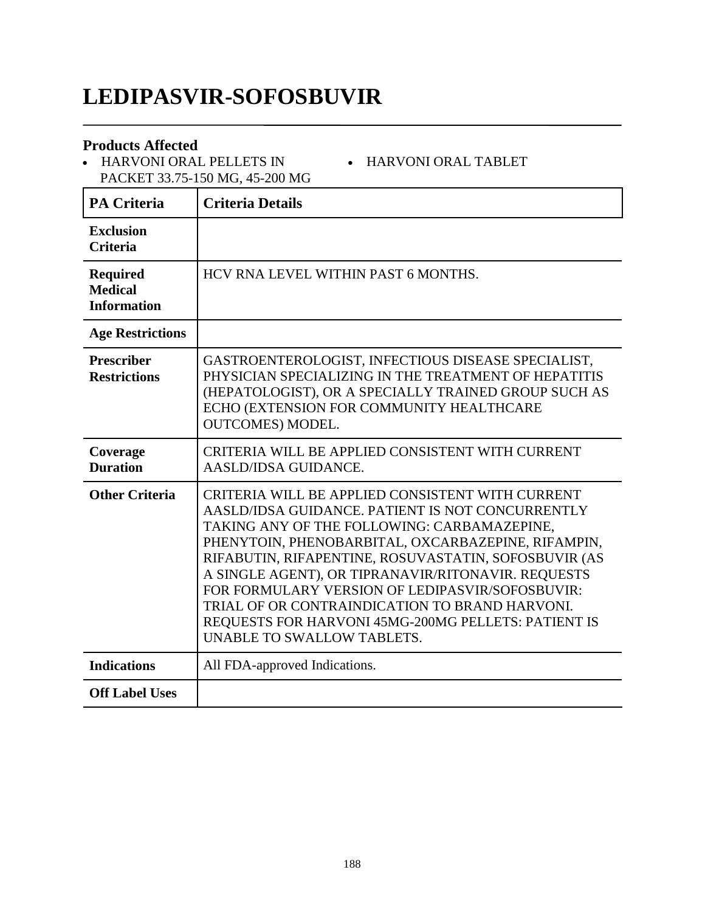# LEDIPASVIR-SOFOSBUVIR

## Products Affected

- HARVONI ORAL PELLETS IN PACKET 33.75-150 MG, 45-200 MG
- HARVONI ORAL TABLET

| PA Criteria | Criteria Details |
|---|---|
| **Exclusion Criteria** | |
| **Required Medical Information** | HCV RNA LEVEL WITHIN PAST 6 MONTHS. |
| **Age Restrictions** | |
| **Prescriber Restrictions** | GASTROENTEROLOGIST, INFECTIOUS DISEASE SPECIALIST, PHYSICIAN SPECIALIZING IN THE TREATMENT OF HEPATITIS (HEPATOLOGIST), OR A SPECIALLY TRAINED GROUP SUCH AS ECHO (EXTENSION FOR COMMUNITY HEALTHCARE OUTCOMES) MODEL. |
| **Coverage Duration** | CRITERIA WILL BE APPLIED CONSISTENT WITH CURRENT AASLD/IDSA GUIDANCE. |
| **Other Criteria** | CRITERIA WILL BE APPLIED CONSISTENT WITH CURRENT AASLD/IDSA GUIDANCE. PATIENT IS NOT CONCURRENTLY TAKING ANY OF THE FOLLOWING: CARBAMAZEPINE, PHENYTOIN, PHENOBARBITAL, OXCARBAZEPINE, RIFAMPIN, RIFABUTIN, RIFAPENTINE, ROSUVASTATIN, SOFOSBUVIR (AS A SINGLE AGENT), OR TIPRANAVIR/RITONAVIR. REQUESTS FOR FORMULARY VERSION OF LEDIPASVIR/SOFOSBUVIR: TRIAL OF OR CONTRAINDICATION TO BRAND HARVONI. REQUESTS FOR HARVONI 45MG-200MG PELLETS: PATIENT IS UNABLE TO SWALLOW TABLETS. |
| **Indications** | All FDA-approved Indications. |
| **Off Label Uses** | |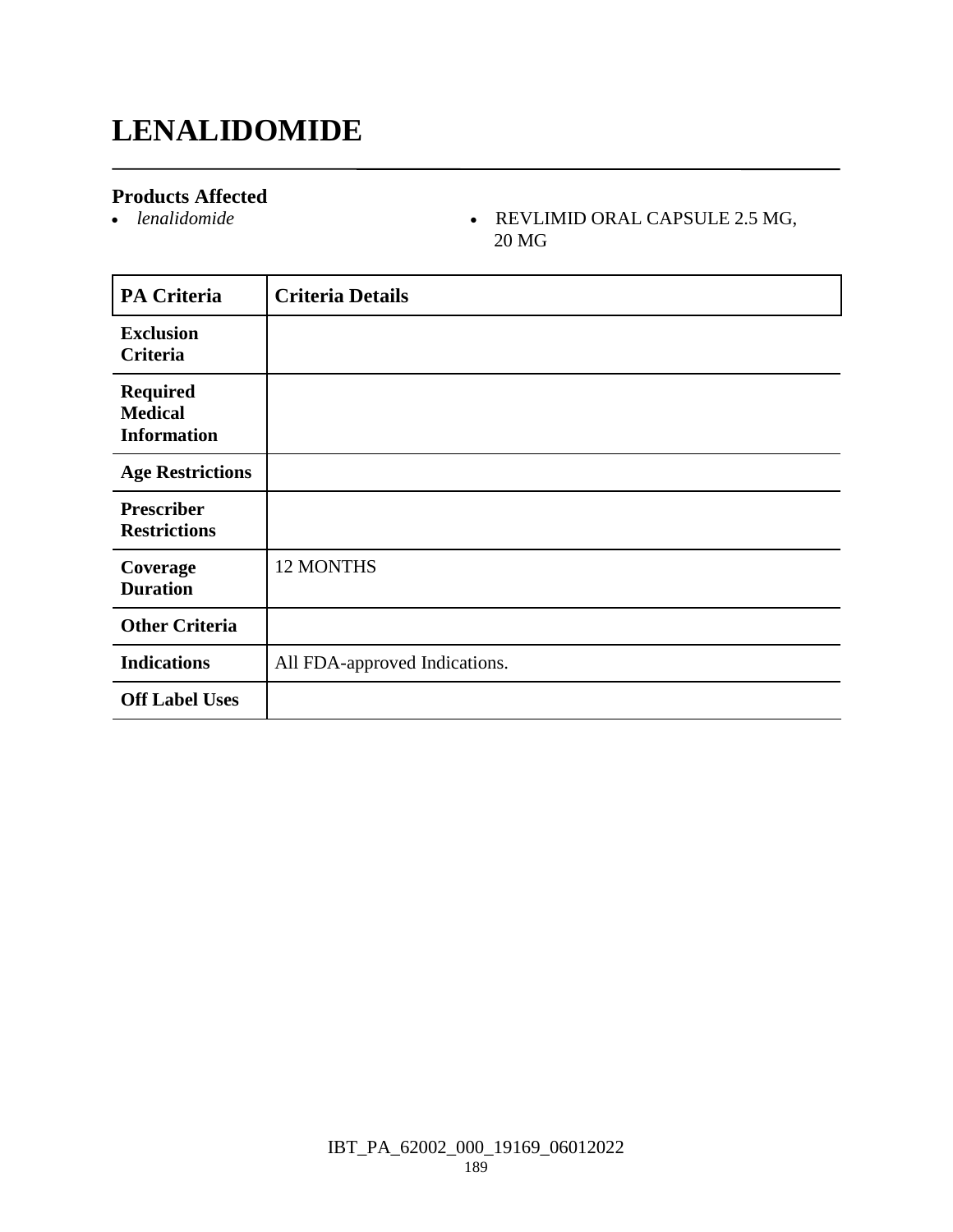# LENALIDOMIDE

### Products Affected

- *lenalidomide*
- REVLIMID ORAL CAPSULE 2.5 MG, 20 MG

| PA Criteria | Criteria Details |
|---|---|
| **Exclusion Criteria** | |
| **Required Medical Information** | |
| **Age Restrictions** | |
| **Prescriber Restrictions** | |
| **Coverage Duration** | 12 MONTHS |
| **Other Criteria** | |
| **Indications** | All FDA-approved Indications. |
| **Off Label Uses** | |

IBT_PA_62002_000_19169_06012022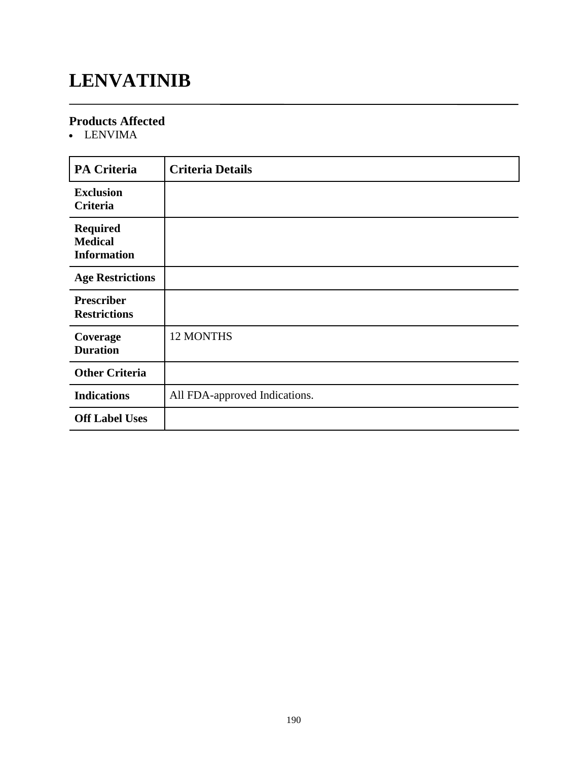# LENVATINIB

## Products Affected

- LENVIMA

| PA Criteria | Criteria Details |
|---|---|
| **Exclusion Criteria** | |
| **Required Medical Information** | |
| **Age Restrictions** | |
| **Prescriber Restrictions** | |
| **Coverage Duration** | 12 MONTHS |
| **Other Criteria** | |
| **Indications** | All FDA-approved Indications. |
| **Off Label Uses** | |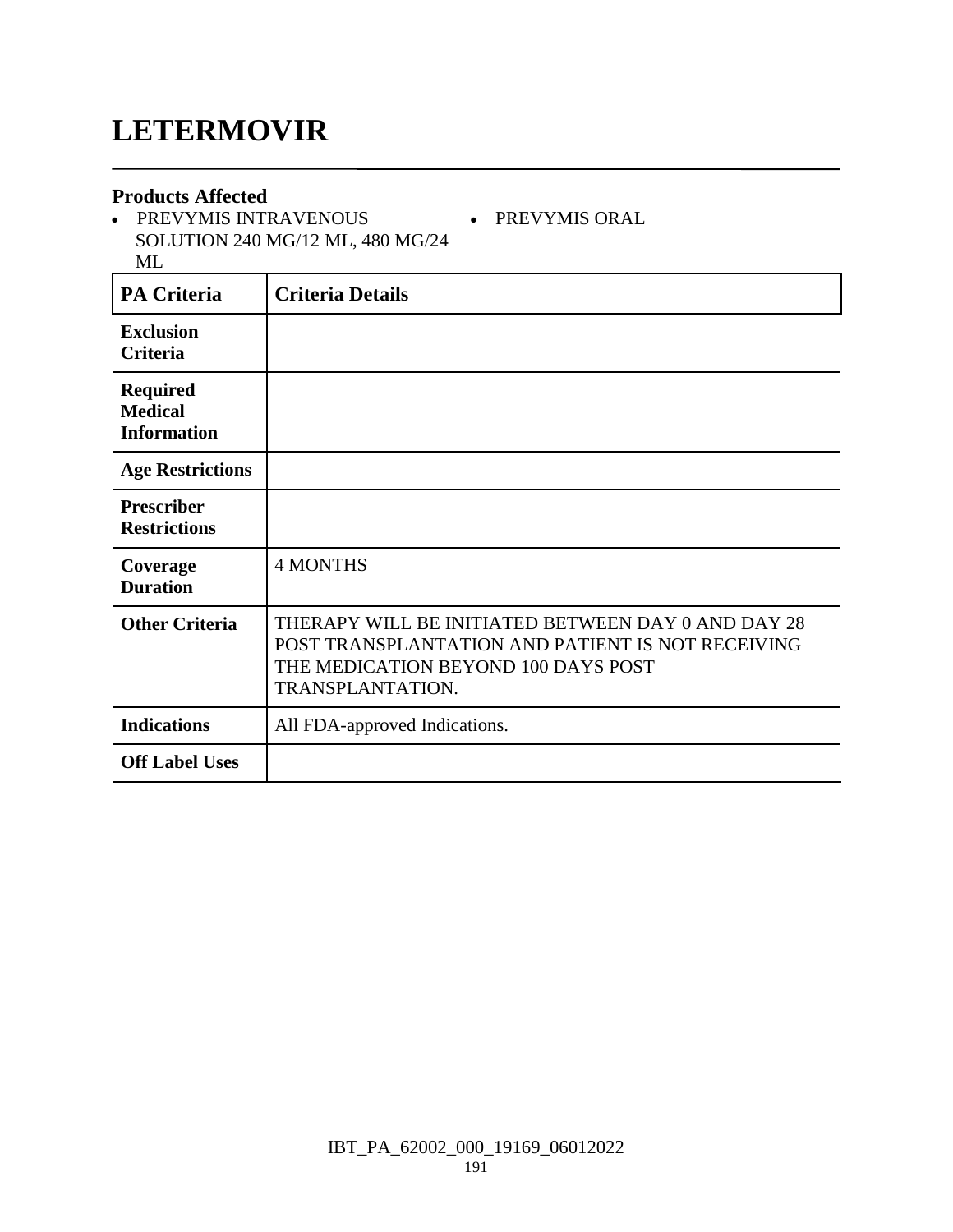# LETERMOVIR

## Products Affected

- PREVYMIS INTRAVENOUS SOLUTION 240 MG/12 ML, 480 MG/24 ML
- PREVYMIS ORAL

| PA Criteria | Criteria Details |
|---|---|
| **Exclusion Criteria** | |
| **Required Medical Information** | |
| **Age Restrictions** | |
| **Prescriber Restrictions** | |
| **Coverage Duration** | 4 MONTHS |
| **Other Criteria** | THERAPY WILL BE INITIATED BETWEEN DAY 0 AND DAY 28 POST TRANSPLANTATION AND PATIENT IS NOT RECEIVING THE MEDICATION BEYOND 100 DAYS POST TRANSPLANTATION. |
| **Indications** | All FDA-approved Indications. |
| **Off Label Uses** | |

IBT_PA_62002_000_19169_06012022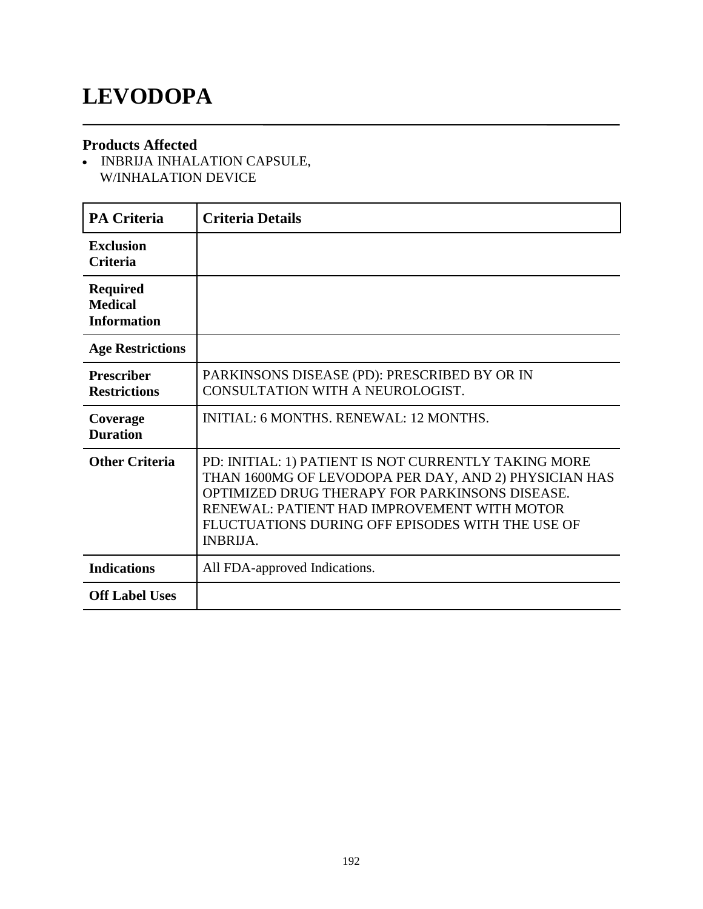# LEVODOPA

## Products Affected

- INBRIJA INHALATION CAPSULE, W/INHALATION DEVICE

| PA Criteria | Criteria Details |
|---|---|
| Exclusion Criteria | |
| Required Medical Information | |
| Age Restrictions | |
| Prescriber Restrictions | PARKINSONS DISEASE (PD): PRESCRIBED BY OR IN CONSULTATION WITH A NEUROLOGIST. |
| Coverage Duration | INITIAL: 6 MONTHS. RENEWAL: 12 MONTHS. |
| Other Criteria | PD: INITIAL: 1) PATIENT IS NOT CURRENTLY TAKING MORE THAN 1600MG OF LEVODOPA PER DAY, AND 2) PHYSICIAN HAS OPTIMIZED DRUG THERAPY FOR PARKINSONS DISEASE. RENEWAL: PATIENT HAD IMPROVEMENT WITH MOTOR FLUCTUATIONS DURING OFF EPISODES WITH THE USE OF INBRIJA. |
| Indications | All FDA-approved Indications. |
| Off Label Uses | |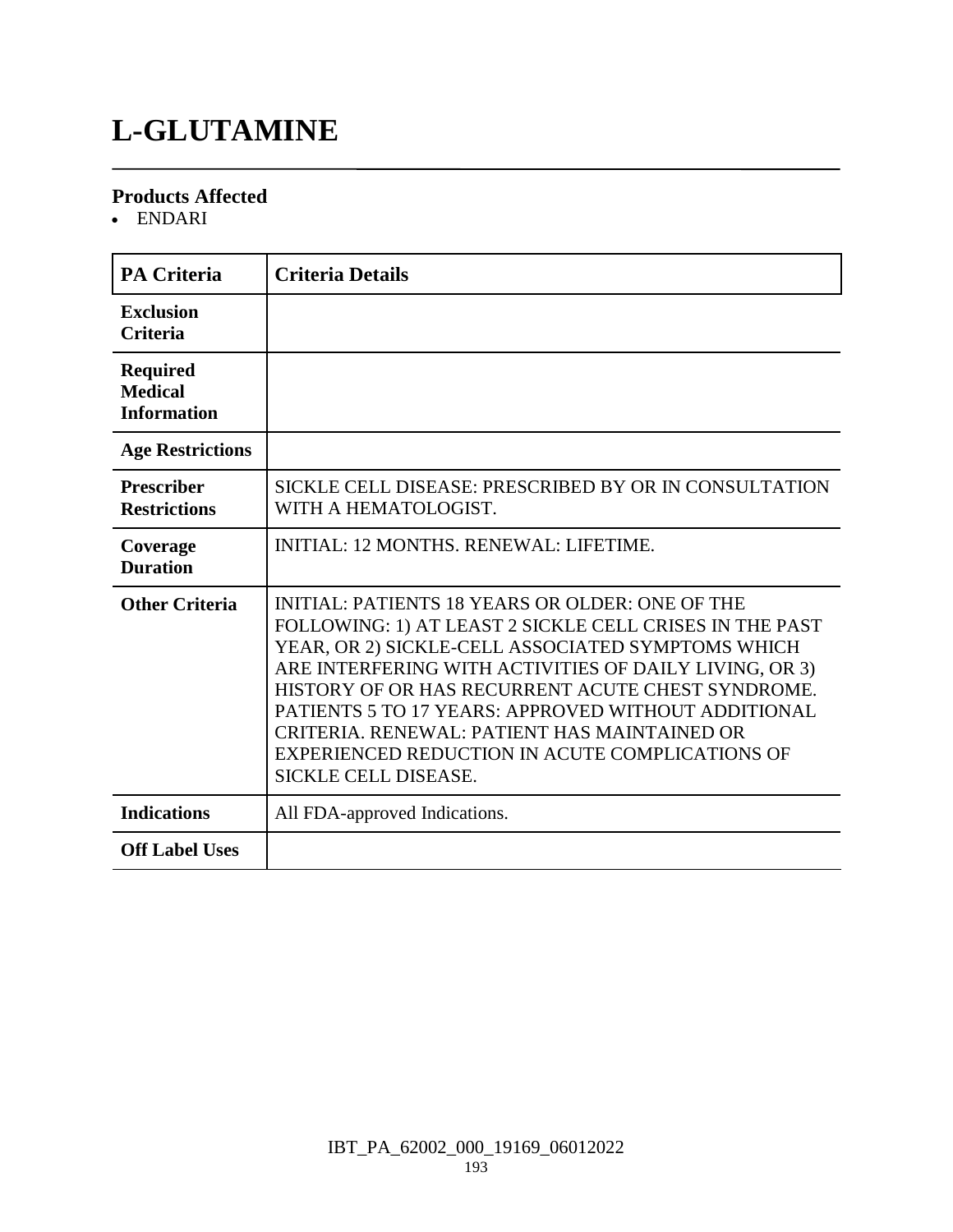# L-GLUTAMINE

### Products Affected

- ENDARI

| PA Criteria | Criteria Details |
|---|---|
| **Exclusion Criteria** | |
| **Required Medical Information** | |
| **Age Restrictions** | |
| **Prescriber Restrictions** | SICKLE CELL DISEASE: PRESCRIBED BY OR IN CONSULTATION WITH A HEMATOLOGIST. |
| **Coverage Duration** | INITIAL: 12 MONTHS. RENEWAL: LIFETIME. |
| **Other Criteria** | INITIAL: PATIENTS 18 YEARS OR OLDER: ONE OF THE FOLLOWING: 1) AT LEAST 2 SICKLE CELL CRISES IN THE PAST YEAR, OR 2) SICKLE-CELL ASSOCIATED SYMPTOMS WHICH ARE INTERFERING WITH ACTIVITIES OF DAILY LIVING, OR 3) HISTORY OF OR HAS RECURRENT ACUTE CHEST SYNDROME. PATIENTS 5 TO 17 YEARS: APPROVED WITHOUT ADDITIONAL CRITERIA. RENEWAL: PATIENT HAS MAINTAINED OR EXPERIENCED REDUCTION IN ACUTE COMPLICATIONS OF SICKLE CELL DISEASE. |
| **Indications** | All FDA-approved Indications. |
| **Off Label Uses** | |

IBT_PA_62002_000_19169_06012022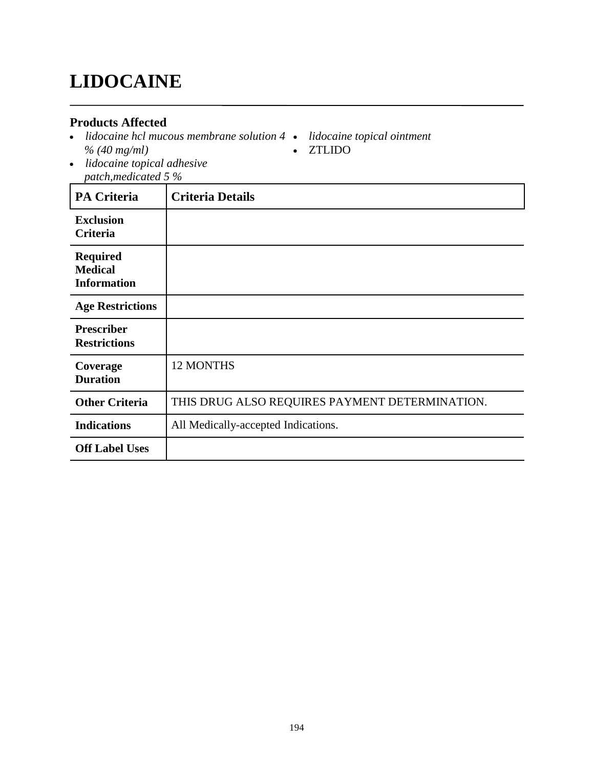# LIDOCAINE

## Products Affected

- *lidocaine hcl mucous membrane solution 4 % (40 mg/ml)*
- *lidocaine topical adhesive patch,medicated 5 %*
- *lidocaine topical ointment*
- ZTLIDO

| PA Criteria | Criteria Details |
|---|---|
| **Exclusion Criteria** | |
| **Required Medical Information** | |
| **Age Restrictions** | |
| **Prescriber Restrictions** | |
| **Coverage Duration** | 12 MONTHS |
| **Other Criteria** | THIS DRUG ALSO REQUIRES PAYMENT DETERMINATION. |
| **Indications** | All Medically-accepted Indications. |
| **Off Label Uses** | |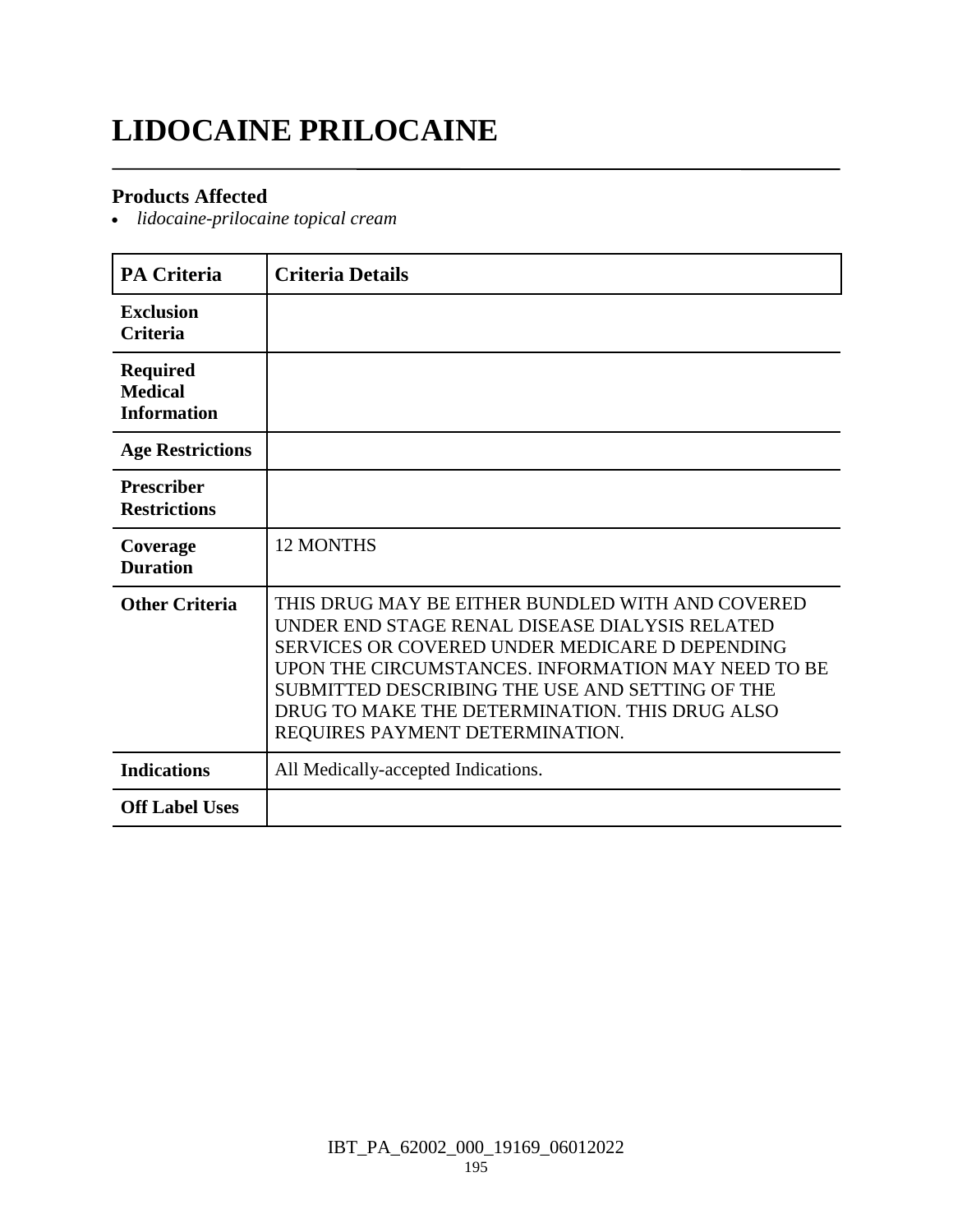# LIDOCAINE PRILOCAINE

### Products Affected

- *lidocaine-prilocaine topical cream*

| PA Criteria | Criteria Details |
| --- | --- |
| **Exclusion Criteria** | |
| **Required Medical Information** | |
| **Age Restrictions** | |
| **Prescriber Restrictions** | |
| **Coverage Duration** | 12 MONTHS |
| **Other Criteria** | THIS DRUG MAY BE EITHER BUNDLED WITH AND COVERED UNDER END STAGE RENAL DISEASE DIALYSIS RELATED SERVICES OR COVERED UNDER MEDICARE D DEPENDING UPON THE CIRCUMSTANCES. INFORMATION MAY NEED TO BE SUBMITTED DESCRIBING THE USE AND SETTING OF THE DRUG TO MAKE THE DETERMINATION. THIS DRUG ALSO REQUIRES PAYMENT DETERMINATION. |
| **Indications** | All Medically-accepted Indications. |
| **Off Label Uses** | |

IBT_PA_62002_000_19169_06012022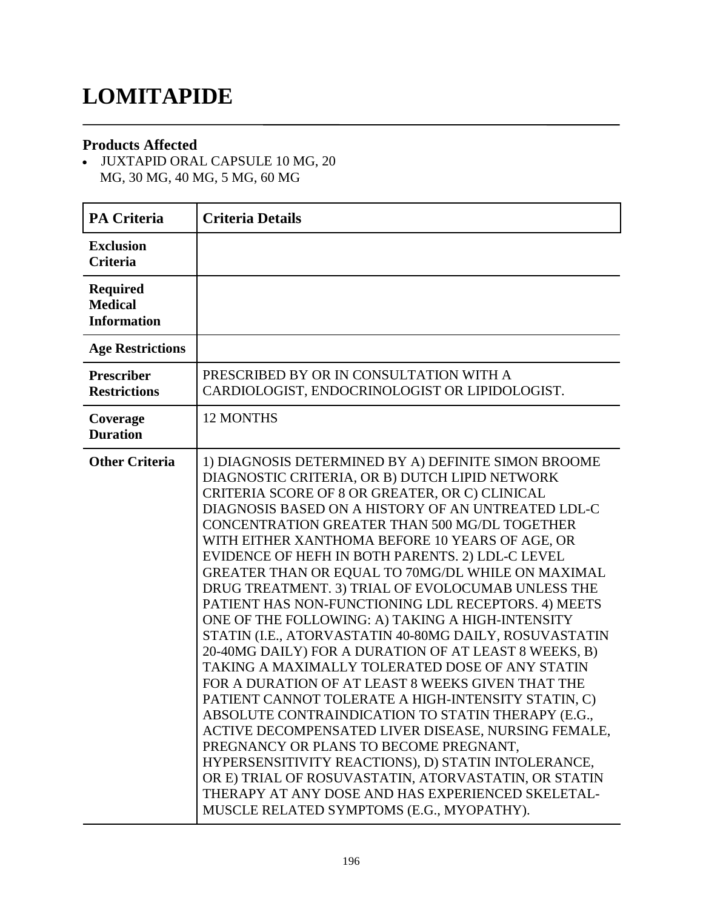# LOMITAPIDE

## Products Affected

- JUXTAPID ORAL CAPSULE 10 MG, 20 MG, 30 MG, 40 MG, 5 MG, 60 MG

| PA Criteria | Criteria Details |
|---|---|
| **Exclusion Criteria** | |
| **Required Medical Information** | |
| **Age Restrictions** | |
| **Prescriber Restrictions** | PRESCRIBED BY OR IN CONSULTATION WITH A CARDIOLOGIST, ENDOCRINOLOGIST OR LIPIDOLOGIST. |
| **Coverage Duration** | 12 MONTHS |
| **Other Criteria** | 1) DIAGNOSIS DETERMINED BY A) DEFINITE SIMON BROOME DIAGNOSTIC CRITERIA, OR B) DUTCH LIPID NETWORK CRITERIA SCORE OF 8 OR GREATER, OR C) CLINICAL DIAGNOSIS BASED ON A HISTORY OF AN UNTREATED LDL-C CONCENTRATION GREATER THAN 500 MG/DL TOGETHER WITH EITHER XANTHOMA BEFORE 10 YEARS OF AGE, OR EVIDENCE OF HEFH IN BOTH PARENTS. 2) LDL-C LEVEL GREATER THAN OR EQUAL TO 70MG/DL WHILE ON MAXIMAL DRUG TREATMENT. 3) TRIAL OF EVOLOCUMAB UNLESS THE PATIENT HAS NON-FUNCTIONING LDL RECEPTORS. 4) MEETS ONE OF THE FOLLOWING: A) TAKING A HIGH-INTENSITY STATIN (I.E., ATORVASTATIN 40-80MG DAILY, ROSUVASTATIN 20-40MG DAILY) FOR A DURATION OF AT LEAST 8 WEEKS, B) TAKING A MAXIMALLY TOLERATED DOSE OF ANY STATIN FOR A DURATION OF AT LEAST 8 WEEKS GIVEN THAT THE PATIENT CANNOT TOLERATE A HIGH-INTENSITY STATIN, C) ABSOLUTE CONTRAINDICATION TO STATIN THERAPY (E.G., ACTIVE DECOMPENSATED LIVER DISEASE, NURSING FEMALE, PREGNANCY OR PLANS TO BECOME PREGNANT, HYPERSENSITIVITY REACTIONS), D) STATIN INTOLERANCE, OR E) TRIAL OF ROSUVASTATIN, ATORVASTATIN, OR STATIN THERAPY AT ANY DOSE AND HAS EXPERIENCED SKELETAL-MUSCLE RELATED SYMPTOMS (E.G., MYOPATHY). |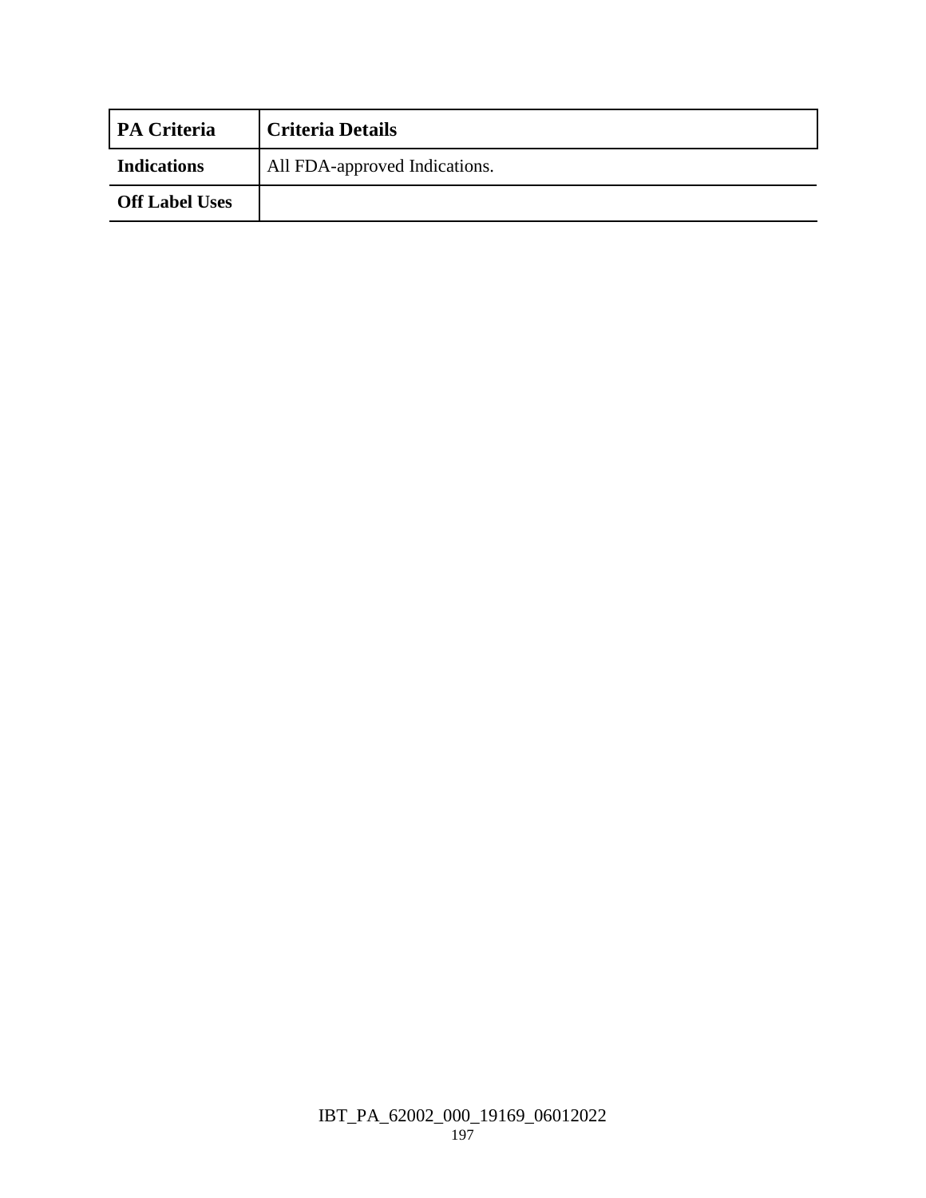| PA Criteria | Criteria Details |
| --- | --- |
| Indications | All FDA-approved Indications. |
| Off Label Uses | |

IBT_PA_62002_000_19169_06012022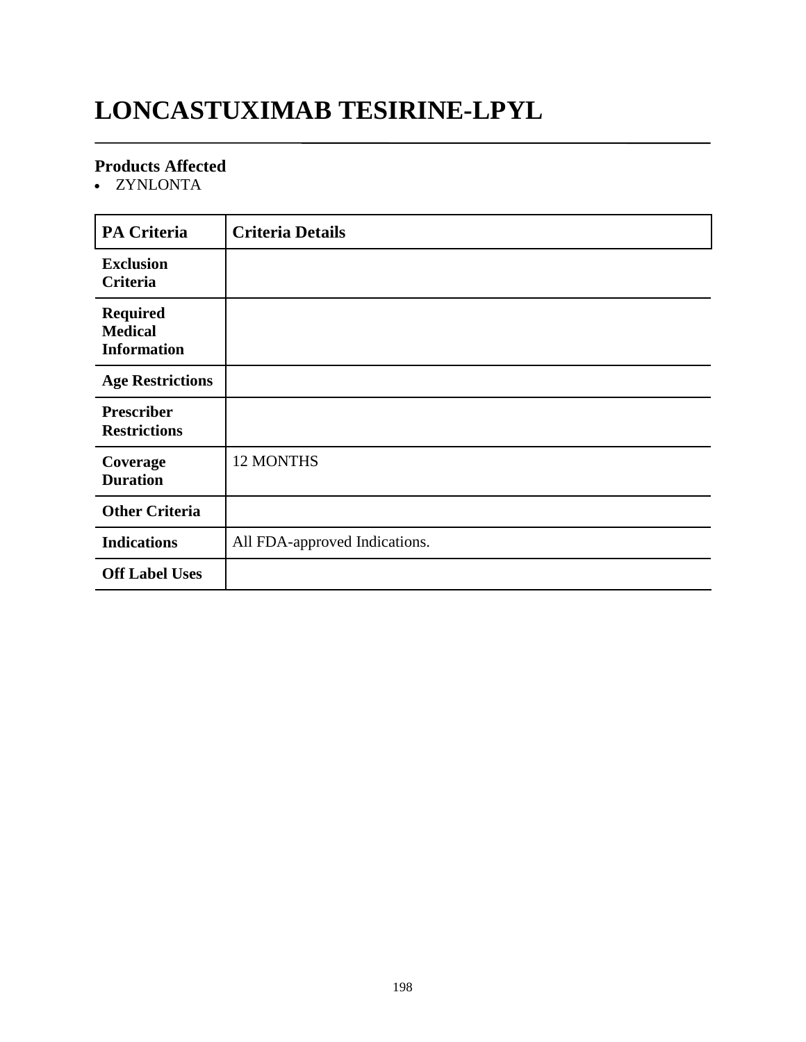# LONCASTUXIMAB TESIRINE-LPYL

### Products Affected

- ZYNLONTA

| PA Criteria | Criteria Details |
|---|---|
| **Exclusion Criteria** | |
| **Required Medical Information** | |
| **Age Restrictions** | |
| **Prescriber Restrictions** | |
| **Coverage Duration** | 12 MONTHS |
| **Other Criteria** | |
| **Indications** | All FDA-approved Indications. |
| **Off Label Uses** | |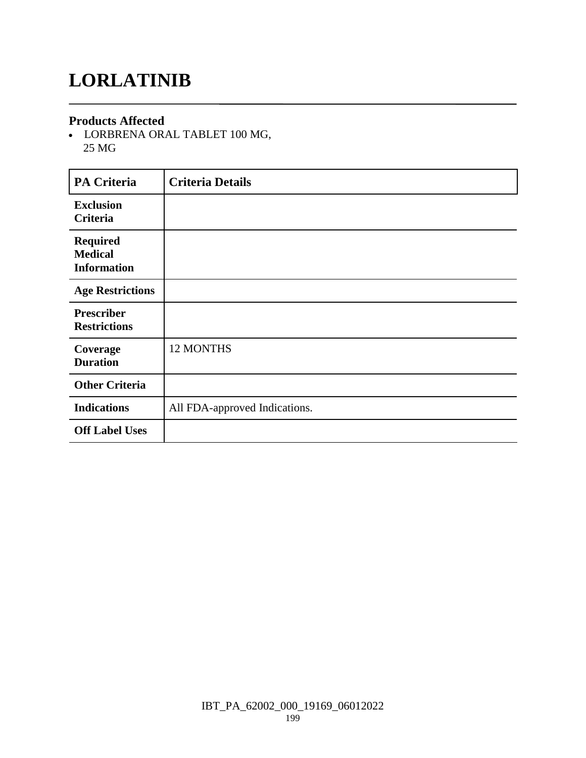# LORLATINIB

### Products Affected

- LORBRENA ORAL TABLET 100 MG, 25 MG

| PA Criteria | Criteria Details |
|---|---|
| **Exclusion Criteria** | |
| **Required Medical Information** | |
| **Age Restrictions** | |
| **Prescriber Restrictions** | |
| **Coverage Duration** | 12 MONTHS |
| **Other Criteria** | |
| **Indications** | All FDA-approved Indications. |
| **Off Label Uses** | |

IBT_PA_62002_000_19169_06012022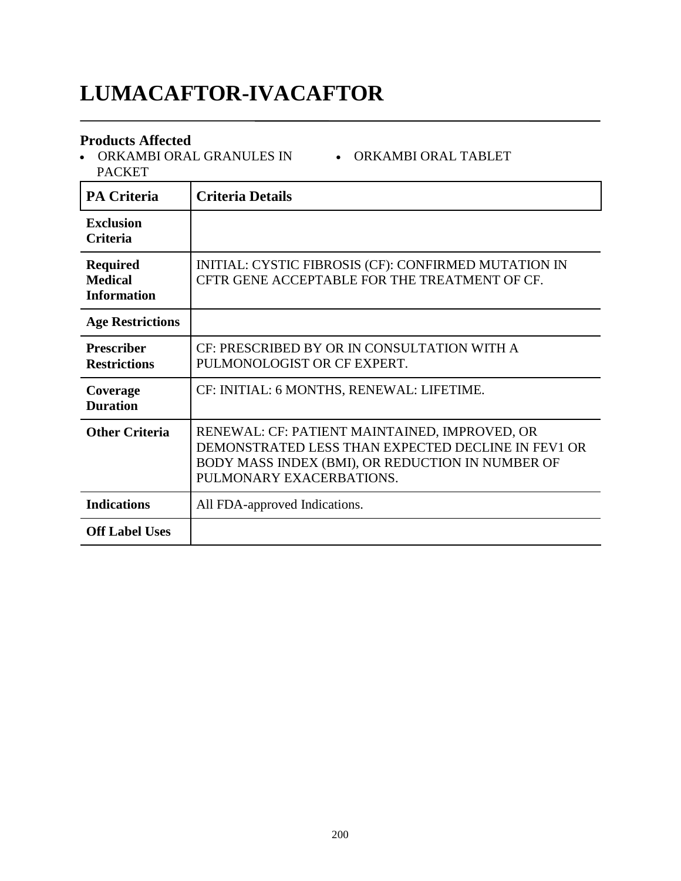# LUMACAFTOR-IVACAFTOR

### Products Affected

- ORKAMBI ORAL GRANULES IN PACKET
- ORKAMBI ORAL TABLET

| PA Criteria | Criteria Details |
|---|---|
| **Exclusion Criteria** | |
| **Required Medical Information** | INITIAL: CYSTIC FIBROSIS (CF): CONFIRMED MUTATION IN CFTR GENE ACCEPTABLE FOR THE TREATMENT OF CF. |
| **Age Restrictions** | |
| **Prescriber Restrictions** | CF: PRESCRIBED BY OR IN CONSULTATION WITH A PULMONOLOGIST OR CF EXPERT. |
| **Coverage Duration** | CF: INITIAL: 6 MONTHS, RENEWAL: LIFETIME. |
| **Other Criteria** | RENEWAL: CF: PATIENT MAINTAINED, IMPROVED, OR DEMONSTRATED LESS THAN EXPECTED DECLINE IN FEV1 OR BODY MASS INDEX (BMI), OR REDUCTION IN NUMBER OF PULMONARY EXACERBATIONS. |
| **Indications** | All FDA-approved Indications. |
| **Off Label Uses** | |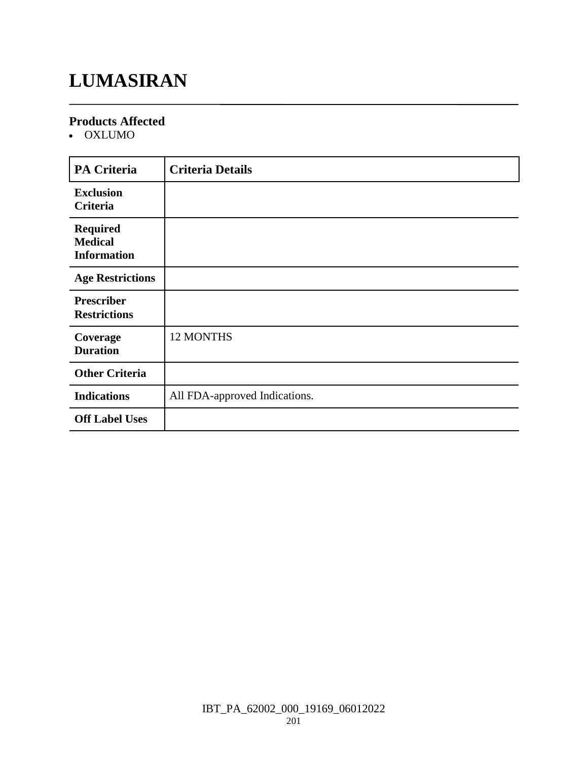# LUMASIRAN

## Products Affected

- OXLUMO

| PA Criteria | Criteria Details |
|---|---|
| **Exclusion Criteria** | |
| **Required Medical Information** | |
| **Age Restrictions** | |
| **Prescriber Restrictions** | |
| **Coverage Duration** | 12 MONTHS |
| **Other Criteria** | |
| **Indications** | All FDA-approved Indications. |
| **Off Label Uses** | |

IBT_PA_62002_000_19169_06012022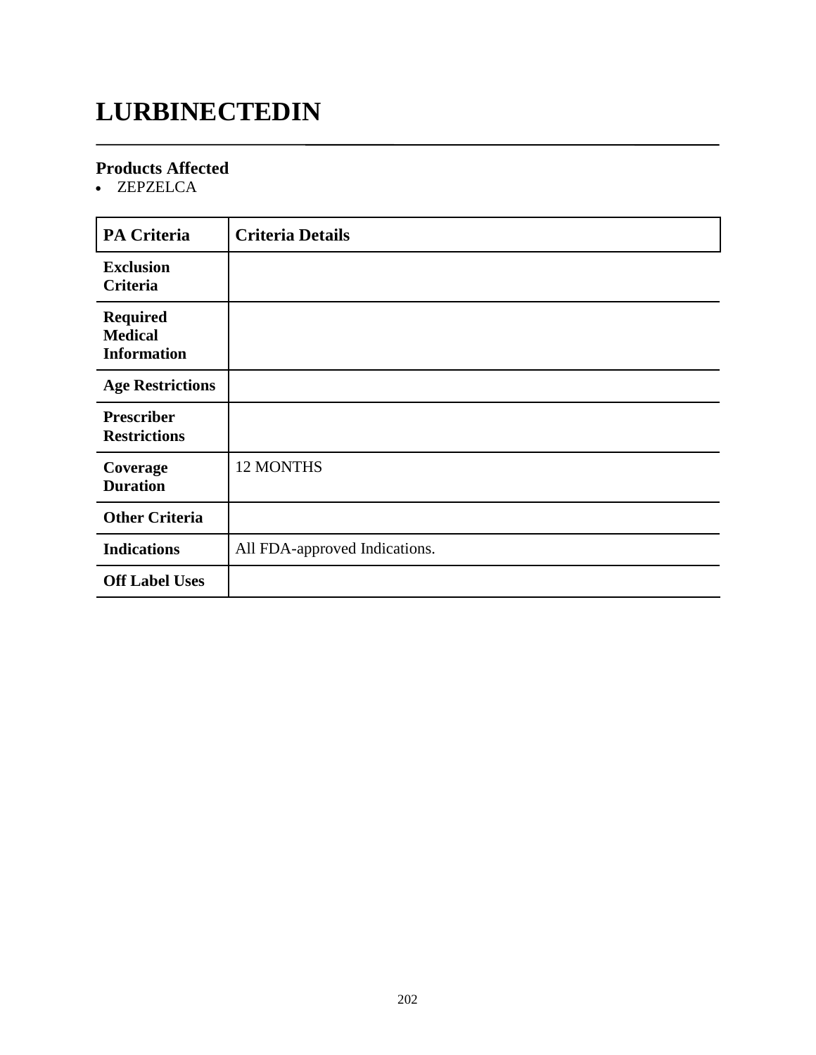# LURBINECTEDIN

## Products Affected

- ZEPZELCA

| PA Criteria | Criteria Details |
|---|---|
| **Exclusion Criteria** | |
| **Required Medical Information** | |
| **Age Restrictions** | |
| **Prescriber Restrictions** | |
| **Coverage Duration** | 12 MONTHS |
| **Other Criteria** | |
| **Indications** | All FDA-approved Indications. |
| **Off Label Uses** | |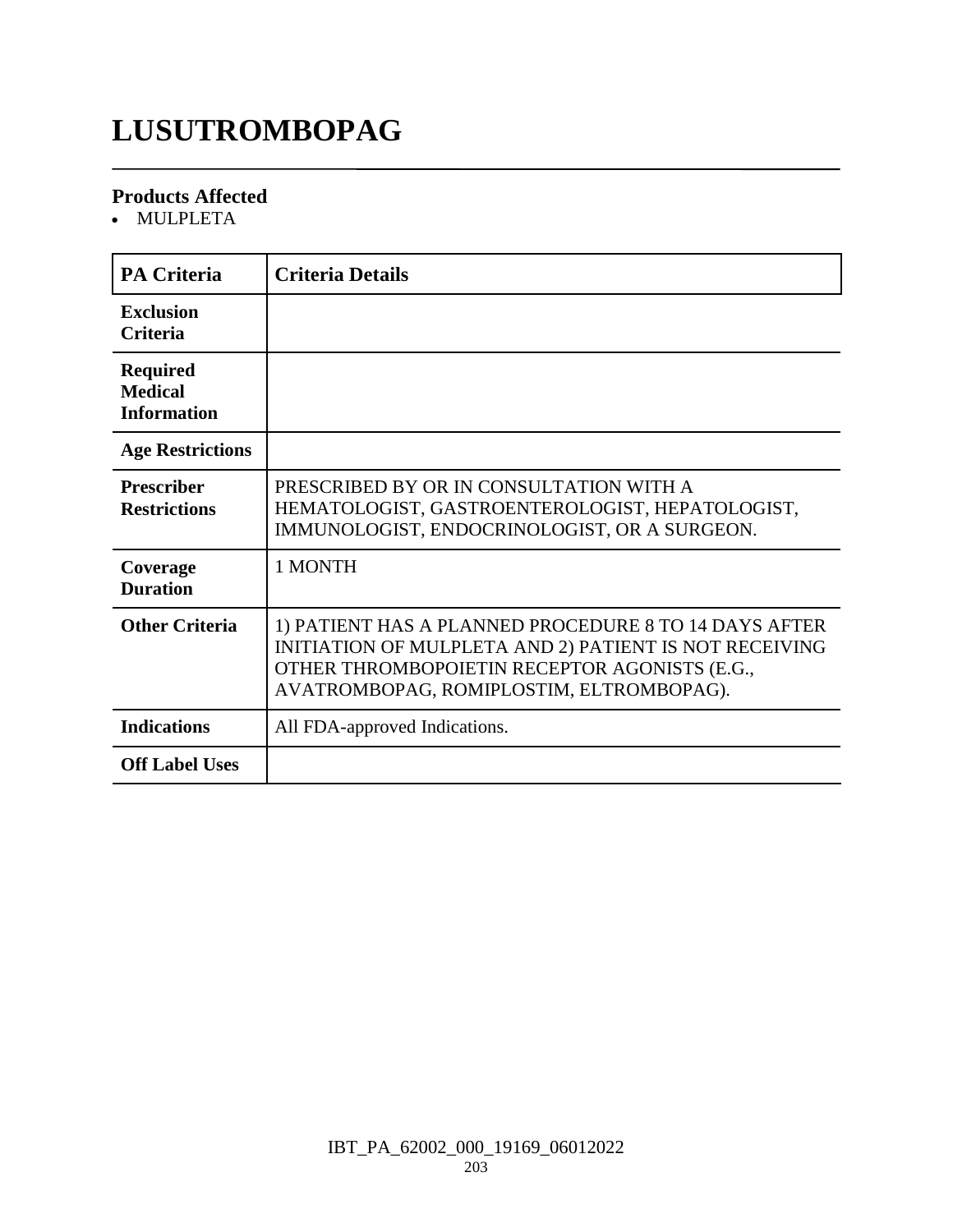# LUSUTROMBOPAG

### Products Affected

- MULPLETA

| PA Criteria | Criteria Details |
|---|---|
| **Exclusion Criteria** | |
| **Required Medical Information** | |
| **Age Restrictions** | |
| **Prescriber Restrictions** | PRESCRIBED BY OR IN CONSULTATION WITH A HEMATOLOGIST, GASTROENTEROLOGIST, HEPATOLOGIST, IMMUNOLOGIST, ENDOCRINOLOGIST, OR A SURGEON. |
| **Coverage Duration** | 1 MONTH |
| **Other Criteria** | 1) PATIENT HAS A PLANNED PROCEDURE 8 TO 14 DAYS AFTER INITIATION OF MULPLETA AND 2) PATIENT IS NOT RECEIVING OTHER THROMBOPOIETIN RECEPTOR AGONISTS (E.G., AVATROMBOPAG, ROMIPLOSTIM, ELTROMBOPAG). |
| **Indications** | All FDA-approved Indications. |
| **Off Label Uses** | |

IBT_PA_62002_000_19169_06012022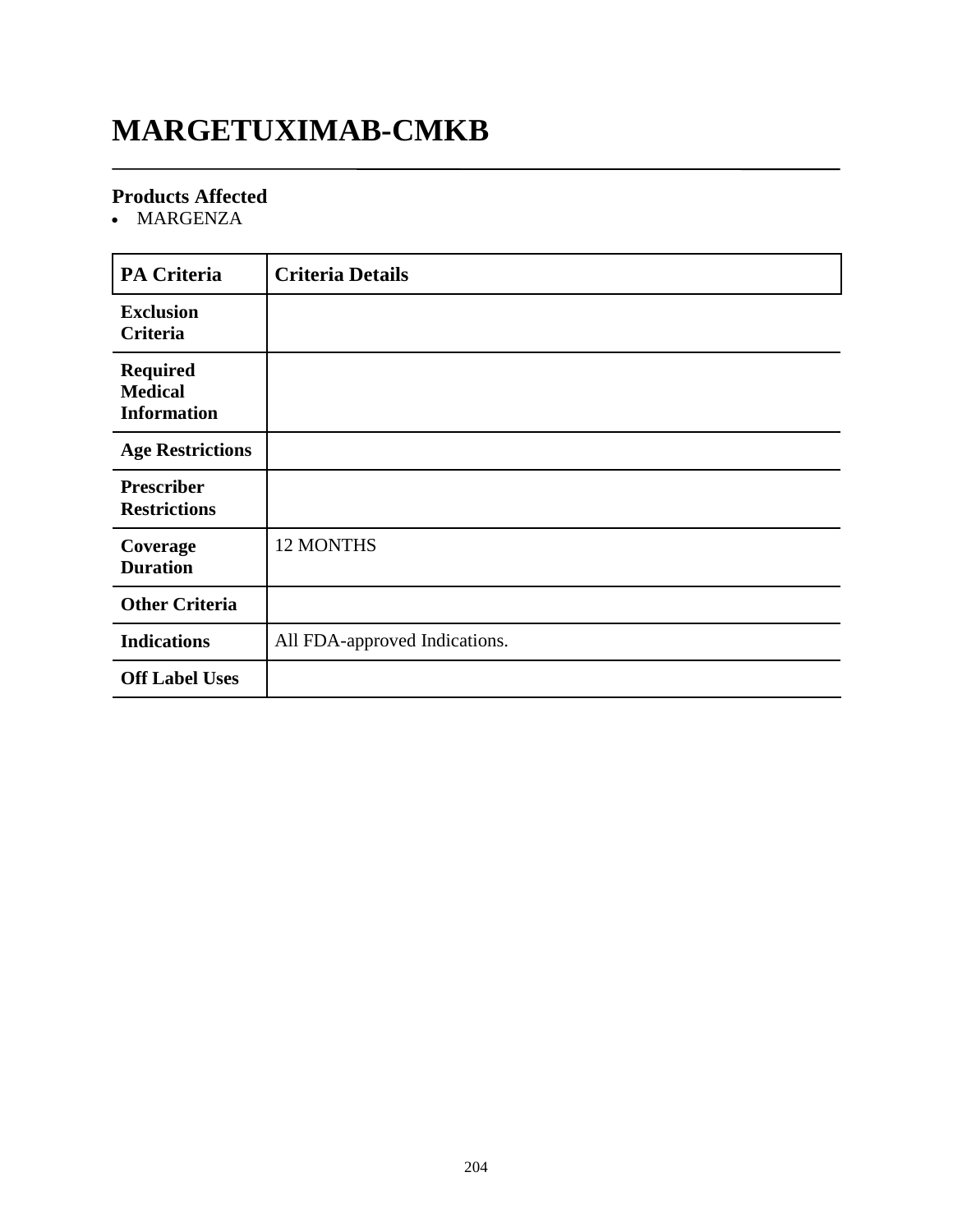# MARGETUXIMAB-CMKB

## Products Affected

- MARGENZA

| PA Criteria | Criteria Details |
| --- | --- |
| **Exclusion Criteria** | |
| **Required Medical Information** | |
| **Age Restrictions** | |
| **Prescriber Restrictions** | |
| **Coverage Duration** | 12 MONTHS |
| **Other Criteria** | |
| **Indications** | All FDA-approved Indications. |
| **Off Label Uses** | |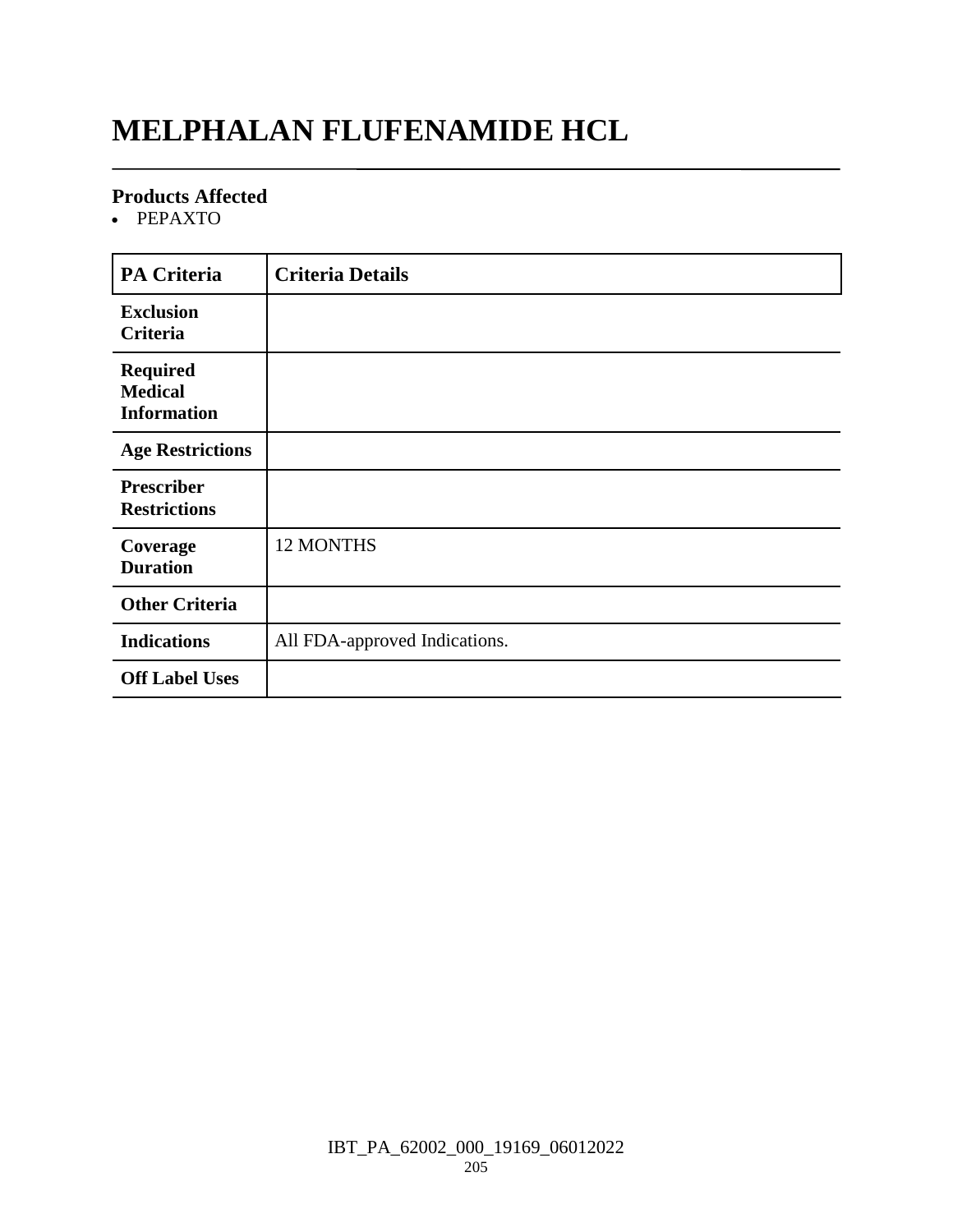# MELPHALAN FLUFENAMIDE HCL

### Products Affected

- PEPAXTO

| PA Criteria | Criteria Details |
|---|---|
| **Exclusion Criteria** | |
| **Required Medical Information** | |
| **Age Restrictions** | |
| **Prescriber Restrictions** | |
| **Coverage Duration** | 12 MONTHS |
| **Other Criteria** | |
| **Indications** | All FDA-approved Indications. |
| **Off Label Uses** | |

IBT_PA_62002_000_19169_06012022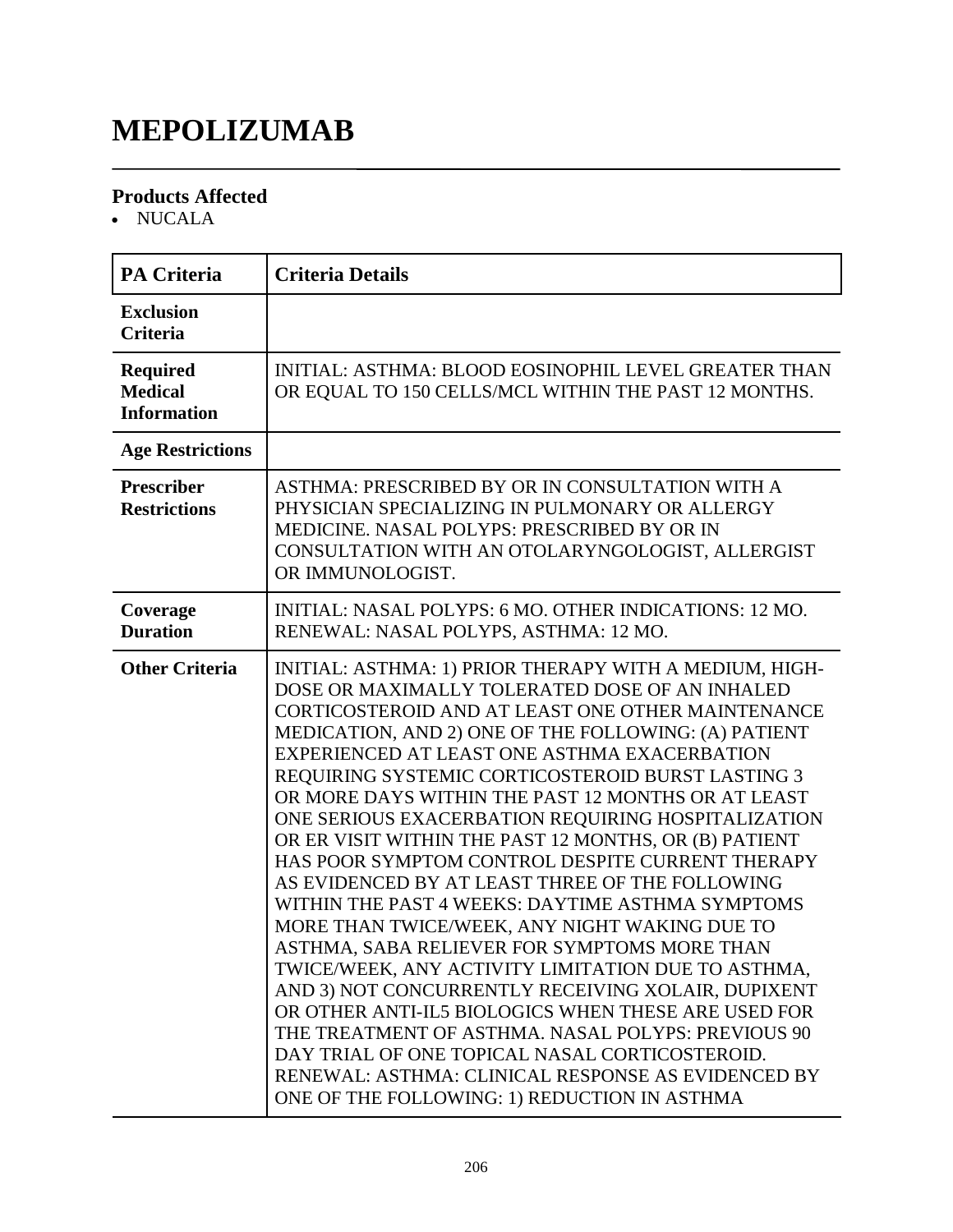# MEPOLIZUMAB

## Products Affected

- NUCALA

| PA Criteria | Criteria Details |
|---|---|
| **Exclusion Criteria** | |
| **Required Medical Information** | INITIAL: ASTHMA: BLOOD EOSINOPHIL LEVEL GREATER THAN OR EQUAL TO 150 CELLS/MCL WITHIN THE PAST 12 MONTHS. |
| **Age Restrictions** | |
| **Prescriber Restrictions** | ASTHMA: PRESCRIBED BY OR IN CONSULTATION WITH A PHYSICIAN SPECIALIZING IN PULMONARY OR ALLERGY MEDICINE. NASAL POLYPS: PRESCRIBED BY OR IN CONSULTATION WITH AN OTOLARYNGOLOGIST, ALLERGIST OR IMMUNOLOGIST. |
| **Coverage Duration** | INITIAL: NASAL POLYPS: 6 MO. OTHER INDICATIONS: 12 MO. RENEWAL: NASAL POLYPS, ASTHMA: 12 MO. |
| **Other Criteria** | INITIAL: ASTHMA: 1) PRIOR THERAPY WITH A MEDIUM, HIGH-DOSE OR MAXIMALLY TOLERATED DOSE OF AN INHALED CORTICOSTEROID AND AT LEAST ONE OTHER MAINTENANCE MEDICATION, AND 2) ONE OF THE FOLLOWING: (A) PATIENT EXPERIENCED AT LEAST ONE ASTHMA EXACERBATION REQUIRING SYSTEMIC CORTICOSTEROID BURST LASTING 3 OR MORE DAYS WITHIN THE PAST 12 MONTHS OR AT LEAST ONE SERIOUS EXACERBATION REQUIRING HOSPITALIZATION OR ER VISIT WITHIN THE PAST 12 MONTHS, OR (B) PATIENT HAS POOR SYMPTOM CONTROL DESPITE CURRENT THERAPY AS EVIDENCED BY AT LEAST THREE OF THE FOLLOWING WITHIN THE PAST 4 WEEKS: DAYTIME ASTHMA SYMPTOMS MORE THAN TWICE/WEEK, ANY NIGHT WAKING DUE TO ASTHMA, SABA RELIEVER FOR SYMPTOMS MORE THAN TWICE/WEEK, ANY ACTIVITY LIMITATION DUE TO ASTHMA, AND 3) NOT CONCURRENTLY RECEIVING XOLAIR, DUPIXENT OR OTHER ANTI-IL5 BIOLOGICS WHEN THESE ARE USED FOR THE TREATMENT OF ASTHMA. NASAL POLYPS: PREVIOUS 90 DAY TRIAL OF ONE TOPICAL NASAL CORTICOSTEROID. RENEWAL: ASTHMA: CLINICAL RESPONSE AS EVIDENCED BY ONE OF THE FOLLOWING: 1) REDUCTION IN ASTHMA |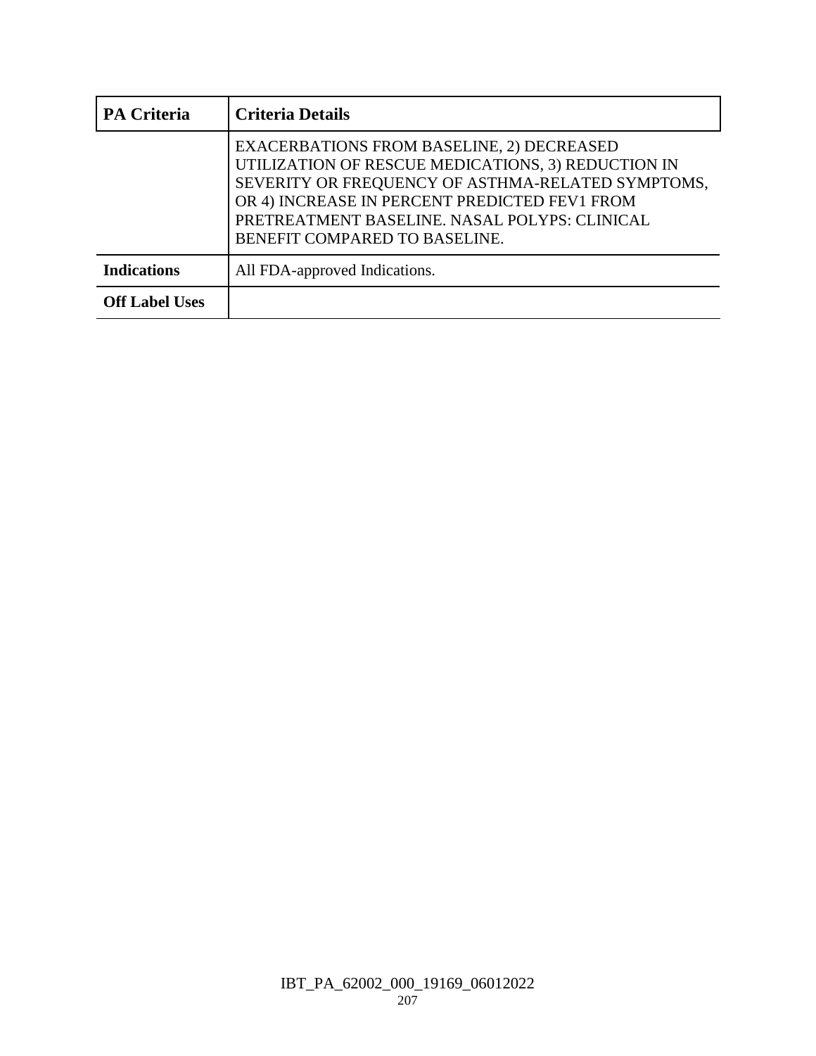| PA Criteria | Criteria Details |
| --- | --- |
| | EXACERBATIONS FROM BASELINE, 2) DECREASED UTILIZATION OF RESCUE MEDICATIONS, 3) REDUCTION IN SEVERITY OR FREQUENCY OF ASTHMA-RELATED SYMPTOMS, OR 4) INCREASE IN PERCENT PREDICTED FEV1 FROM PRETREATMENT BASELINE. NASAL POLYPS: CLINICAL BENEFIT COMPARED TO BASELINE. |
| **Indications** | All FDA-approved Indications. |
| **Off Label Uses** | |

IBT_PA_62002_000_19169_06012022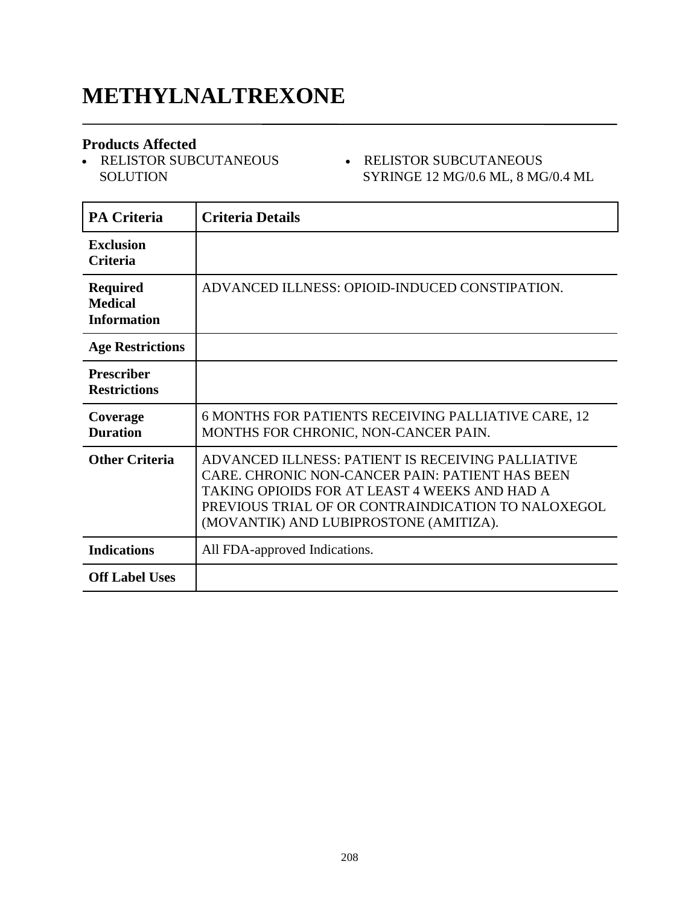# METHYLNALTREXONE

## Products Affected

- RELISTOR SUBCUTANEOUS SOLUTION
- RELISTOR SUBCUTANEOUS SYRINGE 12 MG/0.6 ML, 8 MG/0.4 ML

| PA Criteria | Criteria Details |
|---|---|
| **Exclusion Criteria** | |
| **Required Medical Information** | ADVANCED ILLNESS: OPIOID-INDUCED CONSTIPATION. |
| **Age Restrictions** | |
| **Prescriber Restrictions** | |
| **Coverage Duration** | 6 MONTHS FOR PATIENTS RECEIVING PALLIATIVE CARE, 12 MONTHS FOR CHRONIC, NON-CANCER PAIN. |
| **Other Criteria** | ADVANCED ILLNESS: PATIENT IS RECEIVING PALLIATIVE CARE. CHRONIC NON-CANCER PAIN: PATIENT HAS BEEN TAKING OPIOIDS FOR AT LEAST 4 WEEKS AND HAD A PREVIOUS TRIAL OF OR CONTRAINDICATION TO NALOXEGOL (MOVANTIK) AND LUBIPROSTONE (AMITIZA). |
| **Indications** | All FDA-approved Indications. |
| **Off Label Uses** | |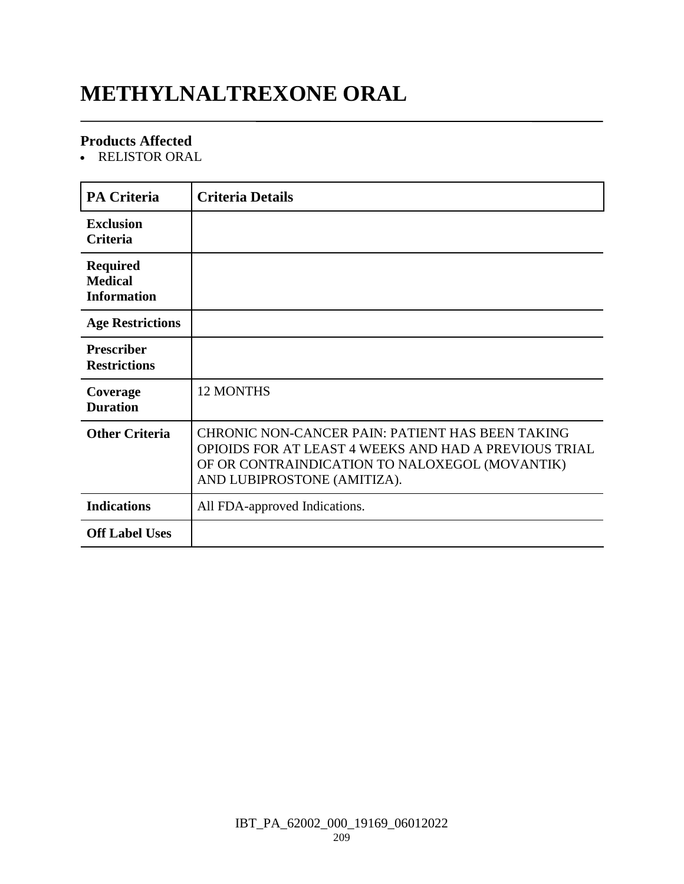# METHYLNALTREXONE ORAL

## Products Affected

- RELISTOR ORAL

| PA Criteria | Criteria Details |
|---|---|
| **Exclusion Criteria** | |
| **Required Medical Information** | |
| **Age Restrictions** | |
| **Prescriber Restrictions** | |
| **Coverage Duration** | 12 MONTHS |
| **Other Criteria** | CHRONIC NON-CANCER PAIN: PATIENT HAS BEEN TAKING OPIOIDS FOR AT LEAST 4 WEEKS AND HAD A PREVIOUS TRIAL OF OR CONTRAINDICATION TO NALOXEGOL (MOVANTIK) AND LUBIPROSTONE (AMITIZA). |
| **Indications** | All FDA-approved Indications. |
| **Off Label Uses** | |

IBT_PA_62002_000_19169_06012022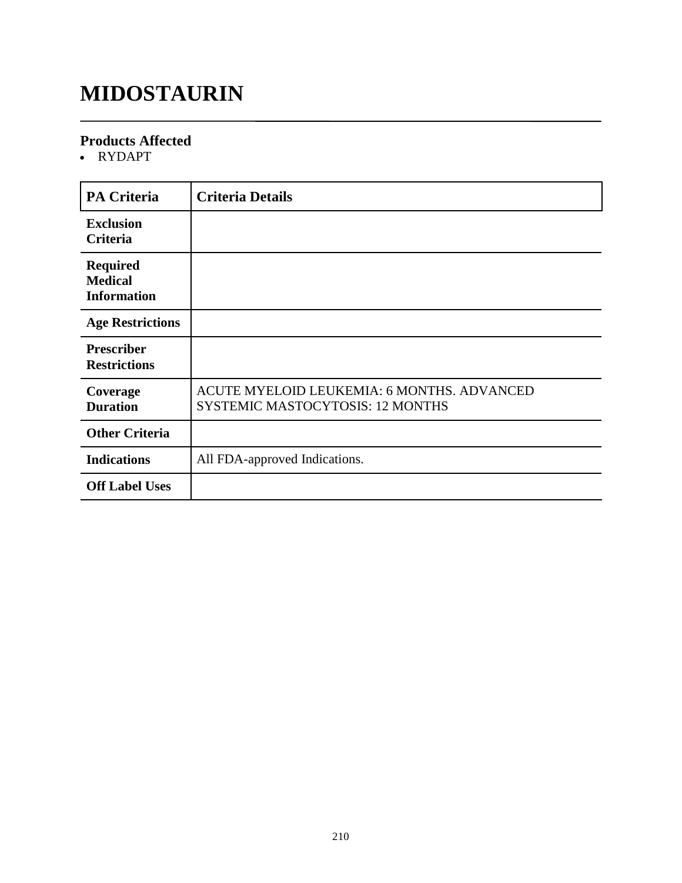# MIDOSTAURIN

### Products Affected

- RYDAPT

| PA Criteria | Criteria Details |
| --- | --- |
| **Exclusion Criteria** | |
| **Required Medical Information** | |
| **Age Restrictions** | |
| **Prescriber Restrictions** | |
| **Coverage Duration** | ACUTE MYELOID LEUKEMIA: 6 MONTHS. ADVANCED SYSTEMIC MASTOCYTOSIS: 12 MONTHS |
| **Other Criteria** | |
| **Indications** | All FDA-approved Indications. |
| **Off Label Uses** | |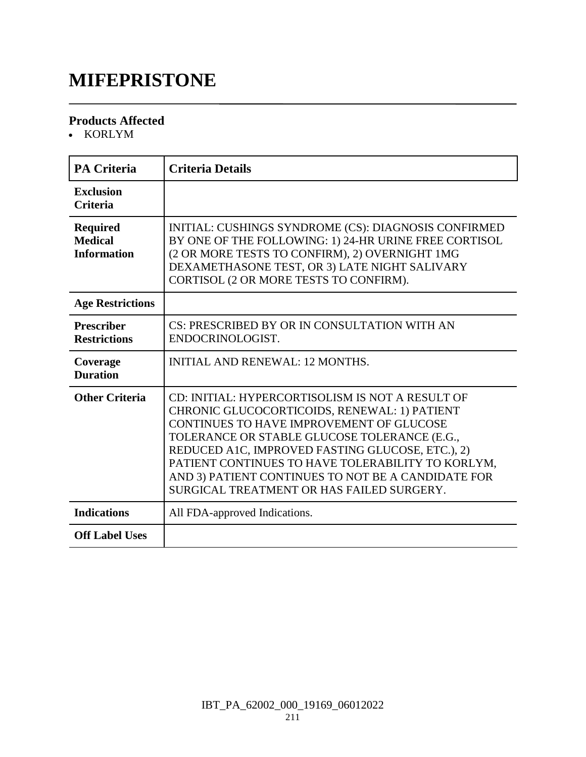# MIFEPRISTONE

### Products Affected

- KORLYM

| PA Criteria | Criteria Details |
|---|---|
| **Exclusion Criteria** | |
| **Required Medical Information** | INITIAL: CUSHINGS SYNDROME (CS): DIAGNOSIS CONFIRMED BY ONE OF THE FOLLOWING: 1) 24-HR URINE FREE CORTISOL (2 OR MORE TESTS TO CONFIRM), 2) OVERNIGHT 1MG DEXAMETHASONE TEST, OR 3) LATE NIGHT SALIVARY CORTISOL (2 OR MORE TESTS TO CONFIRM). |
| **Age Restrictions** | |
| **Prescriber Restrictions** | CS: PRESCRIBED BY OR IN CONSULTATION WITH AN ENDOCRINOLOGIST. |
| **Coverage Duration** | INITIAL AND RENEWAL: 12 MONTHS. |
| **Other Criteria** | CD: INITIAL: HYPERCORTISOLISM IS NOT A RESULT OF CHRONIC GLUCOCORTICOIDS, RENEWAL: 1) PATIENT CONTINUES TO HAVE IMPROVEMENT OF GLUCOSE TOLERANCE OR STABLE GLUCOSE TOLERANCE (E.G., REDUCED A1C, IMPROVED FASTING GLUCOSE, ETC.), 2) PATIENT CONTINUES TO HAVE TOLERABILITY TO KORLYM, AND 3) PATIENT CONTINUES TO NOT BE A CANDIDATE FOR SURGICAL TREATMENT OR HAS FAILED SURGERY. |
| **Indications** | All FDA-approved Indications. |
| **Off Label Uses** | |

IBT_PA_62002_000_19169_06012022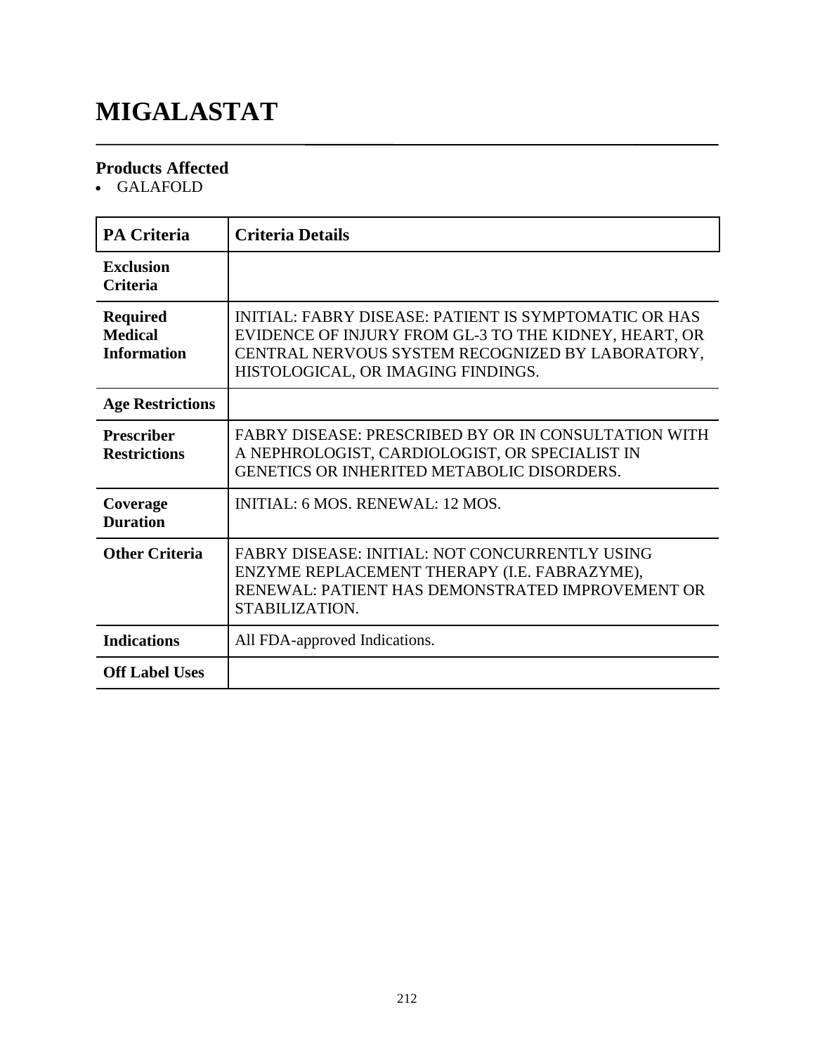# MIGALASTAT

### Products Affected

- GALAFOLD

| PA Criteria | Criteria Details |
|---|---|
| **Exclusion Criteria** | |
| **Required Medical Information** | INITIAL: FABRY DISEASE: PATIENT IS SYMPTOMATIC OR HAS EVIDENCE OF INJURY FROM GL-3 TO THE KIDNEY, HEART, OR CENTRAL NERVOUS SYSTEM RECOGNIZED BY LABORATORY, HISTOLOGICAL, OR IMAGING FINDINGS. |
| **Age Restrictions** | |
| **Prescriber Restrictions** | FABRY DISEASE: PRESCRIBED BY OR IN CONSULTATION WITH A NEPHROLOGIST, CARDIOLOGIST, OR SPECIALIST IN GENETICS OR INHERITED METABOLIC DISORDERS. |
| **Coverage Duration** | INITIAL: 6 MOS. RENEWAL: 12 MOS. |
| **Other Criteria** | FABRY DISEASE: INITIAL: NOT CONCURRENTLY USING ENZYME REPLACEMENT THERAPY (I.E. FABRAZYME), RENEWAL: PATIENT HAS DEMONSTRATED IMPROVEMENT OR STABILIZATION. |
| **Indications** | All FDA-approved Indications. |
| **Off Label Uses** | |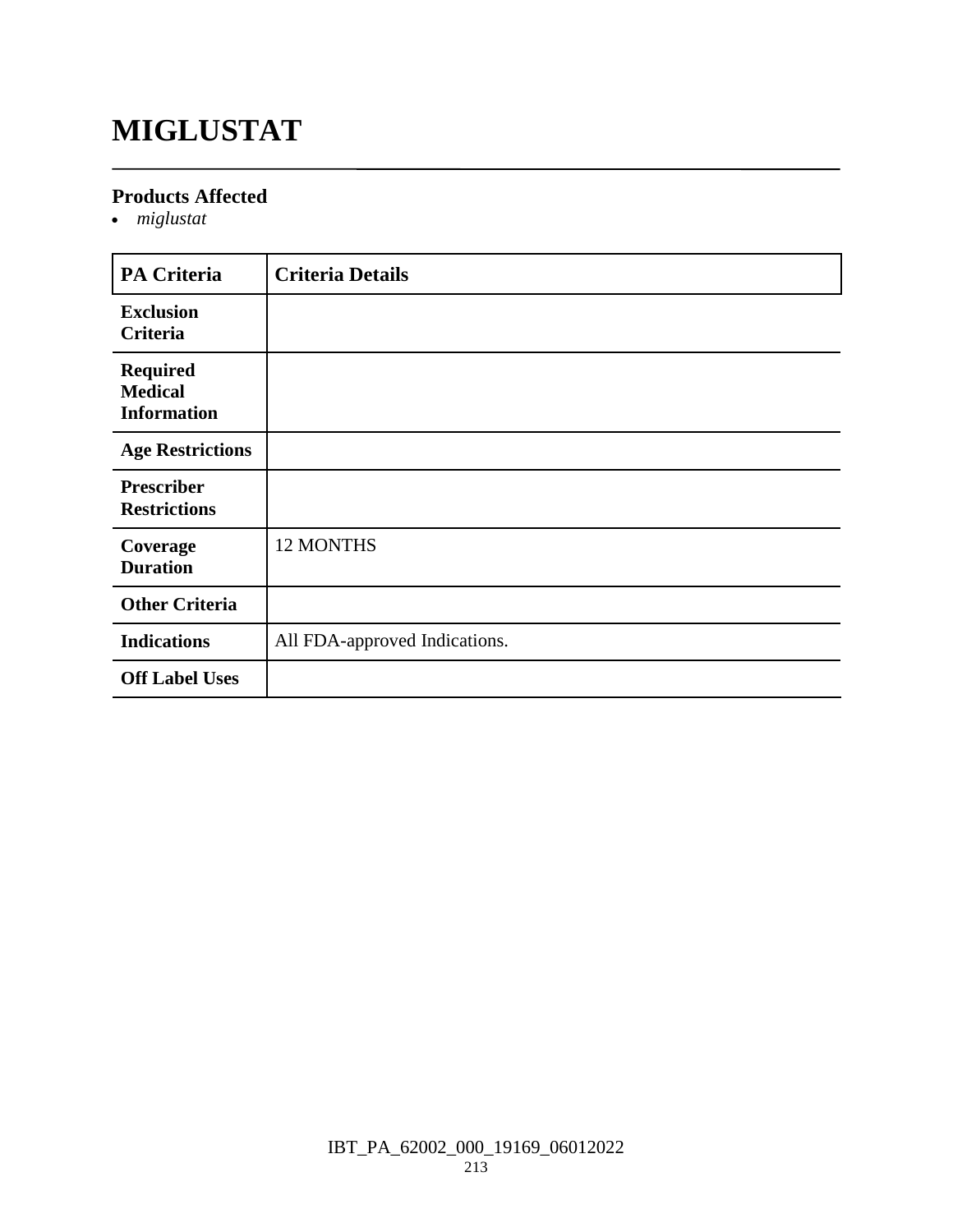# MIGLUSTAT

## Products Affected

- *miglustat*

| PA Criteria | Criteria Details |
| --- | --- |
| **Exclusion Criteria** | |
| **Required Medical Information** | |
| **Age Restrictions** | |
| **Prescriber Restrictions** | |
| **Coverage Duration** | 12 MONTHS |
| **Other Criteria** | |
| **Indications** | All FDA-approved Indications. |
| **Off Label Uses** | |

IBT_PA_62002_000_19169_06012022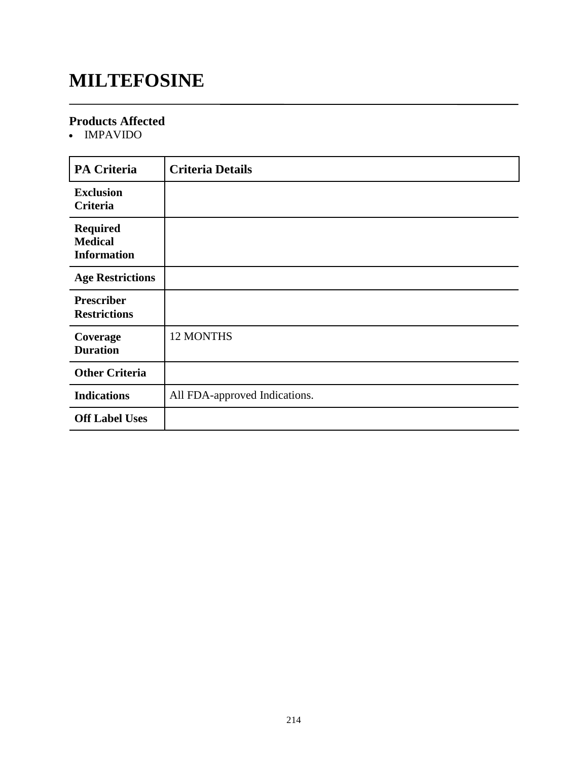# MILTEFOSINE

## Products Affected

- IMPAVIDO

| PA Criteria | Criteria Details |
| --- | --- |
| **Exclusion Criteria** | |
| **Required Medical Information** | |
| **Age Restrictions** | |
| **Prescriber Restrictions** | |
| **Coverage Duration** | 12 MONTHS |
| **Other Criteria** | |
| **Indications** | All FDA-approved Indications. |
| **Off Label Uses** | |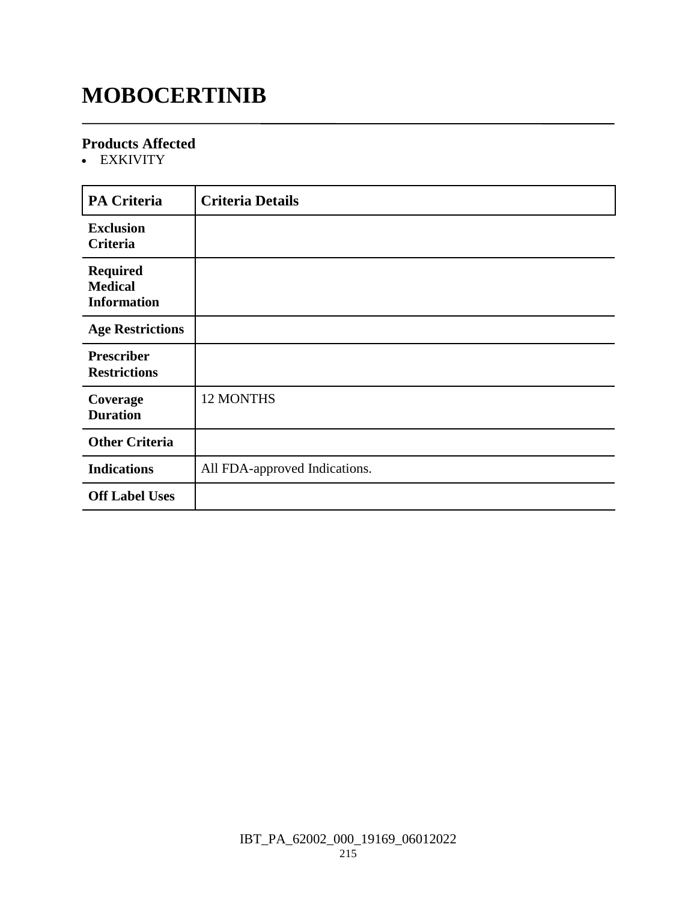# MOBOCERTINIB

### Products Affected

- EXKIVITY

| PA Criteria | Criteria Details |
| --- | --- |
| **Exclusion Criteria** | |
| **Required Medical Information** | |
| **Age Restrictions** | |
| **Prescriber Restrictions** | |
| **Coverage Duration** | 12 MONTHS |
| **Other Criteria** | |
| **Indications** | All FDA-approved Indications. |
| **Off Label Uses** | |

IBT_PA_62002_000_19169_06012022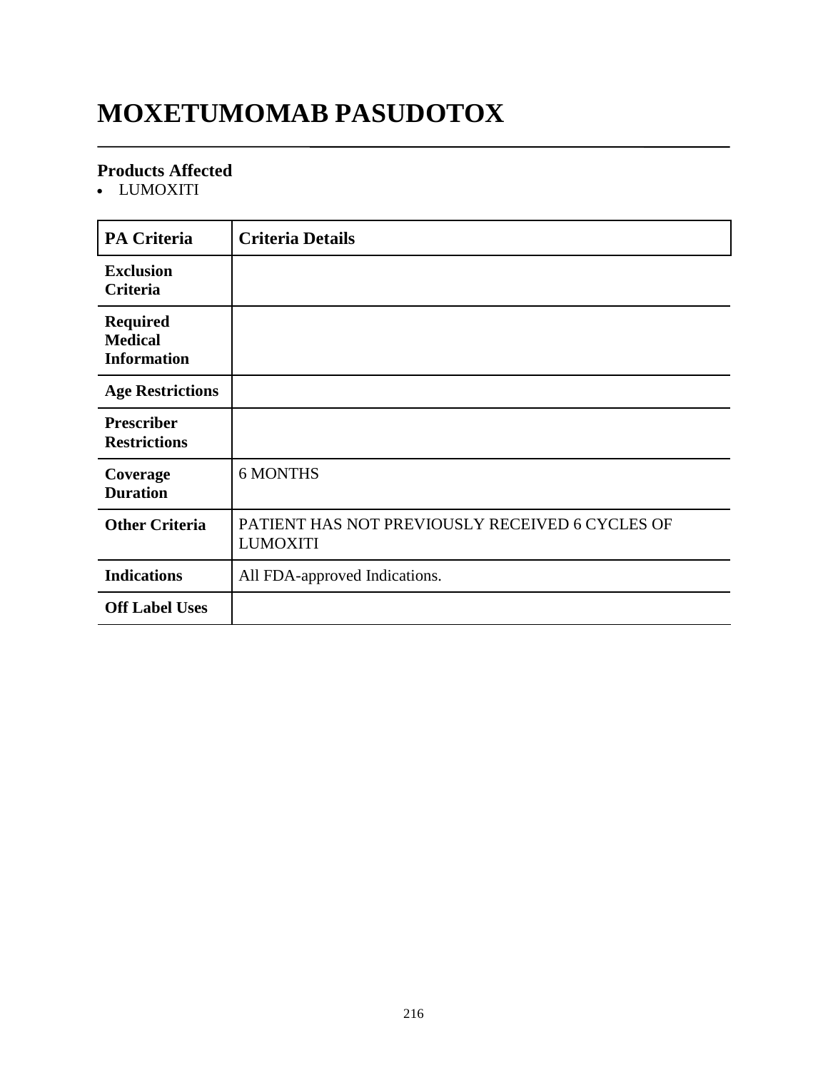# MOXETUMOMAB PASUDOTOX

### Products Affected

- LUMOXITI

| PA Criteria | Criteria Details |
|---|---|
| Exclusion Criteria | |
| Required Medical Information | |
| Age Restrictions | |
| Prescriber Restrictions | |
| Coverage Duration | 6 MONTHS |
| Other Criteria | PATIENT HAS NOT PREVIOUSLY RECEIVED 6 CYCLES OF LUMOXITI |
| Indications | All FDA-approved Indications. |
| Off Label Uses | |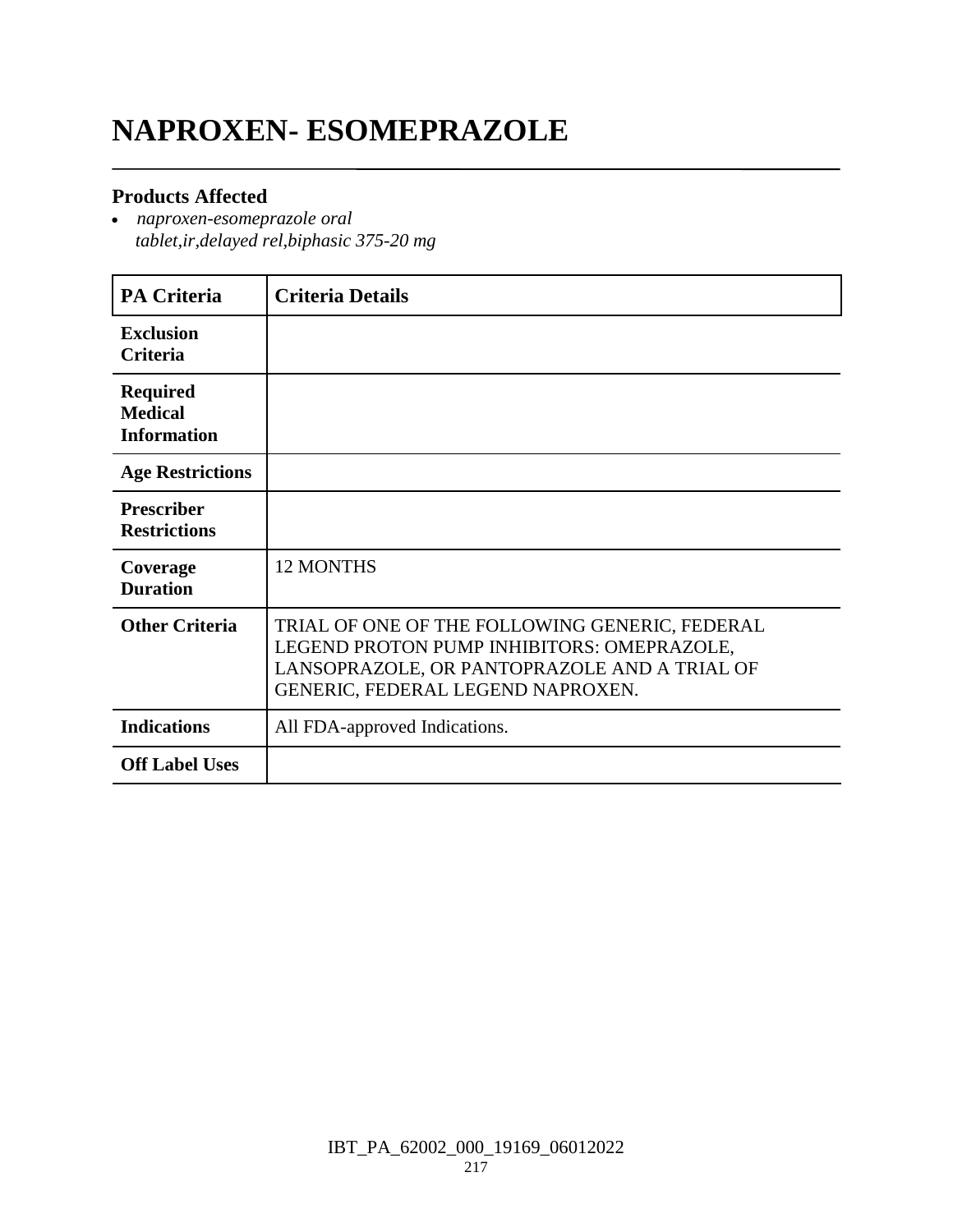# NAPROXEN- ESOMEPRAZOLE

### Products Affected

- *naproxen-esomeprazole oral tablet,ir,delayed rel,biphasic 375-20 mg*

| PA Criteria | Criteria Details |
|---|---|
| **Exclusion Criteria** | |
| **Required Medical Information** | |
| **Age Restrictions** | |
| **Prescriber Restrictions** | |
| **Coverage Duration** | 12 MONTHS |
| **Other Criteria** | TRIAL OF ONE OF THE FOLLOWING GENERIC, FEDERAL LEGEND PROTON PUMP INHIBITORS: OMEPRAZOLE, LANSOPRAZOLE, OR PANTOPRAZOLE AND A TRIAL OF GENERIC, FEDERAL LEGEND NAPROXEN. |
| **Indications** | All FDA-approved Indications. |
| **Off Label Uses** | |

IBT_PA_62002_000_19169_06012022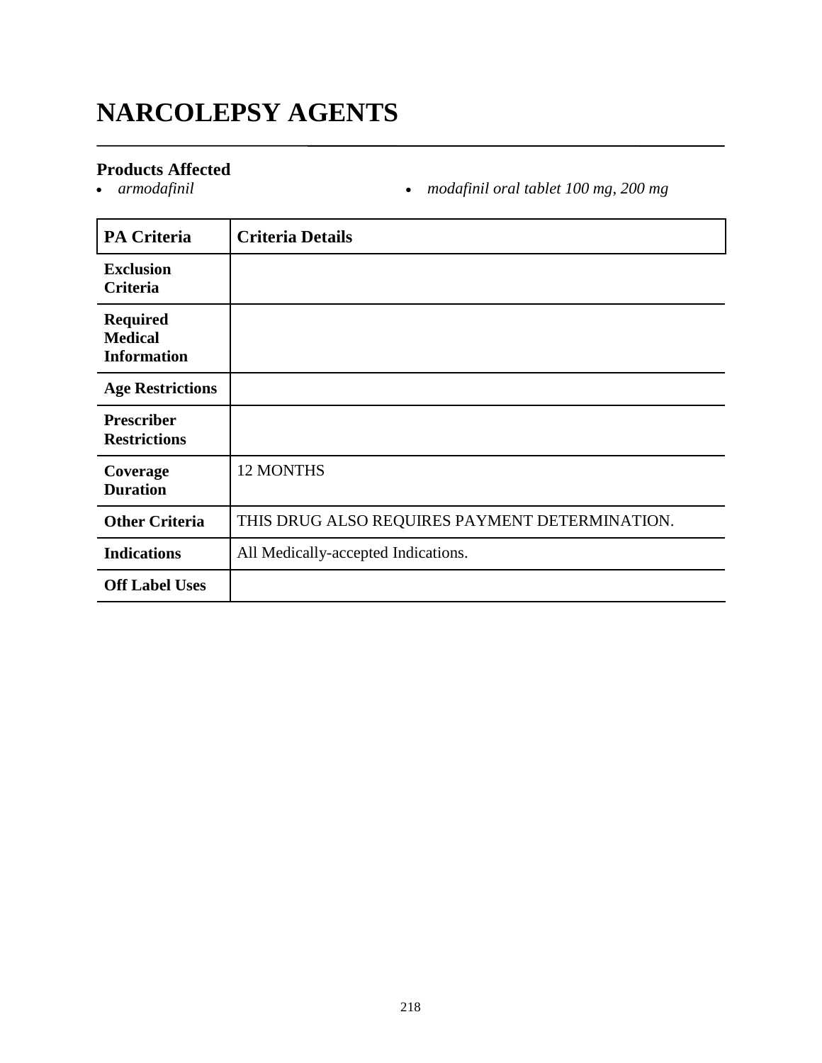# NARCOLEPSY AGENTS

### Products Affected

- *armodafinil*
- *modafinil oral tablet 100 mg, 200 mg*

| PA Criteria | Criteria Details |
|---|---|
| **Exclusion Criteria** | |
| **Required Medical Information** | |
| **Age Restrictions** | |
| **Prescriber Restrictions** | |
| **Coverage Duration** | 12 MONTHS |
| **Other Criteria** | THIS DRUG ALSO REQUIRES PAYMENT DETERMINATION. |
| **Indications** | All Medically-accepted Indications. |
| **Off Label Uses** | |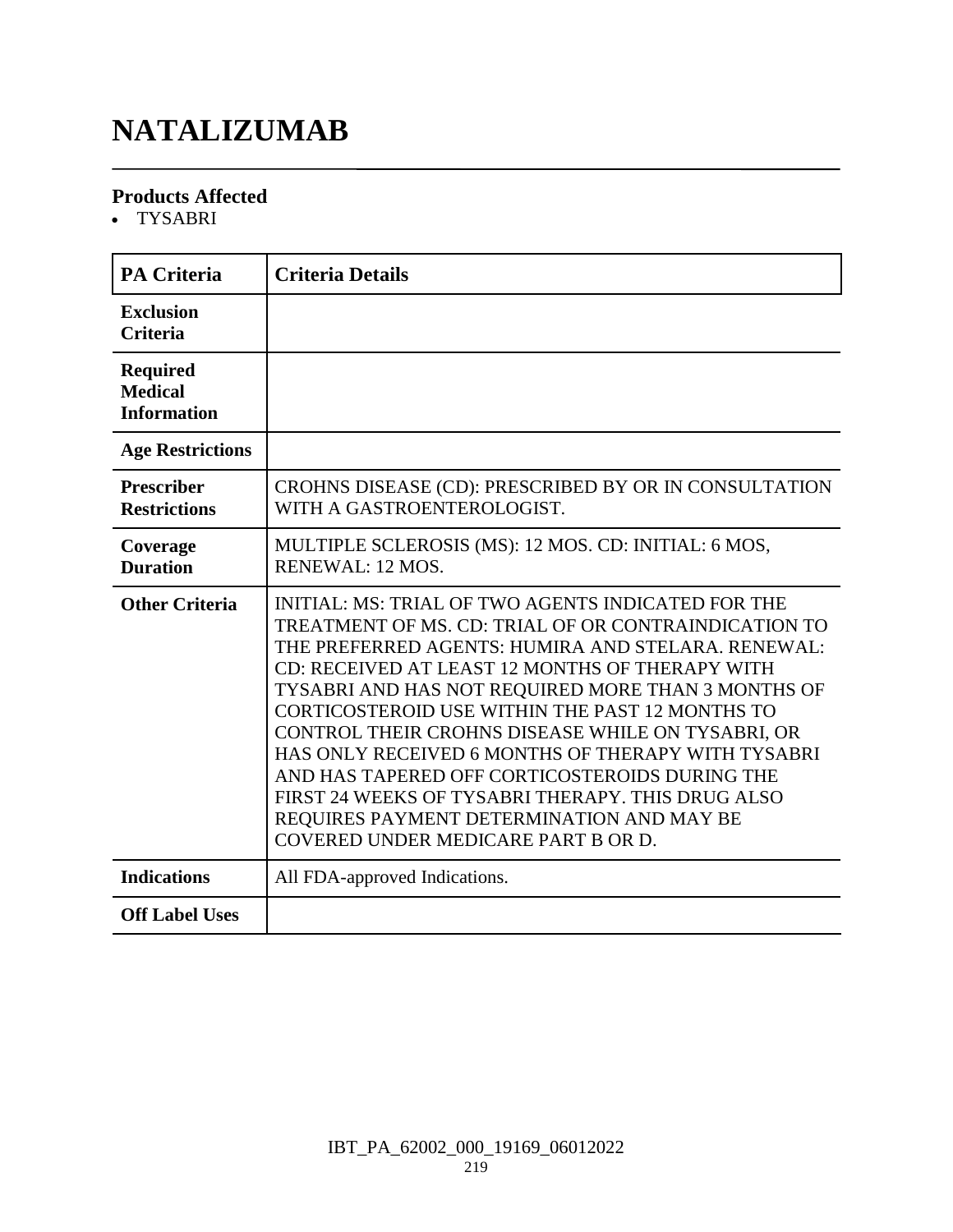# NATALIZUMAB

### Products Affected

- TYSABRI

| PA Criteria | Criteria Details |
|---|---|
| Exclusion Criteria | |
| Required Medical Information | |
| Age Restrictions | |
| Prescriber Restrictions | CROHNS DISEASE (CD): PRESCRIBED BY OR IN CONSULTATION WITH A GASTROENTEROLOGIST. |
| Coverage Duration | MULTIPLE SCLEROSIS (MS): 12 MOS. CD: INITIAL: 6 MOS, RENEWAL: 12 MOS. |
| Other Criteria | INITIAL: MS: TRIAL OF TWO AGENTS INDICATED FOR THE TREATMENT OF MS. CD: TRIAL OF OR CONTRAINDICATION TO THE PREFERRED AGENTS: HUMIRA AND STELARA. RENEWAL: CD: RECEIVED AT LEAST 12 MONTHS OF THERAPY WITH TYSABRI AND HAS NOT REQUIRED MORE THAN 3 MONTHS OF CORTICOSTEROID USE WITHIN THE PAST 12 MONTHS TO CONTROL THEIR CROHNS DISEASE WHILE ON TYSABRI, OR HAS ONLY RECEIVED 6 MONTHS OF THERAPY WITH TYSABRI AND HAS TAPERED OFF CORTICOSTEROIDS DURING THE FIRST 24 WEEKS OF TYSABRI THERAPY. THIS DRUG ALSO REQUIRES PAYMENT DETERMINATION AND MAY BE COVERED UNDER MEDICARE PART B OR D. |
| Indications | All FDA-approved Indications. |
| Off Label Uses | |

IBT_PA_62002_000_19169_06012022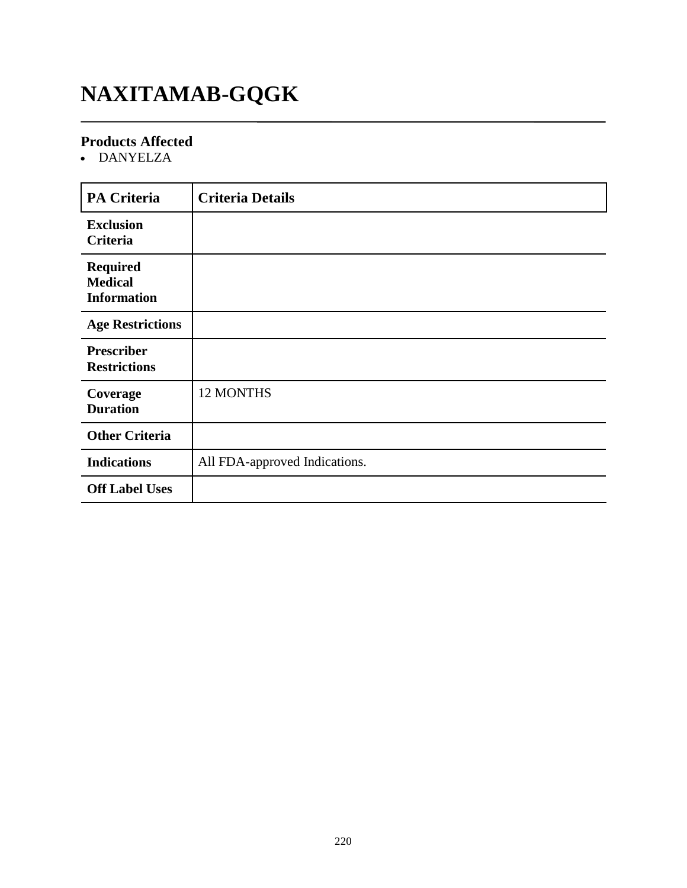# NAXITAMAB-GQGK

## Products Affected

- DANYELZA

| PA Criteria | Criteria Details |
| --- | --- |
| **Exclusion Criteria** | |
| **Required Medical Information** | |
| **Age Restrictions** | |
| **Prescriber Restrictions** | |
| **Coverage Duration** | 12 MONTHS |
| **Other Criteria** | |
| **Indications** | All FDA-approved Indications. |
| **Off Label Uses** | |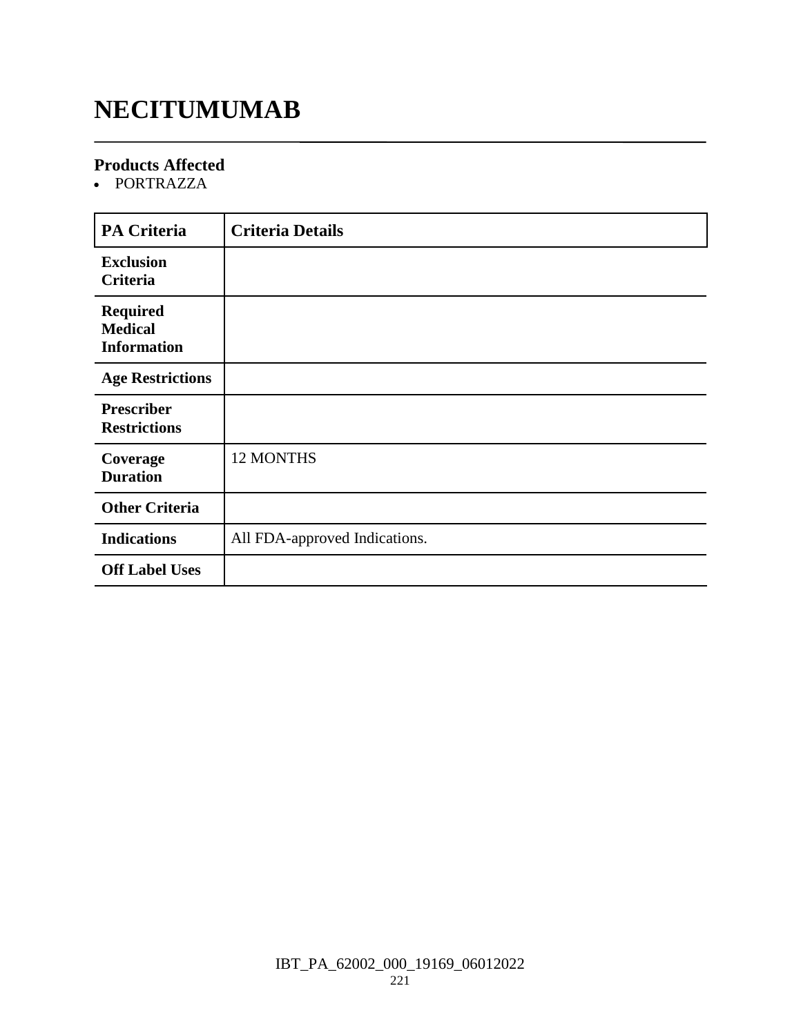# NECITUMUMAB

### Products Affected

- PORTRAZZA

| PA Criteria | Criteria Details |
|---|---|
| Exclusion Criteria | |
| Required Medical Information | |
| Age Restrictions | |
| Prescriber Restrictions | |
| Coverage Duration | 12 MONTHS |
| Other Criteria | |
| Indications | All FDA-approved Indications. |
| Off Label Uses | |

IBT_PA_62002_000_19169_06012022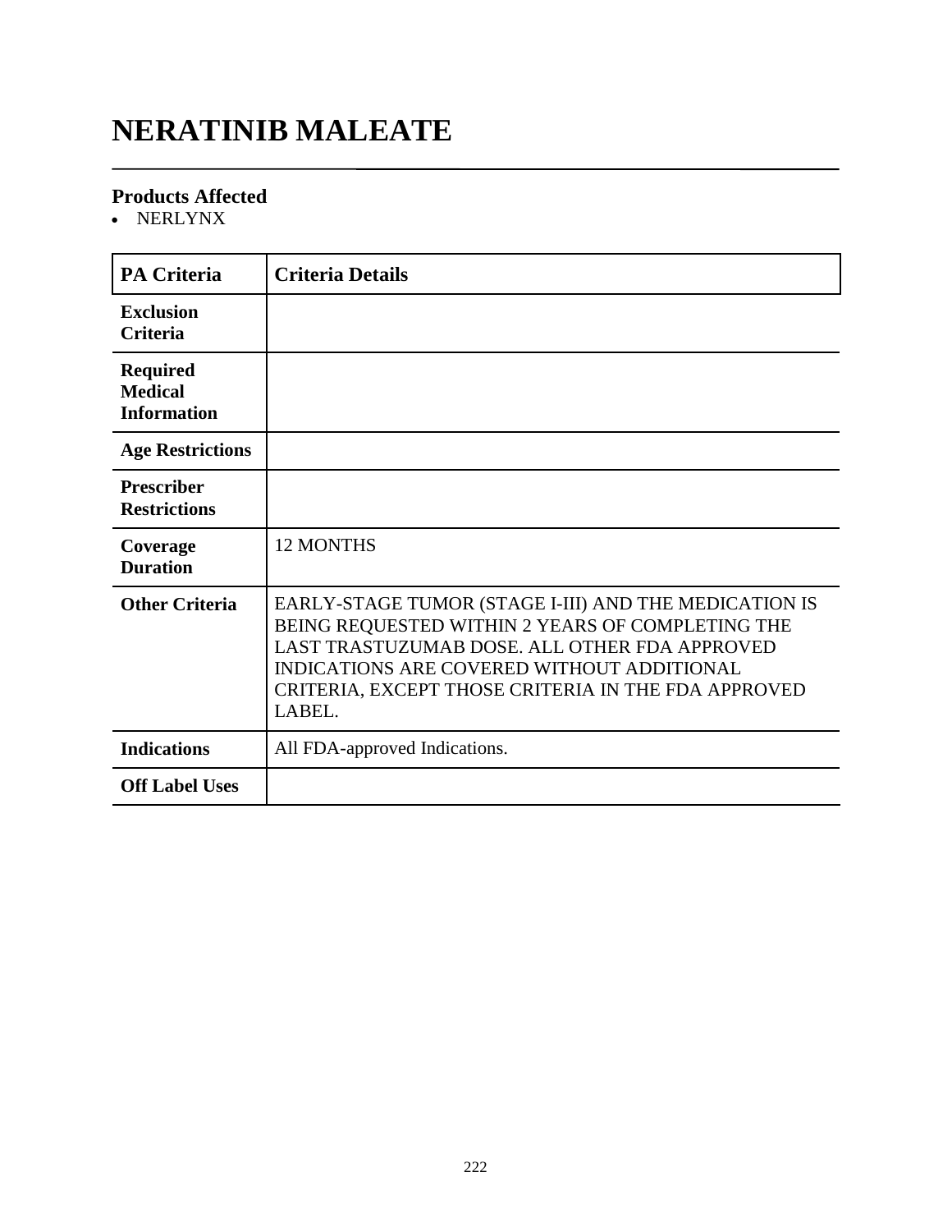# NERATINIB MALEATE

### Products Affected

- NERLYNX

| PA Criteria | Criteria Details |
|---|---|
| **Exclusion Criteria** | |
| **Required Medical Information** | |
| **Age Restrictions** | |
| **Prescriber Restrictions** | |
| **Coverage Duration** | 12 MONTHS |
| **Other Criteria** | EARLY-STAGE TUMOR (STAGE I-III) AND THE MEDICATION IS BEING REQUESTED WITHIN 2 YEARS OF COMPLETING THE LAST TRASTUZUMAB DOSE. ALL OTHER FDA APPROVED INDICATIONS ARE COVERED WITHOUT ADDITIONAL CRITERIA, EXCEPT THOSE CRITERIA IN THE FDA APPROVED LABEL. |
| **Indications** | All FDA-approved Indications. |
| **Off Label Uses** | |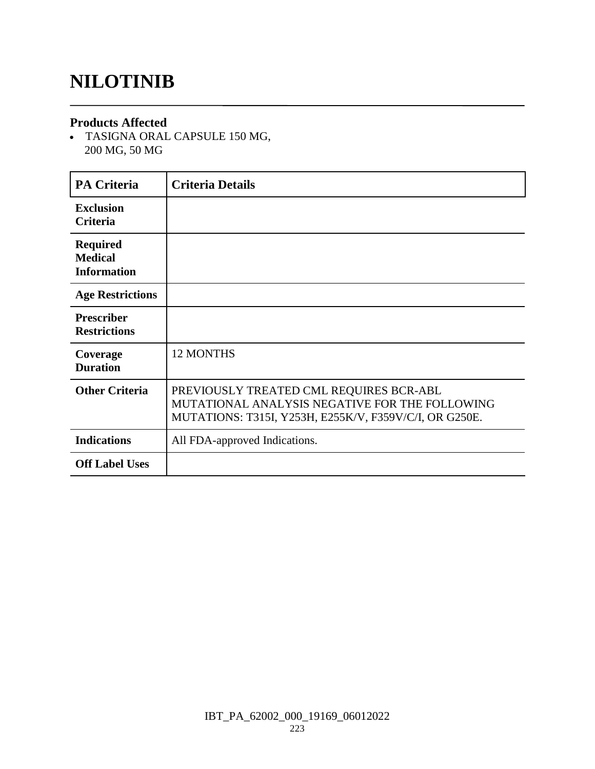# NILOTINIB

### Products Affected

- TASIGNA ORAL CAPSULE 150 MG, 200 MG, 50 MG

| PA Criteria | Criteria Details |
|---|---|
| **Exclusion Criteria** | |
| **Required Medical Information** | |
| **Age Restrictions** | |
| **Prescriber Restrictions** | |
| **Coverage Duration** | 12 MONTHS |
| **Other Criteria** | PREVIOUSLY TREATED CML REQUIRES BCR-ABL MUTATIONAL ANALYSIS NEGATIVE FOR THE FOLLOWING MUTATIONS: T315I, Y253H, E255K/V, F359V/C/I, OR G250E. |
| **Indications** | All FDA-approved Indications. |
| **Off Label Uses** | |

IBT_PA_62002_000_19169_06012022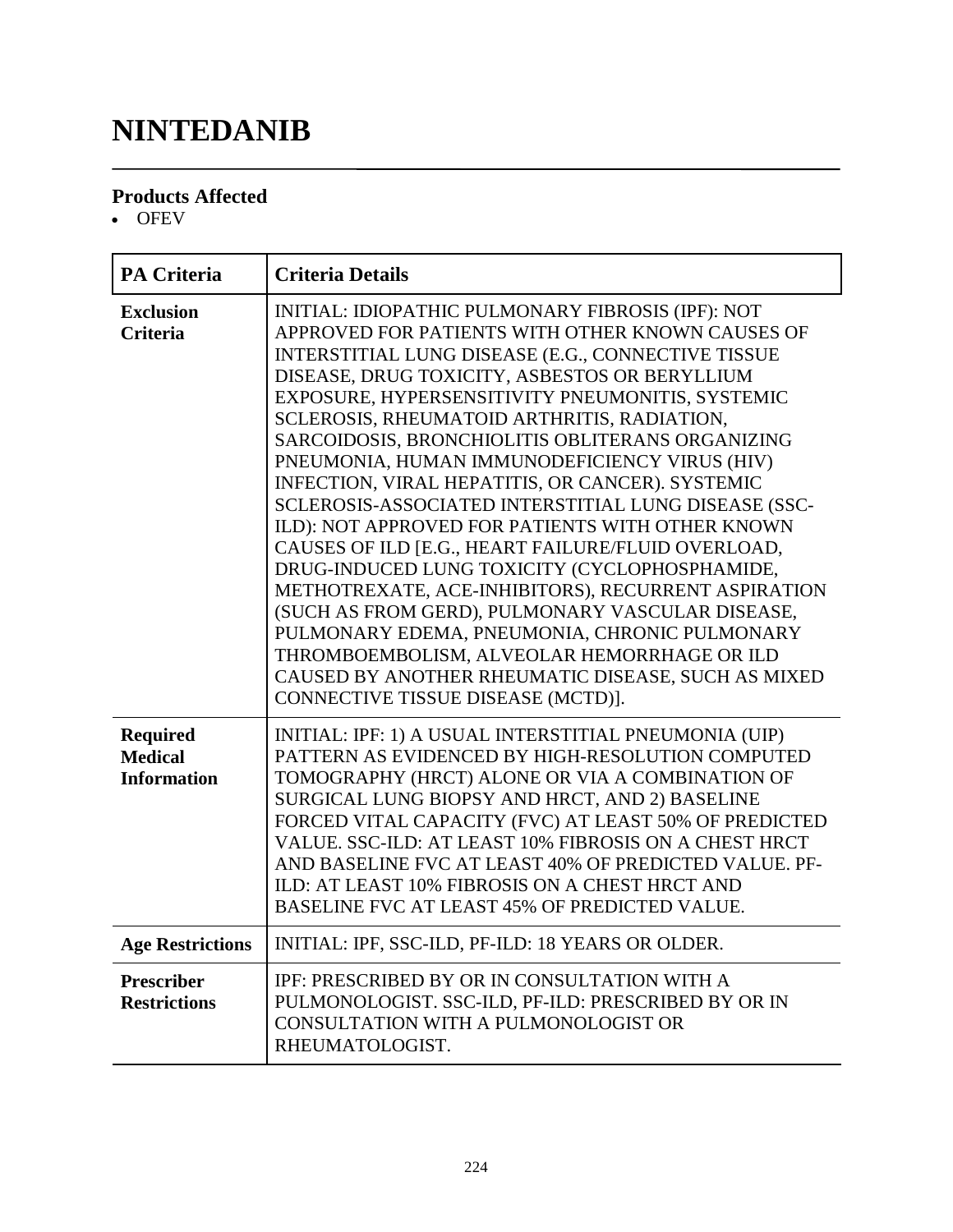# NINTEDANIB

## Products Affected

- OFEV

| PA Criteria | Criteria Details |
|---|---|
| **Exclusion Criteria** | INITIAL: IDIOPATHIC PULMONARY FIBROSIS (IPF): NOT APPROVED FOR PATIENTS WITH OTHER KNOWN CAUSES OF INTERSTITIAL LUNG DISEASE (E.G., CONNECTIVE TISSUE DISEASE, DRUG TOXICITY, ASBESTOS OR BERYLLIUM EXPOSURE, HYPERSENSITIVITY PNEUMONITIS, SYSTEMIC SCLEROSIS, RHEUMATOID ARTHRITIS, RADIATION, SARCOIDOSIS, BRONCHIOLITIS OBLITERANS ORGANIZING PNEUMONIA, HUMAN IMMUNODEFICIENCY VIRUS (HIV) INFECTION, VIRAL HEPATITIS, OR CANCER). SYSTEMIC SCLEROSIS-ASSOCIATED INTERSTITIAL LUNG DISEASE (SSC-ILD): NOT APPROVED FOR PATIENTS WITH OTHER KNOWN CAUSES OF ILD [E.G., HEART FAILURE/FLUID OVERLOAD, DRUG-INDUCED LUNG TOXICITY (CYCLOPHOSPHAMIDE, METHOTREXATE, ACE-INHIBITORS), RECURRENT ASPIRATION (SUCH AS FROM GERD), PULMONARY VASCULAR DISEASE, PULMONARY EDEMA, PNEUMONIA, CHRONIC PULMONARY THROMBOEMBOLISM, ALVEOLAR HEMORRHAGE OR ILD CAUSED BY ANOTHER RHEUMATIC DISEASE, SUCH AS MIXED CONNECTIVE TISSUE DISEASE (MCTD)]. |
| **Required Medical Information** | INITIAL: IPF: 1) A USUAL INTERSTITIAL PNEUMONIA (UIP) PATTERN AS EVIDENCED BY HIGH-RESOLUTION COMPUTED TOMOGRAPHY (HRCT) ALONE OR VIA A COMBINATION OF SURGICAL LUNG BIOPSY AND HRCT, AND 2) BASELINE FORCED VITAL CAPACITY (FVC) AT LEAST 50% OF PREDICTED VALUE. SSC-ILD: AT LEAST 10% FIBROSIS ON A CHEST HRCT AND BASELINE FVC AT LEAST 40% OF PREDICTED VALUE. PF-ILD: AT LEAST 10% FIBROSIS ON A CHEST HRCT AND BASELINE FVC AT LEAST 45% OF PREDICTED VALUE. |
| **Age Restrictions** | INITIAL: IPF, SSC-ILD, PF-ILD: 18 YEARS OR OLDER. |
| **Prescriber Restrictions** | IPF: PRESCRIBED BY OR IN CONSULTATION WITH A PULMONOLOGIST. SSC-ILD, PF-ILD: PRESCRIBED BY OR IN CONSULTATION WITH A PULMONOLOGIST OR RHEUMATOLOGIST. |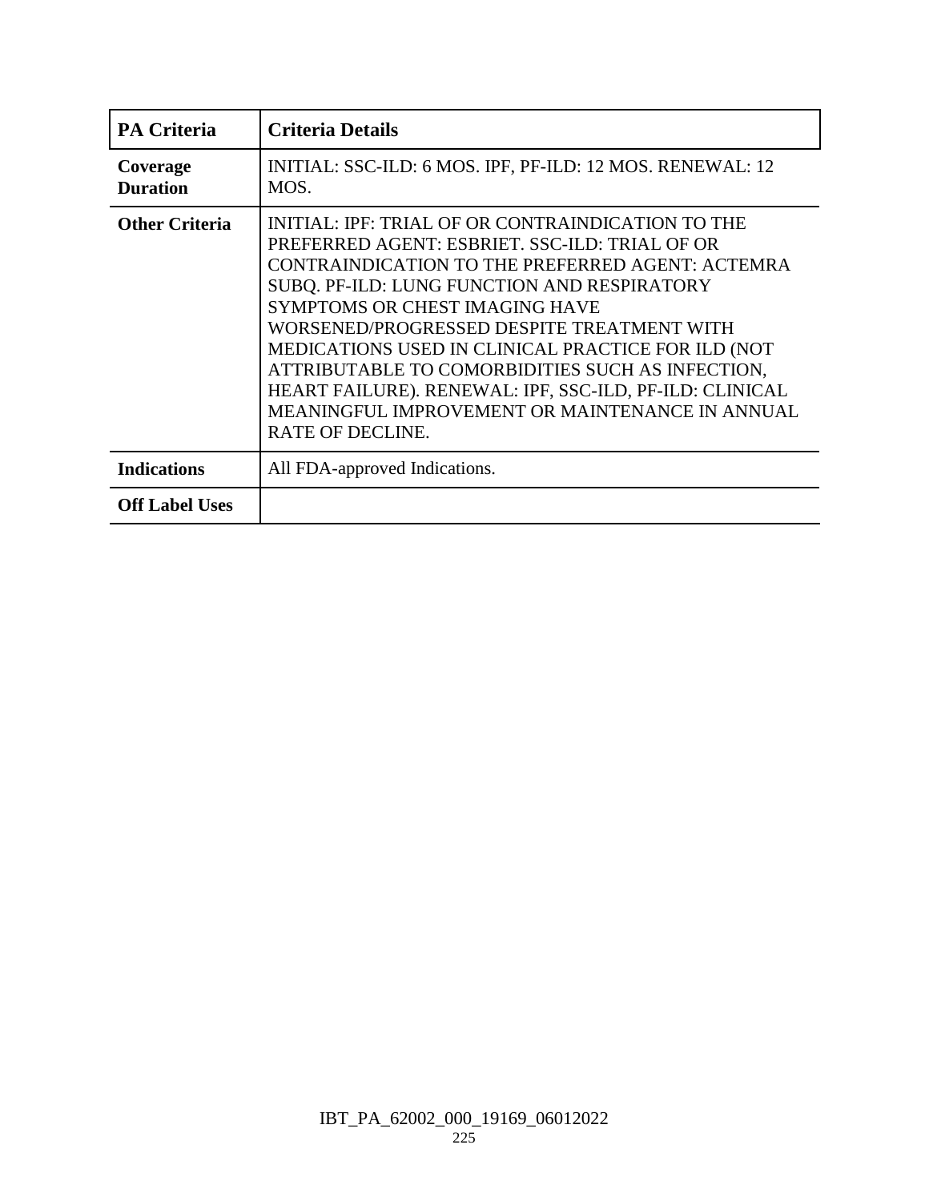| PA Criteria | Criteria Details |
|---|---|
| Coverage Duration | INITIAL: SSC-ILD: 6 MOS. IPF, PF-ILD: 12 MOS. RENEWAL: 12 MOS. |
| Other Criteria | INITIAL: IPF: TRIAL OF OR CONTRAINDICATION TO THE PREFERRED AGENT: ESBRIET. SSC-ILD: TRIAL OF OR CONTRAINDICATION TO THE PREFERRED AGENT: ACTEMRA SUBQ. PF-ILD: LUNG FUNCTION AND RESPIRATORY SYMPTOMS OR CHEST IMAGING HAVE WORSENED/PROGRESSED DESPITE TREATMENT WITH MEDICATIONS USED IN CLINICAL PRACTICE FOR ILD (NOT ATTRIBUTABLE TO COMORBIDITIES SUCH AS INFECTION, HEART FAILURE). RENEWAL: IPF, SSC-ILD, PF-ILD: CLINICAL MEANINGFUL IMPROVEMENT OR MAINTENANCE IN ANNUAL RATE OF DECLINE. |
| Indications | All FDA-approved Indications. |
| Off Label Uses | |

IBT_PA_62002_000_19169_06012022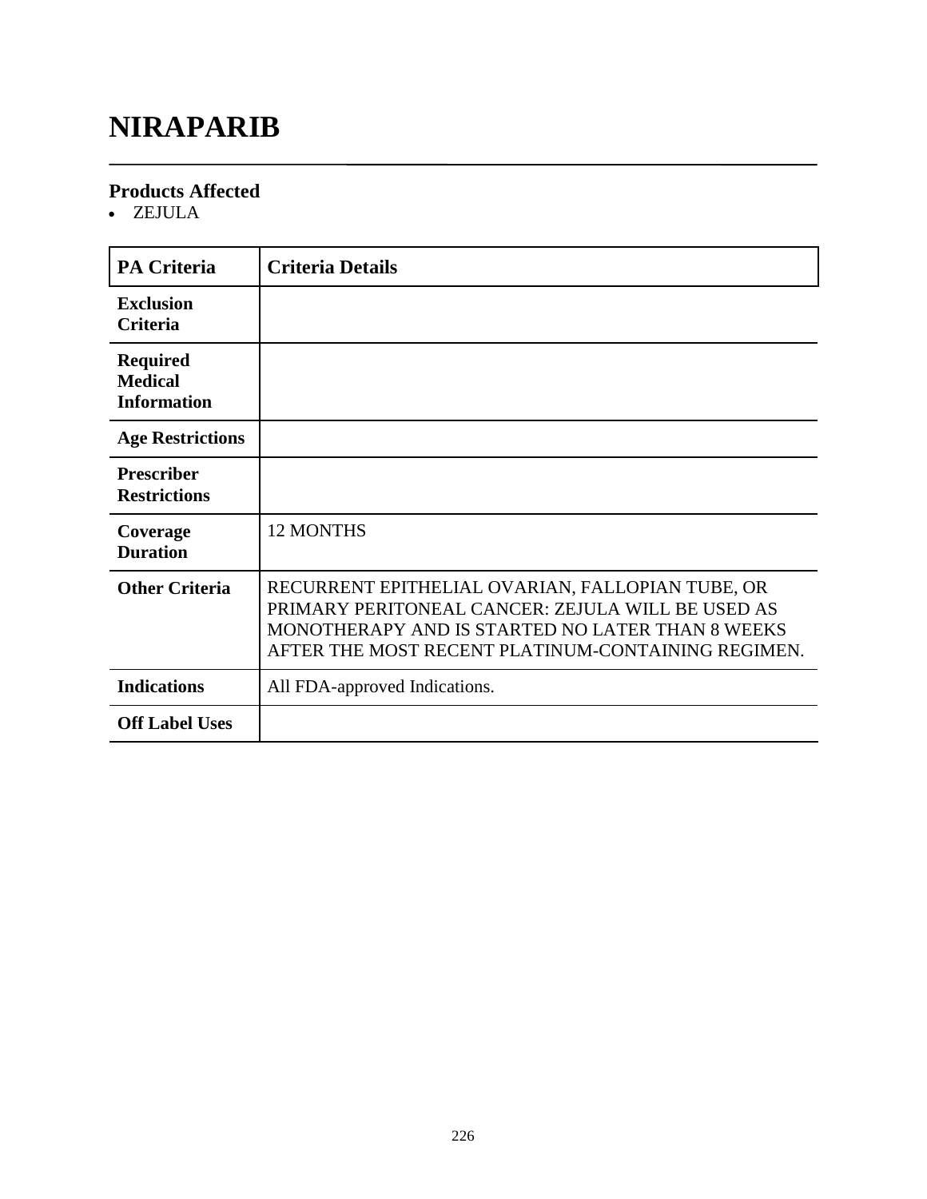# NIRAPARIB

### Products Affected

- ZEJULA

| PA Criteria | Criteria Details |
|---|---|
| **Exclusion Criteria** | |
| **Required Medical Information** | |
| **Age Restrictions** | |
| **Prescriber Restrictions** | |
| **Coverage Duration** | 12 MONTHS |
| **Other Criteria** | RECURRENT EPITHELIAL OVARIAN, FALLOPIAN TUBE, OR PRIMARY PERITONEAL CANCER: ZEJULA WILL BE USED AS MONOTHERAPY AND IS STARTED NO LATER THAN 8 WEEKS AFTER THE MOST RECENT PLATINUM-CONTAINING REGIMEN. |
| **Indications** | All FDA-approved Indications. |
| **Off Label Uses** | |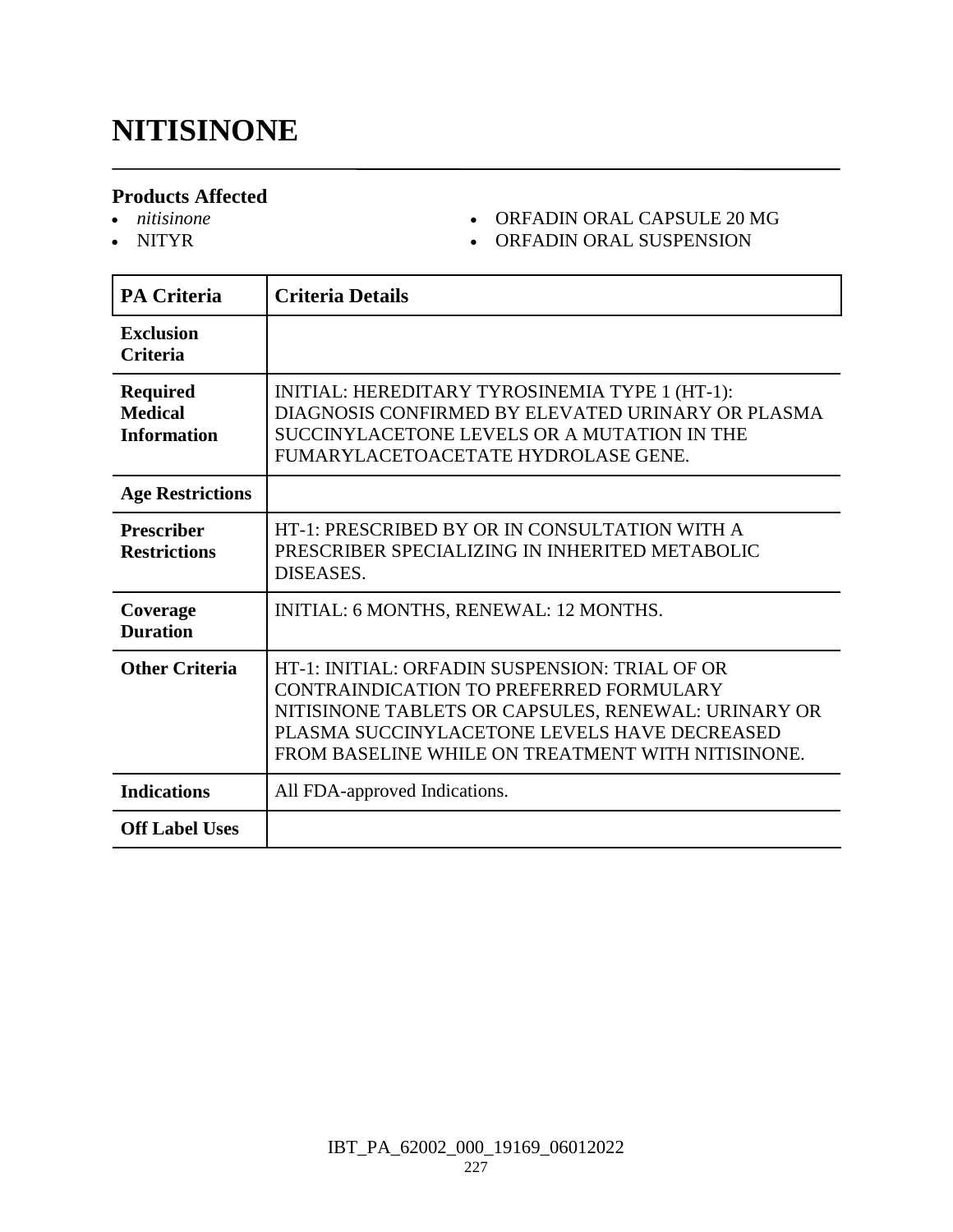# NITISINONE

## Products Affected

- *nitisinone*
- NITYR
- ORFADIN ORAL CAPSULE 20 MG
- ORFADIN ORAL SUSPENSION

| PA Criteria | Criteria Details |
|---|---|
| **Exclusion Criteria** | |
| **Required Medical Information** | INITIAL: HEREDITARY TYROSINEMIA TYPE 1 (HT-1): DIAGNOSIS CONFIRMED BY ELEVATED URINARY OR PLASMA SUCCINYLACETONE LEVELS OR A MUTATION IN THE FUMARYLACETOACETATE HYDROLASE GENE. |
| **Age Restrictions** | |
| **Prescriber Restrictions** | HT-1: PRESCRIBED BY OR IN CONSULTATION WITH A PRESCRIBER SPECIALIZING IN INHERITED METABOLIC DISEASES. |
| **Coverage Duration** | INITIAL: 6 MONTHS, RENEWAL: 12 MONTHS. |
| **Other Criteria** | HT-1: INITIAL: ORFADIN SUSPENSION: TRIAL OF OR CONTRAINDICATION TO PREFERRED FORMULARY NITISINONE TABLETS OR CAPSULES, RENEWAL: URINARY OR PLASMA SUCCINYLACETONE LEVELS HAVE DECREASED FROM BASELINE WHILE ON TREATMENT WITH NITISINONE. |
| **Indications** | All FDA-approved Indications. |
| **Off Label Uses** | |

IBT_PA_62002_000_19169_06012022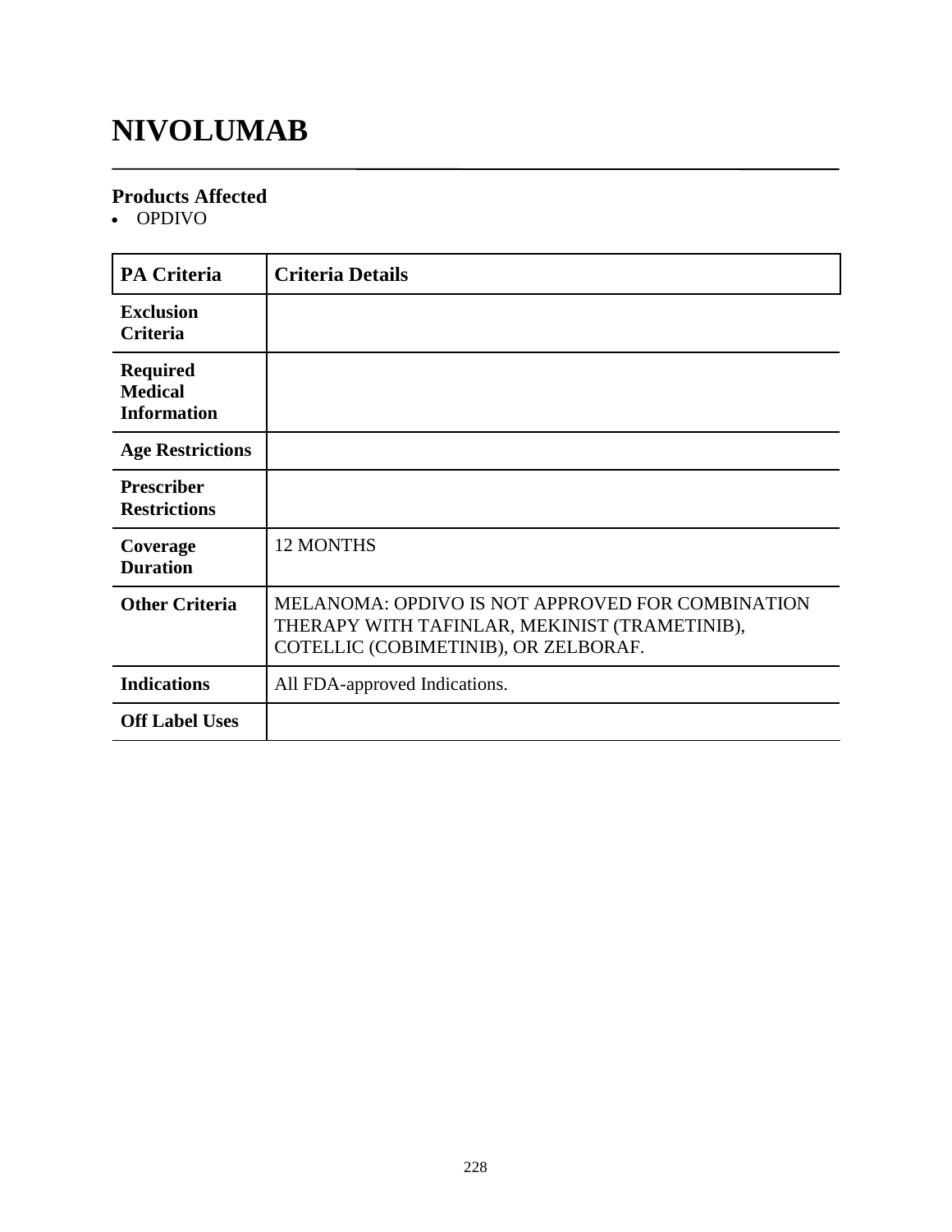# NIVOLUMAB

## Products Affected

- OPDIVO

| PA Criteria | Criteria Details |
|---|---|
| **Exclusion Criteria** | |
| **Required Medical Information** | |
| **Age Restrictions** | |
| **Prescriber Restrictions** | |
| **Coverage Duration** | 12 MONTHS |
| **Other Criteria** | MELANOMA: OPDIVO IS NOT APPROVED FOR COMBINATION THERAPY WITH TAFINLAR, MEKINIST (TRAMETINIB), COTELLIC (COBIMETINIB), OR ZELBORAF. |
| **Indications** | All FDA-approved Indications. |
| **Off Label Uses** | |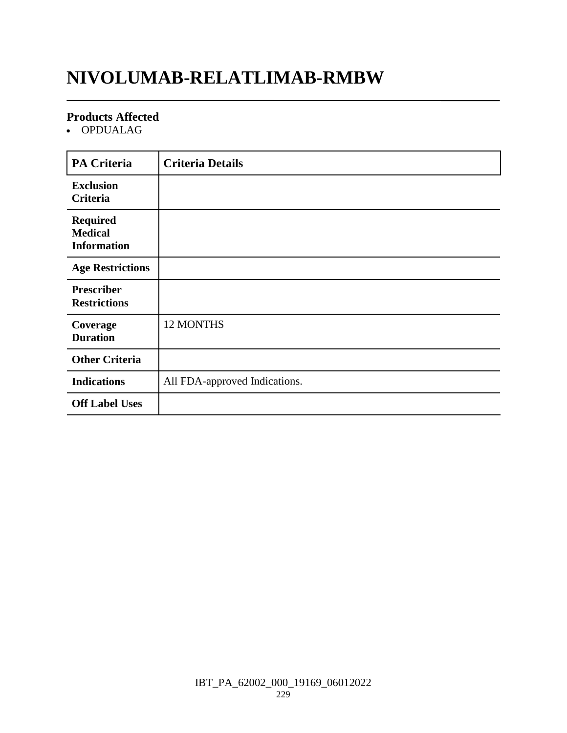# NIVOLUMAB-RELATLIMAB-RMBW

### Products Affected

- OPDUALAG

| PA Criteria | Criteria Details |
|---|---|
| Exclusion Criteria | |
| Required Medical Information | |
| Age Restrictions | |
| Prescriber Restrictions | |
| Coverage Duration | 12 MONTHS |
| Other Criteria | |
| Indications | All FDA-approved Indications. |
| Off Label Uses | |

IBT_PA_62002_000_19169_06012022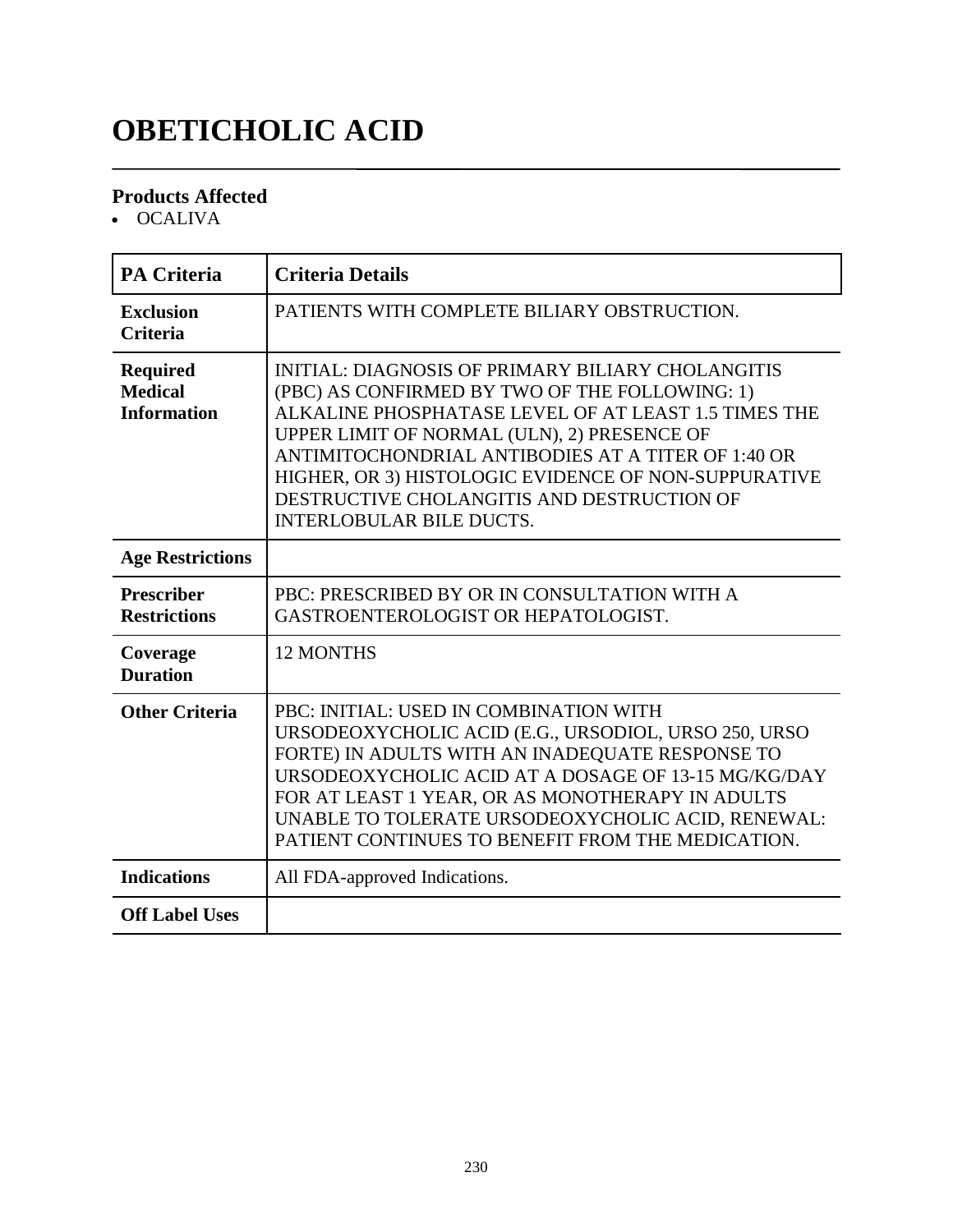# OBETICHOLIC ACID

## Products Affected

- OCALIVA

| PA Criteria | Criteria Details |
|---|---|
| **Exclusion Criteria** | PATIENTS WITH COMPLETE BILIARY OBSTRUCTION. |
| **Required Medical Information** | INITIAL: DIAGNOSIS OF PRIMARY BILIARY CHOLANGITIS (PBC) AS CONFIRMED BY TWO OF THE FOLLOWING: 1) ALKALINE PHOSPHATASE LEVEL OF AT LEAST 1.5 TIMES THE UPPER LIMIT OF NORMAL (ULN), 2) PRESENCE OF ANTIMITOCHONDRIAL ANTIBODIES AT A TITER OF 1:40 OR HIGHER, OR 3) HISTOLOGIC EVIDENCE OF NON-SUPPURATIVE DESTRUCTIVE CHOLANGITIS AND DESTRUCTION OF INTERLOBULAR BILE DUCTS. |
| **Age Restrictions** | |
| **Prescriber Restrictions** | PBC: PRESCRIBED BY OR IN CONSULTATION WITH A GASTROENTEROLOGIST OR HEPATOLOGIST. |
| **Coverage Duration** | 12 MONTHS |
| **Other Criteria** | PBC: INITIAL: USED IN COMBINATION WITH URSODEOXYCHOLIC ACID (E.G., URSODIOL, URSO 250, URSO FORTE) IN ADULTS WITH AN INADEQUATE RESPONSE TO URSODEOXYCHOLIC ACID AT A DOSAGE OF 13-15 MG/KG/DAY FOR AT LEAST 1 YEAR, OR AS MONOTHERAPY IN ADULTS UNABLE TO TOLERATE URSODEOXYCHOLIC ACID, RENEWAL: PATIENT CONTINUES TO BENEFIT FROM THE MEDICATION. |
| **Indications** | All FDA-approved Indications. |
| **Off Label Uses** | |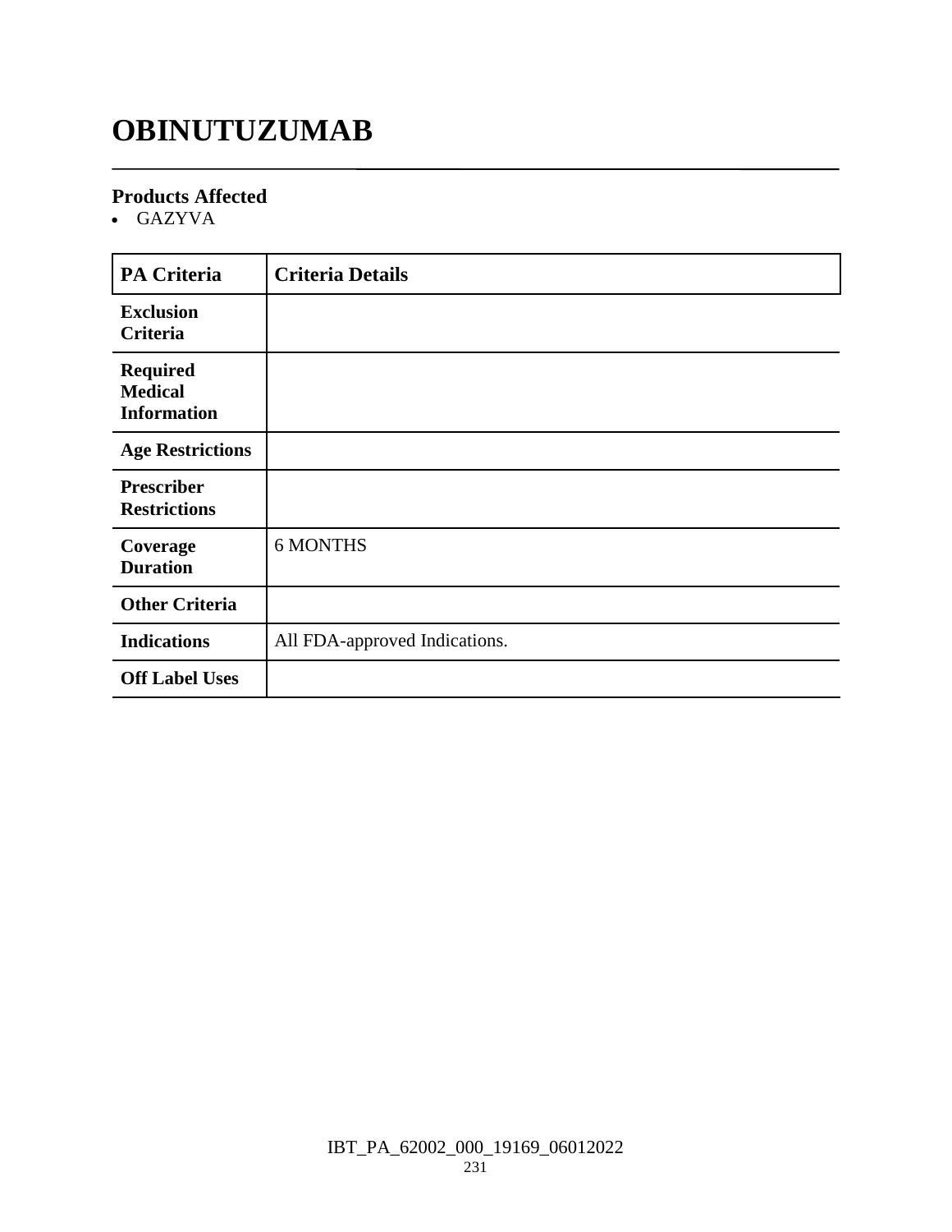# OBINUTUZUMAB

### Products Affected

- GAZYVA

| PA Criteria | Criteria Details |
| --- | --- |
| **Exclusion Criteria** | |
| **Required Medical Information** | |
| **Age Restrictions** | |
| **Prescriber Restrictions** | |
| **Coverage Duration** | 6 MONTHS |
| **Other Criteria** | |
| **Indications** | All FDA-approved Indications. |
| **Off Label Uses** | |

IBT_PA_62002_000_19169_06012022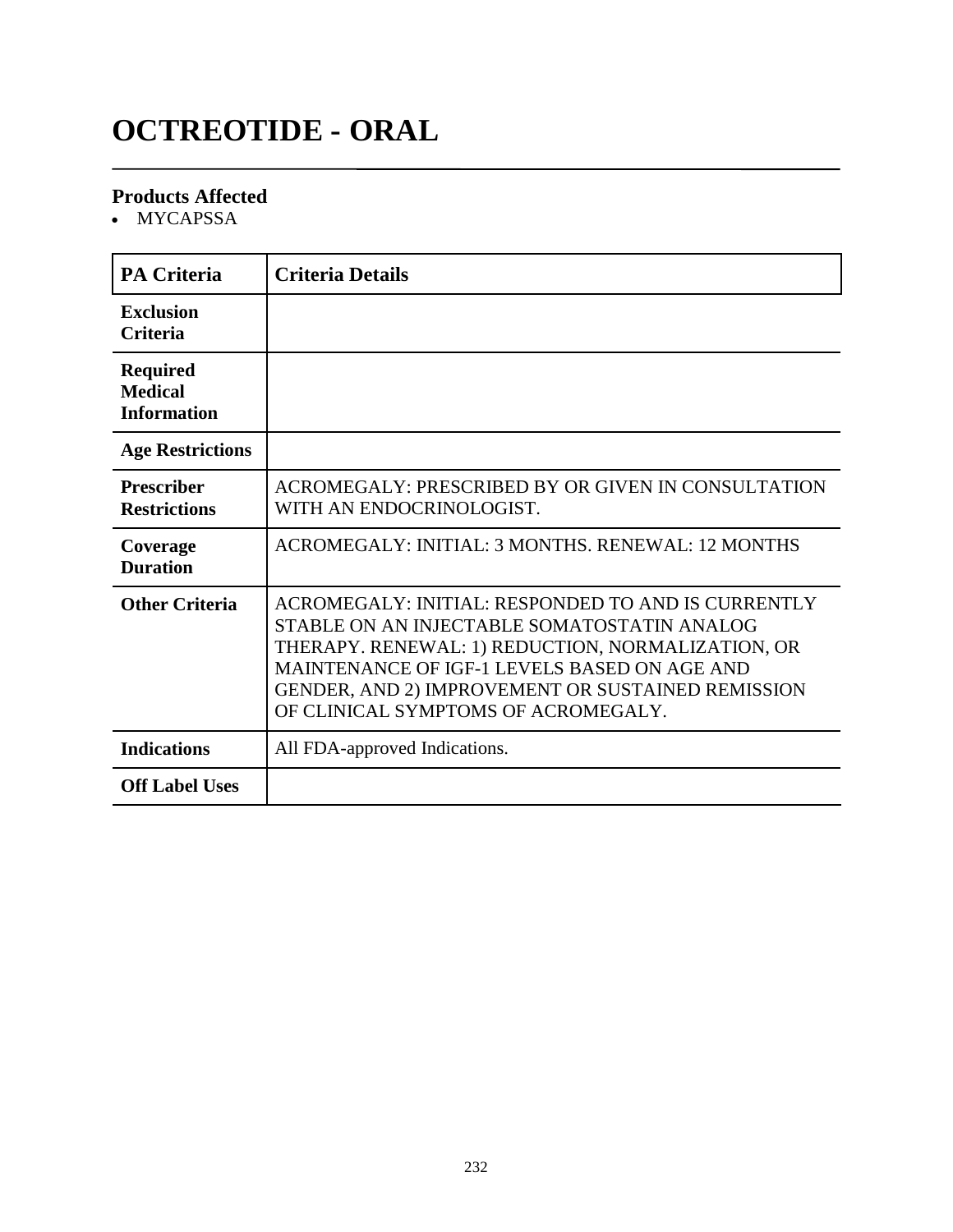# OCTREOTIDE - ORAL

### Products Affected

- MYCAPSSA

| PA Criteria | Criteria Details |
|---|---|
| **Exclusion Criteria** | |
| **Required Medical Information** | |
| **Age Restrictions** | |
| **Prescriber Restrictions** | ACROMEGALY: PRESCRIBED BY OR GIVEN IN CONSULTATION WITH AN ENDOCRINOLOGIST. |
| **Coverage Duration** | ACROMEGALY: INITIAL: 3 MONTHS. RENEWAL: 12 MONTHS |
| **Other Criteria** | ACROMEGALY: INITIAL: RESPONDED TO AND IS CURRENTLY STABLE ON AN INJECTABLE SOMATOSTATIN ANALOG THERAPY. RENEWAL: 1) REDUCTION, NORMALIZATION, OR MAINTENANCE OF IGF-1 LEVELS BASED ON AGE AND GENDER, AND 2) IMPROVEMENT OR SUSTAINED REMISSION OF CLINICAL SYMPTOMS OF ACROMEGALY. |
| **Indications** | All FDA-approved Indications. |
| **Off Label Uses** | |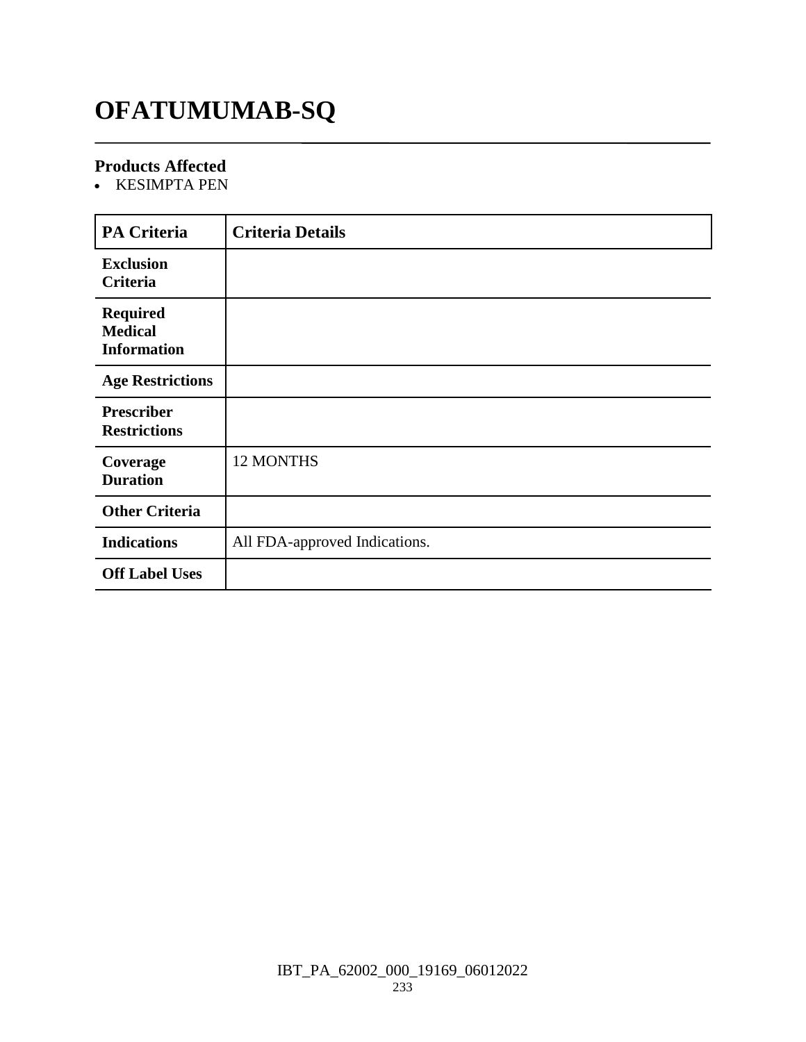# OFATUMUMAB-SQ

### Products Affected

- KESIMPTA PEN

| PA Criteria | Criteria Details |
|---|---|
| Exclusion Criteria | |
| Required Medical Information | |
| Age Restrictions | |
| Prescriber Restrictions | |
| Coverage Duration | 12 MONTHS |
| Other Criteria | |
| Indications | All FDA-approved Indications. |
| Off Label Uses | |

IBT_PA_62002_000_19169_06012022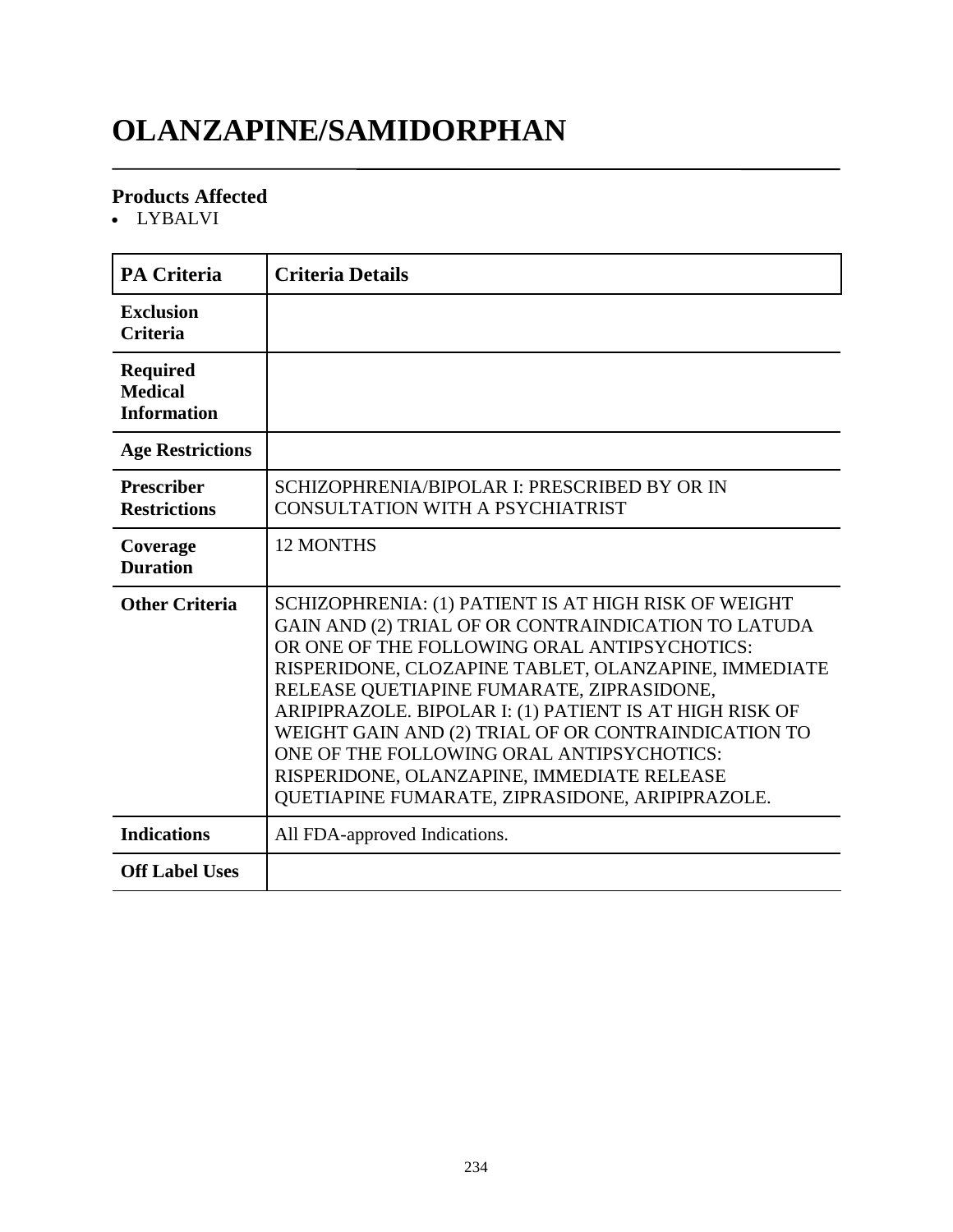# OLANZAPINE/SAMIDORPHAN

### Products Affected

- LYBALVI

| PA Criteria | Criteria Details |
|---|---|
| **Exclusion Criteria** | |
| **Required Medical Information** | |
| **Age Restrictions** | |
| **Prescriber Restrictions** | SCHIZOPHRENIA/BIPOLAR I: PRESCRIBED BY OR IN CONSULTATION WITH A PSYCHIATRIST |
| **Coverage Duration** | 12 MONTHS |
| **Other Criteria** | SCHIZOPHRENIA: (1) PATIENT IS AT HIGH RISK OF WEIGHT GAIN AND (2) TRIAL OF OR CONTRAINDICATION TO LATUDA OR ONE OF THE FOLLOWING ORAL ANTIPSYCHOTICS: RISPERIDONE, CLOZAPINE TABLET, OLANZAPINE, IMMEDIATE RELEASE QUETIAPINE FUMARATE, ZIPRASIDONE, ARIPIPRAZOLE. BIPOLAR I: (1) PATIENT IS AT HIGH RISK OF WEIGHT GAIN AND (2) TRIAL OF OR CONTRAINDICATION TO ONE OF THE FOLLOWING ORAL ANTIPSYCHOTICS: RISPERIDONE, OLANZAPINE, IMMEDIATE RELEASE QUETIAPINE FUMARATE, ZIPRASIDONE, ARIPIPRAZOLE. |
| **Indications** | All FDA-approved Indications. |
| **Off Label Uses** | |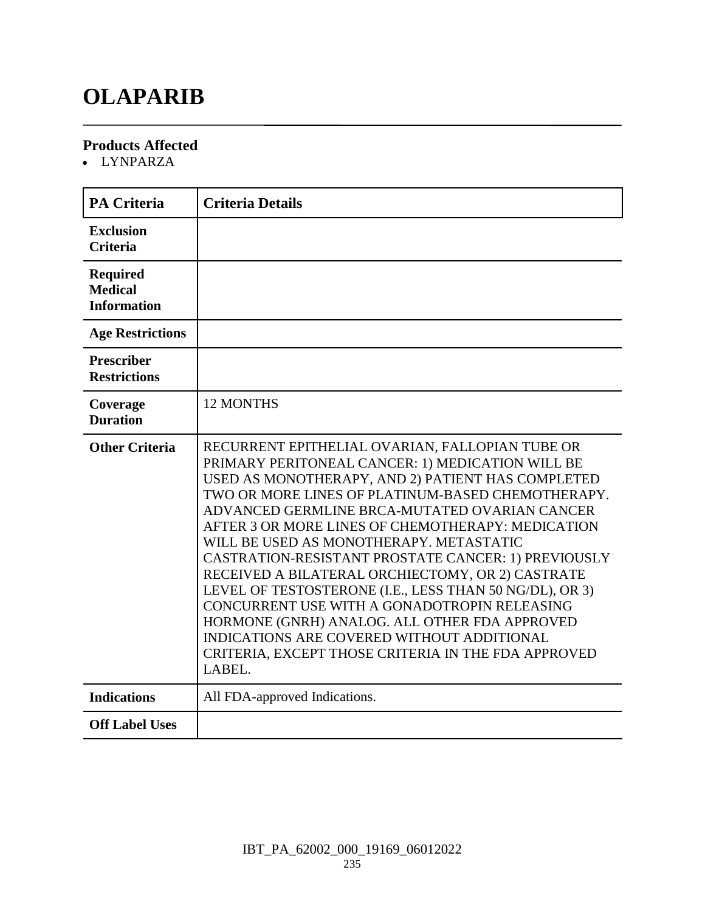# OLAPARIB

### Products Affected

- LYNPARZA

| PA Criteria | Criteria Details |
|---|---|
| **Exclusion Criteria** | |
| **Required Medical Information** | |
| **Age Restrictions** | |
| **Prescriber Restrictions** | |
| **Coverage Duration** | 12 MONTHS |
| **Other Criteria** | RECURRENT EPITHELIAL OVARIAN, FALLOPIAN TUBE OR PRIMARY PERITONEAL CANCER: 1) MEDICATION WILL BE USED AS MONOTHERAPY, AND 2) PATIENT HAS COMPLETED TWO OR MORE LINES OF PLATINUM-BASED CHEMOTHERAPY. ADVANCED GERMLINE BRCA-MUTATED OVARIAN CANCER AFTER 3 OR MORE LINES OF CHEMOTHERAPY: MEDICATION WILL BE USED AS MONOTHERAPY. METASTATIC CASTRATION-RESISTANT PROSTATE CANCER: 1) PREVIOUSLY RECEIVED A BILATERAL ORCHIECTOMY, OR 2) CASTRATE LEVEL OF TESTOSTERONE (I.E., LESS THAN 50 NG/DL), OR 3) CONCURRENT USE WITH A GONADOTROPIN RELEASING HORMONE (GNRH) ANALOG. ALL OTHER FDA APPROVED INDICATIONS ARE COVERED WITHOUT ADDITIONAL CRITERIA, EXCEPT THOSE CRITERIA IN THE FDA APPROVED LABEL. |
| **Indications** | All FDA-approved Indications. |
| **Off Label Uses** | |

IBT_PA_62002_000_19169_06012022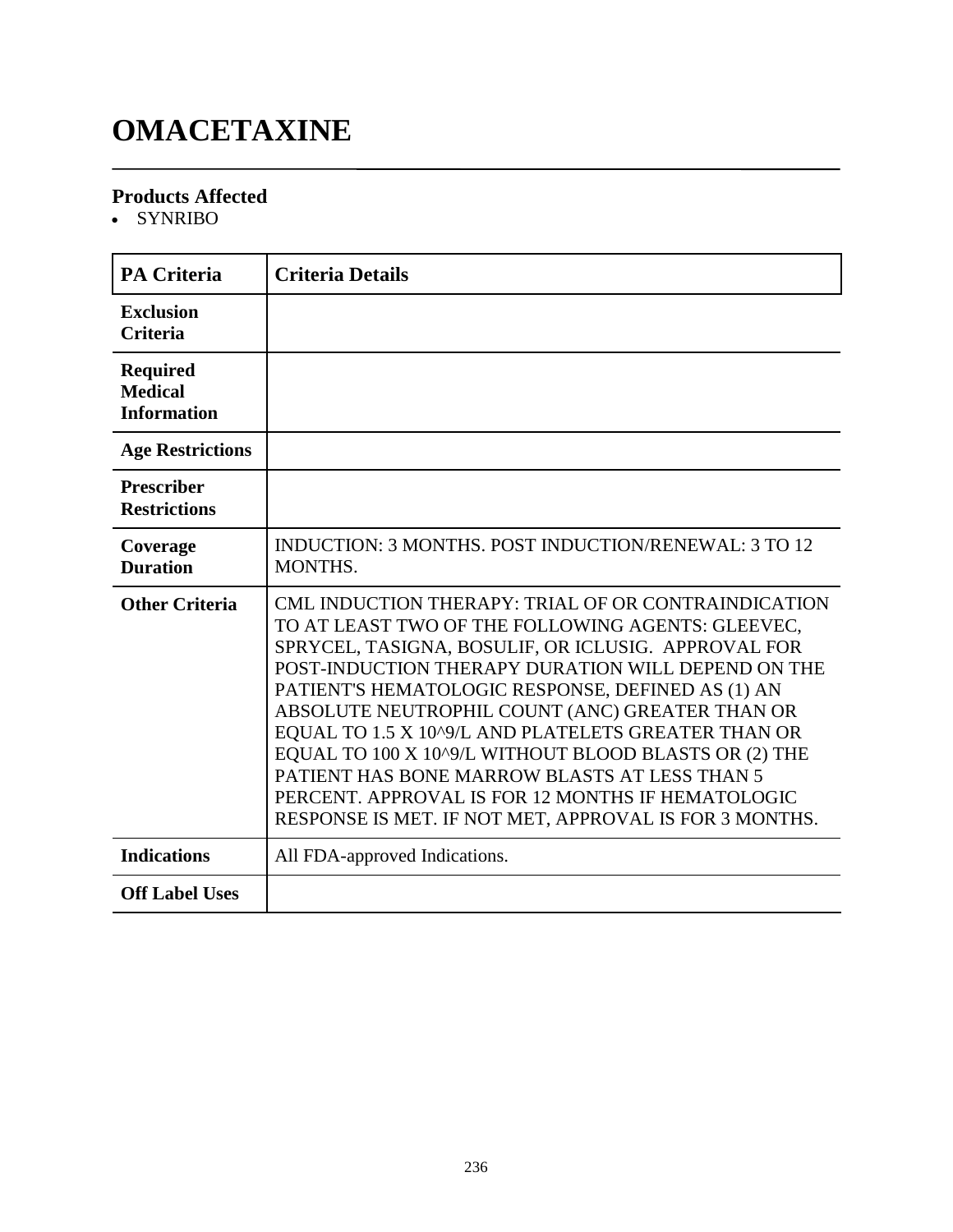# OMACETAXINE

## Products Affected

- SYNRIBO

| PA Criteria | Criteria Details |
|---|---|
| **Exclusion Criteria** | |
| **Required Medical Information** | |
| **Age Restrictions** | |
| **Prescriber Restrictions** | |
| **Coverage Duration** | INDUCTION: 3 MONTHS. POST INDUCTION/RENEWAL: 3 TO 12 MONTHS. |
| **Other Criteria** | CML INDUCTION THERAPY: TRIAL OF OR CONTRAINDICATION TO AT LEAST TWO OF THE FOLLOWING AGENTS: GLEEVEC, SPRYCEL, TASIGNA, BOSULIF, OR ICLUSIG. APPROVAL FOR POST-INDUCTION THERAPY DURATION WILL DEPEND ON THE PATIENT'S HEMATOLOGIC RESPONSE, DEFINED AS (1) AN ABSOLUTE NEUTROPHIL COUNT (ANC) GREATER THAN OR EQUAL TO 1.5 X 10^9/L AND PLATELETS GREATER THAN OR EQUAL TO 100 X 10^9/L WITHOUT BLOOD BLASTS OR (2) THE PATIENT HAS BONE MARROW BLASTS AT LESS THAN 5 PERCENT. APPROVAL IS FOR 12 MONTHS IF HEMATOLOGIC RESPONSE IS MET. IF NOT MET, APPROVAL IS FOR 3 MONTHS. |
| **Indications** | All FDA-approved Indications. |
| **Off Label Uses** | |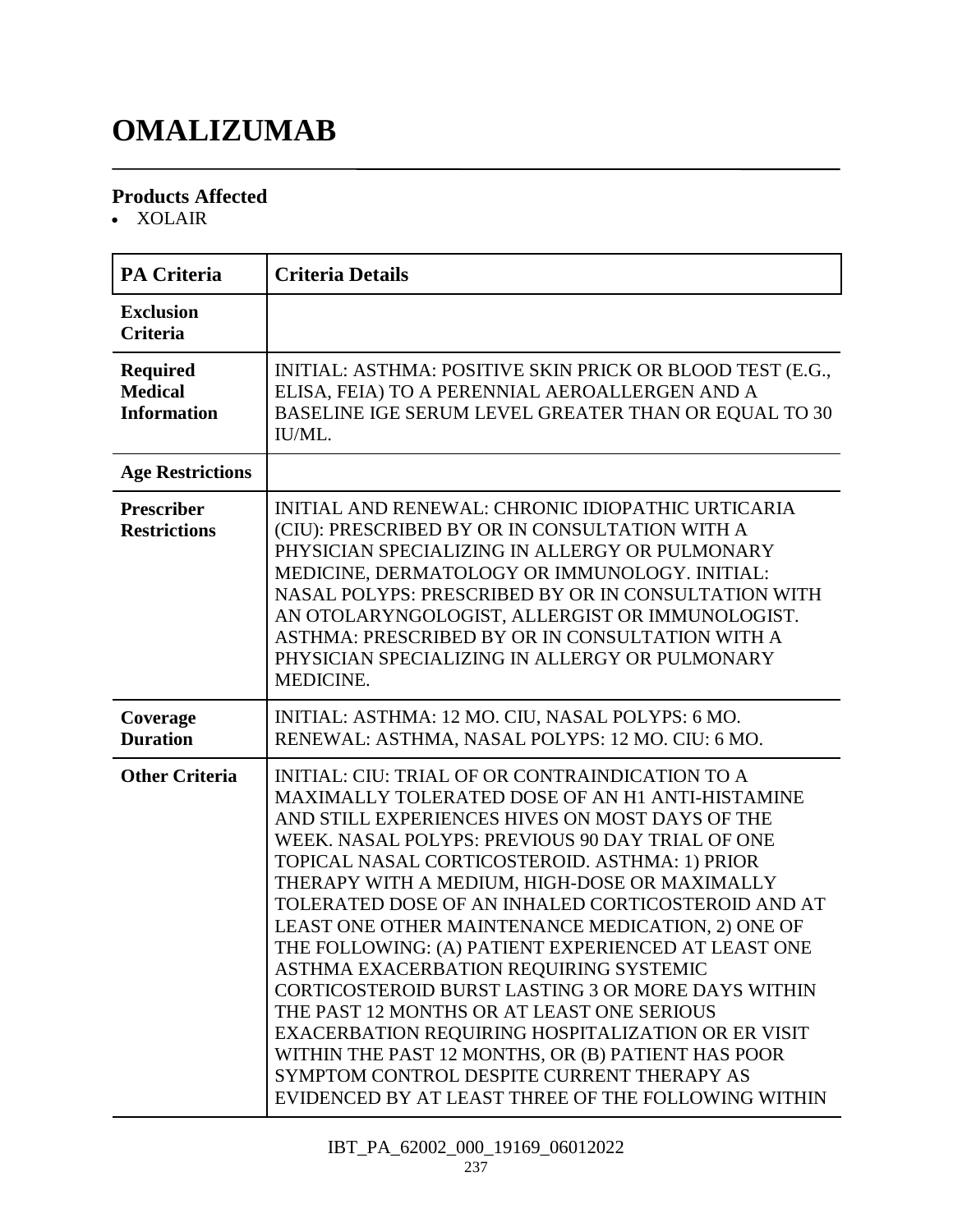# OMALIZUMAB

## Products Affected

- XOLAIR

| PA Criteria | Criteria Details |
|---|---|
| **Exclusion Criteria** | |
| **Required Medical Information** | INITIAL: ASTHMA: POSITIVE SKIN PRICK OR BLOOD TEST (E.G., ELISA, FEIA) TO A PERENNIAL AEROALLERGEN AND A BASELINE IGE SERUM LEVEL GREATER THAN OR EQUAL TO 30 IU/ML. |
| **Age Restrictions** | |
| **Prescriber Restrictions** | INITIAL AND RENEWAL: CHRONIC IDIOPATHIC URTICARIA (CIU): PRESCRIBED BY OR IN CONSULTATION WITH A PHYSICIAN SPECIALIZING IN ALLERGY OR PULMONARY MEDICINE, DERMATOLOGY OR IMMUNOLOGY. INITIAL: NASAL POLYPS: PRESCRIBED BY OR IN CONSULTATION WITH AN OTOLARYNGOLOGIST, ALLERGIST OR IMMUNOLOGIST. ASTHMA: PRESCRIBED BY OR IN CONSULTATION WITH A PHYSICIAN SPECIALIZING IN ALLERGY OR PULMONARY MEDICINE. |
| **Coverage Duration** | INITIAL: ASTHMA: 12 MO. CIU, NASAL POLYPS: 6 MO. RENEWAL: ASTHMA, NASAL POLYPS: 12 MO. CIU: 6 MO. |
| **Other Criteria** | INITIAL: CIU: TRIAL OF OR CONTRAINDICATION TO A MAXIMALLY TOLERATED DOSE OF AN H1 ANTI-HISTAMINE AND STILL EXPERIENCES HIVES ON MOST DAYS OF THE WEEK. NASAL POLYPS: PREVIOUS 90 DAY TRIAL OF ONE TOPICAL NASAL CORTICOSTEROID. ASTHMA: 1) PRIOR THERAPY WITH A MEDIUM, HIGH-DOSE OR MAXIMALLY TOLERATED DOSE OF AN INHALED CORTICOSTEROID AND AT LEAST ONE OTHER MAINTENANCE MEDICATION, 2) ONE OF THE FOLLOWING: (A) PATIENT EXPERIENCED AT LEAST ONE ASTHMA EXACERBATION REQUIRING SYSTEMIC CORTICOSTEROID BURST LASTING 3 OR MORE DAYS WITHIN THE PAST 12 MONTHS OR AT LEAST ONE SERIOUS EXACERBATION REQUIRING HOSPITALIZATION OR ER VISIT WITHIN THE PAST 12 MONTHS, OR (B) PATIENT HAS POOR SYMPTOM CONTROL DESPITE CURRENT THERAPY AS EVIDENCED BY AT LEAST THREE OF THE FOLLOWING WITHIN |

IBT_PA_62002_000_19169_06012022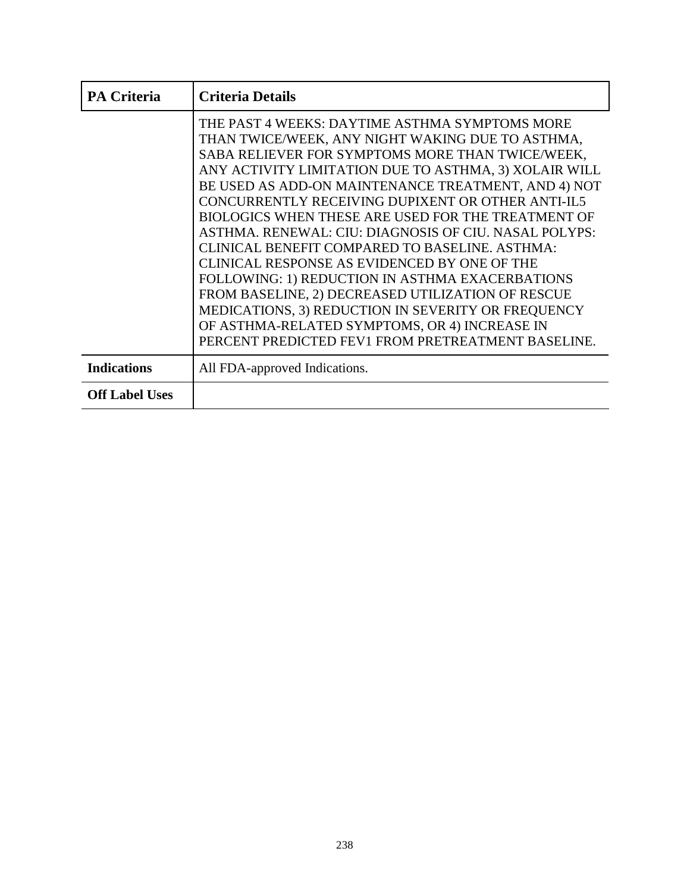| PA Criteria | Criteria Details |
| --- | --- |
| | THE PAST 4 WEEKS: DAYTIME ASTHMA SYMPTOMS MORE THAN TWICE/WEEK, ANY NIGHT WAKING DUE TO ASTHMA, SABA RELIEVER FOR SYMPTOMS MORE THAN TWICE/WEEK, ANY ACTIVITY LIMITATION DUE TO ASTHMA, 3) XOLAIR WILL BE USED AS ADD-ON MAINTENANCE TREATMENT, AND 4) NOT CONCURRENTLY RECEIVING DUPIXENT OR OTHER ANTI-IL5 BIOLOGICS WHEN THESE ARE USED FOR THE TREATMENT OF ASTHMA. RENEWAL: CIU: DIAGNOSIS OF CIU. NASAL POLYPS: CLINICAL BENEFIT COMPARED TO BASELINE. ASTHMA: CLINICAL RESPONSE AS EVIDENCED BY ONE OF THE FOLLOWING: 1) REDUCTION IN ASTHMA EXACERBATIONS FROM BASELINE, 2) DECREASED UTILIZATION OF RESCUE MEDICATIONS, 3) REDUCTION IN SEVERITY OR FREQUENCY OF ASTHMA-RELATED SYMPTOMS, OR 4) INCREASE IN PERCENT PREDICTED FEV1 FROM PRETREATMENT BASELINE. |
| **Indications** | All FDA-approved Indications. |
| **Off Label Uses** | |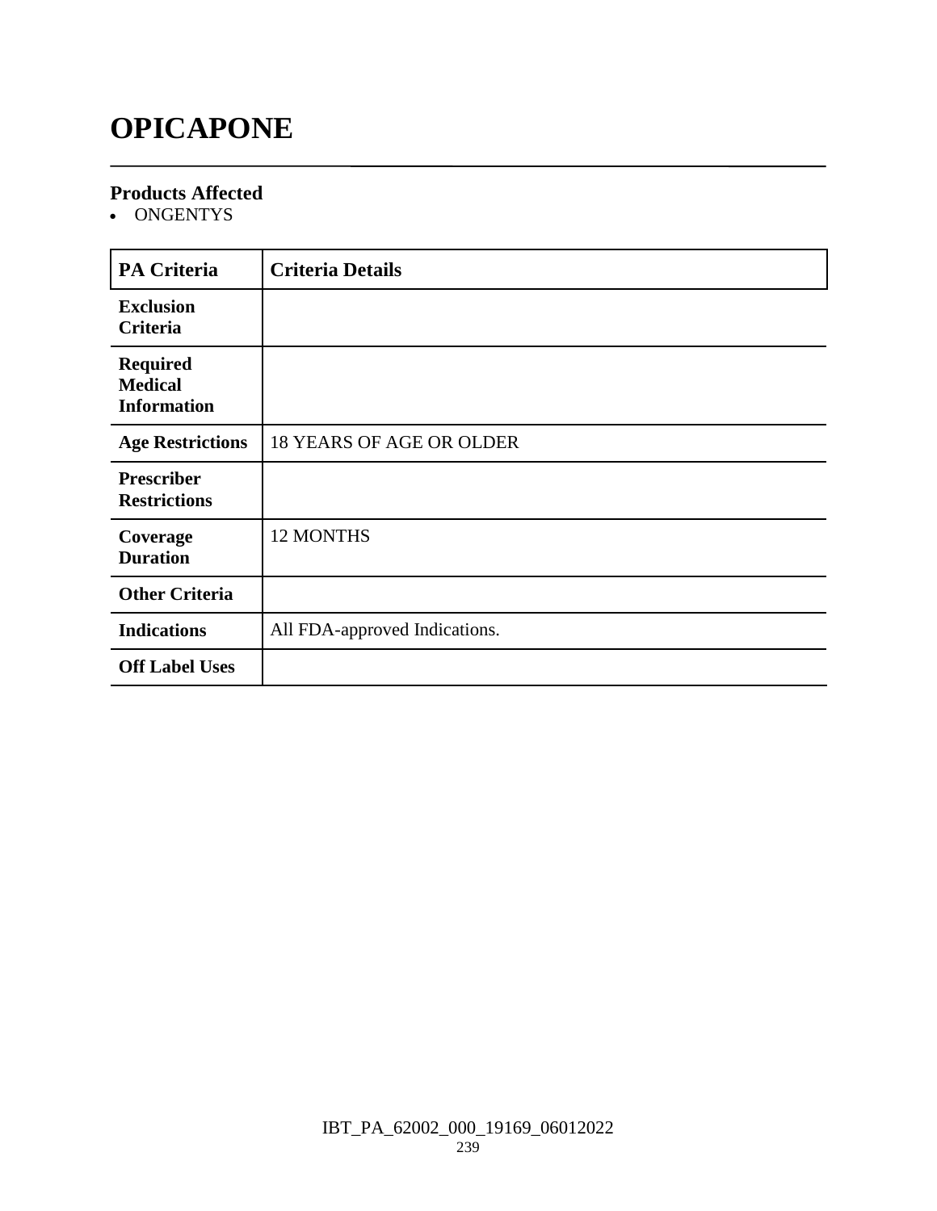# OPICAPONE

### Products Affected

- ONGENTYS

| PA Criteria | Criteria Details |
|---|---|
| **Exclusion Criteria** | |
| **Required Medical Information** | |
| **Age Restrictions** | 18 YEARS OF AGE OR OLDER |
| **Prescriber Restrictions** | |
| **Coverage Duration** | 12 MONTHS |
| **Other Criteria** | |
| **Indications** | All FDA-approved Indications. |
| **Off Label Uses** | |

IBT_PA_62002_000_19169_06012022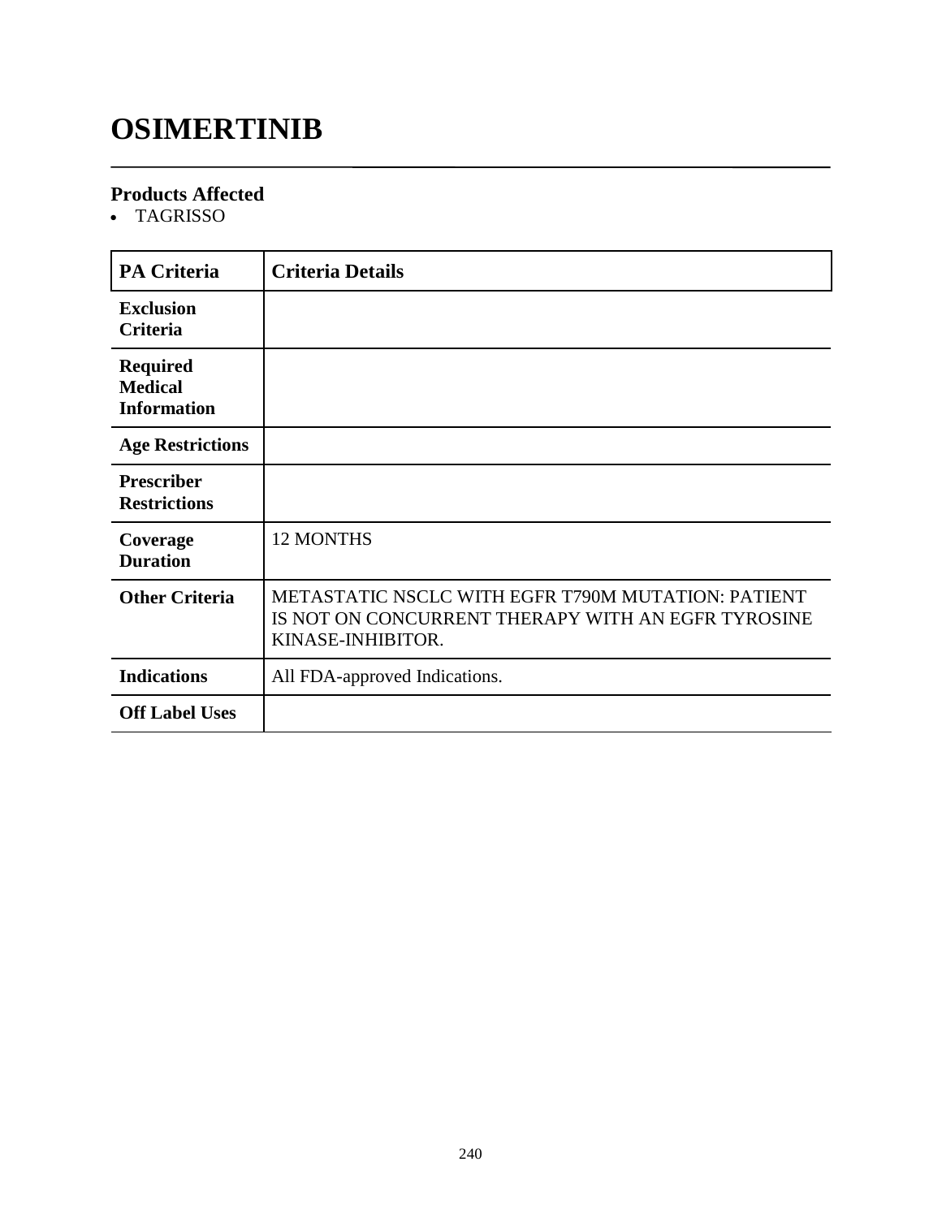# OSIMERTINIB

## Products Affected

- TAGRISSO

| PA Criteria | Criteria Details |
|---|---|
| **Exclusion Criteria** | |
| **Required Medical Information** | |
| **Age Restrictions** | |
| **Prescriber Restrictions** | |
| **Coverage Duration** | 12 MONTHS |
| **Other Criteria** | METASTATIC NSCLC WITH EGFR T790M MUTATION: PATIENT IS NOT ON CONCURRENT THERAPY WITH AN EGFR TYROSINE KINASE-INHIBITOR. |
| **Indications** | All FDA-approved Indications. |
| **Off Label Uses** | |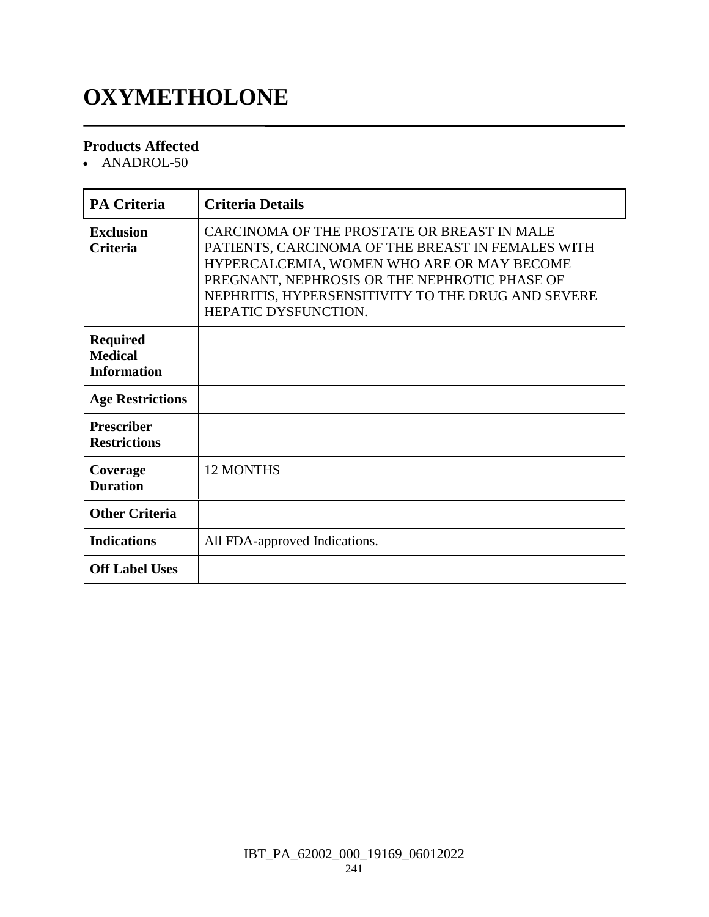# OXYMETHOLONE

### Products Affected

- ANADROL-50

| PA Criteria | Criteria Details |
|---|---|
| **Exclusion Criteria** | CARCINOMA OF THE PROSTATE OR BREAST IN MALE PATIENTS, CARCINOMA OF THE BREAST IN FEMALES WITH HYPERCALCEMIA, WOMEN WHO ARE OR MAY BECOME PREGNANT, NEPHROSIS OR THE NEPHROTIC PHASE OF NEPHRITIS, HYPERSENSITIVITY TO THE DRUG AND SEVERE HEPATIC DYSFUNCTION. |
| **Required Medical Information** | |
| **Age Restrictions** | |
| **Prescriber Restrictions** | |
| **Coverage Duration** | 12 MONTHS |
| **Other Criteria** | |
| **Indications** | All FDA-approved Indications. |
| **Off Label Uses** | |

IBT_PA_62002_000_19169_06012022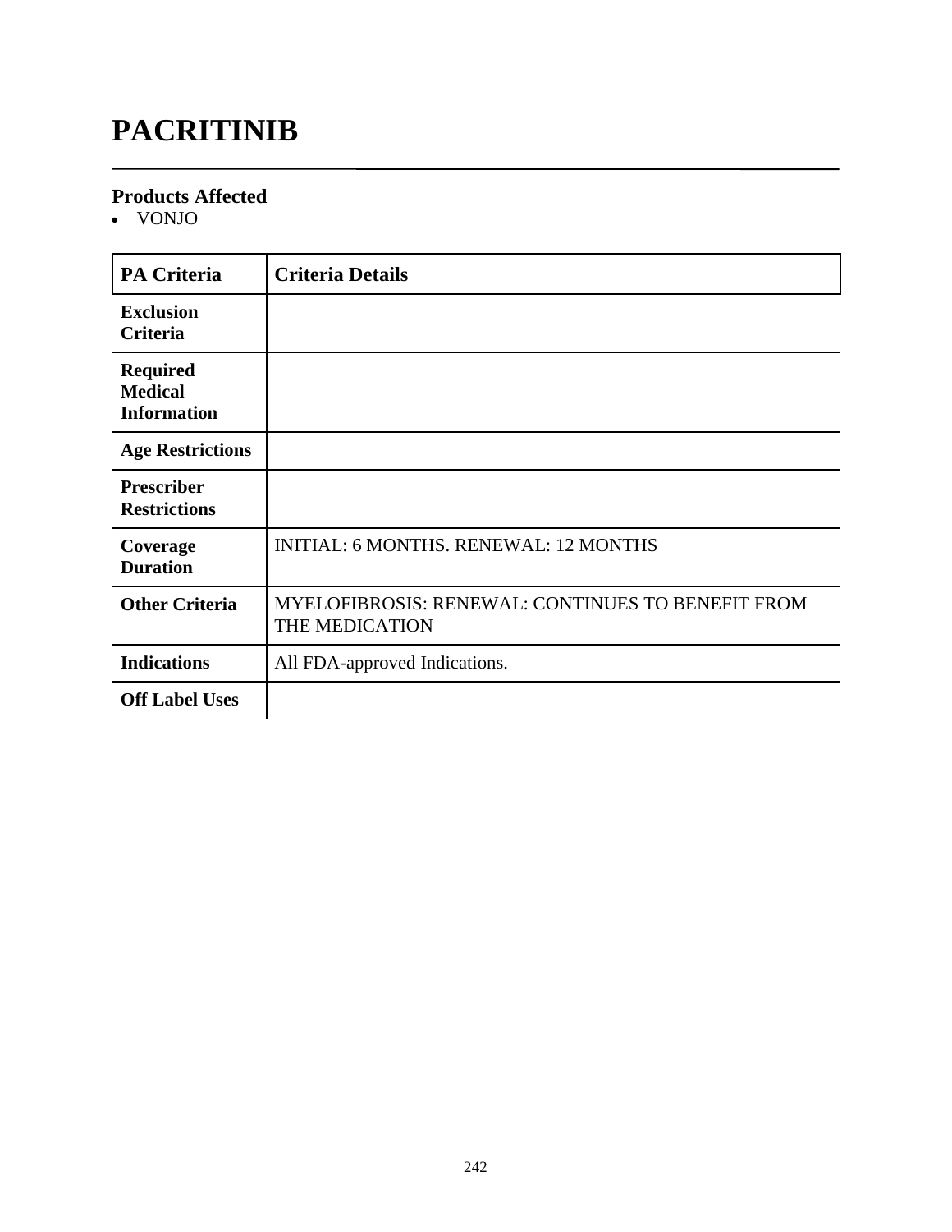# PACRITINIB

## Products Affected

- VONJO

| PA Criteria | Criteria Details |
|---|---|
| **Exclusion Criteria** | |
| **Required Medical Information** | |
| **Age Restrictions** | |
| **Prescriber Restrictions** | |
| **Coverage Duration** | INITIAL: 6 MONTHS. RENEWAL: 12 MONTHS |
| **Other Criteria** | MYELOFIBROSIS: RENEWAL: CONTINUES TO BENEFIT FROM THE MEDICATION |
| **Indications** | All FDA-approved Indications. |
| **Off Label Uses** | |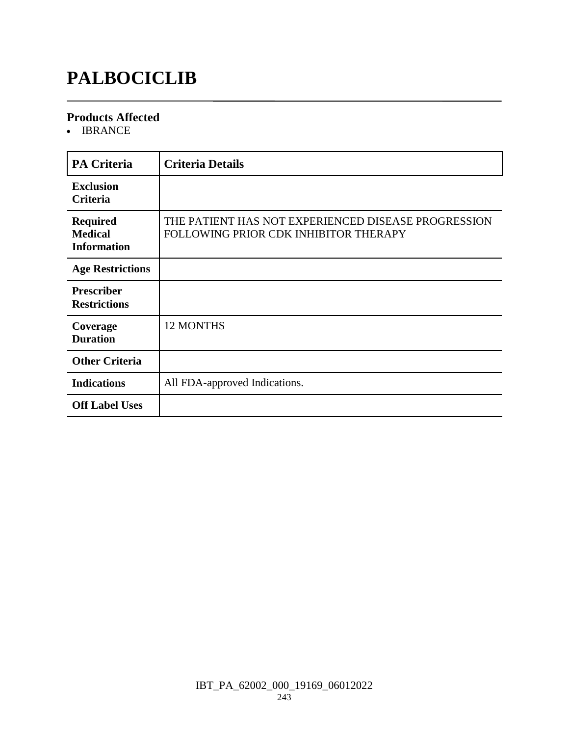# PALBOCICLIB

### Products Affected

- IBRANCE

| PA Criteria | Criteria Details |
| --- | --- |
| **Exclusion Criteria** | |
| **Required Medical Information** | THE PATIENT HAS NOT EXPERIENCED DISEASE PROGRESSION FOLLOWING PRIOR CDK INHIBITOR THERAPY |
| **Age Restrictions** | |
| **Prescriber Restrictions** | |
| **Coverage Duration** | 12 MONTHS |
| **Other Criteria** | |
| **Indications** | All FDA-approved Indications. |
| **Off Label Uses** | |

IBT_PA_62002_000_19169_06012022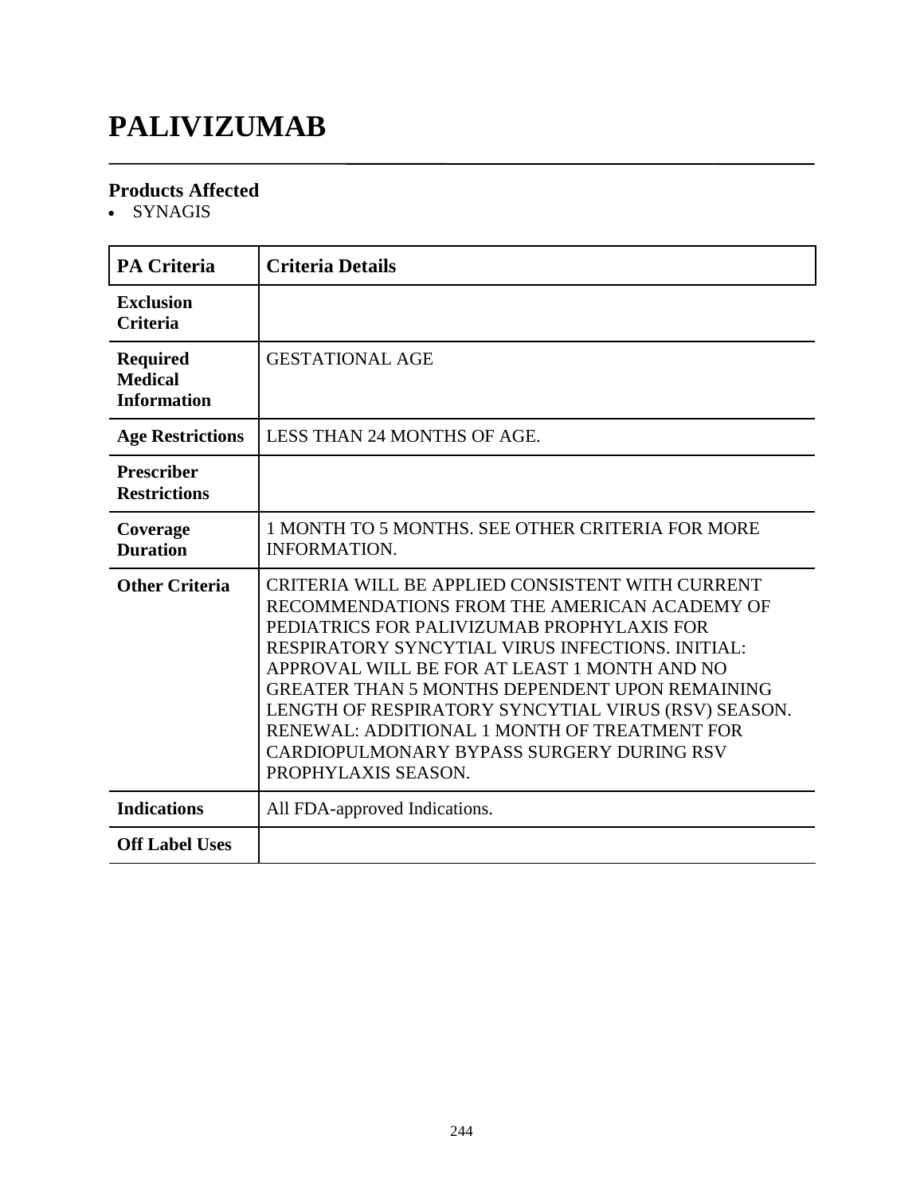# PALIVIZUMAB

### Products Affected

- SYNAGIS

| PA Criteria | Criteria Details |
|---|---|
| **Exclusion Criteria** | |
| **Required Medical Information** | GESTATIONAL AGE |
| **Age Restrictions** | LESS THAN 24 MONTHS OF AGE. |
| **Prescriber Restrictions** | |
| **Coverage Duration** | 1 MONTH TO 5 MONTHS. SEE OTHER CRITERIA FOR MORE INFORMATION. |
| **Other Criteria** | CRITERIA WILL BE APPLIED CONSISTENT WITH CURRENT RECOMMENDATIONS FROM THE AMERICAN ACADEMY OF PEDIATRICS FOR PALIVIZUMAB PROPHYLAXIS FOR RESPIRATORY SYNCYTIAL VIRUS INFECTIONS. INITIAL: APPROVAL WILL BE FOR AT LEAST 1 MONTH AND NO GREATER THAN 5 MONTHS DEPENDENT UPON REMAINING LENGTH OF RESPIRATORY SYNCYTIAL VIRUS (RSV) SEASON. RENEWAL: ADDITIONAL 1 MONTH OF TREATMENT FOR CARDIOPULMONARY BYPASS SURGERY DURING RSV PROPHYLAXIS SEASON. |
| **Indications** | All FDA-approved Indications. |
| **Off Label Uses** | |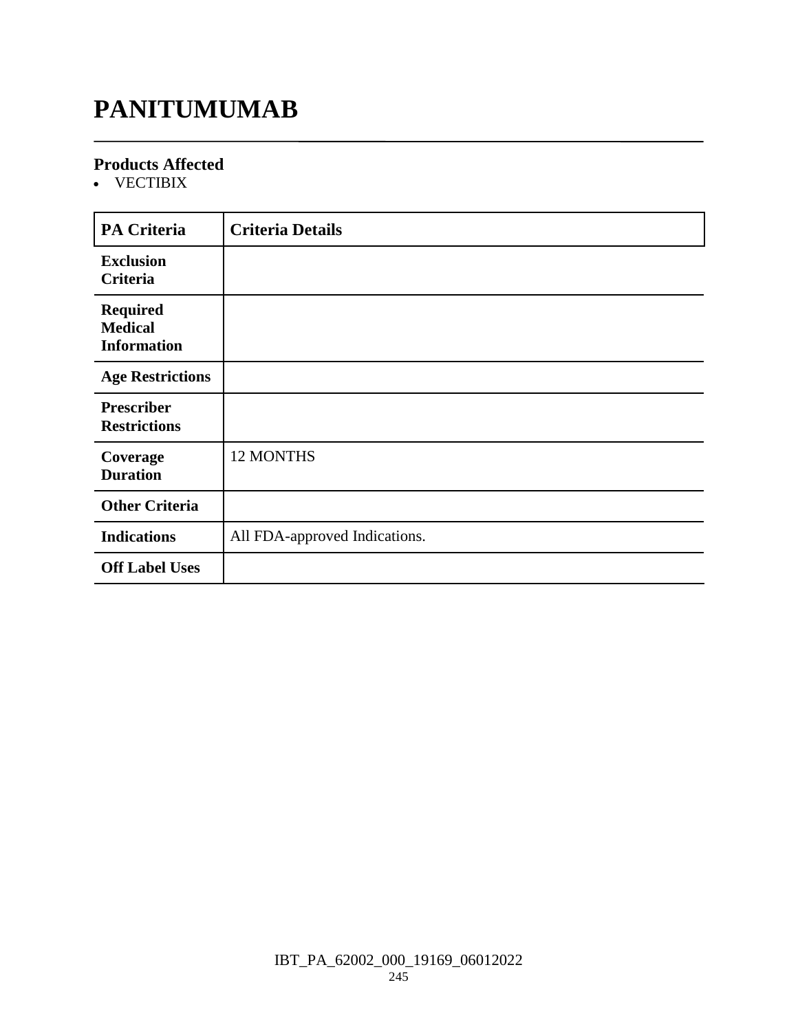# PANITUMUMAB

### Products Affected

- VECTIBIX

| PA Criteria | Criteria Details |
|---|---|
| **Exclusion Criteria** | |
| **Required Medical Information** | |
| **Age Restrictions** | |
| **Prescriber Restrictions** | |
| **Coverage Duration** | 12 MONTHS |
| **Other Criteria** | |
| **Indications** | All FDA-approved Indications. |
| **Off Label Uses** | |

IBT_PA_62002_000_19169_06012022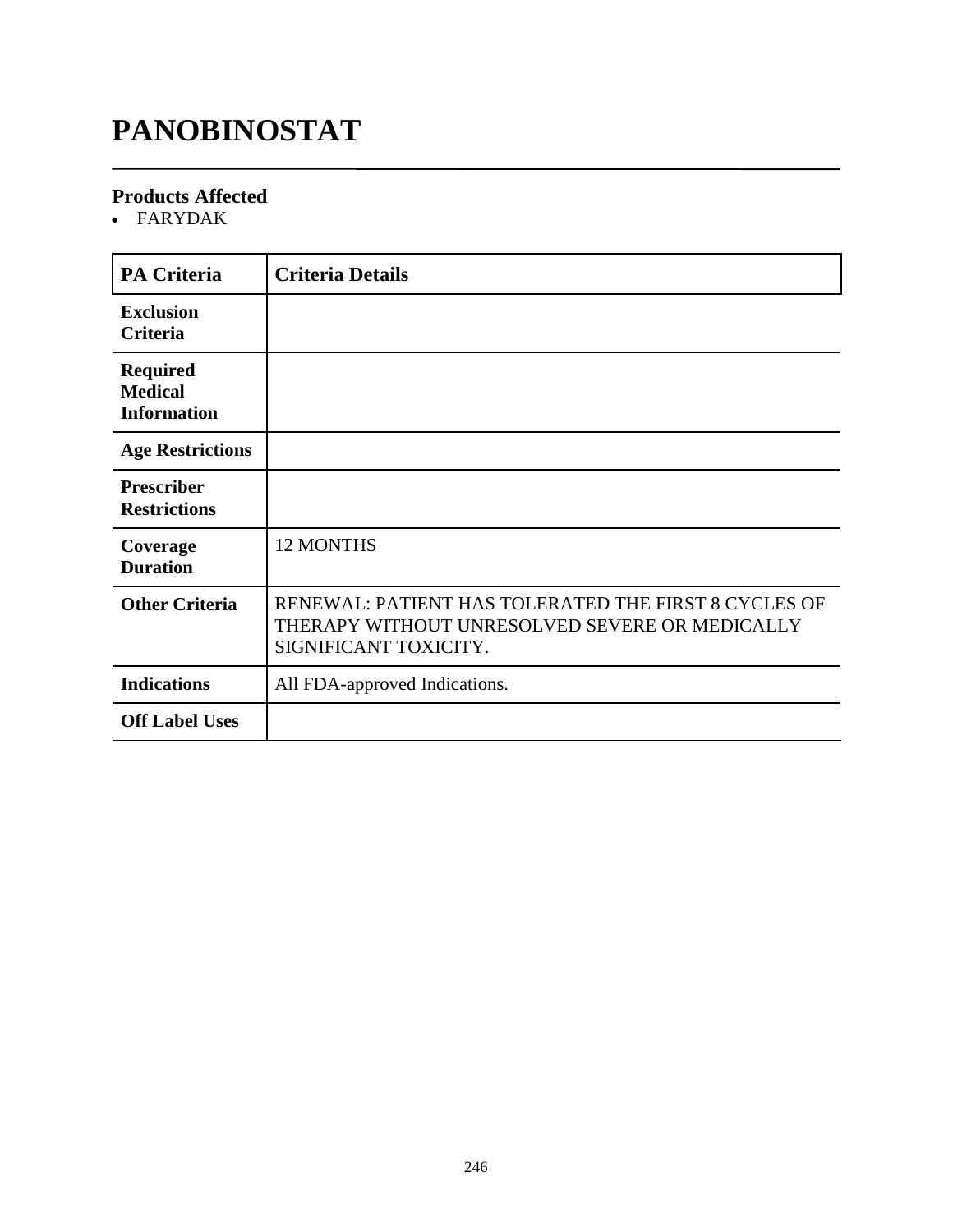# PANOBINOSTAT

## Products Affected

- FARYDAK

| PA Criteria | Criteria Details |
| --- | --- |
| **Exclusion Criteria** | |
| **Required Medical Information** | |
| **Age Restrictions** | |
| **Prescriber Restrictions** | |
| **Coverage Duration** | 12 MONTHS |
| **Other Criteria** | RENEWAL: PATIENT HAS TOLERATED THE FIRST 8 CYCLES OF THERAPY WITHOUT UNRESOLVED SEVERE OR MEDICALLY SIGNIFICANT TOXICITY. |
| **Indications** | All FDA-approved Indications. |
| **Off Label Uses** | |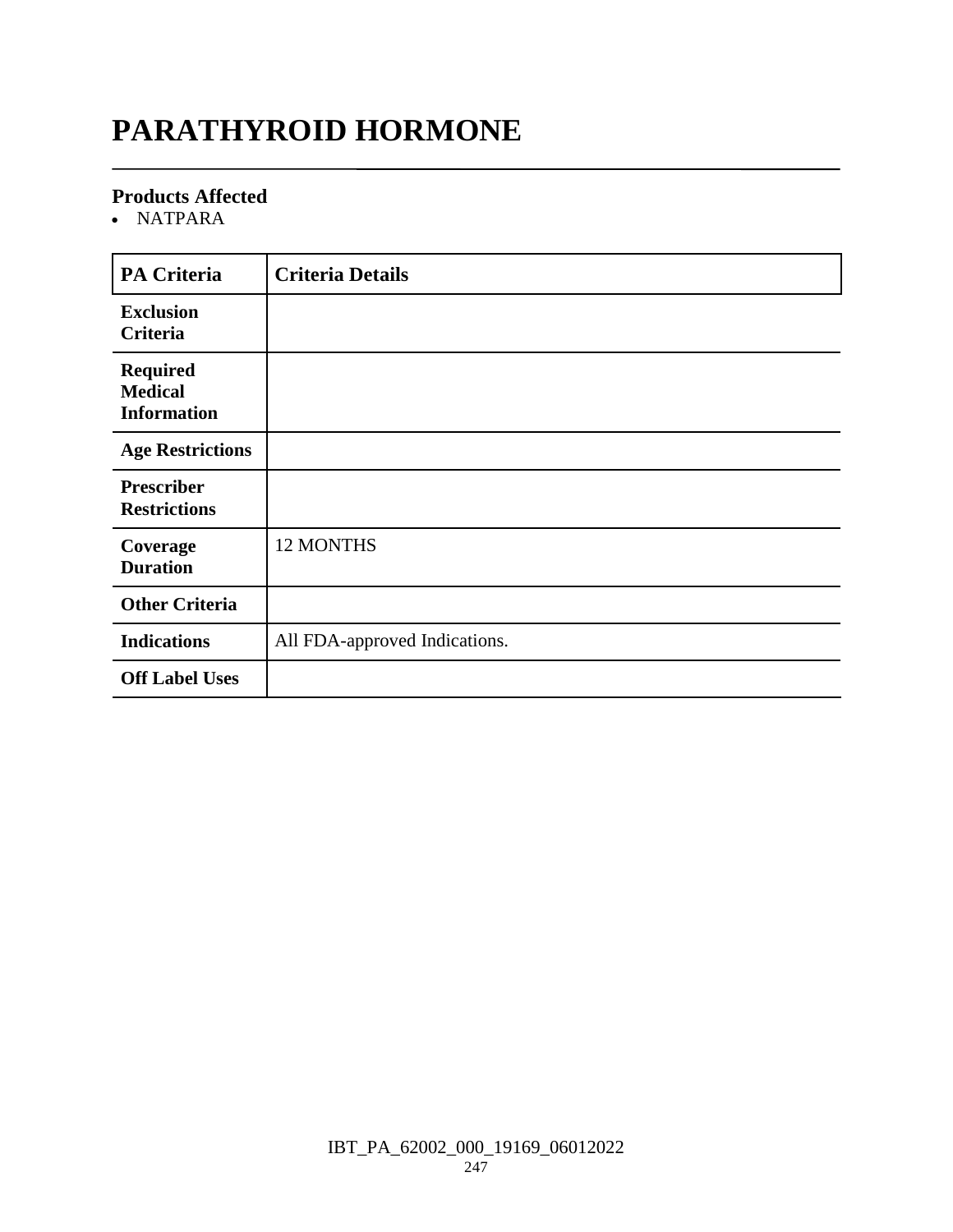# PARATHYROID HORMONE

### Products Affected

- NATPARA

| PA Criteria | Criteria Details |
| --- | --- |
| **Exclusion Criteria** | |
| **Required Medical Information** | |
| **Age Restrictions** | |
| **Prescriber Restrictions** | |
| **Coverage Duration** | 12 MONTHS |
| **Other Criteria** | |
| **Indications** | All FDA-approved Indications. |
| **Off Label Uses** | |

IBT_PA_62002_000_19169_06012022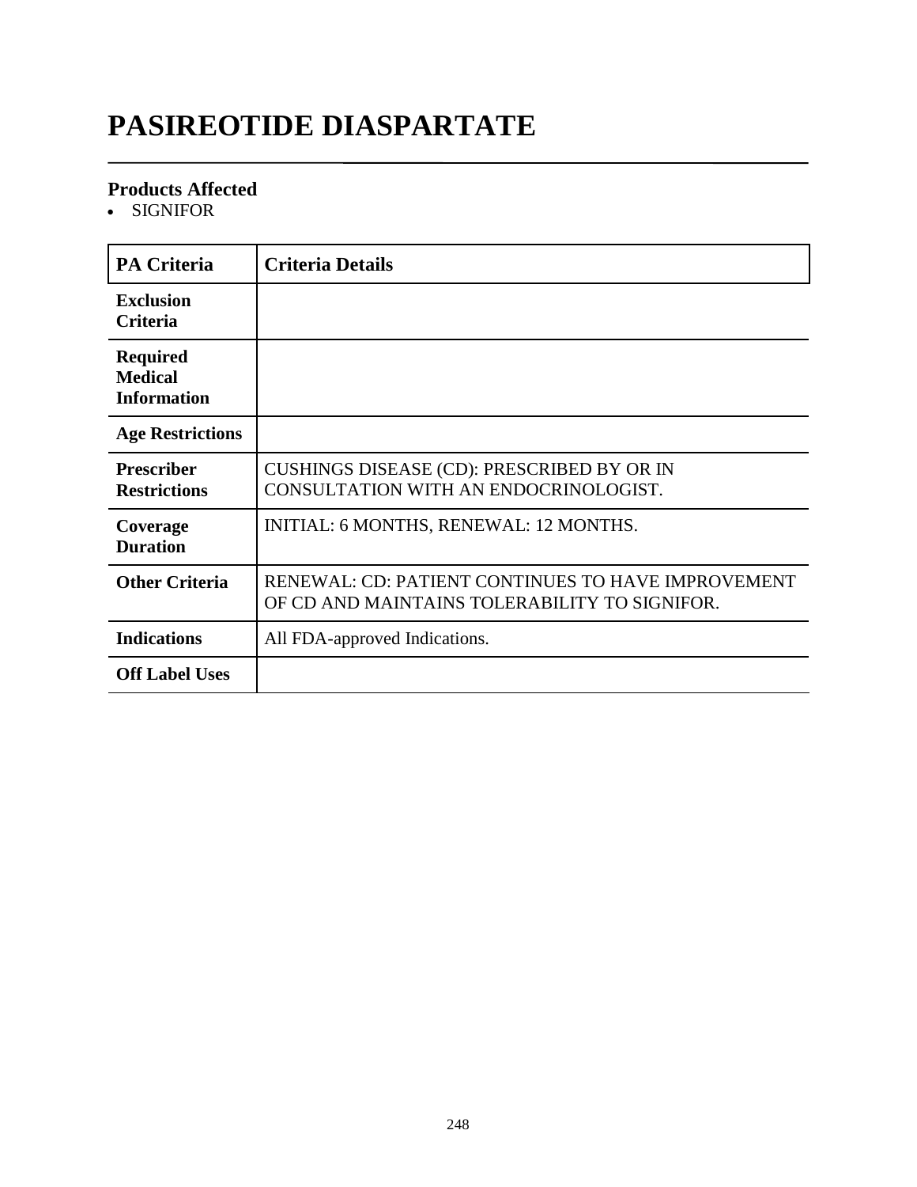# PASIREOTIDE DIASPARTATE

## Products Affected

- SIGNIFOR

| PA Criteria | Criteria Details |
|---|---|
| **Exclusion Criteria** | |
| **Required Medical Information** | |
| **Age Restrictions** | |
| **Prescriber Restrictions** | CUSHINGS DISEASE (CD): PRESCRIBED BY OR IN CONSULTATION WITH AN ENDOCRINOLOGIST. |
| **Coverage Duration** | INITIAL: 6 MONTHS, RENEWAL: 12 MONTHS. |
| **Other Criteria** | RENEWAL: CD: PATIENT CONTINUES TO HAVE IMPROVEMENT OF CD AND MAINTAINS TOLERABILITY TO SIGNIFOR. |
| **Indications** | All FDA-approved Indications. |
| **Off Label Uses** | |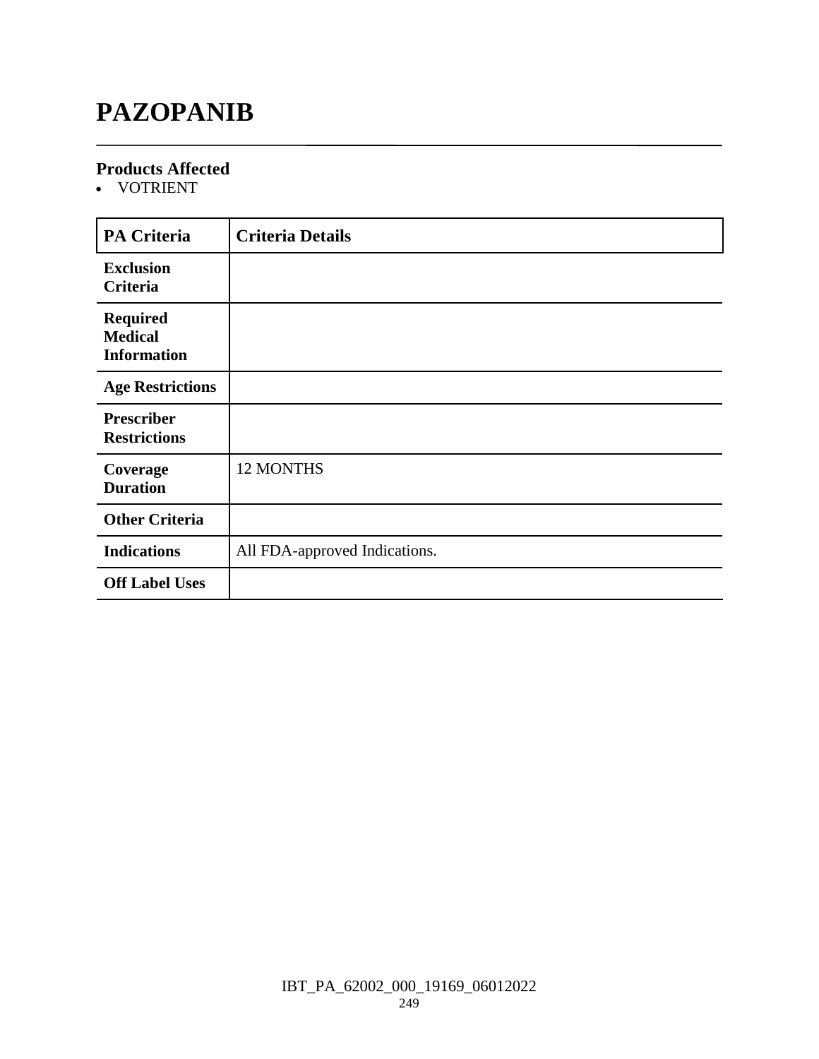# PAZOPANIB

### Products Affected

- VOTRIENT

| PA Criteria | Criteria Details |
|---|---|
| **Exclusion Criteria** | |
| **Required Medical Information** | |
| **Age Restrictions** | |
| **Prescriber Restrictions** | |
| **Coverage Duration** | 12 MONTHS |
| **Other Criteria** | |
| **Indications** | All FDA-approved Indications. |
| **Off Label Uses** | |

IBT_PA_62002_000_19169_06012022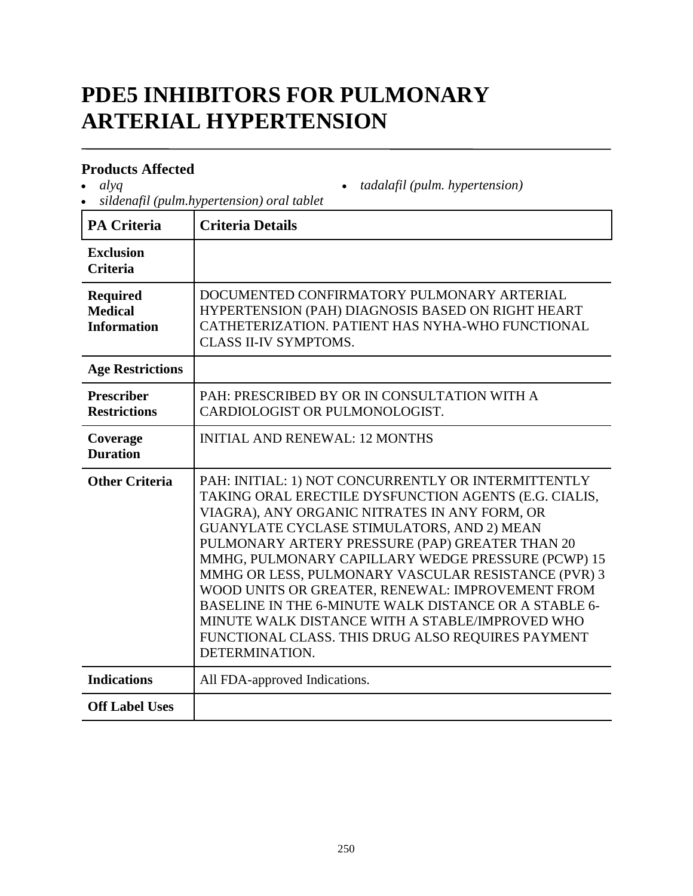# PDE5 INHIBITORS FOR PULMONARY ARTERIAL HYPERTENSION

### Products Affected

- *alyq*
- *sildenafil (pulm.hypertension) oral tablet*
- *tadalafil (pulm. hypertension)*

| PA Criteria | Criteria Details |
|---|---|
| **Exclusion Criteria** | |
| **Required Medical Information** | DOCUMENTED CONFIRMATORY PULMONARY ARTERIAL HYPERTENSION (PAH) DIAGNOSIS BASED ON RIGHT HEART CATHETERIZATION. PATIENT HAS NYHA-WHO FUNCTIONAL CLASS II-IV SYMPTOMS. |
| **Age Restrictions** | |
| **Prescriber Restrictions** | PAH: PRESCRIBED BY OR IN CONSULTATION WITH A CARDIOLOGIST OR PULMONOLOGIST. |
| **Coverage Duration** | INITIAL AND RENEWAL: 12 MONTHS |
| **Other Criteria** | PAH: INITIAL: 1) NOT CONCURRENTLY OR INTERMITTENTLY TAKING ORAL ERECTILE DYSFUNCTION AGENTS (E.G. CIALIS, VIAGRA), ANY ORGANIC NITRATES IN ANY FORM, OR GUANYLATE CYCLASE STIMULATORS, AND 2) MEAN PULMONARY ARTERY PRESSURE (PAP) GREATER THAN 20 MMHG, PULMONARY CAPILLARY WEDGE PRESSURE (PCWP) 15 MMHG OR LESS, PULMONARY VASCULAR RESISTANCE (PVR) 3 WOOD UNITS OR GREATER, RENEWAL: IMPROVEMENT FROM BASELINE IN THE 6-MINUTE WALK DISTANCE OR A STABLE 6-MINUTE WALK DISTANCE WITH A STABLE/IMPROVED WHO FUNCTIONAL CLASS. THIS DRUG ALSO REQUIRES PAYMENT DETERMINATION. |
| **Indications** | All FDA-approved Indications. |
| **Off Label Uses** | |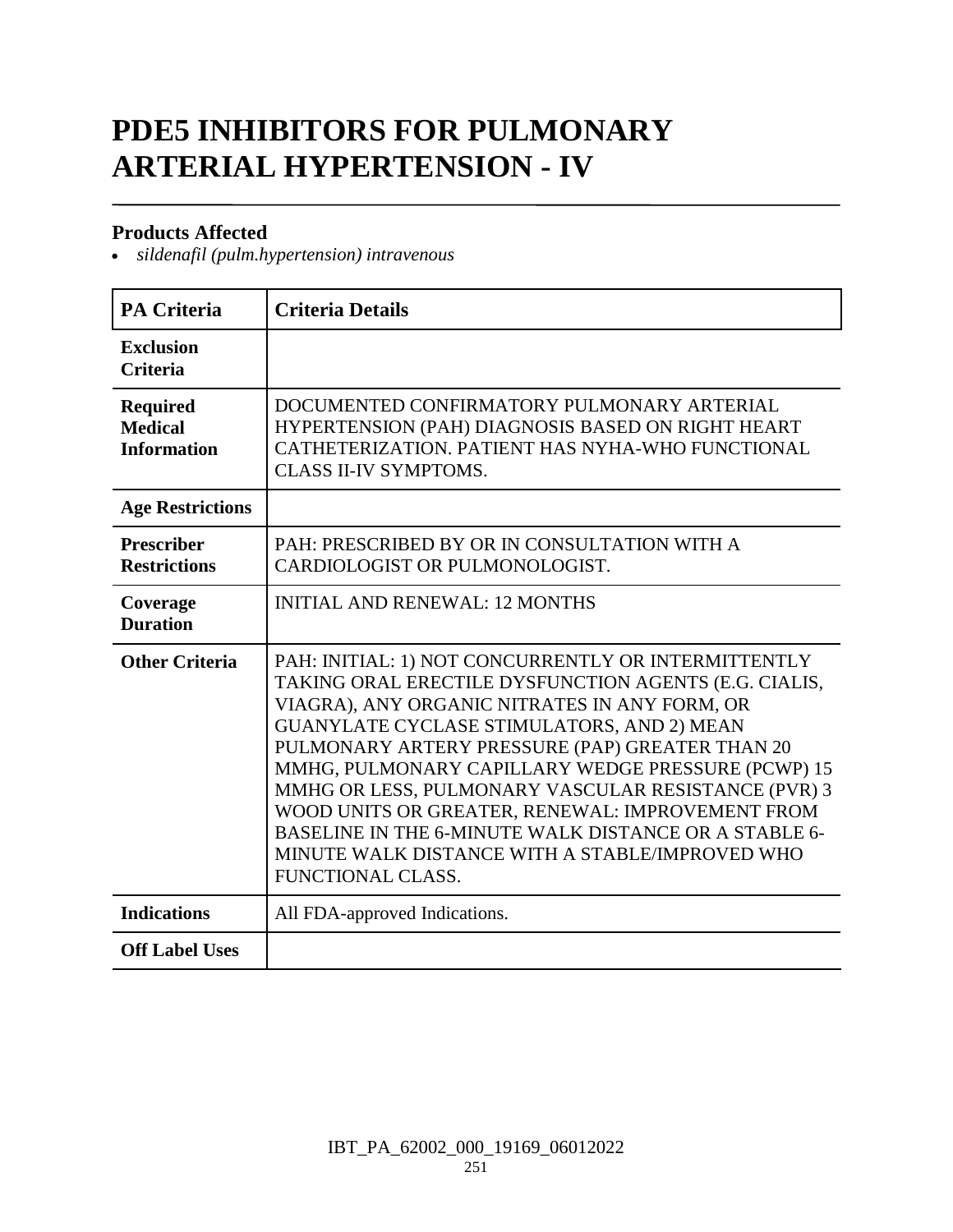# PDE5 INHIBITORS FOR PULMONARY ARTERIAL HYPERTENSION - IV

## Products Affected

- *sildenafil (pulm.hypertension) intravenous*

| PA Criteria | Criteria Details |
|---|---|
| **Exclusion Criteria** | |
| **Required Medical Information** | DOCUMENTED CONFIRMATORY PULMONARY ARTERIAL HYPERTENSION (PAH) DIAGNOSIS BASED ON RIGHT HEART CATHETERIZATION. PATIENT HAS NYHA-WHO FUNCTIONAL CLASS II-IV SYMPTOMS. |
| **Age Restrictions** | |
| **Prescriber Restrictions** | PAH: PRESCRIBED BY OR IN CONSULTATION WITH A CARDIOLOGIST OR PULMONOLOGIST. |
| **Coverage Duration** | INITIAL AND RENEWAL: 12 MONTHS |
| **Other Criteria** | PAH: INITIAL: 1) NOT CONCURRENTLY OR INTERMITTENTLY TAKING ORAL ERECTILE DYSFUNCTION AGENTS (E.G. CIALIS, VIAGRA), ANY ORGANIC NITRATES IN ANY FORM, OR GUANYLATE CYCLASE STIMULATORS, AND 2) MEAN PULMONARY ARTERY PRESSURE (PAP) GREATER THAN 20 MMHG, PULMONARY CAPILLARY WEDGE PRESSURE (PCWP) 15 MMHG OR LESS, PULMONARY VASCULAR RESISTANCE (PVR) 3 WOOD UNITS OR GREATER, RENEWAL: IMPROVEMENT FROM BASELINE IN THE 6-MINUTE WALK DISTANCE OR A STABLE 6-MINUTE WALK DISTANCE WITH A STABLE/IMPROVED WHO FUNCTIONAL CLASS. |
| **Indications** | All FDA-approved Indications. |
| **Off Label Uses** | |

IBT_PA_62002_000_19169_06012022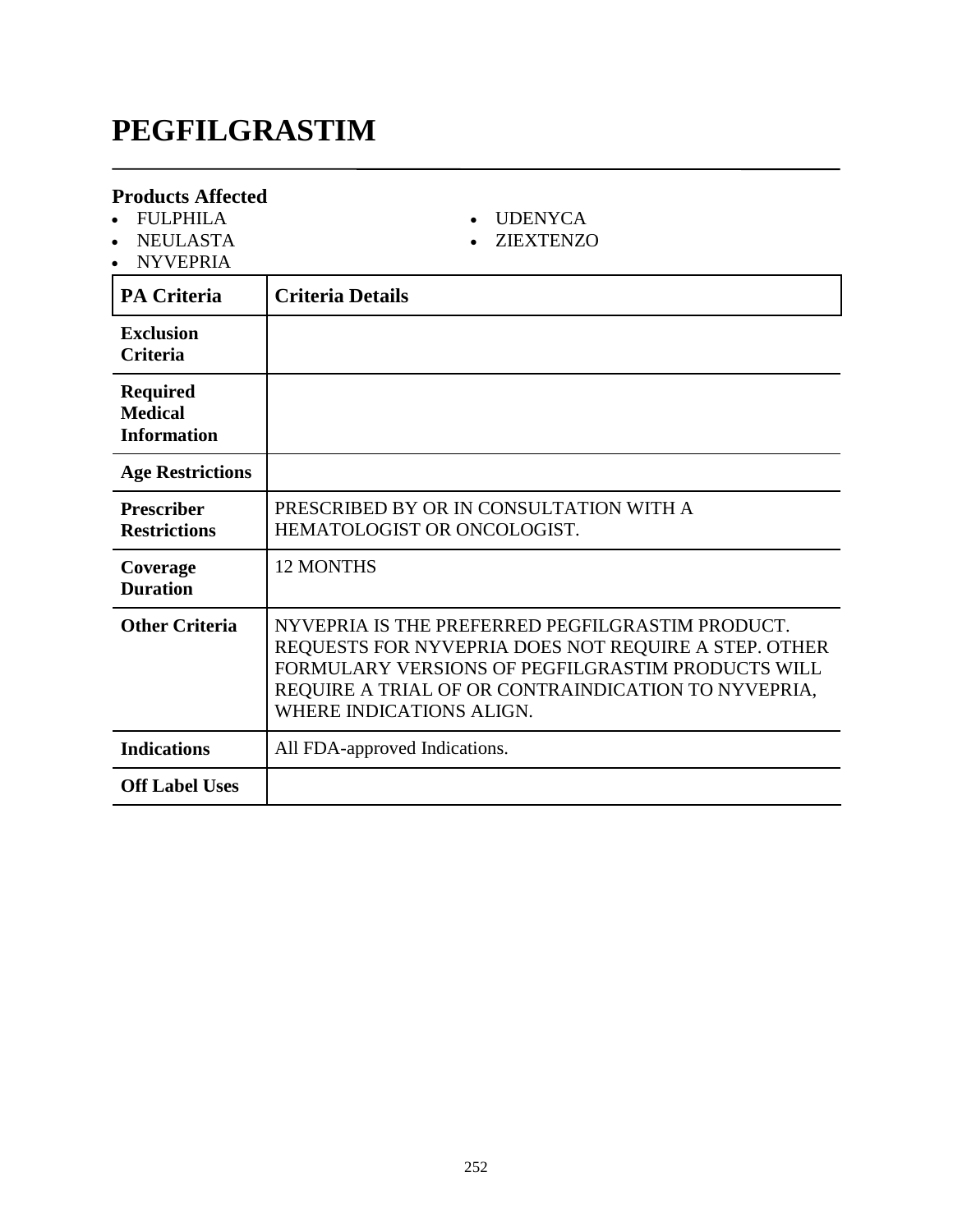# PEGFILGRASTIM

### Products Affected

- FULPHILA
- NEULASTA
- NYVEPRIA
- UDENYCA
- ZIEXTENZO

| PA Criteria | Criteria Details |
|---|---|
| **Exclusion Criteria** | |
| **Required Medical Information** | |
| **Age Restrictions** | |
| **Prescriber Restrictions** | PRESCRIBED BY OR IN CONSULTATION WITH A HEMATOLOGIST OR ONCOLOGIST. |
| **Coverage Duration** | 12 MONTHS |
| **Other Criteria** | NYVEPRIA IS THE PREFERRED PEGFILGRASTIM PRODUCT. REQUESTS FOR NYVEPRIA DOES NOT REQUIRE A STEP. OTHER FORMULARY VERSIONS OF PEGFILGRASTIM PRODUCTS WILL REQUIRE A TRIAL OF OR CONTRAINDICATION TO NYVEPRIA, WHERE INDICATIONS ALIGN. |
| **Indications** | All FDA-approved Indications. |
| **Off Label Uses** | |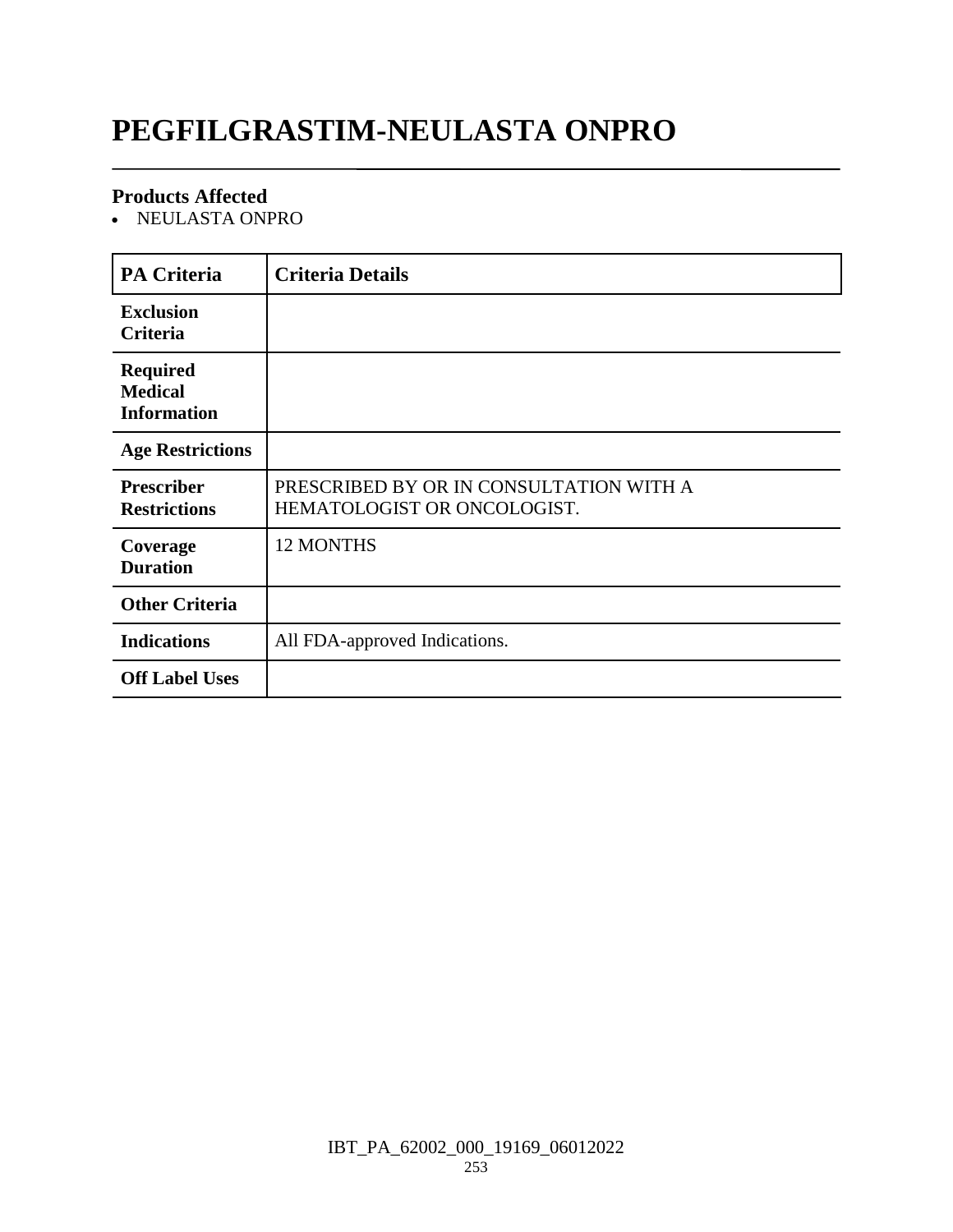# PEGFILGRASTIM-NEULASTA ONPRO

**Products Affected**

- NEULASTA ONPRO

| PA Criteria | Criteria Details |
|---|---|
| **Exclusion Criteria** | |
| **Required Medical Information** | |
| **Age Restrictions** | |
| **Prescriber Restrictions** | PRESCRIBED BY OR IN CONSULTATION WITH A HEMATOLOGIST OR ONCOLOGIST. |
| **Coverage Duration** | 12 MONTHS |
| **Other Criteria** | |
| **Indications** | All FDA-approved Indications. |
| **Off Label Uses** | |

IBT_PA_62002_000_19169_06012022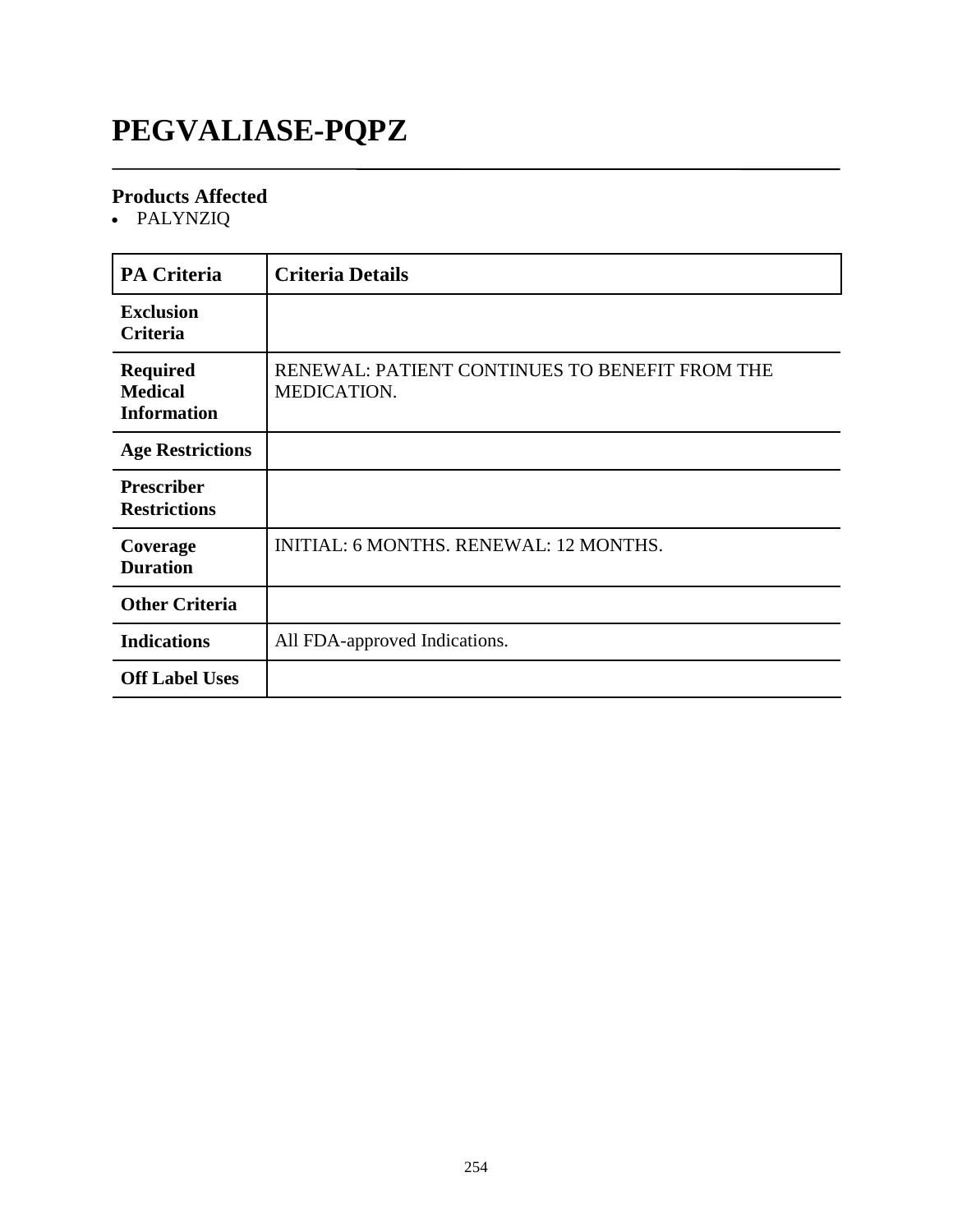# PEGVALIASE-PQPZ

### Products Affected

- PALYNZIQ

| PA Criteria | Criteria Details |
|---|---|
| **Exclusion Criteria** | |
| **Required Medical Information** | RENEWAL: PATIENT CONTINUES TO BENEFIT FROM THE MEDICATION. |
| **Age Restrictions** | |
| **Prescriber Restrictions** | |
| **Coverage Duration** | INITIAL: 6 MONTHS. RENEWAL: 12 MONTHS. |
| **Other Criteria** | |
| **Indications** | All FDA-approved Indications. |
| **Off Label Uses** | |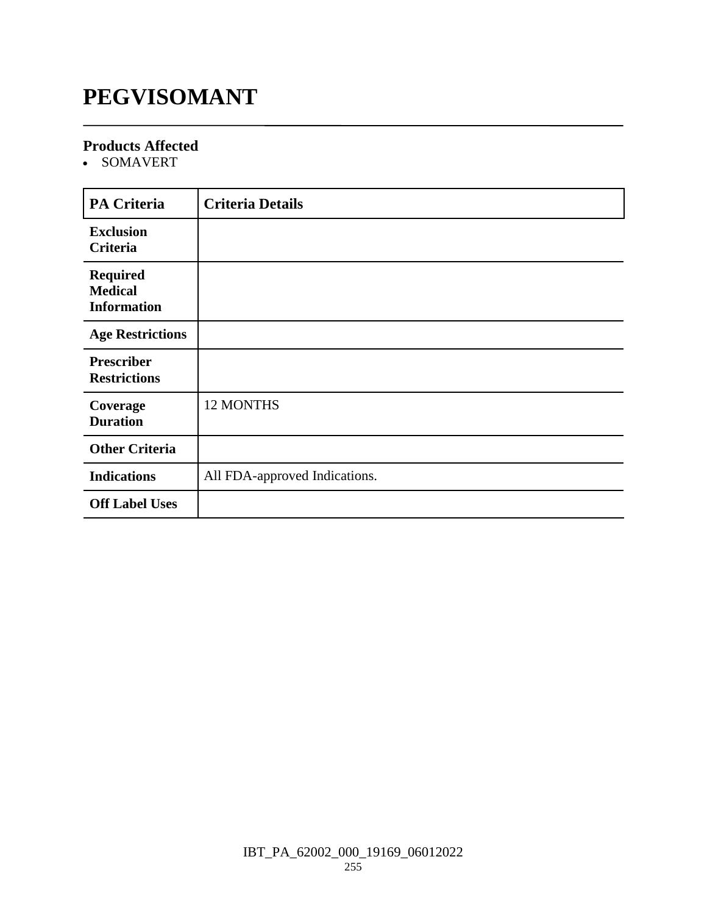# PEGVISOMANT

### Products Affected

- SOMAVERT

| PA Criteria | Criteria Details |
|---|---|
| **Exclusion Criteria** | |
| **Required Medical Information** | |
| **Age Restrictions** | |
| **Prescriber Restrictions** | |
| **Coverage Duration** | 12 MONTHS |
| **Other Criteria** | |
| **Indications** | All FDA-approved Indications. |
| **Off Label Uses** | |

IBT_PA_62002_000_19169_06012022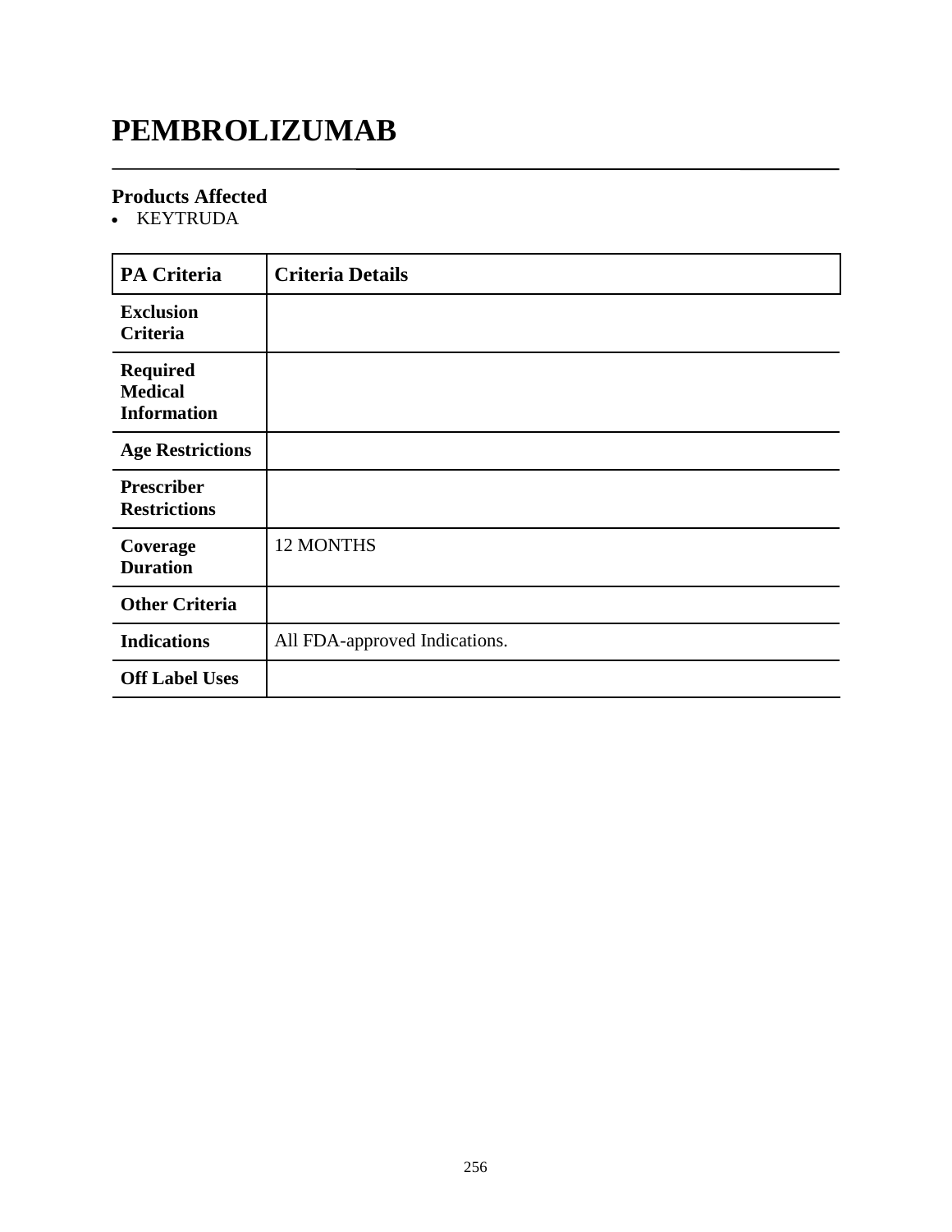# PEMBROLIZUMAB

## Products Affected

- KEYTRUDA

| PA Criteria | Criteria Details |
|---|---|
| **Exclusion Criteria** | |
| **Required Medical Information** | |
| **Age Restrictions** | |
| **Prescriber Restrictions** | |
| **Coverage Duration** | 12 MONTHS |
| **Other Criteria** | |
| **Indications** | All FDA-approved Indications. |
| **Off Label Uses** | |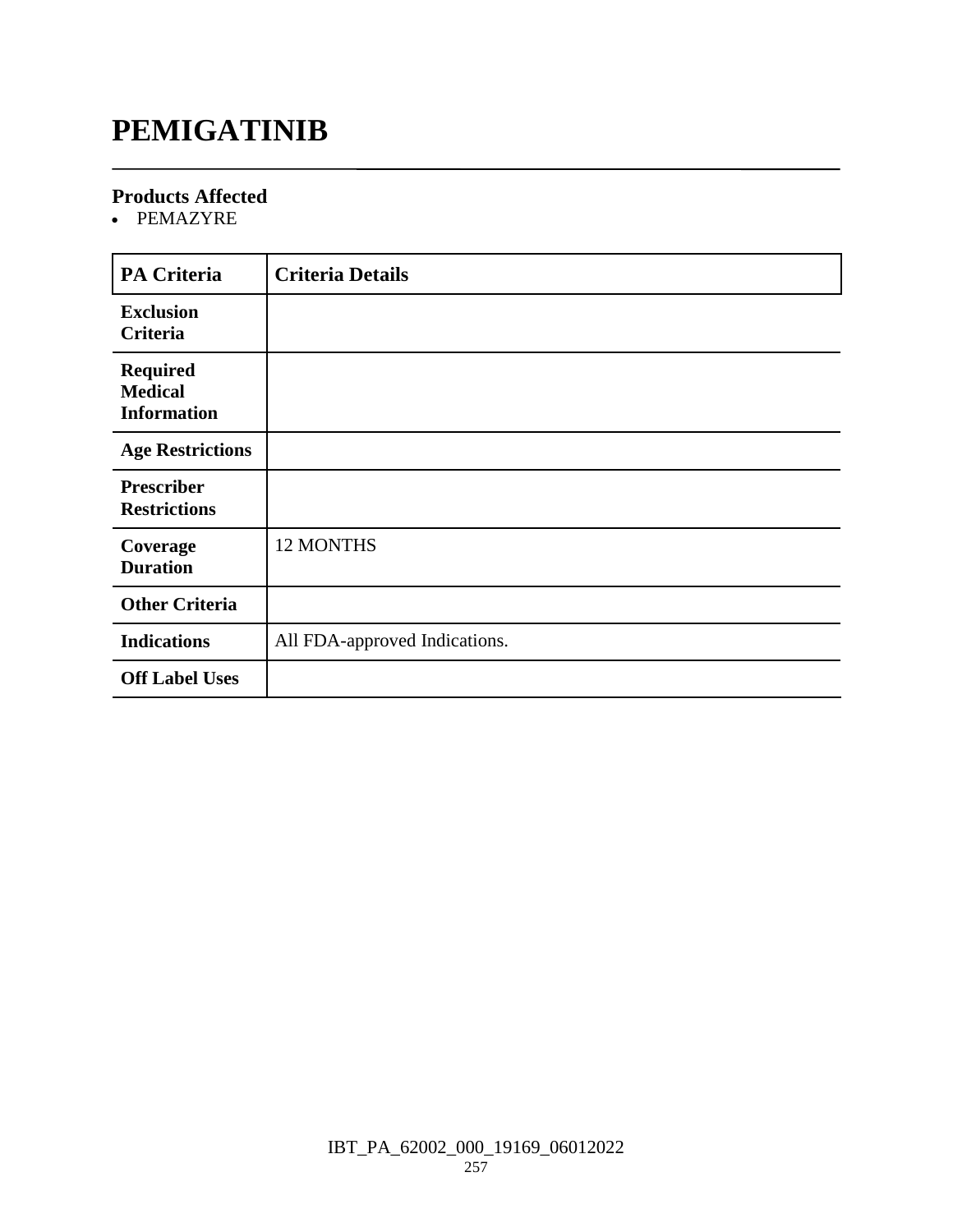# PEMIGATINIB

### Products Affected
- PEMAZYRE

| PA Criteria | Criteria Details |
| --- | --- |
| **Exclusion Criteria** | |
| **Required Medical Information** | |
| **Age Restrictions** | |
| **Prescriber Restrictions** | |
| **Coverage Duration** | 12 MONTHS |
| **Other Criteria** | |
| **Indications** | All FDA-approved Indications. |
| **Off Label Uses** | |

IBT_PA_62002_000_19169_06012022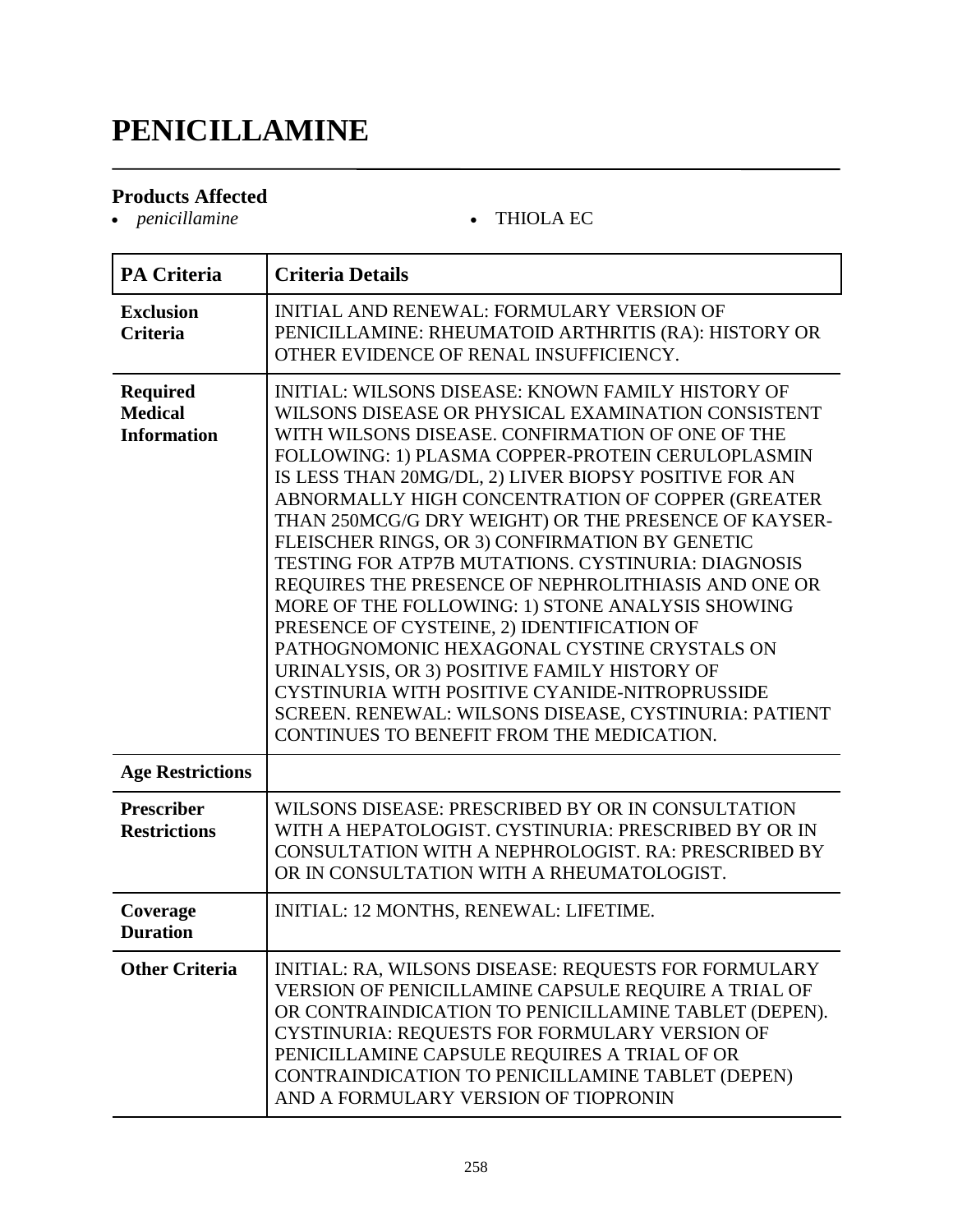# PENICILLAMINE

## Products Affected

- *penicillamine*
- THIOLA EC

| PA Criteria | Criteria Details |
|---|---|
| **Exclusion Criteria** | INITIAL AND RENEWAL: FORMULARY VERSION OF PENICILLAMINE: RHEUMATOID ARTHRITIS (RA): HISTORY OR OTHER EVIDENCE OF RENAL INSUFFICIENCY. |
| **Required Medical Information** | INITIAL: WILSONS DISEASE: KNOWN FAMILY HISTORY OF WILSONS DISEASE OR PHYSICAL EXAMINATION CONSISTENT WITH WILSONS DISEASE. CONFIRMATION OF ONE OF THE FOLLOWING: 1) PLASMA COPPER-PROTEIN CERULOPLASMIN IS LESS THAN 20MG/DL, 2) LIVER BIOPSY POSITIVE FOR AN ABNORMALLY HIGH CONCENTRATION OF COPPER (GREATER THAN 250MCG/G DRY WEIGHT) OR THE PRESENCE OF KAYSER-FLEISCHER RINGS, OR 3) CONFIRMATION BY GENETIC TESTING FOR ATP7B MUTATIONS. CYSTINURIA: DIAGNOSIS REQUIRES THE PRESENCE OF NEPHROLITHIASIS AND ONE OR MORE OF THE FOLLOWING: 1) STONE ANALYSIS SHOWING PRESENCE OF CYSTEINE, 2) IDENTIFICATION OF PATHOGNOMONIC HEXAGONAL CYSTINE CRYSTALS ON URINALYSIS, OR 3) POSITIVE FAMILY HISTORY OF CYSTINURIA WITH POSITIVE CYANIDE-NITROPRUSSIDE SCREEN. RENEWAL: WILSONS DISEASE, CYSTINURIA: PATIENT CONTINUES TO BENEFIT FROM THE MEDICATION. |
| **Age Restrictions** | |
| **Prescriber Restrictions** | WILSONS DISEASE: PRESCRIBED BY OR IN CONSULTATION WITH A HEPATOLOGIST. CYSTINURIA: PRESCRIBED BY OR IN CONSULTATION WITH A NEPHROLOGIST. RA: PRESCRIBED BY OR IN CONSULTATION WITH A RHEUMATOLOGIST. |
| **Coverage Duration** | INITIAL: 12 MONTHS, RENEWAL: LIFETIME. |
| **Other Criteria** | INITIAL: RA, WILSONS DISEASE: REQUESTS FOR FORMULARY VERSION OF PENICILLAMINE CAPSULE REQUIRE A TRIAL OF OR CONTRAINDICATION TO PENICILLAMINE TABLET (DEPEN). CYSTINURIA: REQUESTS FOR FORMULARY VERSION OF PENICILLAMINE CAPSULE REQUIRES A TRIAL OF OR CONTRAINDICATION TO PENICILLAMINE TABLET (DEPEN) AND A FORMULARY VERSION OF TIOPRONIN |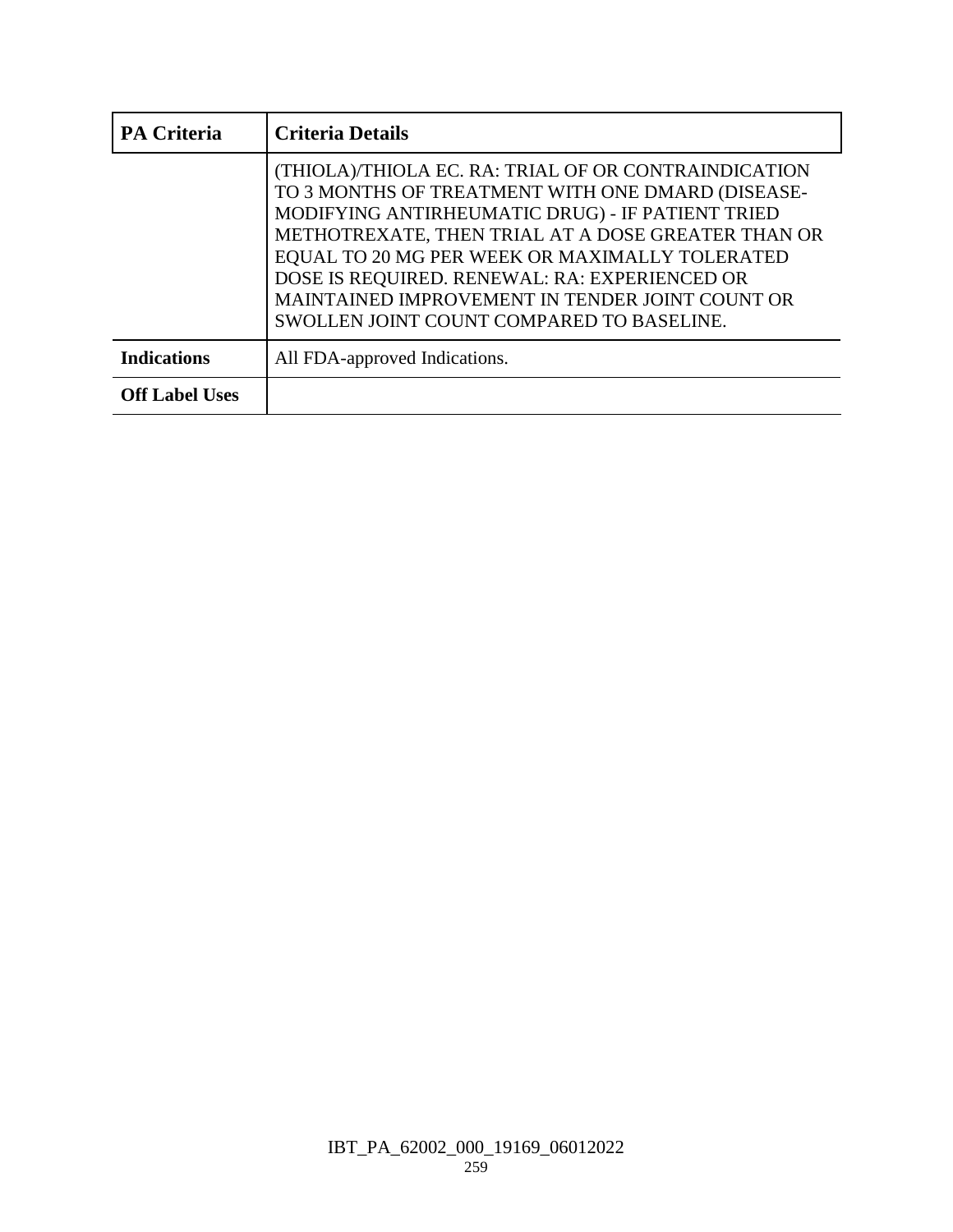| PA Criteria | Criteria Details |
|---|---|
| | (THIOLA)/THIOLA EC. RA: TRIAL OF OR CONTRAINDICATION TO 3 MONTHS OF TREATMENT WITH ONE DMARD (DISEASE-MODIFYING ANTIRHEUMATIC DRUG) - IF PATIENT TRIED METHOTREXATE, THEN TRIAL AT A DOSE GREATER THAN OR EQUAL TO 20 MG PER WEEK OR MAXIMALLY TOLERATED DOSE IS REQUIRED. RENEWAL: RA: EXPERIENCED OR MAINTAINED IMPROVEMENT IN TENDER JOINT COUNT OR SWOLLEN JOINT COUNT COMPARED TO BASELINE. |
| **Indications** | All FDA-approved Indications. |
| **Off Label Uses** | |

IBT_PA_62002_000_19169_06012022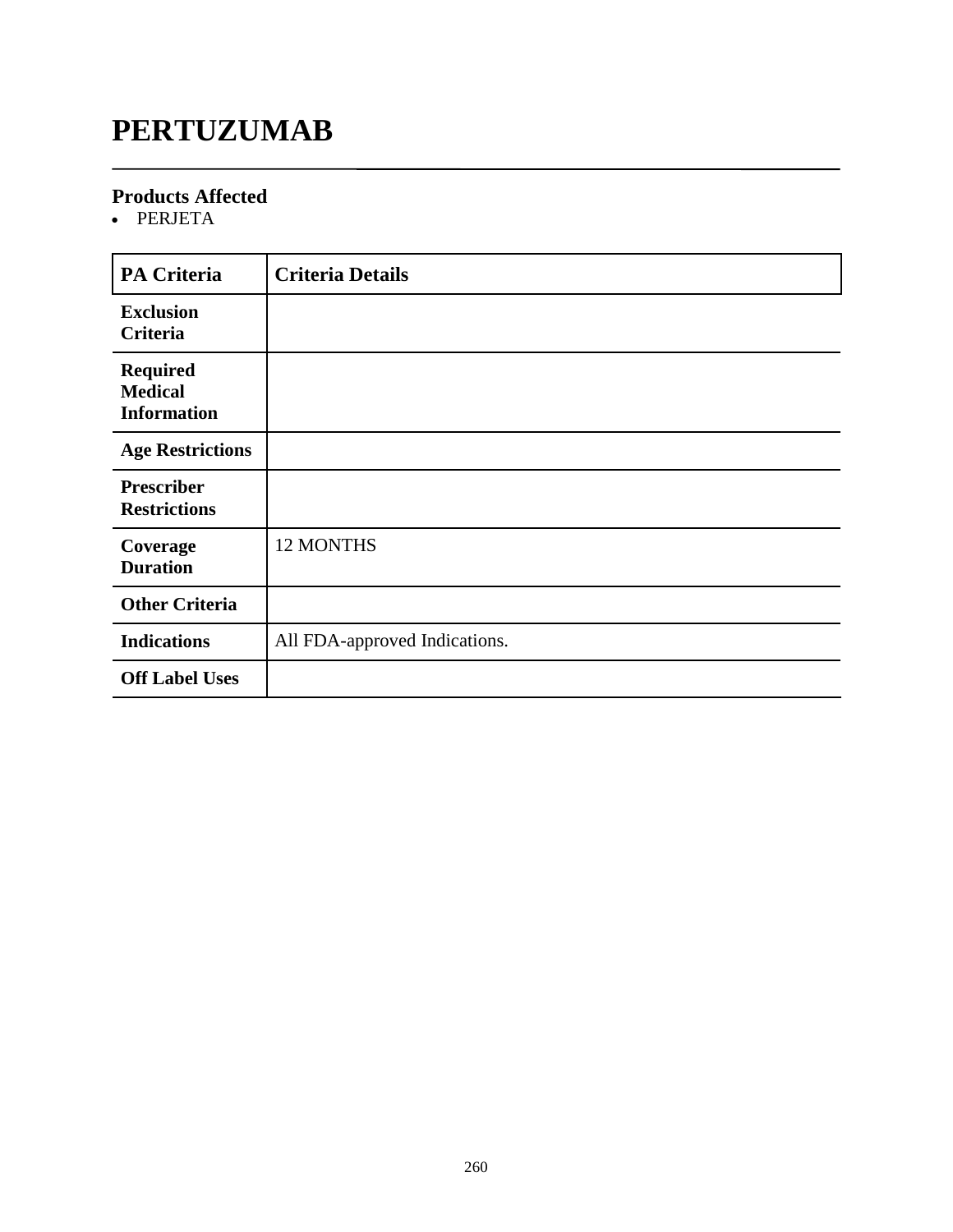# PERTUZUMAB

## Products Affected

- PERJETA

| PA Criteria | Criteria Details |
|---|---|
| **Exclusion Criteria** | |
| **Required Medical Information** | |
| **Age Restrictions** | |
| **Prescriber Restrictions** | |
| **Coverage Duration** | 12 MONTHS |
| **Other Criteria** | |
| **Indications** | All FDA-approved Indications. |
| **Off Label Uses** | |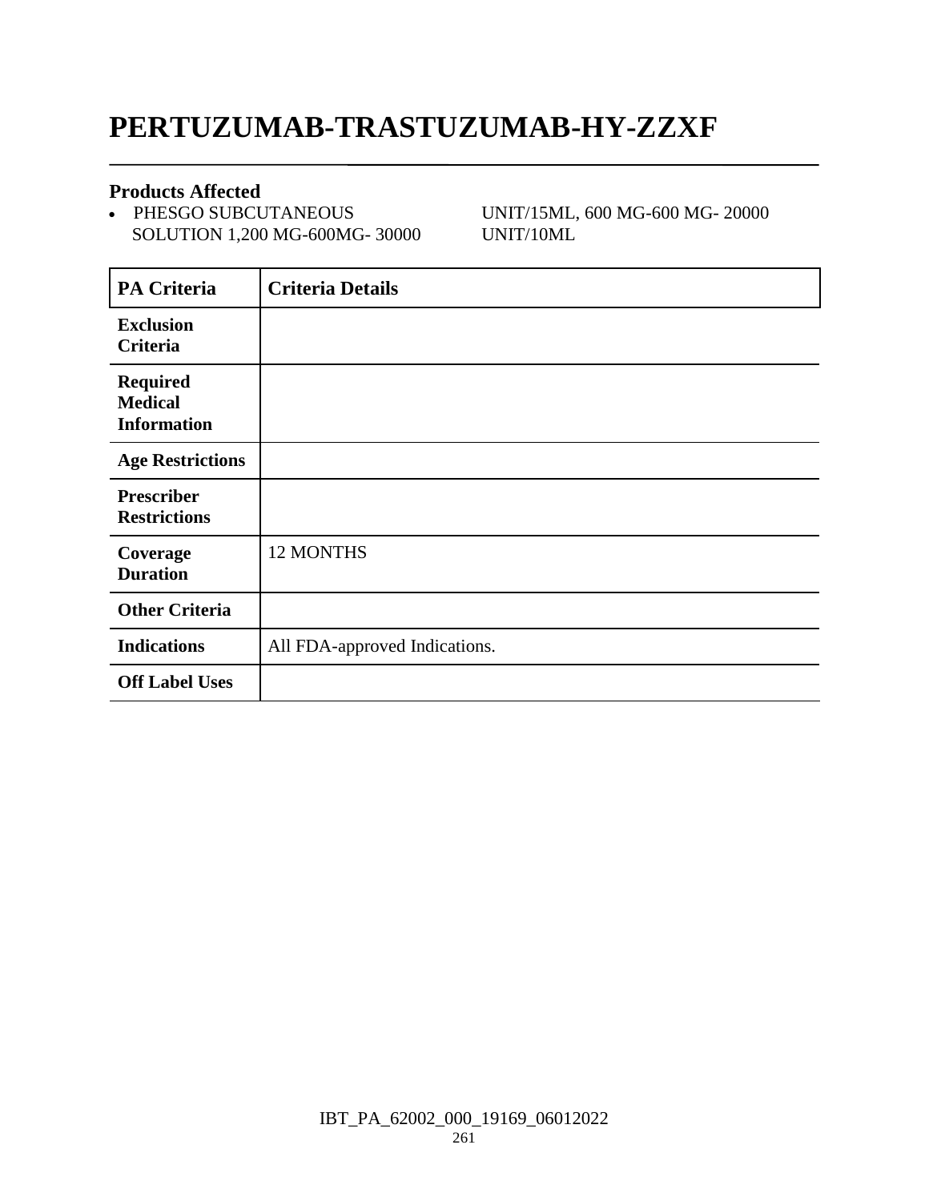# PERTUZUMAB-TRASTUZUMAB-HY-ZZXF

## Products Affected

- PHESGO SUBCUTANEOUS SOLUTION 1,200 MG-600MG- 30000 UNIT/15ML, 600 MG-600 MG- 20000 UNIT/10ML

| PA Criteria | Criteria Details |
|---|---|
| **Exclusion Criteria** | |
| **Required Medical Information** | |
| **Age Restrictions** | |
| **Prescriber Restrictions** | |
| **Coverage Duration** | 12 MONTHS |
| **Other Criteria** | |
| **Indications** | All FDA-approved Indications. |
| **Off Label Uses** | |

IBT_PA_62002_000_19169_06012022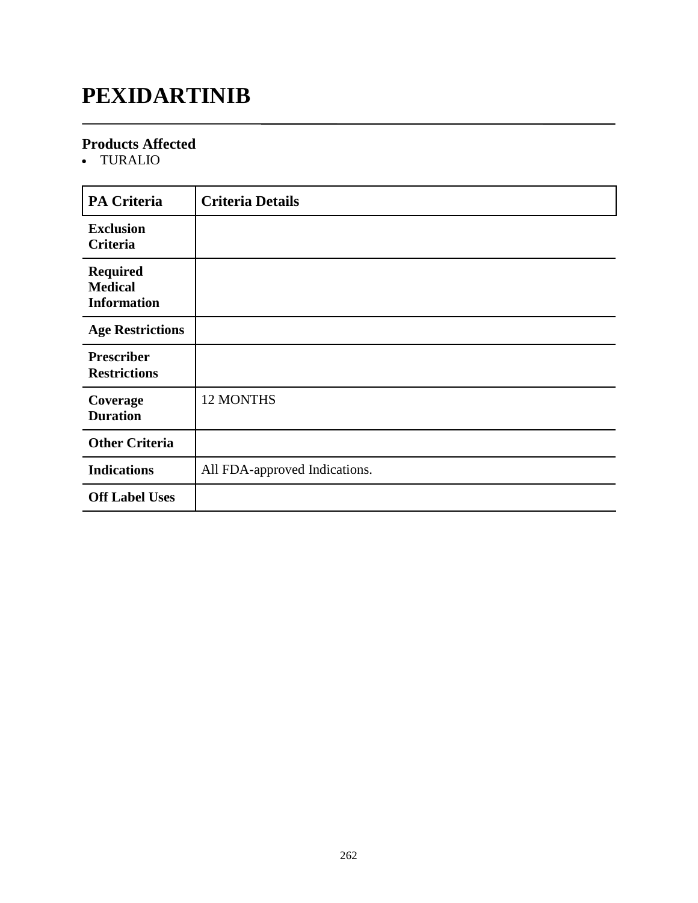# PEXIDARTINIB

## Products Affected

- TURALIO

| PA Criteria | Criteria Details |
|---|---|
| **Exclusion Criteria** | |
| **Required Medical Information** | |
| **Age Restrictions** | |
| **Prescriber Restrictions** | |
| **Coverage Duration** | 12 MONTHS |
| **Other Criteria** | |
| **Indications** | All FDA-approved Indications. |
| **Off Label Uses** | |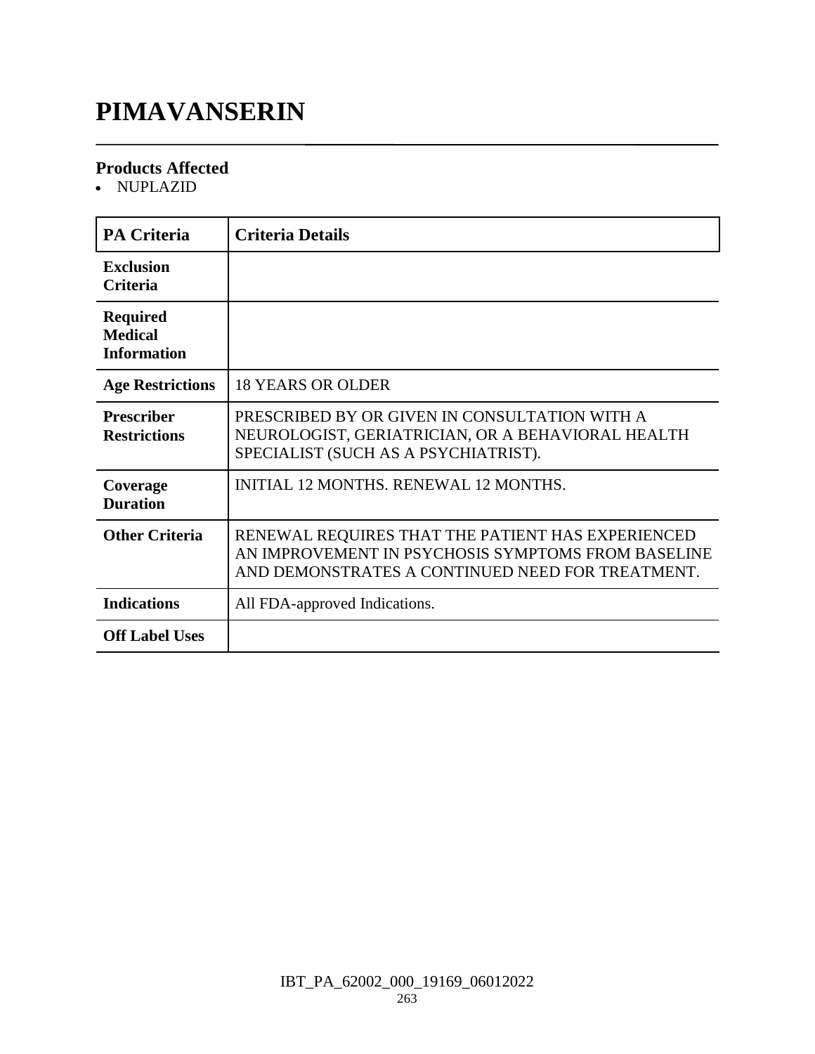# PIMAVANSERIN

### Products Affected

- NUPLAZID

| PA Criteria | Criteria Details |
|---|---|
| **Exclusion Criteria** | |
| **Required Medical Information** | |
| **Age Restrictions** | 18 YEARS OR OLDER |
| **Prescriber Restrictions** | PRESCRIBED BY OR GIVEN IN CONSULTATION WITH A NEUROLOGIST, GERIATRICIAN, OR A BEHAVIORAL HEALTH SPECIALIST (SUCH AS A PSYCHIATRIST). |
| **Coverage Duration** | INITIAL 12 MONTHS. RENEWAL 12 MONTHS. |
| **Other Criteria** | RENEWAL REQUIRES THAT THE PATIENT HAS EXPERIENCED AN IMPROVEMENT IN PSYCHOSIS SYMPTOMS FROM BASELINE AND DEMONSTRATES A CONTINUED NEED FOR TREATMENT. |
| **Indications** | All FDA-approved Indications. |
| **Off Label Uses** | |

IBT_PA_62002_000_19169_06012022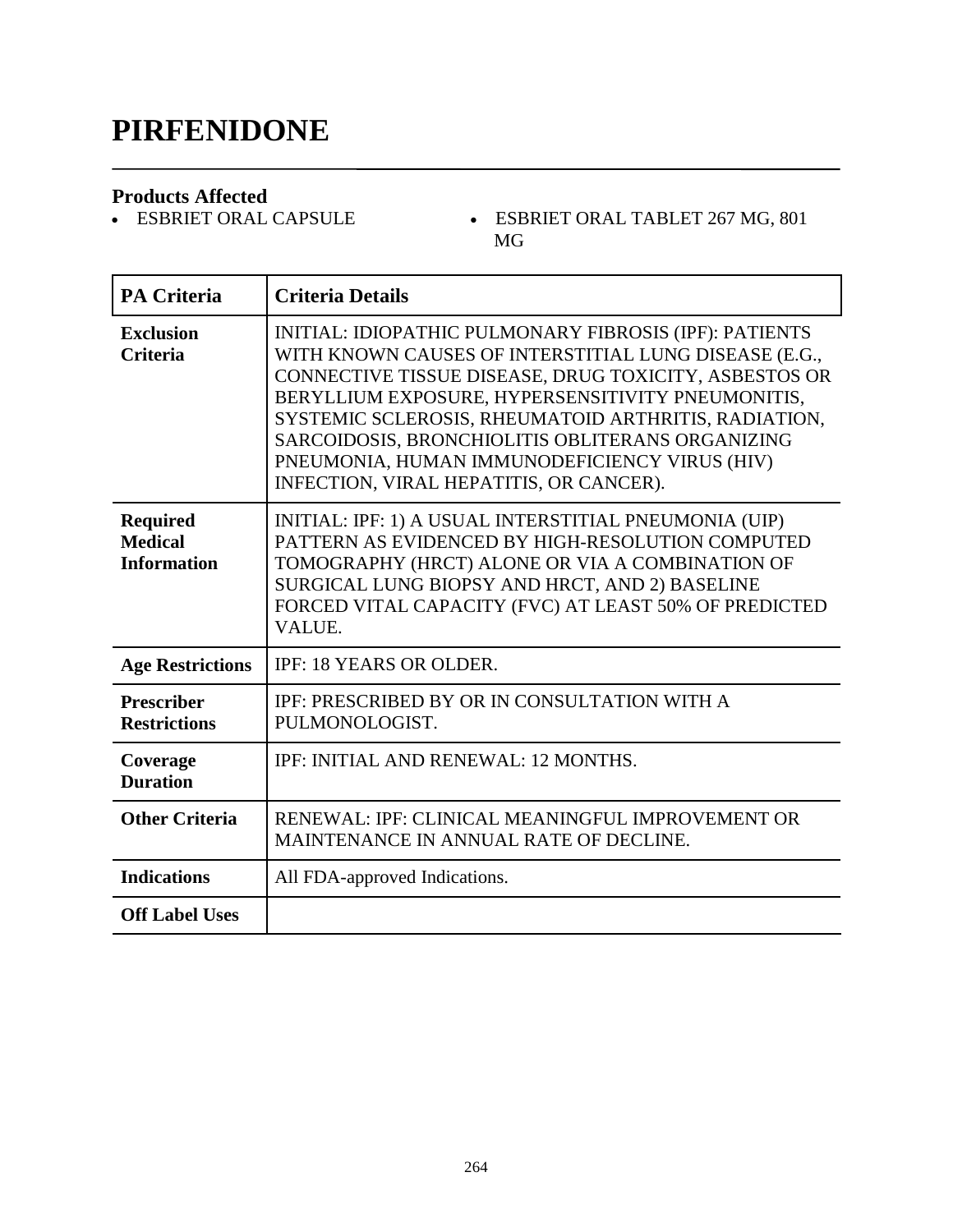# PIRFENIDONE

## Products Affected

- ESBRIET ORAL CAPSULE
- ESBRIET ORAL TABLET 267 MG, 801 MG

| PA Criteria | Criteria Details |
|---|---|
| **Exclusion Criteria** | INITIAL: IDIOPATHIC PULMONARY FIBROSIS (IPF): PATIENTS WITH KNOWN CAUSES OF INTERSTITIAL LUNG DISEASE (E.G., CONNECTIVE TISSUE DISEASE, DRUG TOXICITY, ASBESTOS OR BERYLLIUM EXPOSURE, HYPERSENSITIVITY PNEUMONITIS, SYSTEMIC SCLEROSIS, RHEUMATOID ARTHRITIS, RADIATION, SARCOIDOSIS, BRONCHIOLITIS OBLITERANS ORGANIZING PNEUMONIA, HUMAN IMMUNODEFICIENCY VIRUS (HIV) INFECTION, VIRAL HEPATITIS, OR CANCER). |
| **Required Medical Information** | INITIAL: IPF: 1) A USUAL INTERSTITIAL PNEUMONIA (UIP) PATTERN AS EVIDENCED BY HIGH-RESOLUTION COMPUTED TOMOGRAPHY (HRCT) ALONE OR VIA A COMBINATION OF SURGICAL LUNG BIOPSY AND HRCT, AND 2) BASELINE FORCED VITAL CAPACITY (FVC) AT LEAST 50% OF PREDICTED VALUE. |
| **Age Restrictions** | IPF: 18 YEARS OR OLDER. |
| **Prescriber Restrictions** | IPF: PRESCRIBED BY OR IN CONSULTATION WITH A PULMONOLOGIST. |
| **Coverage Duration** | IPF: INITIAL AND RENEWAL: 12 MONTHS. |
| **Other Criteria** | RENEWAL: IPF: CLINICAL MEANINGFUL IMPROVEMENT OR MAINTENANCE IN ANNUAL RATE OF DECLINE. |
| **Indications** | All FDA-approved Indications. |
| **Off Label Uses** | |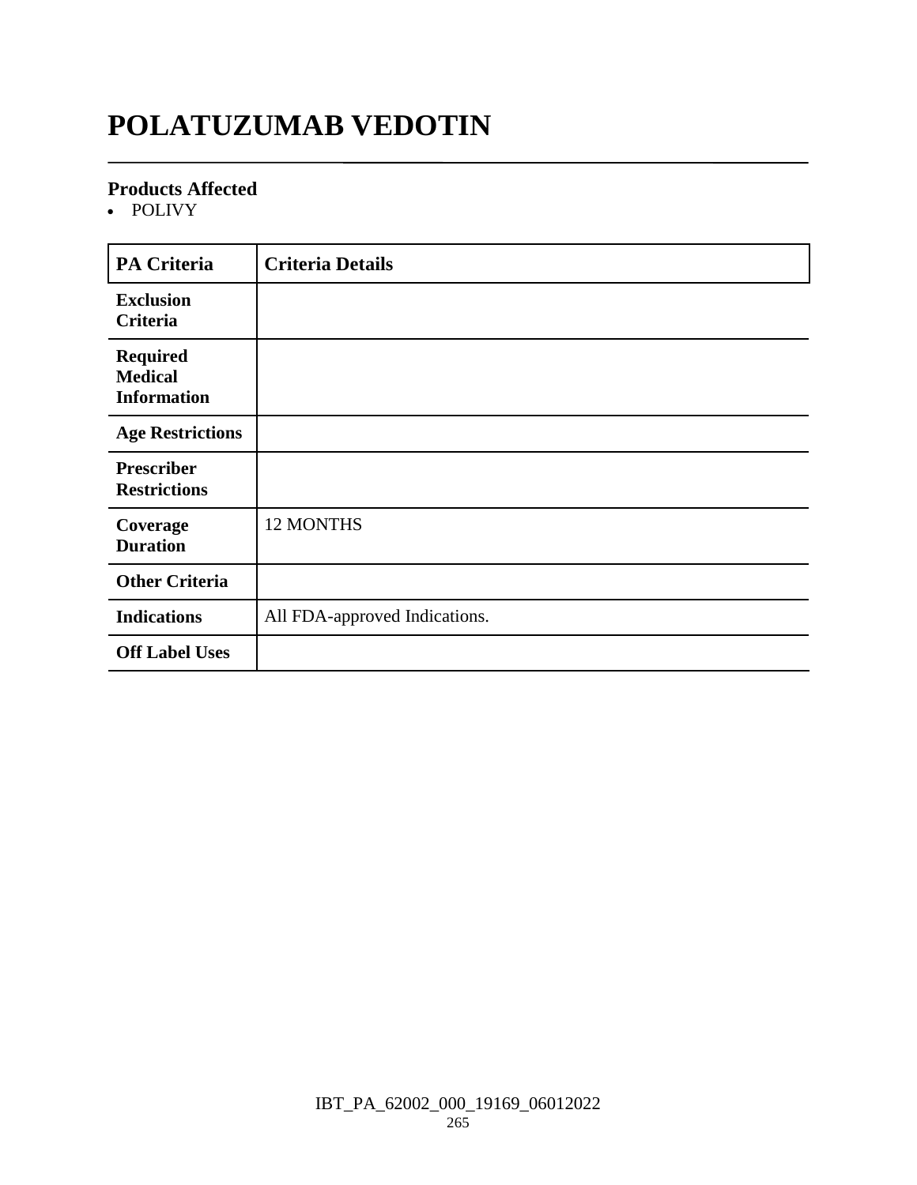# POLATUZUMAB VEDOTIN

## Products Affected

- POLIVY

| PA Criteria | Criteria Details |
| --- | --- |
| Exclusion Criteria | |
| Required Medical Information | |
| Age Restrictions | |
| Prescriber Restrictions | |
| Coverage Duration | 12 MONTHS |
| Other Criteria | |
| Indications | All FDA-approved Indications. |
| Off Label Uses | |

IBT_PA_62002_000_19169_06012022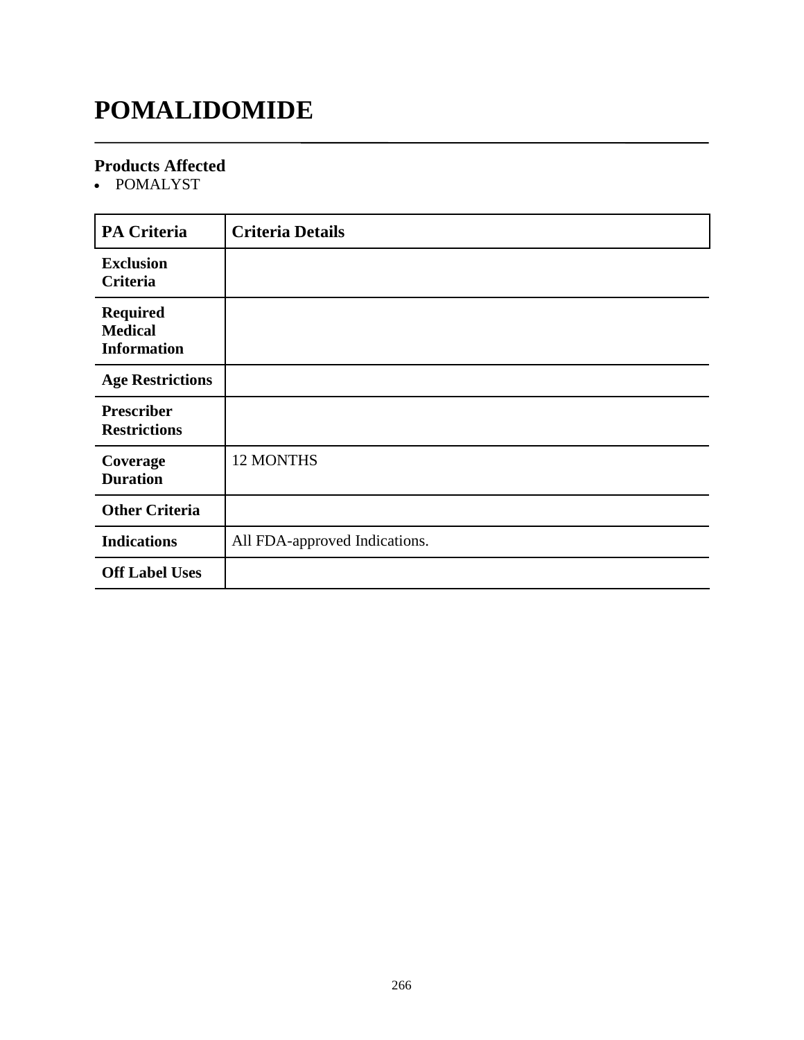# POMALIDOMIDE

## Products Affected

- POMALYST

| PA Criteria | Criteria Details |
|---|---|
| **Exclusion Criteria** | |
| **Required Medical Information** | |
| **Age Restrictions** | |
| **Prescriber Restrictions** | |
| **Coverage Duration** | 12 MONTHS |
| **Other Criteria** | |
| **Indications** | All FDA-approved Indications. |
| **Off Label Uses** | |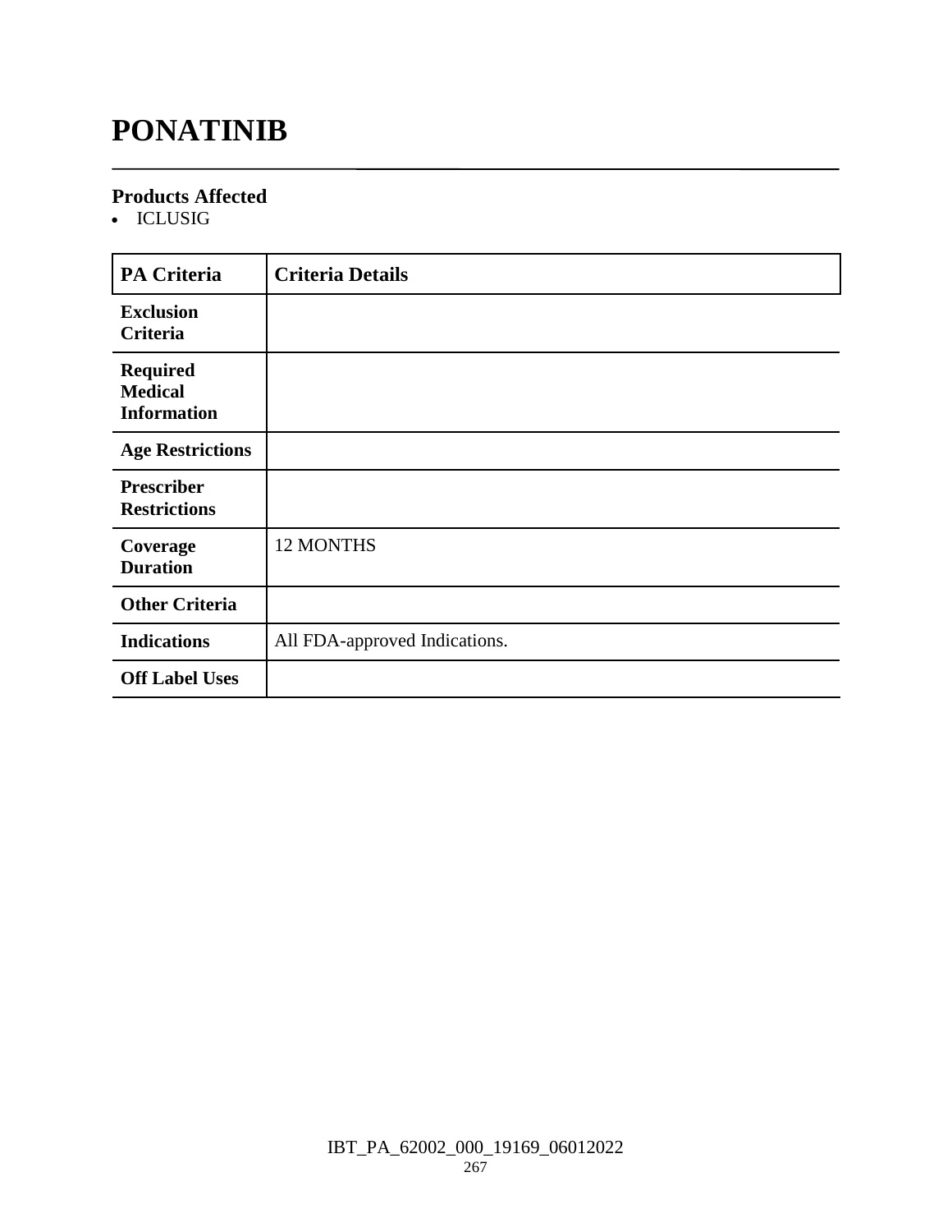# PONATINIB

### Products Affected

- ICLUSIG

| PA Criteria | Criteria Details |
|---|---|
| **Exclusion Criteria** | |
| **Required Medical Information** | |
| **Age Restrictions** | |
| **Prescriber Restrictions** | |
| **Coverage Duration** | 12 MONTHS |
| **Other Criteria** | |
| **Indications** | All FDA-approved Indications. |
| **Off Label Uses** | |

IBT_PA_62002_000_19169_06012022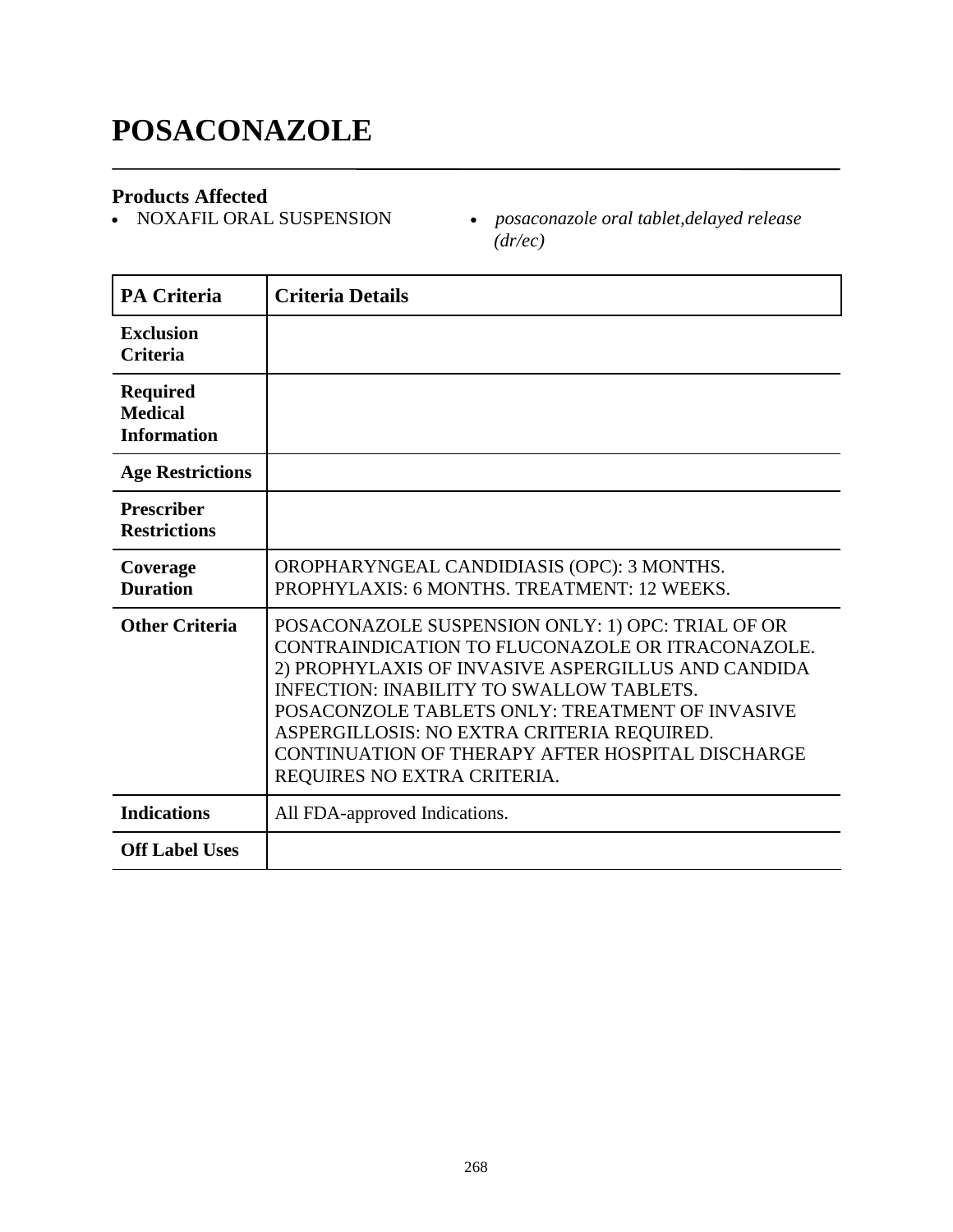# POSACONAZOLE

## Products Affected

- NOXAFIL ORAL SUSPENSION
- *posaconazole oral tablet,delayed release (dr/ec)*

| PA Criteria | Criteria Details |
|---|---|
| **Exclusion Criteria** | |
| **Required Medical Information** | |
| **Age Restrictions** | |
| **Prescriber Restrictions** | |
| **Coverage Duration** | OROPHARYNGEAL CANDIDIASIS (OPC): 3 MONTHS. PROPHYLAXIS: 6 MONTHS. TREATMENT: 12 WEEKS. |
| **Other Criteria** | POSACONAZOLE SUSPENSION ONLY: 1) OPC: TRIAL OF OR CONTRAINDICATION TO FLUCONAZOLE OR ITRACONAZOLE. 2) PROPHYLAXIS OF INVASIVE ASPERGILLUS AND CANDIDA INFECTION: INABILITY TO SWALLOW TABLETS. POSACONZOLE TABLETS ONLY: TREATMENT OF INVASIVE ASPERGILLOSIS: NO EXTRA CRITERIA REQUIRED. CONTINUATION OF THERAPY AFTER HOSPITAL DISCHARGE REQUIRES NO EXTRA CRITERIA. |
| **Indications** | All FDA-approved Indications. |
| **Off Label Uses** | |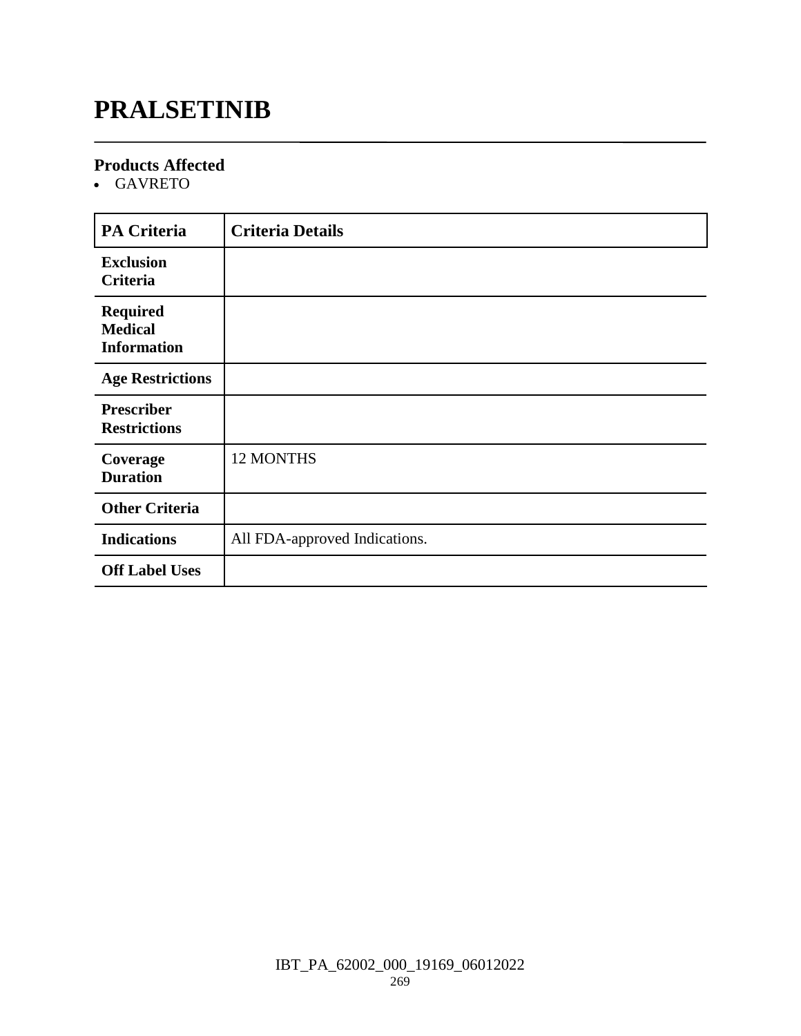# PRALSETINIB

### Products Affected

- GAVRETO

| PA Criteria | Criteria Details |
|---|---|
| **Exclusion Criteria** | |
| **Required Medical Information** | |
| **Age Restrictions** | |
| **Prescriber Restrictions** | |
| **Coverage Duration** | 12 MONTHS |
| **Other Criteria** | |
| **Indications** | All FDA-approved Indications. |
| **Off Label Uses** | |

IBT_PA_62002_000_19169_06012022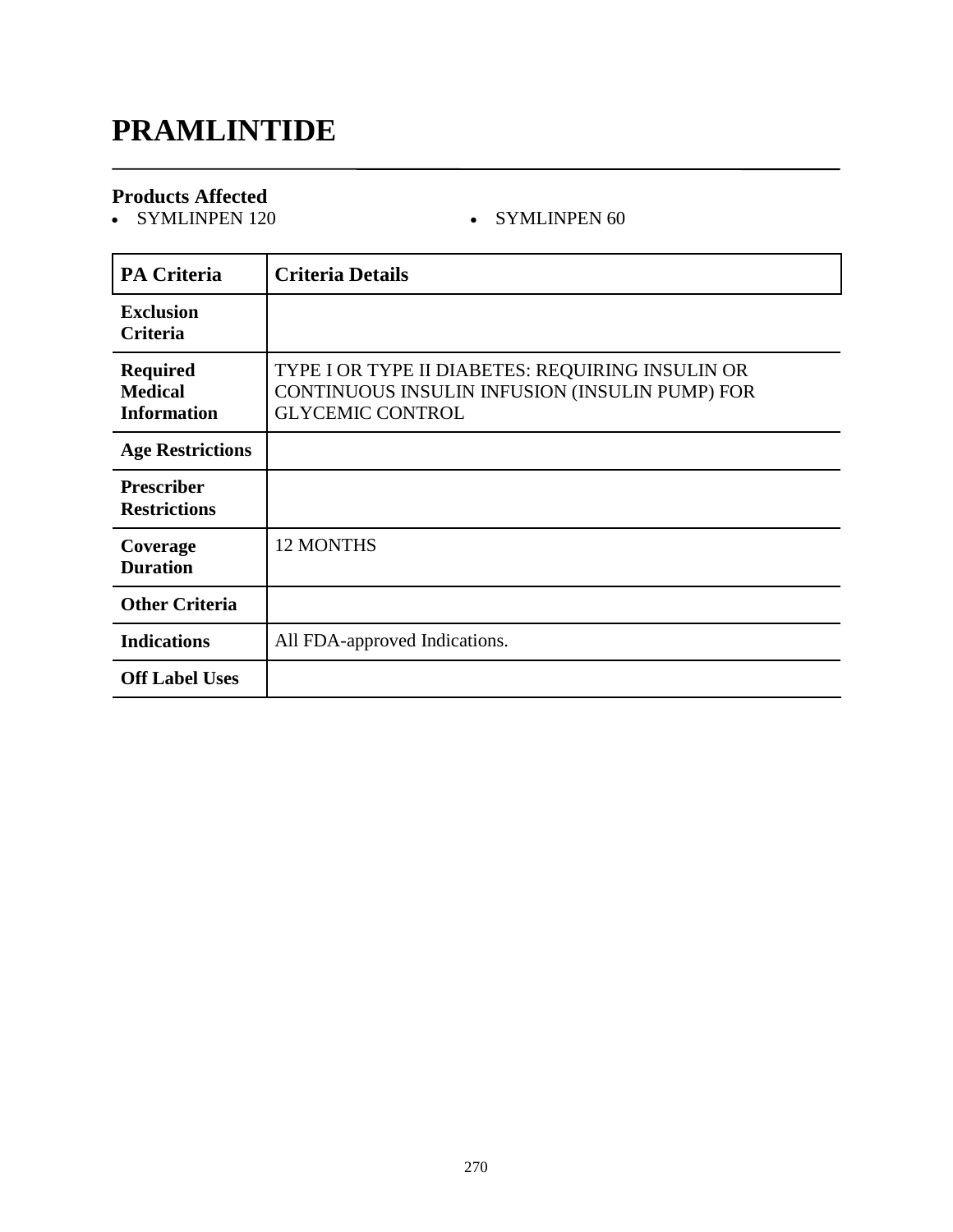# PRAMLINTIDE

### Products Affected

- SYMLINPEN 120
- SYMLINPEN 60

| PA Criteria | Criteria Details |
| --- | --- |
| **Exclusion Criteria** | |
| **Required Medical Information** | TYPE I OR TYPE II DIABETES: REQUIRING INSULIN OR CONTINUOUS INSULIN INFUSION (INSULIN PUMP) FOR GLYCEMIC CONTROL |
| **Age Restrictions** | |
| **Prescriber Restrictions** | |
| **Coverage Duration** | 12 MONTHS |
| **Other Criteria** | |
| **Indications** | All FDA-approved Indications. |
| **Off Label Uses** | |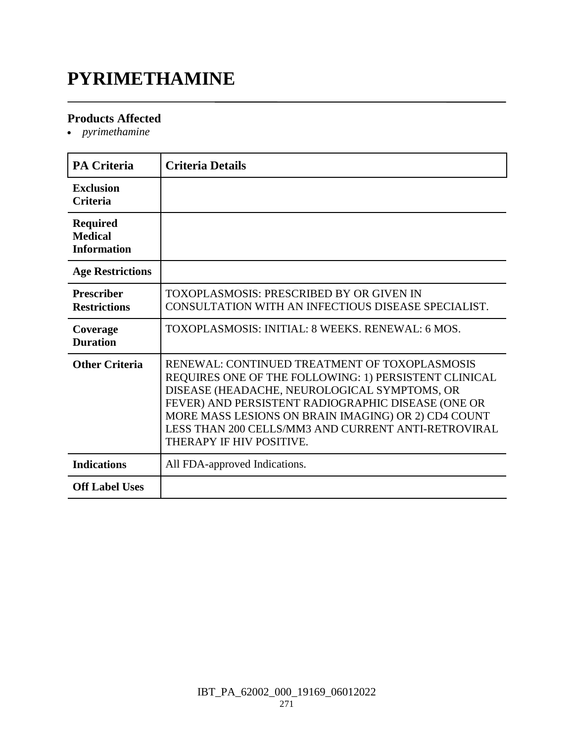# PYRIMETHAMINE

### Products Affected

- *pyrimethamine*

| PA Criteria | Criteria Details |
|---|---|
| **Exclusion Criteria** | |
| **Required Medical Information** | |
| **Age Restrictions** | |
| **Prescriber Restrictions** | TOXOPLASMOSIS: PRESCRIBED BY OR GIVEN IN CONSULTATION WITH AN INFECTIOUS DISEASE SPECIALIST. |
| **Coverage Duration** | TOXOPLASMOSIS: INITIAL: 8 WEEKS. RENEWAL: 6 MOS. |
| **Other Criteria** | RENEWAL: CONTINUED TREATMENT OF TOXOPLASMOSIS REQUIRES ONE OF THE FOLLOWING: 1) PERSISTENT CLINICAL DISEASE (HEADACHE, NEUROLOGICAL SYMPTOMS, OR FEVER) AND PERSISTENT RADIOGRAPHIC DISEASE (ONE OR MORE MASS LESIONS ON BRAIN IMAGING) OR 2) CD4 COUNT LESS THAN 200 CELLS/MM3 AND CURRENT ANTI-RETROVIRAL THERAPY IF HIV POSITIVE. |
| **Indications** | All FDA-approved Indications. |
| **Off Label Uses** | |

IBT_PA_62002_000_19169_06012022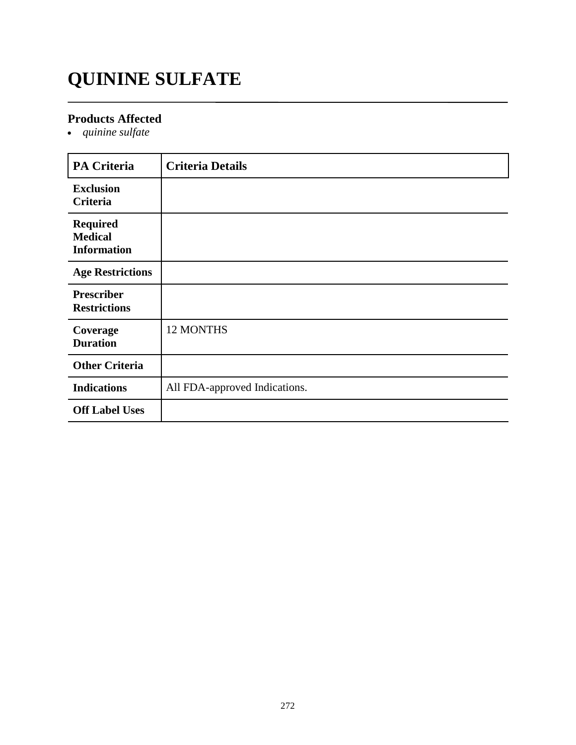# QUININE SULFATE

## Products Affected

- *quinine sulfate*

| PA Criteria | Criteria Details |
| --- | --- |
| **Exclusion Criteria** | |
| **Required Medical Information** | |
| **Age Restrictions** | |
| **Prescriber Restrictions** | |
| **Coverage Duration** | 12 MONTHS |
| **Other Criteria** | |
| **Indications** | All FDA-approved Indications. |
| **Off Label Uses** | |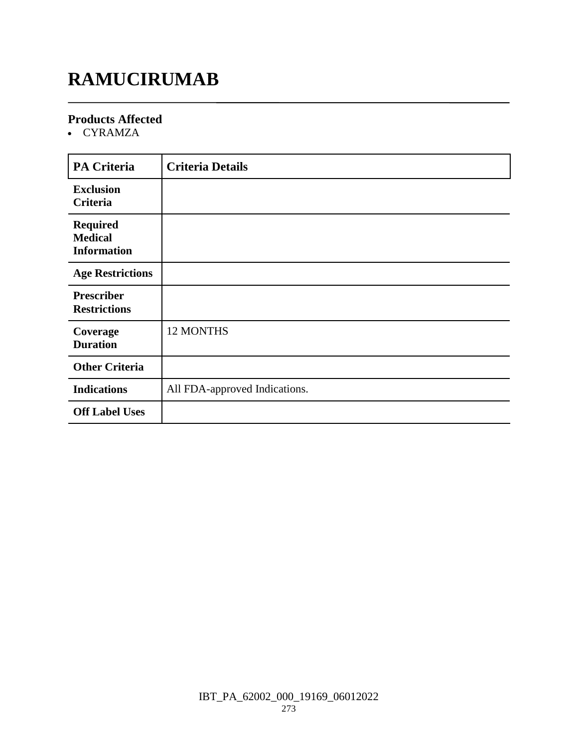# RAMUCIRUMAB

### Products Affected

- CYRAMZA

| PA Criteria | Criteria Details |
|---|---|
| **Exclusion Criteria** | |
| **Required Medical Information** | |
| **Age Restrictions** | |
| **Prescriber Restrictions** | |
| **Coverage Duration** | 12 MONTHS |
| **Other Criteria** | |
| **Indications** | All FDA-approved Indications. |
| **Off Label Uses** | |

IBT_PA_62002_000_19169_06012022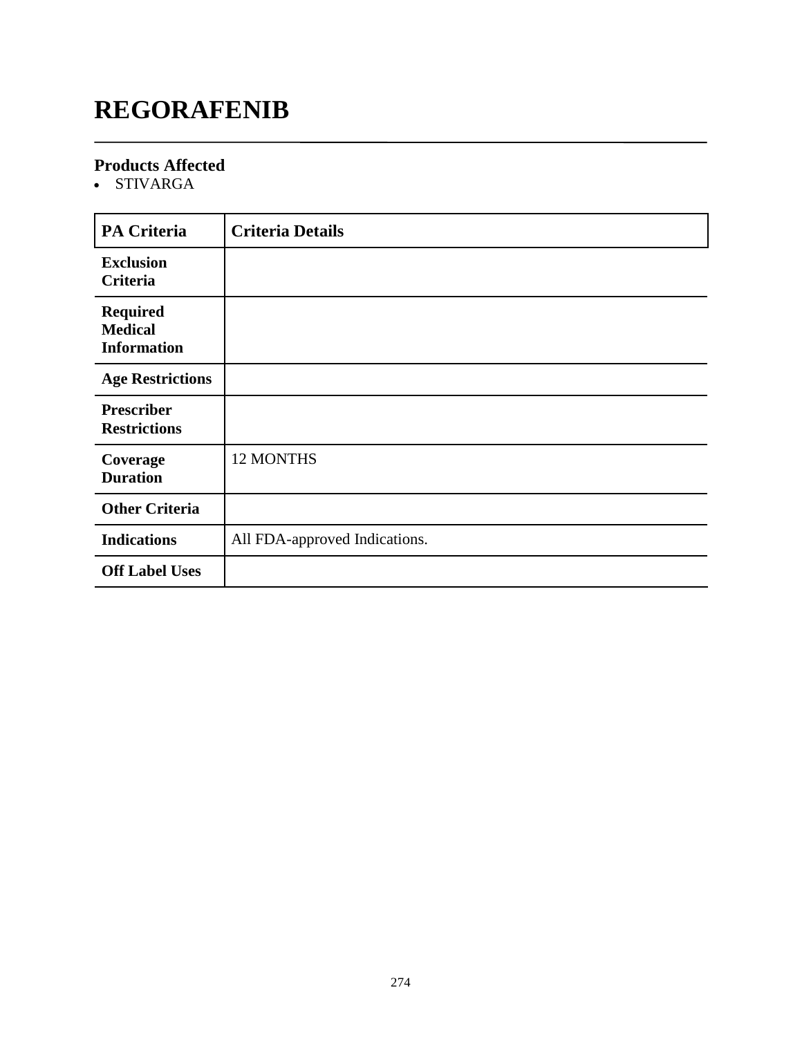# REGORAFENIB

### Products Affected

- STIVARGA

| PA Criteria | Criteria Details |
|---|---|
| **Exclusion Criteria** | |
| **Required Medical Information** | |
| **Age Restrictions** | |
| **Prescriber Restrictions** | |
| **Coverage Duration** | 12 MONTHS |
| **Other Criteria** | |
| **Indications** | All FDA-approved Indications. |
| **Off Label Uses** | |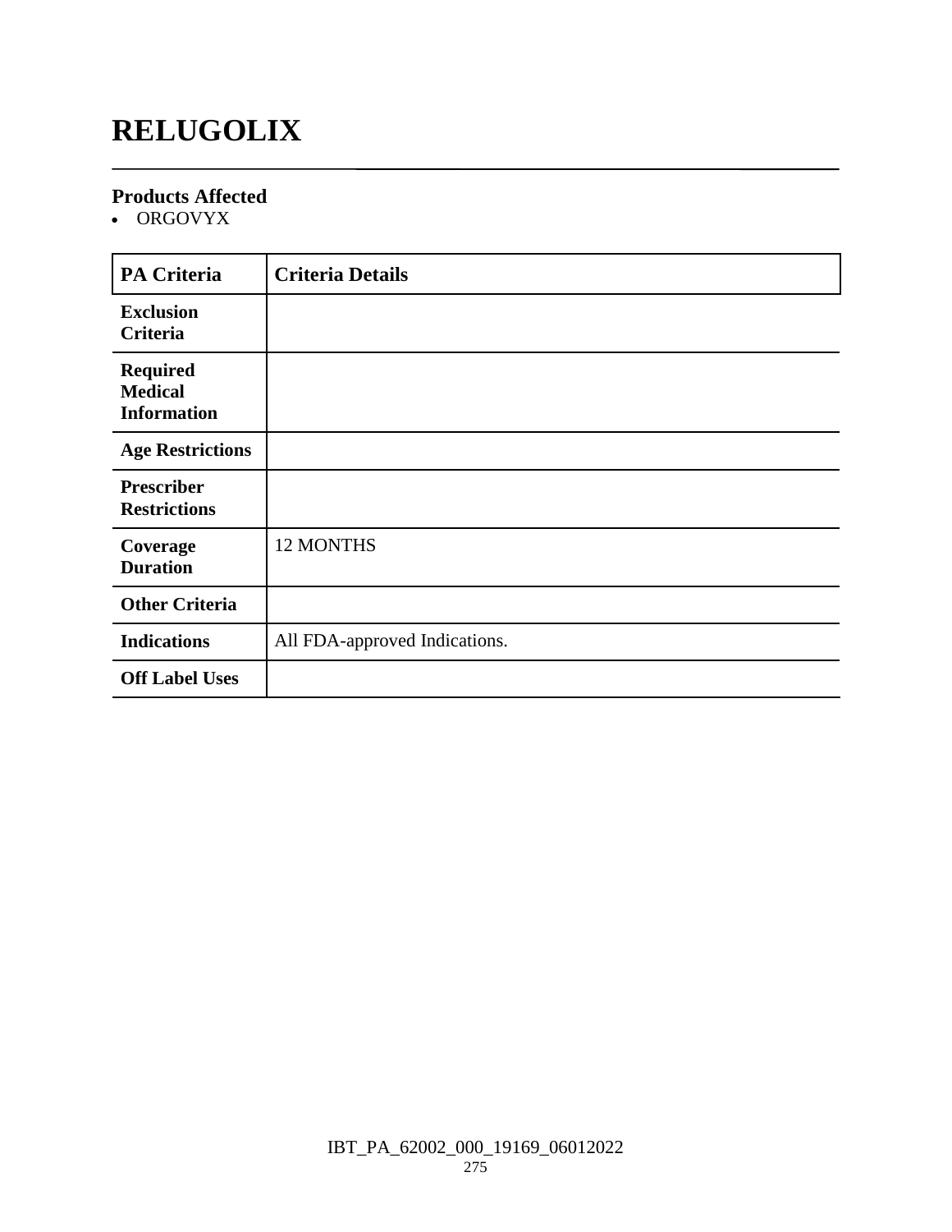# RELUGOLIX

### Products Affected

- ORGOVYX

| PA Criteria | Criteria Details |
|---|---|
| **Exclusion Criteria** | |
| **Required Medical Information** | |
| **Age Restrictions** | |
| **Prescriber Restrictions** | |
| **Coverage Duration** | 12 MONTHS |
| **Other Criteria** | |
| **Indications** | All FDA-approved Indications. |
| **Off Label Uses** | |

IBT_PA_62002_000_19169_06012022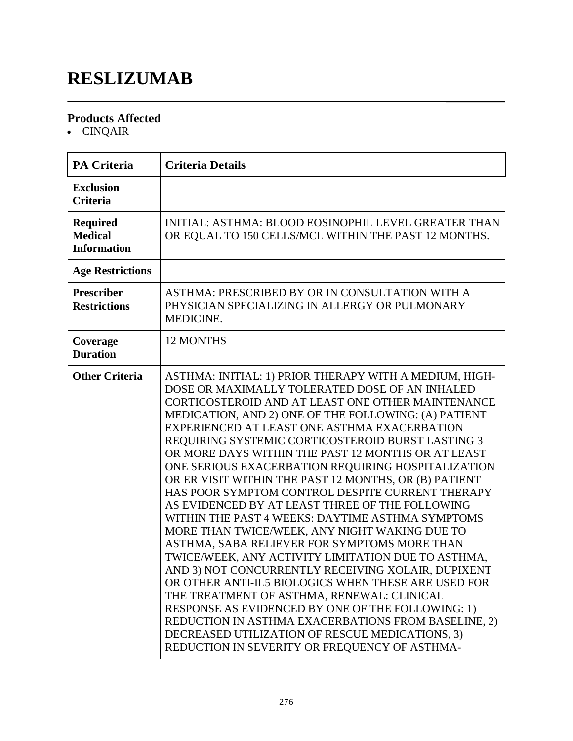# RESLIZUMAB

## Products Affected

- CINQAIR

| PA Criteria | Criteria Details |
|---|---|
| **Exclusion Criteria** | |
| **Required Medical Information** | INITIAL: ASTHMA: BLOOD EOSINOPHIL LEVEL GREATER THAN OR EQUAL TO 150 CELLS/MCL WITHIN THE PAST 12 MONTHS. |
| **Age Restrictions** | |
| **Prescriber Restrictions** | ASTHMA: PRESCRIBED BY OR IN CONSULTATION WITH A PHYSICIAN SPECIALIZING IN ALLERGY OR PULMONARY MEDICINE. |
| **Coverage Duration** | 12 MONTHS |
| **Other Criteria** | ASTHMA: INITIAL: 1) PRIOR THERAPY WITH A MEDIUM, HIGH-DOSE OR MAXIMALLY TOLERATED DOSE OF AN INHALED CORTICOSTEROID AND AT LEAST ONE OTHER MAINTENANCE MEDICATION, AND 2) ONE OF THE FOLLOWING: (A) PATIENT EXPERIENCED AT LEAST ONE ASTHMA EXACERBATION REQUIRING SYSTEMIC CORTICOSTEROID BURST LASTING 3 OR MORE DAYS WITHIN THE PAST 12 MONTHS OR AT LEAST ONE SERIOUS EXACERBATION REQUIRING HOSPITALIZATION OR ER VISIT WITHIN THE PAST 12 MONTHS, OR (B) PATIENT HAS POOR SYMPTOM CONTROL DESPITE CURRENT THERAPY AS EVIDENCED BY AT LEAST THREE OF THE FOLLOWING WITHIN THE PAST 4 WEEKS: DAYTIME ASTHMA SYMPTOMS MORE THAN TWICE/WEEK, ANY NIGHT WAKING DUE TO ASTHMA, SABA RELIEVER FOR SYMPTOMS MORE THAN TWICE/WEEK, ANY ACTIVITY LIMITATION DUE TO ASTHMA, AND 3) NOT CONCURRENTLY RECEIVING XOLAIR, DUPIXENT OR OTHER ANTI-IL5 BIOLOGICS WHEN THESE ARE USED FOR THE TREATMENT OF ASTHMA, RENEWAL: CLINICAL RESPONSE AS EVIDENCED BY ONE OF THE FOLLOWING: 1) REDUCTION IN ASTHMA EXACERBATIONS FROM BASELINE, 2) DECREASED UTILIZATION OF RESCUE MEDICATIONS, 3) REDUCTION IN SEVERITY OR FREQUENCY OF ASTHMA- |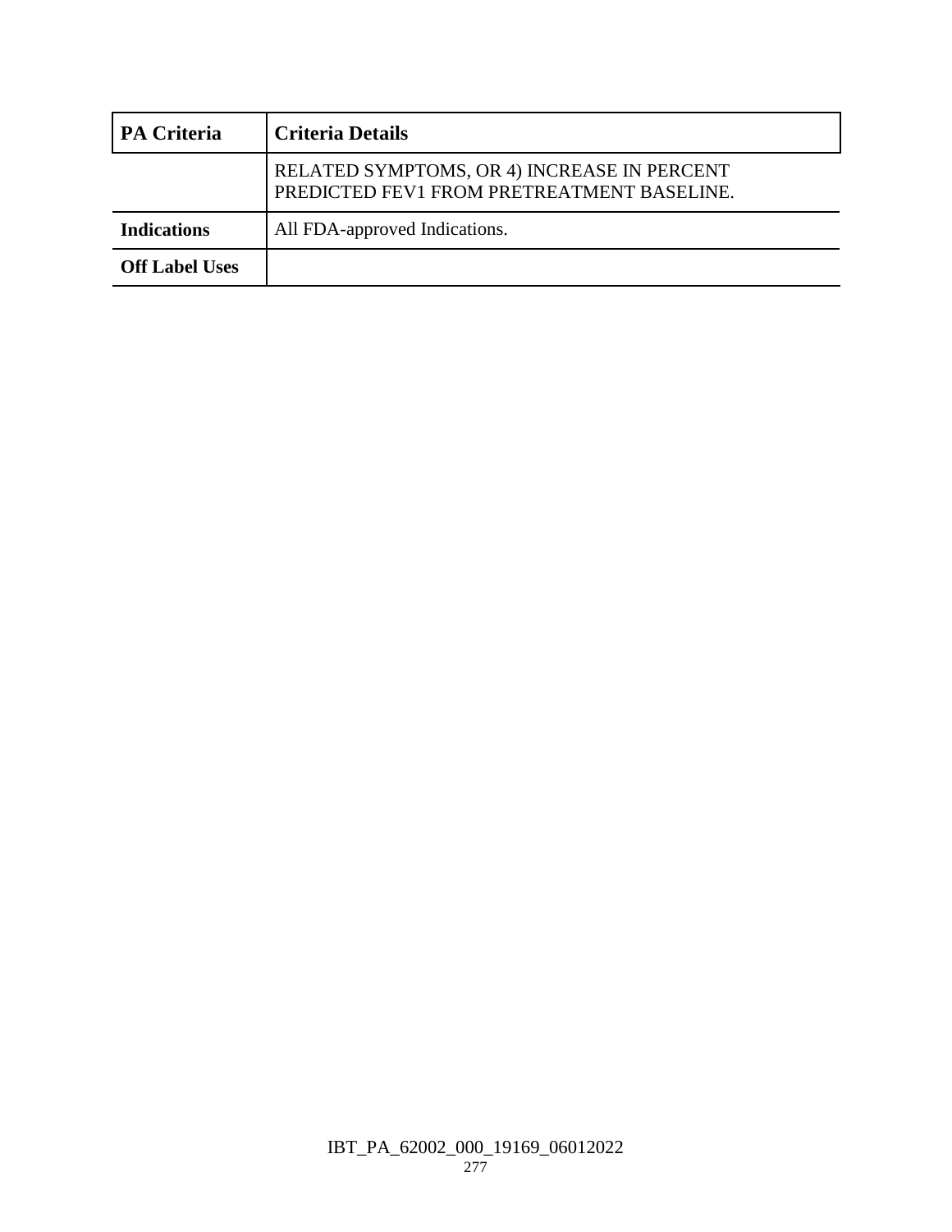| PA Criteria | Criteria Details |
|---|---|
| | RELATED SYMPTOMS, OR 4) INCREASE IN PERCENT PREDICTED FEV1 FROM PRETREATMENT BASELINE. |
| **Indications** | All FDA-approved Indications. |
| **Off Label Uses** | |

IBT_PA_62002_000_19169_06012022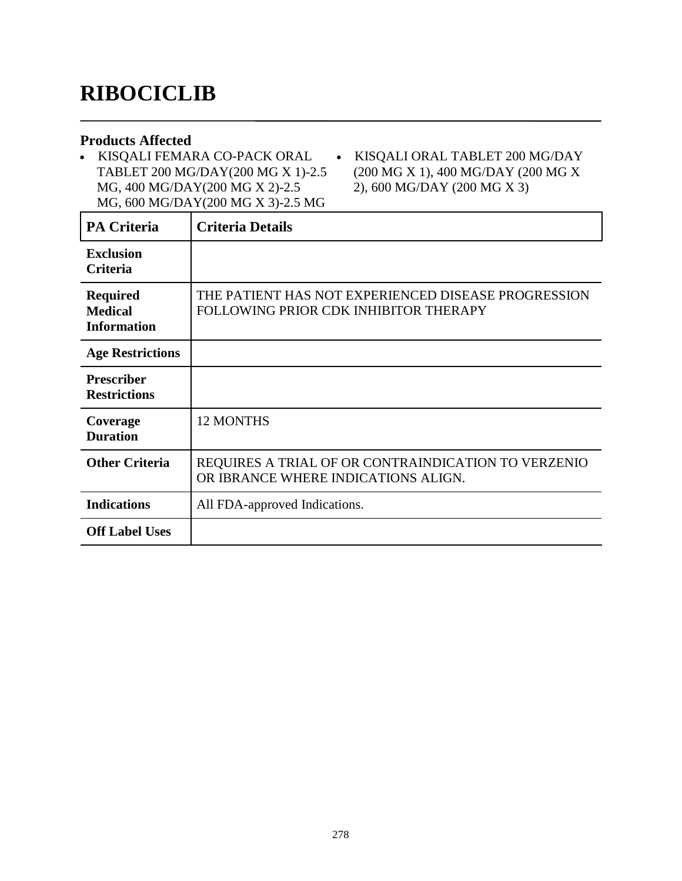# RIBOCICLIB

## Products Affected

- KISQALI FEMARA CO-PACK ORAL TABLET 200 MG/DAY(200 MG X 1)-2.5 MG, 400 MG/DAY(200 MG X 2)-2.5 MG, 600 MG/DAY(200 MG X 3)-2.5 MG
- KISQALI ORAL TABLET 200 MG/DAY (200 MG X 1), 400 MG/DAY (200 MG X 2), 600 MG/DAY (200 MG X 3)

| PA Criteria | Criteria Details |
|---|---|
| **Exclusion Criteria** | |
| **Required Medical Information** | THE PATIENT HAS NOT EXPERIENCED DISEASE PROGRESSION FOLLOWING PRIOR CDK INHIBITOR THERAPY |
| **Age Restrictions** | |
| **Prescriber Restrictions** | |
| **Coverage Duration** | 12 MONTHS |
| **Other Criteria** | REQUIRES A TRIAL OF OR CONTRAINDICATION TO VERZENIO OR IBRANCE WHERE INDICATIONS ALIGN. |
| **Indications** | All FDA-approved Indications. |
| **Off Label Uses** | |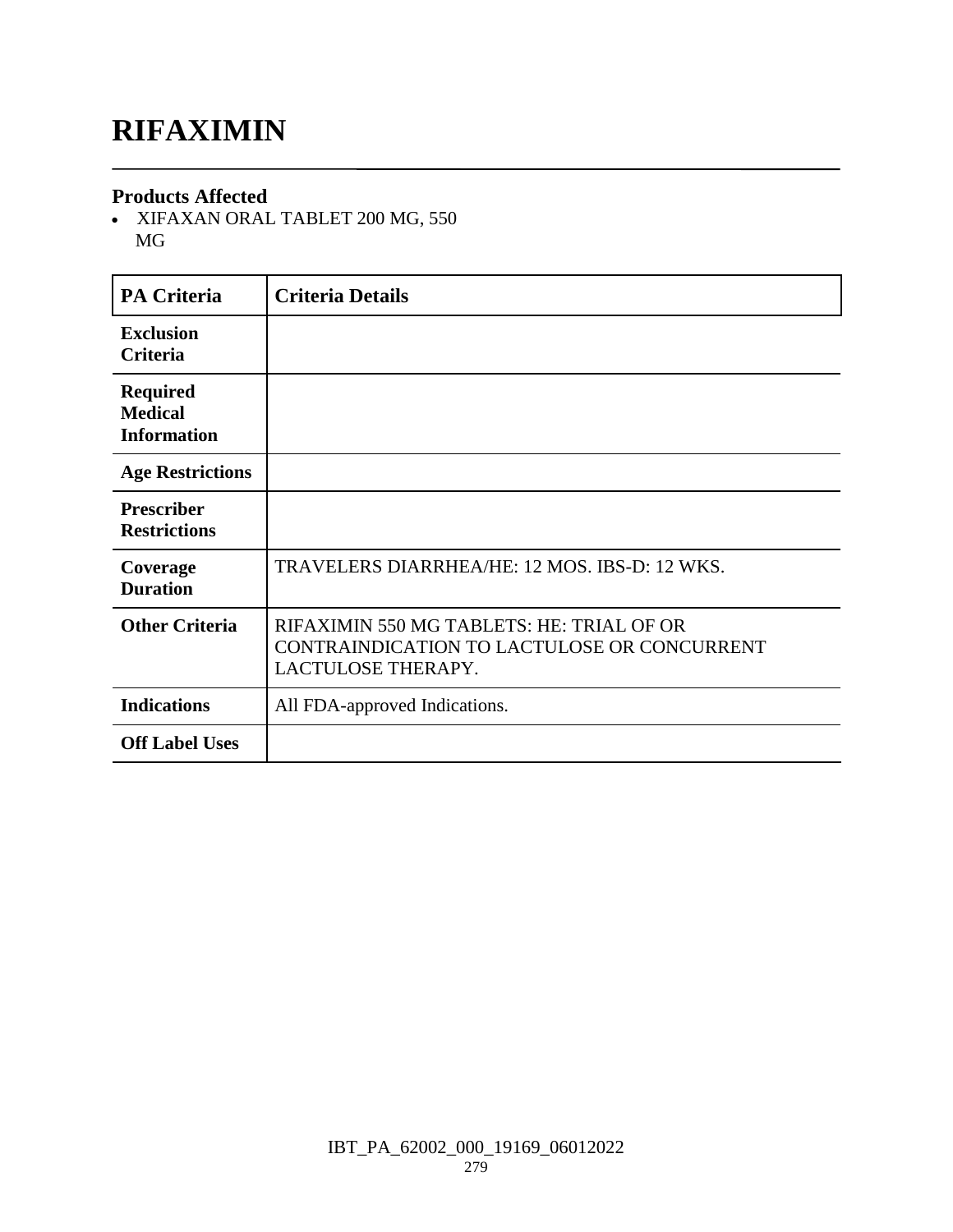# RIFAXIMIN

### Products Affected

- XIFAXAN ORAL TABLET 200 MG, 550 MG

| PA Criteria | Criteria Details |
|---|---|
| **Exclusion Criteria** | |
| **Required Medical Information** | |
| **Age Restrictions** | |
| **Prescriber Restrictions** | |
| **Coverage Duration** | TRAVELERS DIARRHEA/HE: 12 MOS. IBS-D: 12 WKS. |
| **Other Criteria** | RIFAXIMIN 550 MG TABLETS: HE: TRIAL OF OR CONTRAINDICATION TO LACTULOSE OR CONCURRENT LACTULOSE THERAPY. |
| **Indications** | All FDA-approved Indications. |
| **Off Label Uses** | |

IBT_PA_62002_000_19169_06012022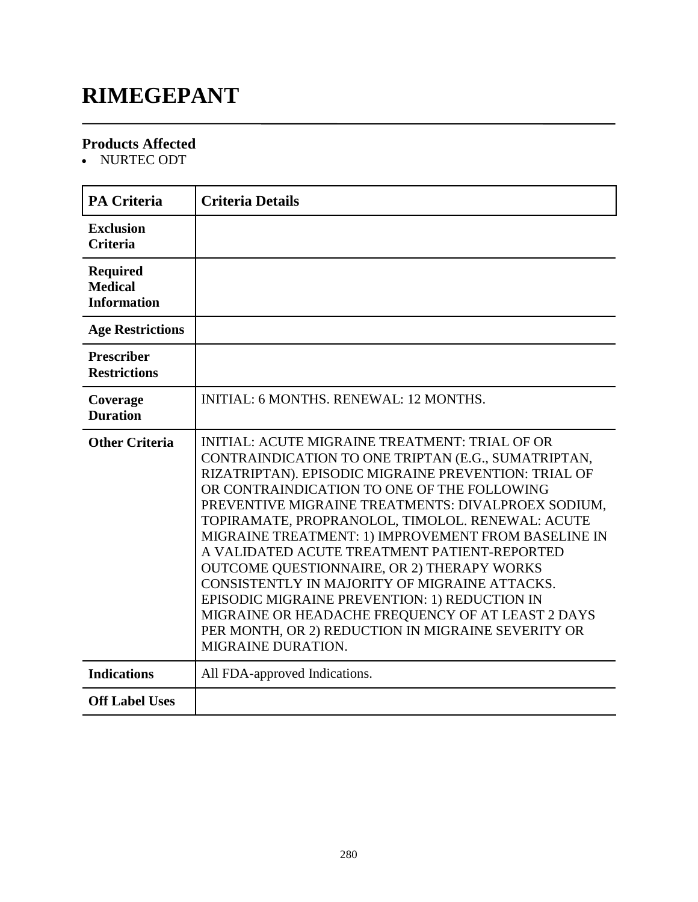# RIMEGEPANT

## Products Affected

- NURTEC ODT

| PA Criteria | Criteria Details |
| --- | --- |
| **Exclusion Criteria** | |
| **Required Medical Information** | |
| **Age Restrictions** | |
| **Prescriber Restrictions** | |
| **Coverage Duration** | INITIAL: 6 MONTHS. RENEWAL: 12 MONTHS. |
| **Other Criteria** | INITIAL: ACUTE MIGRAINE TREATMENT: TRIAL OF OR CONTRAINDICATION TO ONE TRIPTAN (E.G., SUMATRIPTAN, RIZATRIPTAN). EPISODIC MIGRAINE PREVENTION: TRIAL OF OR CONTRAINDICATION TO ONE OF THE FOLLOWING PREVENTIVE MIGRAINE TREATMENTS: DIVALPROEX SODIUM, TOPIRAMATE, PROPRANOLOL, TIMOLOL. RENEWAL: ACUTE MIGRAINE TREATMENT: 1) IMPROVEMENT FROM BASELINE IN A VALIDATED ACUTE TREATMENT PATIENT-REPORTED OUTCOME QUESTIONNAIRE, OR 2) THERAPY WORKS CONSISTENTLY IN MAJORITY OF MIGRAINE ATTACKS. EPISODIC MIGRAINE PREVENTION: 1) REDUCTION IN MIGRAINE OR HEADACHE FREQUENCY OF AT LEAST 2 DAYS PER MONTH, OR 2) REDUCTION IN MIGRAINE SEVERITY OR MIGRAINE DURATION. |
| **Indications** | All FDA-approved Indications. |
| **Off Label Uses** | |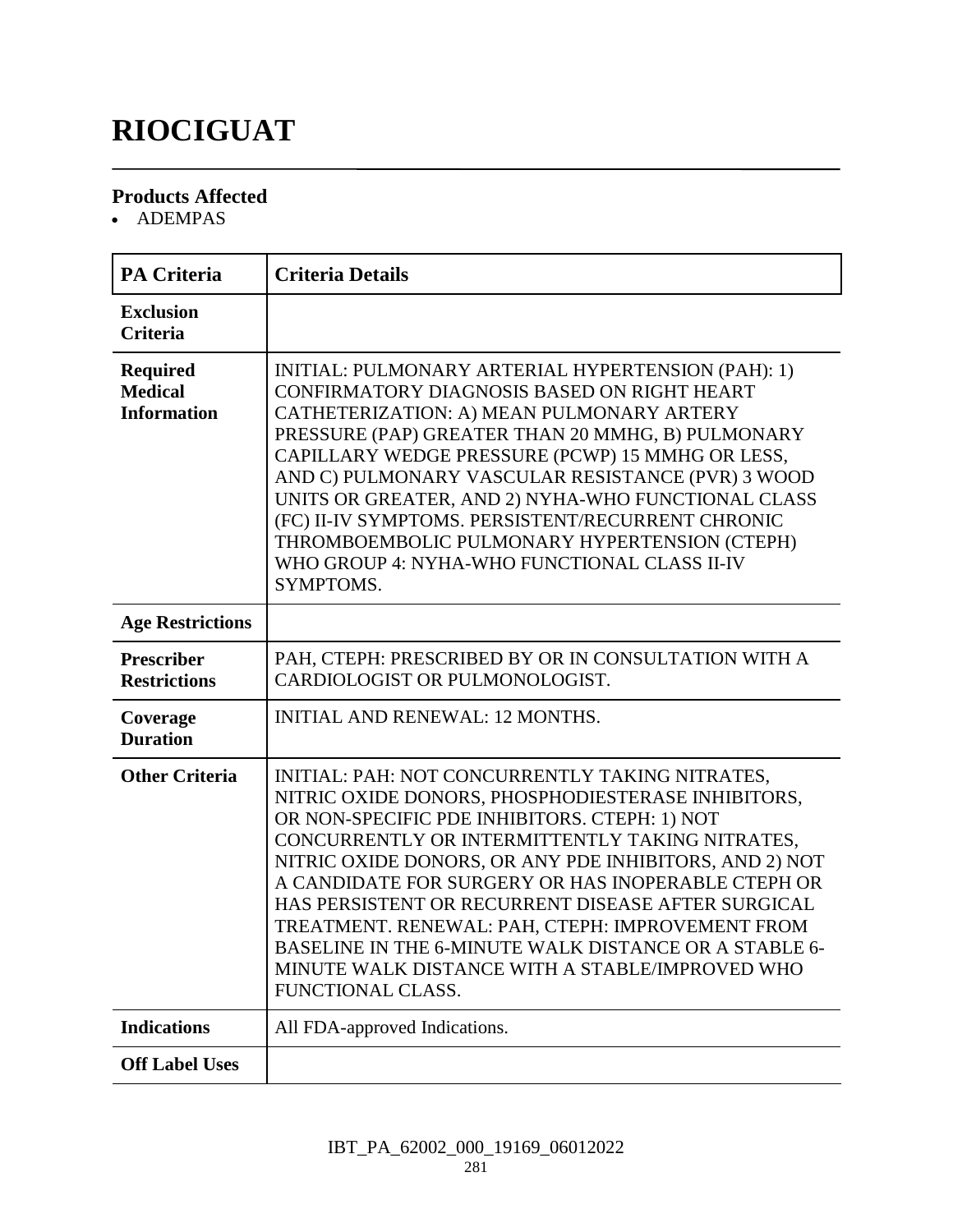# RIOCIGUAT

## Products Affected

- ADEMPAS

| PA Criteria | Criteria Details |
|---|---|
| **Exclusion Criteria** | |
| **Required Medical Information** | INITIAL: PULMONARY ARTERIAL HYPERTENSION (PAH): 1) CONFIRMATORY DIAGNOSIS BASED ON RIGHT HEART CATHETERIZATION: A) MEAN PULMONARY ARTERY PRESSURE (PAP) GREATER THAN 20 MMHG, B) PULMONARY CAPILLARY WEDGE PRESSURE (PCWP) 15 MMHG OR LESS, AND C) PULMONARY VASCULAR RESISTANCE (PVR) 3 WOOD UNITS OR GREATER, AND 2) NYHA-WHO FUNCTIONAL CLASS (FC) II-IV SYMPTOMS. PERSISTENT/RECURRENT CHRONIC THROMBOEMBOLIC PULMONARY HYPERTENSION (CTEPH) WHO GROUP 4: NYHA-WHO FUNCTIONAL CLASS II-IV SYMPTOMS. |
| **Age Restrictions** | |
| **Prescriber Restrictions** | PAH, CTEPH: PRESCRIBED BY OR IN CONSULTATION WITH A CARDIOLOGIST OR PULMONOLOGIST. |
| **Coverage Duration** | INITIAL AND RENEWAL: 12 MONTHS. |
| **Other Criteria** | INITIAL: PAH: NOT CONCURRENTLY TAKING NITRATES, NITRIC OXIDE DONORS, PHOSPHODIESTERASE INHIBITORS, OR NON-SPECIFIC PDE INHIBITORS. CTEPH: 1) NOT CONCURRENTLY OR INTERMITTENTLY TAKING NITRATES, NITRIC OXIDE DONORS, OR ANY PDE INHIBITORS, AND 2) NOT A CANDIDATE FOR SURGERY OR HAS INOPERABLE CTEPH OR HAS PERSISTENT OR RECURRENT DISEASE AFTER SURGICAL TREATMENT. RENEWAL: PAH, CTEPH: IMPROVEMENT FROM BASELINE IN THE 6-MINUTE WALK DISTANCE OR A STABLE 6-MINUTE WALK DISTANCE WITH A STABLE/IMPROVED WHO FUNCTIONAL CLASS. |
| **Indications** | All FDA-approved Indications. |
| **Off Label Uses** | |

IBT_PA_62002_000_19169_06012022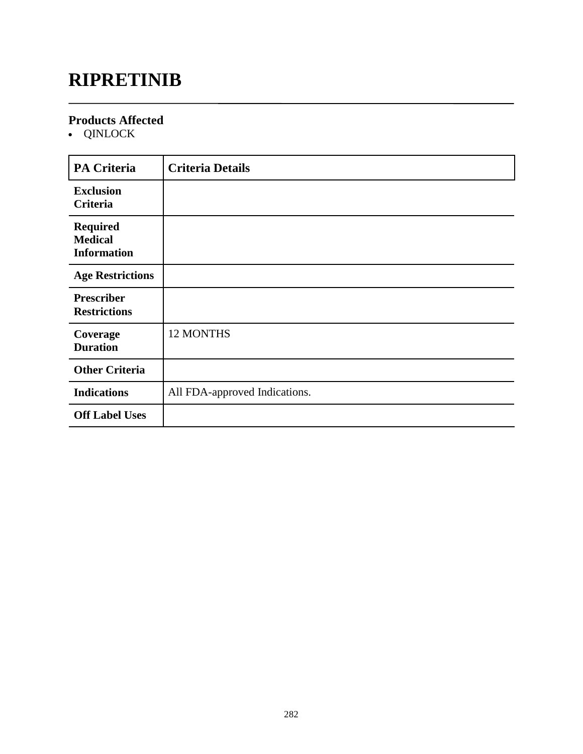# RIPRETINIB

## Products Affected

- QINLOCK

| PA Criteria | Criteria Details |
|---|---|
| **Exclusion Criteria** | |
| **Required Medical Information** | |
| **Age Restrictions** | |
| **Prescriber Restrictions** | |
| **Coverage Duration** | 12 MONTHS |
| **Other Criteria** | |
| **Indications** | All FDA-approved Indications. |
| **Off Label Uses** | |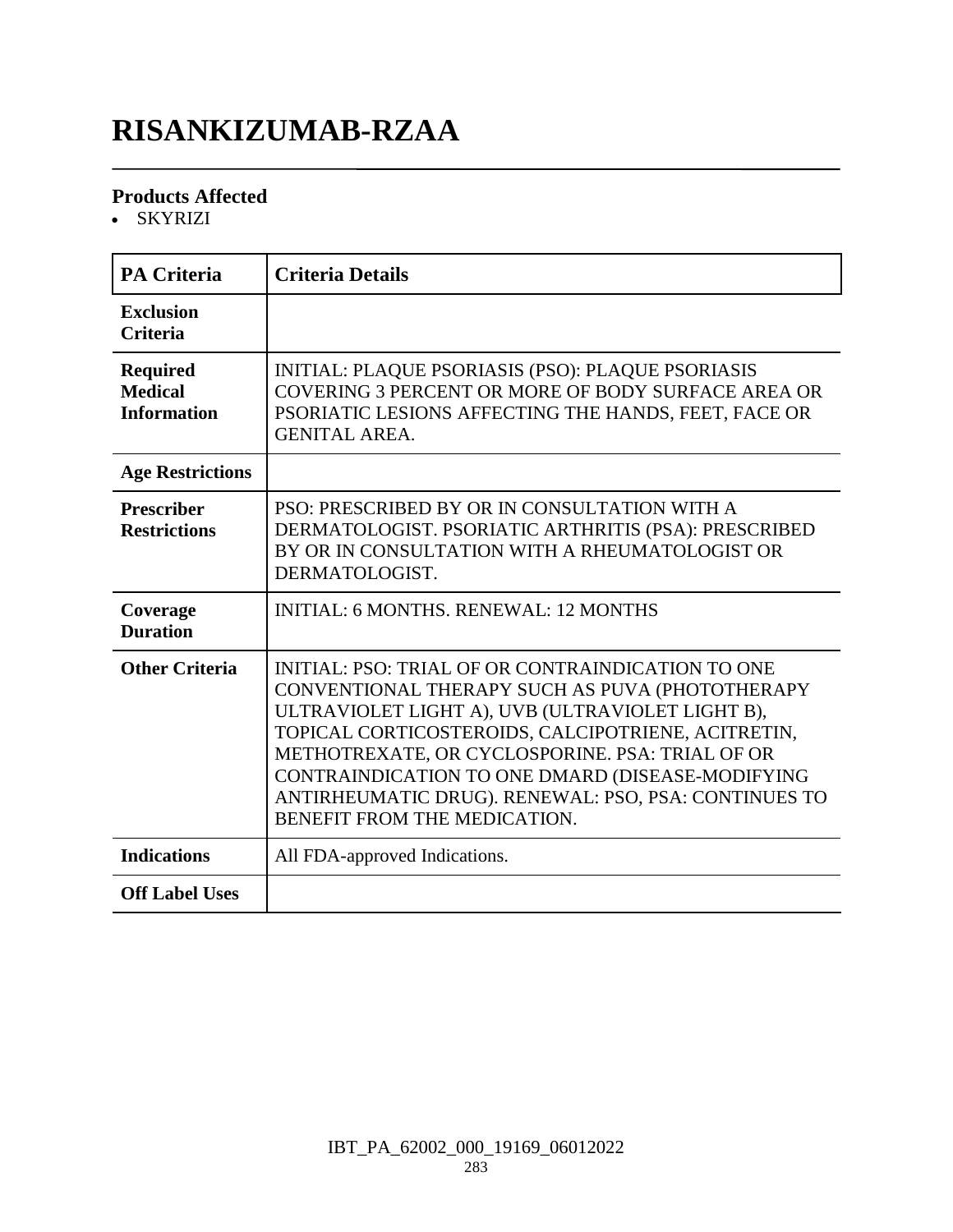# RISANKIZUMAB-RZAA

### Products Affected

- SKYRIZI

| PA Criteria | Criteria Details |
| --- | --- |
| **Exclusion Criteria** | |
| **Required Medical Information** | INITIAL: PLAQUE PSORIASIS (PSO): PLAQUE PSORIASIS COVERING 3 PERCENT OR MORE OF BODY SURFACE AREA OR PSORIATIC LESIONS AFFECTING THE HANDS, FEET, FACE OR GENITAL AREA. |
| **Age Restrictions** | |
| **Prescriber Restrictions** | PSO: PRESCRIBED BY OR IN CONSULTATION WITH A DERMATOLOGIST. PSORIATIC ARTHRITIS (PSA): PRESCRIBED BY OR IN CONSULTATION WITH A RHEUMATOLOGIST OR DERMATOLOGIST. |
| **Coverage Duration** | INITIAL: 6 MONTHS. RENEWAL: 12 MONTHS |
| **Other Criteria** | INITIAL: PSO: TRIAL OF OR CONTRAINDICATION TO ONE CONVENTIONAL THERAPY SUCH AS PUVA (PHOTOTHERAPY ULTRAVIOLET LIGHT A), UVB (ULTRAVIOLET LIGHT B), TOPICAL CORTICOSTEROIDS, CALCIPOTRIENE, ACITRETIN, METHOTREXATE, OR CYCLOSPORINE. PSA: TRIAL OF OR CONTRAINDICATION TO ONE DMARD (DISEASE-MODIFYING ANTIRHEUMATIC DRUG). RENEWAL: PSO, PSA: CONTINUES TO BENEFIT FROM THE MEDICATION. |
| **Indications** | All FDA-approved Indications. |
| **Off Label Uses** | |

IBT_PA_62002_000_19169_06012022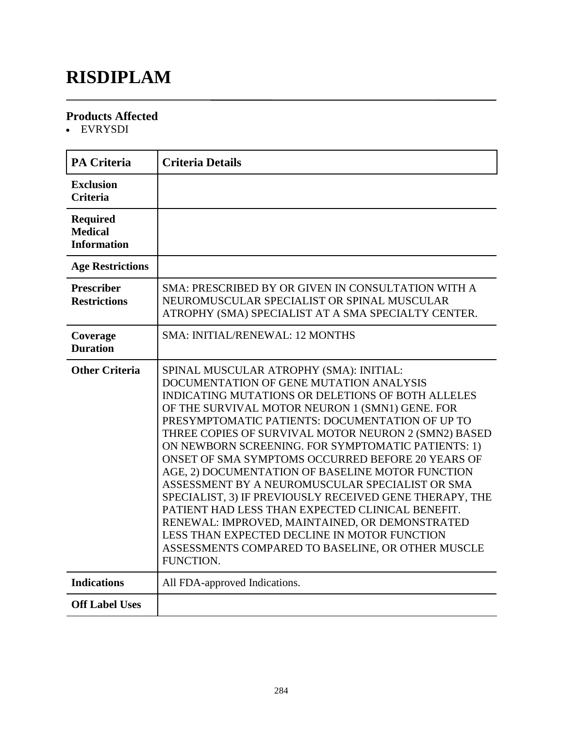# RISDIPLAM

### Products Affected

- EVRYSDI

| PA Criteria | Criteria Details |
|---|---|
| **Exclusion Criteria** | |
| **Required Medical Information** | |
| **Age Restrictions** | |
| **Prescriber Restrictions** | SMA: PRESCRIBED BY OR GIVEN IN CONSULTATION WITH A NEUROMUSCULAR SPECIALIST OR SPINAL MUSCULAR ATROPHY (SMA) SPECIALIST AT A SMA SPECIALTY CENTER. |
| **Coverage Duration** | SMA: INITIAL/RENEWAL: 12 MONTHS |
| **Other Criteria** | SPINAL MUSCULAR ATROPHY (SMA): INITIAL: DOCUMENTATION OF GENE MUTATION ANALYSIS INDICATING MUTATIONS OR DELETIONS OF BOTH ALLELES OF THE SURVIVAL MOTOR NEURON 1 (SMN1) GENE. FOR PRESYMPTOMATIC PATIENTS: DOCUMENTATION OF UP TO THREE COPIES OF SURVIVAL MOTOR NEURON 2 (SMN2) BASED ON NEWBORN SCREENING. FOR SYMPTOMATIC PATIENTS: 1) ONSET OF SMA SYMPTOMS OCCURRED BEFORE 20 YEARS OF AGE, 2) DOCUMENTATION OF BASELINE MOTOR FUNCTION ASSESSMENT BY A NEUROMUSCULAR SPECIALIST OR SMA SPECIALIST, 3) IF PREVIOUSLY RECEIVED GENE THERAPY, THE PATIENT HAD LESS THAN EXPECTED CLINICAL BENEFIT. RENEWAL: IMPROVED, MAINTAINED, OR DEMONSTRATED LESS THAN EXPECTED DECLINE IN MOTOR FUNCTION ASSESSMENTS COMPARED TO BASELINE, OR OTHER MUSCLE FUNCTION. |
| **Indications** | All FDA-approved Indications. |
| **Off Label Uses** | |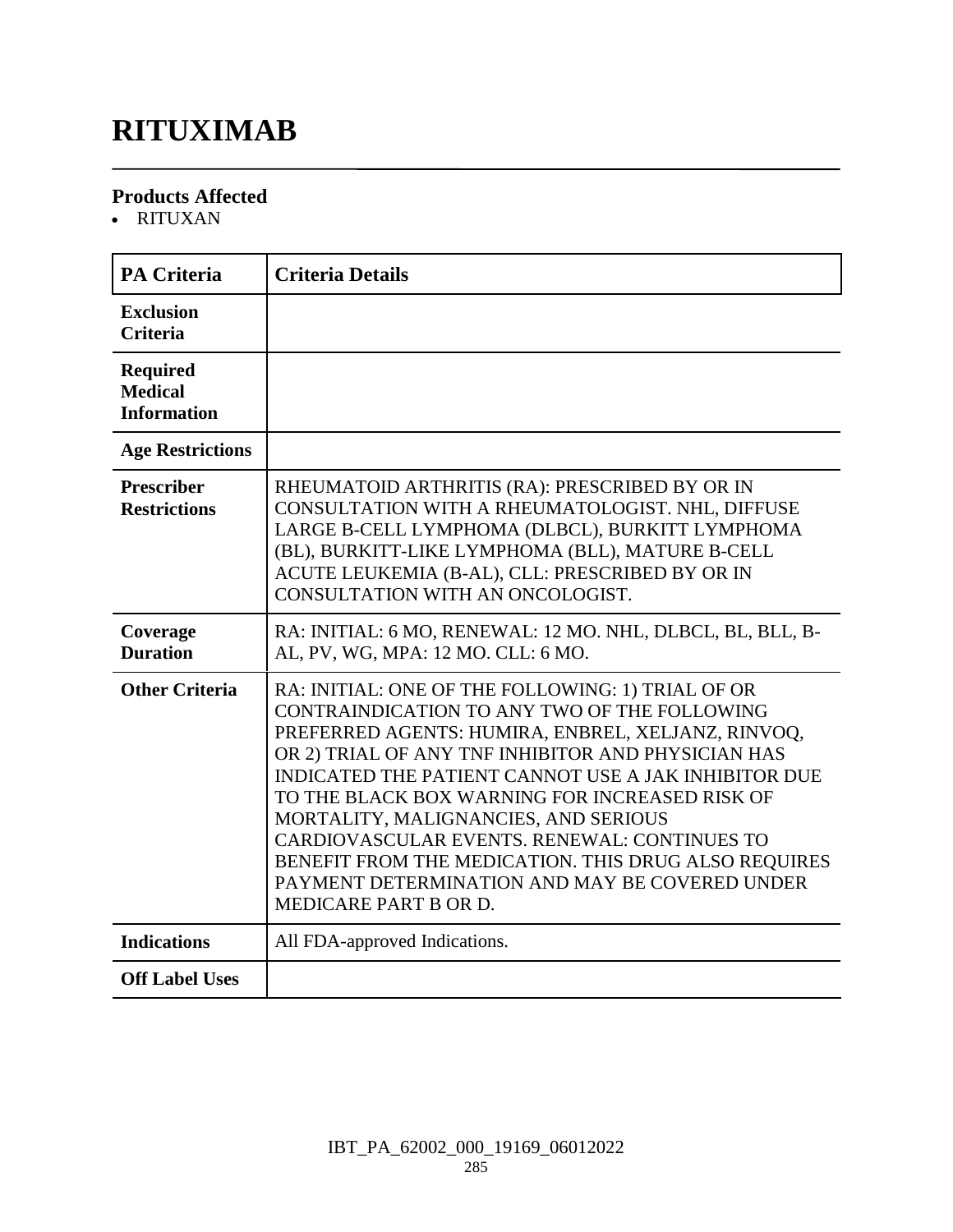# RITUXIMAB

### Products Affected

- RITUXAN

| PA Criteria | Criteria Details |
|---|---|
| **Exclusion Criteria** | |
| **Required Medical Information** | |
| **Age Restrictions** | |
| **Prescriber Restrictions** | RHEUMATOID ARTHRITIS (RA): PRESCRIBED BY OR IN CONSULTATION WITH A RHEUMATOLOGIST. NHL, DIFFUSE LARGE B-CELL LYMPHOMA (DLBCL), BURKITT LYMPHOMA (BL), BURKITT-LIKE LYMPHOMA (BLL), MATURE B-CELL ACUTE LEUKEMIA (B-AL), CLL: PRESCRIBED BY OR IN CONSULTATION WITH AN ONCOLOGIST. |
| **Coverage Duration** | RA: INITIAL: 6 MO, RENEWAL: 12 MO. NHL, DLBCL, BL, BLL, B-AL, PV, WG, MPA: 12 MO. CLL: 6 MO. |
| **Other Criteria** | RA: INITIAL: ONE OF THE FOLLOWING: 1) TRIAL OF OR CONTRAINDICATION TO ANY TWO OF THE FOLLOWING PREFERRED AGENTS: HUMIRA, ENBREL, XELJANZ, RINVOQ, OR 2) TRIAL OF ANY TNF INHIBITOR AND PHYSICIAN HAS INDICATED THE PATIENT CANNOT USE A JAK INHIBITOR DUE TO THE BLACK BOX WARNING FOR INCREASED RISK OF MORTALITY, MALIGNANCIES, AND SERIOUS CARDIOVASCULAR EVENTS. RENEWAL: CONTINUES TO BENEFIT FROM THE MEDICATION. THIS DRUG ALSO REQUIRES PAYMENT DETERMINATION AND MAY BE COVERED UNDER MEDICARE PART B OR D. |
| **Indications** | All FDA-approved Indications. |
| **Off Label Uses** | |

IBT_PA_62002_000_19169_06012022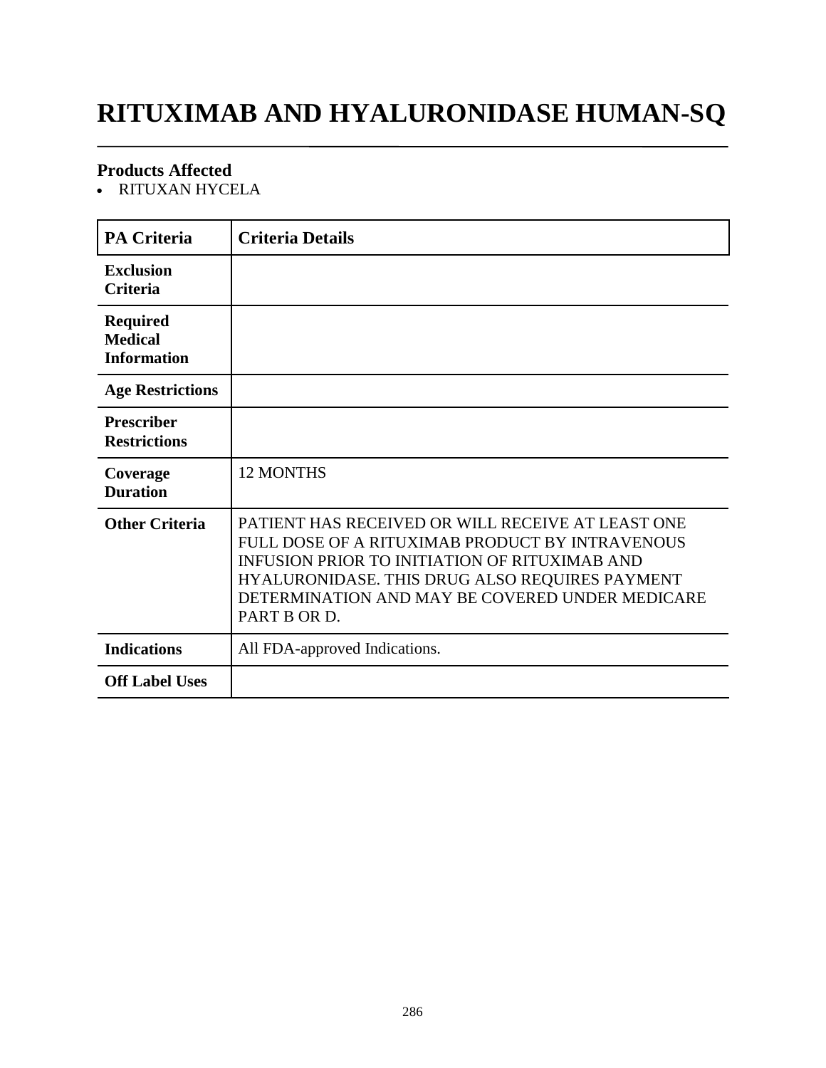# RITUXIMAB AND HYALURONIDASE HUMAN-SQ

### Products Affected

- RITUXAN HYCELA

| PA Criteria | Criteria Details |
|---|---|
| **Exclusion Criteria** | |
| **Required Medical Information** | |
| **Age Restrictions** | |
| **Prescriber Restrictions** | |
| **Coverage Duration** | 12 MONTHS |
| **Other Criteria** | PATIENT HAS RECEIVED OR WILL RECEIVE AT LEAST ONE FULL DOSE OF A RITUXIMAB PRODUCT BY INTRAVENOUS INFUSION PRIOR TO INITIATION OF RITUXIMAB AND HYALURONIDASE. THIS DRUG ALSO REQUIRES PAYMENT DETERMINATION AND MAY BE COVERED UNDER MEDICARE PART B OR D. |
| **Indications** | All FDA-approved Indications. |
| **Off Label Uses** | |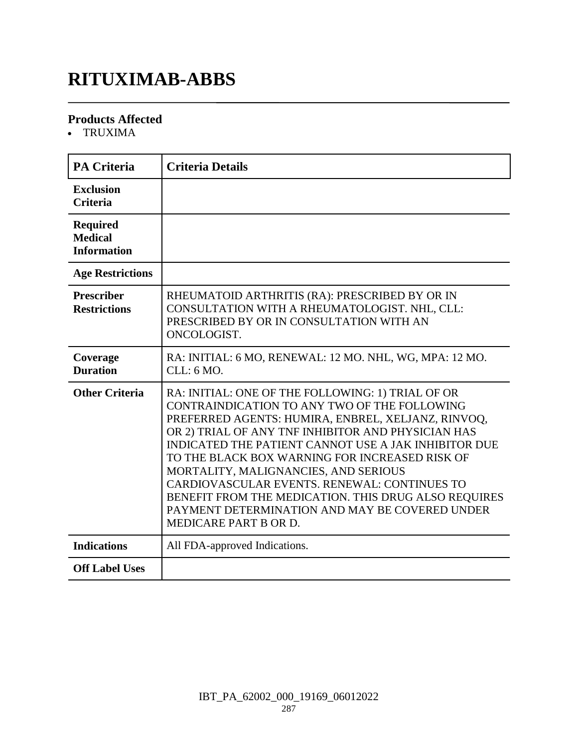# RITUXIMAB-ABBS

### Products Affected

- TRUXIMA

| PA Criteria | Criteria Details |
|---|---|
| Exclusion Criteria | |
| Required Medical Information | |
| Age Restrictions | |
| Prescriber Restrictions | RHEUMATOID ARTHRITIS (RA): PRESCRIBED BY OR IN CONSULTATION WITH A RHEUMATOLOGIST. NHL, CLL: PRESCRIBED BY OR IN CONSULTATION WITH AN ONCOLOGIST. |
| Coverage Duration | RA: INITIAL: 6 MO, RENEWAL: 12 MO. NHL, WG, MPA: 12 MO. CLL: 6 MO. |
| Other Criteria | RA: INITIAL: ONE OF THE FOLLOWING: 1) TRIAL OF OR CONTRAINDICATION TO ANY TWO OF THE FOLLOWING PREFERRED AGENTS: HUMIRA, ENBREL, XELJANZ, RINVOQ, OR 2) TRIAL OF ANY TNF INHIBITOR AND PHYSICIAN HAS INDICATED THE PATIENT CANNOT USE A JAK INHIBITOR DUE TO THE BLACK BOX WARNING FOR INCREASED RISK OF MORTALITY, MALIGNANCIES, AND SERIOUS CARDIOVASCULAR EVENTS. RENEWAL: CONTINUES TO BENEFIT FROM THE MEDICATION. THIS DRUG ALSO REQUIRES PAYMENT DETERMINATION AND MAY BE COVERED UNDER MEDICARE PART B OR D. |
| Indications | All FDA-approved Indications. |
| Off Label Uses | |

IBT_PA_62002_000_19169_06012022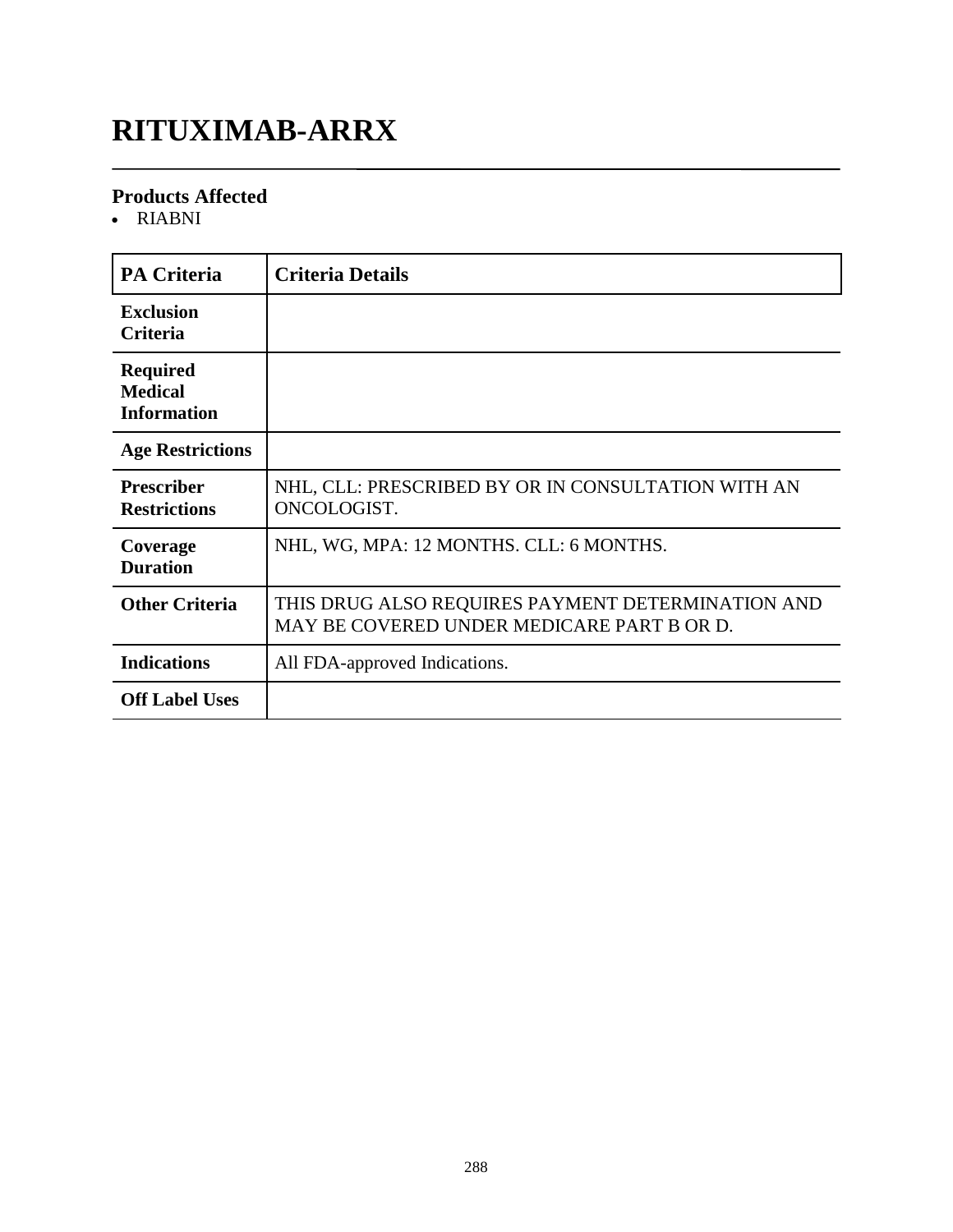# RITUXIMAB-ARRX

### Products Affected

- RIABNI

| PA Criteria | Criteria Details |
|---|---|
| **Exclusion Criteria** | |
| **Required Medical Information** | |
| **Age Restrictions** | |
| **Prescriber Restrictions** | NHL, CLL: PRESCRIBED BY OR IN CONSULTATION WITH AN ONCOLOGIST. |
| **Coverage Duration** | NHL, WG, MPA: 12 MONTHS. CLL: 6 MONTHS. |
| **Other Criteria** | THIS DRUG ALSO REQUIRES PAYMENT DETERMINATION AND MAY BE COVERED UNDER MEDICARE PART B OR D. |
| **Indications** | All FDA-approved Indications. |
| **Off Label Uses** | |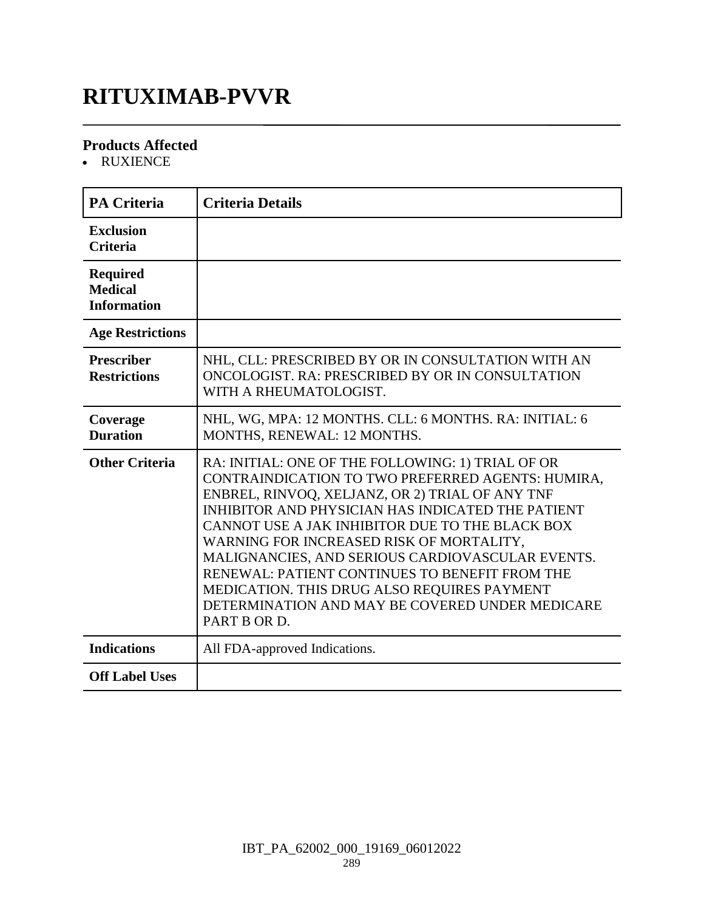# RITUXIMAB-PVVR

### Products Affected

- RUXIENCE

| PA Criteria | Criteria Details |
|---|---|
| **Exclusion Criteria** | |
| **Required Medical Information** | |
| **Age Restrictions** | |
| **Prescriber Restrictions** | NHL, CLL: PRESCRIBED BY OR IN CONSULTATION WITH AN ONCOLOGIST. RA: PRESCRIBED BY OR IN CONSULTATION WITH A RHEUMATOLOGIST. |
| **Coverage Duration** | NHL, WG, MPA: 12 MONTHS. CLL: 6 MONTHS. RA: INITIAL: 6 MONTHS, RENEWAL: 12 MONTHS. |
| **Other Criteria** | RA: INITIAL: ONE OF THE FOLLOWING: 1) TRIAL OF OR CONTRAINDICATION TO TWO PREFERRED AGENTS: HUMIRA, ENBREL, RINVOQ, XELJANZ, OR 2) TRIAL OF ANY TNF INHIBITOR AND PHYSICIAN HAS INDICATED THE PATIENT CANNOT USE A JAK INHIBITOR DUE TO THE BLACK BOX WARNING FOR INCREASED RISK OF MORTALITY, MALIGNANCIES, AND SERIOUS CARDIOVASCULAR EVENTS. RENEWAL: PATIENT CONTINUES TO BENEFIT FROM THE MEDICATION. THIS DRUG ALSO REQUIRES PAYMENT DETERMINATION AND MAY BE COVERED UNDER MEDICARE PART B OR D. |
| **Indications** | All FDA-approved Indications. |
| **Off Label Uses** | |

IBT_PA_62002_000_19169_06012022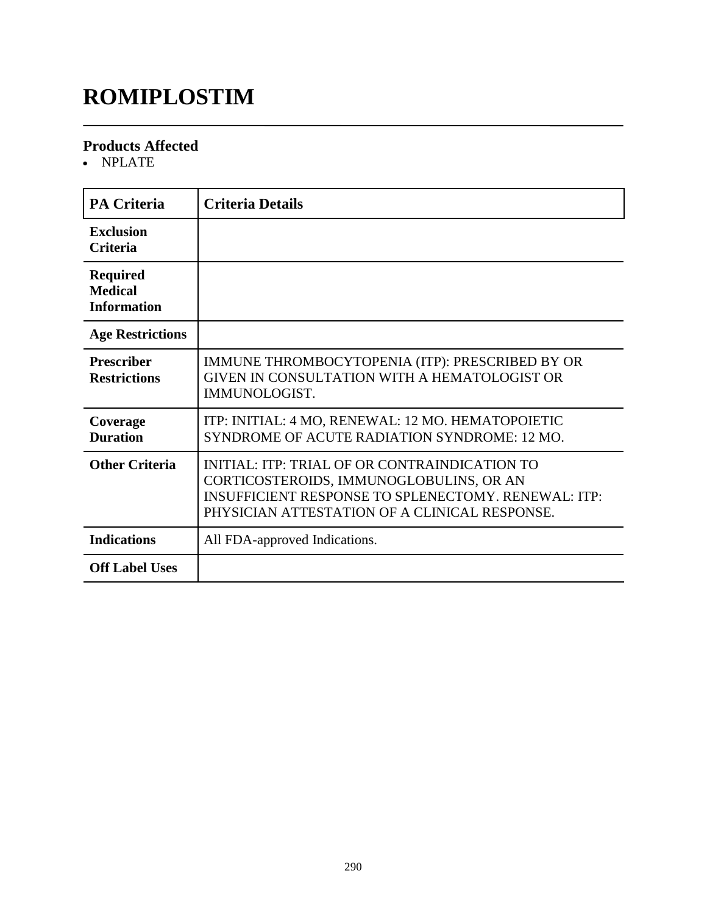# ROMIPLOSTIM

### Products Affected

- NPLATE

| PA Criteria | Criteria Details |
|---|---|
| **Exclusion Criteria** | |
| **Required Medical Information** | |
| **Age Restrictions** | |
| **Prescriber Restrictions** | IMMUNE THROMBOCYTOPENIA (ITP): PRESCRIBED BY OR GIVEN IN CONSULTATION WITH A HEMATOLOGIST OR IMMUNOLOGIST. |
| **Coverage Duration** | ITP: INITIAL: 4 MO, RENEWAL: 12 MO. HEMATOPOIETIC SYNDROME OF ACUTE RADIATION SYNDROME: 12 MO. |
| **Other Criteria** | INITIAL: ITP: TRIAL OF OR CONTRAINDICATION TO CORTICOSTEROIDS, IMMUNOGLOBULINS, OR AN INSUFFICIENT RESPONSE TO SPLENECTOMY. RENEWAL: ITP: PHYSICIAN ATTESTATION OF A CLINICAL RESPONSE. |
| **Indications** | All FDA-approved Indications. |
| **Off Label Uses** | |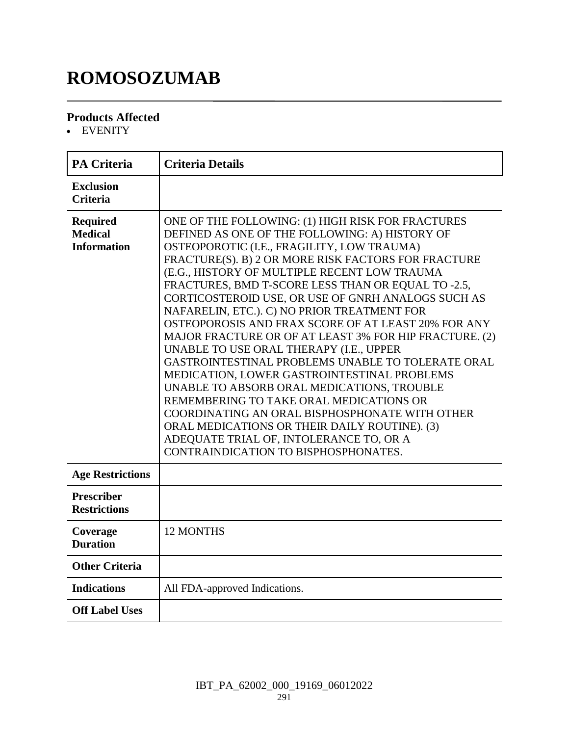# ROMOSOZUMAB

## Products Affected

- EVENITY

| PA Criteria | Criteria Details |
|---|---|
| **Exclusion Criteria** | |
| **Required Medical Information** | ONE OF THE FOLLOWING: (1) HIGH RISK FOR FRACTURES DEFINED AS ONE OF THE FOLLOWING: A) HISTORY OF OSTEOPOROTIC (I.E., FRAGILITY, LOW TRAUMA) FRACTURE(S). B) 2 OR MORE RISK FACTORS FOR FRACTURE (E.G., HISTORY OF MULTIPLE RECENT LOW TRAUMA FRACTURES, BMD T-SCORE LESS THAN OR EQUAL TO -2.5, CORTICOSTEROID USE, OR USE OF GNRH ANALOGS SUCH AS NAFARELIN, ETC.). C) NO PRIOR TREATMENT FOR OSTEOPOROSIS AND FRAX SCORE OF AT LEAST 20% FOR ANY MAJOR FRACTURE OR OF AT LEAST 3% FOR HIP FRACTURE. (2) UNABLE TO USE ORAL THERAPY (I.E., UPPER GASTROINTESTINAL PROBLEMS UNABLE TO TOLERATE ORAL MEDICATION, LOWER GASTROINTESTINAL PROBLEMS UNABLE TO ABSORB ORAL MEDICATIONS, TROUBLE REMEMBERING TO TAKE ORAL MEDICATIONS OR COORDINATING AN ORAL BISPHOSPHONATE WITH OTHER ORAL MEDICATIONS OR THEIR DAILY ROUTINE). (3) ADEQUATE TRIAL OF, INTOLERANCE TO, OR A CONTRAINDICATION TO BISPHOSPHONATES. |
| **Age Restrictions** | |
| **Prescriber Restrictions** | |
| **Coverage Duration** | 12 MONTHS |
| **Other Criteria** | |
| **Indications** | All FDA-approved Indications. |
| **Off Label Uses** | |

IBT_PA_62002_000_19169_06012022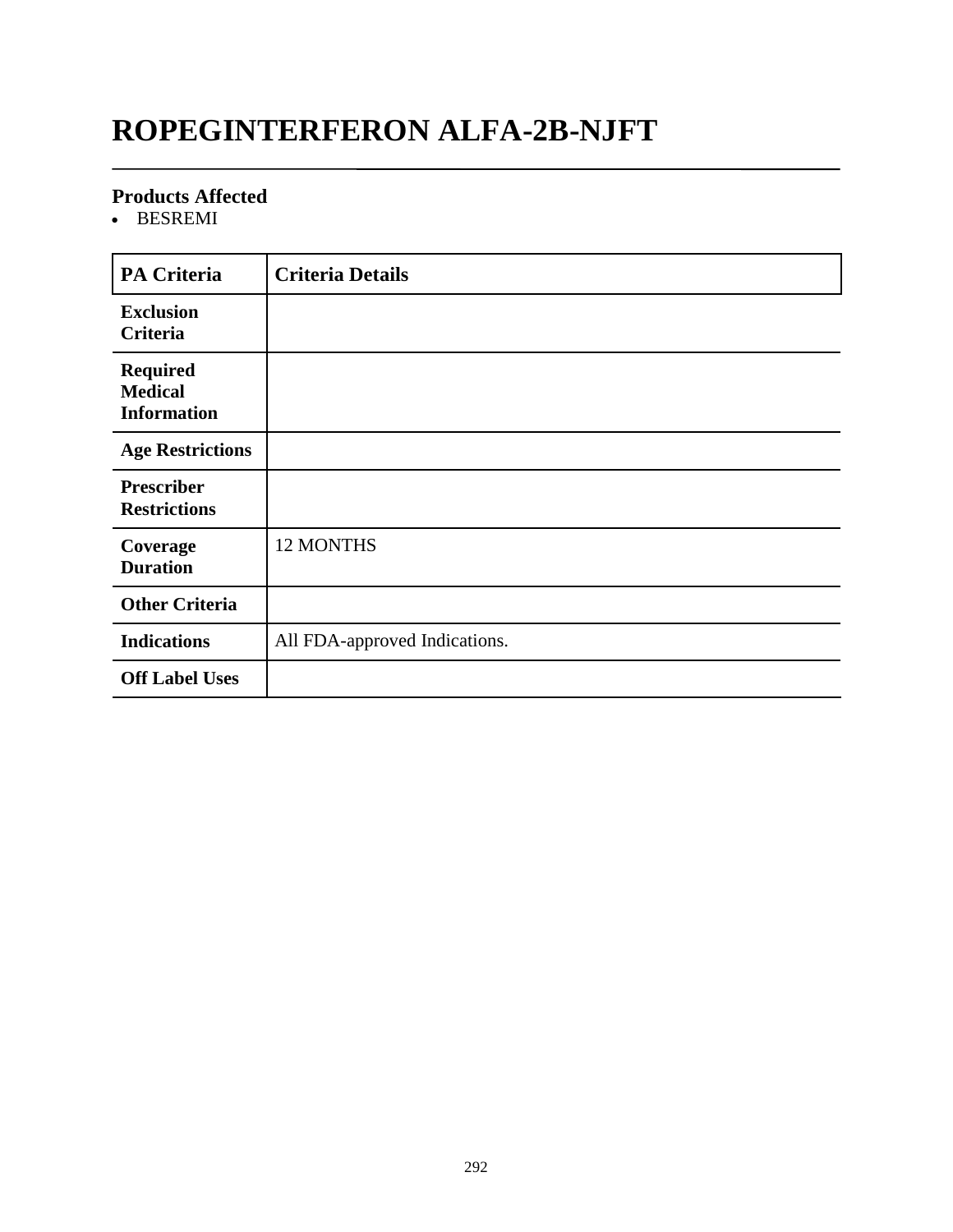# ROPEGINTERFERON ALFA-2B-NJFT

### Products Affected

- BESREMI

| PA Criteria | Criteria Details |
|---|---|
| **Exclusion Criteria** | |
| **Required Medical Information** | |
| **Age Restrictions** | |
| **Prescriber Restrictions** | |
| **Coverage Duration** | 12 MONTHS |
| **Other Criteria** | |
| **Indications** | All FDA-approved Indications. |
| **Off Label Uses** | |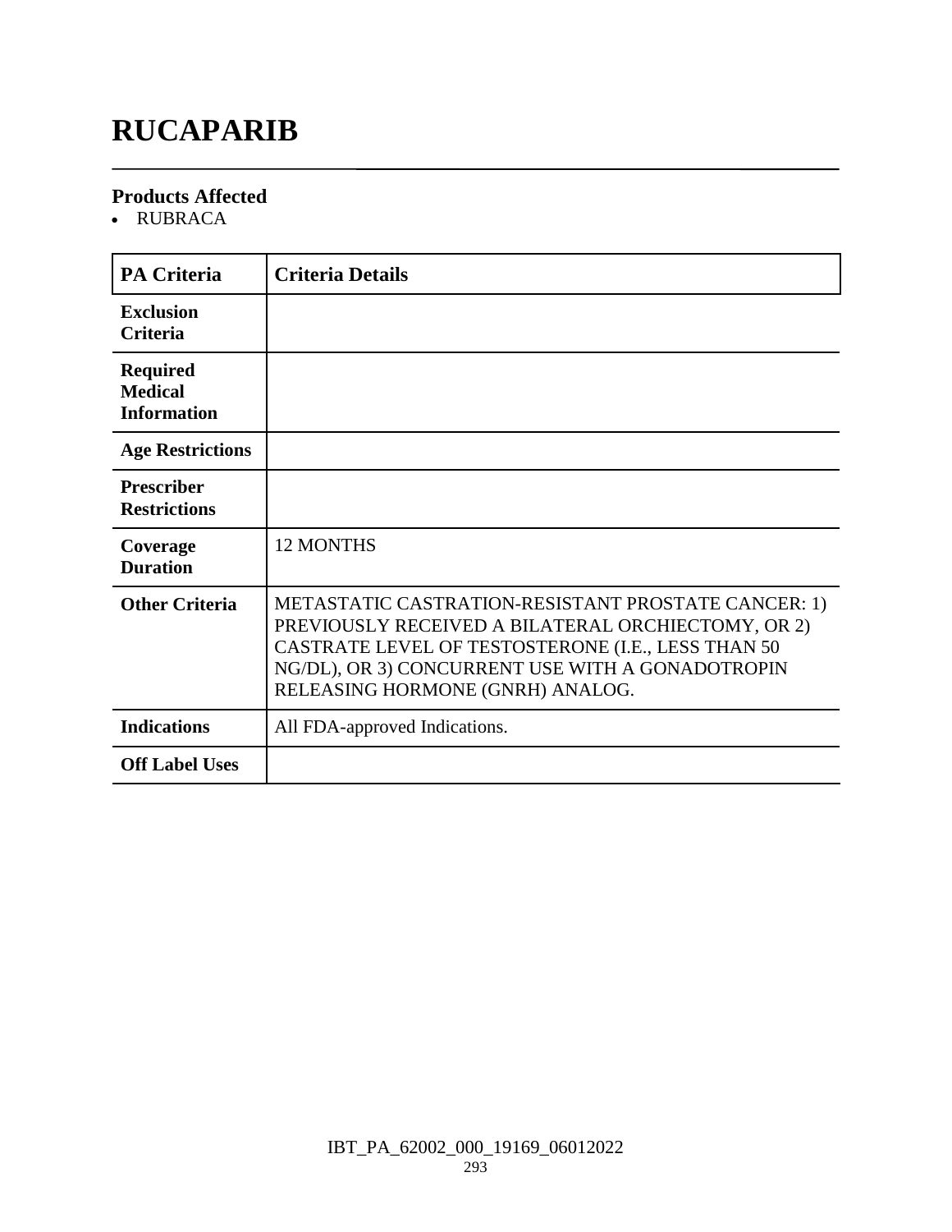# RUCAPARIB

### Products Affected

- RUBRACA

| PA Criteria | Criteria Details |
|---|---|
| **Exclusion Criteria** | |
| **Required Medical Information** | |
| **Age Restrictions** | |
| **Prescriber Restrictions** | |
| **Coverage Duration** | 12 MONTHS |
| **Other Criteria** | METASTATIC CASTRATION-RESISTANT PROSTATE CANCER: 1) PREVIOUSLY RECEIVED A BILATERAL ORCHIECTOMY, OR 2) CASTRATE LEVEL OF TESTOSTERONE (I.E., LESS THAN 50 NG/DL), OR 3) CONCURRENT USE WITH A GONADOTROPIN RELEASING HORMONE (GNRH) ANALOG. |
| **Indications** | All FDA-approved Indications. |
| **Off Label Uses** | |

IBT_PA_62002_000_19169_06012022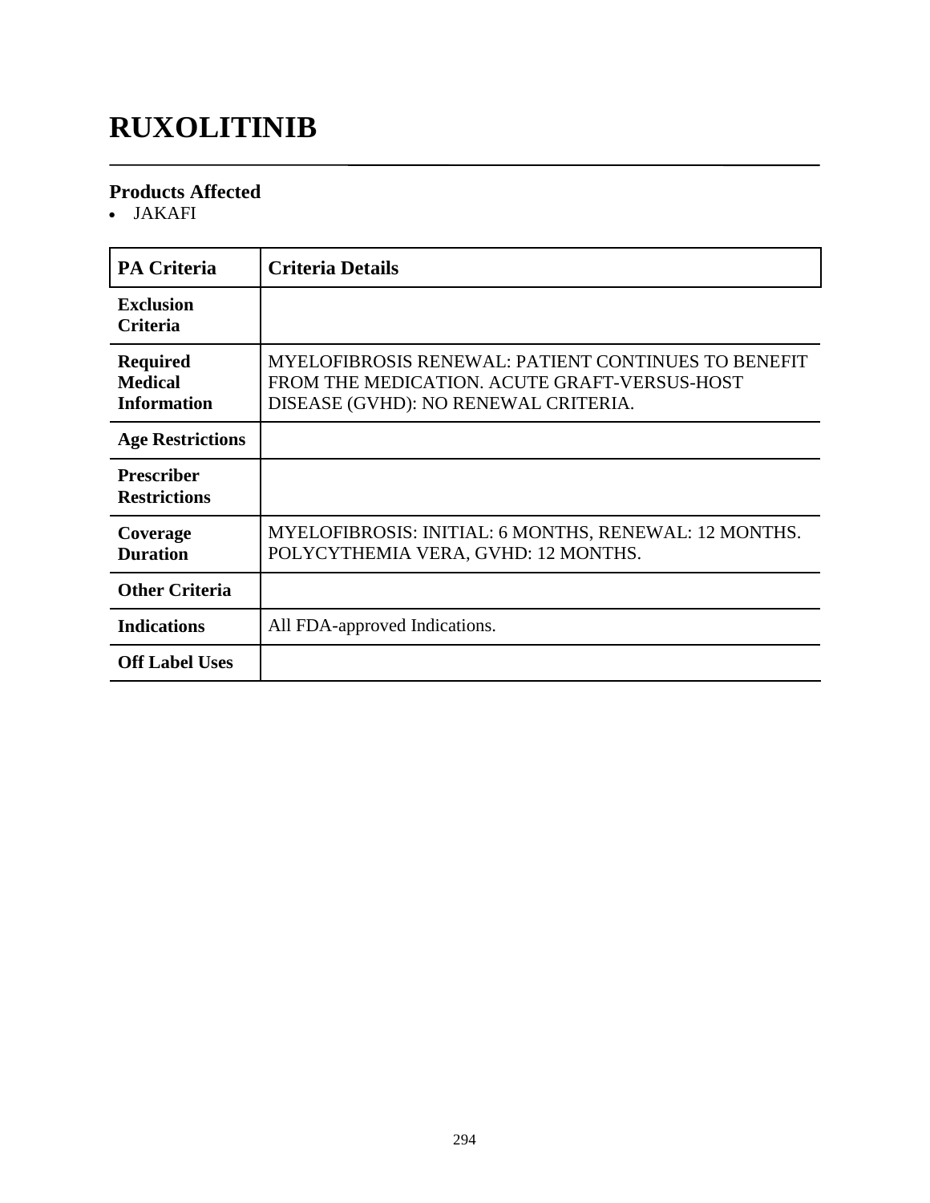# RUXOLITINIB

## Products Affected

- JAKAFI

| PA Criteria | Criteria Details |
|---|---|
| **Exclusion Criteria** | |
| **Required Medical Information** | MYELOFIBROSIS RENEWAL: PATIENT CONTINUES TO BENEFIT FROM THE MEDICATION. ACUTE GRAFT-VERSUS-HOST DISEASE (GVHD): NO RENEWAL CRITERIA. |
| **Age Restrictions** | |
| **Prescriber Restrictions** | |
| **Coverage Duration** | MYELOFIBROSIS: INITIAL: 6 MONTHS, RENEWAL: 12 MONTHS. POLYCYTHEMIA VERA, GVHD: 12 MONTHS. |
| **Other Criteria** | |
| **Indications** | All FDA-approved Indications. |
| **Off Label Uses** | |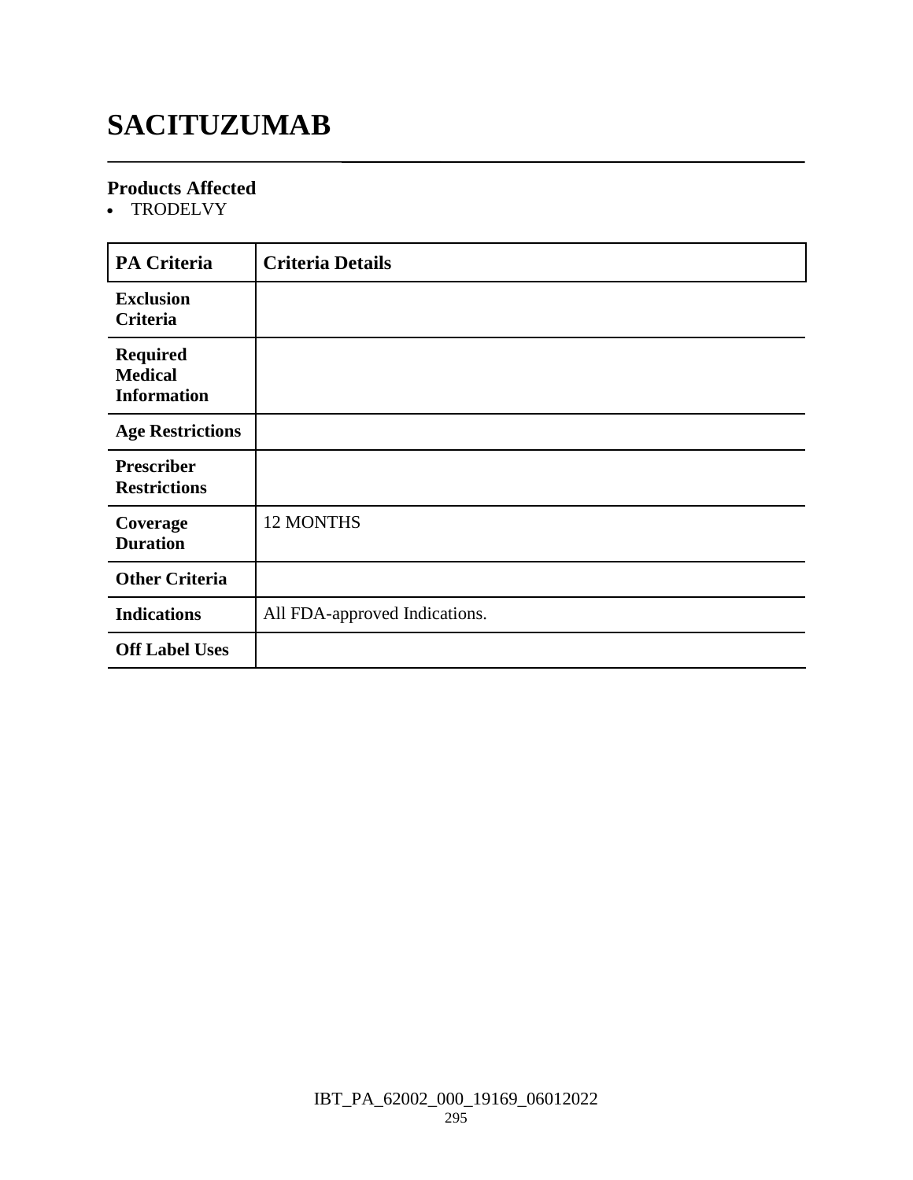# SACITUZUMAB

### Products Affected

- TRODELVY

| PA Criteria | Criteria Details |
|---|---|
| **Exclusion Criteria** | |
| **Required Medical Information** | |
| **Age Restrictions** | |
| **Prescriber Restrictions** | |
| **Coverage Duration** | 12 MONTHS |
| **Other Criteria** | |
| **Indications** | All FDA-approved Indications. |
| **Off Label Uses** | |

IBT_PA_62002_000_19169_06012022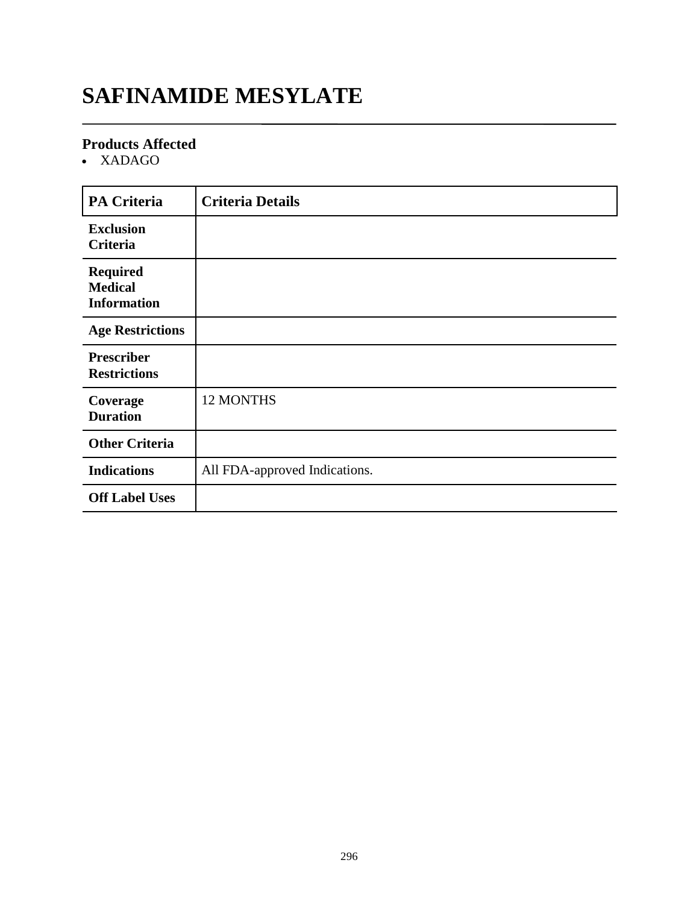# SAFINAMIDE MESYLATE

### Products Affected

- XADAGO

| PA Criteria | Criteria Details |
|---|---|
| **Exclusion Criteria** | |
| **Required Medical Information** | |
| **Age Restrictions** | |
| **Prescriber Restrictions** | |
| **Coverage Duration** | 12 MONTHS |
| **Other Criteria** | |
| **Indications** | All FDA-approved Indications. |
| **Off Label Uses** | |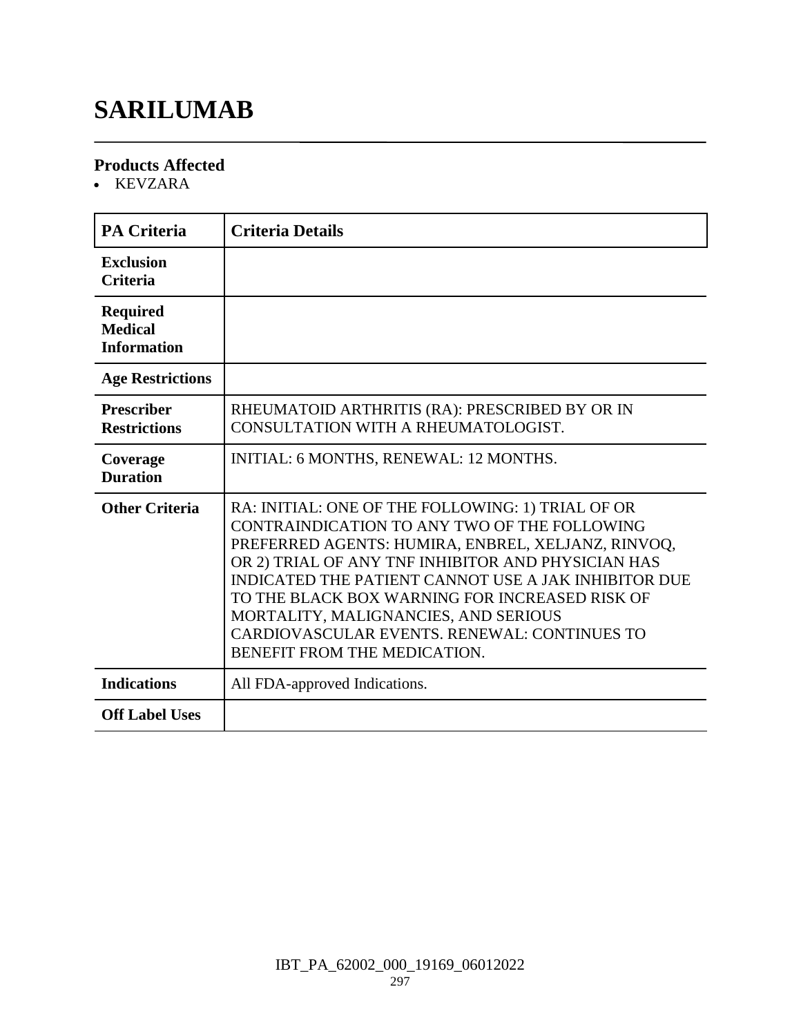# SARILUMAB

### Products Affected

- KEVZARA

| PA Criteria | Criteria Details |
| --- | --- |
| **Exclusion Criteria** | |
| **Required Medical Information** | |
| **Age Restrictions** | |
| **Prescriber Restrictions** | RHEUMATOID ARTHRITIS (RA): PRESCRIBED BY OR IN CONSULTATION WITH A RHEUMATOLOGIST. |
| **Coverage Duration** | INITIAL: 6 MONTHS, RENEWAL: 12 MONTHS. |
| **Other Criteria** | RA: INITIAL: ONE OF THE FOLLOWING: 1) TRIAL OF OR CONTRAINDICATION TO ANY TWO OF THE FOLLOWING PREFERRED AGENTS: HUMIRA, ENBREL, XELJANZ, RINVOQ, OR 2) TRIAL OF ANY TNF INHIBITOR AND PHYSICIAN HAS INDICATED THE PATIENT CANNOT USE A JAK INHIBITOR DUE TO THE BLACK BOX WARNING FOR INCREASED RISK OF MORTALITY, MALIGNANCIES, AND SERIOUS CARDIOVASCULAR EVENTS. RENEWAL: CONTINUES TO BENEFIT FROM THE MEDICATION. |
| **Indications** | All FDA-approved Indications. |
| **Off Label Uses** | |

IBT_PA_62002_000_19169_06012022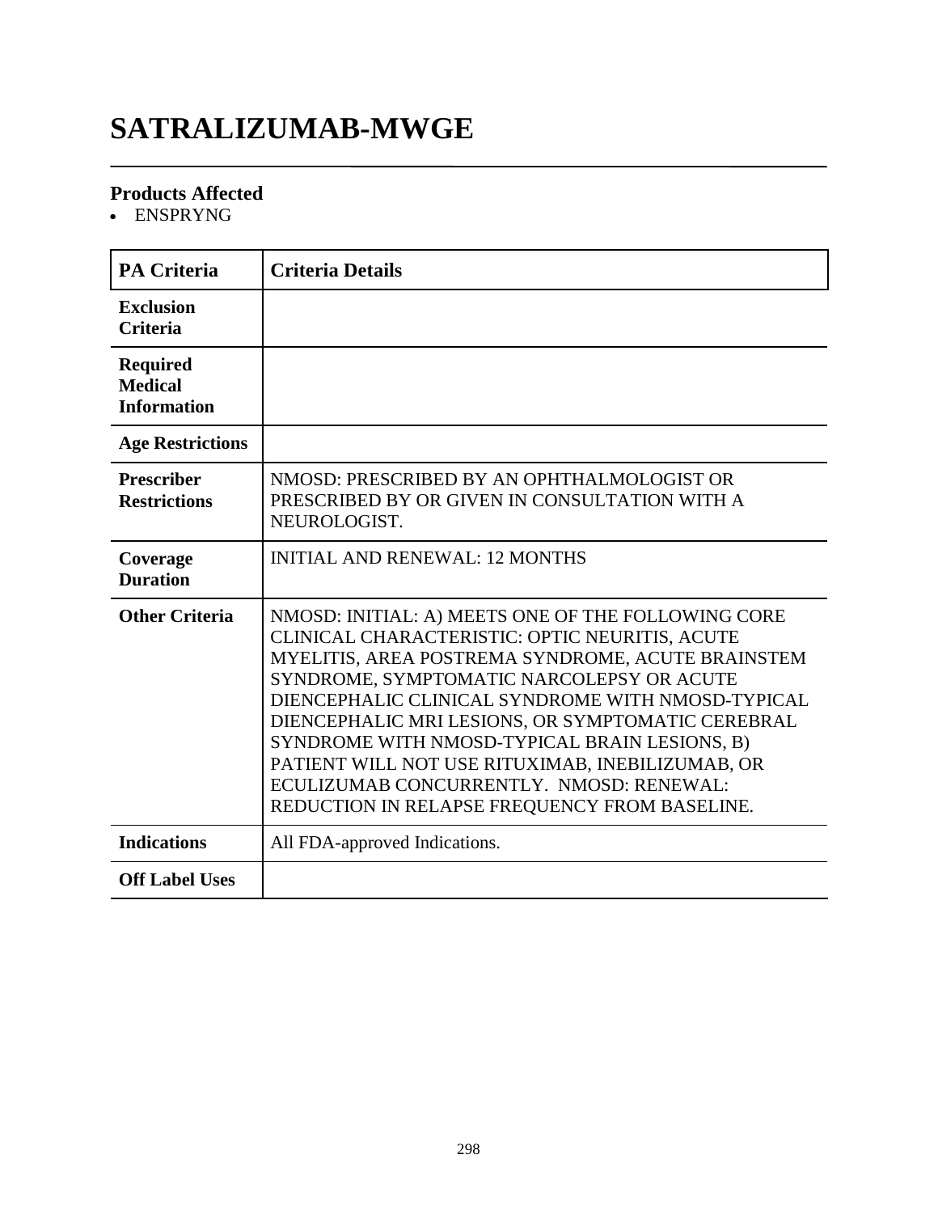# SATRALIZUMAB-MWGE

## Products Affected

- ENSPRYNG

| PA Criteria | Criteria Details |
|---|---|
| **Exclusion Criteria** | |
| **Required Medical Information** | |
| **Age Restrictions** | |
| **Prescriber Restrictions** | NMOSD: PRESCRIBED BY AN OPHTHALMOLOGIST OR PRESCRIBED BY OR GIVEN IN CONSULTATION WITH A NEUROLOGIST. |
| **Coverage Duration** | INITIAL AND RENEWAL: 12 MONTHS |
| **Other Criteria** | NMOSD: INITIAL: A) MEETS ONE OF THE FOLLOWING CORE CLINICAL CHARACTERISTIC: OPTIC NEURITIS, ACUTE MYELITIS, AREA POSTREMA SYNDROME, ACUTE BRAINSTEM SYNDROME, SYMPTOMATIC NARCOLEPSY OR ACUTE DIENCEPHALIC CLINICAL SYNDROME WITH NMOSD-TYPICAL DIENCEPHALIC MRI LESIONS, OR SYMPTOMATIC CEREBRAL SYNDROME WITH NMOSD-TYPICAL BRAIN LESIONS, B) PATIENT WILL NOT USE RITUXIMAB, INEBILIZUMAB, OR ECULIZUMAB CONCURRENTLY. NMOSD: RENEWAL: REDUCTION IN RELAPSE FREQUENCY FROM BASELINE. |
| **Indications** | All FDA-approved Indications. |
| **Off Label Uses** | |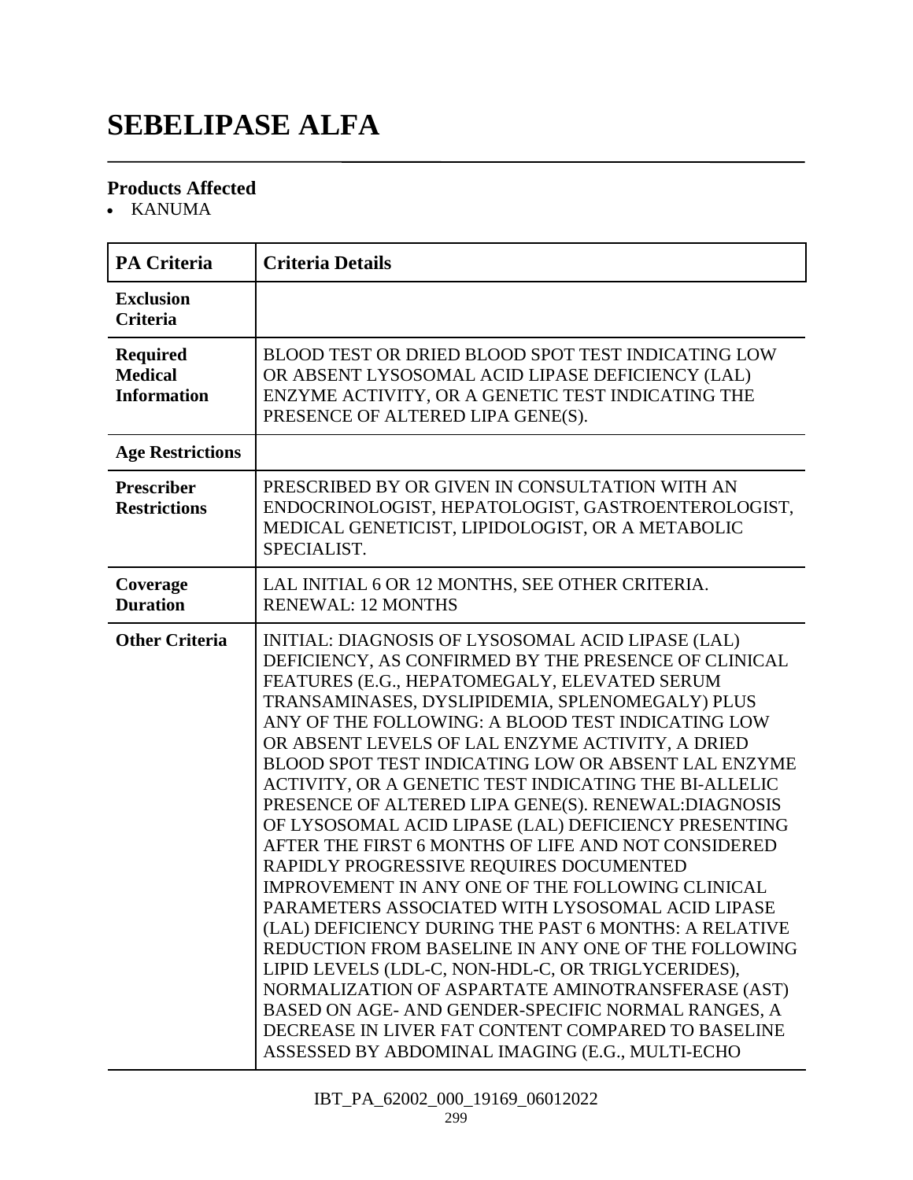# SEBELIPASE ALFA

### Products Affected

- KANUMA

| PA Criteria | Criteria Details |
|---|---|
| Exclusion Criteria | |
| Required Medical Information | BLOOD TEST OR DRIED BLOOD SPOT TEST INDICATING LOW OR ABSENT LYSOSOMAL ACID LIPASE DEFICIENCY (LAL) ENZYME ACTIVITY, OR A GENETIC TEST INDICATING THE PRESENCE OF ALTERED LIPA GENE(S). |
| Age Restrictions | |
| Prescriber Restrictions | PRESCRIBED BY OR GIVEN IN CONSULTATION WITH AN ENDOCRINOLOGIST, HEPATOLOGIST, GASTROENTEROLOGIST, MEDICAL GENETICIST, LIPIDOLOGIST, OR A METABOLIC SPECIALIST. |
| Coverage Duration | LAL INITIAL 6 OR 12 MONTHS, SEE OTHER CRITERIA. RENEWAL: 12 MONTHS |
| Other Criteria | INITIAL: DIAGNOSIS OF LYSOSOMAL ACID LIPASE (LAL) DEFICIENCY, AS CONFIRMED BY THE PRESENCE OF CLINICAL FEATURES (E.G., HEPATOMEGALY, ELEVATED SERUM TRANSAMINASES, DYSLIPIDEMIA, SPLENOMEGALY) PLUS ANY OF THE FOLLOWING: A BLOOD TEST INDICATING LOW OR ABSENT LEVELS OF LAL ENZYME ACTIVITY, A DRIED BLOOD SPOT TEST INDICATING LOW OR ABSENT LAL ENZYME ACTIVITY, OR A GENETIC TEST INDICATING THE BI-ALLELIC PRESENCE OF ALTERED LIPA GENE(S). RENEWAL:DIAGNOSIS OF LYSOSOMAL ACID LIPASE (LAL) DEFICIENCY PRESENTING AFTER THE FIRST 6 MONTHS OF LIFE AND NOT CONSIDERED RAPIDLY PROGRESSIVE REQUIRES DOCUMENTED IMPROVEMENT IN ANY ONE OF THE FOLLOWING CLINICAL PARAMETERS ASSOCIATED WITH LYSOSOMAL ACID LIPASE (LAL) DEFICIENCY DURING THE PAST 6 MONTHS: A RELATIVE REDUCTION FROM BASELINE IN ANY ONE OF THE FOLLOWING LIPID LEVELS (LDL-C, NON-HDL-C, OR TRIGLYCERIDES), NORMALIZATION OF ASPARTATE AMINOTRANSFERASE (AST) BASED ON AGE- AND GENDER-SPECIFIC NORMAL RANGES, A DECREASE IN LIVER FAT CONTENT COMPARED TO BASELINE ASSESSED BY ABDOMINAL IMAGING (E.G., MULTI-ECHO |

IBT_PA_62002_000_19169_06012022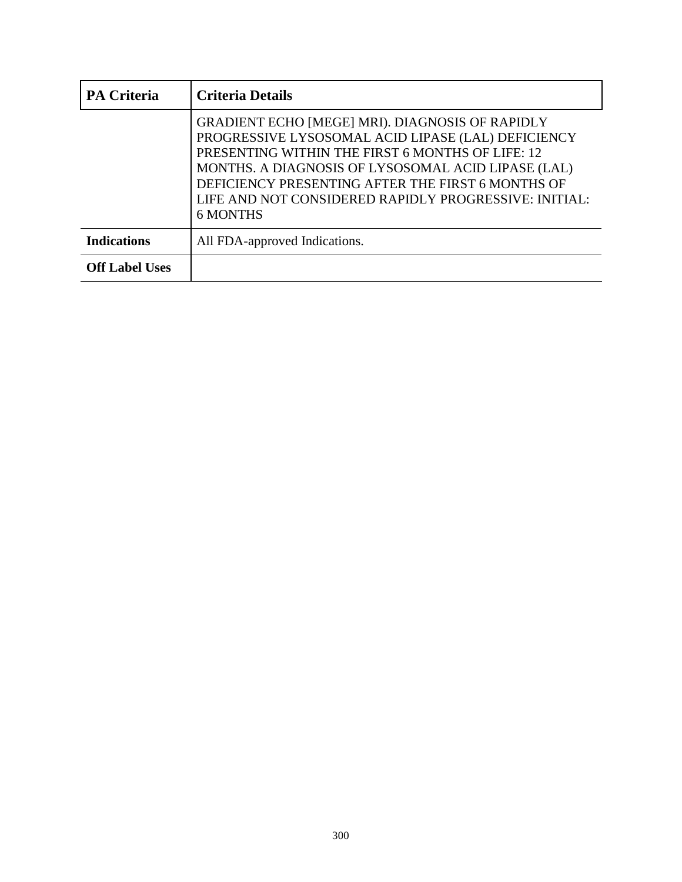| PA Criteria | Criteria Details |
| --- | --- |
| | GRADIENT ECHO [MEGE] MRI). DIAGNOSIS OF RAPIDLY PROGRESSIVE LYSOSOMAL ACID LIPASE (LAL) DEFICIENCY PRESENTING WITHIN THE FIRST 6 MONTHS OF LIFE: 12 MONTHS. A DIAGNOSIS OF LYSOSOMAL ACID LIPASE (LAL) DEFICIENCY PRESENTING AFTER THE FIRST 6 MONTHS OF LIFE AND NOT CONSIDERED RAPIDLY PROGRESSIVE: INITIAL: 6 MONTHS |
| **Indications** | All FDA-approved Indications. |
| **Off Label Uses** | |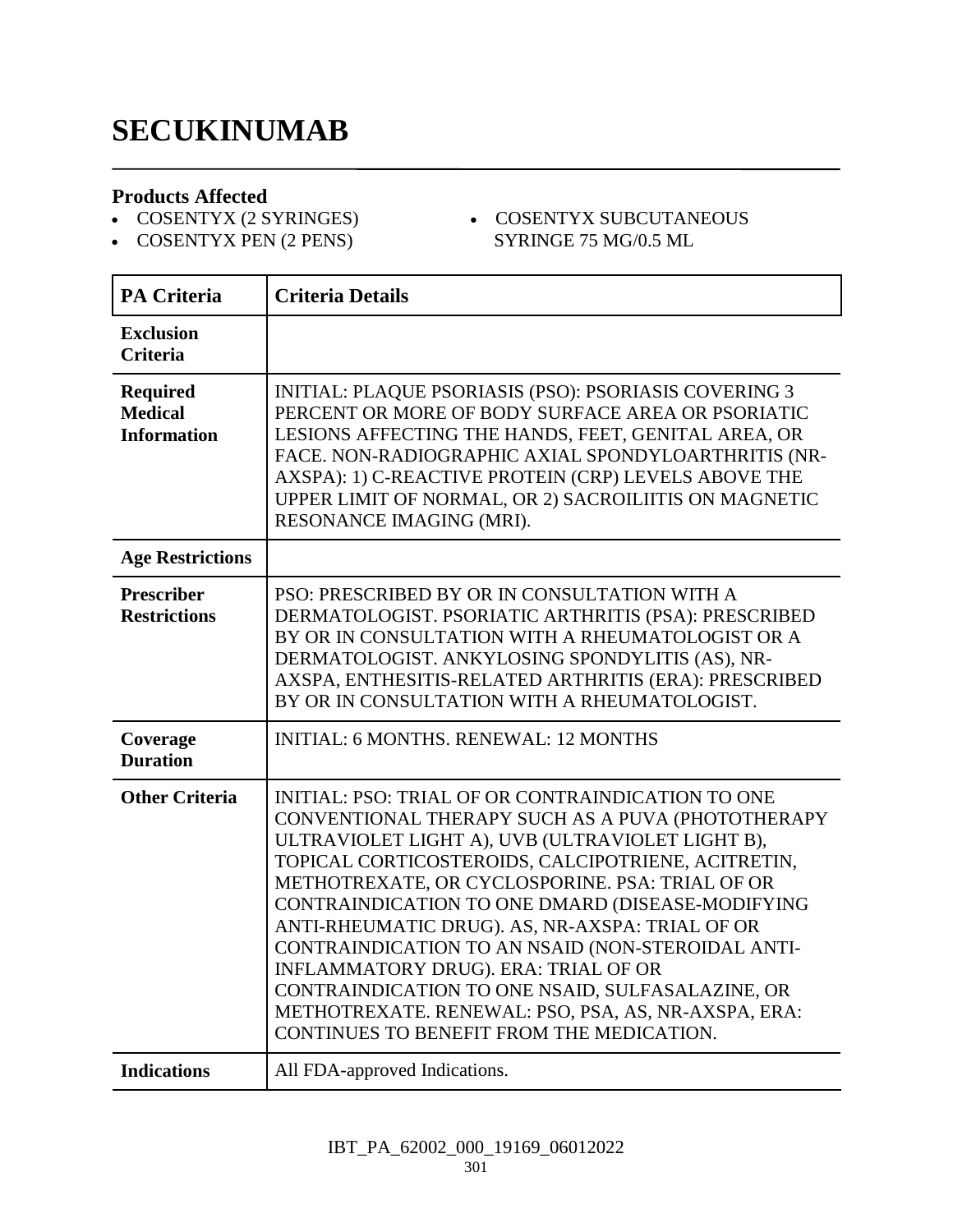# SECUKINUMAB

## Products Affected

- COSENTYX (2 SYRINGES)
- COSENTYX PEN (2 PENS)
- COSENTYX SUBCUTANEOUS SYRINGE 75 MG/0.5 ML

| PA Criteria | Criteria Details |
|---|---|
| **Exclusion Criteria** | |
| **Required Medical Information** | INITIAL: PLAQUE PSORIASIS (PSO): PSORIASIS COVERING 3 PERCENT OR MORE OF BODY SURFACE AREA OR PSORIATIC LESIONS AFFECTING THE HANDS, FEET, GENITAL AREA, OR FACE. NON-RADIOGRAPHIC AXIAL SPONDYLOARTHRITIS (NR-AXSPA): 1) C-REACTIVE PROTEIN (CRP) LEVELS ABOVE THE UPPER LIMIT OF NORMAL, OR 2) SACROILIITIS ON MAGNETIC RESONANCE IMAGING (MRI). |
| **Age Restrictions** | |
| **Prescriber Restrictions** | PSO: PRESCRIBED BY OR IN CONSULTATION WITH A DERMATOLOGIST. PSORIATIC ARTHRITIS (PSA): PRESCRIBED BY OR IN CONSULTATION WITH A RHEUMATOLOGIST OR A DERMATOLOGIST. ANKYLOSING SPONDYLITIS (AS), NR-AXSPA, ENTHESITIS-RELATED ARTHRITIS (ERA): PRESCRIBED BY OR IN CONSULTATION WITH A RHEUMATOLOGIST. |
| **Coverage Duration** | INITIAL: 6 MONTHS. RENEWAL: 12 MONTHS |
| **Other Criteria** | INITIAL: PSO: TRIAL OF OR CONTRAINDICATION TO ONE CONVENTIONAL THERAPY SUCH AS A PUVA (PHOTOTHERAPY ULTRAVIOLET LIGHT A), UVB (ULTRAVIOLET LIGHT B), TOPICAL CORTICOSTEROIDS, CALCIPOTRIENE, ACITRETIN, METHOTREXATE, OR CYCLOSPORINE. PSA: TRIAL OF OR CONTRAINDICATION TO ONE DMARD (DISEASE-MODIFYING ANTI-RHEUMATIC DRUG). AS, NR-AXSPA: TRIAL OF OR CONTRAINDICATION TO AN NSAID (NON-STEROIDAL ANTI-INFLAMMATORY DRUG). ERA: TRIAL OF OR CONTRAINDICATION TO ONE NSAID, SULFASALAZINE, OR METHOTREXATE. RENEWAL: PSO, PSA, AS, NR-AXSPA, ERA: CONTINUES TO BENEFIT FROM THE MEDICATION. |
| **Indications** | All FDA-approved Indications. |

IBT_PA_62002_000_19169_06012022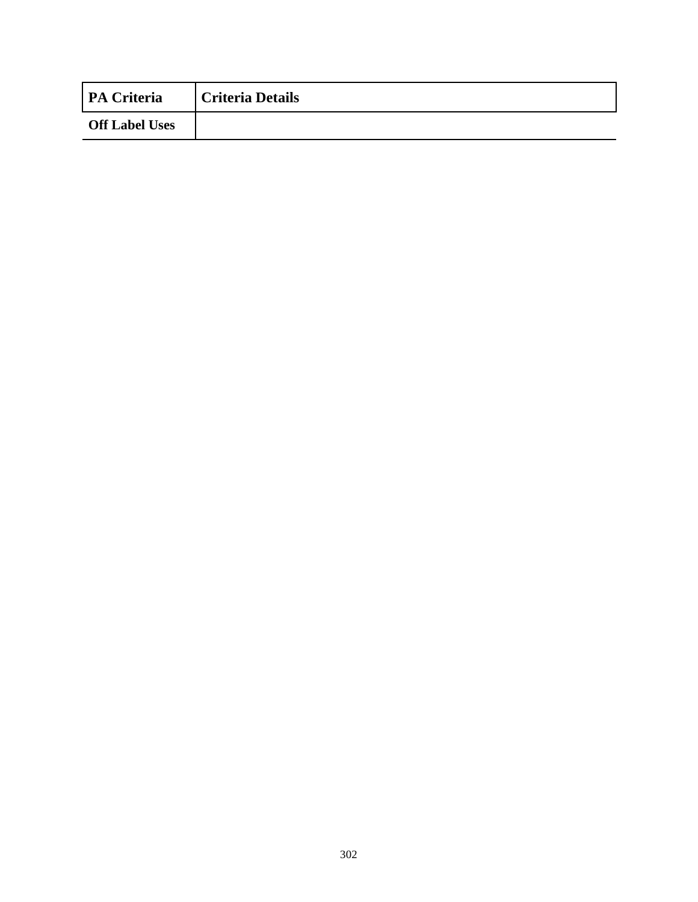| PA Criteria | Criteria Details |
| --- | --- |
| Off Label Uses | |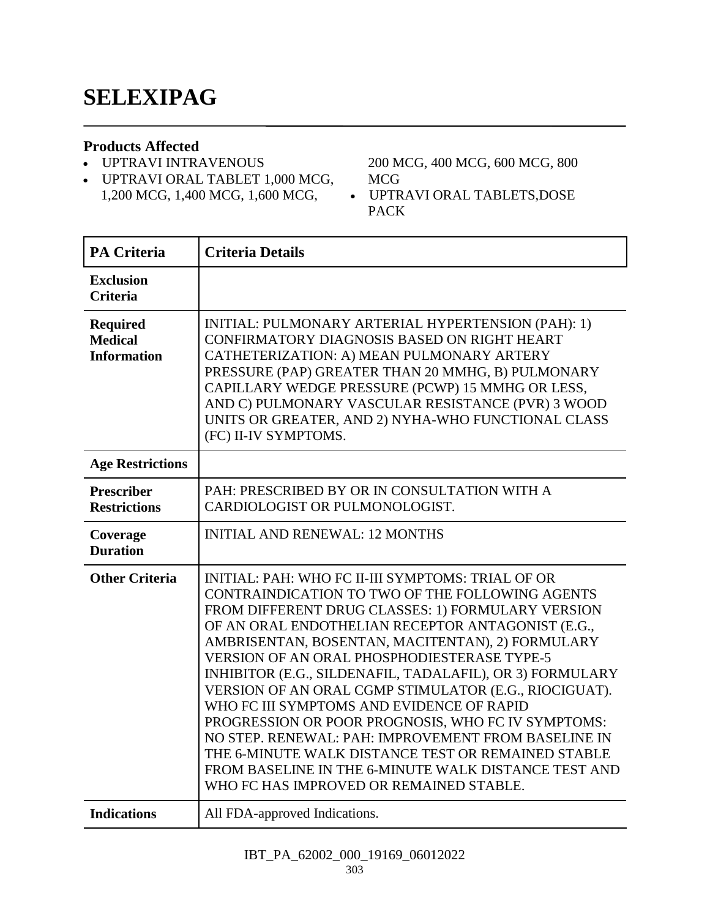# SELEXIPAG

## Products Affected

- UPTRAVI INTRAVENOUS
- UPTRAVI ORAL TABLET 1,000 MCG, 1,200 MCG, 1,400 MCG, 1,600 MCG, 200 MCG, 400 MCG, 600 MCG, 800 MCG
- UPTRAVI ORAL TABLETS,DOSE PACK

| PA Criteria | Criteria Details |
|---|---|
| **Exclusion Criteria** | |
| **Required Medical Information** | INITIAL: PULMONARY ARTERIAL HYPERTENSION (PAH): 1) CONFIRMATORY DIAGNOSIS BASED ON RIGHT HEART CATHETERIZATION: A) MEAN PULMONARY ARTERY PRESSURE (PAP) GREATER THAN 20 MMHG, B) PULMONARY CAPILLARY WEDGE PRESSURE (PCWP) 15 MMHG OR LESS, AND C) PULMONARY VASCULAR RESISTANCE (PVR) 3 WOOD UNITS OR GREATER, AND 2) NYHA-WHO FUNCTIONAL CLASS (FC) II-IV SYMPTOMS. |
| **Age Restrictions** | |
| **Prescriber Restrictions** | PAH: PRESCRIBED BY OR IN CONSULTATION WITH A CARDIOLOGIST OR PULMONOLOGIST. |
| **Coverage Duration** | INITIAL AND RENEWAL: 12 MONTHS |
| **Other Criteria** | INITIAL: PAH: WHO FC II-III SYMPTOMS: TRIAL OF OR CONTRAINDICATION TO TWO OF THE FOLLOWING AGENTS FROM DIFFERENT DRUG CLASSES: 1) FORMULARY VERSION OF AN ORAL ENDOTHELIAN RECEPTOR ANTAGONIST (E.G., AMBRISENTAN, BOSENTAN, MACITENTAN), 2) FORMULARY VERSION OF AN ORAL PHOSPHODIESTERASE TYPE-5 INHIBITOR (E.G., SILDENAFIL, TADALAFIL), OR 3) FORMULARY VERSION OF AN ORAL CGMP STIMULATOR (E.G., RIOCIGUAT). WHO FC III SYMPTOMS AND EVIDENCE OF RAPID PROGRESSION OR POOR PROGNOSIS, WHO FC IV SYMPTOMS: NO STEP. RENEWAL: PAH: IMPROVEMENT FROM BASELINE IN THE 6-MINUTE WALK DISTANCE TEST OR REMAINED STABLE FROM BASELINE IN THE 6-MINUTE WALK DISTANCE TEST AND WHO FC HAS IMPROVED OR REMAINED STABLE. |
| **Indications** | All FDA-approved Indications. |

IBT_PA_62002_000_19169_06012022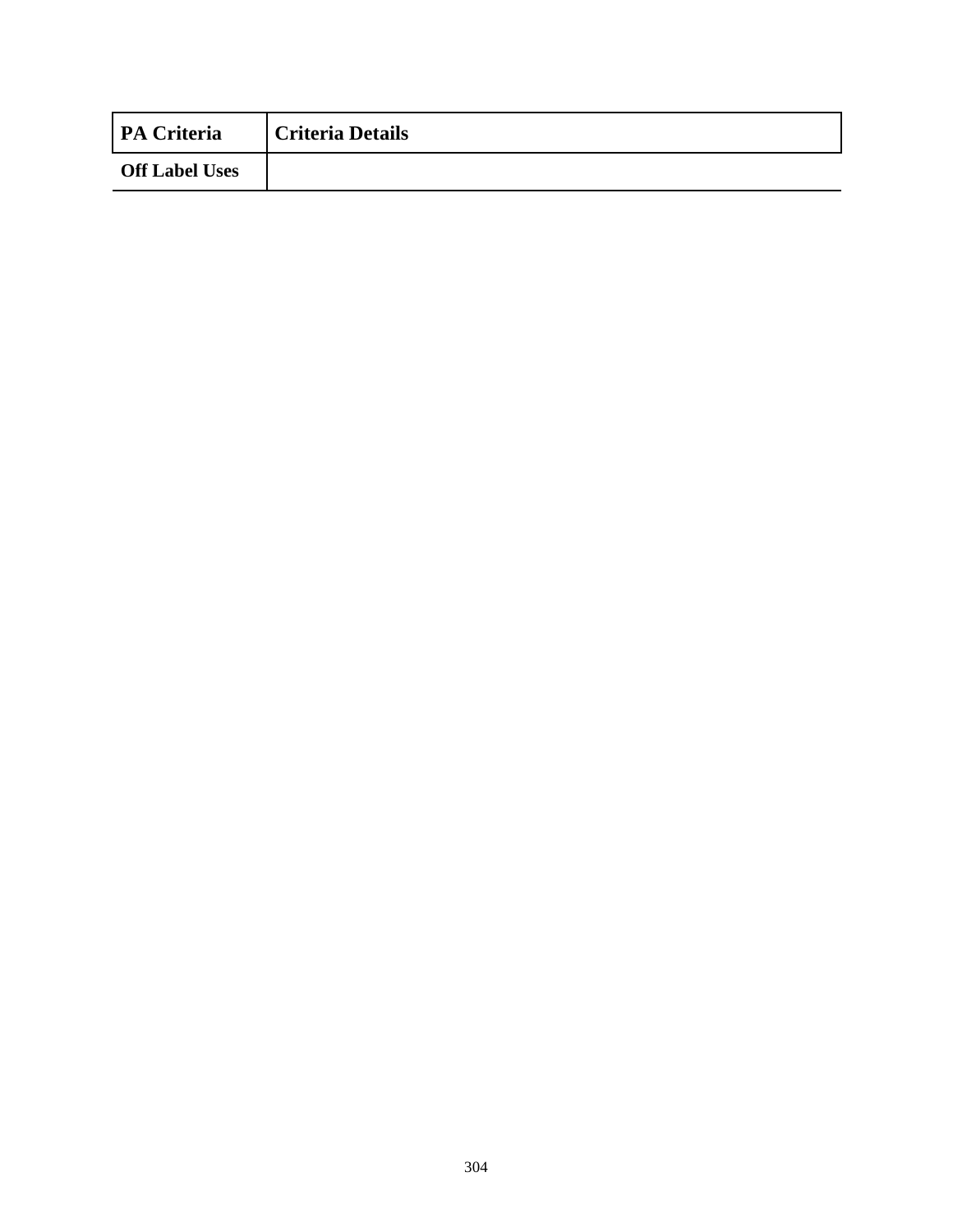| PA Criteria | Criteria Details |
| --- | --- |
| **Off Label Uses** | |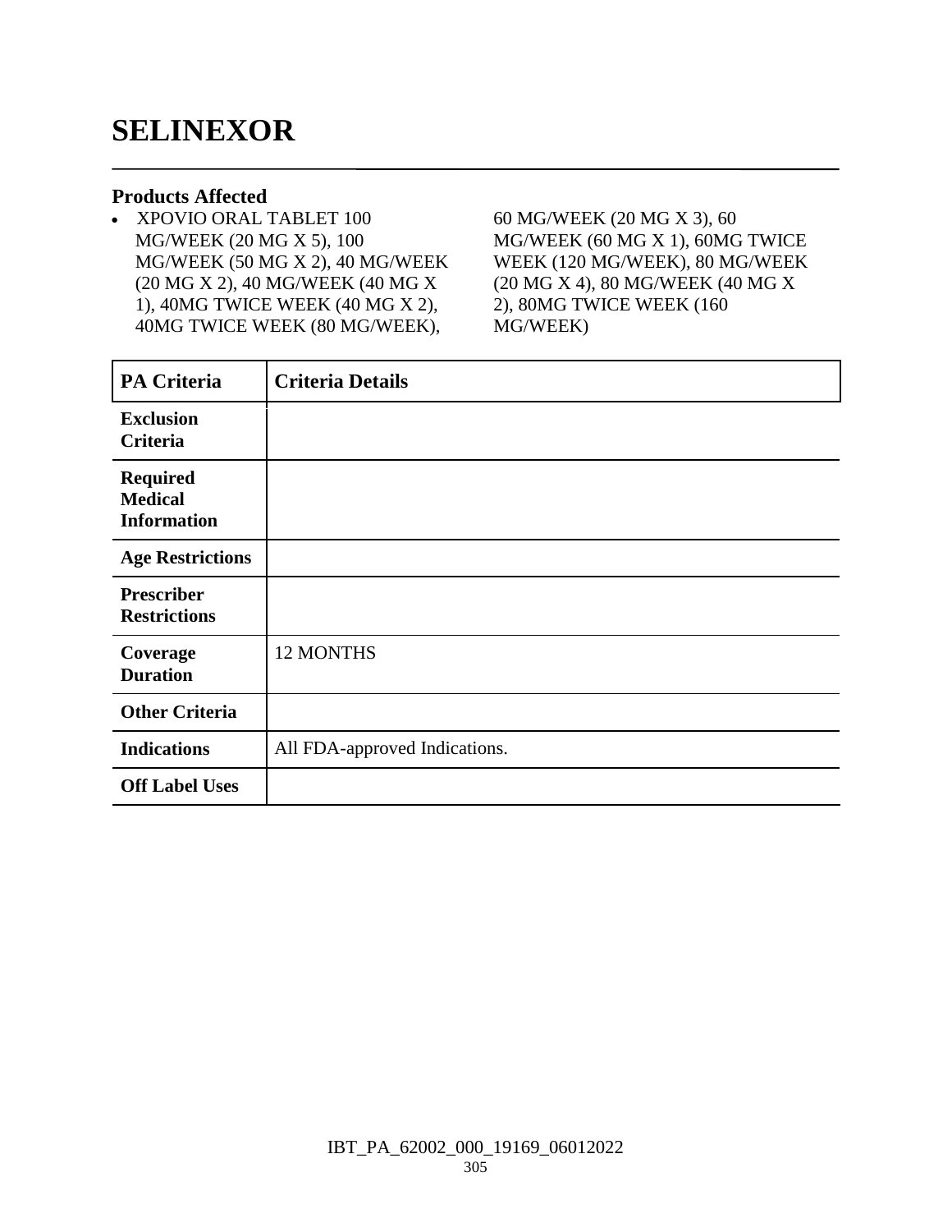# SELINEXOR

### Products Affected

- XPOVIO ORAL TABLET 100 MG/WEEK (20 MG X 5), 100 MG/WEEK (50 MG X 2), 40 MG/WEEK (20 MG X 2), 40 MG/WEEK (40 MG X 1), 40MG TWICE WEEK (40 MG X 2), 40MG TWICE WEEK (80 MG/WEEK), 60 MG/WEEK (20 MG X 3), 60 MG/WEEK (60 MG X 1), 60MG TWICE WEEK (120 MG/WEEK), 80 MG/WEEK (20 MG X 4), 80 MG/WEEK (40 MG X 2), 80MG TWICE WEEK (160 MG/WEEK)

| PA Criteria | Criteria Details |
|---|---|
| **Exclusion Criteria** | |
| **Required Medical Information** | |
| **Age Restrictions** | |
| **Prescriber Restrictions** | |
| **Coverage Duration** | 12 MONTHS |
| **Other Criteria** | |
| **Indications** | All FDA-approved Indications. |
| **Off Label Uses** | |

IBT_PA_62002_000_19169_06012022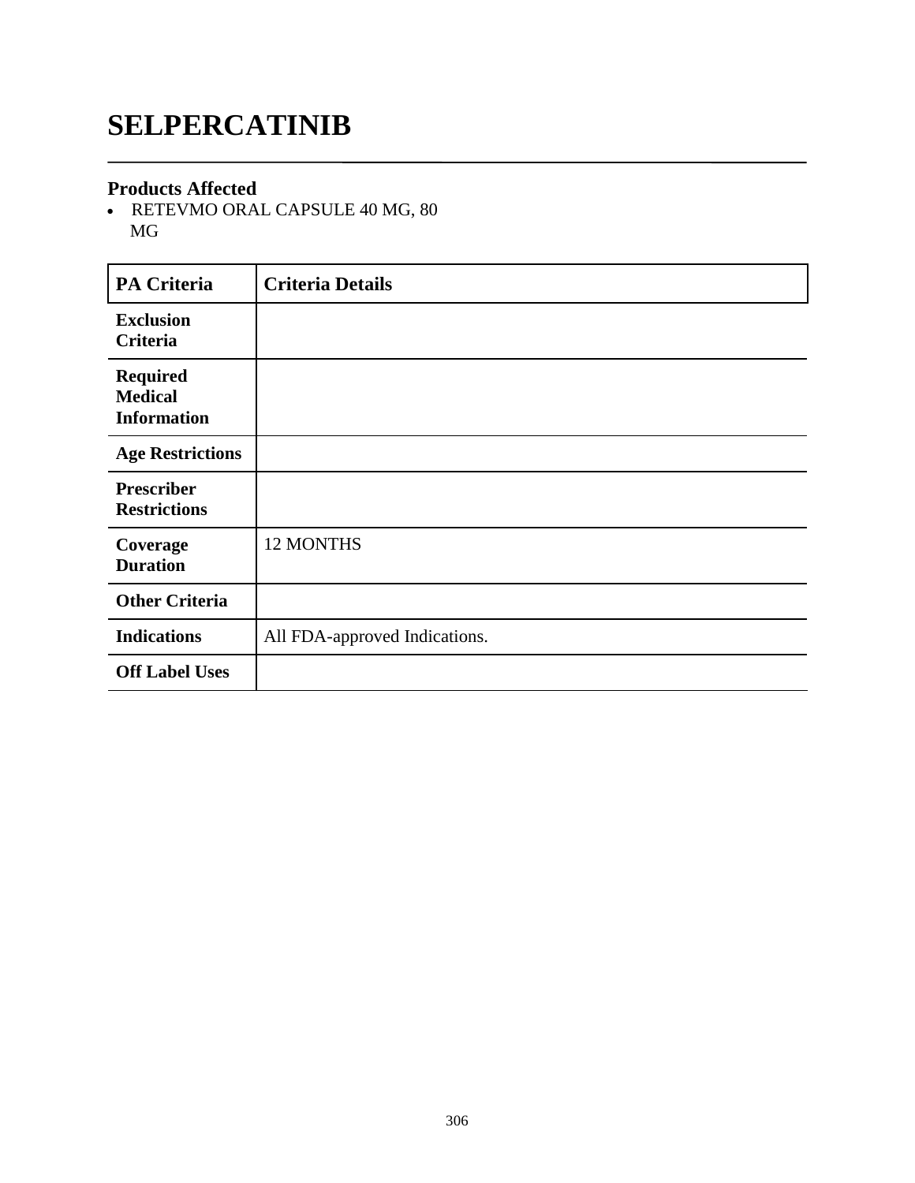# SELPERCATINIB

## Products Affected

- RETEVMO ORAL CAPSULE 40 MG, 80 MG

| PA Criteria | Criteria Details |
| --- | --- |
| **Exclusion Criteria** | |
| **Required Medical Information** | |
| **Age Restrictions** | |
| **Prescriber Restrictions** | |
| **Coverage Duration** | 12 MONTHS |
| **Other Criteria** | |
| **Indications** | All FDA-approved Indications. |
| **Off Label Uses** | |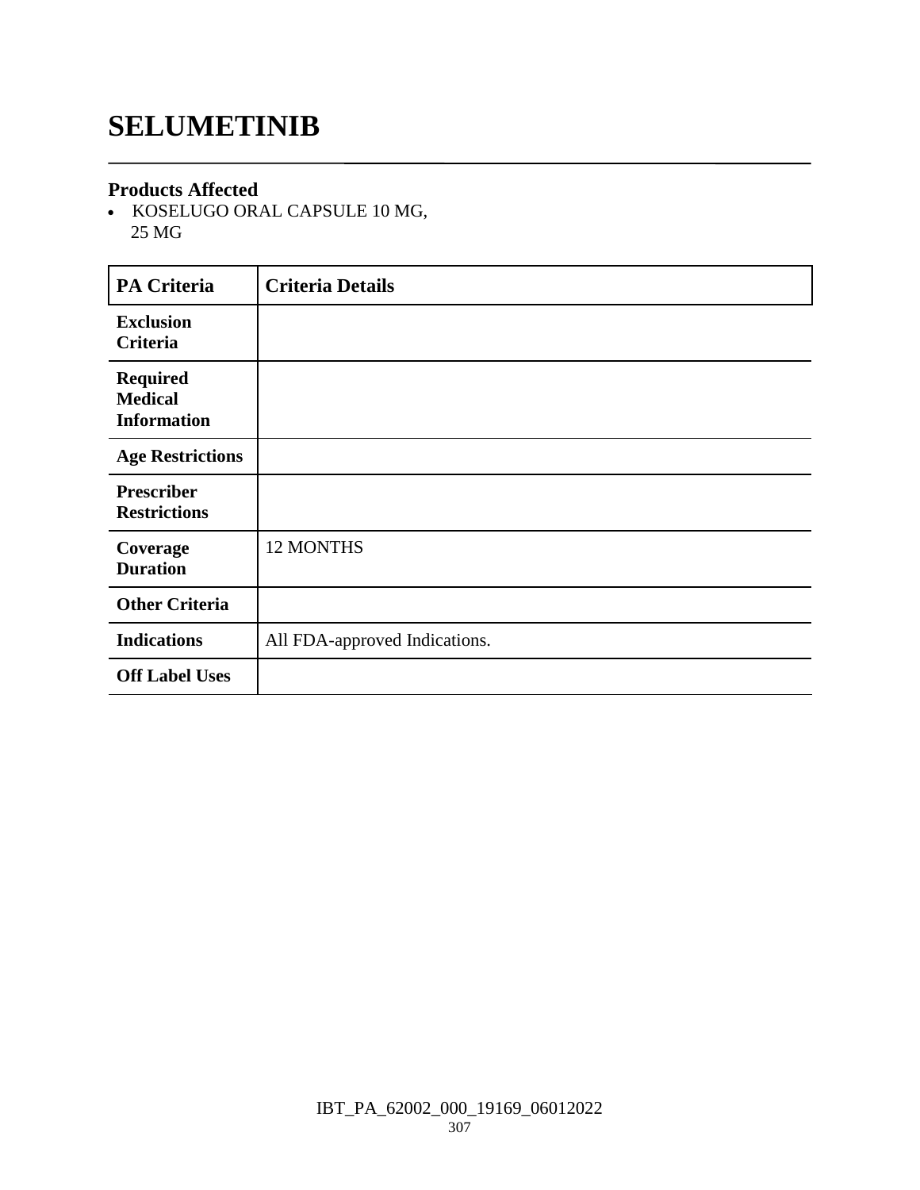# SELUMETINIB

### Products Affected

- KOSELUGO ORAL CAPSULE 10 MG, 25 MG

| PA Criteria | Criteria Details |
|---|---|
| **Exclusion Criteria** | |
| **Required Medical Information** | |
| **Age Restrictions** | |
| **Prescriber Restrictions** | |
| **Coverage Duration** | 12 MONTHS |
| **Other Criteria** | |
| **Indications** | All FDA-approved Indications. |
| **Off Label Uses** | |

IBT_PA_62002_000_19169_06012022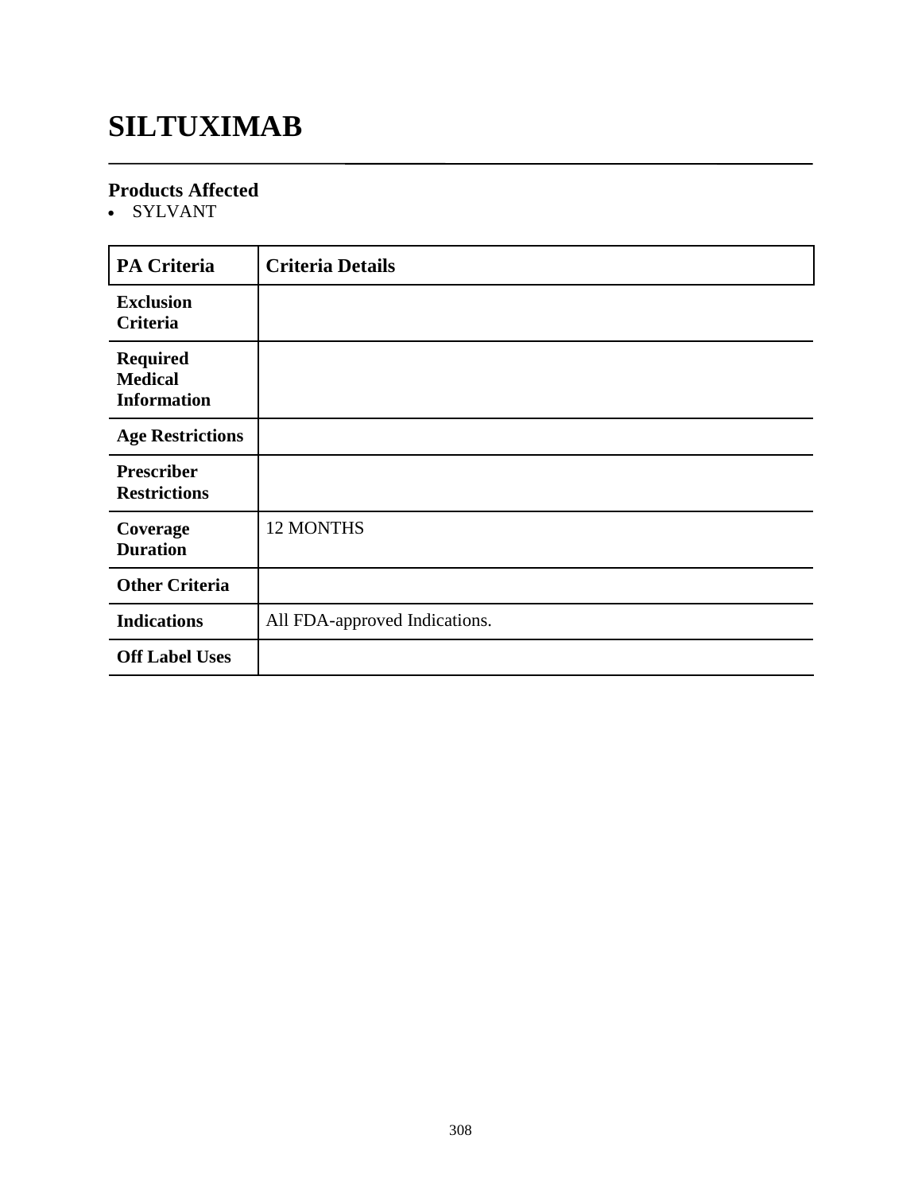# SILTUXIMAB

## Products Affected

- SYLVANT

| PA Criteria | Criteria Details |
|---|---|
| **Exclusion Criteria** | |
| **Required Medical Information** | |
| **Age Restrictions** | |
| **Prescriber Restrictions** | |
| **Coverage Duration** | 12 MONTHS |
| **Other Criteria** | |
| **Indications** | All FDA-approved Indications. |
| **Off Label Uses** | |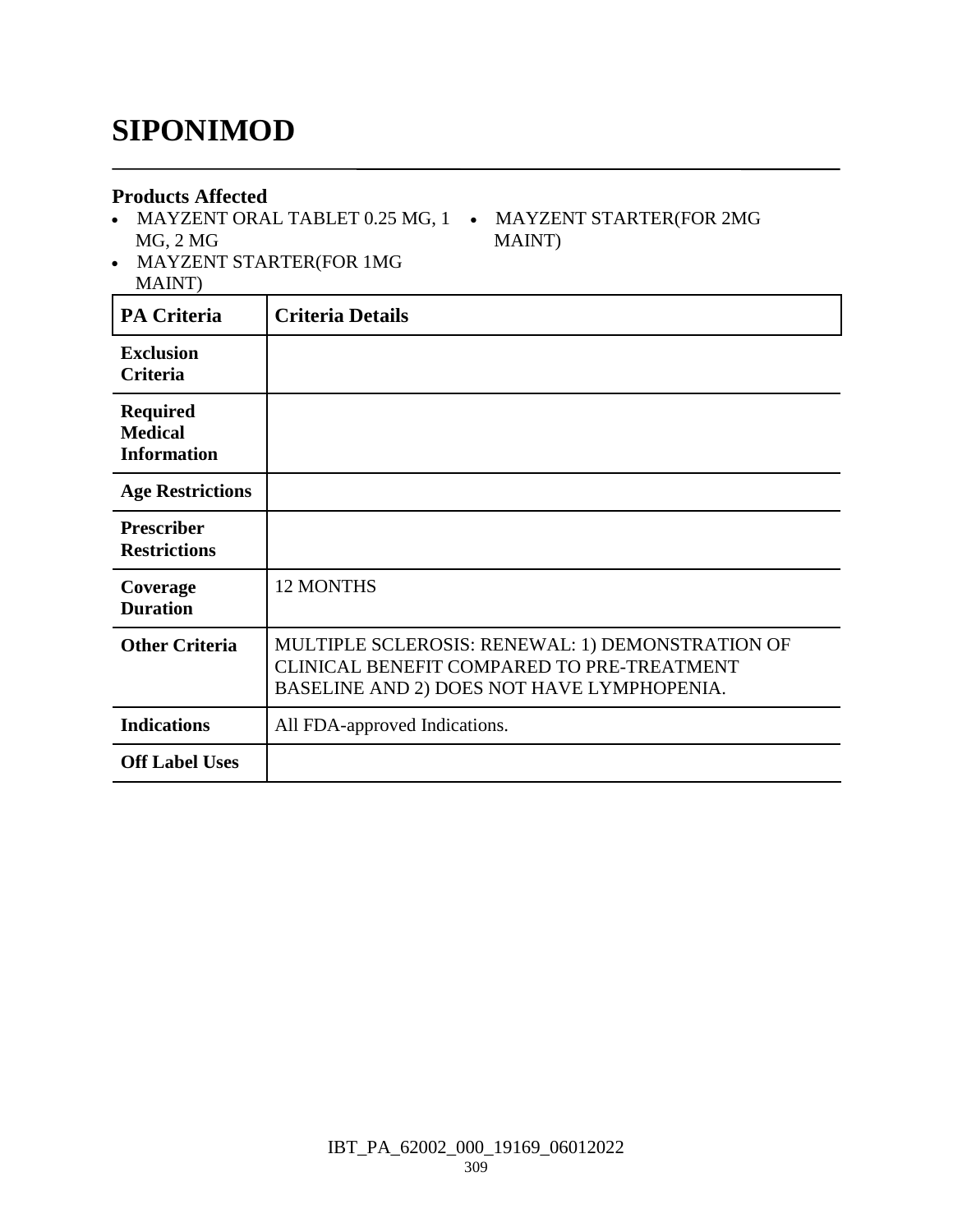# SIPONIMOD

### Products Affected

- MAYZENT ORAL TABLET 0.25 MG, 1 MG, 2 MG
- MAYZENT STARTER(FOR 1MG MAINT)
- MAYZENT STARTER(FOR 2MG MAINT)

| PA Criteria | Criteria Details |
|---|---|
| Exclusion Criteria | |
| Required Medical Information | |
| Age Restrictions | |
| Prescriber Restrictions | |
| Coverage Duration | 12 MONTHS |
| Other Criteria | MULTIPLE SCLEROSIS: RENEWAL: 1) DEMONSTRATION OF CLINICAL BENEFIT COMPARED TO PRE-TREATMENT BASELINE AND 2) DOES NOT HAVE LYMPHOPENIA. |
| Indications | All FDA-approved Indications. |
| Off Label Uses | |

IBT_PA_62002_000_19169_06012022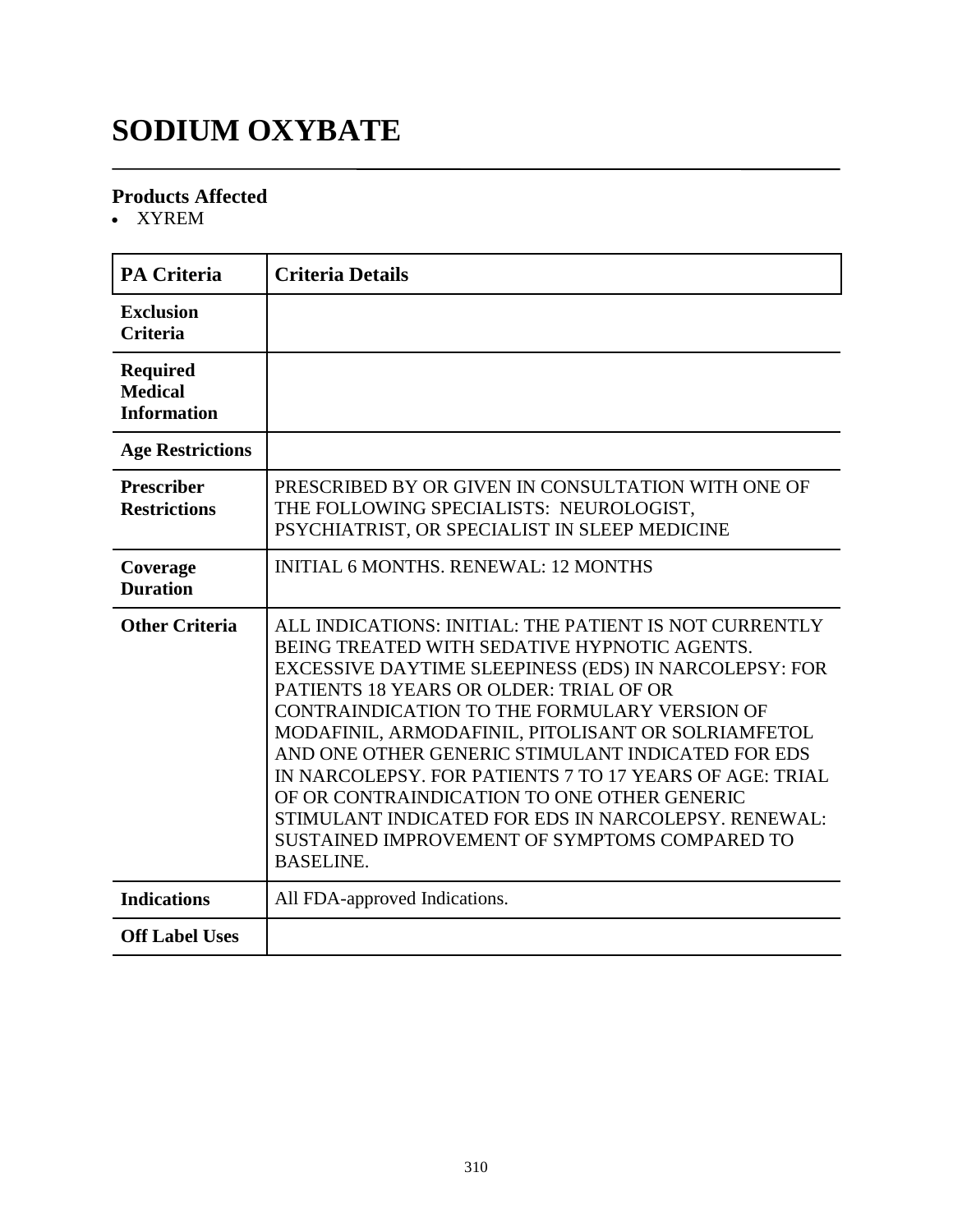# SODIUM OXYBATE

### Products Affected

- XYREM

| PA Criteria | Criteria Details |
|---|---|
| Exclusion Criteria | |
| Required Medical Information | |
| Age Restrictions | |
| Prescriber Restrictions | PRESCRIBED BY OR GIVEN IN CONSULTATION WITH ONE OF THE FOLLOWING SPECIALISTS: NEUROLOGIST, PSYCHIATRIST, OR SPECIALIST IN SLEEP MEDICINE |
| Coverage Duration | INITIAL 6 MONTHS. RENEWAL: 12 MONTHS |
| Other Criteria | ALL INDICATIONS: INITIAL: THE PATIENT IS NOT CURRENTLY BEING TREATED WITH SEDATIVE HYPNOTIC AGENTS. EXCESSIVE DAYTIME SLEEPINESS (EDS) IN NARCOLEPSY: FOR PATIENTS 18 YEARS OR OLDER: TRIAL OF OR CONTRAINDICATION TO THE FORMULARY VERSION OF MODAFINIL, ARMODAFINIL, PITOLISANT OR SOLRIAMFETOL AND ONE OTHER GENERIC STIMULANT INDICATED FOR EDS IN NARCOLEPSY. FOR PATIENTS 7 TO 17 YEARS OF AGE: TRIAL OF OR CONTRAINDICATION TO ONE OTHER GENERIC STIMULANT INDICATED FOR EDS IN NARCOLEPSY. RENEWAL: SUSTAINED IMPROVEMENT OF SYMPTOMS COMPARED TO BASELINE. |
| Indications | All FDA-approved Indications. |
| Off Label Uses | |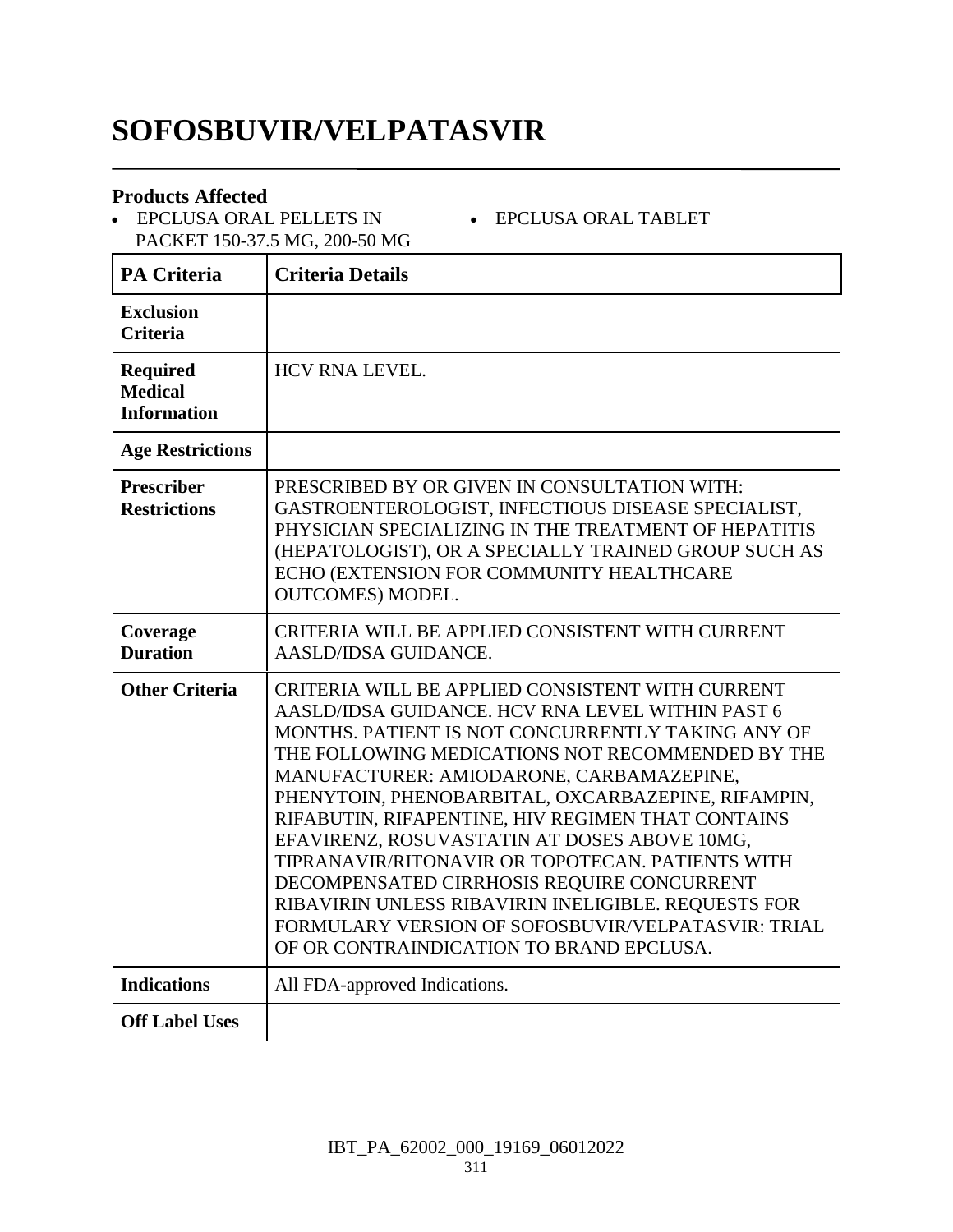# SOFOSBUVIR/VELPATASVIR

### Products Affected

- EPCLUSA ORAL PELLETS IN PACKET 150-37.5 MG, 200-50 MG
- EPCLUSA ORAL TABLET

| PA Criteria | Criteria Details |
|---|---|
| **Exclusion Criteria** | |
| **Required Medical Information** | HCV RNA LEVEL. |
| **Age Restrictions** | |
| **Prescriber Restrictions** | PRESCRIBED BY OR GIVEN IN CONSULTATION WITH: GASTROENTEROLOGIST, INFECTIOUS DISEASE SPECIALIST, PHYSICIAN SPECIALIZING IN THE TREATMENT OF HEPATITIS (HEPATOLOGIST), OR A SPECIALLY TRAINED GROUP SUCH AS ECHO (EXTENSION FOR COMMUNITY HEALTHCARE OUTCOMES) MODEL. |
| **Coverage Duration** | CRITERIA WILL BE APPLIED CONSISTENT WITH CURRENT AASLD/IDSA GUIDANCE. |
| **Other Criteria** | CRITERIA WILL BE APPLIED CONSISTENT WITH CURRENT AASLD/IDSA GUIDANCE. HCV RNA LEVEL WITHIN PAST 6 MONTHS. PATIENT IS NOT CONCURRENTLY TAKING ANY OF THE FOLLOWING MEDICATIONS NOT RECOMMENDED BY THE MANUFACTURER: AMIODARONE, CARBAMAZEPINE, PHENYTOIN, PHENOBARBITAL, OXCARBAZEPINE, RIFAMPIN, RIFABUTIN, RIFAPENTINE, HIV REGIMEN THAT CONTAINS EFAVIRENZ, ROSUVASTATIN AT DOSES ABOVE 10MG, TIPRANAVIR/RITONAVIR OR TOPOTECAN. PATIENTS WITH DECOMPENSATED CIRRHOSIS REQUIRE CONCURRENT RIBAVIRIN UNLESS RIBAVIRIN INELIGIBLE. REQUESTS FOR FORMULARY VERSION OF SOFOSBUVIR/VELPATASVIR: TRIAL OF OR CONTRAINDICATION TO BRAND EPCLUSA. |
| **Indications** | All FDA-approved Indications. |
| **Off Label Uses** | |

IBT_PA_62002_000_19169_06012022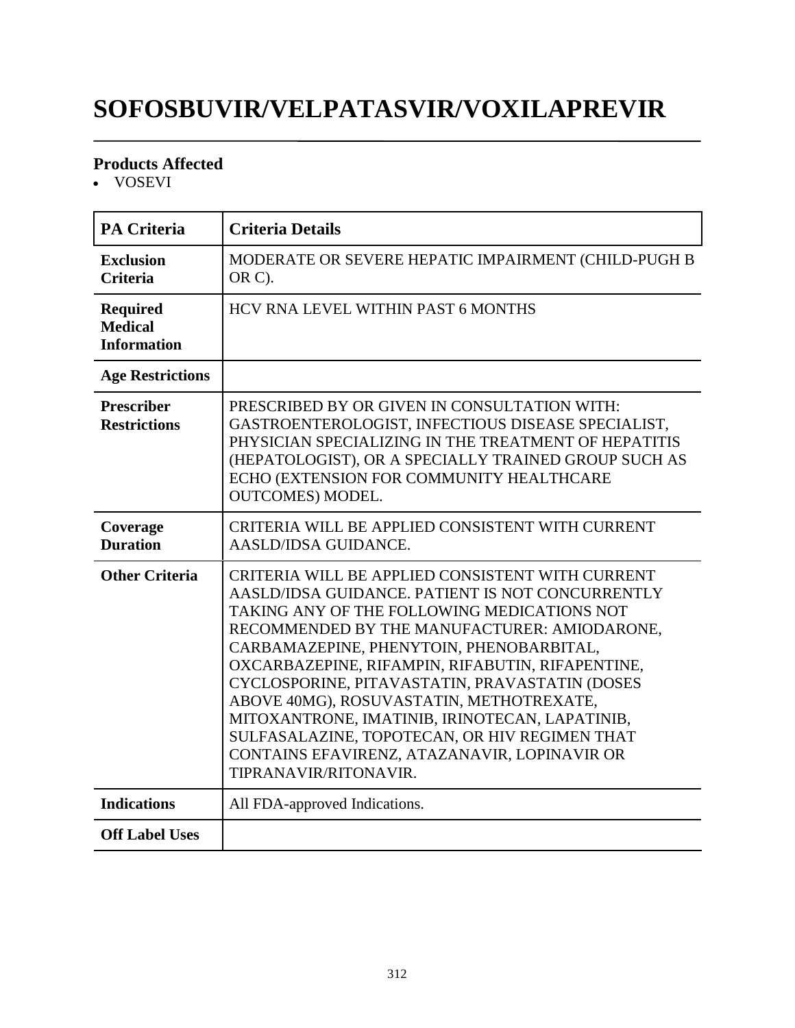# SOFOSBUVIR/VELPATASVIR/VOXILAPREVIR

### Products Affected

- VOSEVI

| PA Criteria | Criteria Details |
|---|---|
| **Exclusion Criteria** | MODERATE OR SEVERE HEPATIC IMPAIRMENT (CHILD-PUGH B OR C). |
| **Required Medical Information** | HCV RNA LEVEL WITHIN PAST 6 MONTHS |
| **Age Restrictions** | |
| **Prescriber Restrictions** | PRESCRIBED BY OR GIVEN IN CONSULTATION WITH: GASTROENTEROLOGIST, INFECTIOUS DISEASE SPECIALIST, PHYSICIAN SPECIALIZING IN THE TREATMENT OF HEPATITIS (HEPATOLOGIST), OR A SPECIALLY TRAINED GROUP SUCH AS ECHO (EXTENSION FOR COMMUNITY HEALTHCARE OUTCOMES) MODEL. |
| **Coverage Duration** | CRITERIA WILL BE APPLIED CONSISTENT WITH CURRENT AASLD/IDSA GUIDANCE. |
| **Other Criteria** | CRITERIA WILL BE APPLIED CONSISTENT WITH CURRENT AASLD/IDSA GUIDANCE. PATIENT IS NOT CONCURRENTLY TAKING ANY OF THE FOLLOWING MEDICATIONS NOT RECOMMENDED BY THE MANUFACTURER: AMIODARONE, CARBAMAZEPINE, PHENYTOIN, PHENOBARBITAL, OXCARBAZEPINE, RIFAMPIN, RIFABUTIN, RIFAPENTINE, CYCLOSPORINE, PITAVASTATIN, PRAVASTATIN (DOSES ABOVE 40MG), ROSUVASTATIN, METHOTREXATE, MITOXANTRONE, IMATINIB, IRINOTECAN, LAPATINIB, SULFASALAZINE, TOPOTECAN, OR HIV REGIMEN THAT CONTAINS EFAVIRENZ, ATAZANAVIR, LOPINAVIR OR TIPRANAVIR/RITONAVIR. |
| **Indications** | All FDA-approved Indications. |
| **Off Label Uses** | |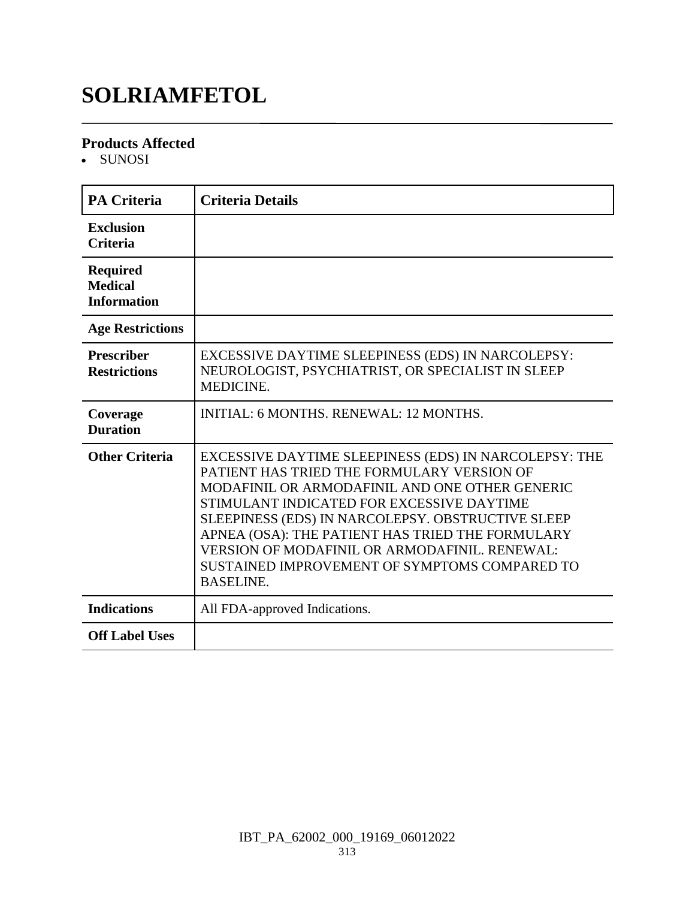# SOLRIAMFETOL

### Products Affected

- SUNOSI

| PA Criteria | Criteria Details |
|---|---|
| **Exclusion Criteria** | |
| **Required Medical Information** | |
| **Age Restrictions** | |
| **Prescriber Restrictions** | EXCESSIVE DAYTIME SLEEPINESS (EDS) IN NARCOLEPSY: NEUROLOGIST, PSYCHIATRIST, OR SPECIALIST IN SLEEP MEDICINE. |
| **Coverage Duration** | INITIAL: 6 MONTHS. RENEWAL: 12 MONTHS. |
| **Other Criteria** | EXCESSIVE DAYTIME SLEEPINESS (EDS) IN NARCOLEPSY: THE PATIENT HAS TRIED THE FORMULARY VERSION OF MODAFINIL OR ARMODAFINIL AND ONE OTHER GENERIC STIMULANT INDICATED FOR EXCESSIVE DAYTIME SLEEPINESS (EDS) IN NARCOLEPSY. OBSTRUCTIVE SLEEP APNEA (OSA): THE PATIENT HAS TRIED THE FORMULARY VERSION OF MODAFINIL OR ARMODAFINIL. RENEWAL: SUSTAINED IMPROVEMENT OF SYMPTOMS COMPARED TO BASELINE. |
| **Indications** | All FDA-approved Indications. |
| **Off Label Uses** | |

IBT_PA_62002_000_19169_06012022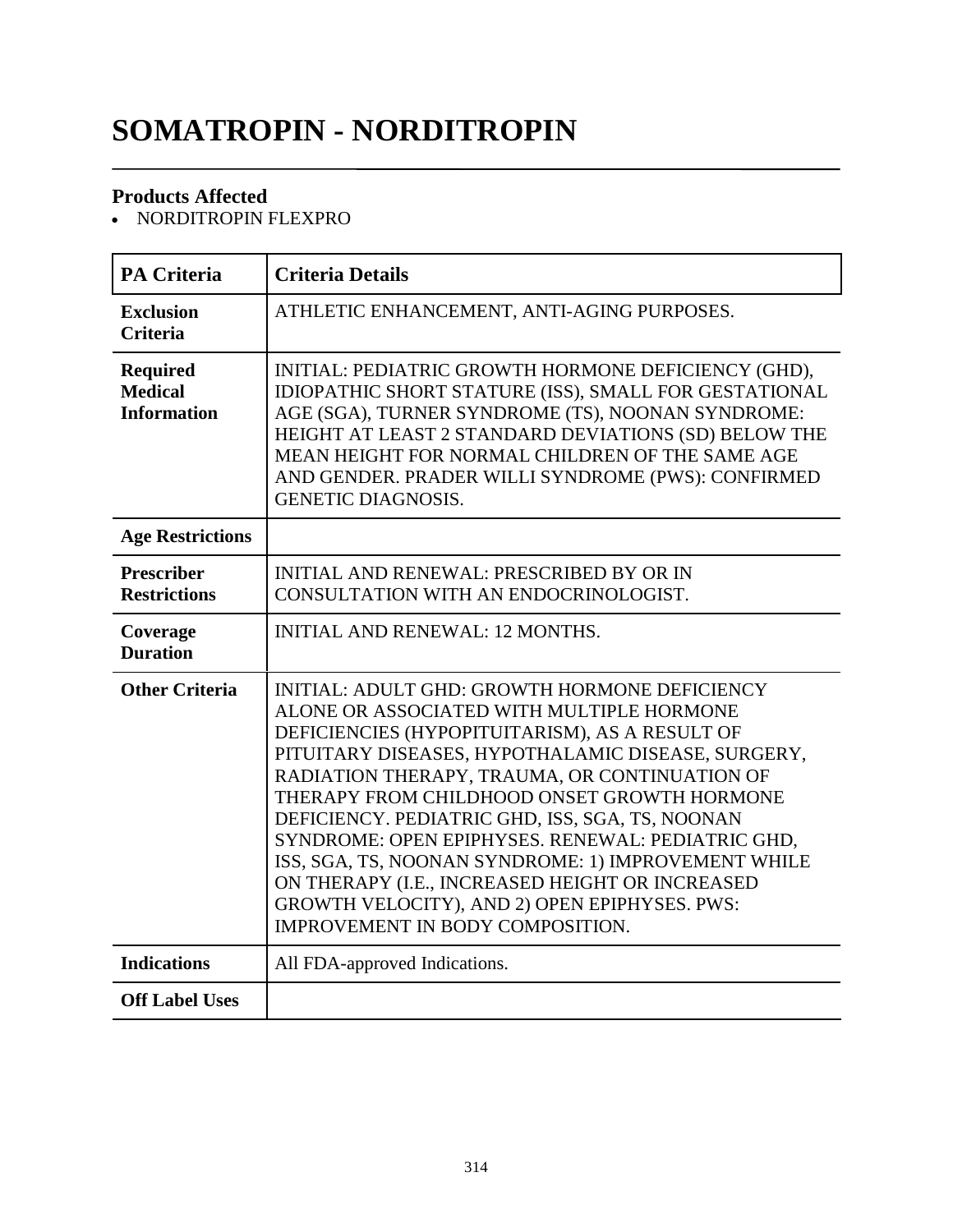# SOMATROPIN - NORDITROPIN

## Products Affected

- NORDITROPIN FLEXPRO

| PA Criteria | Criteria Details |
| --- | --- |
| **Exclusion Criteria** | ATHLETIC ENHANCEMENT, ANTI-AGING PURPOSES. |
| **Required Medical Information** | INITIAL: PEDIATRIC GROWTH HORMONE DEFICIENCY (GHD), IDIOPATHIC SHORT STATURE (ISS), SMALL FOR GESTATIONAL AGE (SGA), TURNER SYNDROME (TS), NOONAN SYNDROME: HEIGHT AT LEAST 2 STANDARD DEVIATIONS (SD) BELOW THE MEAN HEIGHT FOR NORMAL CHILDREN OF THE SAME AGE AND GENDER. PRADER WILLI SYNDROME (PWS): CONFIRMED GENETIC DIAGNOSIS. |
| **Age Restrictions** | |
| **Prescriber Restrictions** | INITIAL AND RENEWAL: PRESCRIBED BY OR IN CONSULTATION WITH AN ENDOCRINOLOGIST. |
| **Coverage Duration** | INITIAL AND RENEWAL: 12 MONTHS. |
| **Other Criteria** | INITIAL: ADULT GHD: GROWTH HORMONE DEFICIENCY ALONE OR ASSOCIATED WITH MULTIPLE HORMONE DEFICIENCIES (HYPOPITUITARISM), AS A RESULT OF PITUITARY DISEASES, HYPOTHALAMIC DISEASE, SURGERY, RADIATION THERAPY, TRAUMA, OR CONTINUATION OF THERAPY FROM CHILDHOOD ONSET GROWTH HORMONE DEFICIENCY. PEDIATRIC GHD, ISS, SGA, TS, NOONAN SYNDROME: OPEN EPIPHYSES. RENEWAL: PEDIATRIC GHD, ISS, SGA, TS, NOONAN SYNDROME: 1) IMPROVEMENT WHILE ON THERAPY (I.E., INCREASED HEIGHT OR INCREASED GROWTH VELOCITY), AND 2) OPEN EPIPHYSES. PWS: IMPROVEMENT IN BODY COMPOSITION. |
| **Indications** | All FDA-approved Indications. |
| **Off Label Uses** | |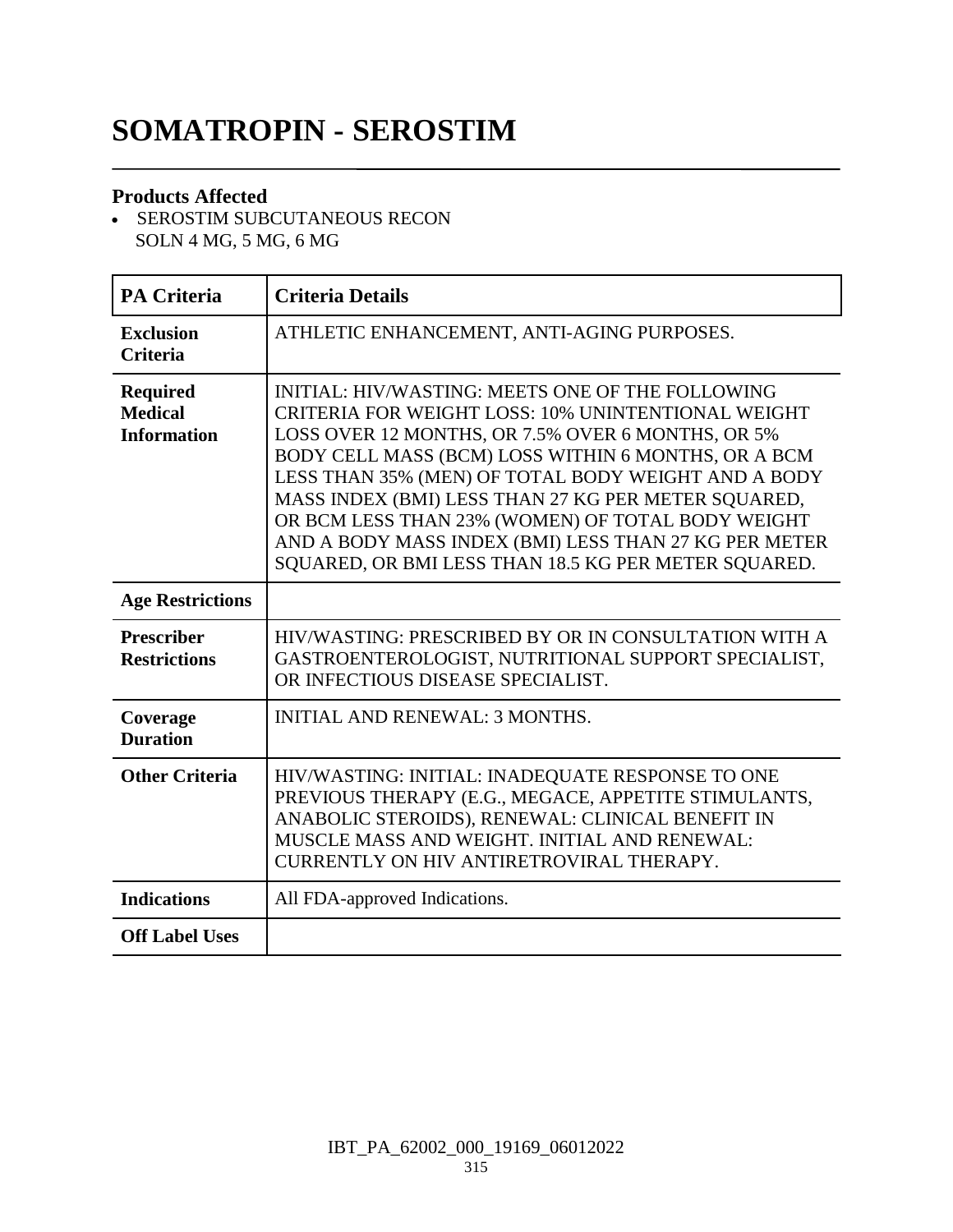# SOMATROPIN - SEROSTIM

## Products Affected

- SEROSTIM SUBCUTANEOUS RECON SOLN 4 MG, 5 MG, 6 MG

| PA Criteria | Criteria Details |
|---|---|
| **Exclusion Criteria** | ATHLETIC ENHANCEMENT, ANTI-AGING PURPOSES. |
| **Required Medical Information** | INITIAL: HIV/WASTING: MEETS ONE OF THE FOLLOWING CRITERIA FOR WEIGHT LOSS: 10% UNINTENTIONAL WEIGHT LOSS OVER 12 MONTHS, OR 7.5% OVER 6 MONTHS, OR 5% BODY CELL MASS (BCM) LOSS WITHIN 6 MONTHS, OR A BCM LESS THAN 35% (MEN) OF TOTAL BODY WEIGHT AND A BODY MASS INDEX (BMI) LESS THAN 27 KG PER METER SQUARED, OR BCM LESS THAN 23% (WOMEN) OF TOTAL BODY WEIGHT AND A BODY MASS INDEX (BMI) LESS THAN 27 KG PER METER SQUARED, OR BMI LESS THAN 18.5 KG PER METER SQUARED. |
| **Age Restrictions** | |
| **Prescriber Restrictions** | HIV/WASTING: PRESCRIBED BY OR IN CONSULTATION WITH A GASTROENTEROLOGIST, NUTRITIONAL SUPPORT SPECIALIST, OR INFECTIOUS DISEASE SPECIALIST. |
| **Coverage Duration** | INITIAL AND RENEWAL: 3 MONTHS. |
| **Other Criteria** | HIV/WASTING: INITIAL: INADEQUATE RESPONSE TO ONE PREVIOUS THERAPY (E.G., MEGACE, APPETITE STIMULANTS, ANABOLIC STEROIDS), RENEWAL: CLINICAL BENEFIT IN MUSCLE MASS AND WEIGHT. INITIAL AND RENEWAL: CURRENTLY ON HIV ANTIRETROVIRAL THERAPY. |
| **Indications** | All FDA-approved Indications. |
| **Off Label Uses** | |

IBT_PA_62002_000_19169_06012022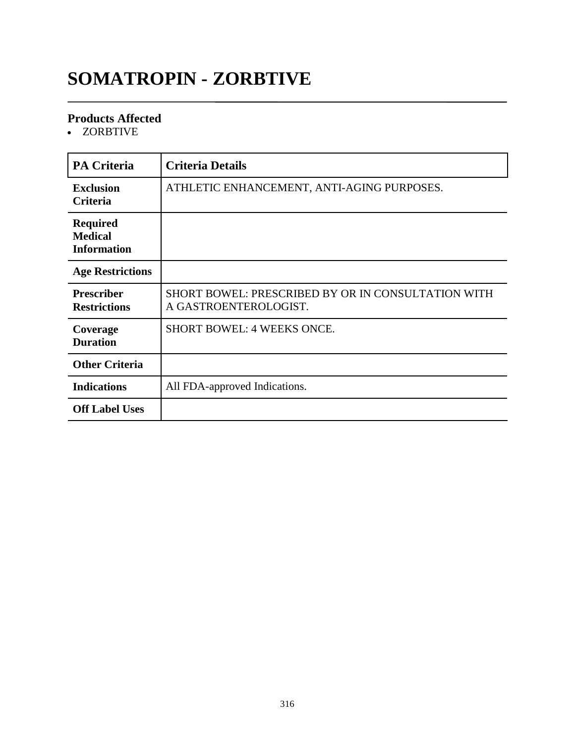# SOMATROPIN - ZORBTIVE

### Products Affected

- ZORBTIVE

| PA Criteria | Criteria Details |
|---|---|
| **Exclusion Criteria** | ATHLETIC ENHANCEMENT, ANTI-AGING PURPOSES. |
| **Required Medical Information** | |
| **Age Restrictions** | |
| **Prescriber Restrictions** | SHORT BOWEL: PRESCRIBED BY OR IN CONSULTATION WITH A GASTROENTEROLOGIST. |
| **Coverage Duration** | SHORT BOWEL: 4 WEEKS ONCE. |
| **Other Criteria** | |
| **Indications** | All FDA-approved Indications. |
| **Off Label Uses** | |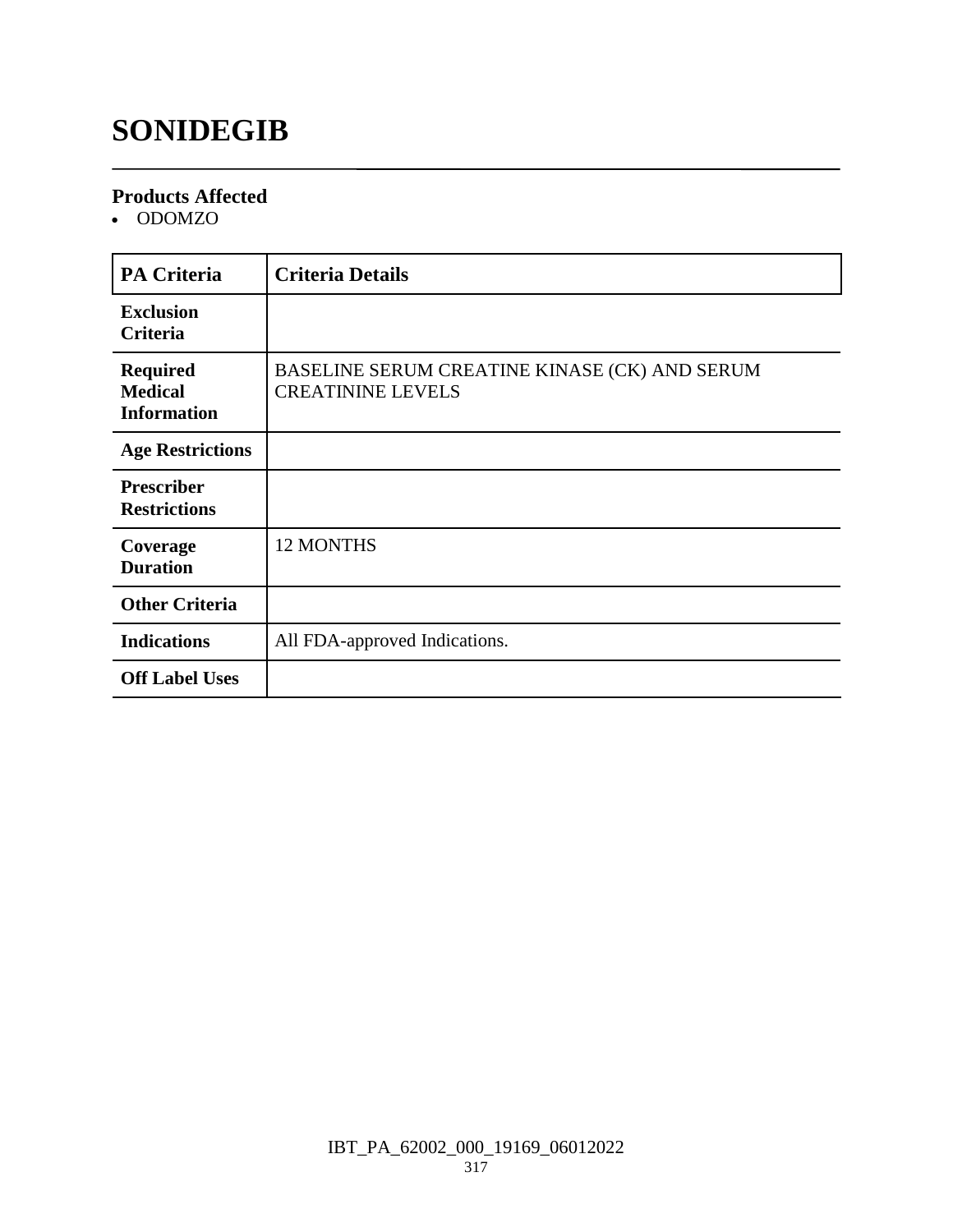# SONIDEGIB

## Products Affected

- ODOMZO

| PA Criteria | Criteria Details |
|---|---|
| **Exclusion Criteria** | |
| **Required Medical Information** | BASELINE SERUM CREATINE KINASE (CK) AND SERUM CREATININE LEVELS |
| **Age Restrictions** | |
| **Prescriber Restrictions** | |
| **Coverage Duration** | 12 MONTHS |
| **Other Criteria** | |
| **Indications** | All FDA-approved Indications. |
| **Off Label Uses** | |

IBT_PA_62002_000_19169_06012022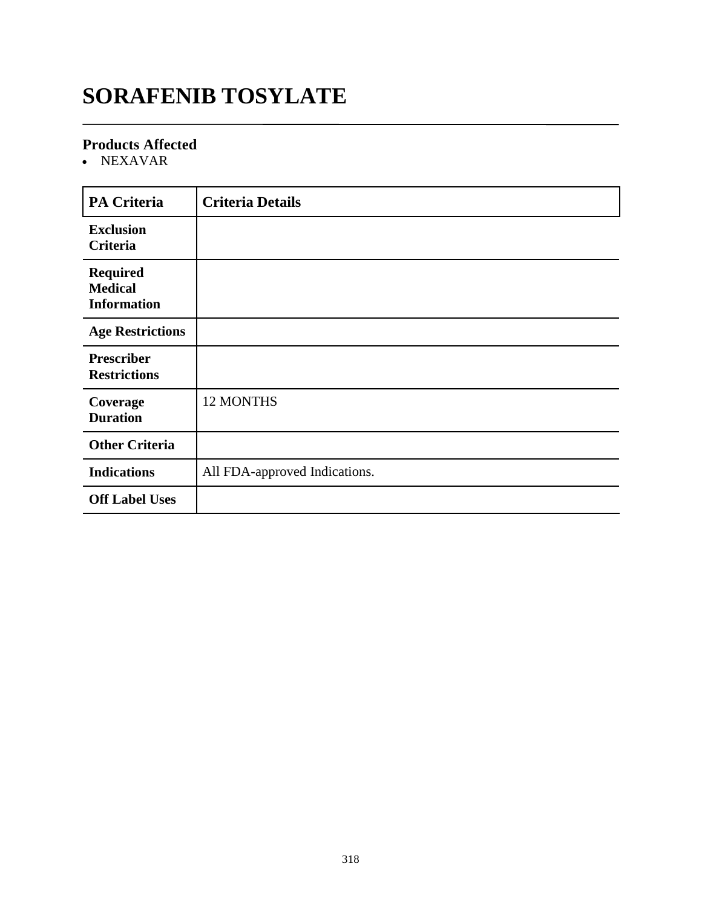# SORAFENIB TOSYLATE

### Products Affected

- NEXAVAR

| PA Criteria | Criteria Details |
| --- | --- |
| **Exclusion Criteria** | |
| **Required Medical Information** | |
| **Age Restrictions** | |
| **Prescriber Restrictions** | |
| **Coverage Duration** | 12 MONTHS |
| **Other Criteria** | |
| **Indications** | All FDA-approved Indications. |
| **Off Label Uses** | |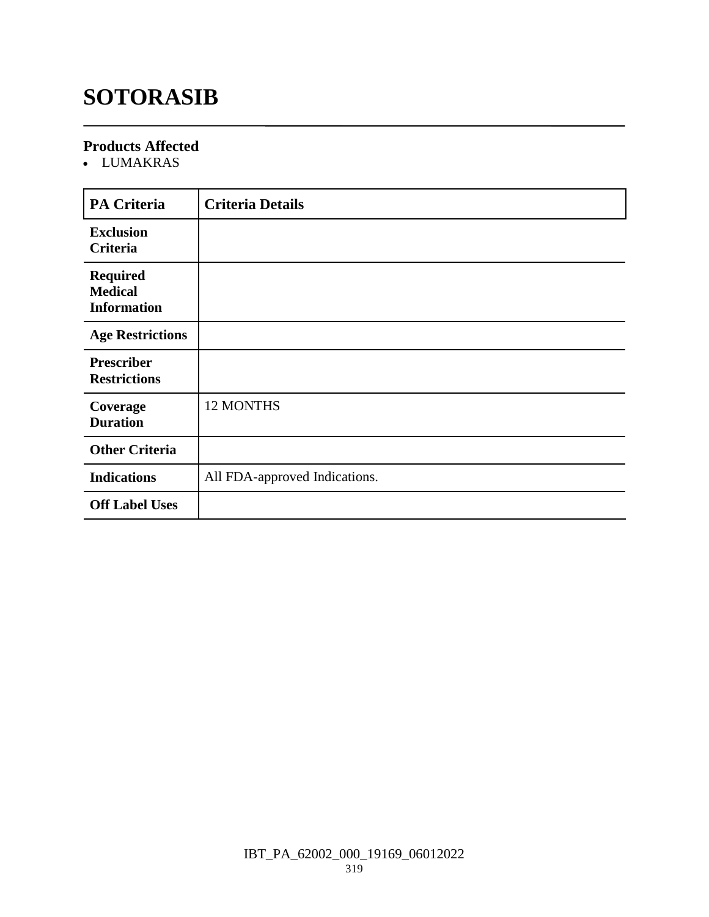# SOTORASIB

### Products Affected

- LUMAKRAS

| PA Criteria | Criteria Details |
| --- | --- |
| **Exclusion Criteria** | |
| **Required Medical Information** | |
| **Age Restrictions** | |
| **Prescriber Restrictions** | |
| **Coverage Duration** | 12 MONTHS |
| **Other Criteria** | |
| **Indications** | All FDA-approved Indications. |
| **Off Label Uses** | |

IBT_PA_62002_000_19169_06012022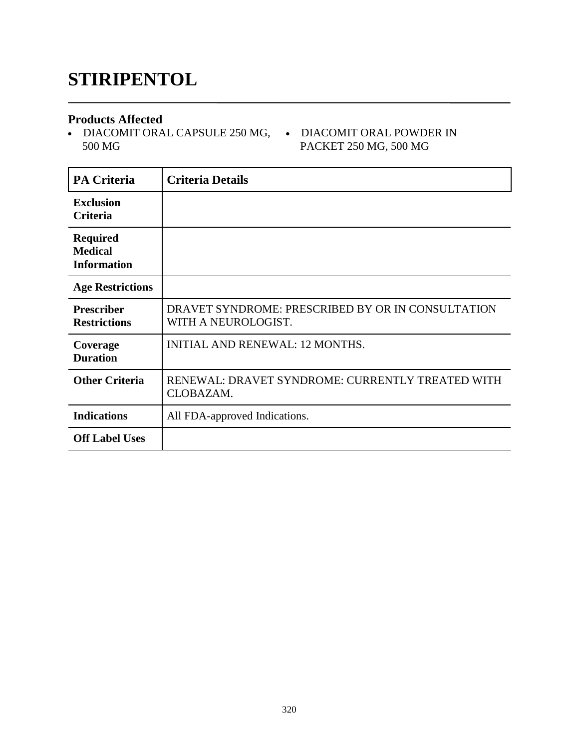# STIRIPENTOL

### Products Affected

- DIACOMIT ORAL CAPSULE 250 MG, 500 MG
- DIACOMIT ORAL POWDER IN PACKET 250 MG, 500 MG

| PA Criteria | Criteria Details |
|---|---|
| **Exclusion Criteria** | |
| **Required Medical Information** | |
| **Age Restrictions** | |
| **Prescriber Restrictions** | DRAVET SYNDROME: PRESCRIBED BY OR IN CONSULTATION WITH A NEUROLOGIST. |
| **Coverage Duration** | INITIAL AND RENEWAL: 12 MONTHS. |
| **Other Criteria** | RENEWAL: DRAVET SYNDROME: CURRENTLY TREATED WITH CLOBAZAM. |
| **Indications** | All FDA-approved Indications. |
| **Off Label Uses** | |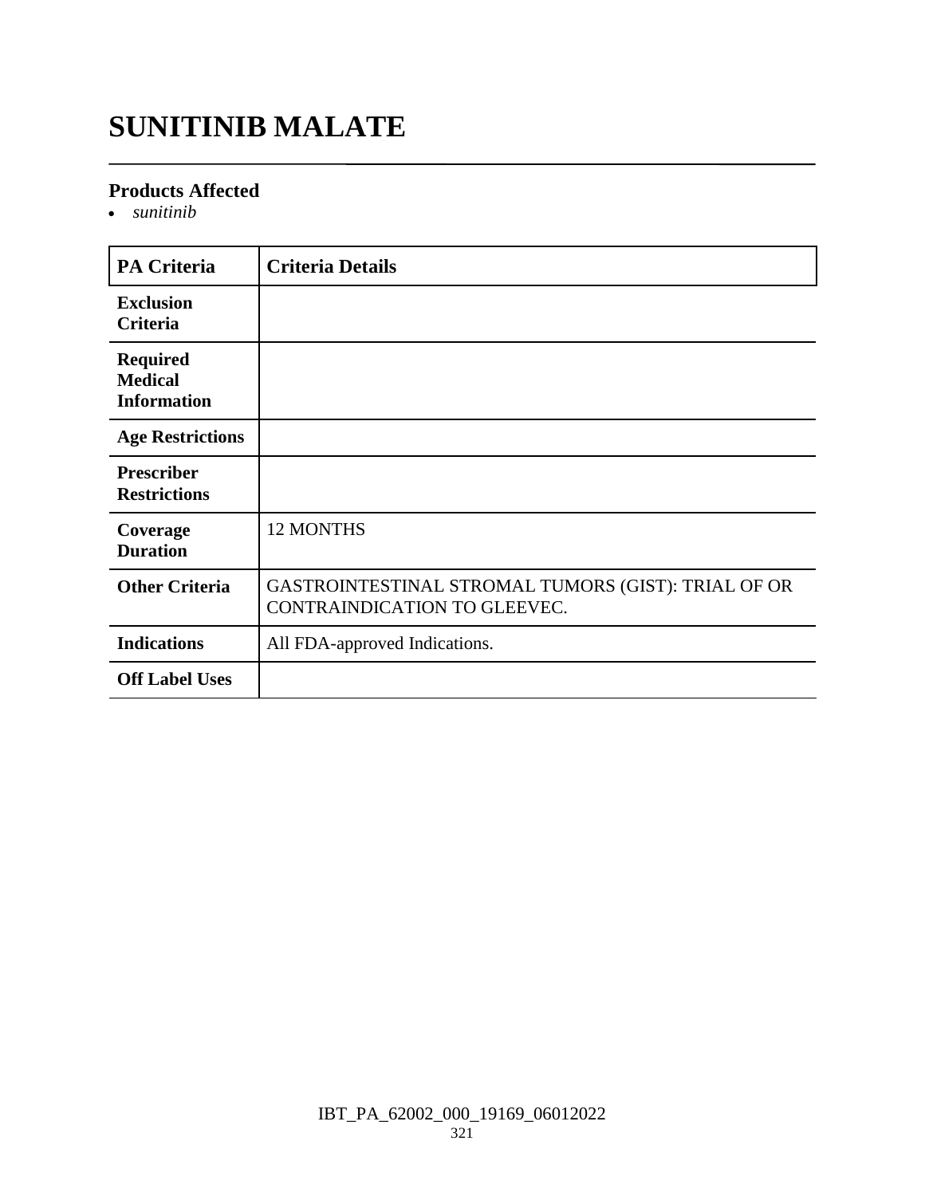# SUNITINIB MALATE

### Products Affected

- *sunitinib*

| PA Criteria | Criteria Details |
|---|---|
| **Exclusion Criteria** | |
| **Required Medical Information** | |
| **Age Restrictions** | |
| **Prescriber Restrictions** | |
| **Coverage Duration** | 12 MONTHS |
| **Other Criteria** | GASTROINTESTINAL STROMAL TUMORS (GIST): TRIAL OF OR CONTRAINDICATION TO GLEEVEC. |
| **Indications** | All FDA-approved Indications. |
| **Off Label Uses** | |

IBT_PA_62002_000_19169_06012022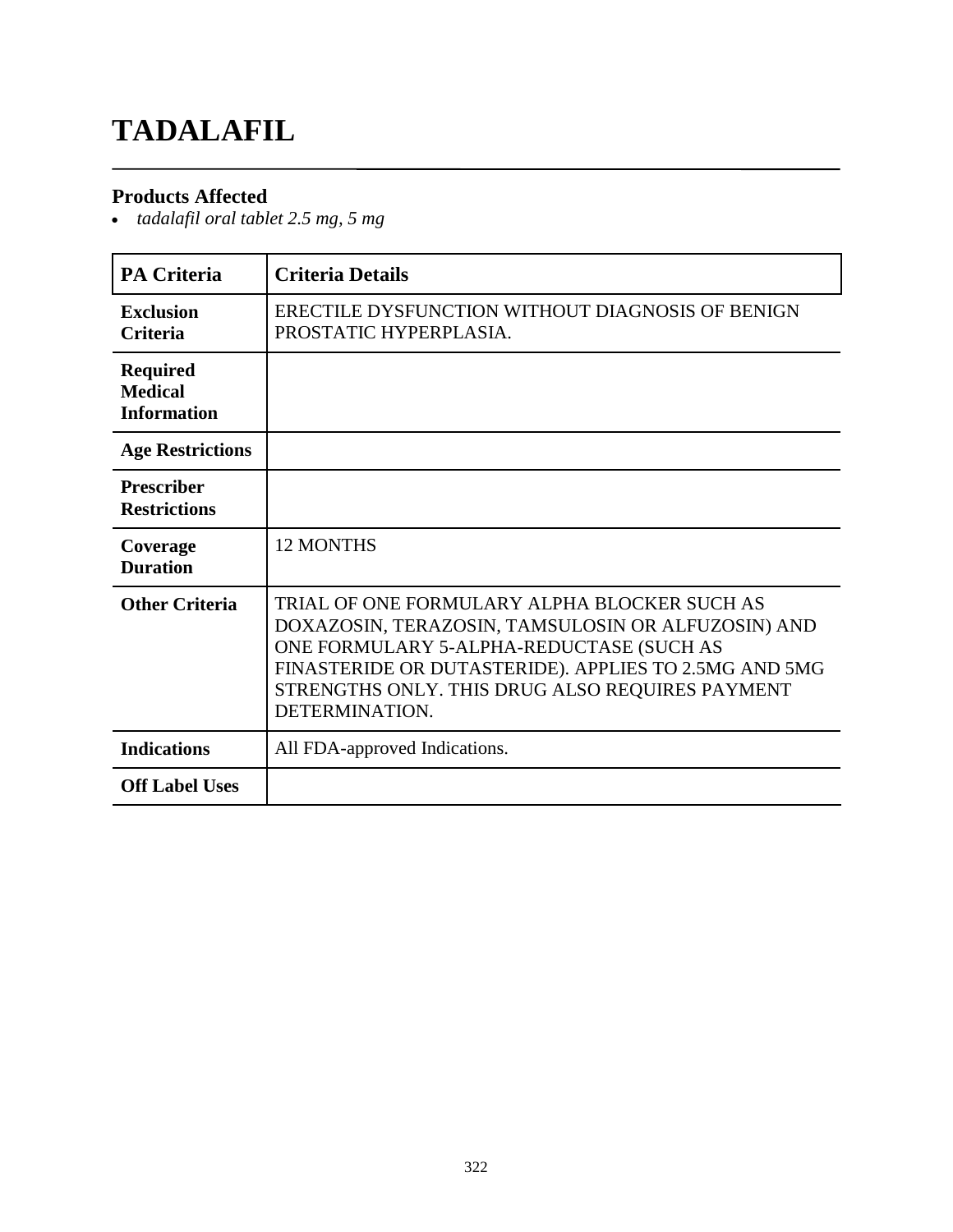# TADALAFIL

## Products Affected

- *tadalafil oral tablet 2.5 mg, 5 mg*

| PA Criteria | Criteria Details |
| --- | --- |
| **Exclusion Criteria** | ERECTILE DYSFUNCTION WITHOUT DIAGNOSIS OF BENIGN PROSTATIC HYPERPLASIA. |
| **Required Medical Information** | |
| **Age Restrictions** | |
| **Prescriber Restrictions** | |
| **Coverage Duration** | 12 MONTHS |
| **Other Criteria** | TRIAL OF ONE FORMULARY ALPHA BLOCKER SUCH AS DOXAZOSIN, TERAZOSIN, TAMSULOSIN OR ALFUZOSIN) AND ONE FORMULARY 5-ALPHA-REDUCTASE (SUCH AS FINASTERIDE OR DUTASTERIDE). APPLIES TO 2.5MG AND 5MG STRENGTHS ONLY. THIS DRUG ALSO REQUIRES PAYMENT DETERMINATION. |
| **Indications** | All FDA-approved Indications. |
| **Off Label Uses** | |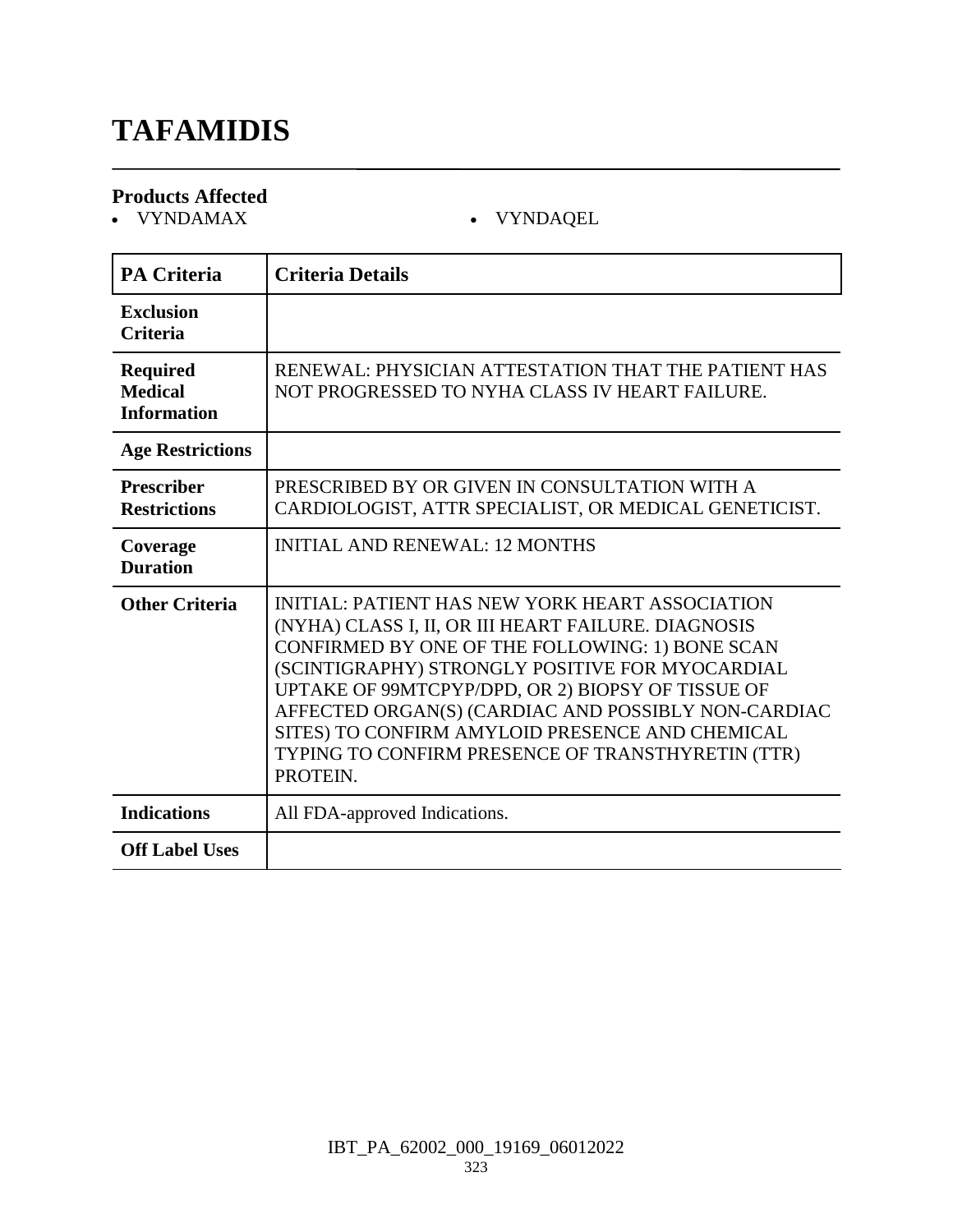# TAFAMIDIS

**Products Affected**

- VYNDAMAX
- VYNDAQEL

| PA Criteria | Criteria Details |
|---|---|
| **Exclusion Criteria** | |
| **Required Medical Information** | RENEWAL: PHYSICIAN ATTESTATION THAT THE PATIENT HAS NOT PROGRESSED TO NYHA CLASS IV HEART FAILURE. |
| **Age Restrictions** | |
| **Prescriber Restrictions** | PRESCRIBED BY OR GIVEN IN CONSULTATION WITH A CARDIOLOGIST, ATTR SPECIALIST, OR MEDICAL GENETICIST. |
| **Coverage Duration** | INITIAL AND RENEWAL: 12 MONTHS |
| **Other Criteria** | INITIAL: PATIENT HAS NEW YORK HEART ASSOCIATION (NYHA) CLASS I, II, OR III HEART FAILURE. DIAGNOSIS CONFIRMED BY ONE OF THE FOLLOWING: 1) BONE SCAN (SCINTIGRAPHY) STRONGLY POSITIVE FOR MYOCARDIAL UPTAKE OF 99MTCPYP/DPD, OR 2) BIOPSY OF TISSUE OF AFFECTED ORGAN(S) (CARDIAC AND POSSIBLY NON-CARDIAC SITES) TO CONFIRM AMYLOID PRESENCE AND CHEMICAL TYPING TO CONFIRM PRESENCE OF TRANSTHYRETIN (TTR) PROTEIN. |
| **Indications** | All FDA-approved Indications. |
| **Off Label Uses** | |

IBT_PA_62002_000_19169_06012022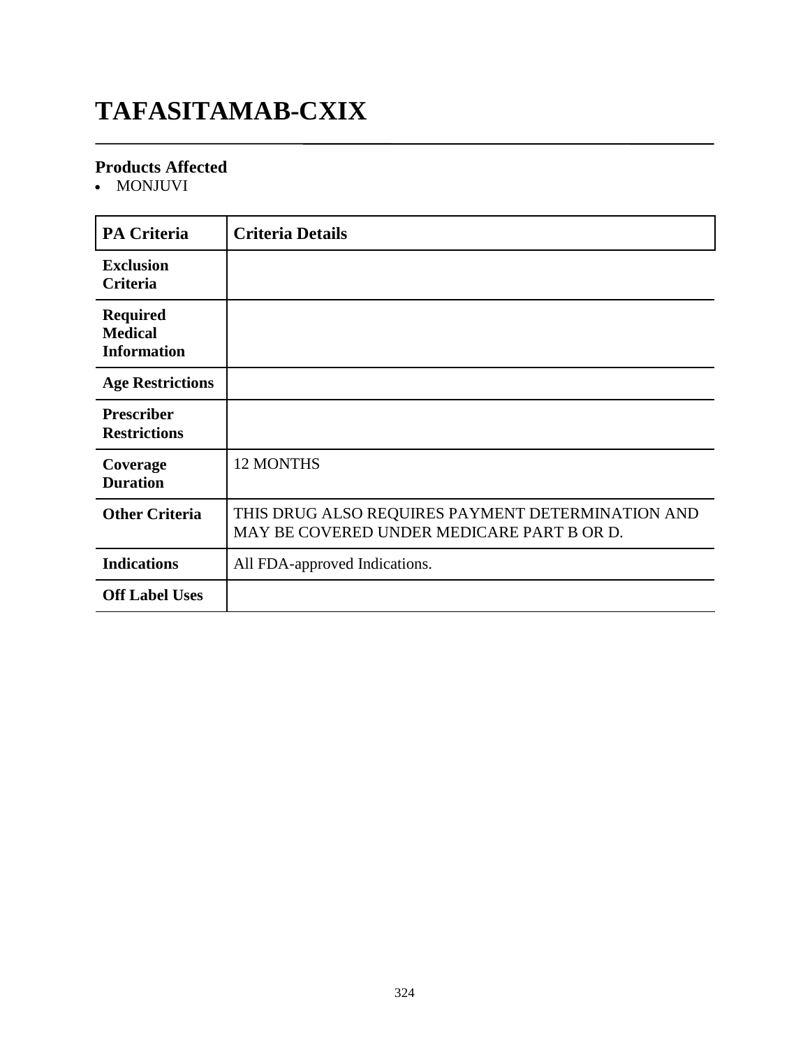# TAFASITAMAB-CXIX

## Products Affected

- MONJUVI

| PA Criteria | Criteria Details |
| --- | --- |
| Exclusion Criteria | |
| Required Medical Information | |
| Age Restrictions | |
| Prescriber Restrictions | |
| Coverage Duration | 12 MONTHS |
| Other Criteria | THIS DRUG ALSO REQUIRES PAYMENT DETERMINATION AND MAY BE COVERED UNDER MEDICARE PART B OR D. |
| Indications | All FDA-approved Indications. |
| Off Label Uses | |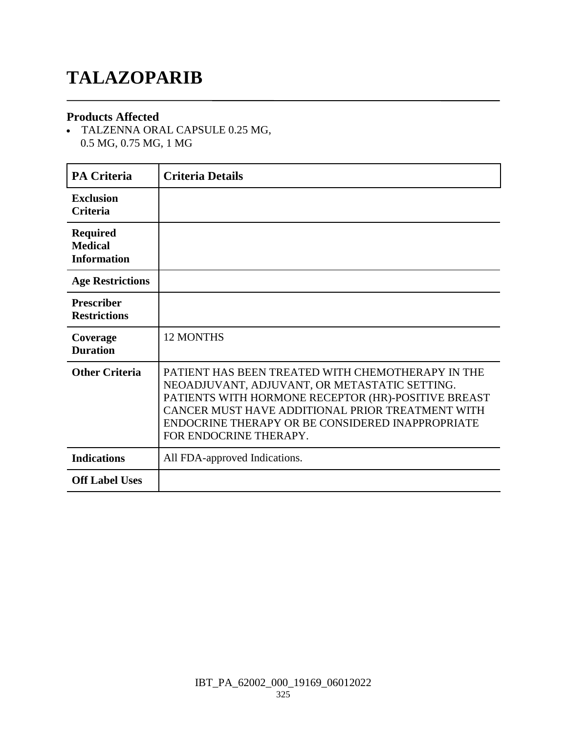# TALAZOPARIB

### Products Affected

- TALZENNA ORAL CAPSULE 0.25 MG, 0.5 MG, 0.75 MG, 1 MG

| PA Criteria | Criteria Details |
|---|---|
| **Exclusion Criteria** | |
| **Required Medical Information** | |
| **Age Restrictions** | |
| **Prescriber Restrictions** | |
| **Coverage Duration** | 12 MONTHS |
| **Other Criteria** | PATIENT HAS BEEN TREATED WITH CHEMOTHERAPY IN THE NEOADJUVANT, ADJUVANT, OR METASTATIC SETTING. PATIENTS WITH HORMONE RECEPTOR (HR)-POSITIVE BREAST CANCER MUST HAVE ADDITIONAL PRIOR TREATMENT WITH ENDOCRINE THERAPY OR BE CONSIDERED INAPPROPRIATE FOR ENDOCRINE THERAPY. |
| **Indications** | All FDA-approved Indications. |
| **Off Label Uses** | |

IBT_PA_62002_000_19169_06012022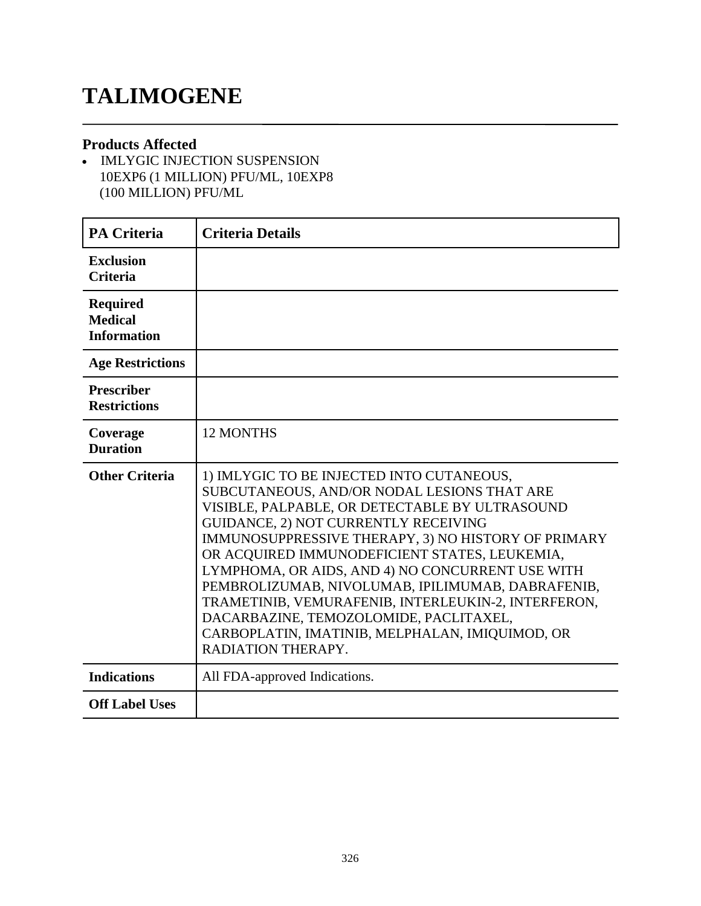# TALIMOGENE

## Products Affected

- IMLYGIC INJECTION SUSPENSION 10EXP6 (1 MILLION) PFU/ML, 10EXP8 (100 MILLION) PFU/ML

| PA Criteria | Criteria Details |
|---|---|
| Exclusion Criteria | |
| Required Medical Information | |
| Age Restrictions | |
| Prescriber Restrictions | |
| Coverage Duration | 12 MONTHS |
| Other Criteria | 1) IMLYGIC TO BE INJECTED INTO CUTANEOUS, SUBCUTANEOUS, AND/OR NODAL LESIONS THAT ARE VISIBLE, PALPABLE, OR DETECTABLE BY ULTRASOUND GUIDANCE, 2) NOT CURRENTLY RECEIVING IMMUNOSUPPRESSIVE THERAPY, 3) NO HISTORY OF PRIMARY OR ACQUIRED IMMUNODEFICIENT STATES, LEUKEMIA, LYMPHOMA, OR AIDS, AND 4) NO CONCURRENT USE WITH PEMBROLIZUMAB, NIVOLUMAB, IPILIMUMAB, DABRAFENIB, TRAMETINIB, VEMURAFENIB, INTERLEUKIN-2, INTERFERON, DACARBAZINE, TEMOZOLOMIDE, PACLITAXEL, CARBOPLATIN, IMATINIB, MELPHALAN, IMIQUIMOD, OR RADIATION THERAPY. |
| Indications | All FDA-approved Indications. |
| Off Label Uses | |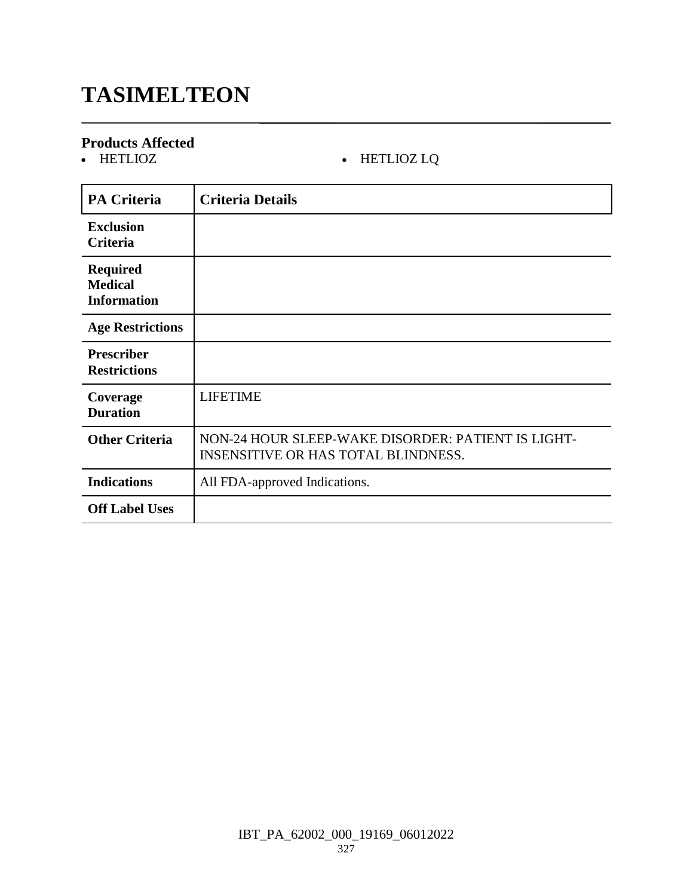# TASIMELTEON

### Products Affected

- HETLIOZ
- HETLIOZ LQ

| PA Criteria | Criteria Details |
|---|---|
| **Exclusion Criteria** | |
| **Required Medical Information** | |
| **Age Restrictions** | |
| **Prescriber Restrictions** | |
| **Coverage Duration** | LIFETIME |
| **Other Criteria** | NON-24 HOUR SLEEP-WAKE DISORDER: PATIENT IS LIGHT-INSENSITIVE OR HAS TOTAL BLINDNESS. |
| **Indications** | All FDA-approved Indications. |
| **Off Label Uses** | |

IBT_PA_62002_000_19169_06012022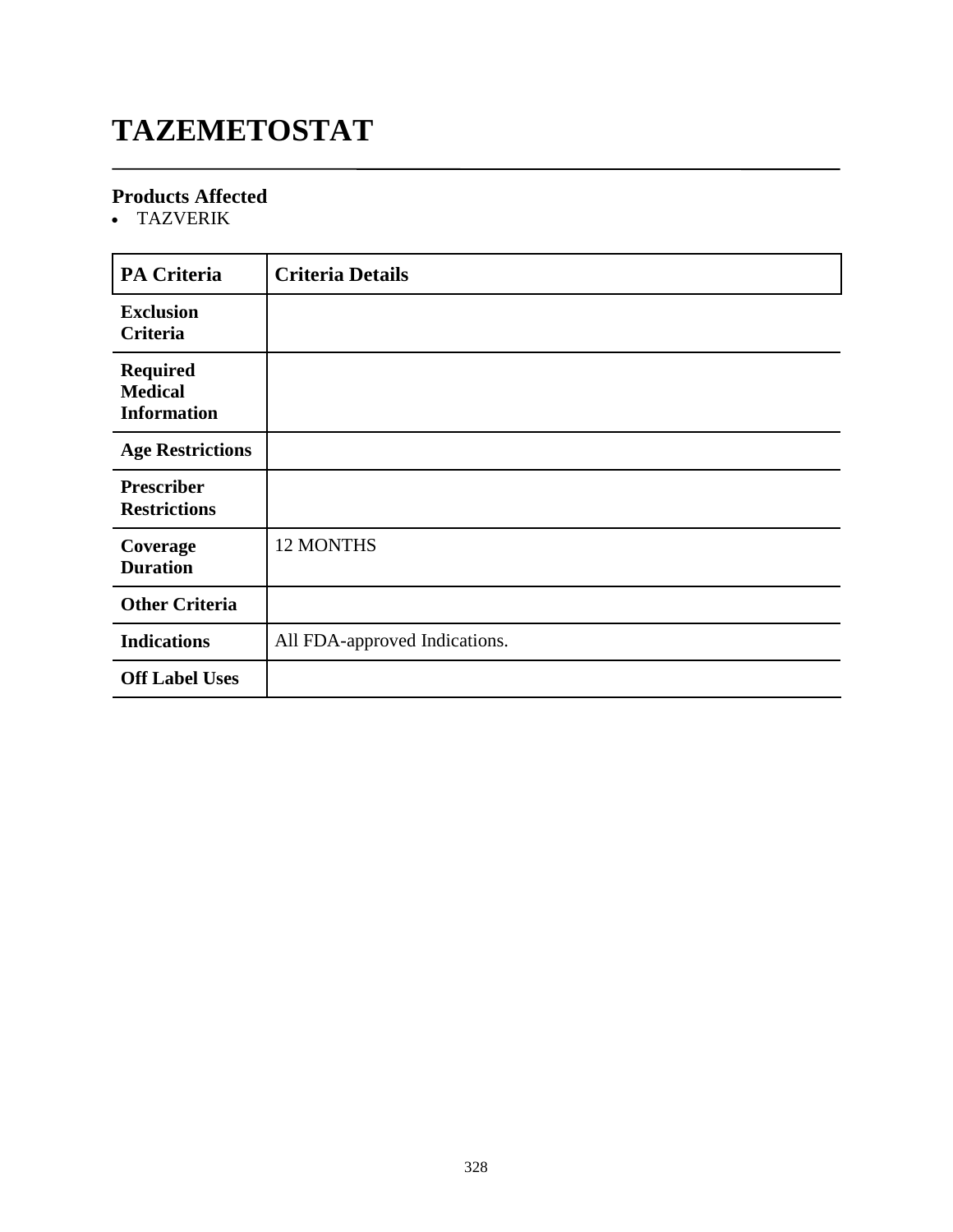# TAZEMETOSTAT

### Products Affected

- TAZVERIK

| PA Criteria | Criteria Details |
|---|---|
| **Exclusion Criteria** | |
| **Required Medical Information** | |
| **Age Restrictions** | |
| **Prescriber Restrictions** | |
| **Coverage Duration** | 12 MONTHS |
| **Other Criteria** | |
| **Indications** | All FDA-approved Indications. |
| **Off Label Uses** | |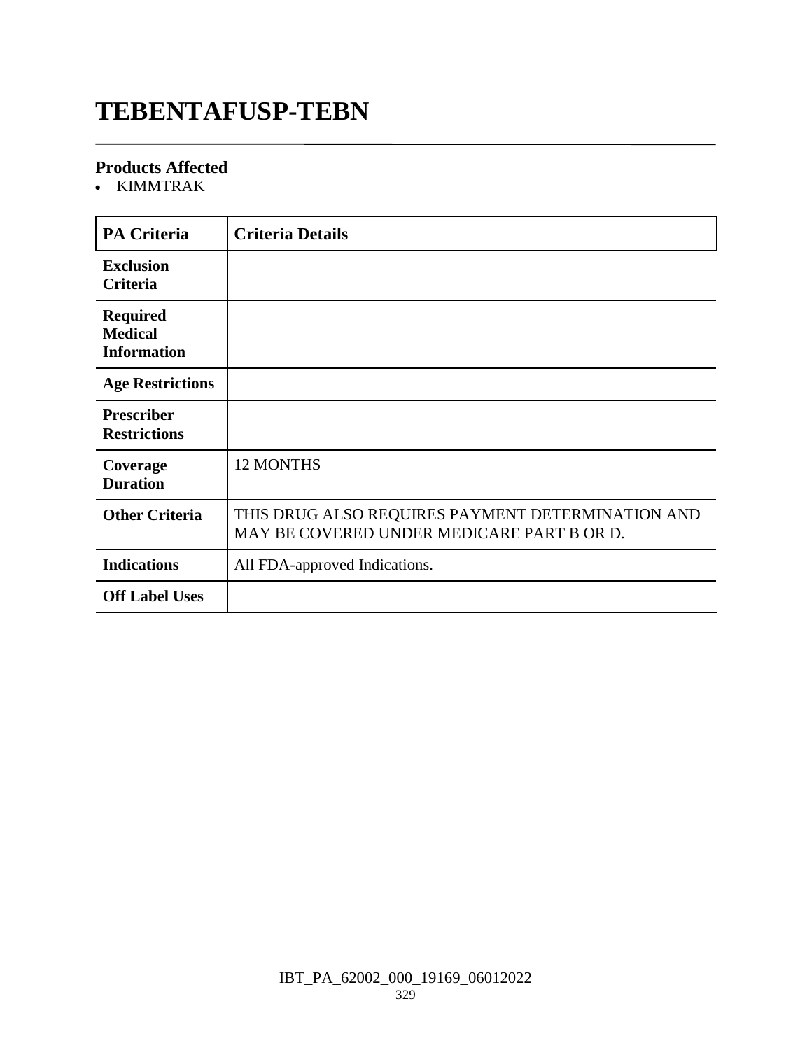# TEBENTAFUSP-TEBN

## Products Affected

- KIMMTRAK

| PA Criteria | Criteria Details |
|---|---|
| **Exclusion Criteria** | |
| **Required Medical Information** | |
| **Age Restrictions** | |
| **Prescriber Restrictions** | |
| **Coverage Duration** | 12 MONTHS |
| **Other Criteria** | THIS DRUG ALSO REQUIRES PAYMENT DETERMINATION AND MAY BE COVERED UNDER MEDICARE PART B OR D. |
| **Indications** | All FDA-approved Indications. |
| **Off Label Uses** | |

IBT_PA_62002_000_19169_06012022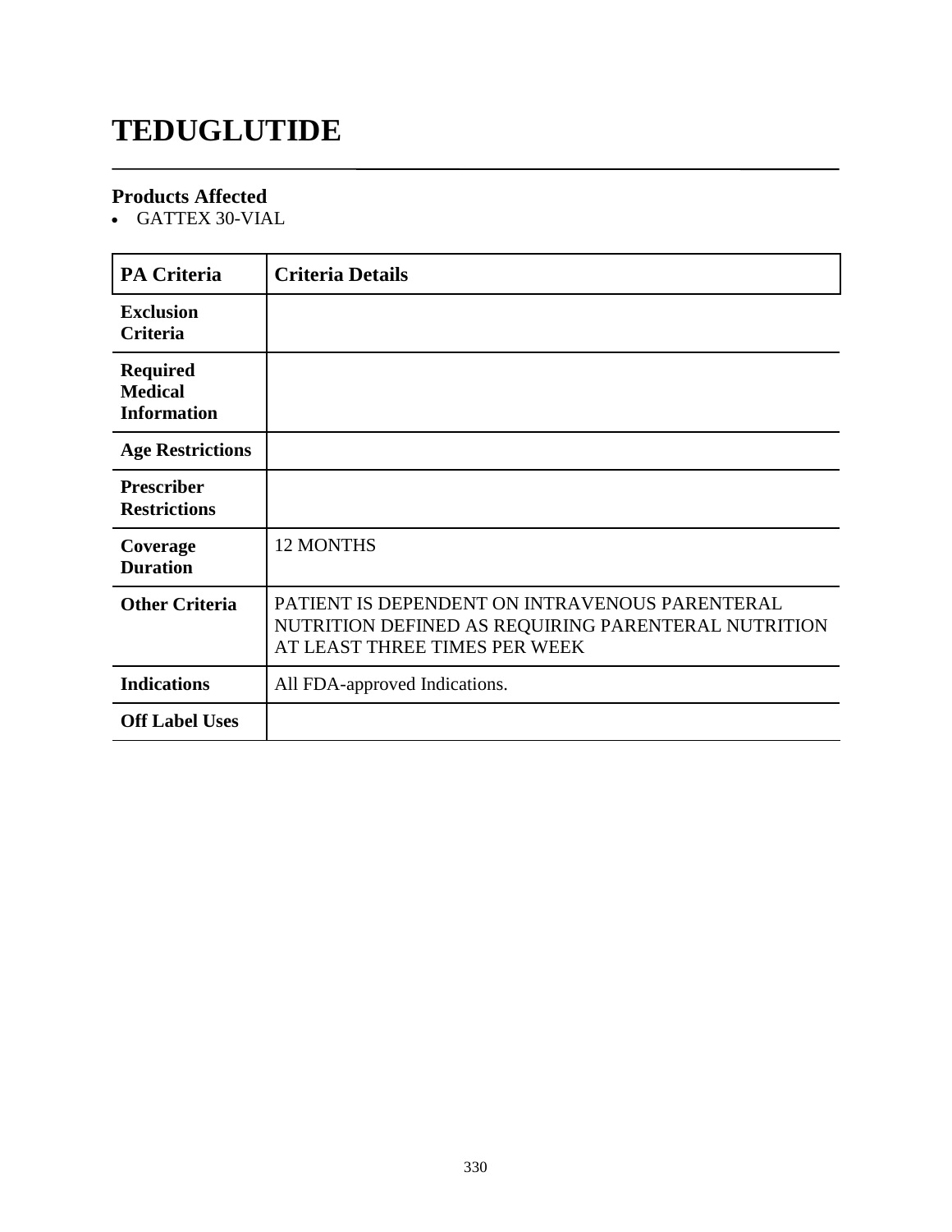# TEDUGLUTIDE

## Products Affected

- GATTEX 30-VIAL

| PA Criteria | Criteria Details |
|---|---|
| **Exclusion Criteria** | |
| **Required Medical Information** | |
| **Age Restrictions** | |
| **Prescriber Restrictions** | |
| **Coverage Duration** | 12 MONTHS |
| **Other Criteria** | PATIENT IS DEPENDENT ON INTRAVENOUS PARENTERAL NUTRITION DEFINED AS REQUIRING PARENTERAL NUTRITION AT LEAST THREE TIMES PER WEEK |
| **Indications** | All FDA-approved Indications. |
| **Off Label Uses** | |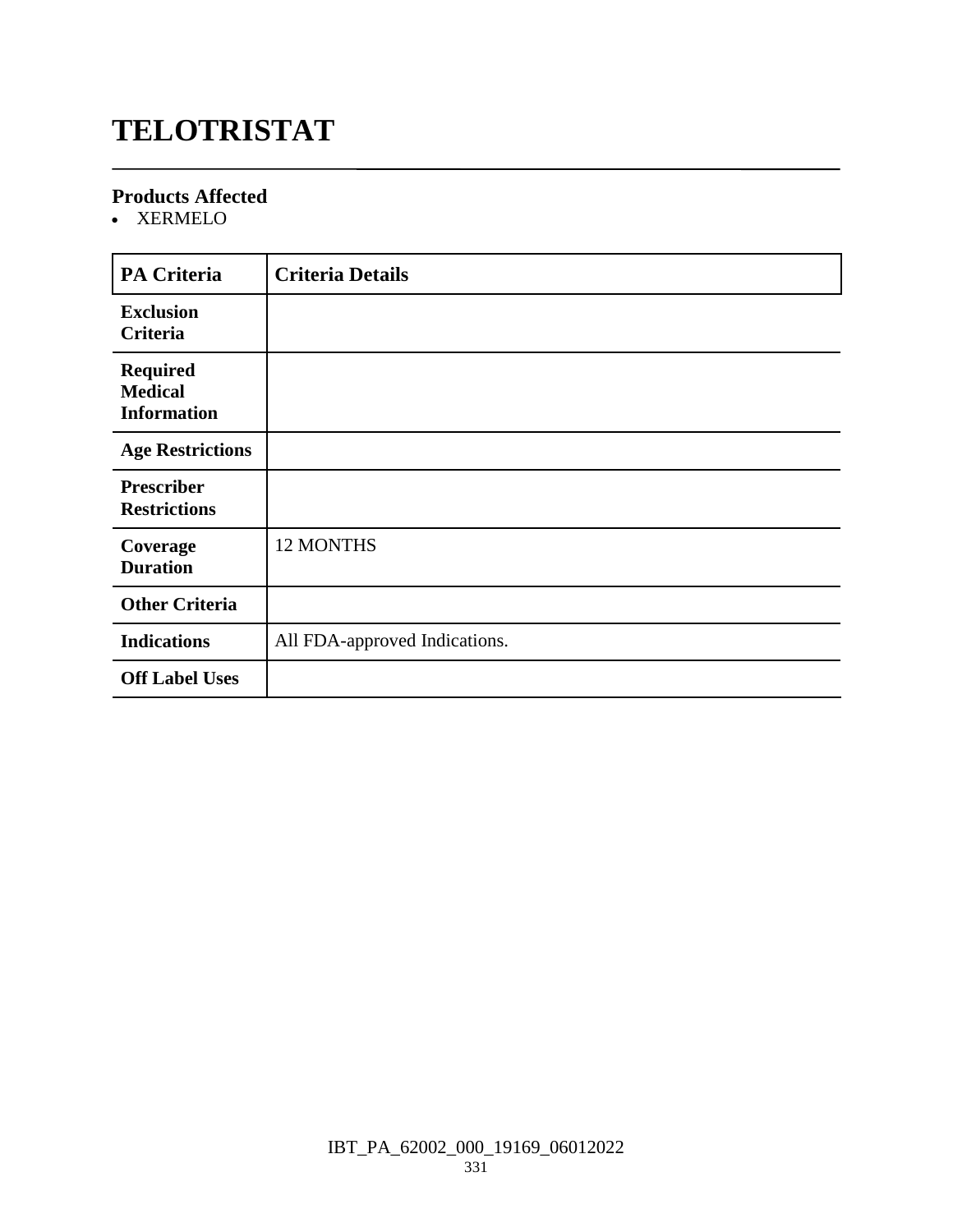# TELOTRISTAT

### Products Affected

- XERMELO

| PA Criteria | Criteria Details |
|---|---|
| **Exclusion Criteria** | |
| **Required Medical Information** | |
| **Age Restrictions** | |
| **Prescriber Restrictions** | |
| **Coverage Duration** | 12 MONTHS |
| **Other Criteria** | |
| **Indications** | All FDA-approved Indications. |
| **Off Label Uses** | |

IBT_PA_62002_000_19169_06012022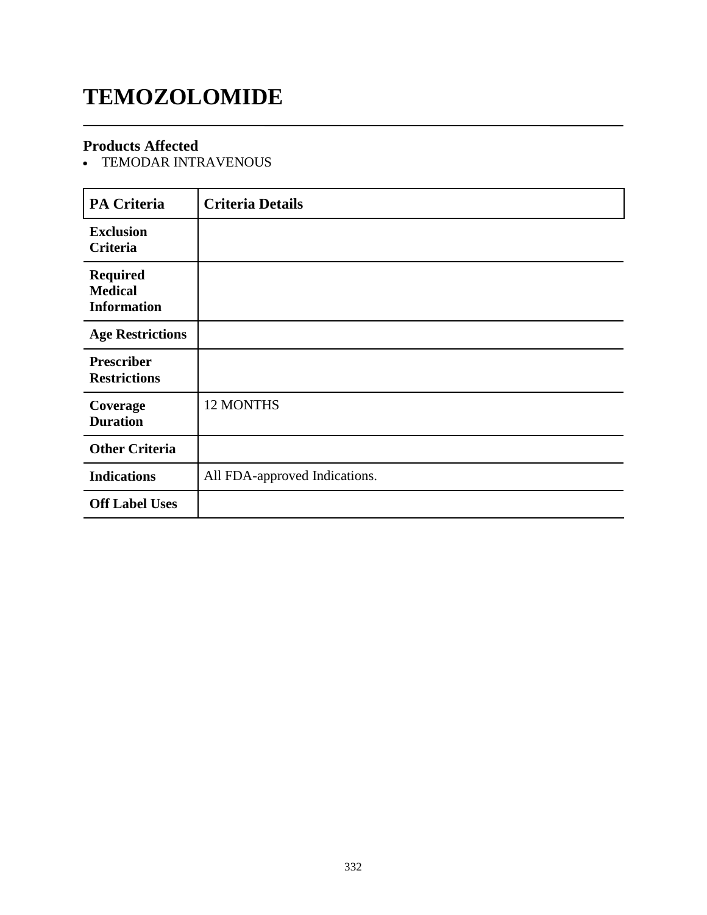# TEMOZOLOMIDE

## Products Affected

- TEMODAR INTRAVENOUS

| PA Criteria | Criteria Details |
|---|---|
| **Exclusion Criteria** | |
| **Required Medical Information** | |
| **Age Restrictions** | |
| **Prescriber Restrictions** | |
| **Coverage Duration** | 12 MONTHS |
| **Other Criteria** | |
| **Indications** | All FDA-approved Indications. |
| **Off Label Uses** | |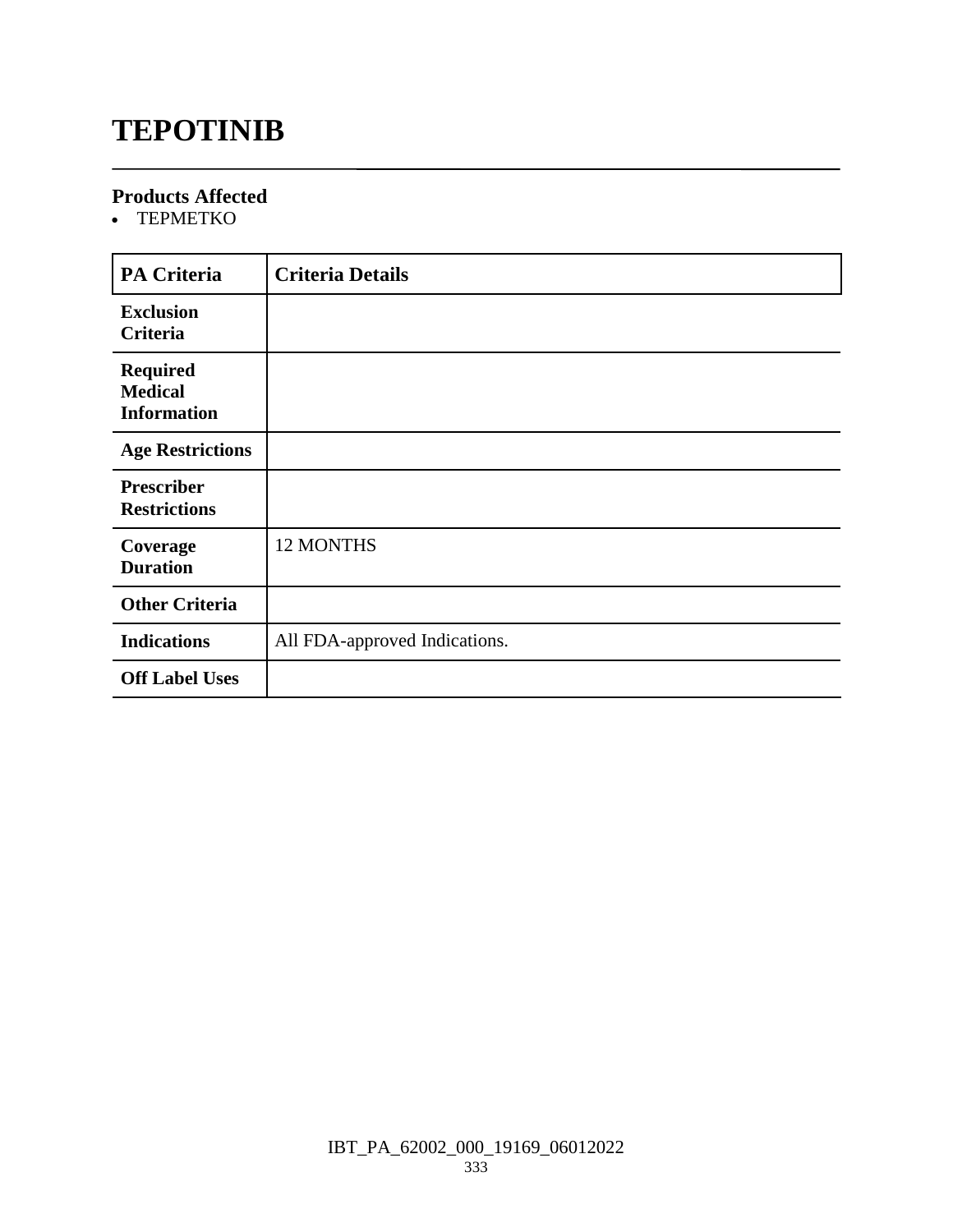# TEPOTINIB

### Products Affected

- TEPMETKO

| PA Criteria | Criteria Details |
|---|---|
| Exclusion Criteria | |
| Required Medical Information | |
| Age Restrictions | |
| Prescriber Restrictions | |
| Coverage Duration | 12 MONTHS |
| Other Criteria | |
| Indications | All FDA-approved Indications. |
| Off Label Uses | |

IBT_PA_62002_000_19169_06012022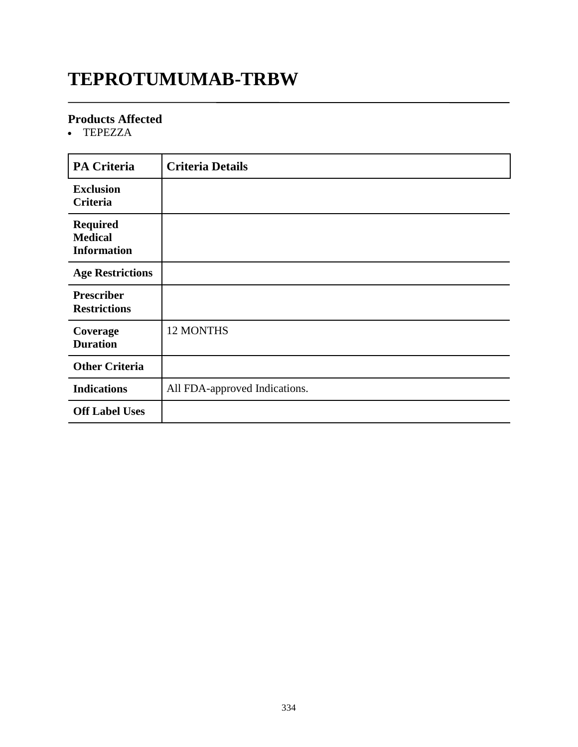# TEPROTUMUMAB-TRBW

## Products Affected

- TEPEZZA

| PA Criteria | Criteria Details |
|---|---|
| **Exclusion Criteria** | |
| **Required Medical Information** | |
| **Age Restrictions** | |
| **Prescriber Restrictions** | |
| **Coverage Duration** | 12 MONTHS |
| **Other Criteria** | |
| **Indications** | All FDA-approved Indications. |
| **Off Label Uses** | |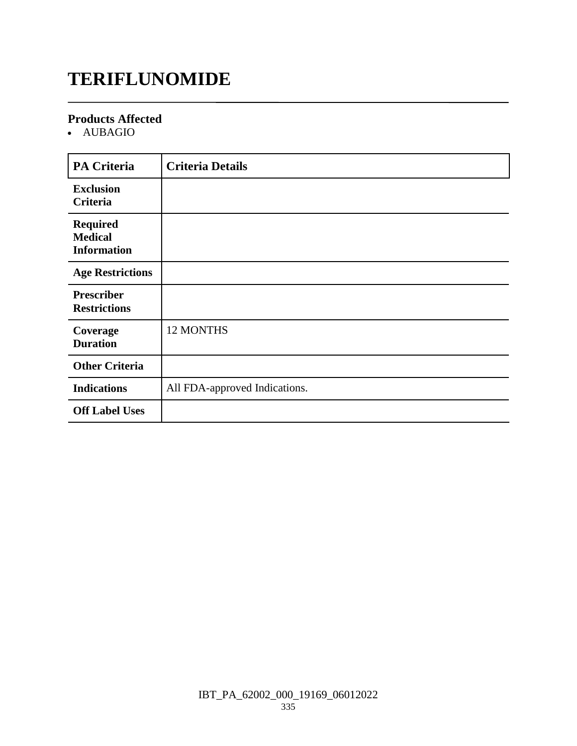# TERIFLUNOMIDE

### Products Affected

- AUBAGIO

| PA Criteria | Criteria Details |
| --- | --- |
| **Exclusion Criteria** | |
| **Required Medical Information** | |
| **Age Restrictions** | |
| **Prescriber Restrictions** | |
| **Coverage Duration** | 12 MONTHS |
| **Other Criteria** | |
| **Indications** | All FDA-approved Indications. |
| **Off Label Uses** | |

IBT_PA_62002_000_19169_06012022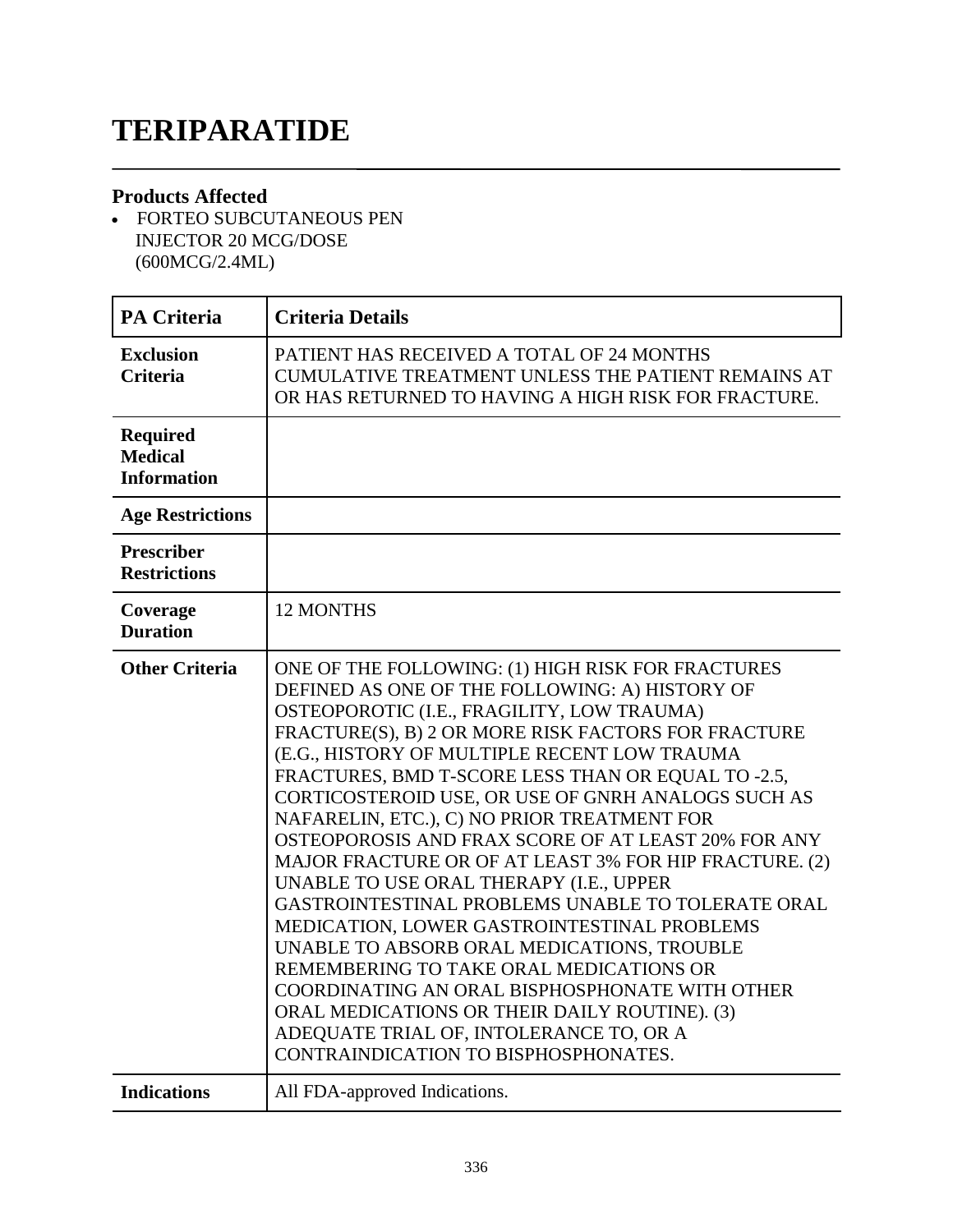# TERIPARATIDE

## Products Affected

- FORTEO SUBCUTANEOUS PEN INJECTOR 20 MCG/DOSE (600MCG/2.4ML)

| PA Criteria | Criteria Details |
|---|---|
| **Exclusion Criteria** | PATIENT HAS RECEIVED A TOTAL OF 24 MONTHS CUMULATIVE TREATMENT UNLESS THE PATIENT REMAINS AT OR HAS RETURNED TO HAVING A HIGH RISK FOR FRACTURE. |
| **Required Medical Information** | |
| **Age Restrictions** | |
| **Prescriber Restrictions** | |
| **Coverage Duration** | 12 MONTHS |
| **Other Criteria** | ONE OF THE FOLLOWING: (1) HIGH RISK FOR FRACTURES DEFINED AS ONE OF THE FOLLOWING: A) HISTORY OF OSTEOPOROTIC (I.E., FRAGILITY, LOW TRAUMA) FRACTURE(S), B) 2 OR MORE RISK FACTORS FOR FRACTURE (E.G., HISTORY OF MULTIPLE RECENT LOW TRAUMA FRACTURES, BMD T-SCORE LESS THAN OR EQUAL TO -2.5, CORTICOSTEROID USE, OR USE OF GNRH ANALOGS SUCH AS NAFARELIN, ETC.), C) NO PRIOR TREATMENT FOR OSTEOPOROSIS AND FRAX SCORE OF AT LEAST 20% FOR ANY MAJOR FRACTURE OR OF AT LEAST 3% FOR HIP FRACTURE. (2) UNABLE TO USE ORAL THERAPY (I.E., UPPER GASTROINTESTINAL PROBLEMS UNABLE TO TOLERATE ORAL MEDICATION, LOWER GASTROINTESTINAL PROBLEMS UNABLE TO ABSORB ORAL MEDICATIONS, TROUBLE REMEMBERING TO TAKE ORAL MEDICATIONS OR COORDINATING AN ORAL BISPHOSPHONATE WITH OTHER ORAL MEDICATIONS OR THEIR DAILY ROUTINE). (3) ADEQUATE TRIAL OF, INTOLERANCE TO, OR A CONTRAINDICATION TO BISPHOSPHONATES. |
| **Indications** | All FDA-approved Indications. |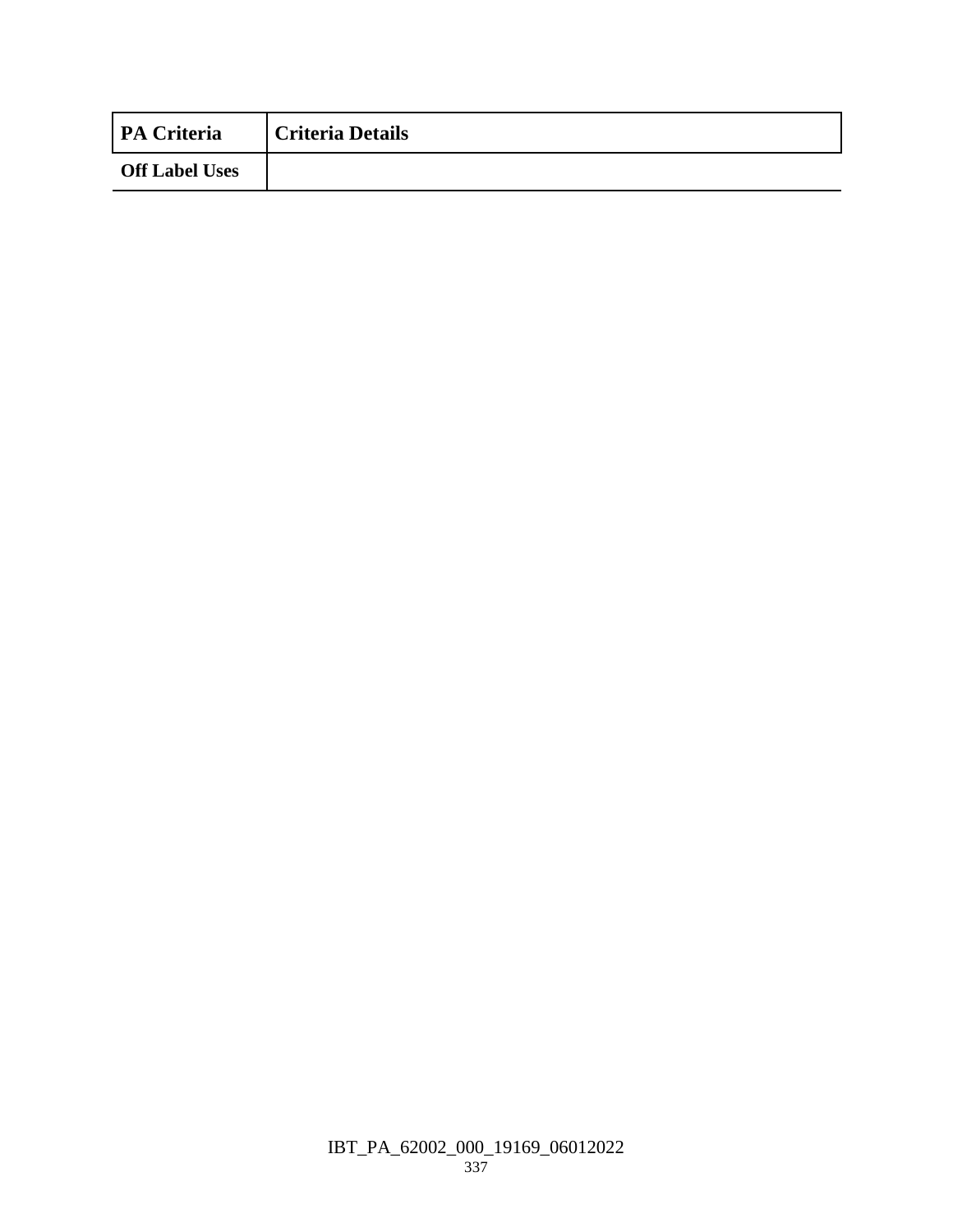| PA Criteria | Criteria Details |
|---|---|
| Off Label Uses | |

IBT_PA_62002_000_19169_06012022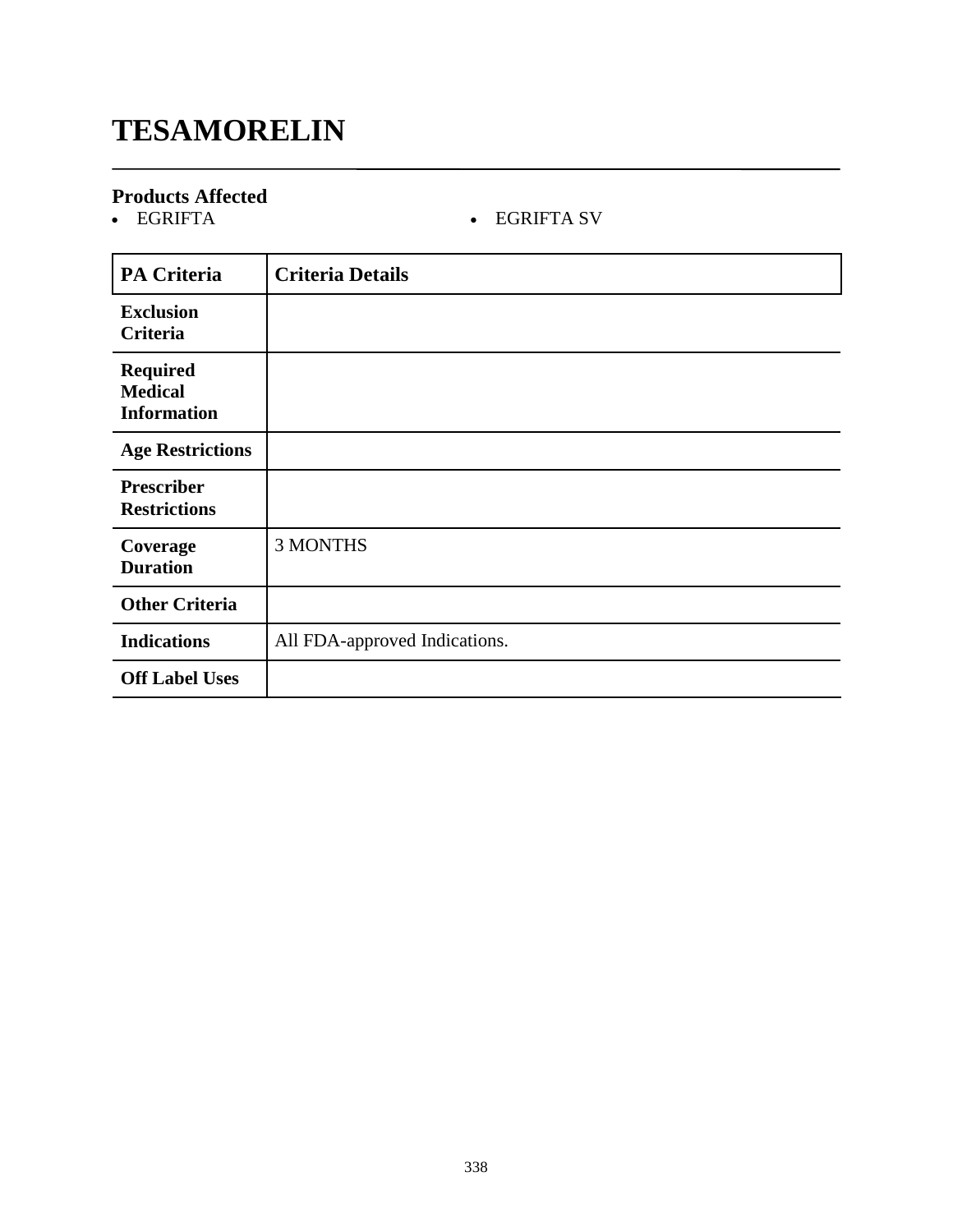# TESAMORELIN

### Products Affected

- EGRIFTA
- EGRIFTA SV

| PA Criteria | Criteria Details |
|---|---|
| **Exclusion Criteria** | |
| **Required Medical Information** | |
| **Age Restrictions** | |
| **Prescriber Restrictions** | |
| **Coverage Duration** | 3 MONTHS |
| **Other Criteria** | |
| **Indications** | All FDA-approved Indications. |
| **Off Label Uses** | |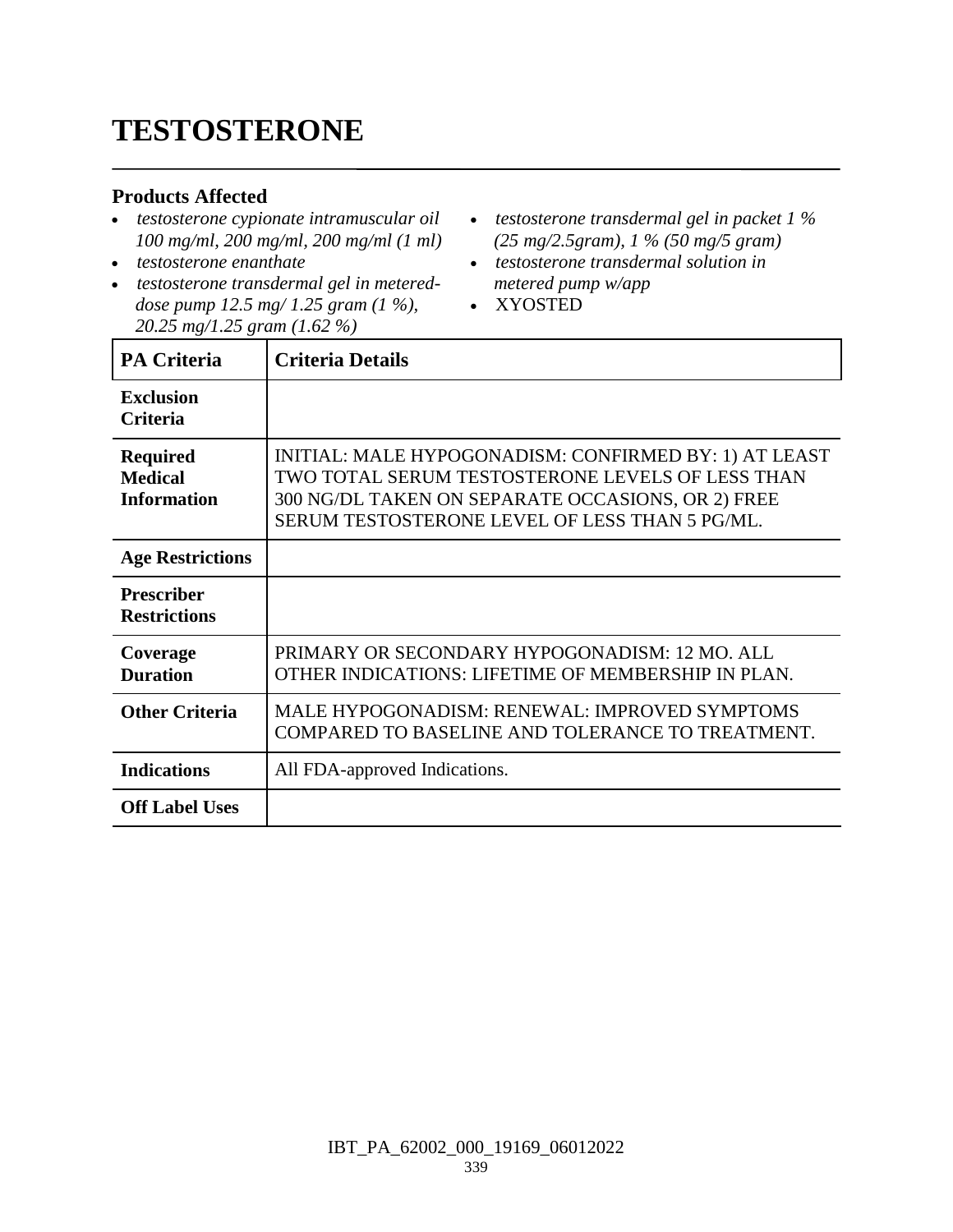# TESTOSTERONE

### Products Affected

- *testosterone cypionate intramuscular oil 100 mg/ml, 200 mg/ml, 200 mg/ml (1 ml)*
- *testosterone enanthate*
- *testosterone transdermal gel in metered-dose pump 12.5 mg/ 1.25 gram (1 %), 20.25 mg/1.25 gram (1.62 %)*
- *testosterone transdermal gel in packet 1 % (25 mg/2.5gram), 1 % (50 mg/5 gram)*
- *testosterone transdermal solution in metered pump w/app*
- XYOSTED

| PA Criteria | Criteria Details |
|---|---|
| **Exclusion Criteria** | |
| **Required Medical Information** | INITIAL: MALE HYPOGONADISM: CONFIRMED BY: 1) AT LEAST TWO TOTAL SERUM TESTOSTERONE LEVELS OF LESS THAN 300 NG/DL TAKEN ON SEPARATE OCCASIONS, OR 2) FREE SERUM TESTOSTERONE LEVEL OF LESS THAN 5 PG/ML. |
| **Age Restrictions** | |
| **Prescriber Restrictions** | |
| **Coverage Duration** | PRIMARY OR SECONDARY HYPOGONADISM: 12 MO. ALL OTHER INDICATIONS: LIFETIME OF MEMBERSHIP IN PLAN. |
| **Other Criteria** | MALE HYPOGONADISM: RENEWAL: IMPROVED SYMPTOMS COMPARED TO BASELINE AND TOLERANCE TO TREATMENT. |
| **Indications** | All FDA-approved Indications. |
| **Off Label Uses** | |

IBT_PA_62002_000_19169_06012022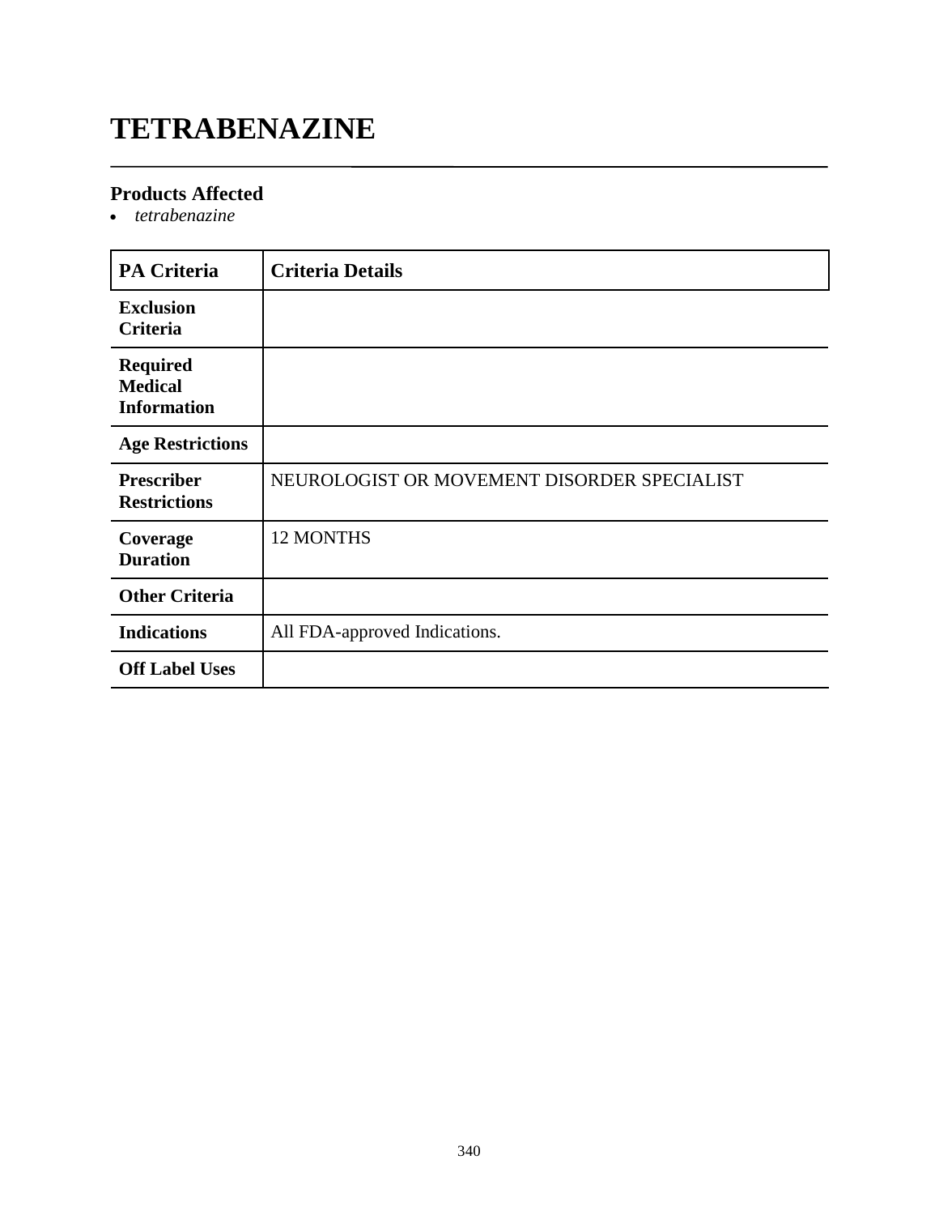# TETRABENAZINE

## Products Affected

- *tetrabenazine*

| PA Criteria | Criteria Details |
|---|---|
| **Exclusion Criteria** | |
| **Required Medical Information** | |
| **Age Restrictions** | |
| **Prescriber Restrictions** | NEUROLOGIST OR MOVEMENT DISORDER SPECIALIST |
| **Coverage Duration** | 12 MONTHS |
| **Other Criteria** | |
| **Indications** | All FDA-approved Indications. |
| **Off Label Uses** | |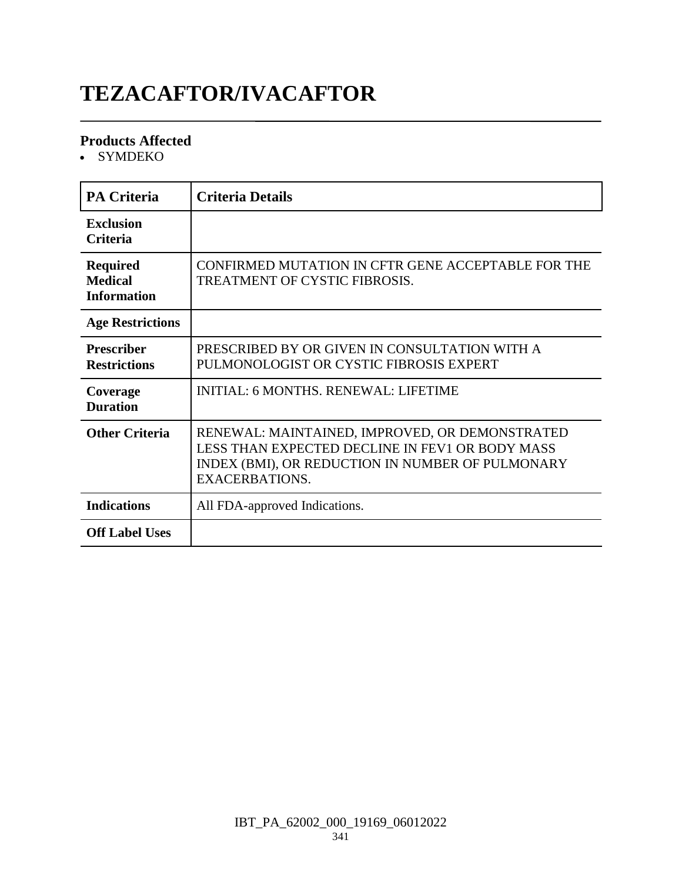# TEZACAFTOR/IVACAFTOR

### Products Affected

- SYMDEKO

| PA Criteria | Criteria Details |
|---|---|
| **Exclusion Criteria** | |
| **Required Medical Information** | CONFIRMED MUTATION IN CFTR GENE ACCEPTABLE FOR THE TREATMENT OF CYSTIC FIBROSIS. |
| **Age Restrictions** | |
| **Prescriber Restrictions** | PRESCRIBED BY OR GIVEN IN CONSULTATION WITH A PULMONOLOGIST OR CYSTIC FIBROSIS EXPERT |
| **Coverage Duration** | INITIAL: 6 MONTHS. RENEWAL: LIFETIME |
| **Other Criteria** | RENEWAL: MAINTAINED, IMPROVED, OR DEMONSTRATED LESS THAN EXPECTED DECLINE IN FEV1 OR BODY MASS INDEX (BMI), OR REDUCTION IN NUMBER OF PULMONARY EXACERBATIONS. |
| **Indications** | All FDA-approved Indications. |
| **Off Label Uses** | |

IBT_PA_62002_000_19169_06012022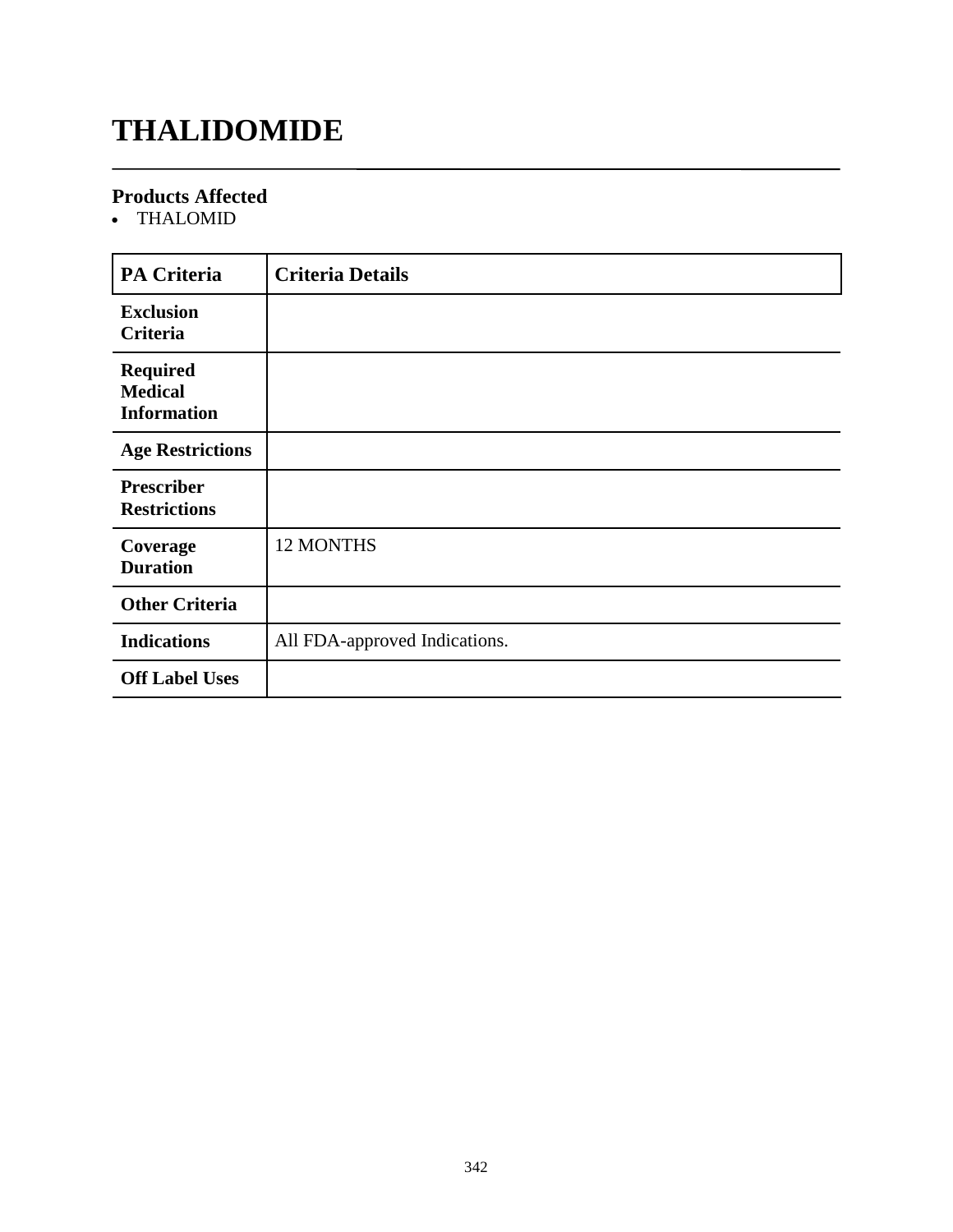# THALIDOMIDE

### Products Affected

- THALOMID

| PA Criteria | Criteria Details |
|---|---|
| Exclusion Criteria | |
| Required Medical Information | |
| Age Restrictions | |
| Prescriber Restrictions | |
| Coverage Duration | 12 MONTHS |
| Other Criteria | |
| Indications | All FDA-approved Indications. |
| Off Label Uses | |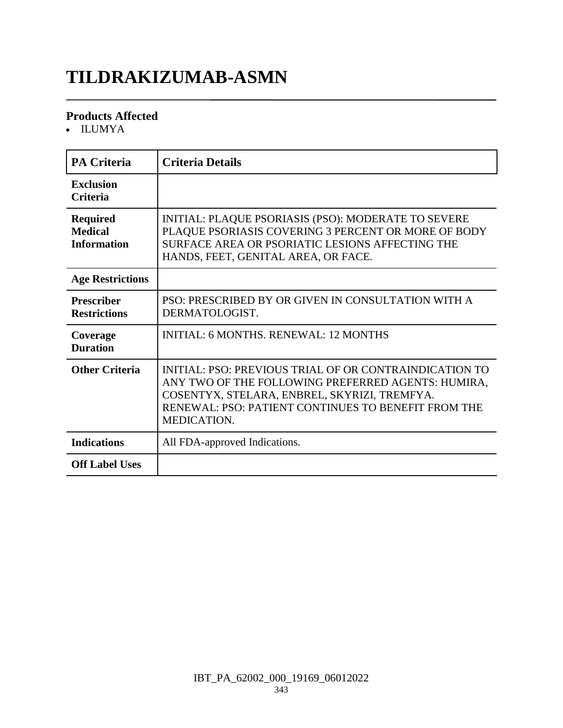# TILDRAKIZUMAB-ASMN

### Products Affected

- ILUMYA

| PA Criteria | Criteria Details |
|---|---|
| **Exclusion Criteria** | |
| **Required Medical Information** | INITIAL: PLAQUE PSORIASIS (PSO): MODERATE TO SEVERE PLAQUE PSORIASIS COVERING 3 PERCENT OR MORE OF BODY SURFACE AREA OR PSORIATIC LESIONS AFFECTING THE HANDS, FEET, GENITAL AREA, OR FACE. |
| **Age Restrictions** | |
| **Prescriber Restrictions** | PSO: PRESCRIBED BY OR GIVEN IN CONSULTATION WITH A DERMATOLOGIST. |
| **Coverage Duration** | INITIAL: 6 MONTHS. RENEWAL: 12 MONTHS |
| **Other Criteria** | INITIAL: PSO: PREVIOUS TRIAL OF OR CONTRAINDICATION TO ANY TWO OF THE FOLLOWING PREFERRED AGENTS: HUMIRA, COSENTYX, STELARA, ENBREL, SKYRIZI, TREMFYA. RENEWAL: PSO: PATIENT CONTINUES TO BENEFIT FROM THE MEDICATION. |
| **Indications** | All FDA-approved Indications. |
| **Off Label Uses** | |

IBT_PA_62002_000_19169_06012022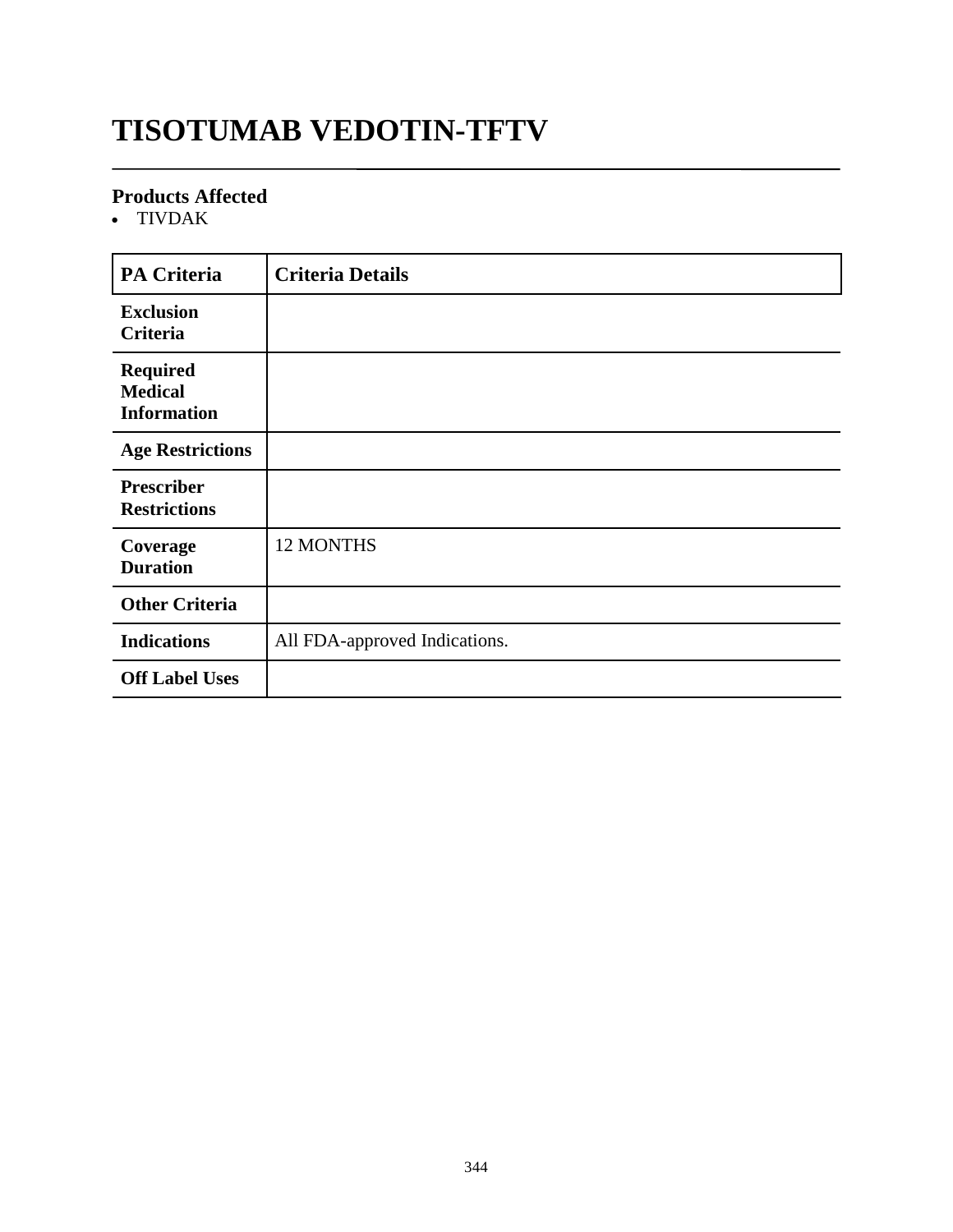# TISOTUMAB VEDOTIN-TFTV

### Products Affected

- TIVDAK

| PA Criteria | Criteria Details |
|---|---|
| **Exclusion Criteria** | |
| **Required Medical Information** | |
| **Age Restrictions** | |
| **Prescriber Restrictions** | |
| **Coverage Duration** | 12 MONTHS |
| **Other Criteria** | |
| **Indications** | All FDA-approved Indications. |
| **Off Label Uses** | |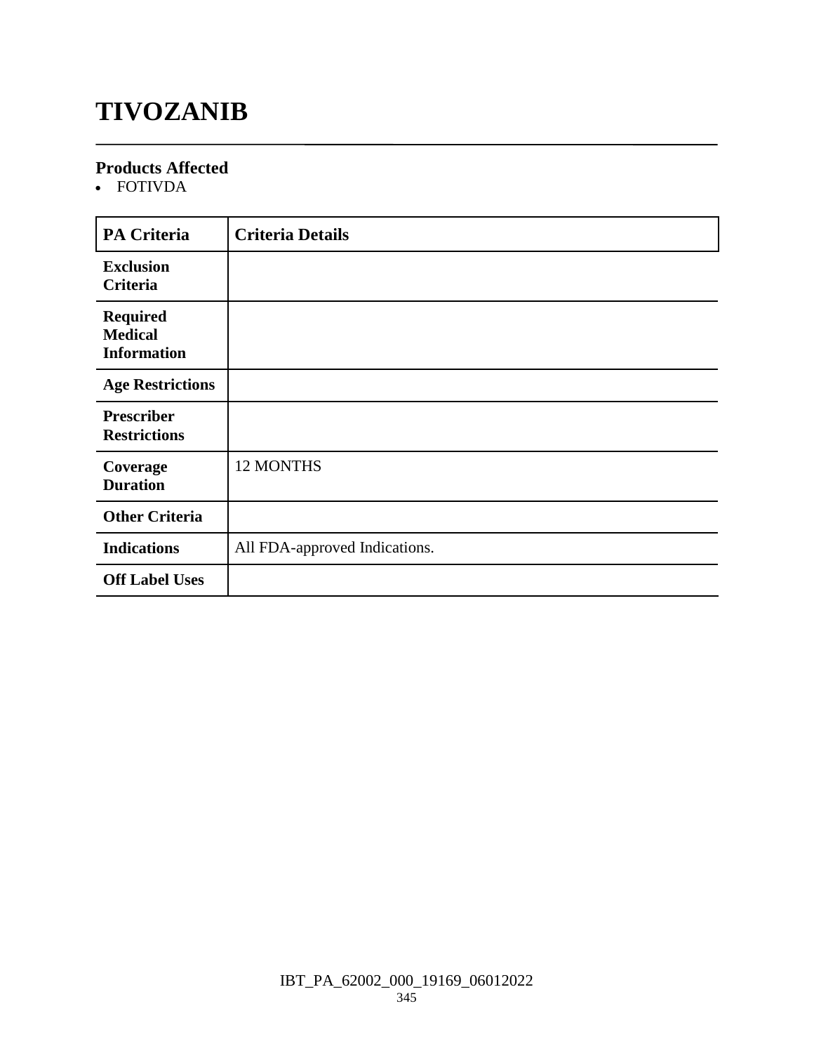# TIVOZANIB

### Products Affected

- FOTIVDA

| PA Criteria | Criteria Details |
|---|---|
| **Exclusion Criteria** | |
| **Required Medical Information** | |
| **Age Restrictions** | |
| **Prescriber Restrictions** | |
| **Coverage Duration** | 12 MONTHS |
| **Other Criteria** | |
| **Indications** | All FDA-approved Indications. |
| **Off Label Uses** | |

IBT_PA_62002_000_19169_06012022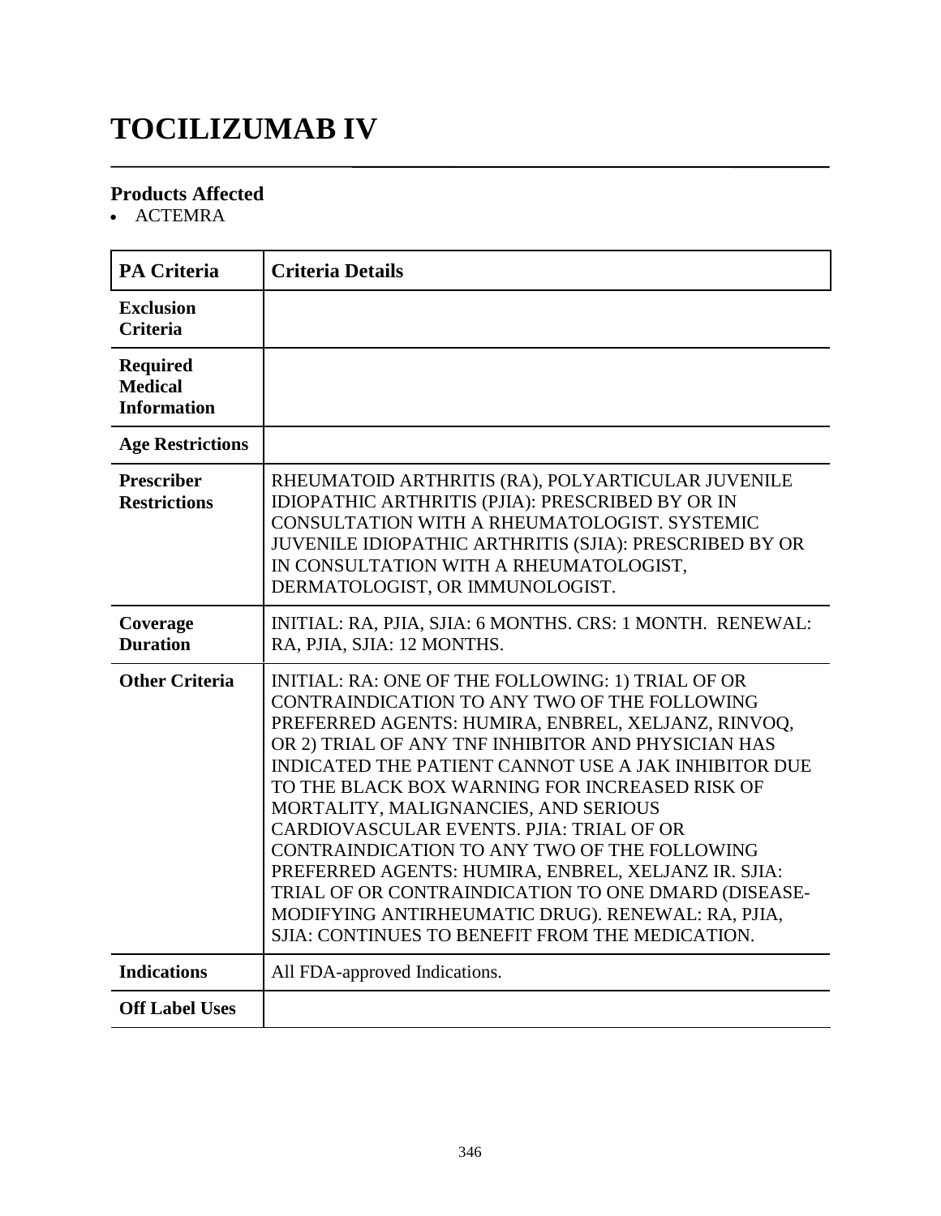# TOCILIZUMAB IV

## Products Affected

- ACTEMRA

| PA Criteria | Criteria Details |
|---|---|
| **Exclusion Criteria** | |
| **Required Medical Information** | |
| **Age Restrictions** | |
| **Prescriber Restrictions** | RHEUMATOID ARTHRITIS (RA), POLYARTICULAR JUVENILE IDIOPATHIC ARTHRITIS (PJIA): PRESCRIBED BY OR IN CONSULTATION WITH A RHEUMATOLOGIST. SYSTEMIC JUVENILE IDIOPATHIC ARTHRITIS (SJIA): PRESCRIBED BY OR IN CONSULTATION WITH A RHEUMATOLOGIST, DERMATOLOGIST, OR IMMUNOLOGIST. |
| **Coverage Duration** | INITIAL: RA, PJIA, SJIA: 6 MONTHS. CRS: 1 MONTH. RENEWAL: RA, PJIA, SJIA: 12 MONTHS. |
| **Other Criteria** | INITIAL: RA: ONE OF THE FOLLOWING: 1) TRIAL OF OR CONTRAINDICATION TO ANY TWO OF THE FOLLOWING PREFERRED AGENTS: HUMIRA, ENBREL, XELJANZ, RINVOQ, OR 2) TRIAL OF ANY TNF INHIBITOR AND PHYSICIAN HAS INDICATED THE PATIENT CANNOT USE A JAK INHIBITOR DUE TO THE BLACK BOX WARNING FOR INCREASED RISK OF MORTALITY, MALIGNANCIES, AND SERIOUS CARDIOVASCULAR EVENTS. PJIA: TRIAL OF OR CONTRAINDICATION TO ANY TWO OF THE FOLLOWING PREFERRED AGENTS: HUMIRA, ENBREL, XELJANZ IR. SJIA: TRIAL OF OR CONTRAINDICATION TO ONE DMARD (DISEASE-MODIFYING ANTIRHEUMATIC DRUG). RENEWAL: RA, PJIA, SJIA: CONTINUES TO BENEFIT FROM THE MEDICATION. |
| **Indications** | All FDA-approved Indications. |
| **Off Label Uses** | |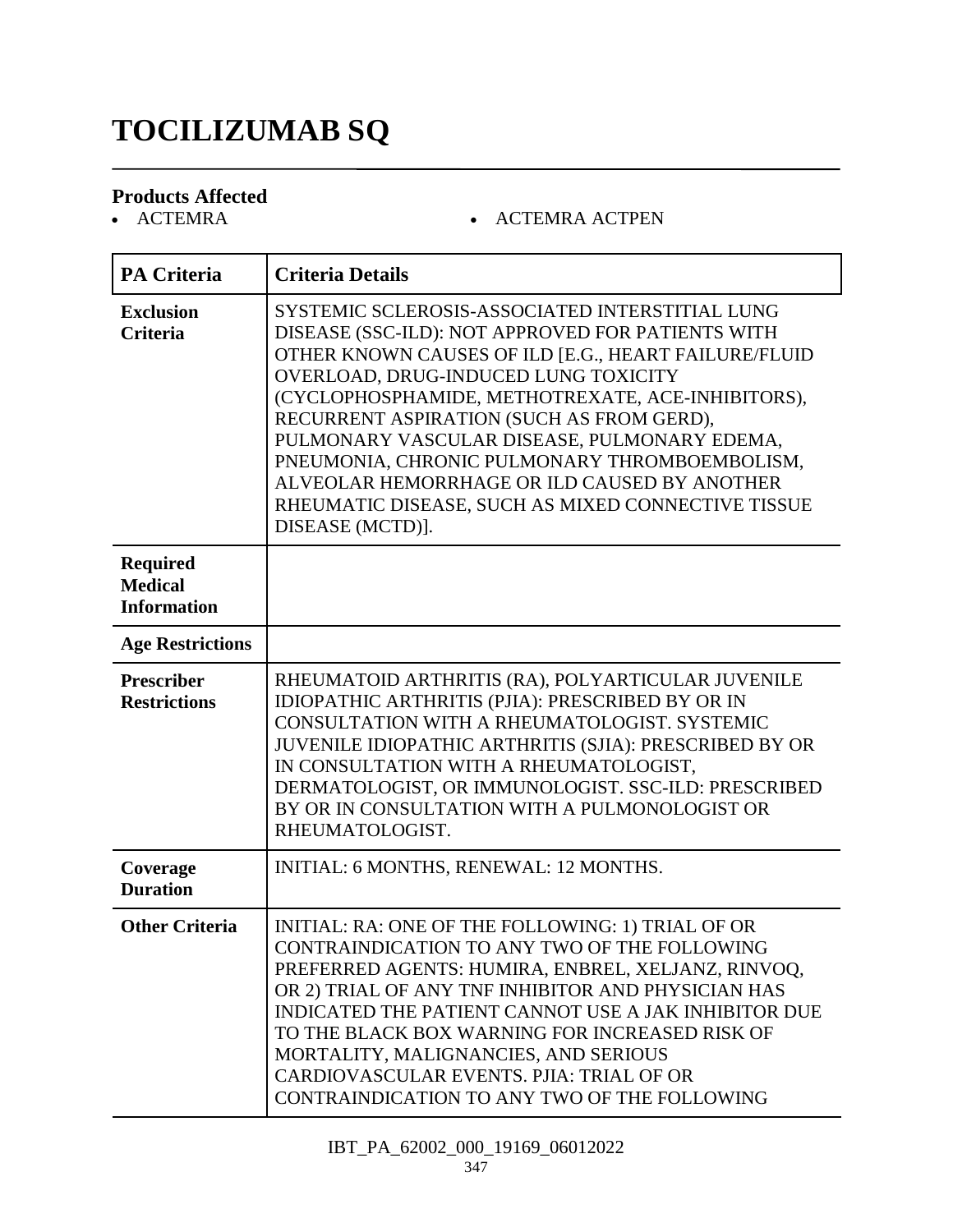# TOCILIZUMAB SQ

## Products Affected

- ACTEMRA
- ACTEMRA ACTPEN

| PA Criteria | Criteria Details |
|---|---|
| **Exclusion Criteria** | SYSTEMIC SCLEROSIS-ASSOCIATED INTERSTITIAL LUNG DISEASE (SSC-ILD): NOT APPROVED FOR PATIENTS WITH OTHER KNOWN CAUSES OF ILD [E.G., HEART FAILURE/FLUID OVERLOAD, DRUG-INDUCED LUNG TOXICITY (CYCLOPHOSPHAMIDE, METHOTREXATE, ACE-INHIBITORS), RECURRENT ASPIRATION (SUCH AS FROM GERD), PULMONARY VASCULAR DISEASE, PULMONARY EDEMA, PNEUMONIA, CHRONIC PULMONARY THROMBOEMBOLISM, ALVEOLAR HEMORRHAGE OR ILD CAUSED BY ANOTHER RHEUMATIC DISEASE, SUCH AS MIXED CONNECTIVE TISSUE DISEASE (MCTD)]. |
| **Required Medical Information** | |
| **Age Restrictions** | |
| **Prescriber Restrictions** | RHEUMATOID ARTHRITIS (RA), POLYARTICULAR JUVENILE IDIOPATHIC ARTHRITIS (PJIA): PRESCRIBED BY OR IN CONSULTATION WITH A RHEUMATOLOGIST. SYSTEMIC JUVENILE IDIOPATHIC ARTHRITIS (SJIA): PRESCRIBED BY OR IN CONSULTATION WITH A RHEUMATOLOGIST, DERMATOLOGIST, OR IMMUNOLOGIST. SSC-ILD: PRESCRIBED BY OR IN CONSULTATION WITH A PULMONOLOGIST OR RHEUMATOLOGIST. |
| **Coverage Duration** | INITIAL: 6 MONTHS, RENEWAL: 12 MONTHS. |
| **Other Criteria** | INITIAL: RA: ONE OF THE FOLLOWING: 1) TRIAL OF OR CONTRAINDICATION TO ANY TWO OF THE FOLLOWING PREFERRED AGENTS: HUMIRA, ENBREL, XELJANZ, RINVOQ, OR 2) TRIAL OF ANY TNF INHIBITOR AND PHYSICIAN HAS INDICATED THE PATIENT CANNOT USE A JAK INHIBITOR DUE TO THE BLACK BOX WARNING FOR INCREASED RISK OF MORTALITY, MALIGNANCIES, AND SERIOUS CARDIOVASCULAR EVENTS. PJIA: TRIAL OF OR CONTRAINDICATION TO ANY TWO OF THE FOLLOWING |

IBT_PA_62002_000_19169_06012022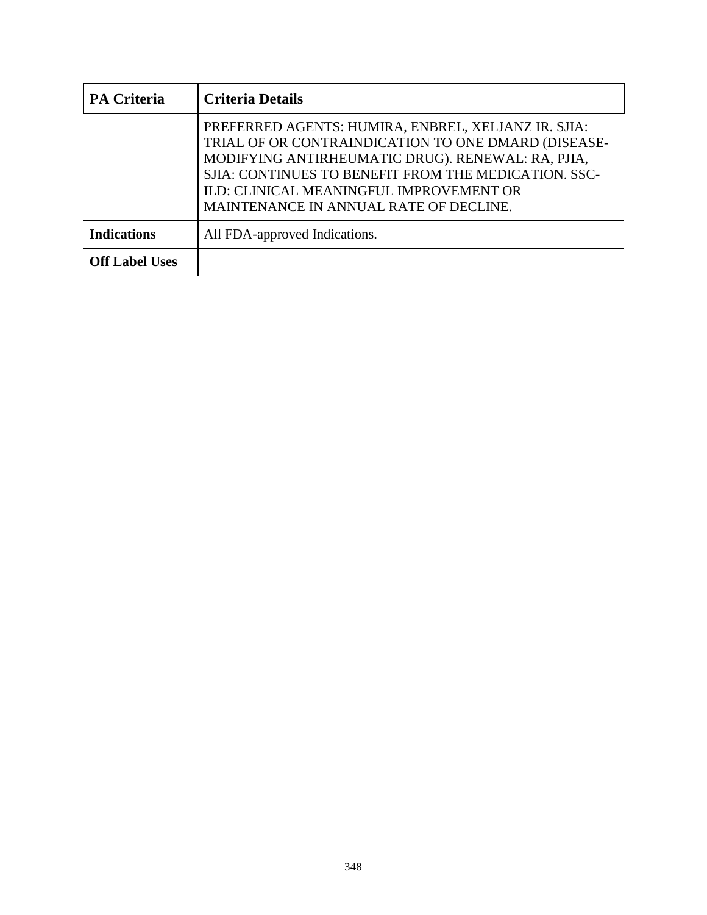| PA Criteria | Criteria Details |
| --- | --- |
| | PREFERRED AGENTS: HUMIRA, ENBREL, XELJANZ IR. SJIA: TRIAL OF OR CONTRAINDICATION TO ONE DMARD (DISEASE-MODIFYING ANTIRHEUMATIC DRUG). RENEWAL: RA, PJIA, SJIA: CONTINUES TO BENEFIT FROM THE MEDICATION. SSC-ILD: CLINICAL MEANINGFUL IMPROVEMENT OR MAINTENANCE IN ANNUAL RATE OF DECLINE. |
| **Indications** | All FDA-approved Indications. |
| **Off Label Uses** | |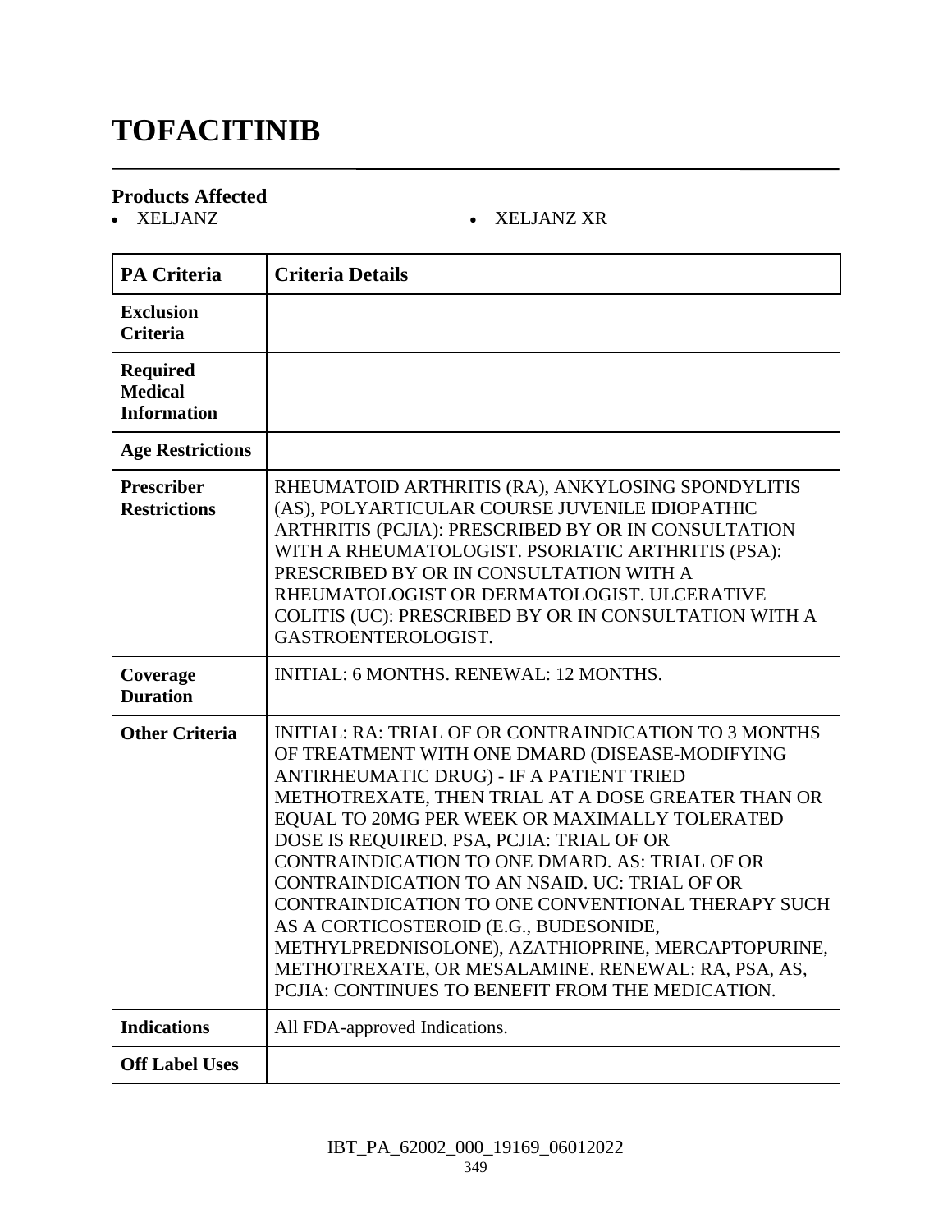# TOFACITINIB

## Products Affected

- XELJANZ
- XELJANZ XR

| PA Criteria | Criteria Details |
|---|---|
| **Exclusion Criteria** | |
| **Required Medical Information** | |
| **Age Restrictions** | |
| **Prescriber Restrictions** | RHEUMATOID ARTHRITIS (RA), ANKYLOSING SPONDYLITIS (AS), POLYARTICULAR COURSE JUVENILE IDIOPATHIC ARTHRITIS (PCJIA): PRESCRIBED BY OR IN CONSULTATION WITH A RHEUMATOLOGIST. PSORIATIC ARTHRITIS (PSA): PRESCRIBED BY OR IN CONSULTATION WITH A RHEUMATOLOGIST OR DERMATOLOGIST. ULCERATIVE COLITIS (UC): PRESCRIBED BY OR IN CONSULTATION WITH A GASTROENTEROLOGIST. |
| **Coverage Duration** | INITIAL: 6 MONTHS. RENEWAL: 12 MONTHS. |
| **Other Criteria** | INITIAL: RA: TRIAL OF OR CONTRAINDICATION TO 3 MONTHS OF TREATMENT WITH ONE DMARD (DISEASE-MODIFYING ANTIRHEUMATIC DRUG) - IF A PATIENT TRIED METHOTREXATE, THEN TRIAL AT A DOSE GREATER THAN OR EQUAL TO 20MG PER WEEK OR MAXIMALLY TOLERATED DOSE IS REQUIRED. PSA, PCJIA: TRIAL OF OR CONTRAINDICATION TO ONE DMARD. AS: TRIAL OF OR CONTRAINDICATION TO AN NSAID. UC: TRIAL OF OR CONTRAINDICATION TO ONE CONVENTIONAL THERAPY SUCH AS A CORTICOSTEROID (E.G., BUDESONIDE, METHYLPREDNISOLONE), AZATHIOPRINE, MERCAPTOPURINE, METHOTREXATE, OR MESALAMINE. RENEWAL: RA, PSA, AS, PCJIA: CONTINUES TO BENEFIT FROM THE MEDICATION. |
| **Indications** | All FDA-approved Indications. |
| **Off Label Uses** | |

IBT_PA_62002_000_19169_06012022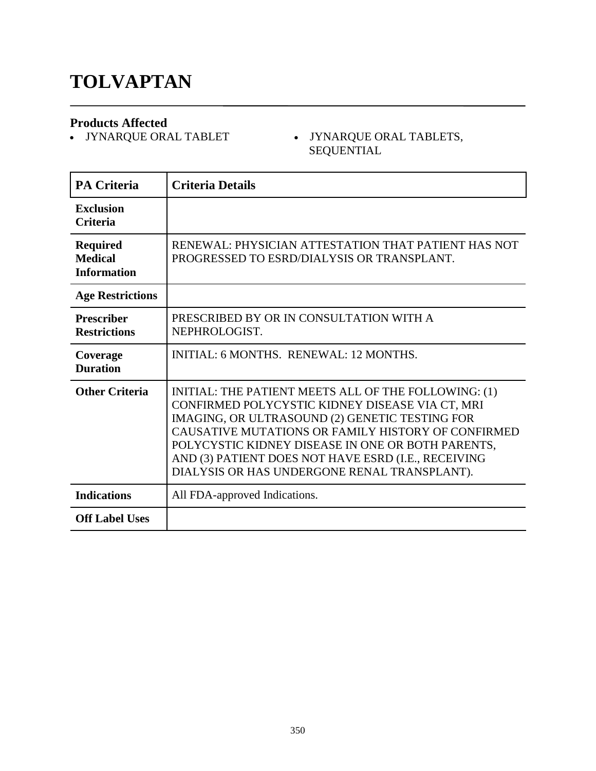# TOLVAPTAN

## Products Affected

- JYNARQUE ORAL TABLET
- JYNARQUE ORAL TABLETS, SEQUENTIAL

| PA Criteria | Criteria Details |
|---|---|
| **Exclusion Criteria** | |
| **Required Medical Information** | RENEWAL: PHYSICIAN ATTESTATION THAT PATIENT HAS NOT PROGRESSED TO ESRD/DIALYSIS OR TRANSPLANT. |
| **Age Restrictions** | |
| **Prescriber Restrictions** | PRESCRIBED BY OR IN CONSULTATION WITH A NEPHROLOGIST. |
| **Coverage Duration** | INITIAL: 6 MONTHS. RENEWAL: 12 MONTHS. |
| **Other Criteria** | INITIAL: THE PATIENT MEETS ALL OF THE FOLLOWING: (1) CONFIRMED POLYCYSTIC KIDNEY DISEASE VIA CT, MRI IMAGING, OR ULTRASOUND (2) GENETIC TESTING FOR CAUSATIVE MUTATIONS OR FAMILY HISTORY OF CONFIRMED POLYCYSTIC KIDNEY DISEASE IN ONE OR BOTH PARENTS, AND (3) PATIENT DOES NOT HAVE ESRD (I.E., RECEIVING DIALYSIS OR HAS UNDERGONE RENAL TRANSPLANT). |
| **Indications** | All FDA-approved Indications. |
| **Off Label Uses** | |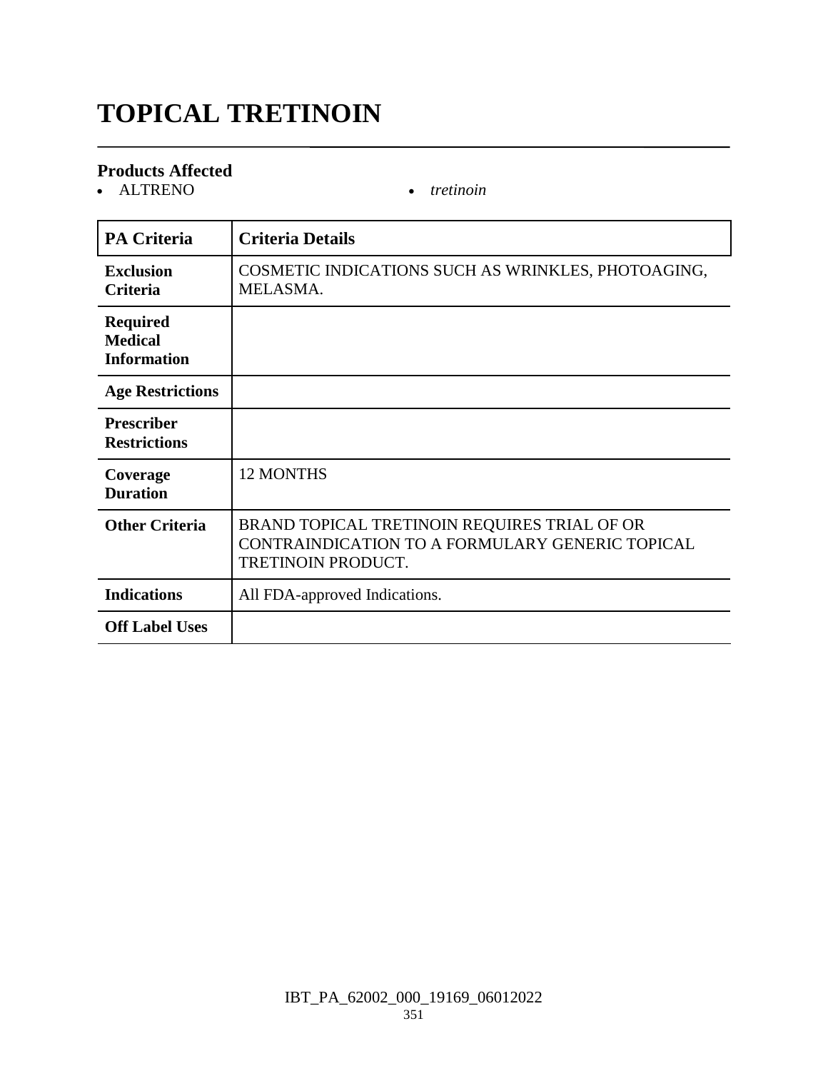# TOPICAL TRETINOIN

## Products Affected

- ALTRENO
- *tretinoin*

| PA Criteria | Criteria Details |
|---|---|
| **Exclusion Criteria** | COSMETIC INDICATIONS SUCH AS WRINKLES, PHOTOAGING, MELASMA. |
| **Required Medical Information** | |
| **Age Restrictions** | |
| **Prescriber Restrictions** | |
| **Coverage Duration** | 12 MONTHS |
| **Other Criteria** | BRAND TOPICAL TRETINOIN REQUIRES TRIAL OF OR CONTRAINDICATION TO A FORMULARY GENERIC TOPICAL TRETINOIN PRODUCT. |
| **Indications** | All FDA-approved Indications. |
| **Off Label Uses** | |

IBT_PA_62002_000_19169_06012022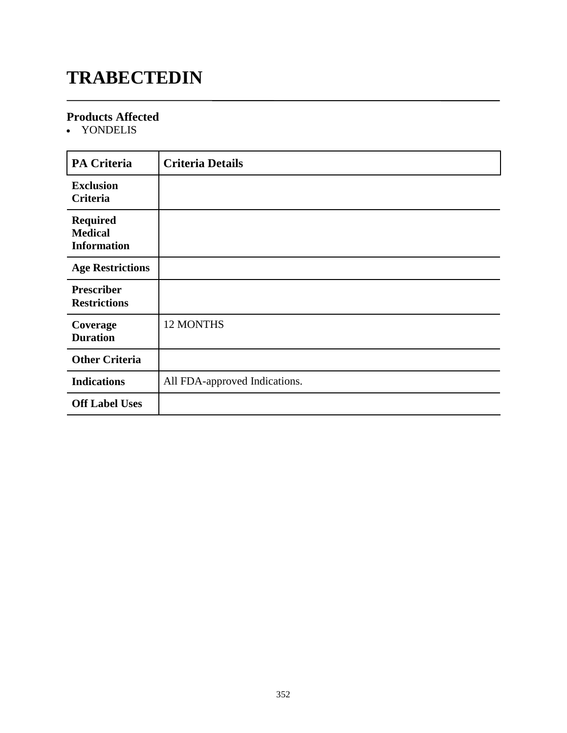# TRABECTEDIN

## Products Affected

- YONDELIS

| PA Criteria | Criteria Details |
|---|---|
| **Exclusion Criteria** | |
| **Required Medical Information** | |
| **Age Restrictions** | |
| **Prescriber Restrictions** | |
| **Coverage Duration** | 12 MONTHS |
| **Other Criteria** | |
| **Indications** | All FDA-approved Indications. |
| **Off Label Uses** | |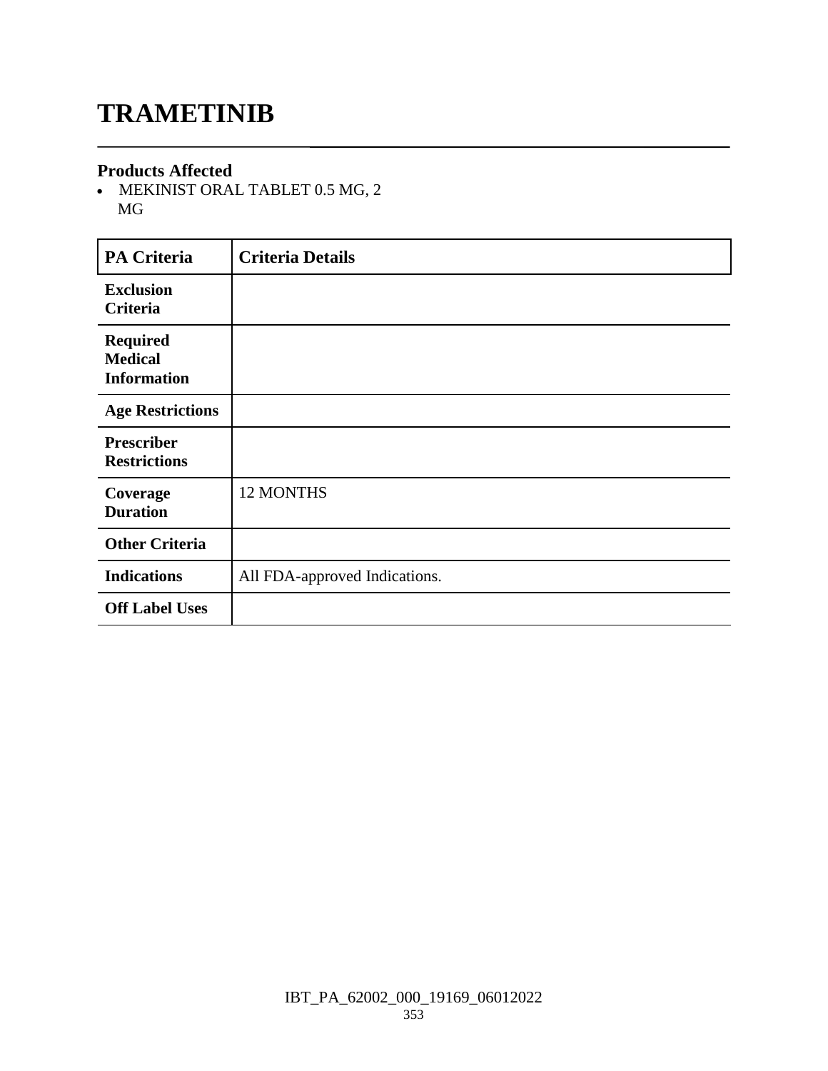# TRAMETINIB

## Products Affected

- MEKINIST ORAL TABLET 0.5 MG, 2 MG

| PA Criteria | Criteria Details |
|---|---|
| Exclusion Criteria | |
| Required Medical Information | |
| Age Restrictions | |
| Prescriber Restrictions | |
| Coverage Duration | 12 MONTHS |
| Other Criteria | |
| Indications | All FDA-approved Indications. |
| Off Label Uses | |

IBT_PA_62002_000_19169_06012022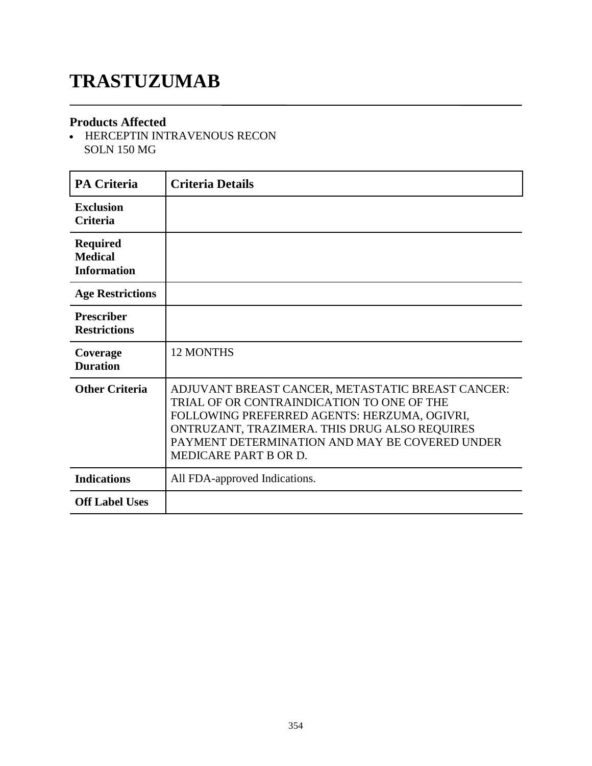# TRASTUZUMAB

### Products Affected

- HERCEPTIN INTRAVENOUS RECON SOLN 150 MG

| PA Criteria | Criteria Details |
|---|---|
| **Exclusion Criteria** | |
| **Required Medical Information** | |
| **Age Restrictions** | |
| **Prescriber Restrictions** | |
| **Coverage Duration** | 12 MONTHS |
| **Other Criteria** | ADJUVANT BREAST CANCER, METASTATIC BREAST CANCER: TRIAL OF OR CONTRAINDICATION TO ONE OF THE FOLLOWING PREFERRED AGENTS: HERZUMA, OGIVRI, ONTRUZANT, TRAZIMERA. THIS DRUG ALSO REQUIRES PAYMENT DETERMINATION AND MAY BE COVERED UNDER MEDICARE PART B OR D. |
| **Indications** | All FDA-approved Indications. |
| **Off Label Uses** | |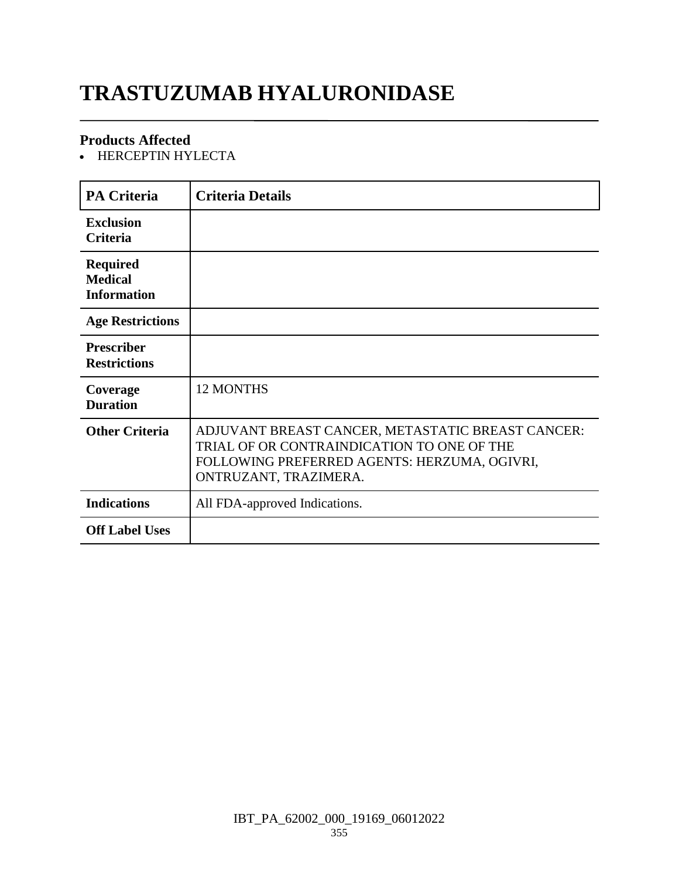# TRASTUZUMAB HYALURONIDASE

### Products Affected

- HERCEPTIN HYLECTA

| PA Criteria | Criteria Details |
|---|---|
| Exclusion Criteria | |
| Required Medical Information | |
| Age Restrictions | |
| Prescriber Restrictions | |
| Coverage Duration | 12 MONTHS |
| Other Criteria | ADJUVANT BREAST CANCER, METASTATIC BREAST CANCER: TRIAL OF OR CONTRAINDICATION TO ONE OF THE FOLLOWING PREFERRED AGENTS: HERZUMA, OGIVRI, ONTRUZANT, TRAZIMERA. |
| Indications | All FDA-approved Indications. |
| Off Label Uses | |

IBT_PA_62002_000_19169_06012022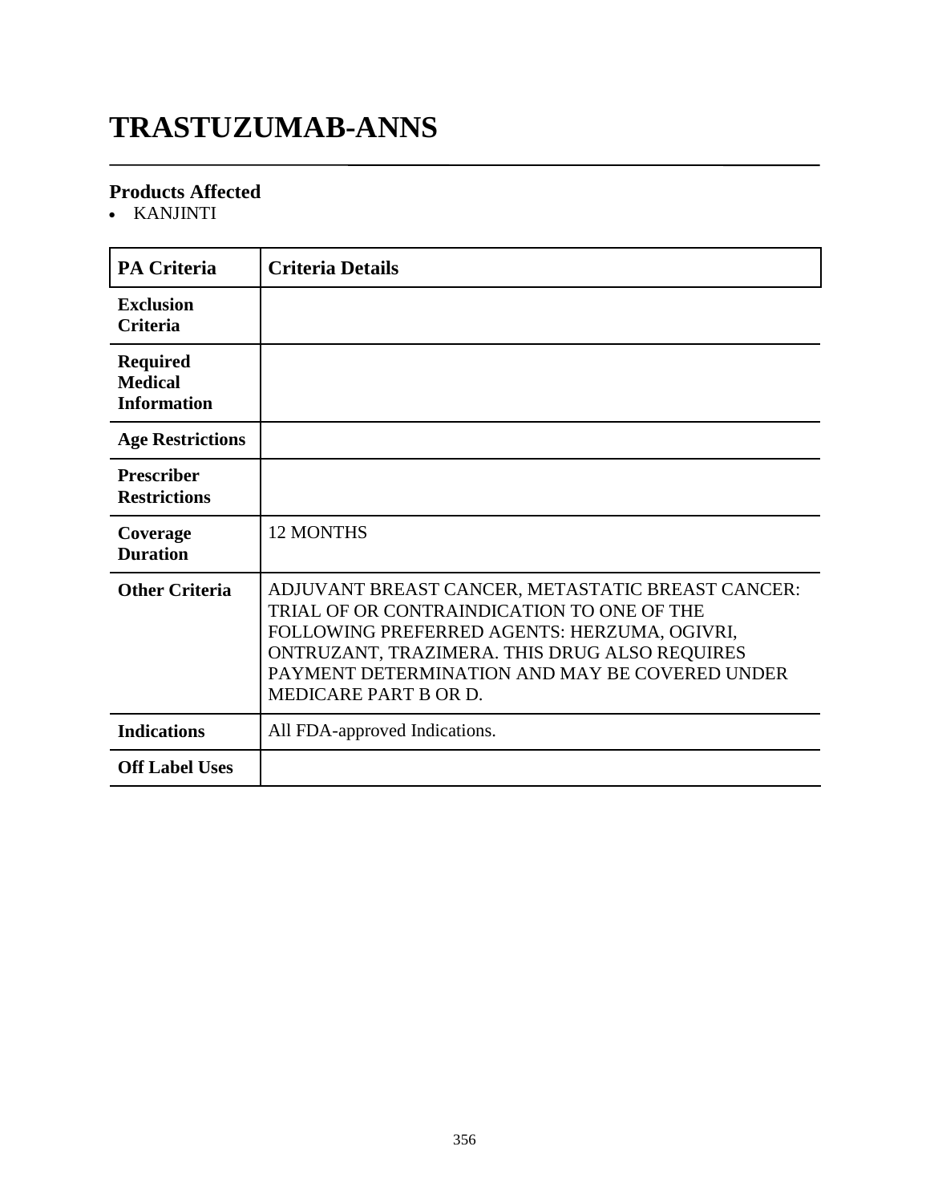# TRASTUZUMAB-ANNS

### Products Affected

- KANJINTI

| PA Criteria | Criteria Details |
|---|---|
| Exclusion Criteria | |
| Required Medical Information | |
| Age Restrictions | |
| Prescriber Restrictions | |
| Coverage Duration | 12 MONTHS |
| Other Criteria | ADJUVANT BREAST CANCER, METASTATIC BREAST CANCER: TRIAL OF OR CONTRAINDICATION TO ONE OF THE FOLLOWING PREFERRED AGENTS: HERZUMA, OGIVRI, ONTRUZANT, TRAZIMERA. THIS DRUG ALSO REQUIRES PAYMENT DETERMINATION AND MAY BE COVERED UNDER MEDICARE PART B OR D. |
| Indications | All FDA-approved Indications. |
| Off Label Uses | |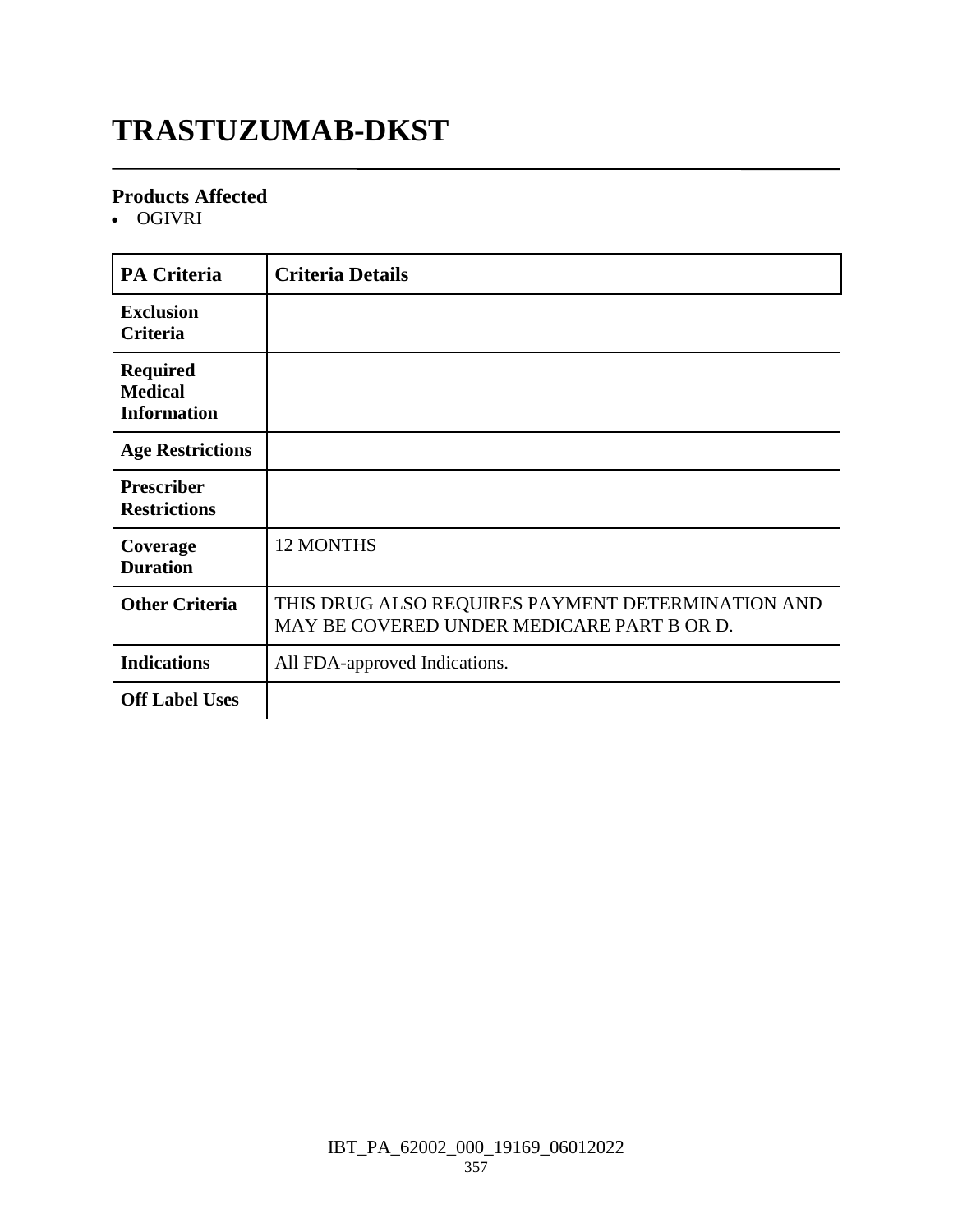# TRASTUZUMAB-DKST

### Products Affected

- OGIVRI

| PA Criteria | Criteria Details |
| --- | --- |
| **Exclusion Criteria** | |
| **Required Medical Information** | |
| **Age Restrictions** | |
| **Prescriber Restrictions** | |
| **Coverage Duration** | 12 MONTHS |
| **Other Criteria** | THIS DRUG ALSO REQUIRES PAYMENT DETERMINATION AND MAY BE COVERED UNDER MEDICARE PART B OR D. |
| **Indications** | All FDA-approved Indications. |
| **Off Label Uses** | |

IBT_PA_62002_000_19169_06012022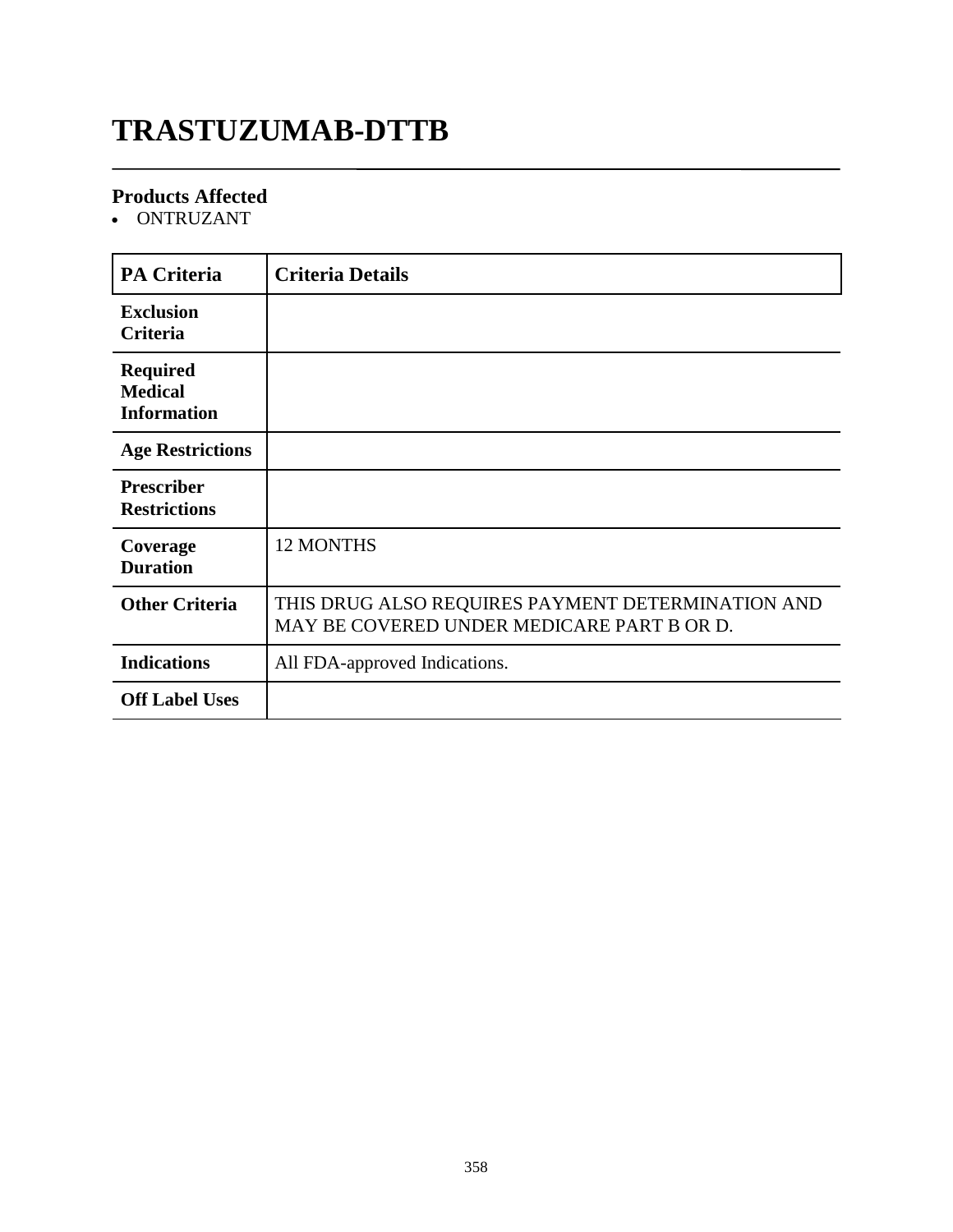# TRASTUZUMAB-DTTB

### Products Affected

- ONTRUZANT

| PA Criteria | Criteria Details |
|---|---|
| Exclusion Criteria | |
| Required Medical Information | |
| Age Restrictions | |
| Prescriber Restrictions | |
| Coverage Duration | 12 MONTHS |
| Other Criteria | THIS DRUG ALSO REQUIRES PAYMENT DETERMINATION AND MAY BE COVERED UNDER MEDICARE PART B OR D. |
| Indications | All FDA-approved Indications. |
| Off Label Uses | |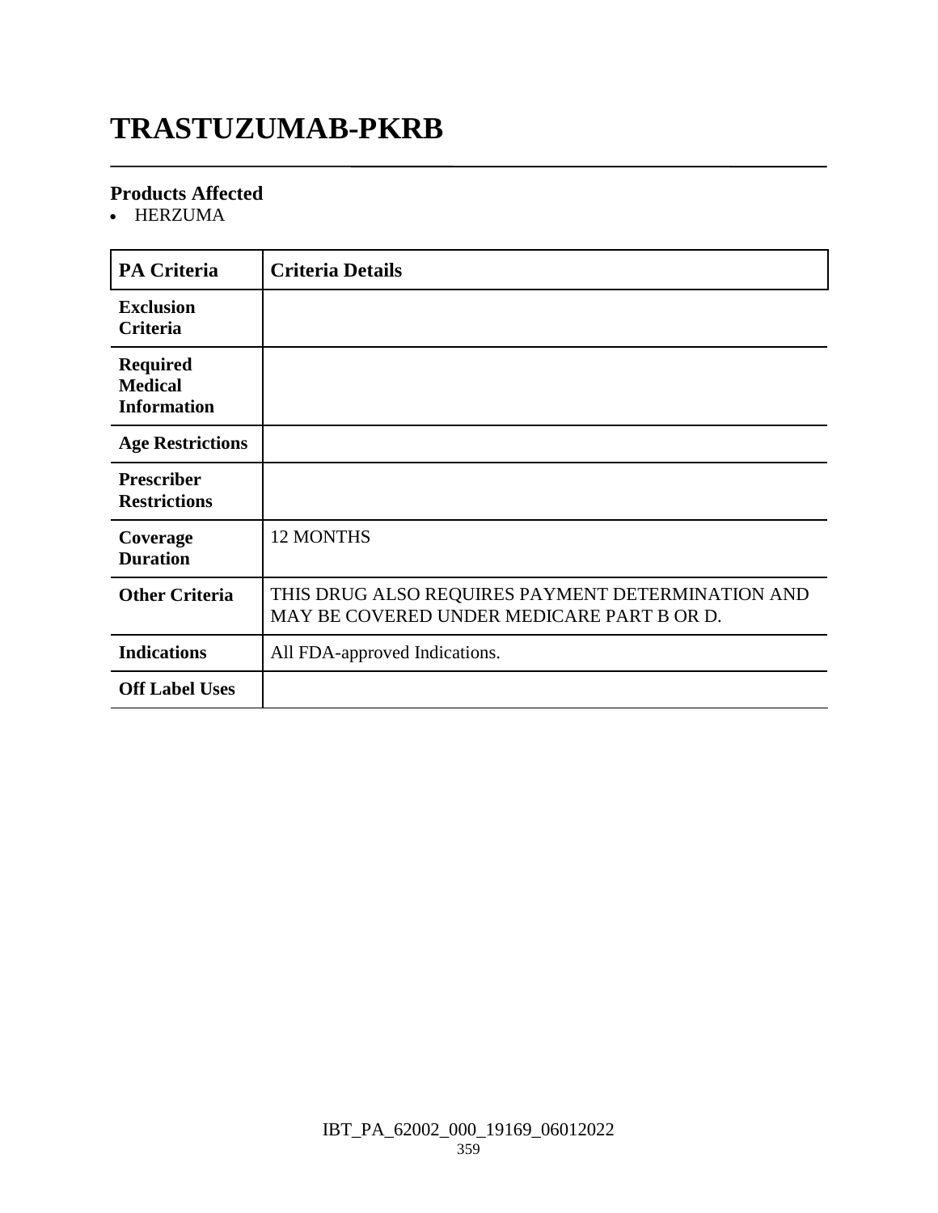# TRASTUZUMAB-PKRB

### Products Affected

- HERZUMA

| PA Criteria | Criteria Details |
|---|---|
| **Exclusion Criteria** | |
| **Required Medical Information** | |
| **Age Restrictions** | |
| **Prescriber Restrictions** | |
| **Coverage Duration** | 12 MONTHS |
| **Other Criteria** | THIS DRUG ALSO REQUIRES PAYMENT DETERMINATION AND MAY BE COVERED UNDER MEDICARE PART B OR D. |
| **Indications** | All FDA-approved Indications. |
| **Off Label Uses** | |

IBT_PA_62002_000_19169_06012022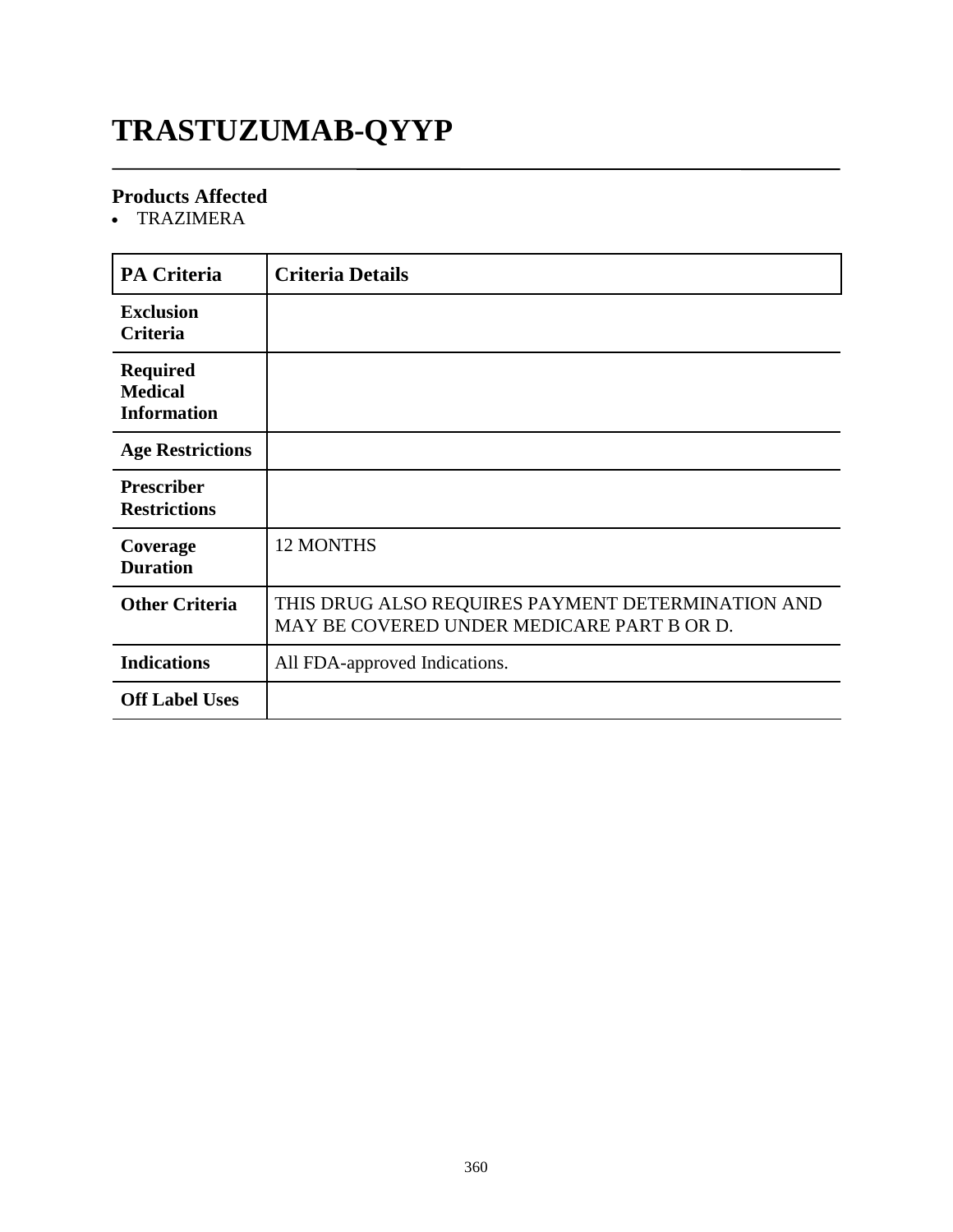# TRASTUZUMAB-QYYP

### Products Affected

- TRAZIMERA

| PA Criteria | Criteria Details |
|---|---|
| Exclusion Criteria | |
| Required Medical Information | |
| Age Restrictions | |
| Prescriber Restrictions | |
| Coverage Duration | 12 MONTHS |
| Other Criteria | THIS DRUG ALSO REQUIRES PAYMENT DETERMINATION AND MAY BE COVERED UNDER MEDICARE PART B OR D. |
| Indications | All FDA-approved Indications. |
| Off Label Uses | |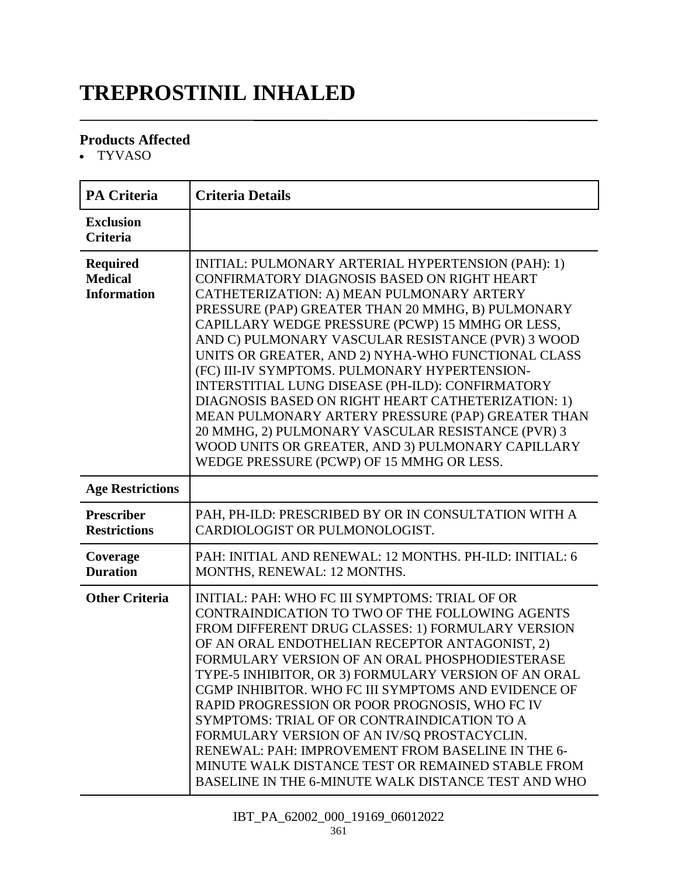# TREPROSTINIL INHALED

### Products Affected

- TYVASO

| PA Criteria | Criteria Details |
|---|---|
| **Exclusion Criteria** | |
| **Required Medical Information** | INITIAL: PULMONARY ARTERIAL HYPERTENSION (PAH): 1) CONFIRMATORY DIAGNOSIS BASED ON RIGHT HEART CATHETERIZATION: A) MEAN PULMONARY ARTERY PRESSURE (PAP) GREATER THAN 20 MMHG, B) PULMONARY CAPILLARY WEDGE PRESSURE (PCWP) 15 MMHG OR LESS, AND C) PULMONARY VASCULAR RESISTANCE (PVR) 3 WOOD UNITS OR GREATER, AND 2) NYHA-WHO FUNCTIONAL CLASS (FC) III-IV SYMPTOMS. PULMONARY HYPERTENSION-INTERSTITIAL LUNG DISEASE (PH-ILD): CONFIRMATORY DIAGNOSIS BASED ON RIGHT HEART CATHETERIZATION: 1) MEAN PULMONARY ARTERY PRESSURE (PAP) GREATER THAN 20 MMHG, 2) PULMONARY VASCULAR RESISTANCE (PVR) 3 WOOD UNITS OR GREATER, AND 3) PULMONARY CAPILLARY WEDGE PRESSURE (PCWP) OF 15 MMHG OR LESS. |
| **Age Restrictions** | |
| **Prescriber Restrictions** | PAH, PH-ILD: PRESCRIBED BY OR IN CONSULTATION WITH A CARDIOLOGIST OR PULMONOLOGIST. |
| **Coverage Duration** | PAH: INITIAL AND RENEWAL: 12 MONTHS. PH-ILD: INITIAL: 6 MONTHS, RENEWAL: 12 MONTHS. |
| **Other Criteria** | INITIAL: PAH: WHO FC III SYMPTOMS: TRIAL OF OR CONTRAINDICATION TO TWO OF THE FOLLOWING AGENTS FROM DIFFERENT DRUG CLASSES: 1) FORMULARY VERSION OF AN ORAL ENDOTHELIAN RECEPTOR ANTAGONIST, 2) FORMULARY VERSION OF AN ORAL PHOSPHODIESTERASE TYPE-5 INHIBITOR, OR 3) FORMULARY VERSION OF AN ORAL CGMP INHIBITOR. WHO FC III SYMPTOMS AND EVIDENCE OF RAPID PROGRESSION OR POOR PROGNOSIS, WHO FC IV SYMPTOMS: TRIAL OF OR CONTRAINDICATION TO A FORMULARY VERSION OF AN IV/SQ PROSTACYCLIN. RENEWAL: PAH: IMPROVEMENT FROM BASELINE IN THE 6-MINUTE WALK DISTANCE TEST OR REMAINED STABLE FROM BASELINE IN THE 6-MINUTE WALK DISTANCE TEST AND WHO |

IBT_PA_62002_000_19169_06012022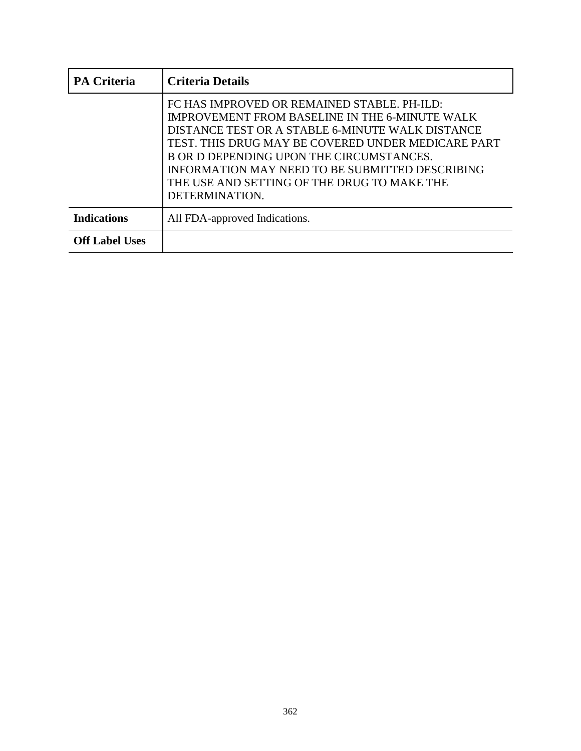| PA Criteria | Criteria Details |
|---|---|
| | FC HAS IMPROVED OR REMAINED STABLE. PH-ILD: IMPROVEMENT FROM BASELINE IN THE 6-MINUTE WALK DISTANCE TEST OR A STABLE 6-MINUTE WALK DISTANCE TEST. THIS DRUG MAY BE COVERED UNDER MEDICARE PART B OR D DEPENDING UPON THE CIRCUMSTANCES. INFORMATION MAY NEED TO BE SUBMITTED DESCRIBING THE USE AND SETTING OF THE DRUG TO MAKE THE DETERMINATION. |
| **Indications** | All FDA-approved Indications. |
| **Off Label Uses** | |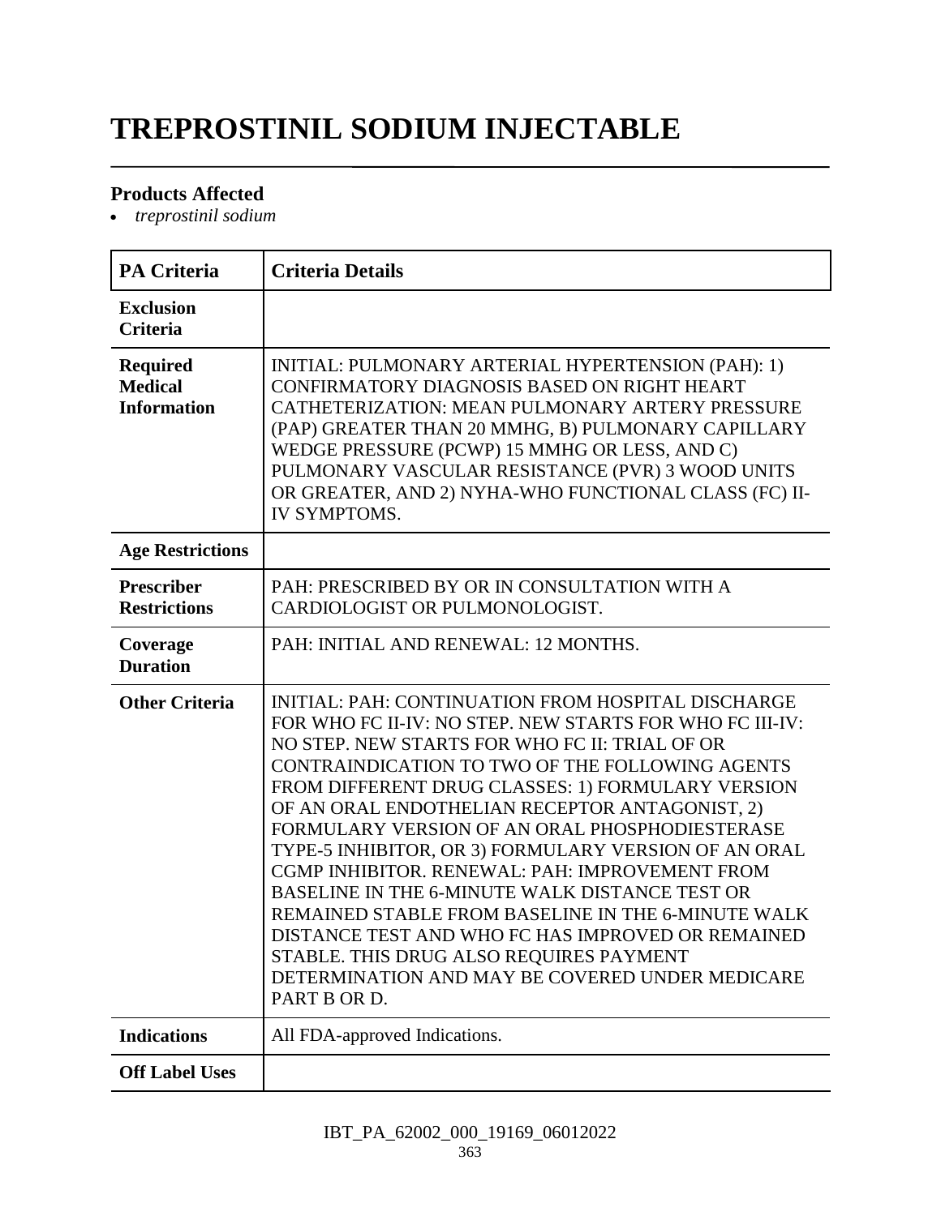# TREPROSTINIL SODIUM INJECTABLE

### Products Affected

- *treprostinil sodium*

| PA Criteria | Criteria Details |
|---|---|
| **Exclusion Criteria** | |
| **Required Medical Information** | INITIAL: PULMONARY ARTERIAL HYPERTENSION (PAH): 1) CONFIRMATORY DIAGNOSIS BASED ON RIGHT HEART CATHETERIZATION: MEAN PULMONARY ARTERY PRESSURE (PAP) GREATER THAN 20 MMHG, B) PULMONARY CAPILLARY WEDGE PRESSURE (PCWP) 15 MMHG OR LESS, AND C) PULMONARY VASCULAR RESISTANCE (PVR) 3 WOOD UNITS OR GREATER, AND 2) NYHA-WHO FUNCTIONAL CLASS (FC) II-IV SYMPTOMS. |
| **Age Restrictions** | |
| **Prescriber Restrictions** | PAH: PRESCRIBED BY OR IN CONSULTATION WITH A CARDIOLOGIST OR PULMONOLOGIST. |
| **Coverage Duration** | PAH: INITIAL AND RENEWAL: 12 MONTHS. |
| **Other Criteria** | INITIAL: PAH: CONTINUATION FROM HOSPITAL DISCHARGE FOR WHO FC II-IV: NO STEP. NEW STARTS FOR WHO FC III-IV: NO STEP. NEW STARTS FOR WHO FC II: TRIAL OF OR CONTRAINDICATION TO TWO OF THE FOLLOWING AGENTS FROM DIFFERENT DRUG CLASSES: 1) FORMULARY VERSION OF AN ORAL ENDOTHELIAN RECEPTOR ANTAGONIST, 2) FORMULARY VERSION OF AN ORAL PHOSPHODIESTERASE TYPE-5 INHIBITOR, OR 3) FORMULARY VERSION OF AN ORAL CGMP INHIBITOR. RENEWAL: PAH: IMPROVEMENT FROM BASELINE IN THE 6-MINUTE WALK DISTANCE TEST OR REMAINED STABLE FROM BASELINE IN THE 6-MINUTE WALK DISTANCE TEST AND WHO FC HAS IMPROVED OR REMAINED STABLE. THIS DRUG ALSO REQUIRES PAYMENT DETERMINATION AND MAY BE COVERED UNDER MEDICARE PART B OR D. |
| **Indications** | All FDA-approved Indications. |
| **Off Label Uses** | |

IBT_PA_62002_000_19169_06012022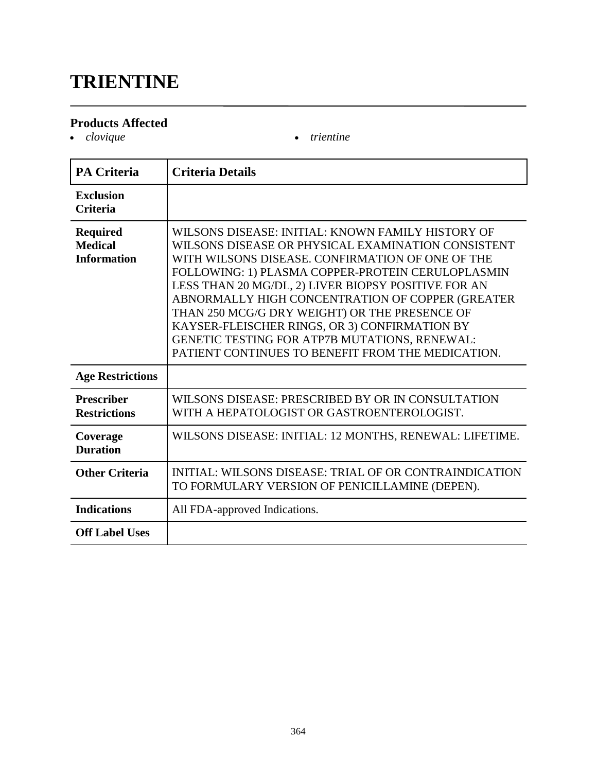# TRIENTINE

## Products Affected

- *clovique*
- *trientine*

| PA Criteria | Criteria Details |
|---|---|
| **Exclusion Criteria** | |
| **Required Medical Information** | WILSONS DISEASE: INITIAL: KNOWN FAMILY HISTORY OF WILSONS DISEASE OR PHYSICAL EXAMINATION CONSISTENT WITH WILSONS DISEASE. CONFIRMATION OF ONE OF THE FOLLOWING: 1) PLASMA COPPER-PROTEIN CERULOPLASMIN LESS THAN 20 MG/DL, 2) LIVER BIOPSY POSITIVE FOR AN ABNORMALLY HIGH CONCENTRATION OF COPPER (GREATER THAN 250 MCG/G DRY WEIGHT) OR THE PRESENCE OF KAYSER-FLEISCHER RINGS, OR 3) CONFIRMATION BY GENETIC TESTING FOR ATP7B MUTATIONS, RENEWAL: PATIENT CONTINUES TO BENEFIT FROM THE MEDICATION. |
| **Age Restrictions** | |
| **Prescriber Restrictions** | WILSONS DISEASE: PRESCRIBED BY OR IN CONSULTATION WITH A HEPATOLOGIST OR GASTROENTEROLOGIST. |
| **Coverage Duration** | WILSONS DISEASE: INITIAL: 12 MONTHS, RENEWAL: LIFETIME. |
| **Other Criteria** | INITIAL: WILSONS DISEASE: TRIAL OF OR CONTRAINDICATION TO FORMULARY VERSION OF PENICILLAMINE (DEPEN). |
| **Indications** | All FDA-approved Indications. |
| **Off Label Uses** | |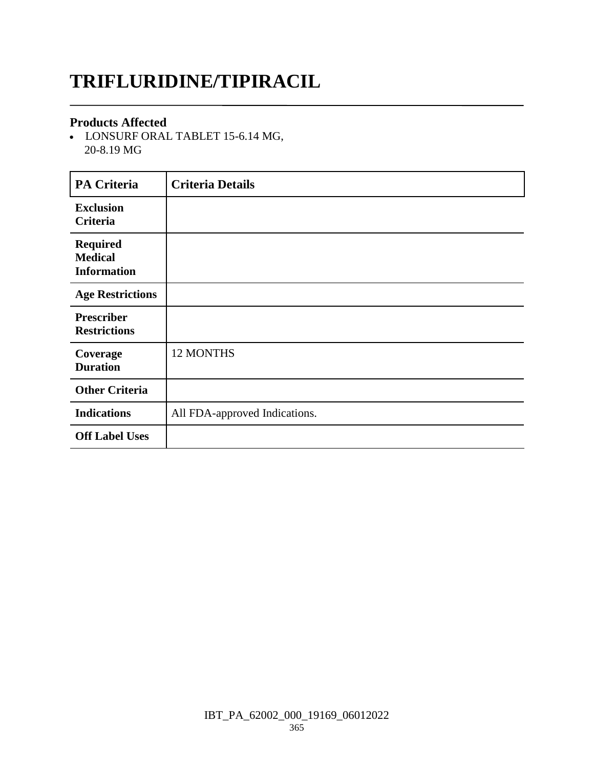# TRIFLURIDINE/TIPIRACIL

### Products Affected

- LONSURF ORAL TABLET 15-6.14 MG, 20-8.19 MG

| PA Criteria | Criteria Details |
|---|---|
| **Exclusion Criteria** | |
| **Required Medical Information** | |
| **Age Restrictions** | |
| **Prescriber Restrictions** | |
| **Coverage Duration** | 12 MONTHS |
| **Other Criteria** | |
| **Indications** | All FDA-approved Indications. |
| **Off Label Uses** | |

IBT_PA_62002_000_19169_06012022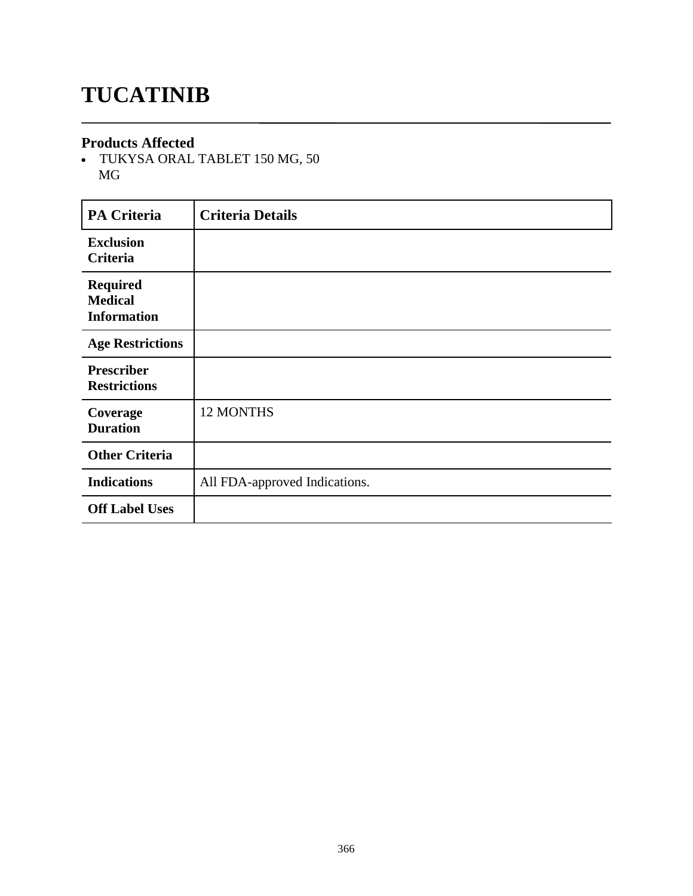# TUCATINIB

## Products Affected

- TUKYSA ORAL TABLET 150 MG, 50 MG

| PA Criteria | Criteria Details |
|---|---|
| **Exclusion Criteria** | |
| **Required Medical Information** | |
| **Age Restrictions** | |
| **Prescriber Restrictions** | |
| **Coverage Duration** | 12 MONTHS |
| **Other Criteria** | |
| **Indications** | All FDA-approved Indications. |
| **Off Label Uses** | |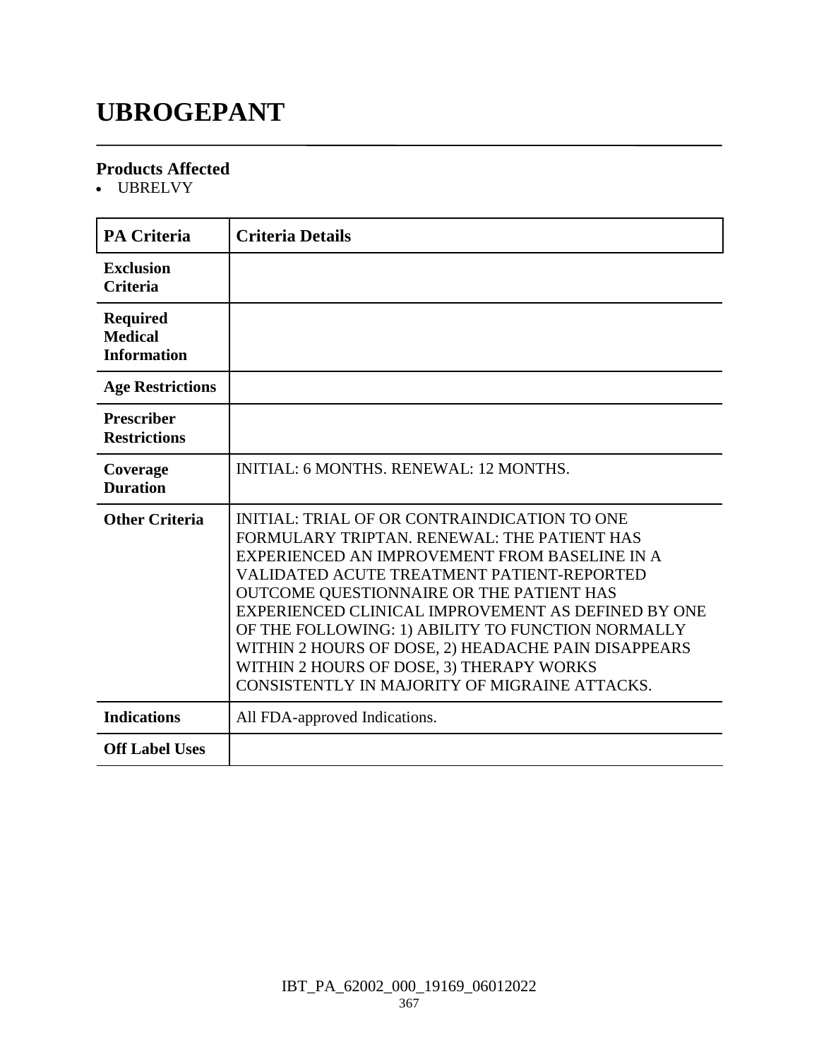# UBROGEPANT

### Products Affected

- UBRELVY

| PA Criteria | Criteria Details |
|---|---|
| Exclusion Criteria | |
| Required Medical Information | |
| Age Restrictions | |
| Prescriber Restrictions | |
| Coverage Duration | INITIAL: 6 MONTHS. RENEWAL: 12 MONTHS. |
| Other Criteria | INITIAL: TRIAL OF OR CONTRAINDICATION TO ONE FORMULARY TRIPTAN. RENEWAL: THE PATIENT HAS EXPERIENCED AN IMPROVEMENT FROM BASELINE IN A VALIDATED ACUTE TREATMENT PATIENT-REPORTED OUTCOME QUESTIONNAIRE OR THE PATIENT HAS EXPERIENCED CLINICAL IMPROVEMENT AS DEFINED BY ONE OF THE FOLLOWING: 1) ABILITY TO FUNCTION NORMALLY WITHIN 2 HOURS OF DOSE, 2) HEADACHE PAIN DISAPPEARS WITHIN 2 HOURS OF DOSE, 3) THERAPY WORKS CONSISTENTLY IN MAJORITY OF MIGRAINE ATTACKS. |
| Indications | All FDA-approved Indications. |
| Off Label Uses | |

IBT_PA_62002_000_19169_06012022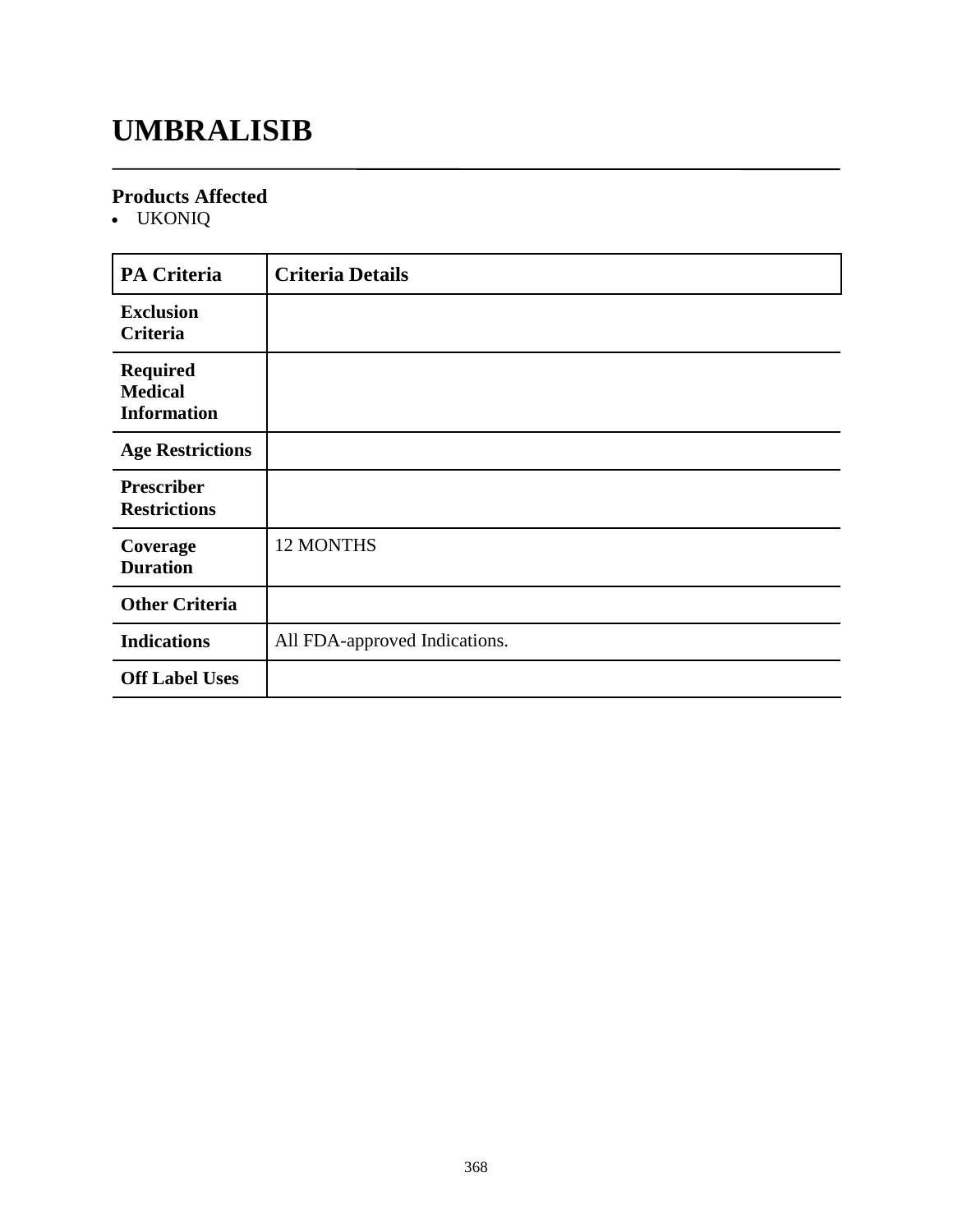# UMBRALISIB

## Products Affected

- UKONIQ

| PA Criteria | Criteria Details |
| --- | --- |
| **Exclusion Criteria** | |
| **Required Medical Information** | |
| **Age Restrictions** | |
| **Prescriber Restrictions** | |
| **Coverage Duration** | 12 MONTHS |
| **Other Criteria** | |
| **Indications** | All FDA-approved Indications. |
| **Off Label Uses** | |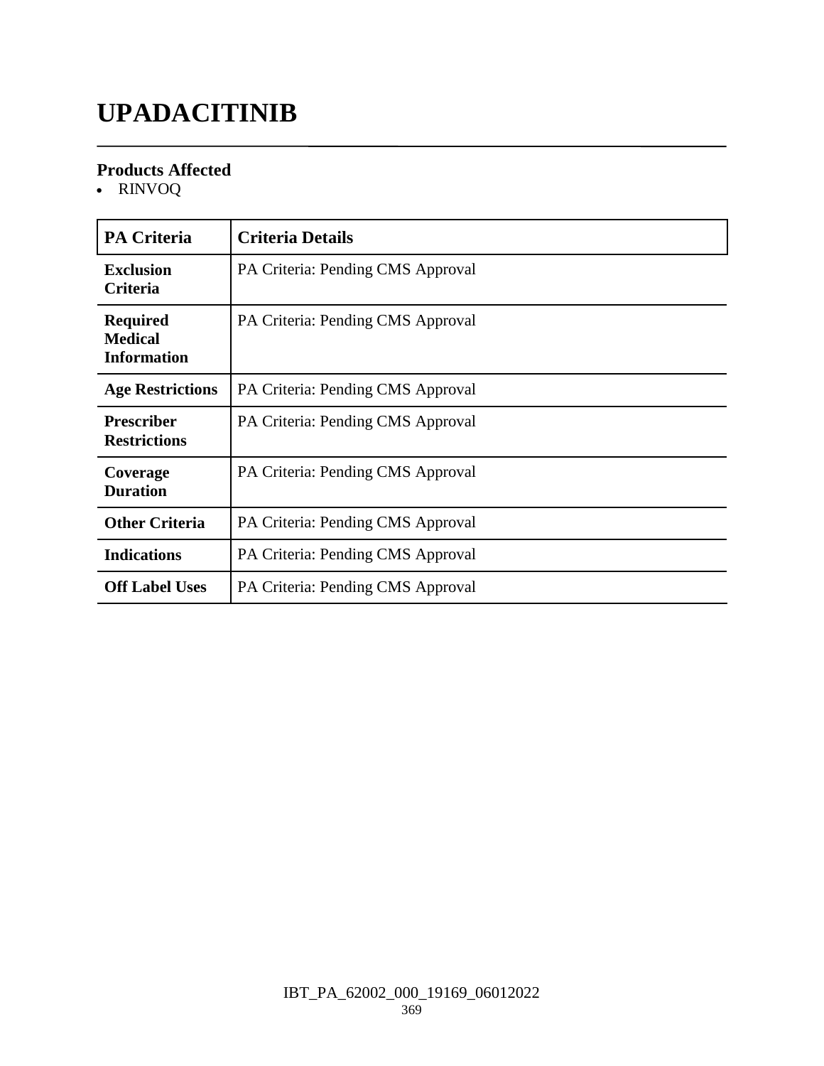# UPADACITINIB

### Products Affected

- RINVOQ

| PA Criteria | Criteria Details |
|---|---|
| **Exclusion Criteria** | PA Criteria: Pending CMS Approval |
| **Required Medical Information** | PA Criteria: Pending CMS Approval |
| **Age Restrictions** | PA Criteria: Pending CMS Approval |
| **Prescriber Restrictions** | PA Criteria: Pending CMS Approval |
| **Coverage Duration** | PA Criteria: Pending CMS Approval |
| **Other Criteria** | PA Criteria: Pending CMS Approval |
| **Indications** | PA Criteria: Pending CMS Approval |
| **Off Label Uses** | PA Criteria: Pending CMS Approval |

IBT_PA_62002_000_19169_06012022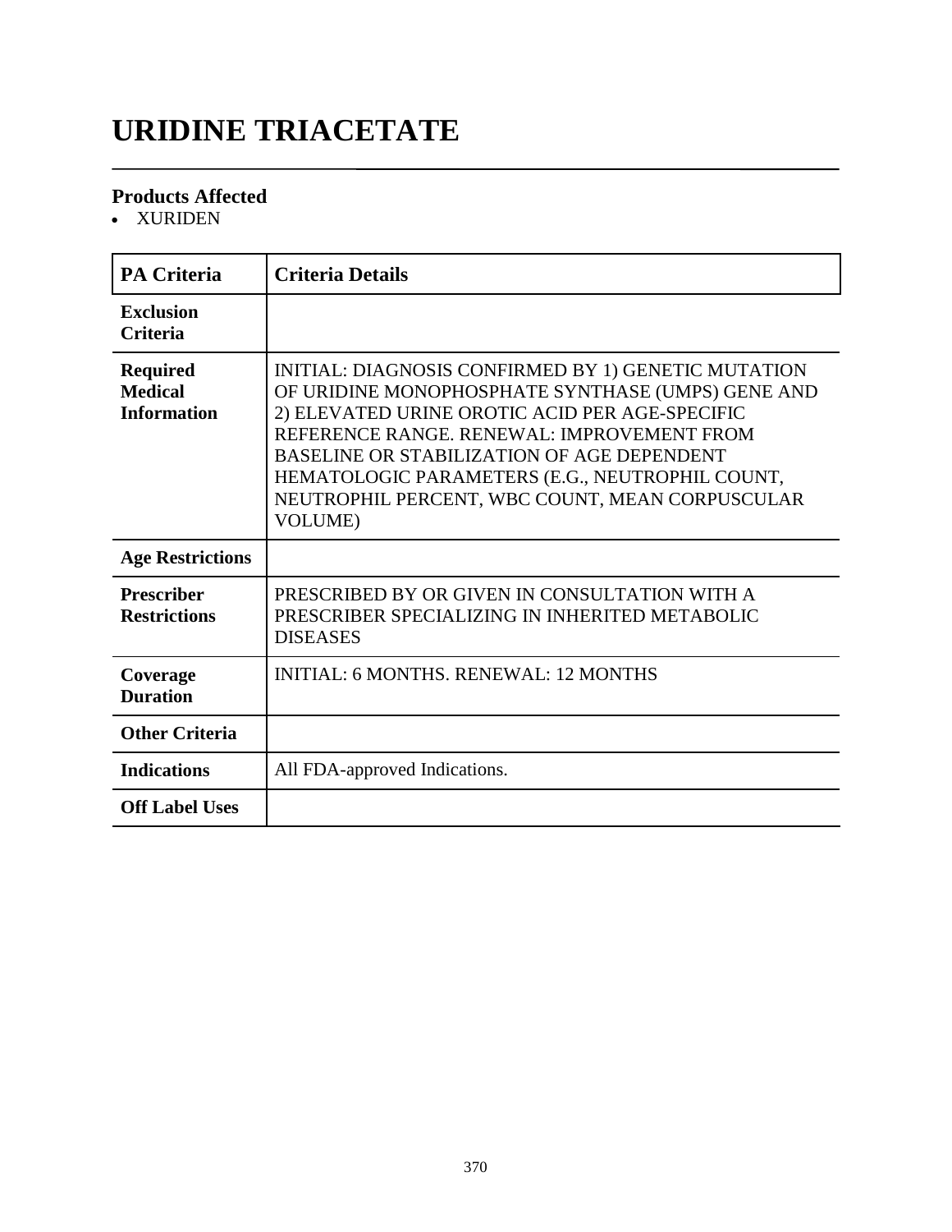# URIDINE TRIACETATE

## Products Affected

- XURIDEN

| PA Criteria | Criteria Details |
|---|---|
| **Exclusion Criteria** | |
| **Required Medical Information** | INITIAL: DIAGNOSIS CONFIRMED BY 1) GENETIC MUTATION OF URIDINE MONOPHOSPHATE SYNTHASE (UMPS) GENE AND 2) ELEVATED URINE OROTIC ACID PER AGE-SPECIFIC REFERENCE RANGE. RENEWAL: IMPROVEMENT FROM BASELINE OR STABILIZATION OF AGE DEPENDENT HEMATOLOGIC PARAMETERS (E.G., NEUTROPHIL COUNT, NEUTROPHIL PERCENT, WBC COUNT, MEAN CORPUSCULAR VOLUME) |
| **Age Restrictions** | |
| **Prescriber Restrictions** | PRESCRIBED BY OR GIVEN IN CONSULTATION WITH A PRESCRIBER SPECIALIZING IN INHERITED METABOLIC DISEASES |
| **Coverage Duration** | INITIAL: 6 MONTHS. RENEWAL: 12 MONTHS |
| **Other Criteria** | |
| **Indications** | All FDA-approved Indications. |
| **Off Label Uses** | |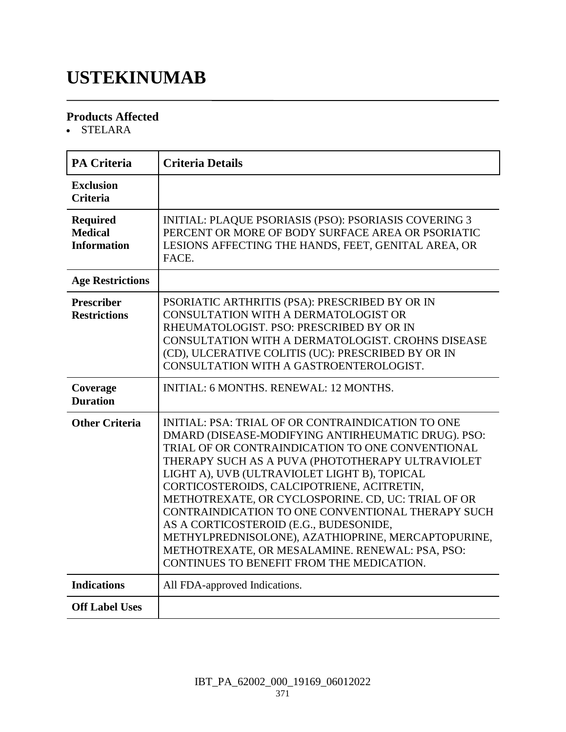# USTEKINUMAB

### Products Affected

- STELARA

| PA Criteria | Criteria Details |
|---|---|
| **Exclusion Criteria** | |
| **Required Medical Information** | INITIAL: PLAQUE PSORIASIS (PSO): PSORIASIS COVERING 3 PERCENT OR MORE OF BODY SURFACE AREA OR PSORIATIC LESIONS AFFECTING THE HANDS, FEET, GENITAL AREA, OR FACE. |
| **Age Restrictions** | |
| **Prescriber Restrictions** | PSORIATIC ARTHRITIS (PSA): PRESCRIBED BY OR IN CONSULTATION WITH A DERMATOLOGIST OR RHEUMATOLOGIST. PSO: PRESCRIBED BY OR IN CONSULTATION WITH A DERMATOLOGIST. CROHNS DISEASE (CD), ULCERATIVE COLITIS (UC): PRESCRIBED BY OR IN CONSULTATION WITH A GASTROENTEROLOGIST. |
| **Coverage Duration** | INITIAL: 6 MONTHS. RENEWAL: 12 MONTHS. |
| **Other Criteria** | INITIAL: PSA: TRIAL OF OR CONTRAINDICATION TO ONE DMARD (DISEASE-MODIFYING ANTIRHEUMATIC DRUG). PSO: TRIAL OF OR CONTRAINDICATION TO ONE CONVENTIONAL THERAPY SUCH AS A PUVA (PHOTOTHERAPY ULTRAVIOLET LIGHT A), UVB (ULTRAVIOLET LIGHT B), TOPICAL CORTICOSTEROIDS, CALCIPOTRIENE, ACITRETIN, METHOTREXATE, OR CYCLOSPORINE. CD, UC: TRIAL OF OR CONTRAINDICATION TO ONE CONVENTIONAL THERAPY SUCH AS A CORTICOSTEROID (E.G., BUDESONIDE, METHYLPREDNISOLONE), AZATHIOPRINE, MERCAPTOPURINE, METHOTREXATE, OR MESALAMINE. RENEWAL: PSA, PSO: CONTINUES TO BENEFIT FROM THE MEDICATION. |
| **Indications** | All FDA-approved Indications. |
| **Off Label Uses** | |

IBT_PA_62002_000_19169_06012022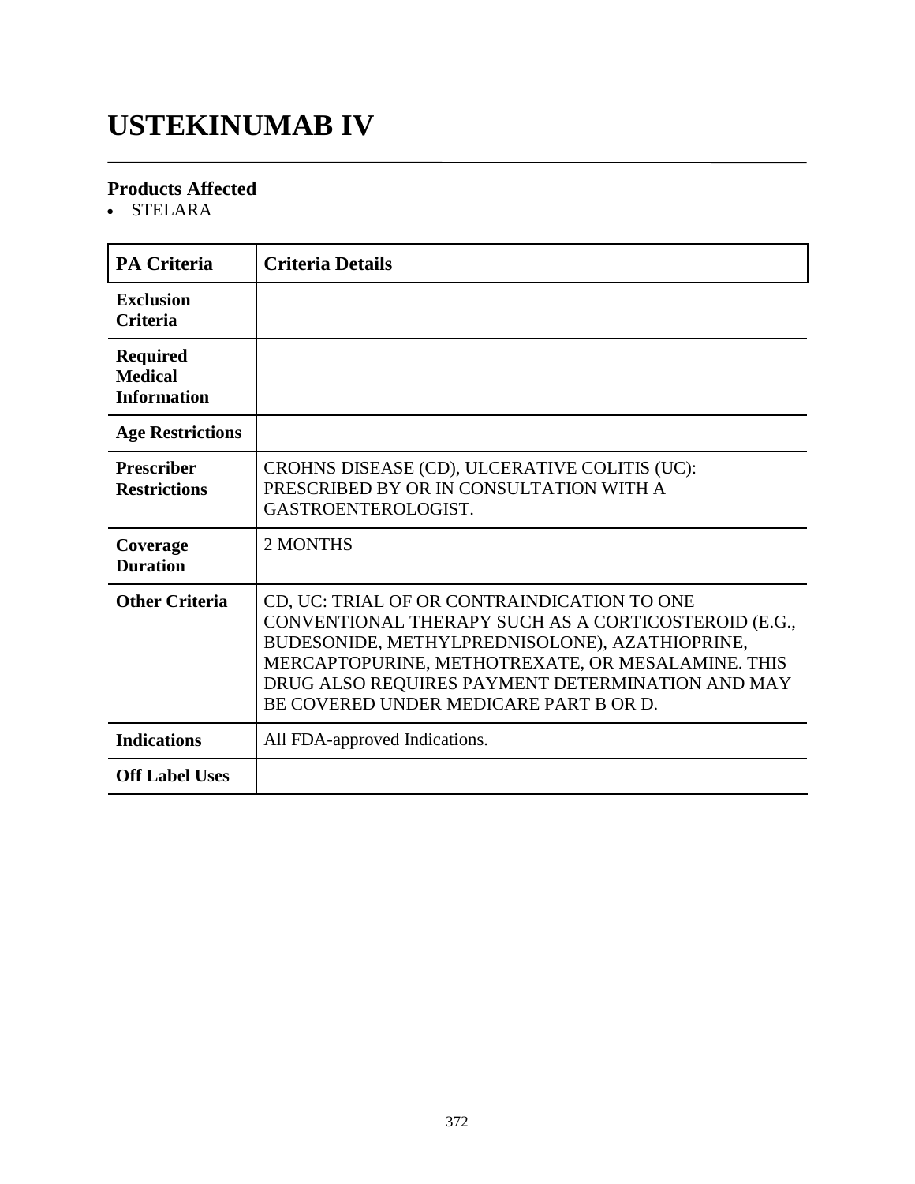# USTEKINUMAB IV

### Products Affected

- STELARA

| PA Criteria | Criteria Details |
|---|---|
| **Exclusion Criteria** | |
| **Required Medical Information** | |
| **Age Restrictions** | |
| **Prescriber Restrictions** | CROHNS DISEASE (CD), ULCERATIVE COLITIS (UC): PRESCRIBED BY OR IN CONSULTATION WITH A GASTROENTEROLOGIST. |
| **Coverage Duration** | 2 MONTHS |
| **Other Criteria** | CD, UC: TRIAL OF OR CONTRAINDICATION TO ONE CONVENTIONAL THERAPY SUCH AS A CORTICOSTEROID (E.G., BUDESONIDE, METHYLPREDNISOLONE), AZATHIOPRINE, MERCAPTOPURINE, METHOTREXATE, OR MESALAMINE. THIS DRUG ALSO REQUIRES PAYMENT DETERMINATION AND MAY BE COVERED UNDER MEDICARE PART B OR D. |
| **Indications** | All FDA-approved Indications. |
| **Off Label Uses** | |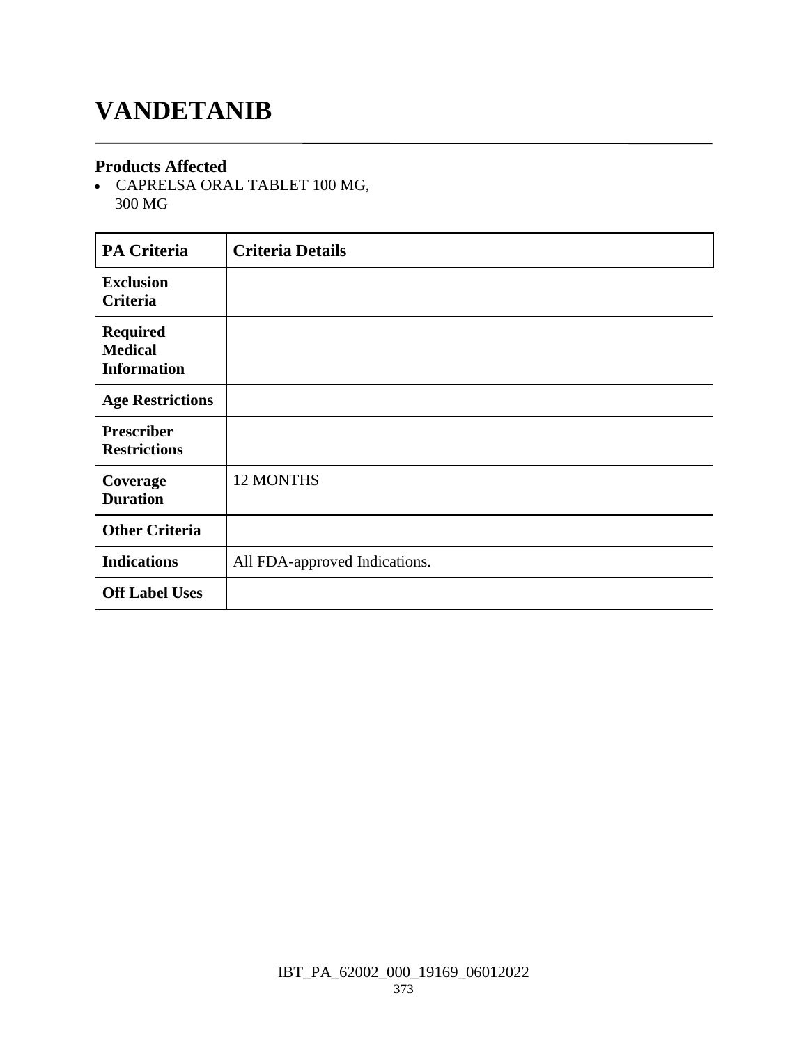# VANDETANIB

## Products Affected

- CAPRELSA ORAL TABLET 100 MG, 300 MG

| PA Criteria | Criteria Details |
|---|---|
| **Exclusion Criteria** | |
| **Required Medical Information** | |
| **Age Restrictions** | |
| **Prescriber Restrictions** | |
| **Coverage Duration** | 12 MONTHS |
| **Other Criteria** | |
| **Indications** | All FDA-approved Indications. |
| **Off Label Uses** | |

IBT_PA_62002_000_19169_06012022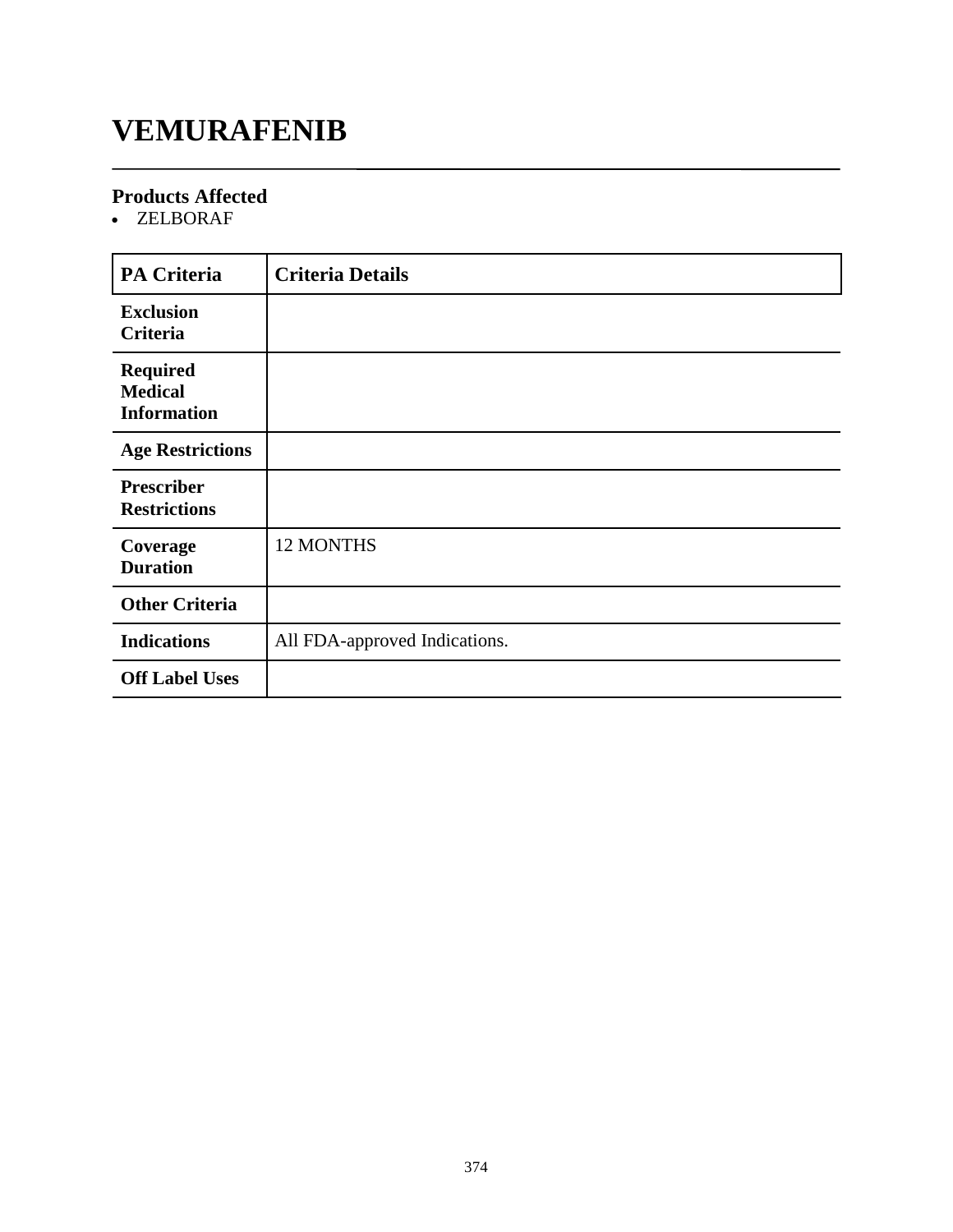# VEMURAFENIB

## Products Affected

- ZELBORAF

| PA Criteria | Criteria Details |
|---|---|
| Exclusion Criteria | |
| Required Medical Information | |
| Age Restrictions | |
| Prescriber Restrictions | |
| Coverage Duration | 12 MONTHS |
| Other Criteria | |
| Indications | All FDA-approved Indications. |
| Off Label Uses | |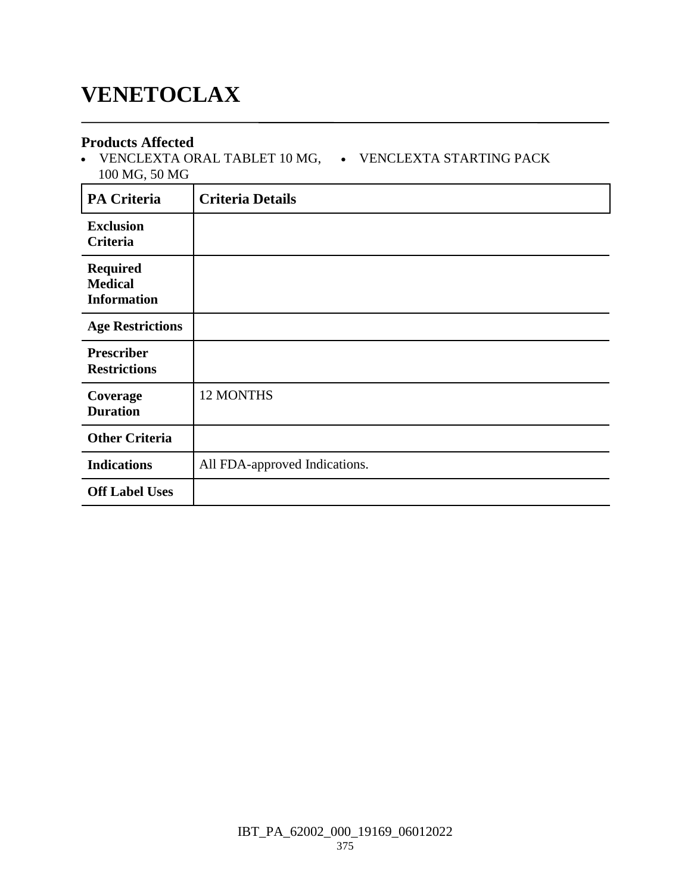# VENETOCLAX

### Products Affected

- VENCLEXTA ORAL TABLET 10 MG, 100 MG, 50 MG
- VENCLEXTA STARTING PACK

| PA Criteria | Criteria Details |
|---|---|
| **Exclusion Criteria** | |
| **Required Medical Information** | |
| **Age Restrictions** | |
| **Prescriber Restrictions** | |
| **Coverage Duration** | 12 MONTHS |
| **Other Criteria** | |
| **Indications** | All FDA-approved Indications. |
| **Off Label Uses** | |

IBT_PA_62002_000_19169_06012022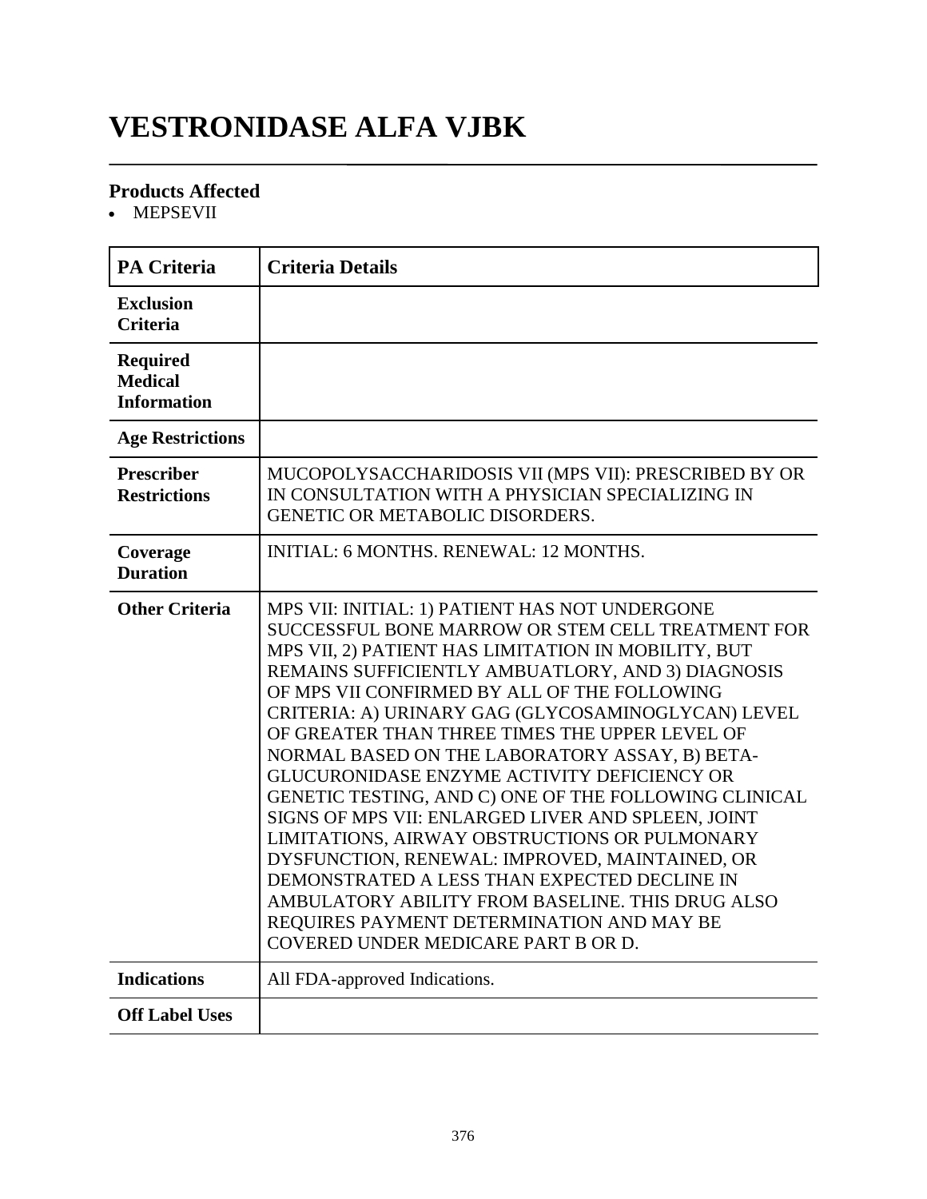# VESTRONIDASE ALFA VJBK

## Products Affected

- MEPSEVII

| PA Criteria | Criteria Details |
|---|---|
| **Exclusion Criteria** | |
| **Required Medical Information** | |
| **Age Restrictions** | |
| **Prescriber Restrictions** | MUCOPOLYSACCHARIDOSIS VII (MPS VII): PRESCRIBED BY OR IN CONSULTATION WITH A PHYSICIAN SPECIALIZING IN GENETIC OR METABOLIC DISORDERS. |
| **Coverage Duration** | INITIAL: 6 MONTHS. RENEWAL: 12 MONTHS. |
| **Other Criteria** | MPS VII: INITIAL: 1) PATIENT HAS NOT UNDERGONE SUCCESSFUL BONE MARROW OR STEM CELL TREATMENT FOR MPS VII, 2) PATIENT HAS LIMITATION IN MOBILITY, BUT REMAINS SUFFICIENTLY AMBUATLORY, AND 3) DIAGNOSIS OF MPS VII CONFIRMED BY ALL OF THE FOLLOWING CRITERIA: A) URINARY GAG (GLYCOSAMINOGLYCAN) LEVEL OF GREATER THAN THREE TIMES THE UPPER LEVEL OF NORMAL BASED ON THE LABORATORY ASSAY, B) BETA-GLUCURONIDASE ENZYME ACTIVITY DEFICIENCY OR GENETIC TESTING, AND C) ONE OF THE FOLLOWING CLINICAL SIGNS OF MPS VII: ENLARGED LIVER AND SPLEEN, JOINT LIMITATIONS, AIRWAY OBSTRUCTIONS OR PULMONARY DYSFUNCTION, RENEWAL: IMPROVED, MAINTAINED, OR DEMONSTRATED A LESS THAN EXPECTED DECLINE IN AMBULATORY ABILITY FROM BASELINE. THIS DRUG ALSO REQUIRES PAYMENT DETERMINATION AND MAY BE COVERED UNDER MEDICARE PART B OR D. |
| **Indications** | All FDA-approved Indications. |
| **Off Label Uses** | |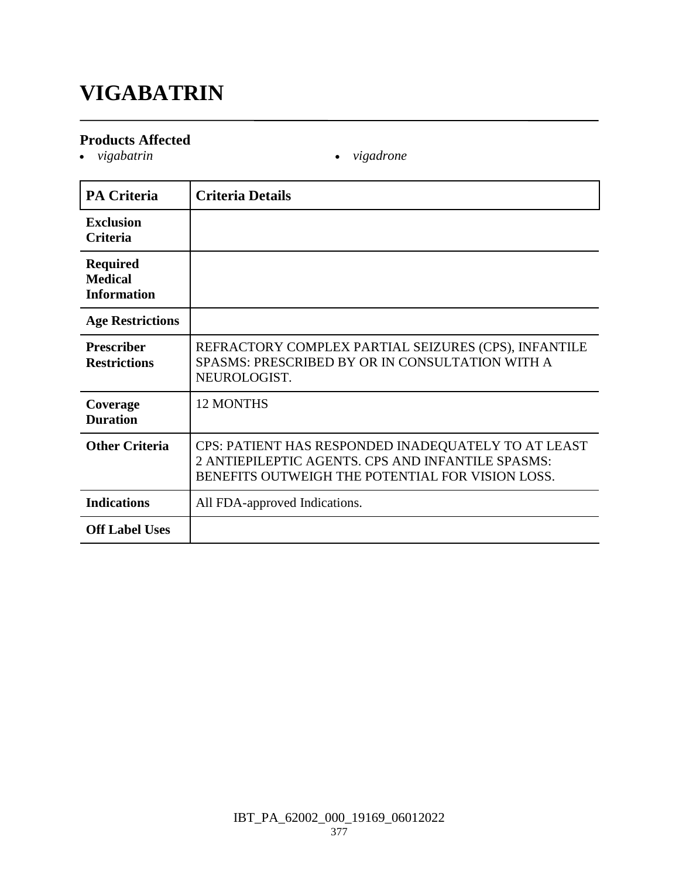# VIGABATRIN

### Products Affected

- *vigabatrin*
- *vigadrone*

| PA Criteria | Criteria Details |
|---|---|
| **Exclusion Criteria** | |
| **Required Medical Information** | |
| **Age Restrictions** | |
| **Prescriber Restrictions** | REFRACTORY COMPLEX PARTIAL SEIZURES (CPS), INFANTILE SPASMS: PRESCRIBED BY OR IN CONSULTATION WITH A NEUROLOGIST. |
| **Coverage Duration** | 12 MONTHS |
| **Other Criteria** | CPS: PATIENT HAS RESPONDED INADEQUATELY TO AT LEAST 2 ANTIEPILEPTIC AGENTS. CPS AND INFANTILE SPASMS: BENEFITS OUTWEIGH THE POTENTIAL FOR VISION LOSS. |
| **Indications** | All FDA-approved Indications. |
| **Off Label Uses** | |

IBT_PA_62002_000_19169_06012022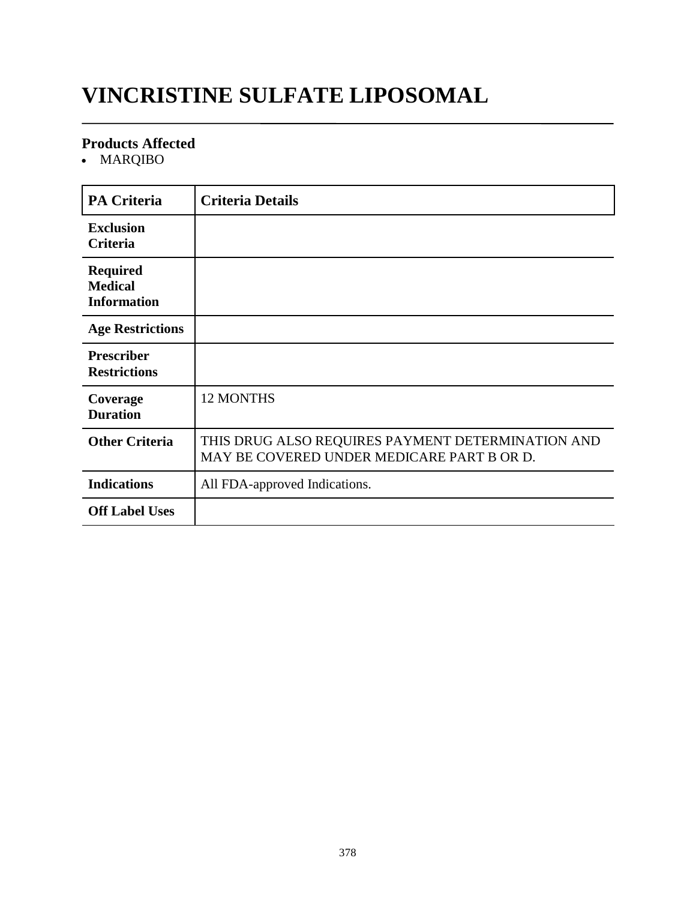# VINCRISTINE SULFATE LIPOSOMAL

### Products Affected

- MARQIBO

| PA Criteria | Criteria Details |
|---|---|
| **Exclusion Criteria** | |
| **Required Medical Information** | |
| **Age Restrictions** | |
| **Prescriber Restrictions** | |
| **Coverage Duration** | 12 MONTHS |
| **Other Criteria** | THIS DRUG ALSO REQUIRES PAYMENT DETERMINATION AND MAY BE COVERED UNDER MEDICARE PART B OR D. |
| **Indications** | All FDA-approved Indications. |
| **Off Label Uses** | |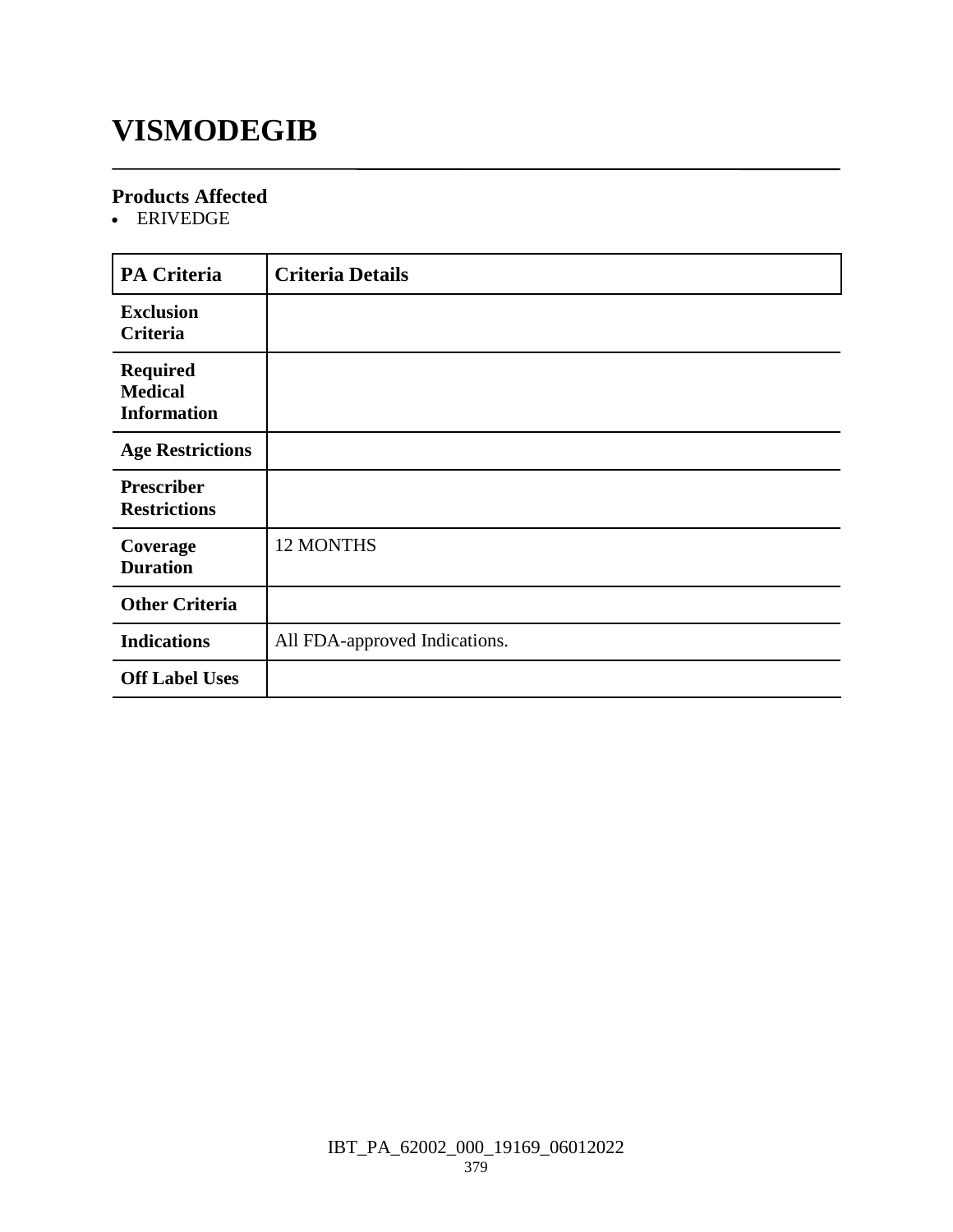# VISMODEGIB

### Products Affected

- ERIVEDGE

| PA Criteria | Criteria Details |
|---|---|
| Exclusion Criteria | |
| Required Medical Information | |
| Age Restrictions | |
| Prescriber Restrictions | |
| Coverage Duration | 12 MONTHS |
| Other Criteria | |
| Indications | All FDA-approved Indications. |
| Off Label Uses | |

IBT_PA_62002_000_19169_06012022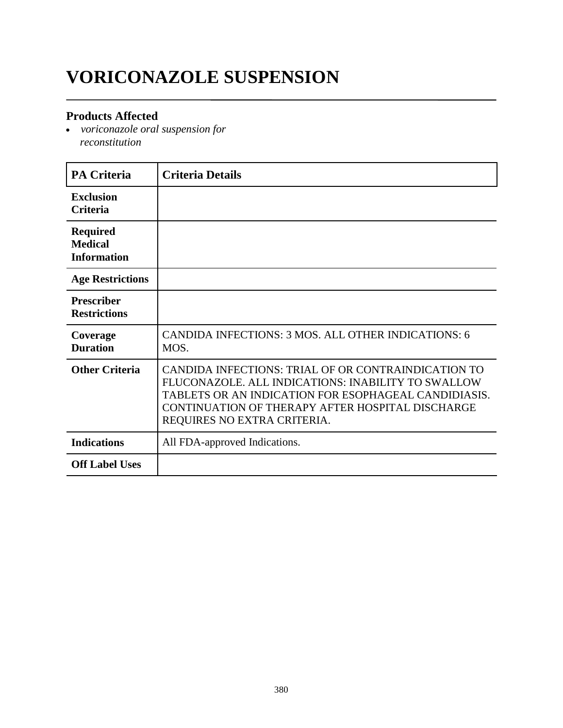# VORICONAZOLE SUSPENSION

## Products Affected

- *voriconazole oral suspension for reconstitution*

| PA Criteria | Criteria Details |
|---|---|
| **Exclusion Criteria** | |
| **Required Medical Information** | |
| **Age Restrictions** | |
| **Prescriber Restrictions** | |
| **Coverage Duration** | CANDIDA INFECTIONS: 3 MOS. ALL OTHER INDICATIONS: 6 MOS. |
| **Other Criteria** | CANDIDA INFECTIONS: TRIAL OF OR CONTRAINDICATION TO FLUCONAZOLE. ALL INDICATIONS: INABILITY TO SWALLOW TABLETS OR AN INDICATION FOR ESOPHAGEAL CANDIDIASIS. CONTINUATION OF THERAPY AFTER HOSPITAL DISCHARGE REQUIRES NO EXTRA CRITERIA. |
| **Indications** | All FDA-approved Indications. |
| **Off Label Uses** | |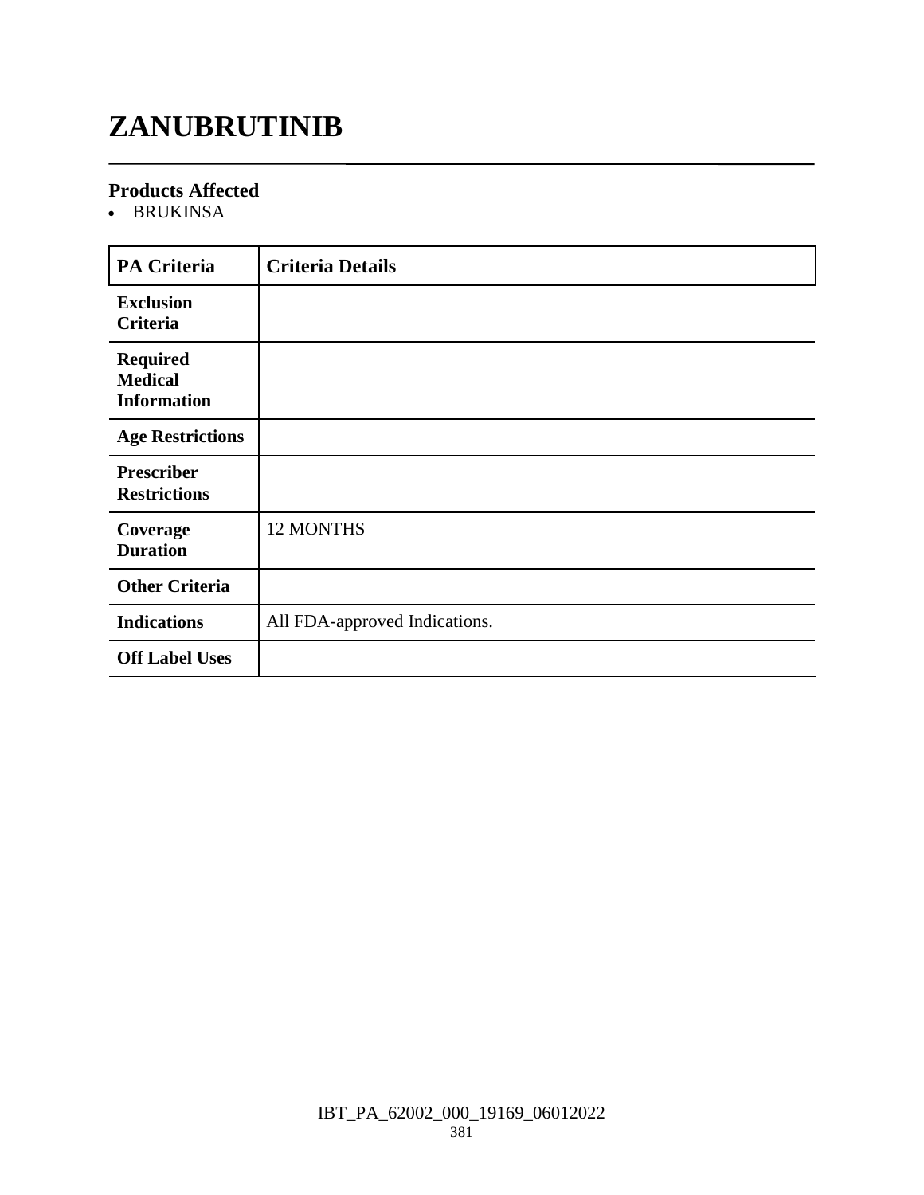# ZANUBRUTINIB

### Products Affected

- BRUKINSA

| PA Criteria | Criteria Details |
| --- | --- |
| **Exclusion Criteria** | |
| **Required Medical Information** | |
| **Age Restrictions** | |
| **Prescriber Restrictions** | |
| **Coverage Duration** | 12 MONTHS |
| **Other Criteria** | |
| **Indications** | All FDA-approved Indications. |
| **Off Label Uses** | |

IBT_PA_62002_000_19169_06012022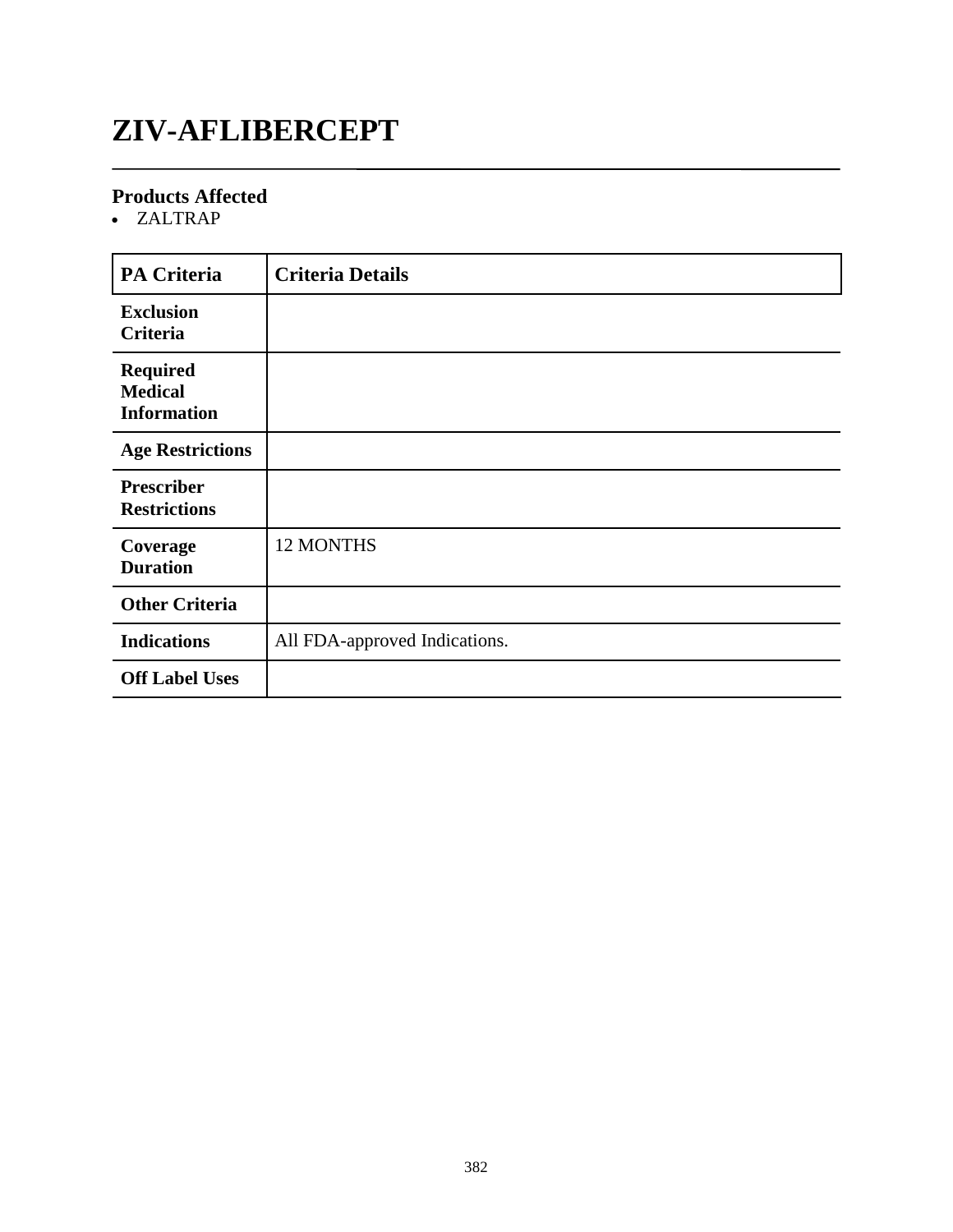# ZIV-AFLIBERCEPT

## Products Affected

- ZALTRAP

| PA Criteria | Criteria Details |
| --- | --- |
| **Exclusion Criteria** | |
| **Required Medical Information** | |
| **Age Restrictions** | |
| **Prescriber Restrictions** | |
| **Coverage Duration** | 12 MONTHS |
| **Other Criteria** | |
| **Indications** | All FDA-approved Indications. |
| **Off Label Uses** | |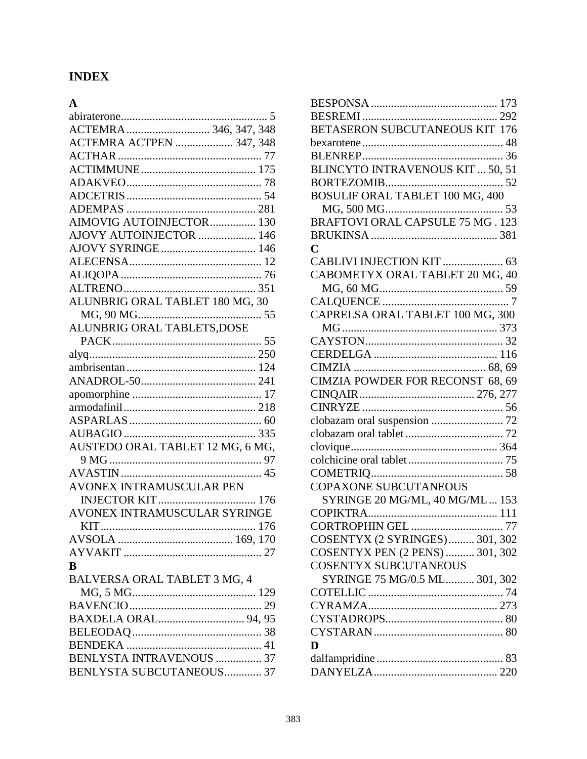# INDEX

**A**

abiraterone................................................... 5
ACTEMRA............................. 346, 347, 348
ACTEMRA ACTPEN .................... 347, 348
ACTHAR.................................................. 77
ACTIMMUNE........................................ 175
ADAKVEO............................................... 78
ADCETRIS............................................... 54
ADEMPAS ............................................. 281
AIMOVIG AUTOINJECTOR................ 130
AJOVY AUTOINJECTOR .................... 146
AJOVY SYRINGE ................................. 146
ALECENSA.............................................. 12
ALIQOPA................................................. 76
ALTRENO.............................................. 351
ALUNBRIG ORAL TABLET 180 MG, 30 MG, 90 MG........................................... 55
ALUNBRIG ORAL TABLETS,DOSE PACK.................................................... 55
alyq.......................................................... 250
ambrisentan............................................. 124
ANADROL-50........................................ 241
apomorphine ............................................. 17
armodafinil.............................................. 218
ASPARLAS.............................................. 60
AUBAGIO.............................................. 335
AUSTEDO ORAL TABLET 12 MG, 6 MG, 9 MG..................................................... 97
AVASTIN................................................. 45
AVONEX INTRAMUSCULAR PEN INJECTOR KIT.................................. 176
AVONEX INTRAMUSCULAR SYRINGE KIT...................................................... 176
AVSOLA ........................................ 169, 170
AYVAKIT ................................................ 27

**B**

BALVERSA ORAL TABLET 3 MG, 4 MG, 5 MG........................................... 129
BAVENCIO.............................................. 29
BAXDELA ORAL.............................. 94, 95
BELEODAQ............................................. 38
BENDEKA ............................................... 41
BENLYSTA INTRAVENOUS ................ 37
BENLYSTA SUBCUTANEOUS............. 37
BESPONSA ............................................ 173
BESREMI ............................................... 292
BETASERON SUBCUTANEOUS KIT 176
bexarotene ................................................. 48
BLENREP................................................. 36
BLINCYTO INTRAVENOUS KIT ... 50, 51
BORTEZOMIB......................................... 52
BOSULIF ORAL TABLET 100 MG, 400 MG, 500 MG......................................... 53
BRAFTOVI ORAL CAPSULE 75 MG . 123
BRUKINSA ............................................ 381

**C**

CABLIVI INJECTION KIT ..................... 63
CABOMETYX ORAL TABLET 20 MG, 40 MG, 60 MG........................................... 59
CALQUENCE ............................................ 7
CAPRELSA ORAL TABLET 100 MG, 300 MG...................................................... 373
CAYSTON................................................ 32
CERDELGA ........................................... 116
CIMZIA .............................................. 68, 69
CIMZIA POWDER FOR RECONST 68, 69
CINQAIR........................................ 276, 277
CINRYZE ................................................. 56
clobazam oral suspension ......................... 72
clobazam oral tablet .................................. 72
clovique................................................... 364
colchicine oral tablet................................. 75
COMETRIQ.............................................. 58
COPAXONE SUBCUTANEOUS SYRINGE 20 MG/ML, 40 MG/ML ... 153
COPIKTRA............................................. 111
CORTROPHIN GEL ................................ 77
COSENTYX (2 SYRINGES)......... 301, 302
COSENTYX PEN (2 PENS) .......... 301, 302
COSENTYX SUBCUTANEOUS SYRINGE 75 MG/0.5 ML.......... 301, 302
COTELLIC ............................................... 74
CYRAMZA............................................. 273
CYSTADROPS......................................... 80
CYSTARAN............................................. 80

**D**

dalfampridine ............................................ 83
DANYELZA........................................... 220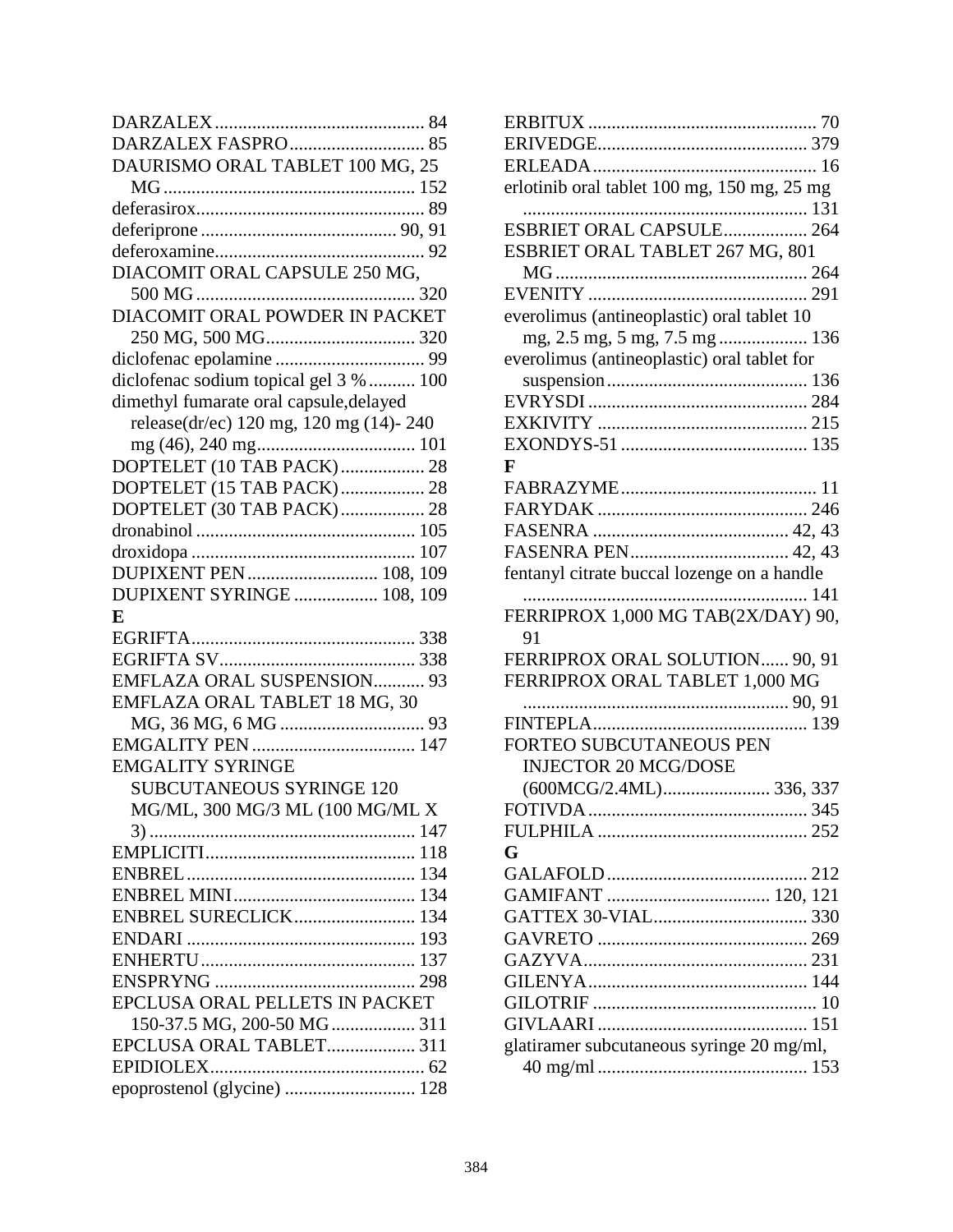DARZALEX ............................................ 84
DARZALEX FASPRO............................ 85
DAURISMO ORAL TABLET 100 MG, 25 MG ...................................................... 152
deferasirox................................................. 89
deferiprone .......................................... 90, 91
deferoxamine............................................. 92
DIACOMIT ORAL CAPSULE 250 MG, 500 MG ............................................... 320
DIACOMIT ORAL POWDER IN PACKET 250 MG, 500 MG................................ 320
diclofenac epolamine ................................ 99
diclofenac sodium topical gel 3 % .......... 100
dimethyl fumarate oral capsule,delayed release(dr/ec) 120 mg, 120 mg (14)- 240 mg (46), 240 mg.................................. 101
DOPTELET (10 TAB PACK).................. 28
DOPTELET (15 TAB PACK).................. 28
DOPTELET (30 TAB PACK).................. 28
dronabinol ............................................... 105
droxidopa ................................................ 107
DUPIXENT PEN ............................ 108, 109
DUPIXENT SYRINGE .................. 108, 109

**E**

EGRIFTA................................................ 338
EGRIFTA SV.......................................... 338
EMFLAZA ORAL SUSPENSION........... 93
EMFLAZA ORAL TABLET 18 MG, 30 MG, 36 MG, 6 MG ............................... 93
EMGALITY PEN ................................... 147
EMGALITY SYRINGE SUBCUTANEOUS SYRINGE 120 MG/ML, 300 MG/3 ML (100 MG/ML X 3) ......................................................... 147
EMPLICITI............................................. 118
ENBREL................................................. 134
ENBREL MINI....................................... 134
ENBREL SURECLICK.......................... 134
ENDARI ................................................. 193
ENHERTU.............................................. 137
ENSPRYNG ........................................... 298
EPCLUSA ORAL PELLETS IN PACKET 150-37.5 MG, 200-50 MG.................. 311
EPCLUSA ORAL TABLET................... 311
EPIDIOLEX.............................................. 62
epoprostenol (glycine) ............................ 128
ERBITUX ................................................. 70
ERIVEDGE............................................. 379
ERLEADA ................................................ 16
erlotinib oral tablet 100 mg, 150 mg, 25 mg ............................................................. 131
ESBRIET ORAL CAPSULE.................. 264
ESBRIET ORAL TABLET 267 MG, 801 MG ...................................................... 264
EVENITY ............................................... 291
everolimus (antineoplastic) oral tablet 10 mg, 2.5 mg, 5 mg, 7.5 mg ................... 136
everolimus (antineoplastic) oral tablet for suspension........................................... 136
EVRYSDI ............................................... 284
EXKIVITY ............................................. 215
EXONDYS-51 ........................................ 135

**F**

FABRAZYME........................................... 11
FARYDAK ............................................. 246
FASENRA .......................................... 42, 43
FASENRA PEN.................................. 42, 43
fentanyl citrate buccal lozenge on a handle ............................................................. 141
FERRIPROX 1,000 MG TAB(2X/DAY) 90, 91
FERRIPROX ORAL SOLUTION...... 90, 91
FERRIPROX ORAL TABLET 1,000 MG ......................................................... 90, 91
FINTEPLA.............................................. 139
FORTEO SUBCUTANEOUS PEN INJECTOR 20 MCG/DOSE (600MCG/2.4ML)....................... 336, 337
FOTIVDA ............................................... 345
FULPHILA ............................................. 252

**G**

GALAFOLD ........................................... 212
GAMIFANT ................................... 120, 121
GATTEX 30-VIAL................................. 330
GAVRETO ............................................. 269
GAZYVA................................................ 231
GILENYA............................................... 144
GILOTRIF ................................................ 10
GIVLAARI ............................................. 151
glatiramer subcutaneous syringe 20 mg/ml, 40 mg/ml ............................................. 153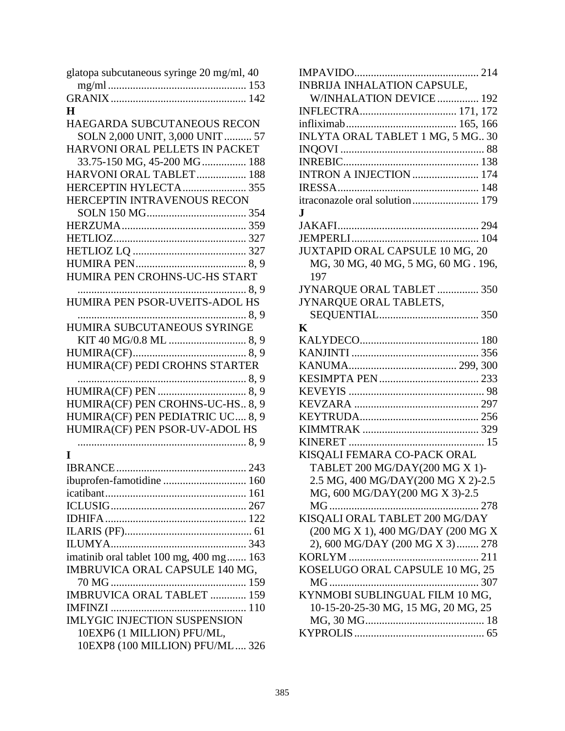glatopa subcutaneous syringe 20 mg/ml, 40 mg/ml ........................................ 153
GRANIX ........................................ 142

**H**

HAEGARDA SUBCUTANEOUS RECON SOLN 2,000 UNIT, 3,000 UNIT .......... 57
HARVONI ORAL PELLETS IN PACKET 33.75-150 MG, 45-200 MG ................ 188
HARVONI ORAL TABLET .................. 188
HERCEPTIN HYLECTA ....................... 355
HERCEPTIN INTRAVENOUS RECON SOLN 150 MG .................................... 354
HERZUMA ........................................ 359
HETLIOZ ........................................ 327
HETLIOZ LQ ..................................... 327
HUMIRA PEN .................................... 8, 9
HUMIRA PEN CROHNS-UC-HS START ........................................ 8, 9
HUMIRA PEN PSOR-UVEITS-ADOL HS ........................................ 8, 9
HUMIRA SUBCUTANEOUS SYRINGE KIT 40 MG/0.8 ML ............................ 8, 9
HUMIRA(CF) ..................................... 8, 9
HUMIRA(CF) PEDI CROHNS STARTER ........................................ 8, 9
HUMIRA(CF) PEN ................................ 8, 9
HUMIRA(CF) PEN CROHNS-UC-HS .. 8, 9
HUMIRA(CF) PEN PEDIATRIC UC .... 8, 9
HUMIRA(CF) PEN PSOR-UV-ADOL HS ........................................ 8, 9

**I**

IBRANCE ........................................ 243
ibuprofen-famotidine .............................. 160
icatibant ........................................ 161
ICLUSIG ........................................ 267
IDHIFA ........................................ 122
ILARIS (PF) ........................................ 61
ILUMYA ........................................ 343
imatinib oral tablet 100 mg, 400 mg ....... 163
IMBRUVICA ORAL CAPSULE 140 MG, 70 MG ........................................ 159
IMBRUVICA ORAL TABLET ............. 159
IMFINZI ........................................ 110
IMLYGIC INJECTION SUSPENSION 10EXP6 (1 MILLION) PFU/ML, 10EXP8 (100 MILLION) PFU/ML .... 326
IMPAVIDO ........................................ 214
INBRIJA INHALATION CAPSULE, W/INHALATION DEVICE ............... 192
INFLECTRA ................................... 171, 172
infliximab ........................................ 165, 166
INLYTA ORAL TABLET 1 MG, 5 MG .. 30
INQOVI ........................................ 88
INREBIC ........................................ 138
INTRON A INJECTION ........................ 174
IRESSA ........................................ 148
itraconazole oral solution ........................ 179

**J**

JAKAFI ........................................ 294
JEMPERLI ........................................ 104
JUXTAPID ORAL CAPSULE 10 MG, 20 MG, 30 MG, 40 MG, 5 MG, 60 MG . 196, 197
JYNARQUE ORAL TABLET ............... 350
JYNARQUE ORAL TABLETS, SEQUENTIAL .................................... 350

**K**

KALYDECO ........................................ 180
KANJINTI ........................................ 356
KANUMA ........................................ 299, 300
KESIMPTA PEN .................................... 233
KEVEYIS ........................................ 98
KEVZARA ........................................ 297
KEYTRUDA ........................................ 256
KIMMTRAK ........................................ 329
KINERET ........................................ 15
KISQALI FEMARA CO-PACK ORAL TABLET 200 MG/DAY(200 MG X 1)-2.5 MG, 400 MG/DAY(200 MG X 2)-2.5 MG, 600 MG/DAY(200 MG X 3)-2.5 MG ........................................ 278
KISQALI ORAL TABLET 200 MG/DAY (200 MG X 1), 400 MG/DAY (200 MG X 2), 600 MG/DAY (200 MG X 3) ........ 278
KORLYM ........................................ 211
KOSELUGO ORAL CAPSULE 10 MG, 25 MG ........................................ 307
KYNMOBI SUBLINGUAL FILM 10 MG, 10-15-20-25-30 MG, 15 MG, 20 MG, 25 MG, 30 MG ........................................ 18
KYPROLIS ........................................ 65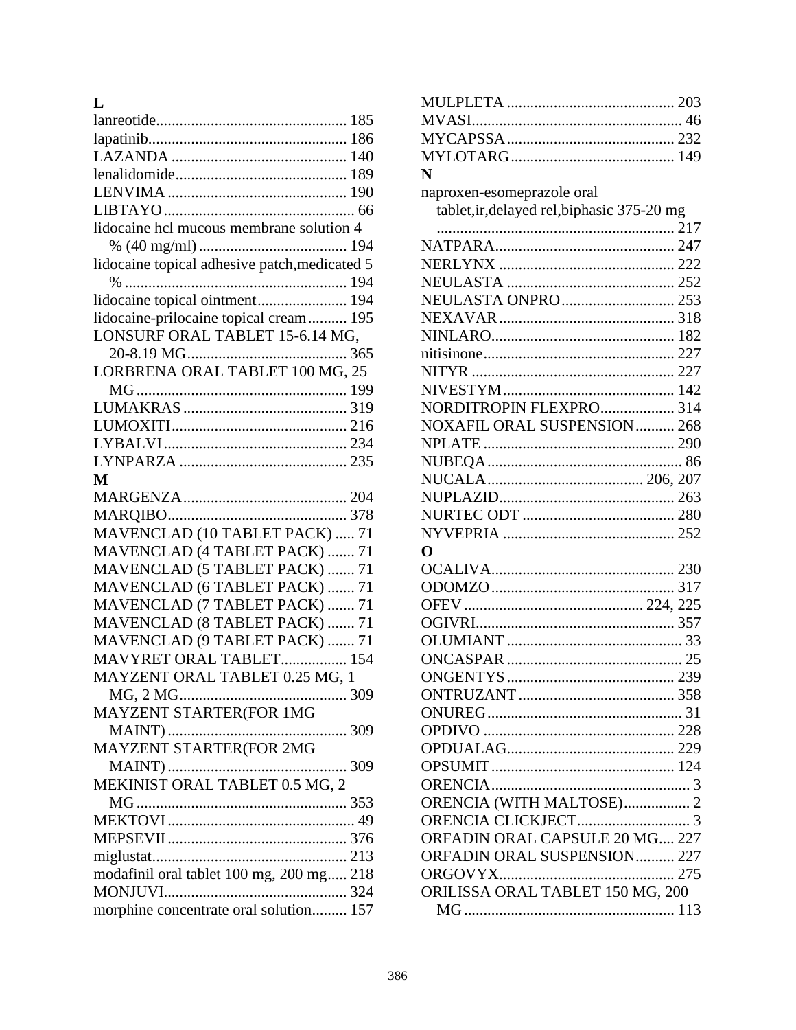## L

lanreotide ..... 185
lapatinib ..... 186
LAZANDA ..... 140
lenalidomide ..... 189
LENVIMA ..... 190
LIBTAYO ..... 66
lidocaine hcl mucous membrane solution 4 % (40 mg/ml) ..... 194
lidocaine topical adhesive patch,medicated 5 % ..... 194
lidocaine topical ointment ..... 194
lidocaine-prilocaine topical cream ..... 195
LONSURF ORAL TABLET 15-6.14 MG, 20-8.19 MG ..... 365
LORBRENA ORAL TABLET 100 MG, 25 MG ..... 199
LUMAKRAS ..... 319
LUMOXITI ..... 216
LYBALVI ..... 234
LYNPARZA ..... 235

## M

MARGENZA ..... 204
MARQIBO ..... 378
MAVENCLAD (10 TABLET PACK) ..... 71
MAVENCLAD (4 TABLET PACK) ..... 71
MAVENCLAD (5 TABLET PACK) ..... 71
MAVENCLAD (6 TABLET PACK) ..... 71
MAVENCLAD (7 TABLET PACK) ..... 71
MAVENCLAD (8 TABLET PACK) ..... 71
MAVENCLAD (9 TABLET PACK) ..... 71
MAVYRET ORAL TABLET ..... 154
MAYZENT ORAL TABLET 0.25 MG, 1 MG, 2 MG ..... 309
MAYZENT STARTER(FOR 1MG MAINT) ..... 309
MAYZENT STARTER(FOR 2MG MAINT) ..... 309
MEKINIST ORAL TABLET 0.5 MG, 2 MG ..... 353
MEKTOVI ..... 49
MEPSEVII ..... 376
miglustat ..... 213
modafinil oral tablet 100 mg, 200 mg ..... 218
MONJUVI ..... 324
morphine concentrate oral solution ..... 157
MULPLETA ..... 203
MVASI ..... 46
MYCAPSSA ..... 232
MYLOTARG ..... 149

## N

naproxen-esomeprazole oral tablet,ir,delayed rel,biphasic 375-20 mg ..... 217
NATPARA ..... 247
NERLYNX ..... 222
NEULASTA ..... 252
NEULASTA ONPRO ..... 253
NEXAVAR ..... 318
NINLARO ..... 182
nitisinone ..... 227
NITYR ..... 227
NIVESTYM ..... 142
NORDITROPIN FLEXPRO ..... 314
NOXAFIL ORAL SUSPENSION ..... 268
NPLATE ..... 290
NUBEQA ..... 86
NUCALA ..... 206, 207
NUPLAZID ..... 263
NURTEC ODT ..... 280
NYVEPRIA ..... 252

## O

OCALIVA ..... 230
ODOMZO ..... 317
OFEV ..... 224, 225
OGIVRI ..... 357
OLUMIANT ..... 33
ONCASPAR ..... 25
ONGENTYS ..... 239
ONTRUZANT ..... 358
ONUREG ..... 31
OPDIVO ..... 228
OPDUALAG ..... 229
OPSUMIT ..... 124
ORENCIA ..... 3
ORENCIA (WITH MALTOSE) ..... 2
ORENCIA CLICKJECT ..... 3
ORFADIN ORAL CAPSULE 20 MG ..... 227
ORFADIN ORAL SUSPENSION ..... 227
ORGOVYX ..... 275
ORILISSA ORAL TABLET 150 MG, 200 MG ..... 113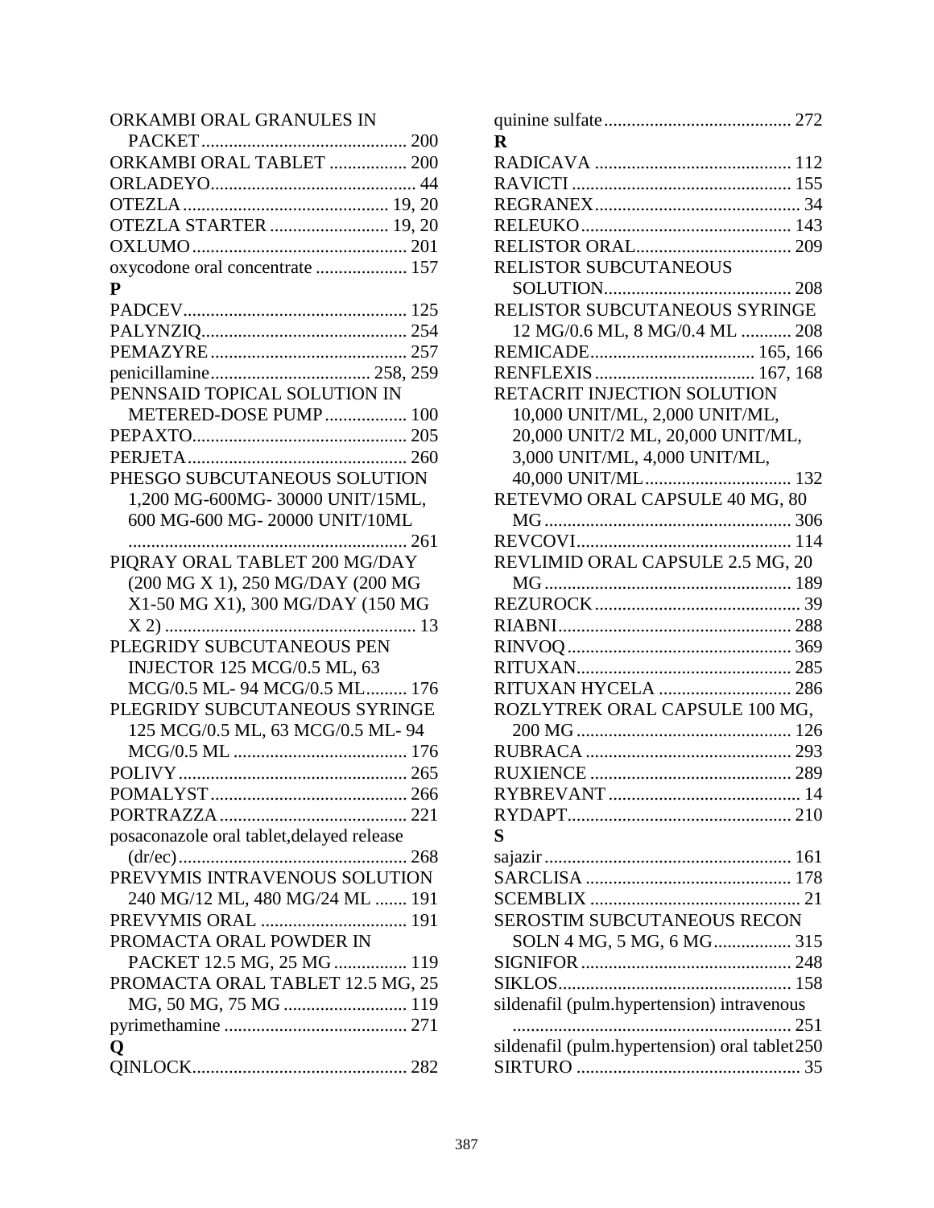ORKAMBI ORAL GRANULES IN PACKET ... 200
ORKAMBI ORAL TABLET ... 200
ORLADEYO ... 44
OTEZLA ... 19, 20
OTEZLA STARTER ... 19, 20
OXLUMO ... 201
oxycodone oral concentrate ... 157

**P**

PADCEV ... 125
PALYNZIQ ... 254
PEMAZYRE ... 257
penicillamine ... 258, 259
PENNSAID TOPICAL SOLUTION IN METERED-DOSE PUMP ... 100
PEPAXTO ... 205
PERJETA ... 260
PHESGO SUBCUTANEOUS SOLUTION 1,200 MG-600MG- 30000 UNIT/15ML, 600 MG-600 MG- 20000 UNIT/10ML ... 261
PIQRAY ORAL TABLET 200 MG/DAY (200 MG X 1), 250 MG/DAY (200 MG X1-50 MG X1), 300 MG/DAY (150 MG X 2) ... 13
PLEGRIDY SUBCUTANEOUS PEN INJECTOR 125 MCG/0.5 ML, 63 MCG/0.5 ML- 94 MCG/0.5 ML ... 176
PLEGRIDY SUBCUTANEOUS SYRINGE 125 MCG/0.5 ML, 63 MCG/0.5 ML- 94 MCG/0.5 ML ... 176
POLIVY ... 265
POMALYST ... 266
PORTRAZZA ... 221
posaconazole oral tablet,delayed release (dr/ec) ... 268
PREVYMIS INTRAVENOUS SOLUTION 240 MG/12 ML, 480 MG/24 ML ... 191
PREVYMIS ORAL ... 191
PROMACTA ORAL POWDER IN PACKET 12.5 MG, 25 MG ... 119
PROMACTA ORAL TABLET 12.5 MG, 25 MG, 50 MG, 75 MG ... 119
pyrimethamine ... 271

**Q**

QINLOCK ... 282
quinine sulfate ... 272

**R**

RADICAVA ... 112
RAVICTI ... 155
REGRANEX ... 34
RELEUKO ... 143
RELISTOR ORAL ... 209
RELISTOR SUBCUTANEOUS SOLUTION ... 208
RELISTOR SUBCUTANEOUS SYRINGE 12 MG/0.6 ML, 8 MG/0.4 ML ... 208
REMICADE ... 165, 166
RENFLEXIS ... 167, 168
RETACRIT INJECTION SOLUTION 10,000 UNIT/ML, 2,000 UNIT/ML, 20,000 UNIT/2 ML, 20,000 UNIT/ML, 3,000 UNIT/ML, 4,000 UNIT/ML, 40,000 UNIT/ML ... 132
RETEVMO ORAL CAPSULE 40 MG, 80 MG ... 306
REVCOVI ... 114
REVLIMID ORAL CAPSULE 2.5 MG, 20 MG ... 189
REZUROCK ... 39
RIABNI ... 288
RINVOQ ... 369
RITUXAN ... 285
RITUXAN HYCELA ... 286
ROZLYTREK ORAL CAPSULE 100 MG, 200 MG ... 126
RUBRACA ... 293
RUXIENCE ... 289
RYBREVANT ... 14
RYDAPT ... 210

**S**

sajazir ... 161
SARCLISA ... 178
SCEMBLIX ... 21
SEROSTIM SUBCUTANEOUS RECON SOLN 4 MG, 5 MG, 6 MG ... 315
SIGNIFOR ... 248
SIKLOS ... 158
sildenafil (pulm.hypertension) intravenous ... 251
sildenafil (pulm.hypertension) oral tablet ... 250
SIRTURO ... 35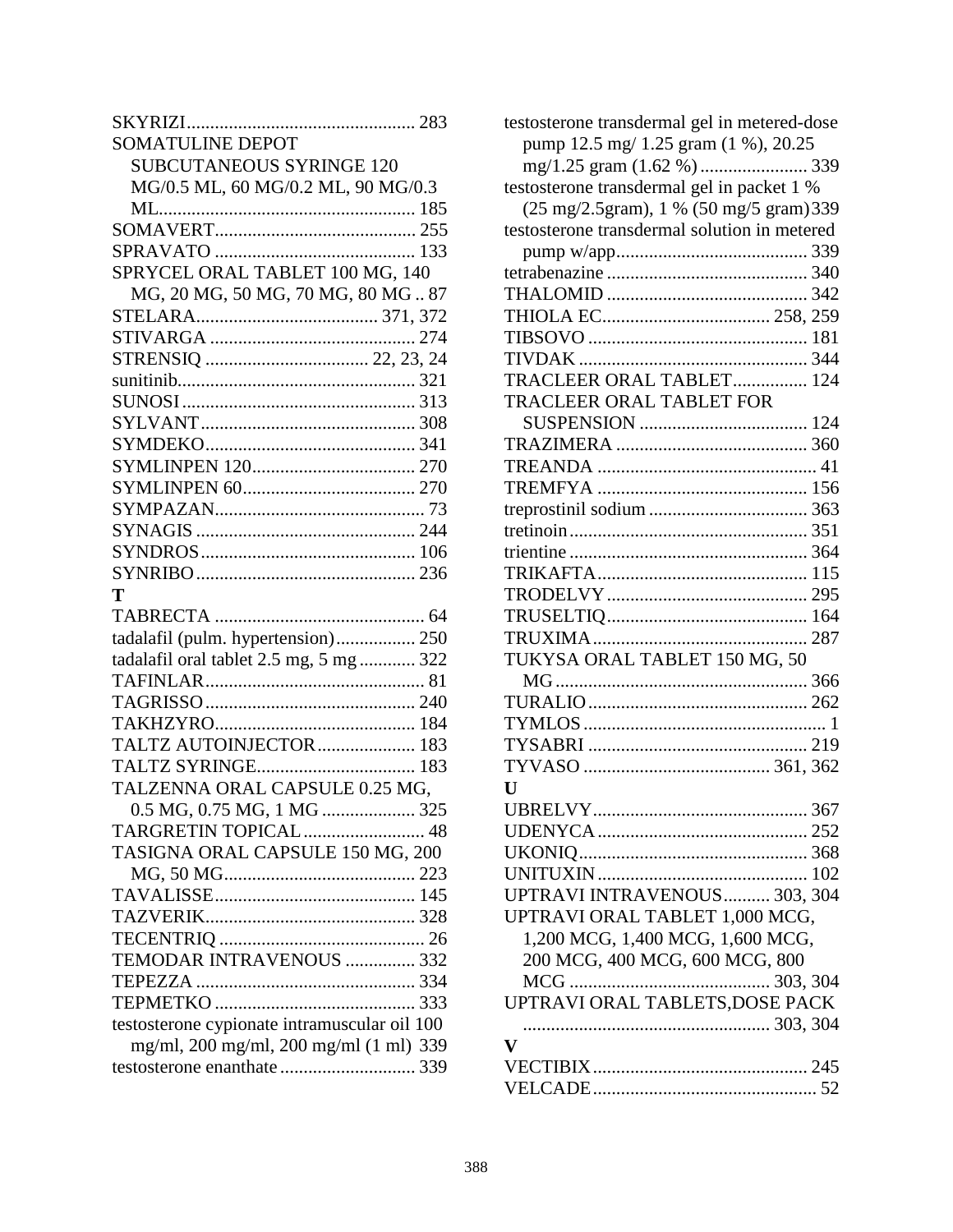SKYRIZI................................................. 283
SOMATULINE DEPOT SUBCUTANEOUS SYRINGE 120 MG/0.5 ML, 60 MG/0.2 ML, 90 MG/0.3 ML....................................................... 185
SOMAVERT........................................... 255
SPRAVATO ........................................... 133
SPRYCEL ORAL TABLET 100 MG, 140 MG, 20 MG, 50 MG, 70 MG, 80 MG .. 87
STELARA....................................... 371, 372
STIVARGA ............................................ 274
STRENSIQ ................................... 22, 23, 24
sunitinib................................................... 321
SUNOSI .................................................. 313
SYLVANT.............................................. 308
SYMDEKO............................................. 341
SYMLINPEN 120................................... 270
SYMLINPEN 60..................................... 270
SYMPAZAN............................................. 73
SYNAGIS ............................................... 244
SYNDROS.............................................. 106
SYNRIBO ............................................... 236

**T**

TABRECTA ............................................. 64
tadalafil (pulm. hypertension)................. 250
tadalafil oral tablet 2.5 mg, 5 mg ............ 322
TAFINLAR............................................... 81
TAGRISSO............................................. 240
TAKHZYRO........................................... 184
TALTZ AUTOINJECTOR..................... 183
TALTZ SYRINGE.................................. 183
TALZENNA ORAL CAPSULE 0.25 MG, 0.5 MG, 0.75 MG, 1 MG .................... 325
TARGRETIN TOPICAL .......................... 48
TASIGNA ORAL CAPSULE 150 MG, 200 MG, 50 MG......................................... 223
TAVALISSE........................................... 145
TAZVERIK............................................. 328
TECENTRIQ ............................................ 26
TEMODAR INTRAVENOUS ............... 332
TEPEZZA ............................................... 334
TEPMETKO ........................................... 333
testosterone cypionate intramuscular oil 100 mg/ml, 200 mg/ml, 200 mg/ml (1 ml) 339
testosterone enanthate ............................. 339
testosterone transdermal gel in metered-dose pump 12.5 mg/ 1.25 gram (1 %), 20.25 mg/1.25 gram (1.62 %) ....................... 339
testosterone transdermal gel in packet 1 % (25 mg/2.5gram), 1 % (50 mg/5 gram) 339
testosterone transdermal solution in metered pump w/app......................................... 339
tetrabenazine ........................................... 340
THALOMID ........................................... 342
THIOLA EC.................................... 258, 259
TIBSOVO ............................................... 181
TIVDAK ................................................. 344
TRACLEER ORAL TABLET................ 124
TRACLEER ORAL TABLET FOR SUSPENSION .................................... 124
TRAZIMERA ......................................... 360
TREANDA ............................................... 41
TREMFYA ............................................. 156
treprostinil sodium .................................. 363
tretinoin................................................... 351
trientine ................................................... 364
TRIKAFTA............................................. 115
TRODELVY ........................................... 295
TRUSELTIQ........................................... 164
TRUXIMA.............................................. 287
TUKYSA ORAL TABLET 150 MG, 50 MG ...................................................... 366
TURALIO ............................................... 262
TYMLOS ................................................... 1
TYSABRI ............................................... 219
TYVASO ........................................ 361, 362

**U**

UBRELVY.............................................. 367
UDENYCA ............................................. 252
UKONIQ................................................. 368
UNITUXIN ............................................. 102
UPTRAVI INTRAVENOUS.......... 303, 304
UPTRAVI ORAL TABLET 1,000 MCG, 1,200 MCG, 1,400 MCG, 1,600 MCG, 200 MCG, 400 MCG, 600 MCG, 800 MCG ........................................... 303, 304
UPTRAVI ORAL TABLETS,DOSE PACK .................................................... 303, 304

**V**

VECTIBIX.............................................. 245
VELCADE................................................ 52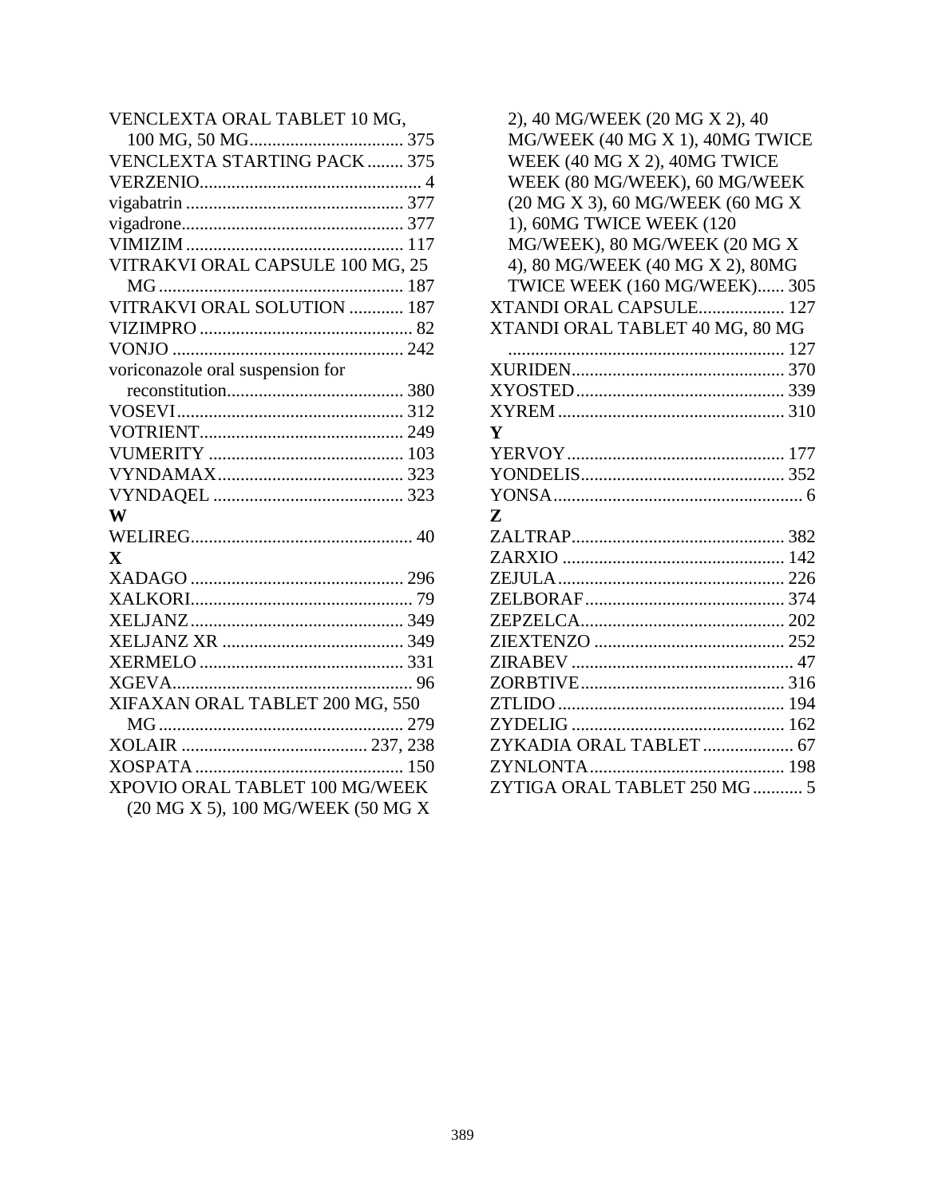VENCLEXTA ORAL TABLET 10 MG, 100 MG, 50 MG.................................. 375
VENCLEXTA STARTING PACK........ 375
VERZENIO................................................ 4
vigabatrin ................................................ 377
vigadrone................................................. 377
VIMIZIM ................................................ 117
VITRAKVI ORAL CAPSULE 100 MG, 25 MG ...................................................... 187
VITRAKVI ORAL SOLUTION ............ 187
VIZIMPRO ............................................... 82
VONJO ................................................... 242
voriconazole oral suspension for reconstitution....................................... 380
VOSEVI................................................... 312
VOTRIENT............................................. 249
VUMERITY ........................................... 103
VYNDAMAX......................................... 323
VYNDAQEL .......................................... 323

**W**

WELIREG................................................. 40

**X**

XADAGO ............................................... 296
XALKORI................................................. 79
XELJANZ ............................................... 349
XELJANZ XR ........................................ 349
XERMELO ............................................. 331
XGEVA..................................................... 96
XIFAXAN ORAL TABLET 200 MG, 550 MG ...................................................... 279
XOLAIR ......................................... 237, 238
XOSPATA .............................................. 150
XPOVIO ORAL TABLET 100 MG/WEEK (20 MG X 5), 100 MG/WEEK (50 MG X 2), 40 MG/WEEK (20 MG X 2), 40 MG/WEEK (40 MG X 1), 40MG TWICE WEEK (40 MG X 2), 40MG TWICE WEEK (80 MG/WEEK), 60 MG/WEEK (20 MG X 3), 60 MG/WEEK (60 MG X 1), 60MG TWICE WEEK (120 MG/WEEK), 80 MG/WEEK (20 MG X 4), 80 MG/WEEK (40 MG X 2), 80MG TWICE WEEK (160 MG/WEEK)...... 305
XTANDI ORAL CAPSULE................... 127
XTANDI ORAL TABLET 40 MG, 80 MG ............................................................. 127
XURIDEN............................................... 370
XYOSTED.............................................. 339
XYREM .................................................. 310

**Y**

YERVOY................................................ 177
YONDELIS............................................. 352
YONSA....................................................... 6

**Z**

ZALTRAP............................................... 382
ZARXIO ................................................. 142
ZEJULA.................................................. 226
ZELBORAF............................................ 374
ZEPZELCA............................................. 202
ZIEXTENZO .......................................... 252
ZIRABEV ................................................. 47
ZORBTIVE............................................. 316
ZTLIDO .................................................. 194
ZYDELIG ............................................... 162
ZYKADIA ORAL TABLET .................... 67
ZYNLONTA........................................... 198
ZYTIGA ORAL TABLET 250 MG........... 5